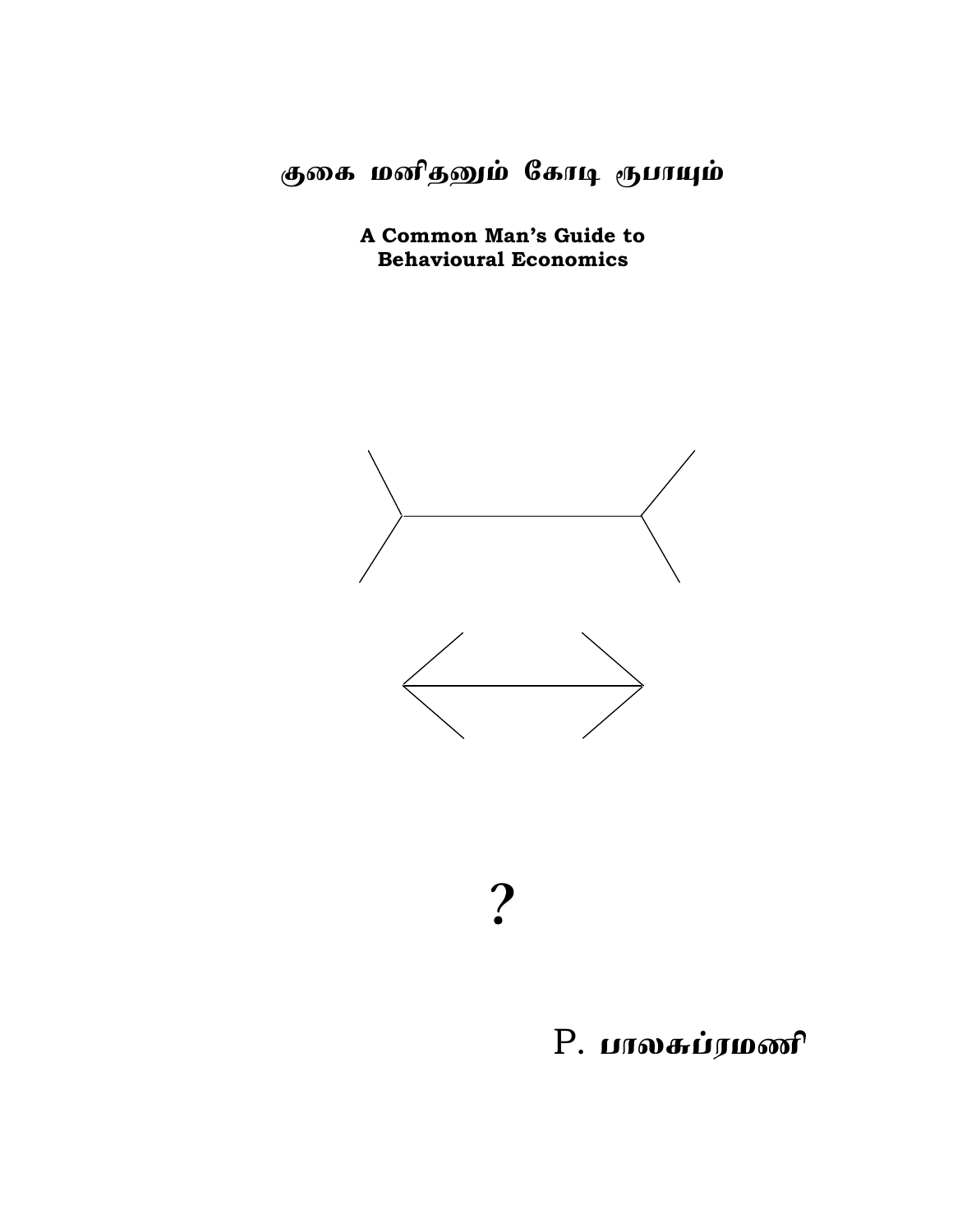# குகை மனிதனும் கோடி ரூபாயும்

**A Common Man's Guide to**
**Behavioural Economics**

?

P. **பாலசுப்ரமணி**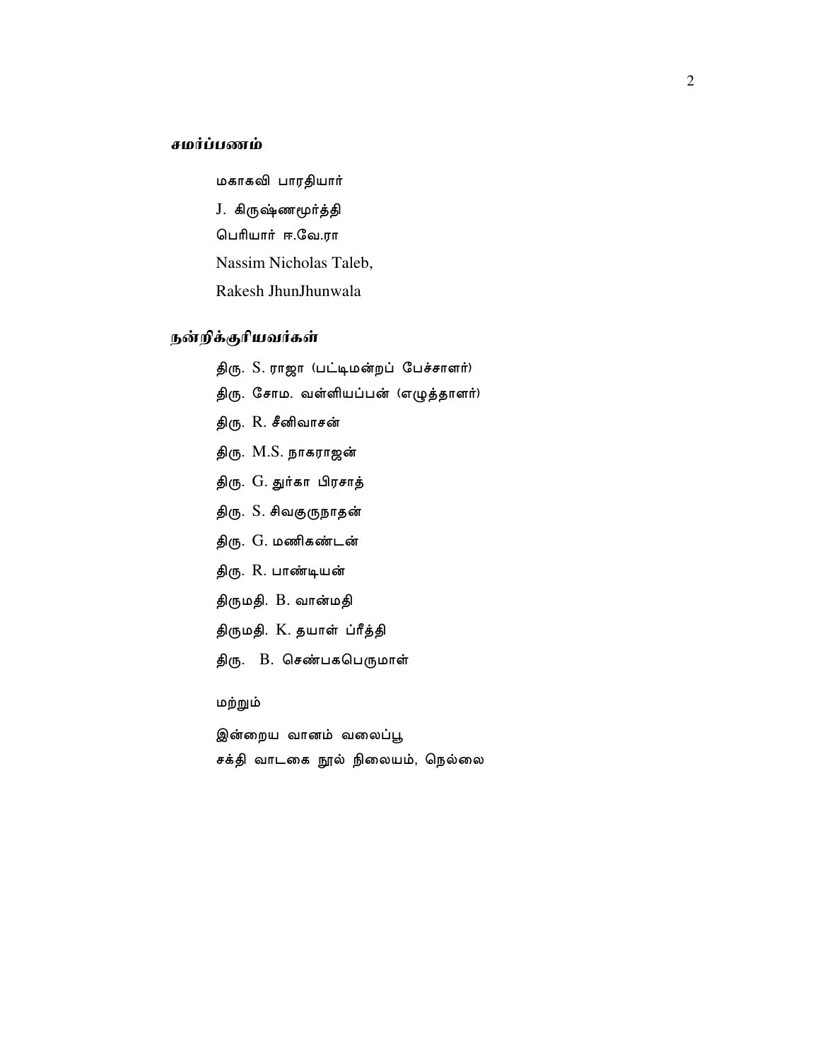## சமர்ப்பணம்

மகாகவி பாரதியார்

J. கிருஷ்ணமூர்த்தி

பெரியார் ஈ.வே.ரா

Nassim Nicholas Taleb,

Rakesh JhunJhunwala

## நன்றிக்குரியவர்கள்

திரு. S. ராஜா (பட்டிமன்றப் பேச்சாளர்)

திரு. சோம. வள்ளியப்பன் (எழுத்தாளர்)

திரு. R. சீனிவாசன்

திரு. M.S. நாகராஜன்

திரு. G. துர்கா பிரசாத்

திரு. S. சிவகுருநாதன்

திரு. G. மணிகண்டன்

திரு. R. பாண்டியன்

திருமதி. B. வான்மதி

திருமதி. K. தயாள் ப்ரீத்தி

திரு. B. செண்பகபெருமாள்

மற்றும்

இன்றைய வானம் வலைப்பூ

சக்தி வாடகை நூல் நிலையம், நெல்லை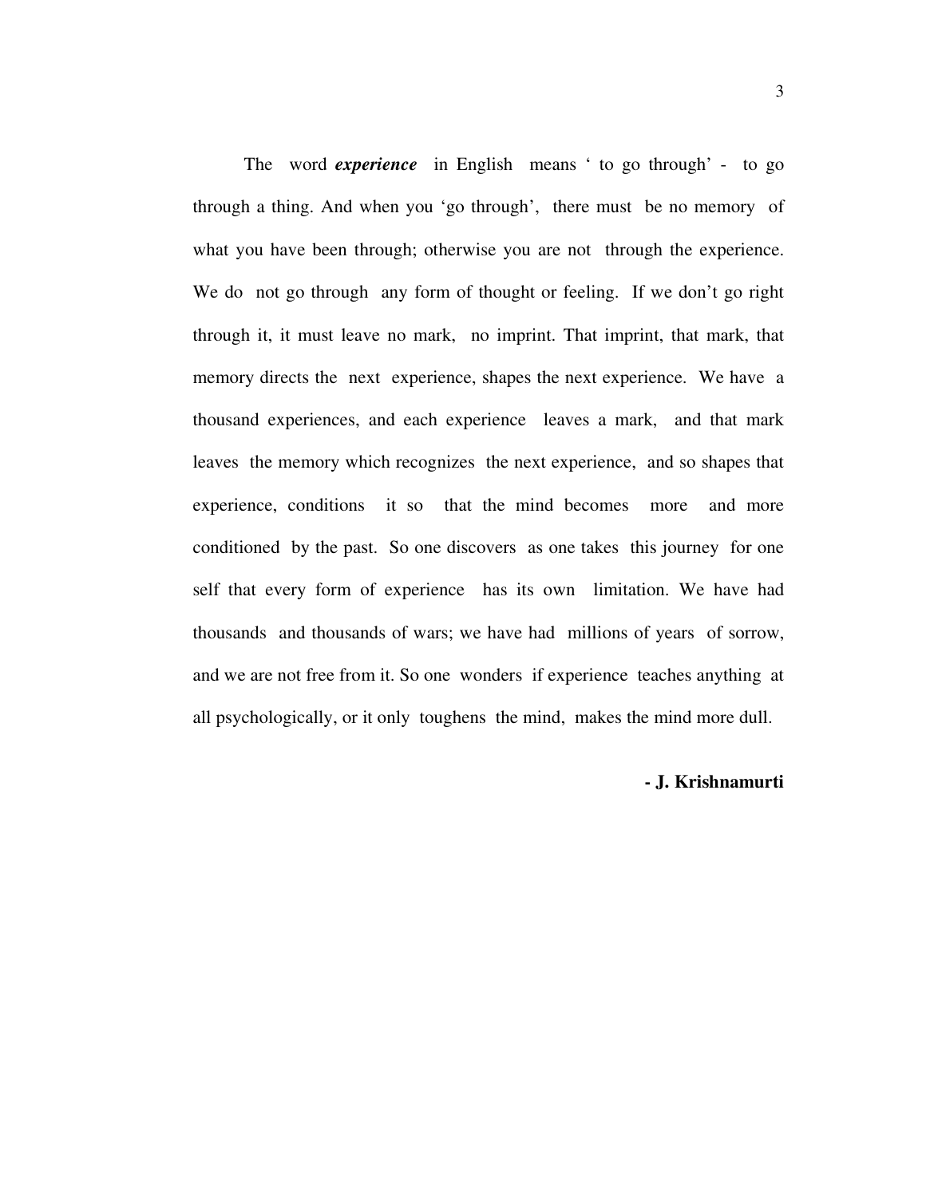The word ***experience*** in English means ' to go through' - to go through a thing. And when you 'go through', there must be no memory of what you have been through; otherwise you are not through the experience. We do not go through any form of thought or feeling. If we don't go right through it, it must leave no mark, no imprint. That imprint, that mark, that memory directs the next experience, shapes the next experience. We have a thousand experiences, and each experience leaves a mark, and that mark leaves the memory which recognizes the next experience, and so shapes that experience, conditions it so that the mind becomes more and more conditioned by the past. So one discovers as one takes this journey for one self that every form of experience has its own limitation. We have had thousands and thousands of wars; we have had millions of years of sorrow, and we are not free from it. So one wonders if experience teaches anything at all psychologically, or it only toughens the mind, makes the mind more dull.

**- J. Krishnamurti**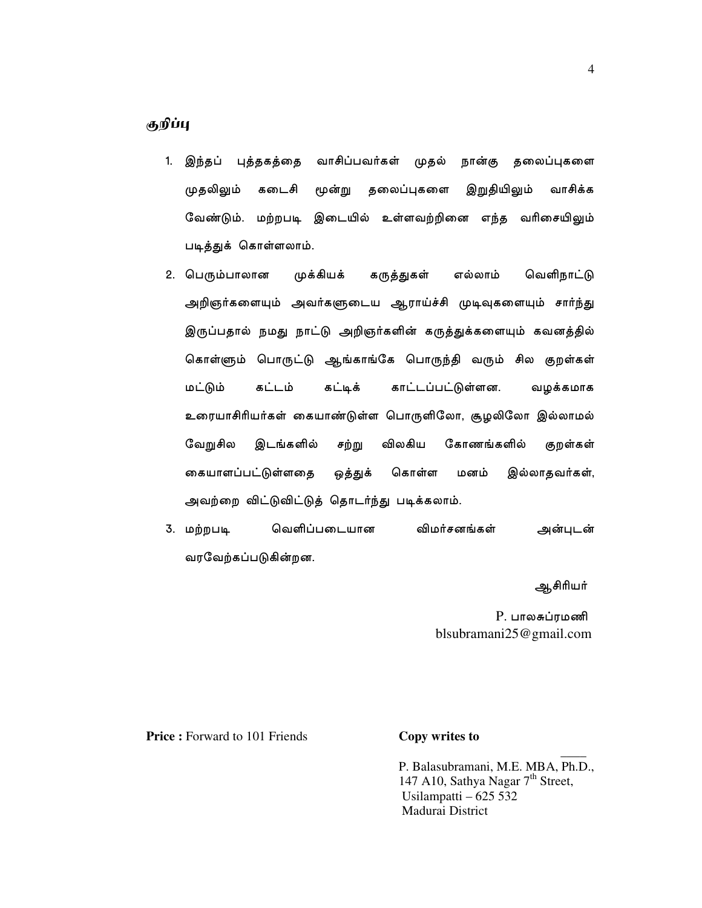## குறிப்பு

1. இந்தப் புத்தகத்தை வாசிப்பவர்கள் முதல் நான்கு தலைப்புகளை முதலிலும் கடைசி மூன்று தலைப்புகளை இறுதியிலும் வாசிக்க வேண்டும். மற்றபடி இடையில் உள்ளவற்றினை எந்த வரிசையிலும் படித்துக் கொள்ளலாம்.
2. பெரும்பாலான முக்கியக் கருத்துகள் எல்லாம் வெளிநாட்டு அறிஞர்களையும் அவர்களுடைய ஆராய்ச்சி முடிவுகளையும் சார்ந்து இருப்பதால் நமது நாட்டு அறிஞர்களின் கருத்துக்களையும் கவனத்தில் கொள்ளும் பொருட்டு ஆங்காங்கே பொருந்தி வரும் சில குறள்கள் மட்டும் கட்டம் கட்டிக் காட்டப்பட்டுள்ளன. வழக்கமாக உரையாசிரியர்கள் கையாண்டுள்ள பொருளிலோ, சூழலிலோ இல்லாமல் வேறுசில இடங்களில் சற்று விலகிய கோணங்களில் குறள்கள் கையாளப்பட்டுள்ளதை ஒத்துக் கொள்ள மனம் இல்லாதவர்கள், அவற்றை விட்டுவிட்டுத் தொடர்ந்து படிக்கலாம்.
3. மற்றபடி வெளிப்படையான விமர்சனங்கள் அன்புடன் வரவேற்கப்படுகின்றன.

ஆசிரியர்

P. பாலசுப்ரமணி
blsubramani25@gmail.com

**Price :** Forward to 101 Friends

**Copy writes to**

P. Balasubramani, M.E. MBA, Ph.D.,
147 A10, Sathya Nagar 7th Street,
Usilampatti – 625 532
Madurai District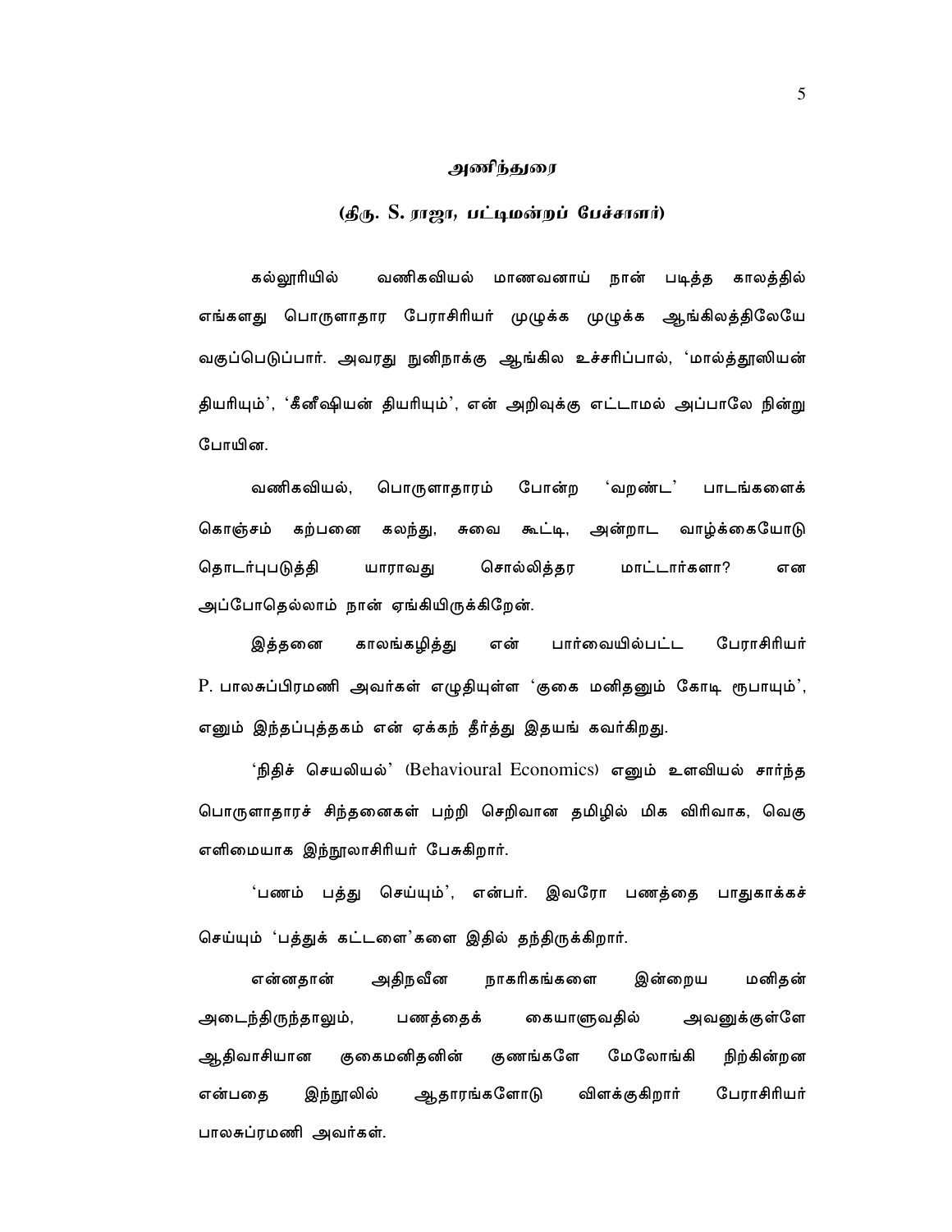## அணிந்துரை

### (திரு. S. ராஜா, பட்டிமன்றப் பேச்சாளர்)

கல்லூரியில் வணிகவியல் மாணவனாய் நான் படித்த காலத்தில் எங்களது பொருளாதார பேராசிரியர் முழுக்க முழுக்க ஆங்கிலத்திலேயே வகுப்பெடுப்பார். அவரது நுனிநாக்கு ஆங்கில உச்சரிப்பால், 'மால்த்தூஸியன் தியரியும்', 'கீனீஷியன் தியரியும்', என் அறிவுக்கு எட்டாமல் அப்பாலே நின்று போயின.

வணிகவியல், பொருளாதாரம் போன்ற 'வறண்ட' பாடங்களைக் கொஞ்சம் கற்பனை கலந்து, சுவை கூட்டி, அன்றாட வாழ்க்கையோடு தொடர்புபடுத்தி யாராவது சொல்லித்தர மாட்டார்களா? என அப்போதெல்லாம் நான் ஏங்கியிருக்கிறேன்.

இத்தனை காலங்கழித்து என் பார்வையில்பட்ட பேராசிரியர் P. பாலசுப்பிரமணி அவர்கள் எழுதியுள்ள 'குகை மனிதனும் கோடி ரூபாயும்', எனும் இந்தப்புத்தகம் என் ஏக்கந் தீர்த்து இதயங் கவர்கிறது.

'நிதிச் செயலியல்' (Behavioural Economics) எனும் உளவியல் சார்ந்த பொருளாதாரச் சிந்தனைகள் பற்றி செறிவான தமிழில் மிக விரிவாக, வெகு எளிமையாக இந்நூலாசிரியர் பேசுகிறார்.

'பணம் பத்து செய்யும்', என்பர். இவரோ பணத்தை பாதுகாக்கச் செய்யும் 'பத்துக் கட்டளை'களை இதில் தந்திருக்கிறார்.

என்னதான் அதிநவீன நாகரிகங்களை இன்றைய மனிதன் அடைந்திருந்தாலும், பணத்தைக் கையாளுவதில் அவனுக்குள்ளே ஆதிவாசியான குகைமனிதனின் குணங்களே மேலோங்கி நிற்கின்றன என்பதை இந்நூலில் ஆதாரங்களோடு விளக்குகிறார் பேராசிரியர் பாலசுப்ரமணி அவர்கள்.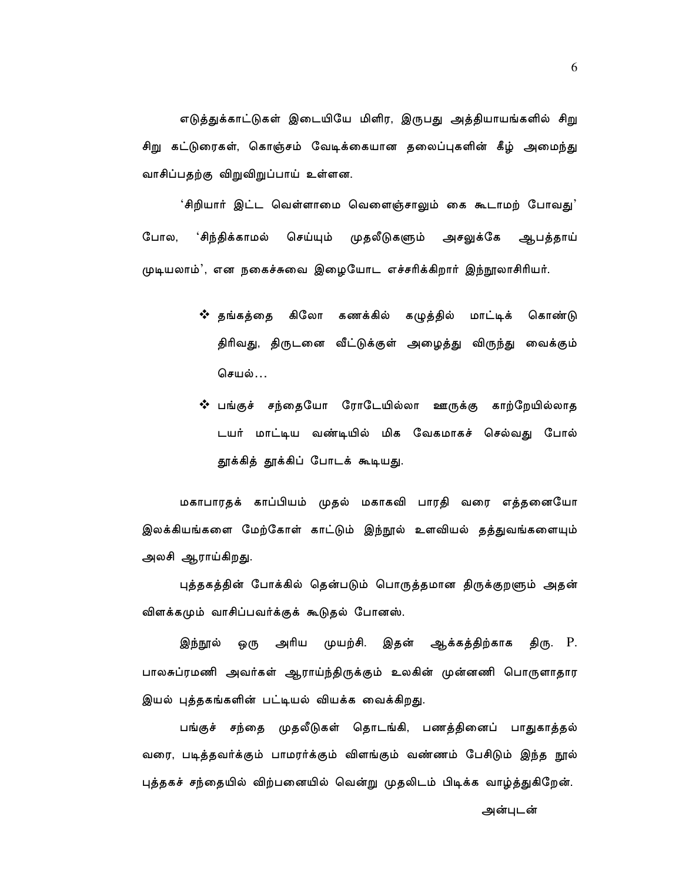எடுத்துக்காட்டுகள் இடையியே மிளிர, இருபது அத்தியாயங்களில் சிறு சிறு கட்டுரைகள், கொஞ்சம் வேடிக்கையான தலைப்புகளின் கீழ் அமைந்து வாசிப்பதற்கு விறுவிறுப்பாய் உள்ளன.

'சிறியார் இட்ட வெள்ளாமை வெளைஞ்சாலும் கை கூடாமற் போவது' போல, 'சிந்திக்காமல் செய்யும் முதலீடுகளும் அசலுக்கே ஆபத்தாய் முடியலாம்', என நகைச்சுவை இழையோட எச்சரிக்கிறார் இந்நூலாசிரியர்.

- ❖ தங்கத்தை கிலோ கணக்கில் கழுத்தில் மாட்டிக் கொண்டு திரிவது, திருடனை வீட்டுக்குள் அழைத்து விருந்து வைக்கும் செயல்…
- ❖ பங்குச் சந்தையோ ரோடேயில்லா ஊருக்கு காற்றேயில்லாத டயர் மாட்டிய வண்டியில் மிக வேகமாகச் செல்வது போல் தூக்கித் தூக்கிப் போடக் கூடியது.

மகாபாரதக் காப்பியம் முதல் மகாகவி பாரதி வரை எத்தனையோ இலக்கியங்களை மேற்கோள் காட்டும் இந்நூல் உளவியல் தத்துவங்களையும் அலசி ஆராய்கிறது.

புத்தகத்தின் போக்கில் தென்படும் பொருத்தமான திருக்குறளும் அதன் விளக்கமும் வாசிப்பவர்க்குக் கூடுதல் போனஸ்.

இந்நூல் ஒரு அரிய முயற்சி. இதன் ஆக்கத்திற்காக திரு. P. பாலசுப்ரமணி அவர்கள் ஆராய்ந்திருக்கும் உலகின் முன்னணி பொருளாதார இயல் புத்தகங்களின் பட்டியல் வியக்க வைக்கிறது.

பங்குச் சந்தை முதலீடுகள் தொடங்கி, பணத்தினைப் பாதுகாத்தல் வரை, படித்தவர்க்கும் பாமரர்க்கும் விளங்கும் வண்ணம் பேசிடும் இந்த நூல் புத்தகச் சந்தையில் விற்பனையில் வென்று முதலிடம் பிடிக்க வாழ்த்துகிறேன்.

அன்புடன்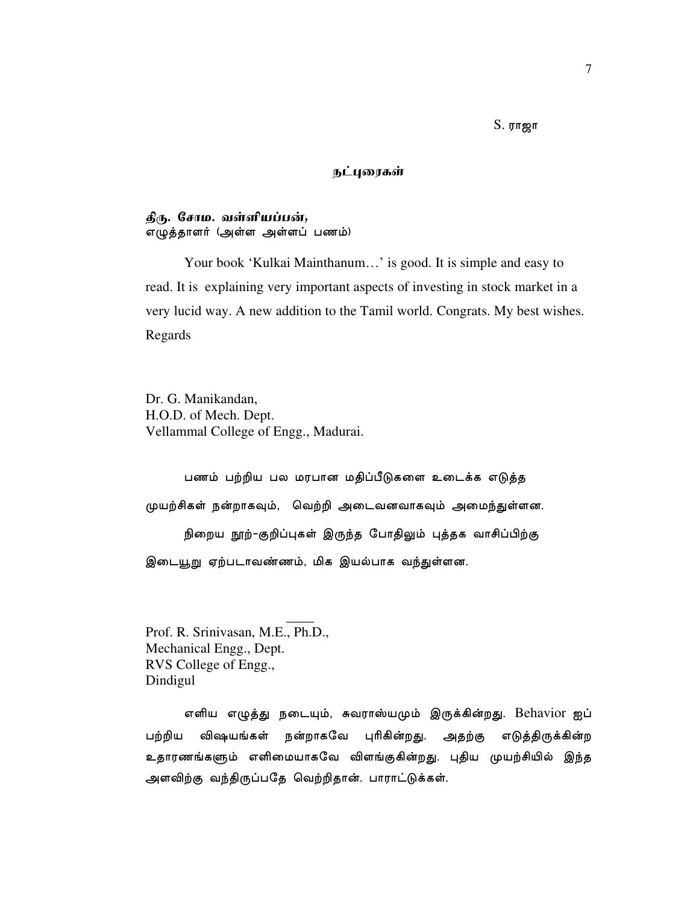## நட்புரைகள்

***திரு. சோம. வள்ளியப்பன்,***
எழுத்தாளர் (அள்ள அள்ளப் பணம்)

Your book 'Kulkai Mainthanum…' is good. It is simple and easy to read. It is explaining very important aspects of investing in stock market in a very lucid way. A new addition to the Tamil world. Congrats. My best wishes. Regards

Dr. G. Manikandan,
H.O.D. of Mech. Dept.
Vellammal College of Engg., Madurai.

பணம் பற்றிய பல மரபான மதிப்பீடுகளை உடைக்க எடுத்த முயற்சிகள் நன்றாகவும், வெற்றி அடைவனவாகவும் அமைந்துள்ளன.

நிறைய நூற்-குறிப்புகள் இருந்த போதிலும் புத்தக வாசிப்பிற்கு இடையூறு ஏற்படாவண்ணம், மிக இயல்பாக வந்துள்ளன.

Prof. R. Srinivasan, M.E., Ph.D.,
Mechanical Engg., Dept.
RVS College of Engg.,
Dindigul

எளிய எழுத்து நடையும், சுவராஸ்யமும் இருக்கின்றது. Behavior ஐப் பற்றிய விஷயங்கள் நன்றாகவே புரிகின்றது. அதற்கு எடுத்திருக்கின்ற உதாரணங்களும் எளிமையாகவே விளங்குகின்றது. புதிய முயற்சியில் இந்த அளவிற்கு வந்திருப்பதே வெற்றிதான். பாராட்டுக்கள்.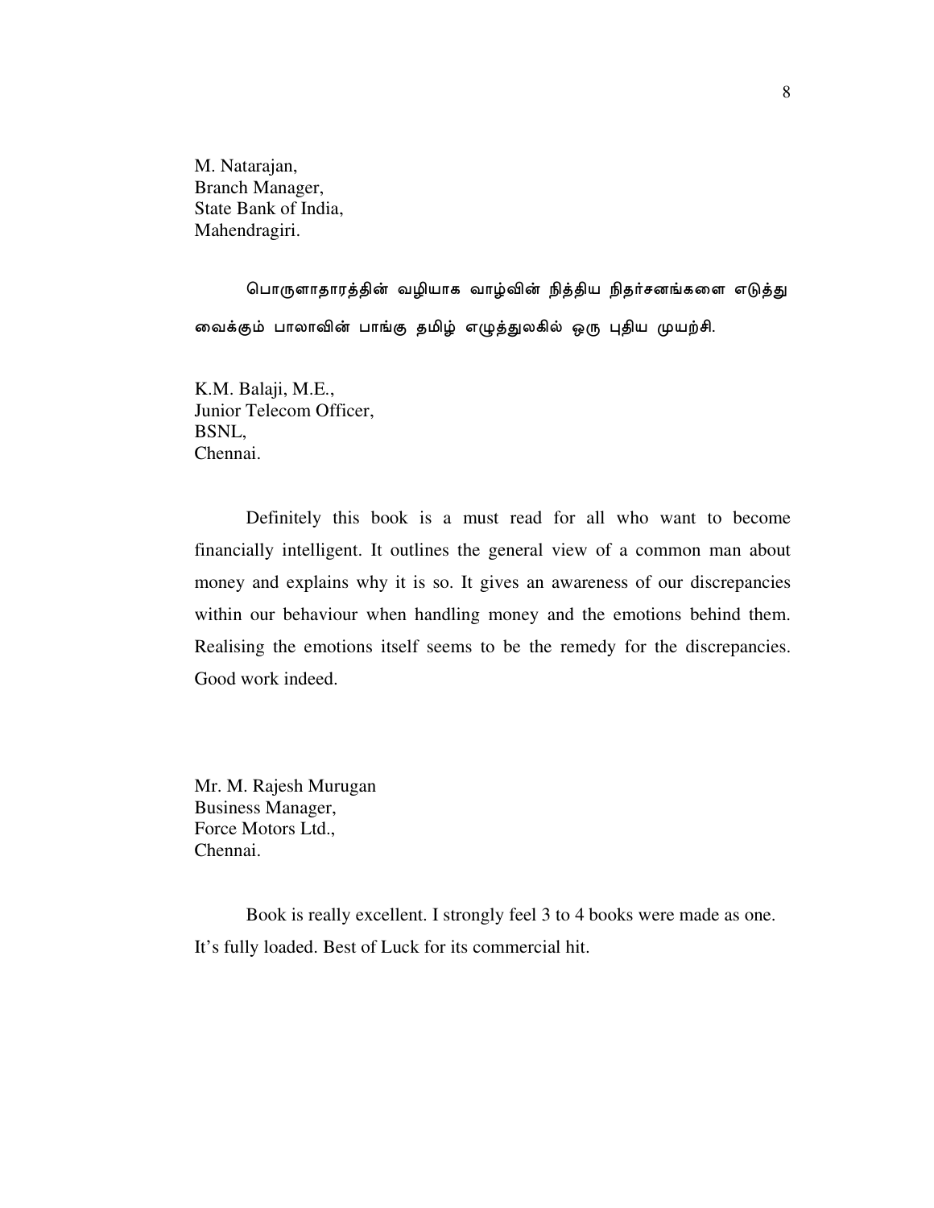M. Natarajan,
Branch Manager,
State Bank of India,
Mahendragiri.

பொருளாதாரத்தின் வழியாக வாழ்வின் நித்திய நிதர்சனங்களை எடுத்து வைக்கும் பாலாவின் பாங்கு தமிழ் எழுத்துலகில் ஒரு புதிய முயற்சி.

K.M. Balaji, M.E.,
Junior Telecom Officer,
BSNL,
Chennai.

Definitely this book is a must read for all who want to become financially intelligent. It outlines the general view of a common man about money and explains why it is so. It gives an awareness of our discrepancies within our behaviour when handling money and the emotions behind them. Realising the emotions itself seems to be the remedy for the discrepancies. Good work indeed.

Mr. M. Rajesh Murugan
Business Manager,
Force Motors Ltd.,
Chennai.

Book is really excellent. I strongly feel 3 to 4 books were made as one. It's fully loaded. Best of Luck for its commercial hit.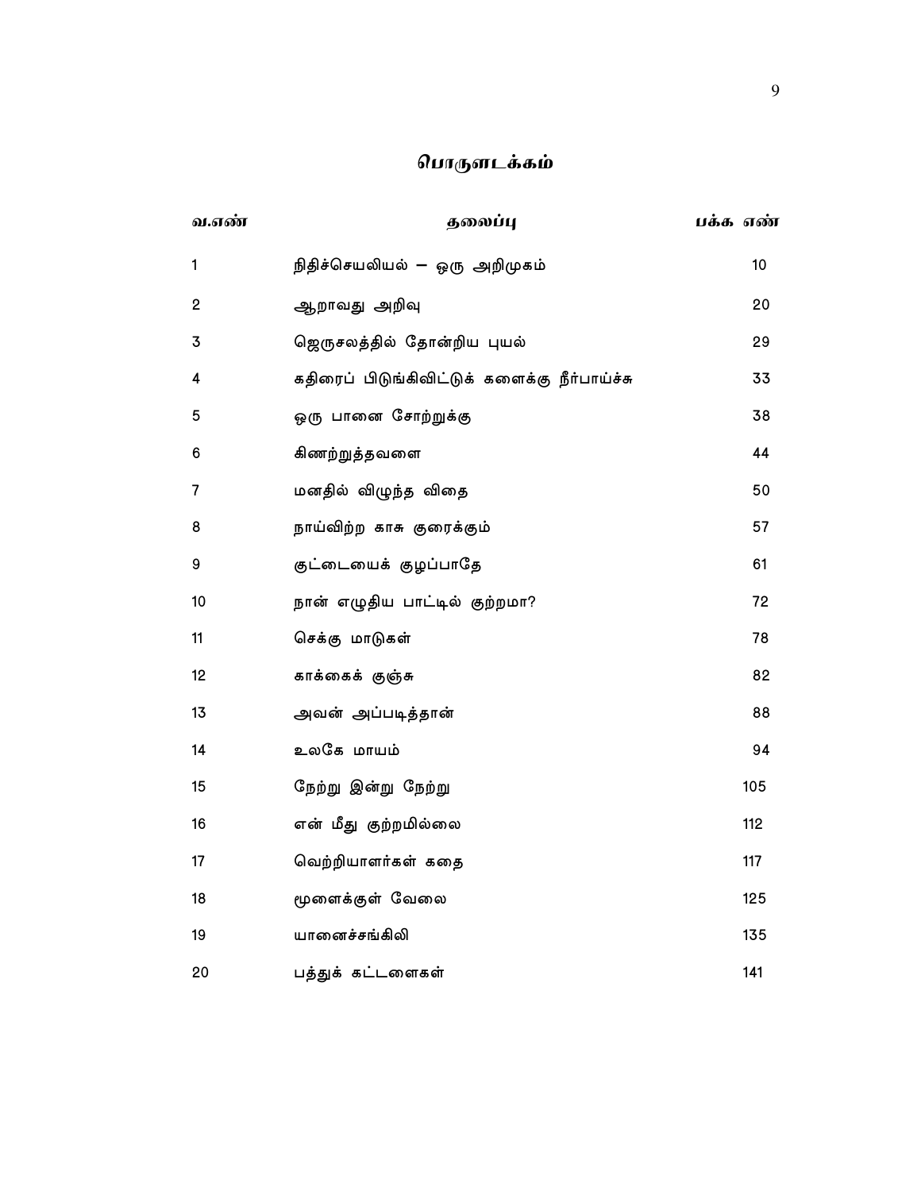# பொருளடக்கம்

| வ.எண் | தலைப்பு | பக்க எண் |
|---|---|---|
| 1 | நிதிச்செயலியல் – ஒரு அறிமுகம் | 10 |
| 2 | ஆறாவது அறிவு | 20 |
| 3 | ஜெருசலத்தில் தோன்றிய புயல் | 29 |
| 4 | கதிரைப் பிடுங்கிவிட்டுக் களைக்கு நீர்பாய்ச்சு | 33 |
| 5 | ஒரு பானை சோற்றுக்கு | 38 |
| 6 | கிணற்றுத்தவளை | 44 |
| 7 | மனதில் விழுந்த விதை | 50 |
| 8 | நாய்விற்ற காசு குரைக்கும் | 57 |
| 9 | குட்டையைக் குழப்பாதே | 61 |
| 10 | நான் எழுதிய பாட்டில் குற்றமா? | 72 |
| 11 | செக்கு மாடுகள் | 78 |
| 12 | காக்கைக் குஞ்சு | 82 |
| 13 | அவன் அப்படித்தான் | 88 |
| 14 | உலகே மாயம் | 94 |
| 15 | நேற்று இன்று நேற்று | 105 |
| 16 | என் மீது குற்றமில்லை | 112 |
| 17 | வெற்றியாளர்கள் கதை | 117 |
| 18 | மூளைக்குள் வேலை | 125 |
| 19 | யானைச்சங்கிலி | 135 |
| 20 | பத்துக் கட்டளைகள் | 141 |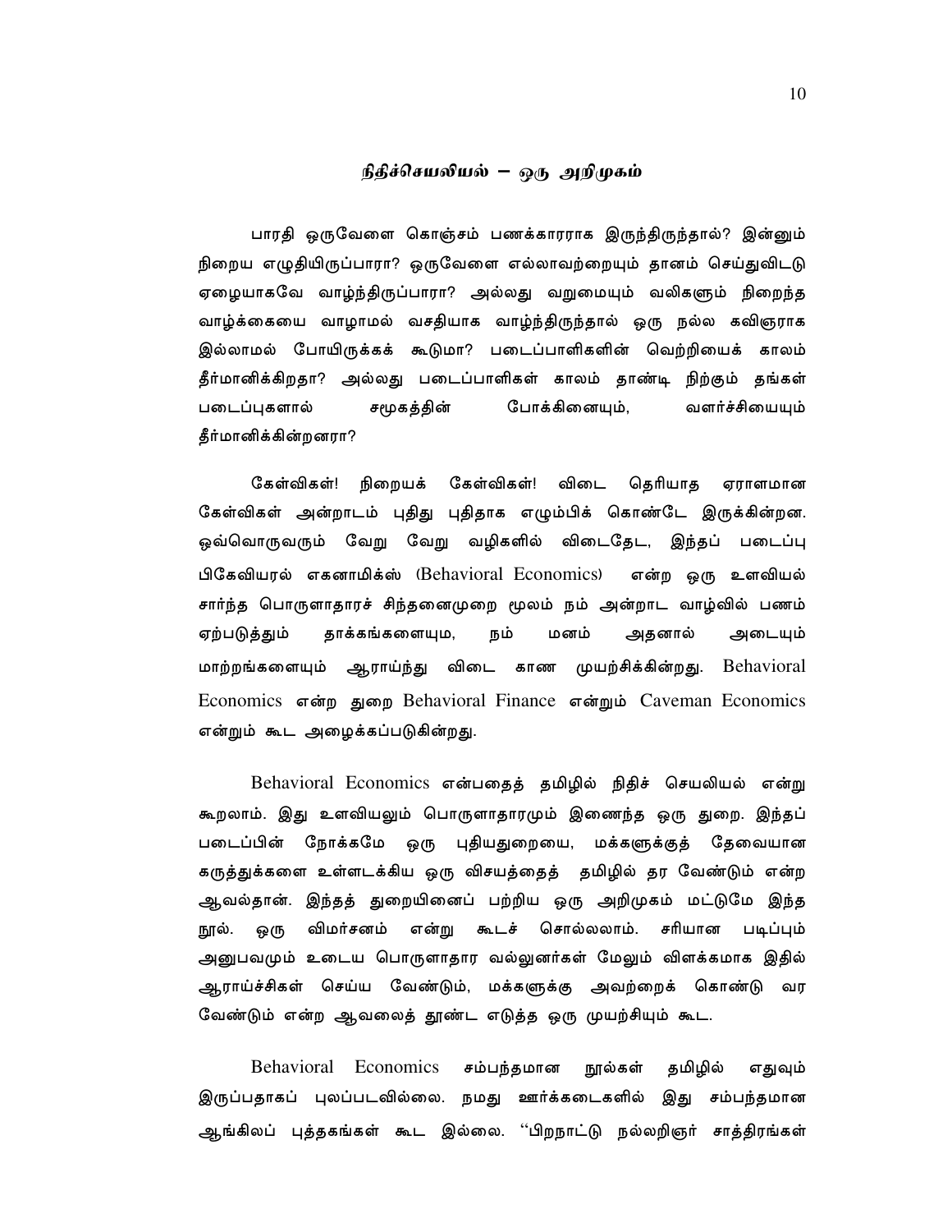## *நிதிச்செயலியல் – ஒரு அறிமுகம்*

பாரதி ஒருவேளை கொஞ்சம் பணக்காரராக இருந்திருந்தால்? இன்னும் நிறைய எழுதியிருப்பாரா? ஒருவேளை எல்லாவற்றையும் தானம் செய்துவிட்டு ஏழையாகவே வாழ்ந்திருப்பாரா? அல்லது வறுமையும் வலிகளும் நிறைந்த வாழ்க்கையை வாழாமல் வசதியாக வாழ்ந்திருந்தால் ஒரு நல்ல கவிஞராக இல்லாமல் போயிருக்கக் கூடுமா? படைப்பாளிகளின் வெற்றியைக் காலம் தீர்மானிக்கிறதா? அல்லது படைப்பாளிகள் காலம் தாண்டி நிற்கும் தங்கள் படைப்புகளால் சமூகத்தின் போக்கினையும், வளர்ச்சியையும் தீர்மானிக்கின்றனரா?

கேள்விகள்! நிறையக் கேள்விகள்! விடை தெரியாத ஏராளமான கேள்விகள் அன்றாடம் புதிது புதிதாக எழும்பிக் கொண்டே இருக்கின்றன. ஒவ்வொருவரும் வேறு வேறு வழிகளில் விடைதேட, இந்தப் படைப்பு பிகேவியரல் எகனாமிக்ஸ் (Behavioral Economics) என்ற ஒரு உளவியல் சார்ந்த பொருளாதாரச் சிந்தனைமுறை மூலம் நம் அன்றாட வாழ்வில் பணம் ஏற்படுத்தும் தாக்கங்களையும, நம் மனம் அதனால் அடையும் மாற்றங்களையும் ஆராய்ந்து விடை காண முயற்சிக்கின்றது. Behavioral Economics என்ற துறை Behavioral Finance என்றும் Caveman Economics என்றும் கூட அழைக்கப்படுகின்றது.

Behavioral Economics என்பதைத் தமிழில் நிதிச் செயலியல் என்று கூறலாம். இது உளவியலும் பொருளாதாரமும் இணைந்த ஒரு துறை. இந்தப் படைப்பின் நோக்கமே ஒரு புதியதுறையை, மக்களுக்குத் தேவையான கருத்துக்களை உள்ளடக்கிய ஒரு விசயத்தைத் தமிழில் தர வேண்டும் என்ற ஆவல்தான். இந்தத் துறையினைப் பற்றிய ஒரு அறிமுகம் மட்டுமே இந்த நூல். ஒரு விமர்சனம் என்று கூடச் சொல்லலாம். சரியான படிப்பும் அனுபவமும் உடைய பொருளாதார வல்லுனர்கள் மேலும் விளக்கமாக இதில் ஆராய்ச்சிகள் செய்ய வேண்டும், மக்களுக்கு அவற்றைக் கொண்டு வர வேண்டும் என்ற ஆவலைத் தூண்ட எடுத்த ஒரு முயற்சியும் கூட.

Behavioral Economics சம்பந்தமான நூல்கள் தமிழில் எதுவும் இருப்பதாகப் புலப்படவில்லை. நமது ஊர்க்கடைகளில் இது சம்பந்தமான ஆங்கிலப் புத்தகங்கள் கூட இல்லை. ''பிறநாட்டு நல்லறிஞர் சாத்திரங்கள்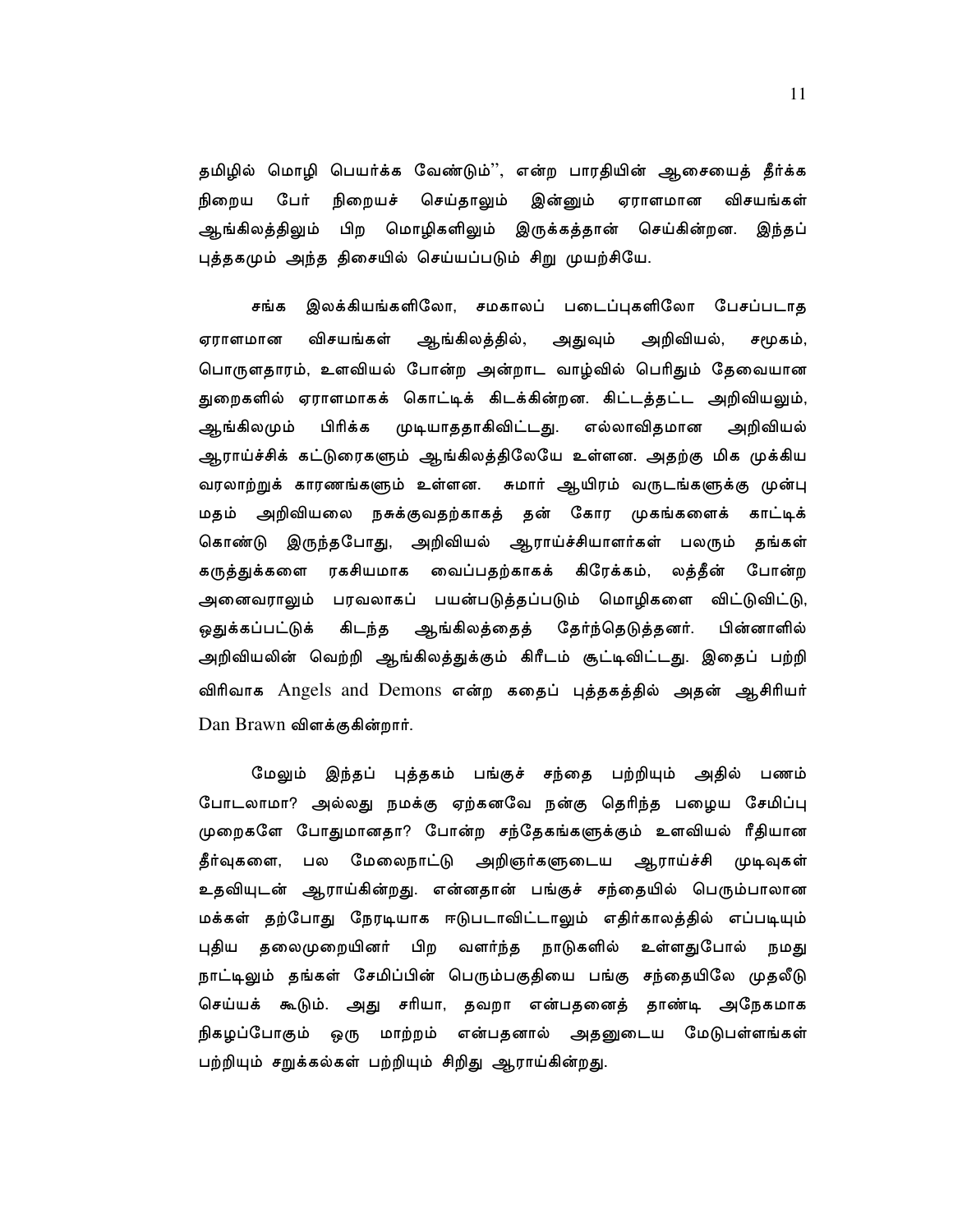தமிழில் மொழி பெயர்க்க வேண்டும்'', என்ற பாரதியின் ஆசையைத் தீர்க்க நிறைய பேர் நிறையச் செய்தாலும் இன்னும் ஏராளமான விசயங்கள் ஆங்கிலத்திலும் பிற மொழிகளிலும் இருக்கத்தான் செய்கின்றன. இந்தப் புத்தகமும் அந்த திசையில் செய்யப்படும் சிறு முயற்சியே.

சங்க இலக்கியங்களிலோ, சமகாலப் படைப்புகளிலோ பேசப்படாத ஏராளமான விசயங்கள் ஆங்கிலத்தில், அதுவும் அறிவியல், சமூகம், பொருளதாரம், உளவியல் போன்ற அன்றாட வாழ்வில் பெரிதும் தேவையான துறைகளில் ஏராளமாகக் கொட்டிக் கிடக்கின்றன. கிட்டத்தட்ட அறிவியலும், ஆங்கிலமும் பிரிக்க முடியாததாகிவிட்டது. எல்லாவிதமான அறிவியல் ஆராய்ச்சிக் கட்டுரைகளும் ஆங்கிலத்திலேயே உள்ளன. அதற்கு மிக முக்கிய வரலாற்றுக் காரணங்களும் உள்ளன. சுமார் ஆயிரம் வருடங்களுக்கு முன்பு மதம் அறிவியலை நசுக்குவதற்காகத் தன் கோர முகங்களைக் காட்டிக் கொண்டு இருந்தபோது, அறிவியல் ஆராய்ச்சியாளர்கள் பலரும் தங்கள் கருத்துக்களை ரகசியமாக வைப்பதற்காகக் கிரேக்கம், லத்தீன் போன்ற அனைவராலும் பரவலாகப் பயன்படுத்தப்படும் மொழிகளை விட்டுவிட்டு, ஒதுக்கப்பட்டுக் கிடந்த ஆங்கிலத்தைத் தேர்ந்தெடுத்தனர். பின்னாளில் அறிவியலின் வெற்றி ஆங்கிலத்துக்கும் கிரீடம் சூட்டிவிட்டது. இதைப் பற்றி விரிவாக Angels and Demons என்ற கதைப் புத்தகத்தில் அதன் ஆசிரியர் Dan Brawn விளக்குகின்றார்.

மேலும் இந்தப் புத்தகம் பங்குச் சந்தை பற்றியும் அதில் பணம் போடலாமா? அல்லது நமக்கு ஏற்கனவே நன்கு தெரிந்த பழைய சேமிப்பு முறைகளே போதுமானதா? போன்ற சந்தேகங்களுக்கும் உளவியல் ரீதியான தீர்வுகளை, பல மேலைநாட்டு அறிஞர்களுடைய ஆராய்ச்சி முடிவுகள் உதவியுடன் ஆராய்கின்றது. என்னதான் பங்குச் சந்தையில் பெரும்பாலான மக்கள் தற்போது நேரடியாக ஈடுபடாவிட்டாலும் எதிர்காலத்தில் எப்படியும் புதிய தலைமுறையினர் பிற வளர்ந்த நாடுகளில் உள்ளதுபோல் நமது நாட்டிலும் தங்கள் சேமிப்பின் பெரும்பகுதியை பங்கு சந்தையிலே முதலீடு செய்யக் கூடும். அது சரியா, தவறா என்பதனைத் தாண்டி அநேகமாக நிகழப்போகும் ஒரு மாற்றம் என்பதனால் அதனுடைய மேடுபள்ளங்கள் பற்றியும் சறுக்கல்கள் பற்றியும் சிறிது ஆராய்கின்றது.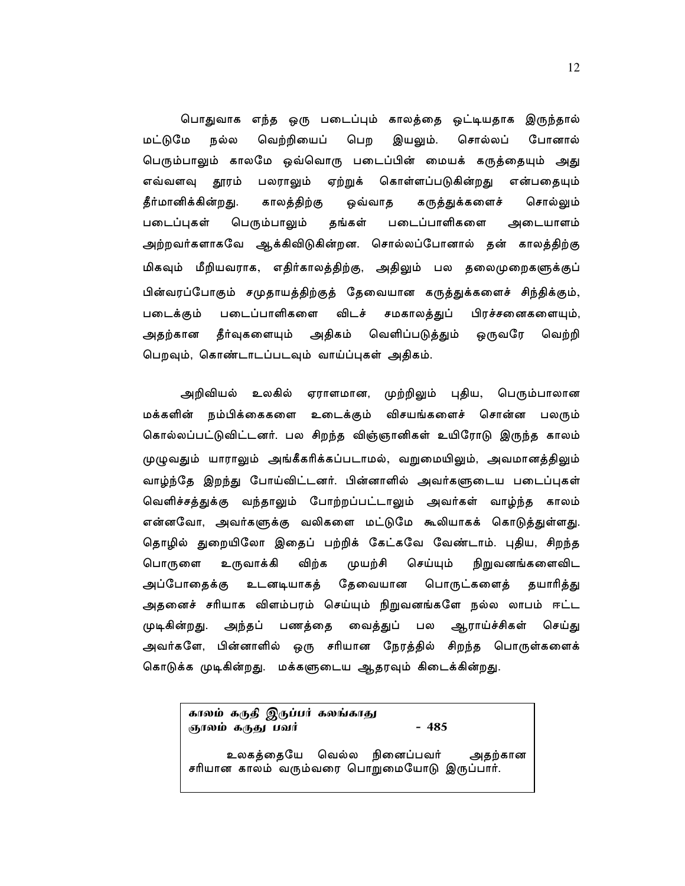பொதுவாக எந்த ஒரு படைப்பும் காலத்தை ஒட்டியதாக இருந்தால் மட்டுமே நல்ல வெற்றியைப் பெற இயலும். சொல்லப் போனால் பெரும்பாலும் காலமே ஒவ்வொரு படைப்பின் மையக் கருத்தையும் அது எவ்வளவு தூரம் பலராலும் ஏற்றுக் கொள்ளப்படுகின்றது என்பதையும் தீர்மானிக்கின்றது. காலத்திற்கு ஒவ்வாத கருத்துக்களைச் சொல்லும் படைப்புகள் பெரும்பாலும் தங்கள் படைப்பாளிகளை அடையாளம் அற்றவர்களாகவே ஆக்கிவிடுகின்றன. சொல்லப்போனால் தன் காலத்திற்கு மிகவும் மீறியவராக, எதிர்காலத்திற்கு, அதிலும் பல தலைமுறைகளுக்குப் பின்வரப்போகும் சமுதாயத்திற்குத் தேவையான கருத்துக்களைச் சிந்திக்கும், படைக்கும் படைப்பாளிகளை விடச் சமகாலத்துப் பிரச்சனைகளையும், அதற்கான தீர்வுகளையும் அதிகம் வெளிப்படுத்தும் ஒருவரே வெற்றி பெறவும், கொண்டாடப்படவும் வாய்ப்புகள் அதிகம்.

அறிவியல் உலகில் ஏராளமான, முற்றிலும் புதிய, பெரும்பாலான மக்களின் நம்பிக்கைகளை உடைக்கும் விசயங்களைச் சொன்ன பலரும் கொல்லப்பட்டுவிட்டனர். பல சிறந்த விஞ்ஞானிகள் உயிரோடு இருந்த காலம் முழுவதும் யாராலும் அங்கீகரிக்கப்படாமல், வறுமையிலும், அவமானத்திலும் வாழ்ந்தே இறந்து போய்விட்டனர். பின்னாளில் அவர்களுடைய படைப்புகள் வெளிச்சத்துக்கு வந்தாலும் போற்றப்பட்டாலும் அவர்கள் வாழ்ந்த காலம் என்னவோ, அவர்களுக்கு வலிகளை மட்டுமே கூலியாகக் கொடுத்துள்ளது. தொழில் துறையிலோ இதைப் பற்றிக் கேட்கவே வேண்டாம். புதிய, சிறந்த பொருளை உருவாக்கி விற்க முயற்சி செய்யும் நிறுவனங்களைவிட அப்போதைக்கு உடனடியாகத் தேவையான பொருட்களைத் தயாரித்து அதனைச் சரியாக விளம்பரம் செய்யும் நிறுவனங்களே நல்ல லாபம் ஈட்ட முடிகின்றது. அந்தப் பணத்தை வைத்துப் பல ஆராய்ச்சிகள் செய்து அவர்களே, பின்னாளில் ஒரு சரியான நேரத்தில் சிறந்த பொருள்களைக் கொடுக்க முடிகின்றது. மக்களுடைய ஆதரவும் கிடைக்கின்றது.

> ***காலம் கருதி இருப்பர் கலங்காது***
> ***ஞாலம் கருது பவர்*** **- 485**
>
> உலகத்தையே வெல்ல நினைப்பவர் அதற்கான சரியான காலம் வரும்வரை பொறுமையோடு இருப்பார்.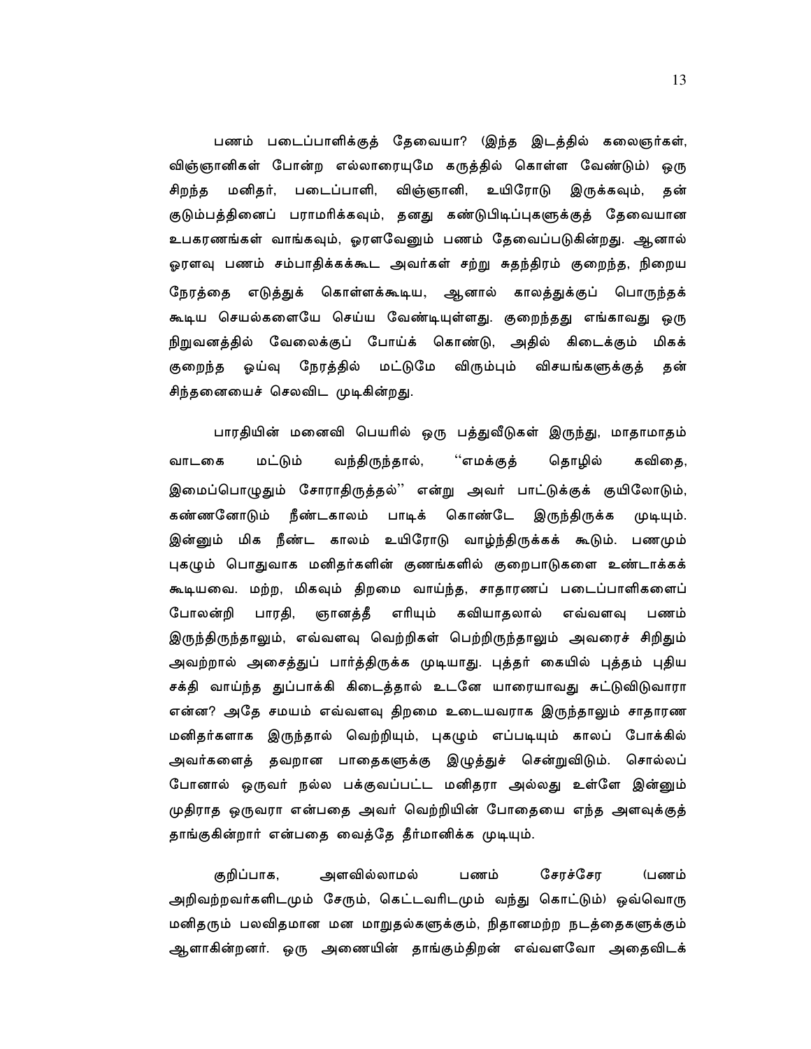பணம் படைப்பாளிக்குத் தேவையா? (இந்த இடத்தில் கலைஞர்கள், விஞ்ஞானிகள் போன்ற எல்லாரையுமே கருத்தில் கொள்ள வேண்டும்) ஒரு சிறந்த மனிதர், படைப்பாளி, விஞ்ஞானி, உயிரோடு இருக்கவும், தன் குடும்பத்தினைப் பராமரிக்கவும், தனது கண்டுபிடிப்புகளுக்குத் தேவையான உபகரணங்கள் வாங்கவும், ஓரளவேனும் பணம் தேவைப்படுகின்றது. ஆனால் ஓரளவு பணம் சம்பாதிக்கக்கூட அவர்கள் சற்று சுதந்திரம் குறைந்த, நிறைய நேரத்தை எடுத்துக் கொள்ளக்கூடிய, ஆனால் காலத்துக்குப் பொருந்தக் கூடிய செயல்களையே செய்ய வேண்டியுள்ளது. குறைந்தது எங்காவது ஒரு நிறுவனத்தில் வேலைக்குப் போய்க் கொண்டு, அதில் கிடைக்கும் மிகக் குறைந்த ஓய்வு நேரத்தில் மட்டுமே விரும்பும் விசயங்களுக்குத் தன் சிந்தனையைச் செலவிட முடிகின்றது.

பாரதியின் மனைவி பெயரில் ஒரு பத்துவீடுகள் இருந்து, மாதாமாதம் வாடகை மட்டும் வந்திருந்தால், ''எமக்குத் தொழில் கவிதை, இமைப்பொழுதும் சோராதிருத்தல்'' என்று அவர் பாட்டுக்குக் குயிலோடும், கண்ணனோடும் நீண்டகாலம் பாடிக் கொண்டே இருந்திருக்க முடியும். இன்னும் மிக நீண்ட காலம் உயிரோடு வாழ்ந்திருக்கக் கூடும். பணமும் புகழும் பொதுவாக மனிதர்களின் குணங்களில் குறைபாடுகளை உண்டாக்கக் கூடியவை. மற்ற, மிகவும் திறமை வாய்ந்த, சாதாரணப் படைப்பாளிகளைப் போலன்றி பாரதி, ஞானத்தீ எரியும் கவியாதலால் எவ்வளவு பணம் இருந்திருந்தாலும், எவ்வளவு வெற்றிகள் பெற்றிருந்தாலும் அவரைச் சிறிதும் அவற்றால் அசைத்துப் பார்த்திருக்க முடியாது. புத்தர் கையில் புத்தம் புதிய சக்தி வாய்ந்த துப்பாக்கி கிடைத்தால் உடனே யாரையாவது சுட்டுவிடுவாரா என்ன? அதே சமயம் எவ்வளவு திறமை உடையவராக இருந்தாலும் சாதாரண மனிதர்களாக இருந்தால் வெற்றியும், புகழும் எப்படியும் காலப் போக்கில் அவர்களைத் தவறான பாதைகளுக்கு இழுத்துச் சென்றுவிடும். சொல்லப் போனால் ஒருவர் நல்ல பக்குவப்பட்ட மனிதரா அல்லது உள்ளே இன்னும் முதிராத ஒருவரா என்பதை அவர் வெற்றியின் போதையை எந்த அளவுக்குத் தாங்குகின்றார் என்பதை வைத்தே தீர்மானிக்க முடியும்.

குறிப்பாக, அளவில்லாமல் பணம் சேரச்சேர (பணம் அறிவற்றவர்களிடமும் சேரும், கெட்டவரிடமும் வந்து கொட்டும்) ஒவ்வொரு மனிதரும் பலவிதமான மன மாறுதல்களுக்கும், நிதானமற்ற நடத்தைகளுக்கும் ஆளாகின்றனர். ஒரு அணையின் தாங்கும்திறன் எவ்வளவோ அதைவிடக்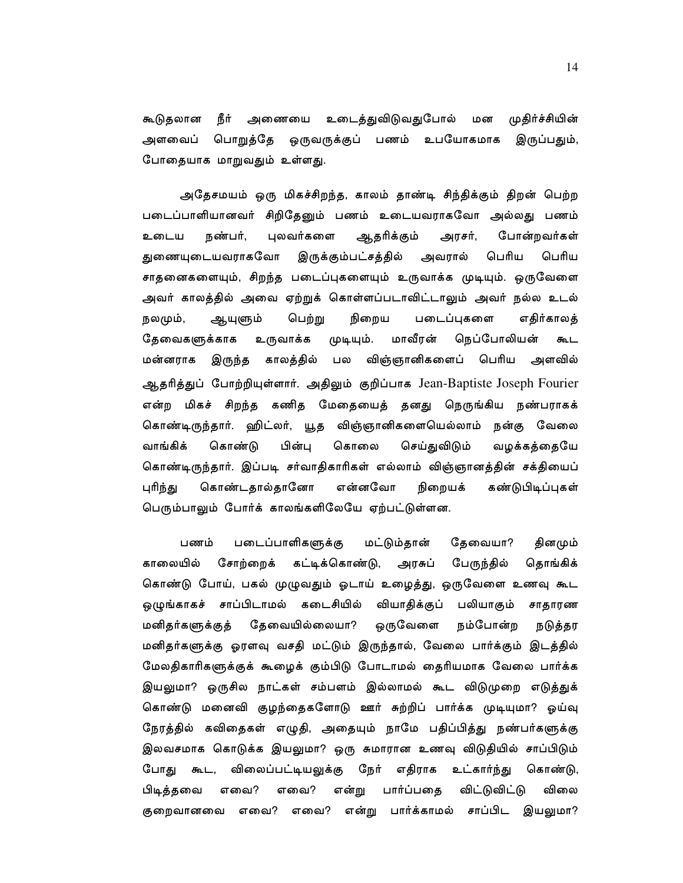கூடுதலான நீர் அணையை உடைத்துவிடுவதுபோல் மன முதிர்ச்சியின் அளவைப் பொறுத்தே ஒருவருக்குப் பணம் உபயோகமாக இருப்பதும், போதையாக மாறுவதும் உள்ளது.

அதேசமயம் ஒரு மிகச்சிறந்த, காலம் தாண்டி சிந்திக்கும் திறன் பெற்ற படைப்பாளியானவர் சிறிதேனும் பணம் உடையவராகவோ அல்லது பணம் உடைய நண்பர், புலவர்களை ஆதரிக்கும் அரசர், போன்றவர்கள் துணையுடையவராகவோ இருக்கும்பட்சத்தில் அவரால் பெரிய பெரிய சாதனைகளையும், சிறந்த படைப்புகளையும் உருவாக்க முடியும். ஒருவேளை அவர் காலத்தில் அவை ஏற்றுக் கொள்ளப்படாவிட்டாலும் அவர் நல்ல உடல் நலமும், ஆயுளும் பெற்று நிறைய படைப்புகளை எதிர்காலத் தேவைகளுக்காக உருவாக்க முடியும். மாவீரன் நெப்போலியன் கூட மன்னராக இருந்த காலத்தில் பல விஞ்ஞானிகளைப் பெரிய அளவில் ஆதரித்துப் போற்றியுள்ளார். அதிலும் குறிப்பாக Jean-Baptiste Joseph Fourier என்ற மிகச் சிறந்த கணித மேதையைத் தனது நெருங்கிய நண்பராகக் கொண்டிருந்தார். ஹிட்லர், யூத விஞ்ஞானிகளையெல்லாம் நன்கு வேலை வாங்கிக் கொண்டு பின்பு கொலை செய்துவிடும் வழக்கத்தையே கொண்டிருந்தார். இப்படி சர்வாதிகாரிகள் எல்லாம் விஞ்ஞானத்தின் சக்தியைப் புரிந்து கொண்டதால்தானோ என்னவோ நிறையக் கண்டுபிடிப்புகள் பெரும்பாலும் போர்க் காலங்களிலேயே ஏற்பட்டுள்ளன.

பணம் படைப்பாளிகளுக்கு மட்டும்தான் தேவையா? தினமும் காலையில் சோற்றைக் கட்டிக்கொண்டு, அரசுப் பேருந்தில் தொங்கிக் கொண்டு போய், பகல் முழுவதும் ஓடாய் உழைத்து, ஒருவேளை உணவு கூட ஒழுங்காகச் சாப்பிடாமல் கடைசியில் வியாதிக்குப் பலியாகும் சாதாரண மனிதர்களுக்குத் தேவையில்லையா? ஒருவேளை நம்போன்ற நடுத்தர மனிதர்களுக்கு ஓரளவு வசதி மட்டும் இருந்தால், வேலை பார்க்கும் இடத்தில் மேலதிகாரிகளுக்குக் கூழைக் கும்பிடு போடாமல் தைரியமாக வேலை பார்க்க இயலுமா? ஒருசில நாட்கள் சம்பளம் இல்லாமல் கூட விடுமுறை எடுத்துக் கொண்டு மனைவி குழந்தைகளோடு ஊர் சுற்றிப் பார்க்க முடியுமா? ஓய்வு நேரத்தில் கவிதைகள் எழுதி, அதையும் நாமே பதிப்பித்து நண்பர்களுக்கு இலவசமாக கொடுக்க இயலுமா? ஒரு சுமாரான உணவு விடுதியில் சாப்பிடும் போது கூட, விலைப்பட்டியலுக்கு நேர் எதிராக உட்கார்ந்து கொண்டு, பிடித்தவை எவை? எவை? என்று பார்ப்பதை விட்டுவிட்டு விலை குறைவானவை எவை? எவை? என்று பார்க்காமல் சாப்பிட இயலுமா?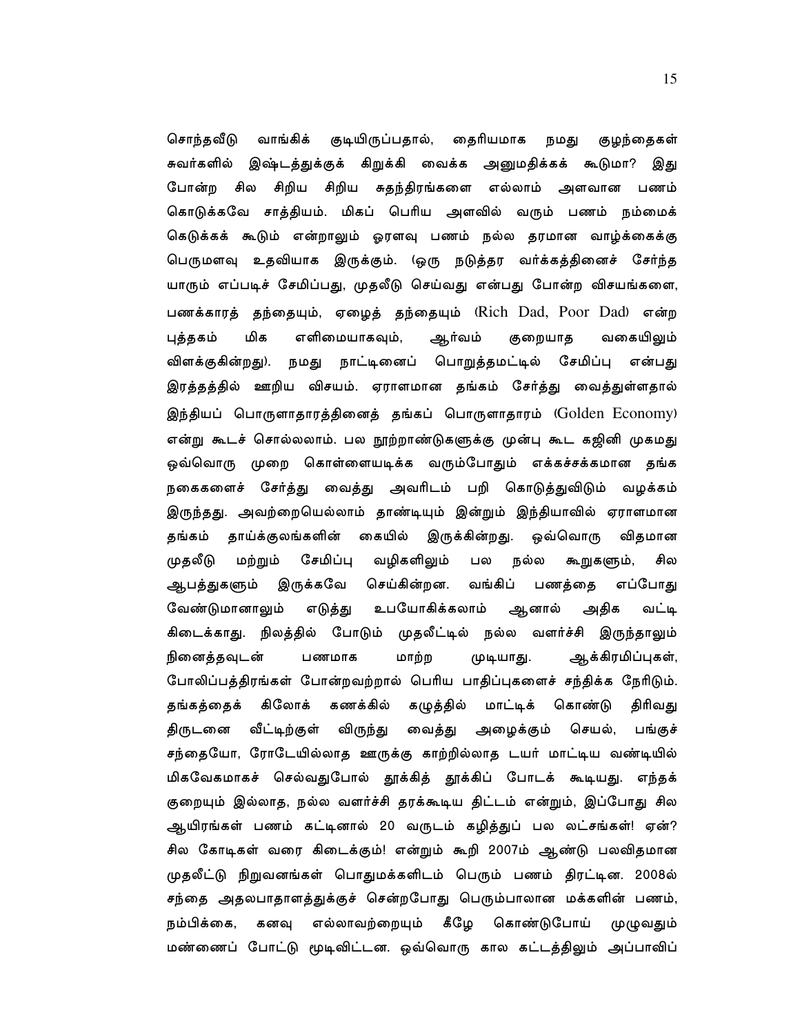சொந்தவீடு வாங்கிக் குடியிருப்பதால், தைரியமாக நமது குழந்தைகள் சுவர்களில் இஷ்டத்துக்குக் கிறுக்கி வைக்க அனுமதிக்கக் கூடுமா? இது போன்ற சில சிறிய சிறிய சுதந்திரங்களை எல்லாம் அளவான பணம் கொடுக்கவே சாத்தியம். மிகப் பெரிய அளவில் வரும் பணம் நம்மைக் கெடுக்கக் கூடும் என்றாலும் ஓரளவு பணம் நல்ல தரமான வாழ்க்கைக்கு பெருமளவு உதவியாக இருக்கும். (ஒரு நடுத்தர வர்க்கத்தினைச் சேர்ந்த யாரும் எப்படிச் சேமிப்பது, முதலீடு செய்வது என்பது போன்ற விசயங்களை, பணக்காரத் தந்தையும், ஏழைத் தந்தையும் (Rich Dad, Poor Dad) என்ற புத்தகம் மிக எளிமையாகவும், ஆர்வம் குறையாத வகையிலும் விளக்குகின்றது). நமது நாட்டினைப் பொறுத்தமட்டில் சேமிப்பு என்பது இரத்தத்தில் ஊறிய விசயம். ஏராளமான தங்கம் சேர்த்து வைத்துள்ளதால் இந்தியப் பொருளாதாரத்தினைத் தங்கப் பொருளாதாரம் (Golden Economy) என்று கூடச் சொல்லலாம். பல நூற்றாண்டுகளுக்கு முன்பு கூட கஜினி முகமது ஒவ்வொரு முறை கொள்ளையடிக்க வரும்போதும் எக்கச்சக்கமான தங்க நகைகளைச் சேர்த்து வைத்து அவரிடம் பறி கொடுத்துவிடும் வழக்கம் இருந்தது. அவற்றையெல்லாம் தாண்டியும் இன்றும் இந்தியாவில் ஏராளமான தங்கம் தாய்க்குலங்களின் கையில் இருக்கின்றது. ஒவ்வொரு விதமான முதலீடு மற்றும் சேமிப்பு வழிகளிலும் பல நல்ல கூறுகளும், சில ஆபத்துகளும் இருக்கவே செய்கின்றன. வங்கிப் பணத்தை எப்போது வேண்டுமானாலும் எடுத்து உபயோகிக்கலாம் ஆனால் அதிக வட்டி கிடைக்காது. நிலத்தில் போடும் முதலீட்டில் நல்ல வளர்ச்சி இருந்தாலும் நினைத்தவுடன் பணமாக மாற்ற முடியாது. ஆக்கிரமிப்புகள், போலிப்பத்திரங்கள் போன்றவற்றால் பெரிய பாதிப்புகளைச் சந்திக்க நேரிடும். தங்கத்தைக் கிலோக் கணக்கில் கழுத்தில் மாட்டிக் கொண்டு திரிவது திருடனை வீட்டிற்குள் விருந்து வைத்து அழைக்கும் செயல், பங்குச் சந்தையோ, ரோடேயில்லாத ஊருக்கு காற்றில்லாத டயர் மாட்டிய வண்டியில் மிகவேகமாகச் செல்வதுபோல் தூக்கித் தூக்கிப் போடக் கூடியது. எந்தக் குறையும் இல்லாத, நல்ல வளர்ச்சி தரக்கூடிய திட்டம் என்றும், இப்போது சில ஆயிரங்கள் பணம் கட்டினால் 20 வருடம் கழித்துப் பல லட்சங்கள்! ஏன்? சில கோடிகள் வரை கிடைக்கும்! என்றும் கூறி 2007ம் ஆண்டு பலவிதமான முதலீட்டு நிறுவனங்கள் பொதுமக்களிடம் பெரும் பணம் திரட்டின. 2008ல் சந்தை அதலபாதாளத்துக்குச் சென்றபோது பெரும்பாலான மக்களின் பணம், நம்பிக்கை, கனவு எல்லாவற்றையும் கீழே கொண்டுபோய் முழுவதும் மண்ணைப் போட்டு மூடிவிட்டன. ஒவ்வொரு கால கட்டத்திலும் அப்பாவிப்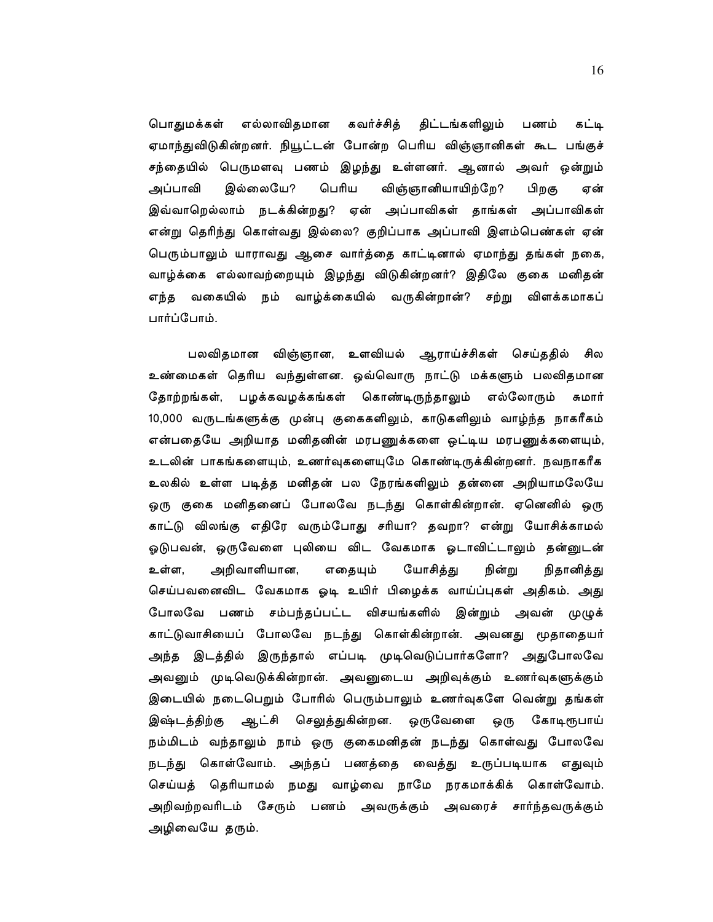பொதுமக்கள் எல்லாவிதமான கவர்ச்சித் திட்டங்களிலும் பணம் கட்டி ஏமாந்துவிடுகின்றனர். நியூட்டன் போன்ற பெரிய விஞ்ஞானிகள் கூட பங்குச் சந்தையில் பெருமளவு பணம் இழந்து உள்ளனர். ஆனால் அவர் ஒன்றும் அப்பாவி இல்லையே? பெரிய விஞ்ஞானியாயிற்றே? பிறகு ஏன் இவ்வாறெல்லாம் நடக்கின்றது? ஏன் அப்பாவிகள் தாங்கள் அப்பாவிகள் என்று தெரிந்து கொள்வது இல்லை? குறிப்பாக அப்பாவி இளம்பெண்கள் ஏன் பெரும்பாலும் யாராவது ஆசை வார்த்தை காட்டினால் ஏமாந்து தங்கள் நகை, வாழ்க்கை எல்லாவற்றையும் இழந்து விடுகின்றனர்? இதிலே குகை மனிதன் எந்த வகையில் நம் வாழ்க்கையில் வருகின்றான்? சற்று விளக்கமாகப் பார்ப்போம்.

பலவிதமான விஞ்ஞான, உளவியல் ஆராய்ச்சிகள் செய்ததில் சில உண்மைகள் தெரிய வந்துள்ளன. ஒவ்வொரு நாட்டு மக்களும் பலவிதமான தோற்றங்கள், பழக்கவழக்கங்கள் கொண்டிருந்தாலும் எல்லோரும் சுமார் 10,000 வருடங்களுக்கு முன்பு குகைகளிலும், காடுகளிலும் வாழ்ந்த நாகரீகம் என்பதையே அறியாத மனிதனின் மரபணுக்களை ஒட்டிய மரபணுக்களையும், உடலின் பாகங்களையும், உணர்வுகளையுமே கொண்டிருக்கின்றனர். நவநாகரீக உலகில் உள்ள படித்த மனிதன் பல நேரங்களிலும் தன்னை அறியாமலேயே ஒரு குகை மனிதனைப் போலவே நடந்து கொள்கின்றான். ஏனெனில் ஒரு காட்டு விலங்கு எதிரே வரும்போது சரியா? தவறா? என்று யோசிக்காமல் ஓடுபவன், ஒருவேளை புலியை விட வேகமாக ஓடாவிட்டாலும் தன்னுடன் உள்ள, அறிவாளியான, எதையும் யோசித்து நின்று நிதானித்து செய்பவனைவிட வேகமாக ஓடி உயிர் பிழைக்க வாய்ப்புகள் அதிகம். அது போலவே பணம் சம்பந்தப்பட்ட விசயங்களில் இன்றும் அவன் முழுக் காட்டுவாசியைப் போலவே நடந்து கொள்கின்றான். அவனது மூதாதையர் அந்த இடத்தில் இருந்தால் எப்படி முடிவெடுப்பார்களோ? அதுபோலவே அவனும் முடிவெடுக்கின்றான். அவனுடைய அறிவுக்கும் உணர்வுகளுக்கும் இடையில் நடைபெறும் போரில் பெரும்பாலும் உணர்வுகளே வென்று தங்கள் இஷ்டத்திற்கு ஆட்சி செலுத்துகின்றன. ஒருவேளை ஒரு கோடிரூபாய் நம்மிடம் வந்தாலும் நாம் ஒரு குகைமனிதன் நடந்து கொள்வது போலவே நடந்து கொள்வோம். அந்தப் பணத்தை வைத்து உருப்படியாக எதுவும் செய்யத் தெரியாமல் நமது வாழ்வை நாமே நரகமாக்கிக் கொள்வோம். அறிவற்றவரிடம் சேரும் பணம் அவருக்கும் அவரைச் சார்ந்தவருக்கும் அழிவையே தரும்.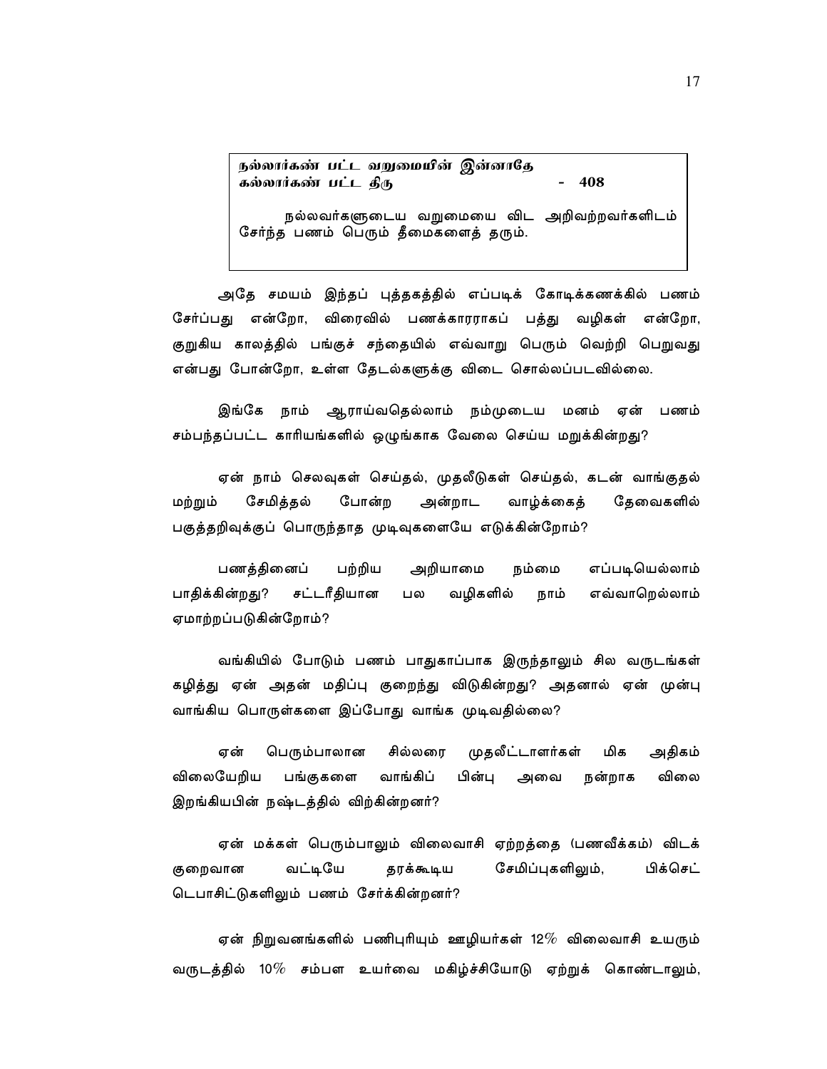> **நல்லார்கண் பட்ட வறுமையின் இன்னாதே**
> **கல்லார்கண் பட்ட திரு - 408**
>
> நல்லவர்களுடைய வறுமையை விட அறிவற்றவர்களிடம் சேர்ந்த பணம் பெரும் தீமைகளைத் தரும்.

அதே சமயம் இந்தப் புத்தகத்தில் எப்படிக் கோடிக்கணக்கில் பணம் சேர்ப்பது என்றோ, விரைவில் பணக்காரராகப் பத்து வழிகள் என்றோ, குறுகிய காலத்தில் பங்குச் சந்தையில் எவ்வாறு பெரும் வெற்றி பெறுவது என்பது போன்றோ, உள்ள தேடல்களுக்கு விடை சொல்லப்படவில்லை.

இங்கே நாம் ஆராய்வதெல்லாம் நம்முடைய மனம் ஏன் பணம் சம்பந்தப்பட்ட காரியங்களில் ஒழுங்காக வேலை செய்ய மறுக்கின்றது?

ஏன் நாம் செலவுகள் செய்தல், முதலீடுகள் செய்தல், கடன் வாங்குதல் மற்றும் சேமித்தல் போன்ற அன்றாட வாழ்க்கைத் தேவைகளில் பகுத்தறிவுக்குப் பொருந்தாத முடிவுகளையே எடுக்கின்றோம்?

பணத்தினைப் பற்றிய அறியாமை நம்மை எப்படியெல்லாம் பாதிக்கின்றது? சட்டரீதியான பல வழிகளில் நாம் எவ்வாறெல்லாம் ஏமாற்றப்படுகின்றோம்?

வங்கியில் போடும் பணம் பாதுகாப்பாக இருந்தாலும் சில வருடங்கள் கழித்து ஏன் அதன் மதிப்பு குறைந்து விடுகின்றது? அதனால் ஏன் முன்பு வாங்கிய பொருள்களை இப்போது வாங்க முடிவதில்லை?

ஏன் பெரும்பாலான சில்லரை முதலீட்டாளர்கள் மிக அதிகம் விலையேறிய பங்குகளை வாங்கிப் பின்பு அவை நன்றாக விலை இறங்கியபின் நஷ்டத்தில் விற்கின்றனர்?

ஏன் மக்கள் பெரும்பாலும் விலைவாசி ஏற்றத்தை (பணவீக்கம்) விடக் குறைவான வட்டியே தரக்கூடிய சேமிப்புகளிலும், பிக்செட் டெபாசிட்டுகளிலும் பணம் சேர்க்கின்றனர்?

ஏன் நிறுவனங்களில் பணிபுரியும் ஊழியர்கள் 12% விலைவாசி உயரும் வருடத்தில் 10% சம்பள உயர்வை மகிழ்ச்சியோடு ஏற்றுக் கொண்டாலும்,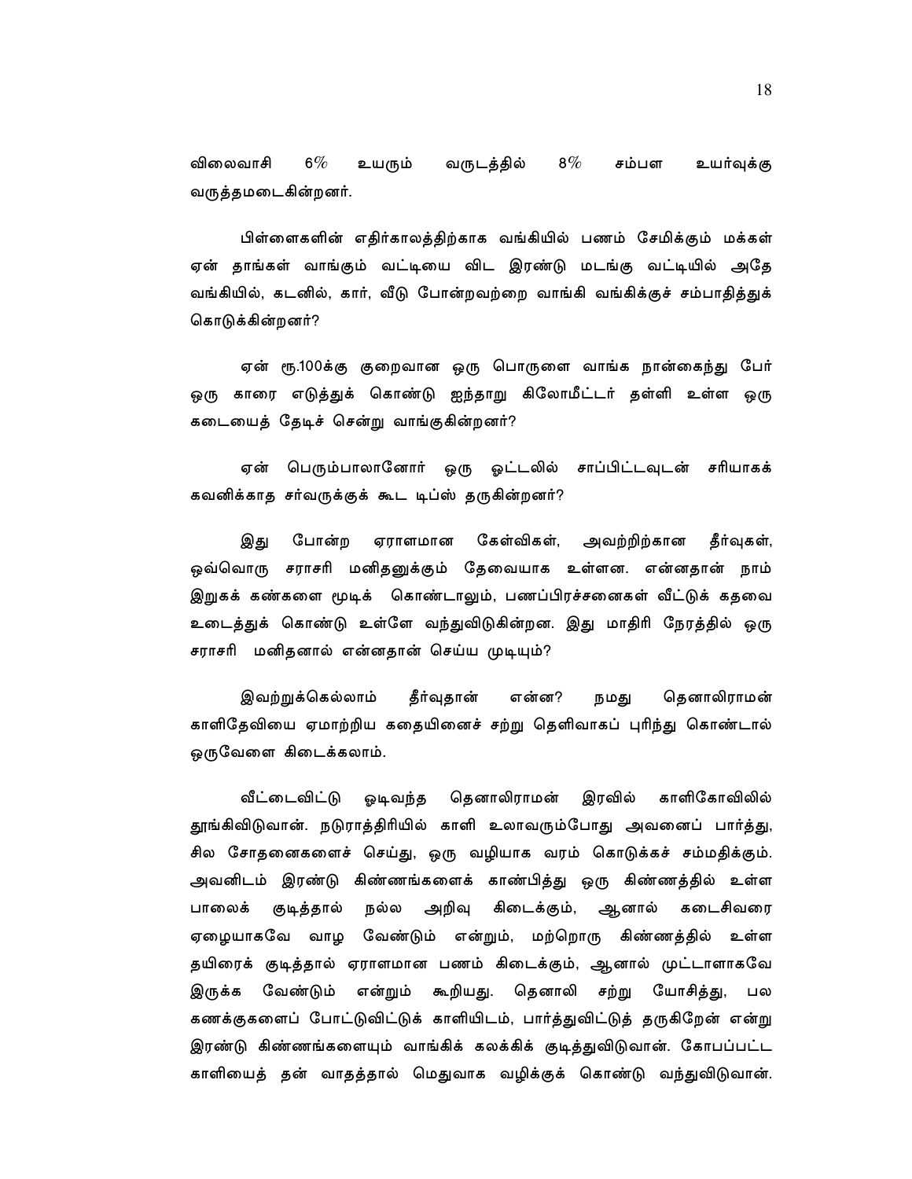விலைவாசி 6% உயரும் வருடத்தில் 8% சம்பள உயர்வுக்கு வருத்தமடைகின்றனர்.

பிள்ளைகளின் எதிர்காலத்திற்காக வங்கியில் பணம் சேமிக்கும் மக்கள் ஏன் தாங்கள் வாங்கும் வட்டியை விட இரண்டு மடங்கு வட்டியில் அதே வங்கியில், கடனில், கார், வீடு போன்றவற்றை வாங்கி வங்கிக்குச் சம்பாதித்துக் கொடுக்கின்றனர்?

ஏன் ரூ.100க்கு குறைவான ஒரு பொருளை வாங்க நான்கைந்து பேர் ஒரு காரை எடுத்துக் கொண்டு ஐந்தாறு கிலோமீட்டர் தள்ளி உள்ள ஒரு கடையைத் தேடிச் சென்று வாங்குகின்றனர்?

ஏன் பெரும்பாலானோர் ஒரு ஓட்டலில் சாப்பிட்டவுடன் சரியாகக் கவனிக்காத சர்வருக்குக் கூட டிப்ஸ் தருகின்றனர்?

இது போன்ற ஏராளமான கேள்விகள், அவற்றிற்கான தீர்வுகள், ஒவ்வொரு சராசரி மனிதனுக்கும் தேவையாக உள்ளன. என்னதான் நாம் இறுகக் கண்களை மூடிக் கொண்டாலும், பணப்பிரச்சனைகள் வீட்டுக் கதவை உடைத்துக் கொண்டு உள்ளே வந்துவிடுகின்றன. இது மாதிரி நேரத்தில் ஒரு சராசரி மனிதனால் என்னதான் செய்ய முடியும்?

இவற்றுக்கெல்லாம் தீர்வுதான் என்ன? நமது தெனாலிராமன் காளிதேவியை ஏமாற்றிய கதையினைச் சற்று தெளிவாகப் புரிந்து கொண்டால் ஒருவேளை கிடைக்கலாம்.

வீட்டைவிட்டு ஓடிவந்த தெனாலிராமன் இரவில் காளிகோவிலில் தூங்கிவிடுவான். நடுராத்திரியில் காளி உலாவரும்போது அவனைப் பார்த்து, சில சோதனைகளைச் செய்து, ஒரு வழியாக வரம் கொடுக்கச் சம்மதிக்கும். அவனிடம் இரண்டு கிண்ணங்களைக் காண்பித்து ஒரு கிண்ணத்தில் உள்ள பாலைக் குடித்தால் நல்ல அறிவு கிடைக்கும், ஆனால் கடைசிவரை ஏழையாகவே வாழ வேண்டும் என்றும், மற்றொரு கிண்ணத்தில் உள்ள தயிரைக் குடித்தால் ஏராளமான பணம் கிடைக்கும், ஆனால் முட்டாளாகவே இருக்க வேண்டும் என்றும் கூறியது. தெனாலி சற்று யோசித்து, பல கணக்குகளைப் போட்டுவிட்டுக் காளியிடம், பார்த்துவிட்டுத் தருகிறேன் என்று இரண்டு கிண்ணங்களையும் வாங்கிக் கலக்கிக் குடித்துவிடுவான். கோபப்பட்ட காளியைத் தன் வாதத்தால் மெதுவாக வழிக்குக் கொண்டு வந்துவிடுவான்.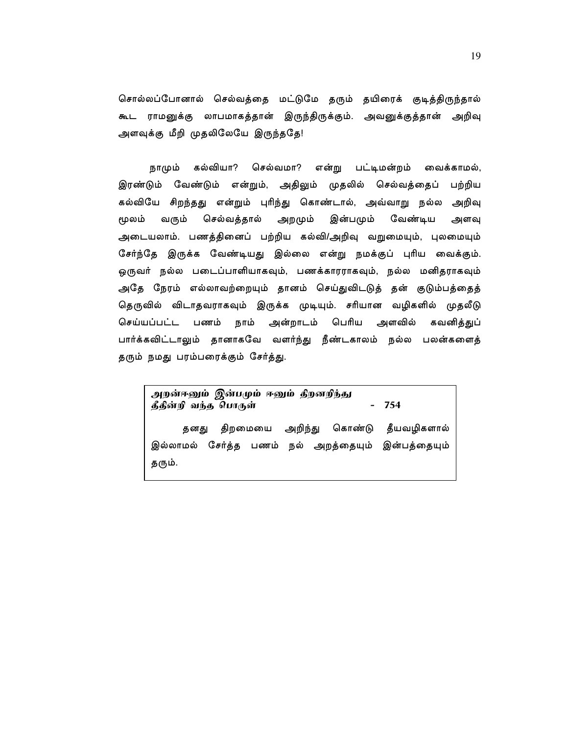சொல்லப்போனால் செல்வத்தை மட்டுமே தரும் தயிரைக் குடித்திருந்தால் கூட ராமனுக்கு லாபமாகத்தான் இருந்திருக்கும். அவனுக்குத்தான் அறிவு அளவுக்கு மீறி முதலிலேயே இருந்ததே!

நாமும் கல்வியா? செல்வமா? என்று பட்டிமன்றம் வைக்காமல், இரண்டும் வேண்டும் என்றும், அதிலும் முதலில் செல்வத்தைப் பற்றிய கல்வியே சிறந்தது என்றும் புரிந்து கொண்டால், அவ்வாறு நல்ல அறிவு மூலம் வரும் செல்வத்தால் அறமும் இன்பமும் வேண்டிய அளவு அடையலாம். பணத்தினைப் பற்றிய கல்வி/அறிவு வறுமையும், புலமையும் சேர்ந்தே இருக்க வேண்டியது இல்லை என்று நமக்குப் புரிய வைக்கும். ஒருவர் நல்ல படைப்பாளியாகவும், பணக்காரராகவும், நல்ல மனிதராகவும் அதே நேரம் எல்லாவற்றையும் தானம் செய்துவிடுத் தன் குடும்பத்தைத் தெருவில் விடாதவராகவும் இருக்க முடியும். சரியான வழிகளில் முதலீடு செய்யப்பட்ட பணம் நாம் அன்றாடம் பெரிய அளவில் கவனித்துப் பார்க்கவிட்டாலும் தானாகவே வளர்ந்து நீண்டகாலம் நல்ல பலன்களைத் தரும் நமது பரம்பரைக்கும் சேர்த்து.

> ***அறன்ஈனும் இன்பமும் ஈனும் திறனறிந்து***
> ***தீதின்றி வந்த பொருள்*** - **754**
>
> தனது திறமையை அறிந்து கொண்டு தீயவழிகளால் இல்லாமல் சேர்த்த பணம் நல் அறத்தையும் இன்பத்தையும் தரும்.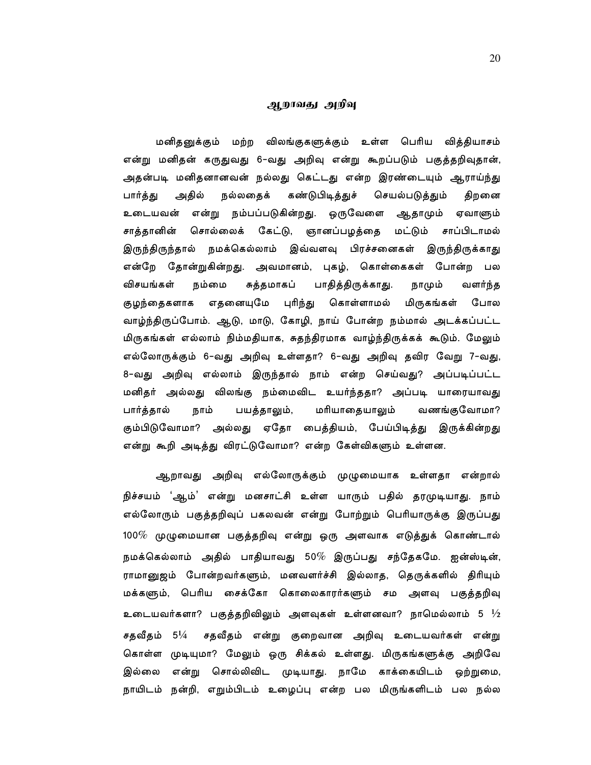## ஆறாவது அறிவு

மனிதனுக்கும் மற்ற விலங்குகளுக்கும் உள்ள பெரிய வித்தியாசம் என்று மனிதன் கருதுவது 6-வது அறிவு என்று கூறப்படும் பகுத்தறிவுதான், அதன்படி மனிதனானவன் நல்லது கெட்டது என்ற இரண்டையும் ஆராய்ந்து பார்த்து அதில் நல்லதைக் கண்டுபிடித்துச் செயல்படுத்தும் திறனை உடையவன் என்று நம்பப்படுகின்றது. ஒருவேளை ஆதாமும் ஏவாளும் சாத்தானின் சொல்லைக் கேட்டு, ஞானப்பழத்தை மட்டும் சாப்பிடாமல் இருந்திருந்தால் நமக்கெல்லாம் இவ்வளவு பிரச்சனைகள் இருந்திருக்காது என்றே தோன்றுகின்றது. அவமானம், புகழ், கொள்கைகள் போன்ற பல விசயங்கள் நம்மை சுத்தமாகப் பாதித்திருக்காது. நாமும் வளர்ந்த குழந்தைகளாக எதனையுமே புரிந்து கொள்ளாமல் மிருகங்கள் போல வாழ்ந்திருப்போம். ஆடு, மாடு, கோழி, நாய் போன்ற நம்மால் அடக்கப்பட்ட மிருகங்கள் எல்லாம் நிம்மதியாக, சுதந்திரமாக வாழ்ந்திருக்கக் கூடும். மேலும் எல்லோருக்கும் 6-வது அறிவு உள்ளதா? 6-வது அறிவு தவிர வேறு 7-வது, 8-வது அறிவு எல்லாம் இருந்தால் நாம் என்ற செய்வது? அப்படிப்பட்ட மனிதர் அல்லது விலங்கு நம்மைவிட உயர்ந்ததா? அப்படி யாரையாவது பார்த்தால் நாம் பயத்தாலும், மரியாதையாலும் வணங்குவோமா? கும்பிடுவோமா? அல்லது ஏதோ பைத்தியம், பேய்பிடித்து இருக்கின்றது என்று கூறி அடித்து விரட்டுவோமா? என்ற கேள்விகளும் உள்ளன.

ஆறாவது அறிவு எல்லோருக்கும் முழுமையாக உள்ளதா என்றால் நிச்சயம் 'ஆம்' என்று மனசாட்சி உள்ள யாரும் பதில் தரமுடியாது. நாம் எல்லோரும் பகுத்தறிவுப் பகலவன் என்று போற்றும் பெரியாருக்கு இருப்பது 100% முழுமையான பகுத்தறிவு என்று ஒரு அளவாக எடுத்துக் கொண்டால் நமக்கெல்லாம் அதில் பாதியாவது 50% இருப்பது சந்தேகமே. ஐன்ஸ்டின், ராமானுஜம் போன்றவர்களும், மனவளர்ச்சி இல்லாத, தெருக்களில் திரியும் மக்களும், பெரிய சைக்கோ கொலைகாரர்களும் சம அளவு பகுத்தறிவு உடையவர்களா? பகுத்தறிவிலும் அளவுகள் உள்ளனவா? நாமெல்லாம் 5 ½ சதவீதம் 5¼ சதவீதம் என்று குறைவான அறிவு உடையவர்கள் என்று கொள்ள முடியுமா? மேலும் ஒரு சிக்கல் உள்ளது. மிருகங்களுக்கு அறிவே இல்லை என்று சொல்லிவிட முடியாது. நாமே காக்கையிடம் ஒற்றுமை, நாயிடம் நன்றி, எறும்பிடம் உழைப்பு என்ற பல மிருங்களிடம் பல நல்ல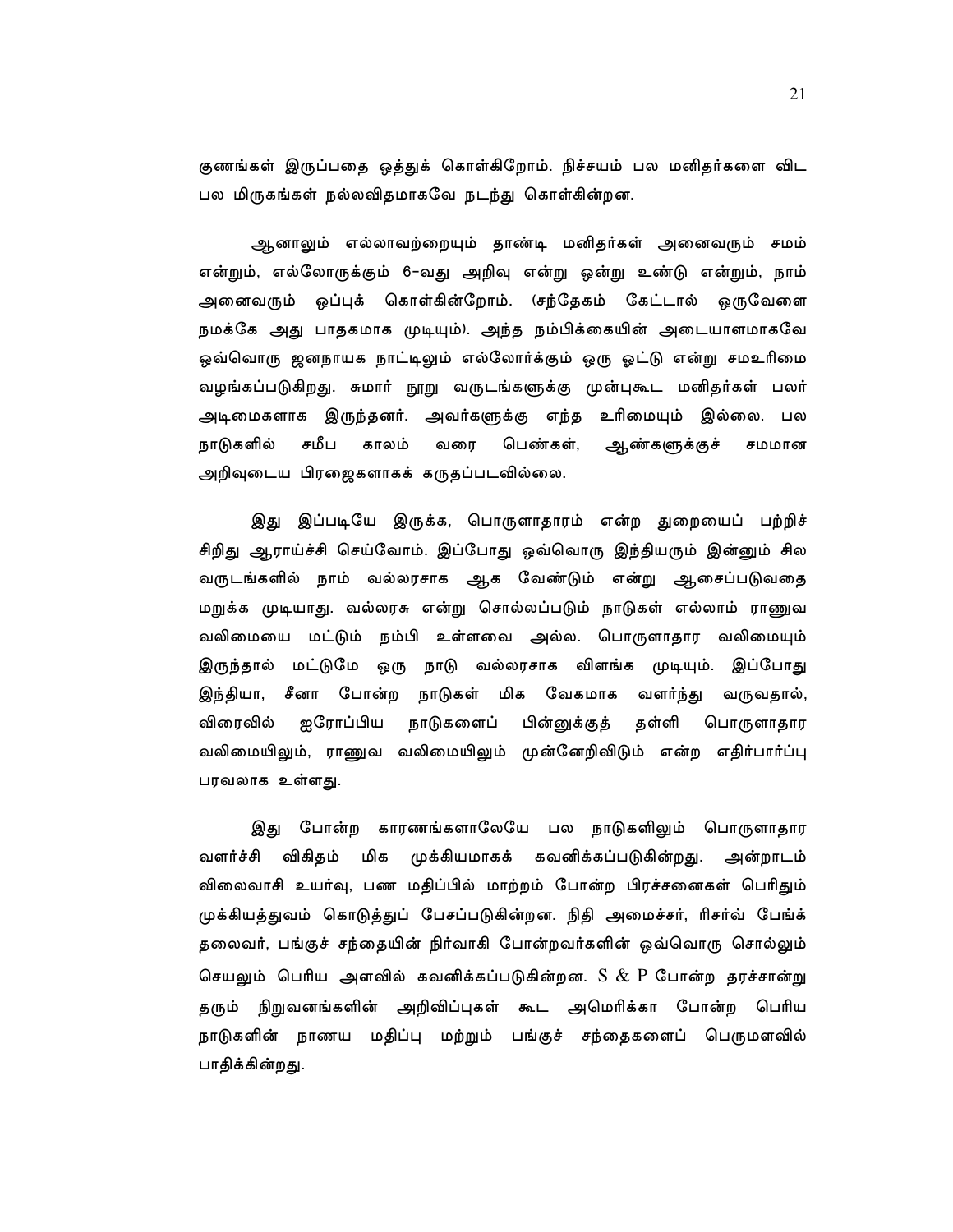குணங்கள் இருப்பதை ஒத்துக் கொள்கிறோம். நிச்சயம் பல மனிதர்களை விட பல மிருகங்கள் நல்லவிதமாகவே நடந்து கொள்கின்றன.

ஆனாலும் எல்லாவற்றையும் தாண்டி மனிதர்கள் அனைவரும் சமம் என்றும், எல்லோருக்கும் 6-வது அறிவு என்று ஒன்று உண்டு என்றும், நாம் அனைவரும் ஒப்புக் கொள்கின்றோம். (சந்தேகம் கேட்டால் ஒருவேளை நமக்கே அது பாதகமாக முடியும்). அந்த நம்பிக்கையின் அடையாளமாகவே ஒவ்வொரு ஜனநாயக நாட்டிலும் எல்லோர்க்கும் ஒரு ஓட்டு என்று சமஉரிமை வழங்கப்படுகிறது. சுமார் நூறு வருடங்களுக்கு முன்புகூட மனிதர்கள் பலர் அடிமைகளாக இருந்தனர். அவர்களுக்கு எந்த உரிமையும் இல்லை. பல நாடுகளில் சமீப காலம் வரை பெண்கள், ஆண்களுக்குச் சமமான அறிவுடைய பிரஜைகளாகக் கருதப்படவில்லை.

இது இப்படியே இருக்க, பொருளாதாரம் என்ற துறையைப் பற்றிச் சிறிது ஆராய்ச்சி செய்வோம். இப்போது ஒவ்வொரு இந்தியரும் இன்னும் சில வருடங்களில் நாம் வல்லரசாக ஆக வேண்டும் என்று ஆசைப்படுவதை மறுக்க முடியாது. வல்லரசு என்று சொல்லப்படும் நாடுகள் எல்லாம் ராணுவ வலிமையை மட்டும் நம்பி உள்ளவை அல்ல. பொருளாதார வலிமையும் இருந்தால் மட்டுமே ஒரு நாடு வல்லரசாக விளங்க முடியும். இப்போது இந்தியா, சீனா போன்ற நாடுகள் மிக வேகமாக வளர்ந்து வருவதால், விரைவில் ஐரோப்பிய நாடுகளைப் பின்னுக்குத் தள்ளி பொருளாதார வலிமையிலும், ராணுவ வலிமையிலும் முன்னேறிவிடும் என்ற எதிர்பார்ப்பு பரவலாக உள்ளது.

இது போன்ற காரணங்களாலேயே பல நாடுகளிலும் பொருளாதார வளர்ச்சி விகிதம் மிக முக்கியமாகக் கவனிக்கப்படுகின்றது. அன்றாடம் விலைவாசி உயர்வு, பண மதிப்பில் மாற்றம் போன்ற பிரச்சனைகள் பெரிதும் முக்கியத்துவம் கொடுத்துப் பேசப்படுகின்றன. நிதி அமைச்சர், ரிசர்வ் பேங்க் தலைவர், பங்குச் சந்தையின் நிர்வாகி போன்றவர்களின் ஒவ்வொரு சொல்லும் செயலும் பெரிய அளவில் கவனிக்கப்படுகின்றன. S & P போன்ற தரச்சான்று தரும் நிறுவனங்களின் அறிவிப்புகள் கூட அமெரிக்கா போன்ற பெரிய நாடுகளின் நாணய மதிப்பு மற்றும் பங்குச் சந்தைகளைப் பெருமளவில் பாதிக்கின்றது.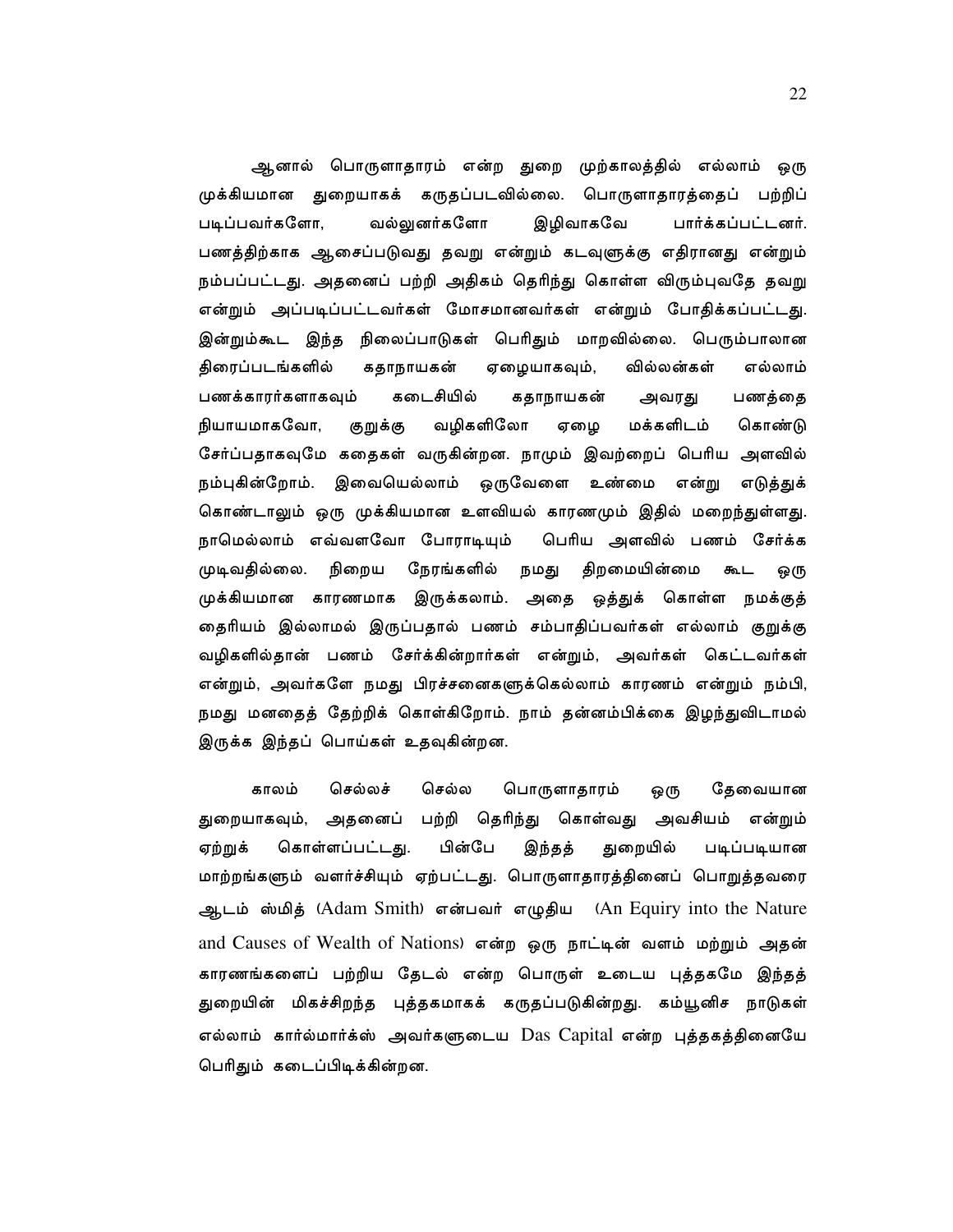ஆனால் பொருளாதாரம் என்ற துறை முற்காலத்தில் எல்லாம் ஒரு முக்கியமான துறையாகக் கருதப்படவில்லை. பொருளாதாரத்தைப் பற்றிப் படிப்பவர்களோ, வல்லுனர்களோ இழிவாகவே பார்க்கப்பட்டனர். பணத்திற்காக ஆசைப்படுவது தவறு என்றும் கடவுளுக்கு எதிரானது என்றும் நம்பப்பட்டது. அதனைப் பற்றி அதிகம் தெரிந்து கொள்ள விரும்புவதே தவறு என்றும் அப்படிப்பட்டவர்கள் மோசமானவர்கள் என்றும் போதிக்கப்பட்டது. இன்றும்கூட இந்த நிலைப்பாடுகள் பெரிதும் மாறவில்லை. பெரும்பாலான திரைப்படங்களில் கதாநாயகன் ஏழையாகவும், வில்லன்கள் எல்லாம் பணக்காரர்களாகவும் கடைசியில் கதாநாயகன் அவரது பணத்தை நியாயமாகவோ, குறுக்கு வழிகளிலோ ஏழை மக்களிடம் கொண்டு சேர்ப்பதாகவுமே கதைகள் வருகின்றன. நாமும் இவற்றைப் பெரிய அளவில் நம்புகின்றோம். இவையெல்லாம் ஒருவேளை உண்மை என்று எடுத்துக் கொண்டாலும் ஒரு முக்கியமான உளவியல் காரணமும் இதில் மறைந்துள்ளது. நாமெல்லாம் எவ்வளவோ போராடியும் பெரிய அளவில் பணம் சேர்க்க முடிவதில்லை. நிறைய நேரங்களில் நமது திறமையின்மை கூட ஒரு முக்கியமான காரணமாக இருக்கலாம். அதை ஒத்துக் கொள்ள நமக்குத் தைரியம் இல்லாமல் இருப்பதால் பணம் சம்பாதிப்பவர்கள் எல்லாம் குறுக்கு வழிகளில்தான் பணம் சேர்க்கின்றார்கள் என்றும், அவர்கள் கெட்டவர்கள் என்றும், அவர்களே நமது பிரச்சனைகளுக்கெல்லாம் காரணம் என்றும் நம்பி, நமது மனதைத் தேற்றிக் கொள்கிறோம். நாம் தன்னம்பிக்கை இழந்துவிடாமல் இருக்க இந்தப் பொய்கள் உதவுகின்றன.

காலம் செல்லச் செல்ல பொருளாதாரம் ஒரு தேவையான துறையாகவும், அதனைப் பற்றி தெரிந்து கொள்வது அவசியம் என்றும் ஏற்றுக் கொள்ளப்பட்டது. பின்பே இந்தத் துறையில் படிப்படியான மாற்றங்களும் வளர்ச்சியும் ஏற்பட்டது. பொருளாதாரத்தினைப் பொறுத்தவரை ஆடம் ஸ்மித் (Adam Smith) என்பவர் எழுதிய (An Equiry into the Nature and Causes of Wealth of Nations) என்ற ஒரு நாட்டின் வளம் மற்றும் அதன் காரணங்களைப் பற்றிய தேடல் என்ற பொருள் உடைய புத்தகமே இந்தத் துறையின் மிகச்சிறந்த புத்தகமாகக் கருதப்படுகின்றது. கம்யூனிச நாடுகள் எல்லாம் கார்ல்மார்க்ஸ் அவர்களுடைய Das Capital என்ற புத்தகத்தினையே பெரிதும் கடைப்பிடிக்கின்றன.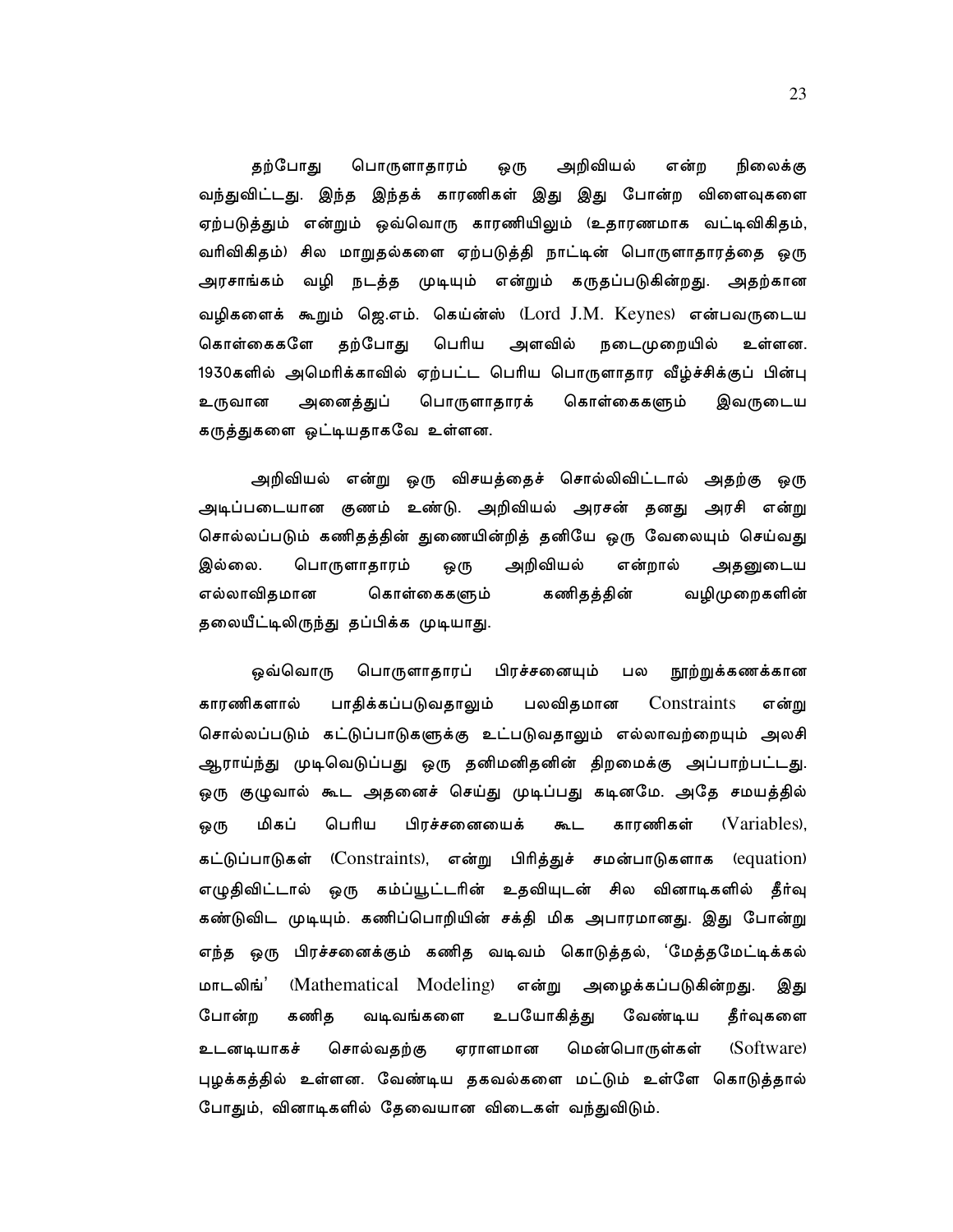தற்போது பொருளாதாரம் ஒரு அறிவியல் என்ற நிலைக்கு வந்துவிட்டது. இந்த இந்தக் காரணிகள் இது இது போன்ற விளைவுகளை ஏற்படுத்தும் என்றும் ஒவ்வொரு காரணியிலும் (உதாரணமாக வட்டிவிகிதம், வரிவிகிதம்) சில மாறுதல்களை ஏற்படுத்தி நாட்டின் பொருளாதாரத்தை ஒரு அரசாங்கம் வழி நடத்த முடியும் என்றும் கருதப்படுகின்றது. அதற்கான வழிகளைக் கூறும் ஜெ.எம். கெய்ன்ஸ் (Lord J.M. Keynes) என்பவருடைய கொள்கைகளே தற்போது பெரிய அளவில் நடைமுறையில் உள்ளன. 1930களில் அமெரிக்காவில் ஏற்பட்ட பெரிய பொருளாதார வீழ்ச்சிக்குப் பின்பு உருவான அனைத்துப் பொருளாதாரக் கொள்கைகளும் இவருடைய கருத்துகளை ஒட்டியதாகவே உள்ளன.

அறிவியல் என்று ஒரு விசயத்தைச் சொல்லிவிட்டால் அதற்கு ஒரு அடிப்படையான குணம் உண்டு. அறிவியல் அரசன் தனது அரசி என்று சொல்லப்படும் கணிதத்தின் துணையின்றித் தனியே ஒரு வேலையும் செய்வது இல்லை. பொருளாதாரம் ஒரு அறிவியல் என்றால் அதனுடைய எல்லாவிதமான கொள்கைகளும் கணிதத்தின் வழிமுறைகளின் தலையீட்டிலிருந்து தப்பிக்க முடியாது.

ஒவ்வொரு பொருளாதாரப் பிரச்சனையும் பல நூற்றுக்கணக்கான காரணிகளால் பாதிக்கப்படுவதாலும் பலவிதமான Constraints என்று சொல்லப்படும் கட்டுப்பாடுகளுக்கு உட்படுவதாலும் எல்லாவற்றையும் அலசி ஆராய்ந்து முடிவெடுப்பது ஒரு தனிமனிதனின் திறமைக்கு அப்பாற்பட்டது. ஒரு குழுவால் கூட அதனைச் செய்து முடிப்பது கடினமே. அதே சமயத்தில் ஒரு மிகப் பெரிய பிரச்சனையைக் கூட காரணிகள் (Variables), கட்டுப்பாடுகள் (Constraints), என்று பிரித்துச் சமன்பாடுகளாக (equation) எழுதிவிட்டால் ஒரு கம்ப்யூட்டரின் உதவியுடன் சில வினாடிகளில் தீர்வு கண்டுவிட முடியும். கணிப்பொறியின் சக்தி மிக அபாரமானது. இது போன்று எந்த ஒரு பிரச்சனைக்கும் கணித வடிவம் கொடுத்தல், 'மேத்தமேட்டிக்கல் மாடலிங்' (Mathematical Modeling) என்று அழைக்கப்படுகின்றது. இது போன்ற கணித வடிவங்களை உபயோகித்து வேண்டிய தீர்வுகளை உடனடியாகச் சொல்வதற்கு ஏராளமான மென்பொருள்கள் (Software) புழக்கத்தில் உள்ளன. வேண்டிய தகவல்களை மட்டும் உள்ளே கொடுத்தால் போதும், வினாடிகளில் தேவையான விடைகள் வந்துவிடும்.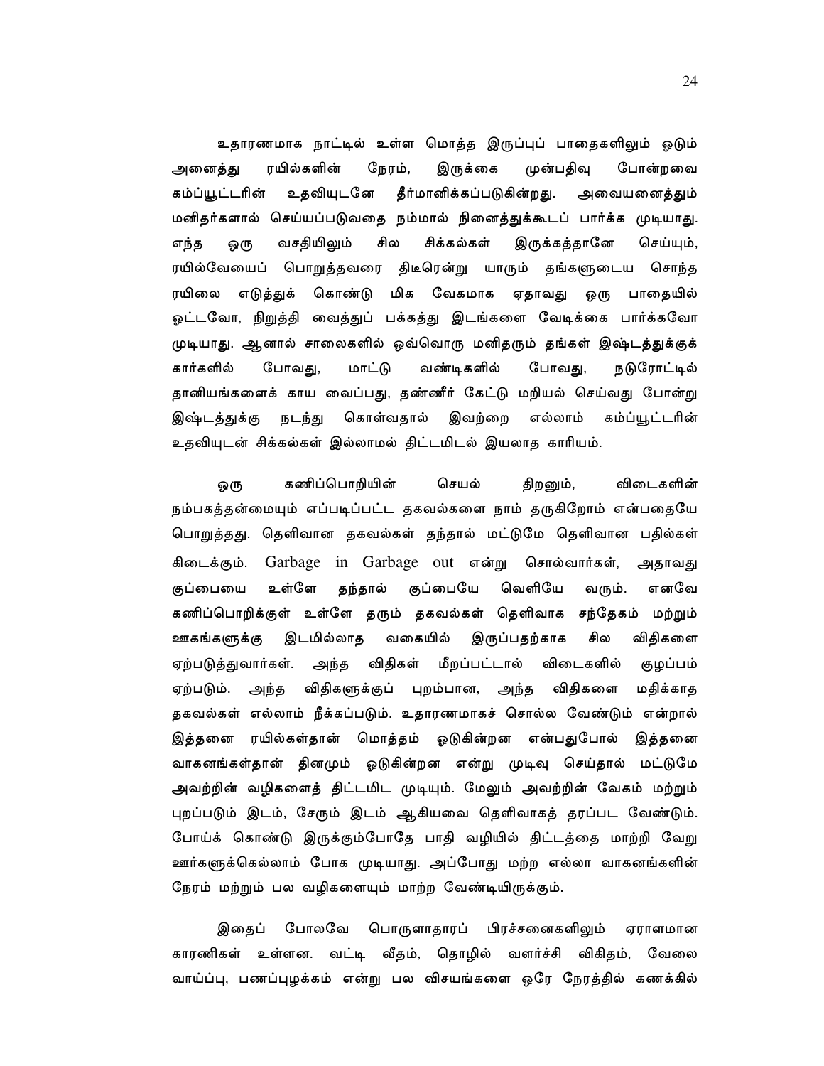உதாரணமாக நாட்டில் உள்ள மொத்த இருப்புப் பாதைகளிலும் ஓடும் அனைத்து ரயில்களின் நேரம், இருக்கை முன்பதிவு போன்றவை கம்ப்யூட்டரின் உதவியுடனே தீர்மானிக்கப்படுகின்றது. அவையனைத்தும் மனிதர்களால் செய்யப்படுவதை நம்மால் நினைத்துக்கூடப் பார்க்க முடியாது. எந்த ஒரு வசதியிலும் சில சிக்கல்கள் இருக்கத்தானே செய்யும், ரயில்வேயைப் பொறுத்தவரை திடீரென்று யாரும் தங்களுடைய சொந்த ரயிலை எடுத்துக் கொண்டு மிக வேகமாக ஏதாவது ஒரு பாதையில் ஓட்டவோ, நிறுத்தி வைத்துப் பக்கத்து இடங்களை வேடிக்கை பார்க்கவோ முடியாது. ஆனால் சாலைகளில் ஒவ்வொரு மனிதரும் தங்கள் இஷ்டத்துக்குக் கார்களில் போவது, மாட்டு வண்டிகளில் போவது, நடுரோட்டில் தானியங்களைக் காய வைப்பது, தண்ணீர் கேட்டு மறியல் செய்வது போன்று இஷ்டத்துக்கு நடந்து கொள்வதால் இவற்றை எல்லாம் கம்ப்யூட்டரின் உதவியுடன் சிக்கல்கள் இல்லாமல் திட்டமிடல் இயலாத காரியம்.

ஒரு கணிப்பொறியின் செயல் திறனும், விடைகளின் நம்பகத்தன்மையும் எப்படிப்பட்ட தகவல்களை நாம் தருகிறோம் என்பதையே பொறுத்தது. தெளிவான தகவல்கள் தந்தால் மட்டுமே தெளிவான பதில்கள் கிடைக்கும். Garbage in Garbage out என்று சொல்வார்கள், அதாவது குப்பையை உள்ளே தந்தால் குப்பையே வெளியே வரும். எனவே கணிப்பொறிக்குள் உள்ளே தரும் தகவல்கள் தெளிவாக சந்தேகம் மற்றும் ஊகங்களுக்கு இடமில்லாத வகையில் இருப்பதற்காக சில விதிகளை ஏற்படுத்துவார்கள். அந்த விதிகள் மீறப்பட்டால் விடைகளில் குழப்பம் ஏற்படும். அந்த விதிகளுக்குப் புறம்பான, அந்த விதிகளை மதிக்காத தகவல்கள் எல்லாம் நீக்கப்படும். உதாரணமாகச் சொல்ல வேண்டும் என்றால் இத்தனை ரயில்கள்தான் மொத்தம் ஓடுகின்றன என்பதுபோல் இத்தனை வாகனங்கள்தான் தினமும் ஓடுகின்றன என்று முடிவு செய்தால் மட்டுமே அவற்றின் வழிகளைத் திட்டமிட முடியும். மேலும் அவற்றின் வேகம் மற்றும் புறப்படும் இடம், சேரும் இடம் ஆகியவை தெளிவாகத் தரப்பட வேண்டும். போய்க் கொண்டு இருக்கும்போதே பாதி வழியில் திட்டத்தை மாற்றி வேறு ஊர்களுக்கெல்லாம் போக முடியாது. அப்போது மற்ற எல்லா வாகனங்களின் நேரம் மற்றும் பல வழிகளையும் மாற்ற வேண்டியிருக்கும்.

இதைப் போலவே பொருளாதாரப் பிரச்சனைகளிலும் ஏராளமான காரணிகள் உள்ளன. வட்டி வீதம், தொழில் வளர்ச்சி விகிதம், வேலை வாய்ப்பு, பணப்புழக்கம் என்று பல விசயங்களை ஒரே நேரத்தில் கணக்கில்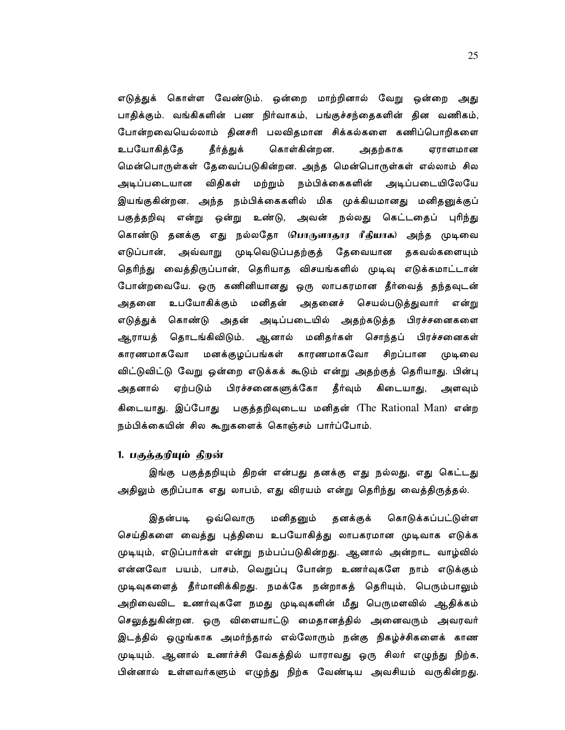எடுத்துக் கொள்ள வேண்டும். ஒன்றை மாற்றினால் வேறு ஒன்றை அது பாதிக்கும். வங்கிகளின் பண நிர்வாகம், பங்குச்சந்தைகளின் தின வணிகம், போன்றவையெல்லாம் தினசரி பலவிதமான சிக்கல்களை கணிப்பொறிகளை உபயோகித்தே தீர்த்துக் கொள்கின்றன. அதற்காக ஏராளமான மென்பொருள்கள் தேவைப்படுகின்றன. அந்த மென்பொருள்கள் எல்லாம் சில அடிப்படையான விதிகள் மற்றும் நம்பிக்கைகளின் அடிப்படையிலேயே இயங்குகின்றன. அந்த நம்பிக்கைகளில் மிக முக்கியமானது மனிதனுக்குப் பகுத்தறிவு என்று ஒன்று உண்டு, அவன் நல்லது கெட்டதைப் புரிந்து கொண்டு தனக்கு எது நல்லதோ (***பொருளாதார ரீதியாக***) அந்த முடிவை எடுப்பான், அவ்வாறு முடிவெடுப்பதற்குத் தேவையான தகவல்களையும் தெரிந்து வைத்திருப்பான், தெரியாத விசயங்களில் முடிவு எடுக்கமாட்டான் போன்றவையே. ஒரு கணினியானது ஒரு லாபகரமான தீர்வைத் தந்தவுடன் அதனை உபயோகிக்கும் மனிதன் அதனைச் செயல்படுத்துவார் என்று எடுத்துக் கொண்டு அதன் அடிப்படையில் அதற்கடுத்த பிரச்சனைகளை ஆராயத் தொடங்கிவிடும். ஆனால் மனிதர்கள் சொந்தப் பிரச்சனைகள் காரணமாகவோ மனக்குழப்பங்கள் காரணமாகவோ சிறப்பான முடிவை விட்டுவிட்டு வேறு ஒன்றை எடுக்கக் கூடும் என்று அதற்குத் தெரியாது. பின்பு அதனால் ஏற்படும் பிரச்சனைகளுக்கோ தீர்வும் கிடையாது, அளவும் கிடையாது. இப்போது பகுத்தறிவுடைய மனிதன் (The Rational Man) என்ற நம்பிக்கையின் சில கூறுகளைக் கொஞ்சம் பார்ப்போம்.

### 1. பகுத்தறியும் திறன்

இங்கு பகுத்தறியும் திறன் என்பது தனக்கு எது நல்லது, எது கெட்டது அதிலும் குறிப்பாக எது லாபம், எது விரயம் என்று தெரிந்து வைத்திருத்தல்.

இதன்படி ஒவ்வொரு மனிதனும் தனக்குக் கொடுக்கப்பட்டுள்ள செய்திகளை வைத்து புத்தியை உபயோகித்து லாபகரமான முடிவாக எடுக்க முடியும், எடுப்பார்கள் என்று நம்பப்படுகின்றது. ஆனால் அன்றாட வாழ்வில் என்னவோ பயம், பாசம், வெறுப்பு போன்ற உணர்வுகளே நாம் எடுக்கும் முடிவுகளைத் தீர்மானிக்கிறது. நமக்கே நன்றாகத் தெரியும், பெரும்பாலும் அறிவைவிட உணர்வுகளே நமது முடிவுகளின் மீது பெருமளவில் ஆதிக்கம் செலுத்துகின்றன. ஒரு விளையாட்டு மைதானத்தில் அனைவரும் அவரவர் இடத்தில் ஒழுங்காக அமர்ந்தால் எல்லோரும் நன்கு நிகழ்ச்சிகளைக் காண முடியும். ஆனால் உணர்ச்சி வேகத்தில் யாராவது ஒரு சிலர் எழுந்து நிற்க, பின்னால் உள்ளவர்களும் எழுந்து நிற்க வேண்டிய அவசியம் வருகின்றது.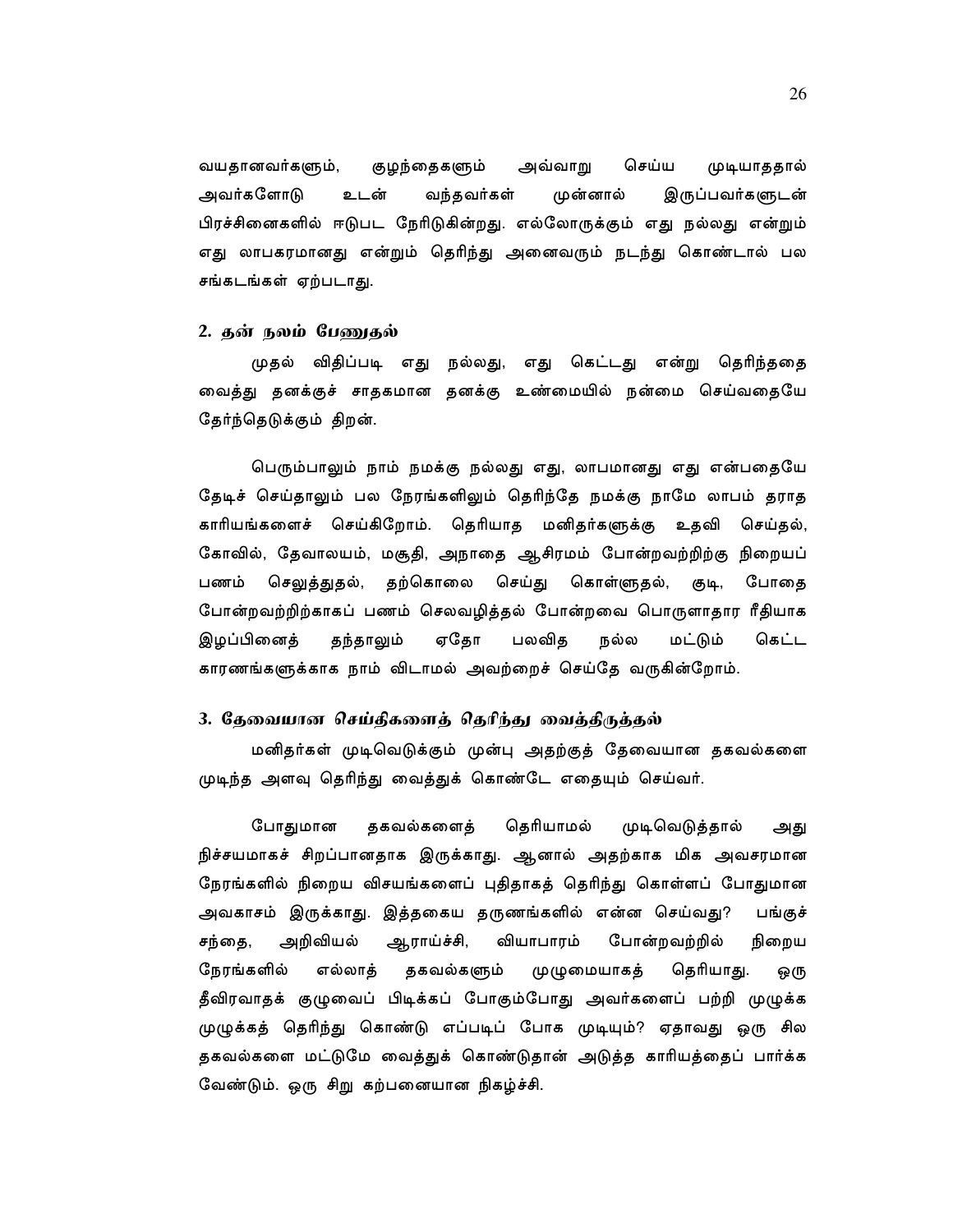வயதானவர்களும், குழந்தைகளும் அவ்வாறு செய்ய முடியாததால் அவர்களோடு உடன் வந்தவர்கள் முன்னால் இருப்பவர்களுடன் பிரச்சினைகளில் ஈடுபட நேரிடுகின்றது. எல்லோருக்கும் எது நல்லது என்றும் எது லாபகரமானது என்றும் தெரிந்து அனைவரும் நடந்து கொண்டால் பல சங்கடங்கள் ஏற்படாது.

### 2. தன் நலம் பேணுதல்

முதல் விதிப்படி எது நல்லது, எது கெட்டது என்று தெரிந்ததை வைத்து தனக்குச் சாதகமான தனக்கு உண்மையில் நன்மை செய்வதையே தேர்ந்தெடுக்கும் திறன்.

பெரும்பாலும் நாம் நமக்கு நல்லது எது, லாபமானது எது என்பதையே தேடிச் செய்தாலும் பல நேரங்களிலும் தெரிந்தே நமக்கு நாமே லாபம் தராத காரியங்களைச் செய்கிறோம். தெரியாத மனிதர்களுக்கு உதவி செய்தல், கோவில், தேவாலயம், மசூதி, அநாதை ஆசிரமம் போன்றவற்றிற்கு நிறையப் பணம் செலுத்துதல், தற்கொலை செய்து கொள்ளுதல், குடி, போதை போன்றவற்றிற்காகப் பணம் செலவழித்தல் போன்றவை பொருளாதார ரீதியாக இழப்பினைத் தந்தாலும் ஏதோ பலவித நல்ல மட்டும் கெட்ட காரணங்களுக்காக நாம் விடாமல் அவற்றைச் செய்தே வருகின்றோம்.

### 3. தேவையான செய்திகளைத் தெரிந்து வைத்திருத்தல்

மனிதர்கள் முடிவெடுக்கும் முன்பு அதற்குத் தேவையான தகவல்களை முடிந்த அளவு தெரிந்து வைத்துக் கொண்டே எதையும் செய்வர்.

போதுமான தகவல்களைத் தெரியாமல் முடிவெடுத்தால் அது நிச்சயமாகச் சிறப்பானதாக இருக்காது. ஆனால் அதற்காக மிக அவசரமான நேரங்களில் நிறைய விசயங்களைப் புதிதாகத் தெரிந்து கொள்ளப் போதுமான அவகாசம் இருக்காது. இத்தகைய தருணங்களில் என்ன செய்வது? பங்குச் சந்தை, அறிவியல் ஆராய்ச்சி, வியாபாரம் போன்றவற்றில் நிறைய நேரங்களில் எல்லாத் தகவல்களும் முழுமையாகத் தெரியாது. ஒரு தீவிரவாதக் குழுவைப் பிடிக்கப் போகும்போது அவர்களைப் பற்றி முழுக்க முழுக்கத் தெரிந்து கொண்டு எப்படிப் போக முடியும்? ஏதாவது ஒரு சில தகவல்களை மட்டுமே வைத்துக் கொண்டுதான் அடுத்த காரியத்தைப் பார்க்க வேண்டும். ஒரு சிறு கற்பனையான நிகழ்ச்சி.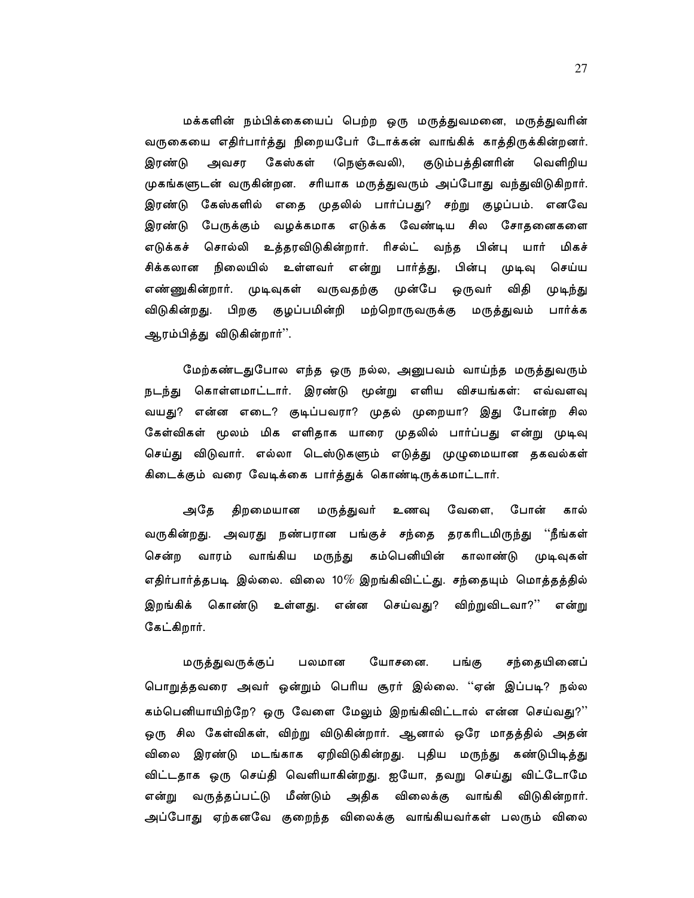மக்களின் நம்பிக்கையைப் பெற்ற ஒரு மருத்துவமனை, மருத்துவரின் வருகையை எதிர்பார்த்து நிறையபேர் டோக்கன் வாங்கிக் காத்திருக்கின்றனர். இரண்டு அவசர கேஸ்கள் (நெஞ்சுவலி), குடும்பத்தினரின் வெளிறிய முகங்களுடன் வருகின்றன. சரியாக மருத்துவரும் அப்போது வந்துவிடுகிறார். இரண்டு கேஸ்களில் எதை முதலில் பார்ப்பது? சற்று குழப்பம். எனவே இரண்டு பேருக்கும் வழக்கமாக எடுக்க வேண்டிய சில சோதனைகளை எடுக்கச் சொல்லி உத்தரவிடுகின்றார். ரிசல்ட் வந்த பின்பு யார் மிகச் சிக்கலான நிலையில் உள்ளவர் என்று பார்த்து, பின்பு முடிவு செய்ய எண்ணுகின்றார். முடிவுகள் வருவதற்கு முன்பே ஒருவர் விதி முடிந்து விடுகின்றது. பிறகு குழப்பமின்றி மற்றொருவருக்கு மருத்துவம் பார்க்க ஆரம்பித்து விடுகின்றார்''.

மேற்கண்டதுபோல எந்த ஒரு நல்ல, அனுபவம் வாய்ந்த மருத்துவரும் நடந்து கொள்ளமாட்டார். இரண்டு மூன்று எளிய விசயங்கள்: எவ்வளவு வயது? என்ன எடை? குடிப்பவரா? முதல் முறையா? இது போன்ற சில கேள்விகள் மூலம் மிக எளிதாக யாரை முதலில் பார்ப்பது என்று முடிவு செய்து விடுவார். எல்லா டெஸ்டுகளும் எடுத்து முழுமையான தகவல்கள் கிடைக்கும் வரை வேடிக்கை பார்த்துக் கொண்டிருக்கமாட்டார்.

அதே திறமையான மருத்துவர் உணவு வேளை, போன் கால் வருகின்றது. அவரது நண்பரான பங்குச் சந்தை தரகரிடமிருந்து ''நீங்கள் சென்ற வாரம் வாங்கிய மருந்து கம்பெனியின் காலாண்டு முடிவுகள் எதிர்பார்த்தபடி இல்லை. விலை 10% இறங்கிவிட்ட்து. சந்தையும் மொத்தத்தில் இறங்கிக் கொண்டு உள்ளது. என்ன செய்வது? விற்றுவிடவா?'' என்று கேட்கிறார்.

மருத்துவருக்குப் பலமான யோசனை. பங்கு சந்தையினைப் பொறுத்தவரை அவர் ஒன்றும் பெரிய சூரர் இல்லை. ''ஏன் இப்படி? நல்ல கம்பெனியாயிற்றே? ஒரு வேளை மேலும் இறங்கிவிட்டால் என்ன செய்வது?'' ஒரு சில கேள்விகள், விற்று விடுகின்றார். ஆனால் ஒரே மாதத்தில் அதன் விலை இரண்டு மடங்காக ஏறிவிடுகின்றது. புதிய மருந்து கண்டுபிடித்து விட்டதாக ஒரு செய்தி வெளியாகின்றது. ஐயோ, தவறு செய்து விட்டோமே என்று வருத்தப்பட்டு மீண்டும் அதிக விலைக்கு வாங்கி விடுகின்றார். அப்போது ஏற்கனவே குறைந்த விலைக்கு வாங்கியவர்கள் பலரும் விலை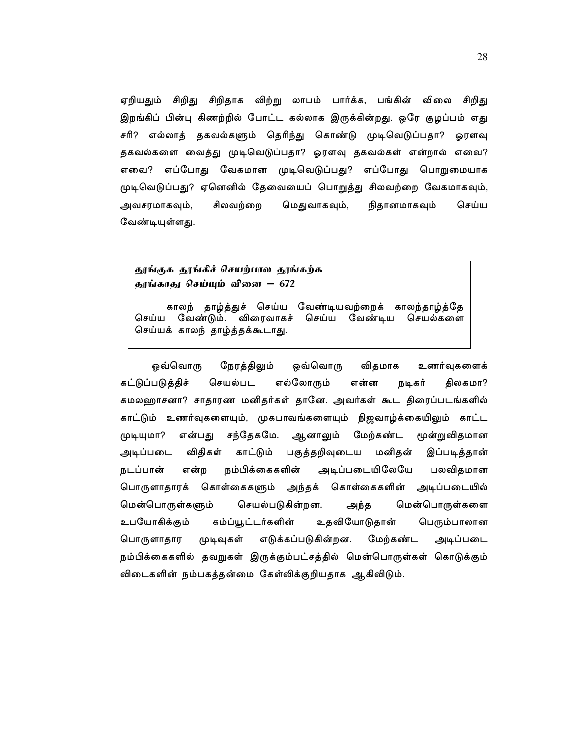ஏறியதும் சிறிது சிறிதாக விற்று லாபம் பார்க்க, பங்கின் விலை சிறிது இறங்கிப் பின்பு கிணற்றில் போட்ட கல்லாக இருக்கின்றது. ஒரே குழப்பம் எது சரி? எல்லாத் தகவல்களும் தெரிந்து கொண்டு முடிவெடுப்பதா? ஓரளவு தகவல்களை வைத்து முடிவெடுப்பதா? ஓரளவு தகவல்கள் என்றால் எவை? எவை? எப்போது வேகமான முடிவெடுப்பது? எப்போது பொறுமையாக முடிவெடுப்பது? ஏனெனில் தேவையைப் பொறுத்து சிலவற்றை வேகமாகவும், அவசரமாகவும், சிலவற்றை மெதுவாகவும், நிதானமாகவும் செய்ய வேண்டியுள்ளது.

> ***<u>தூங்குக</u> <u>தூங்கிச்</u> செயற்பால <u>தூங்கற்க</u>***
> ***<u>தூங்காது</u> செய்யும் வினை – 672***
>
> காலந் தாழ்த்துச் செய்ய வேண்டியவற்றைக் காலந்தாழ்த்தே செய்ய வேண்டும். விரைவாகச் செய்ய வேண்டிய செயல்களை செய்யக் காலந் தாழ்த்தக்கூடாது.

ஒவ்வொரு நேரத்திலும் ஒவ்வொரு விதமாக உணர்வுகளைக் கட்டுப்படுத்திச் செயல்பட எல்லோரும் என்ன நடிகர் திலகமா? கமலஹாசனா? சாதாரண மனிதர்கள் தானே. அவர்கள் கூட திரைப்படங்களில் காட்டும் உணர்வுகளையும், முகபாவங்களையும் நிஜவாழ்க்கையிலும் காட்ட முடியுமா? என்பது சந்தேகமே. ஆனாலும் மேற்கண்ட மூன்றுவிதமான அடிப்படை விதிகள் காட்டும் பகுத்தறிவுடைய மனிதன் இப்படித்தான் நடப்பான் என்ற நம்பிக்கைகளின் அடிப்படையிலேயே பலவிதமான பொருளாதாரக் கொள்கைகளும் அந்தக் கொள்கைகளின் அடிப்படையில் மென்பொருள்களும் செயல்படுகின்றன. அந்த மென்பொருள்களை உபயோகிக்கும் கம்ப்யூட்டர்களின் உதவியோடுதான் பெரும்பாலான பொருளாதார முடிவுகள் எடுக்கப்படுகின்றன. மேற்கண்ட அடிப்படை நம்பிக்கைகளில் தவறுகள் இருக்கும்பட்சத்தில் மென்பொருள்கள் கொடுக்கும் விடைகளின் நம்பகத்தன்மை கேள்விக்குறியதாக ஆகிவிடும்.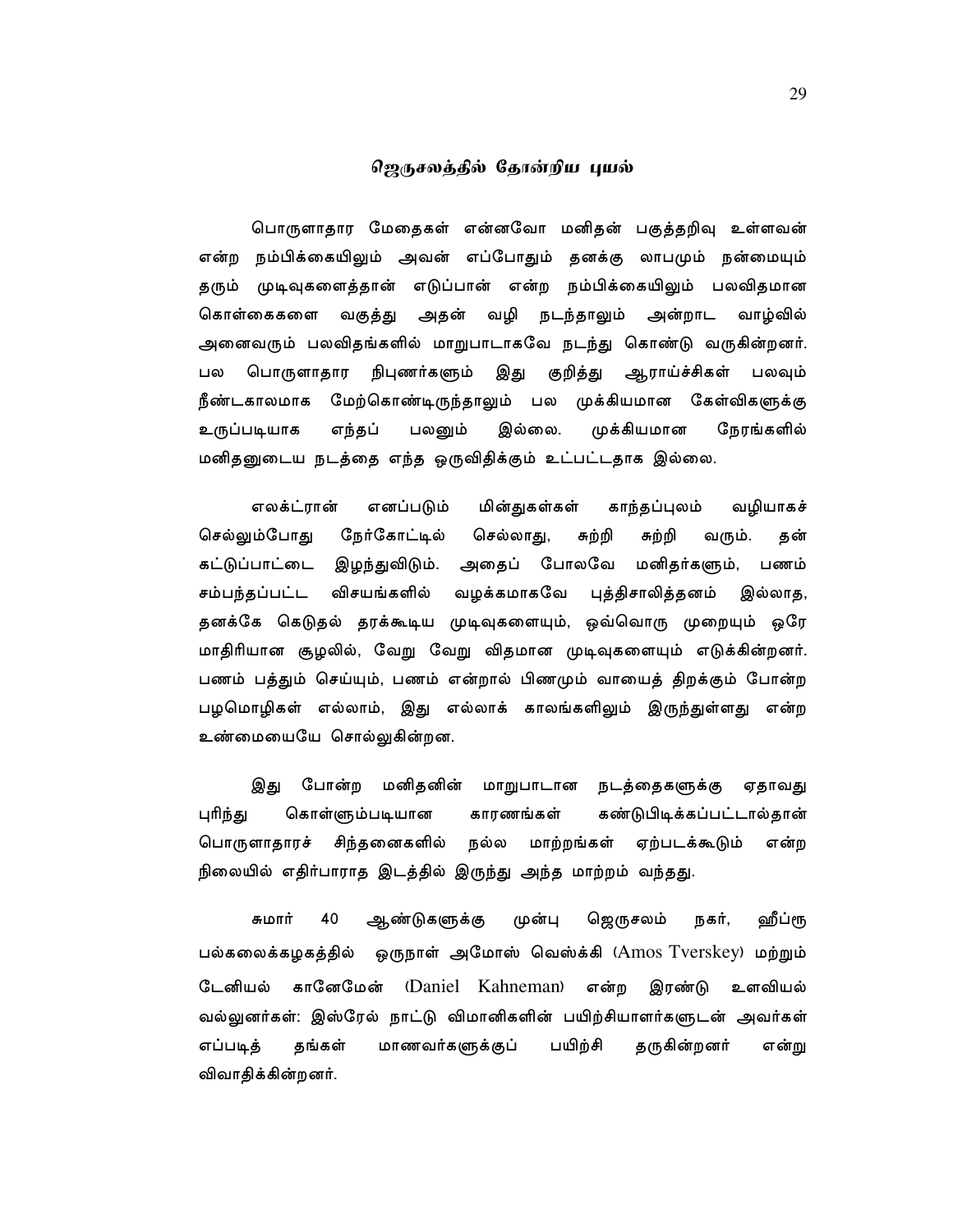## ஜெருசலத்தில் தோன்றிய புயல்

பொருளாதார மேதைகள் என்னவோ மனிதன் பகுத்தறிவு உள்ளவன் என்ற நம்பிக்கையிலும் அவன் எப்போதும் தனக்கு லாபமும் நன்மையும் தரும் முடிவுகளைத்தான் எடுப்பான் என்ற நம்பிக்கையிலும் பலவிதமான கொள்கைகளை வகுத்து அதன் வழி நடந்தாலும் அன்றாட வாழ்வில் அனைவரும் பலவிதங்களில் மாறுபாடாகவே நடந்து கொண்டு வருகின்றனர். பல பொருளாதார நிபுணர்களும் இது குறித்து ஆராய்ச்சிகள் பலவும் நீண்டகாலமாக மேற்கொண்டிருந்தாலும் பல முக்கியமான கேள்விகளுக்கு உருப்படியாக எந்தப் பலனும் இல்லை. முக்கியமான நேரங்களில் மனிதனுடைய நடத்தை எந்த ஒருவிதிக்கும் உட்பட்டதாக இல்லை.

எலக்ட்ரான் எனப்படும் மின்துகள்கள் காந்தப்புலம் வழியாகச் செல்லும்போது நேர்கோட்டில் செல்லாது, சுற்றி சுற்றி வரும். தன் கட்டுப்பாட்டை இழந்துவிடும். அதைப் போலவே மனிதர்களும், பணம் சம்பந்தப்பட்ட விசயங்களில் வழக்கமாகவே புத்திசாலித்தனம் இல்லாத, தனக்கே கெடுதல் தரக்கூடிய முடிவுகளையும், ஒவ்வொரு முறையும் ஒரே மாதிரியான சூழலில், வேறு வேறு விதமான முடிவுகளையும் எடுக்கின்றனர். பணம் பத்தும் செய்யும், பணம் என்றால் பிணமும் வாயைத் திறக்கும் போன்ற பழமொழிகள் எல்லாம், இது எல்லாக் காலங்களிலும் இருந்துள்ளது என்ற உண்மையையே சொல்லுகின்றன.

இது போன்ற மனிதனின் மாறுபாடான நடத்தைகளுக்கு ஏதாவது புரிந்து கொள்ளும்படியான காரணங்கள் கண்டுபிடிக்கப்பட்டால்தான் பொருளாதாரச் சிந்தனைகளில் நல்ல மாற்றங்கள் ஏற்படக்கூடும் என்ற நிலையில் எதிர்பாராத இடத்தில் இருந்து அந்த மாற்றம் வந்தது.

சுமார் 40 ஆண்டுகளுக்கு முன்பு ஜெருசலம் நகர், ஹீப்ரூ பல்கலைக்கழகத்தில் ஒருநாள் அமோஸ் வெஸ்க்கி (Amos Tverskey) மற்றும் டேனியல் கானேமேன் (Daniel Kahneman) என்ற இரண்டு உளவியல் வல்லுனர்கள்: இஸ்ரேல் நாட்டு விமானிகளின் பயிற்சியாளர்களுடன் அவர்கள் எப்படித் தங்கள் மாணவர்களுக்குப் பயிற்சி தருகின்றனர் என்று விவாதிக்கின்றனர்.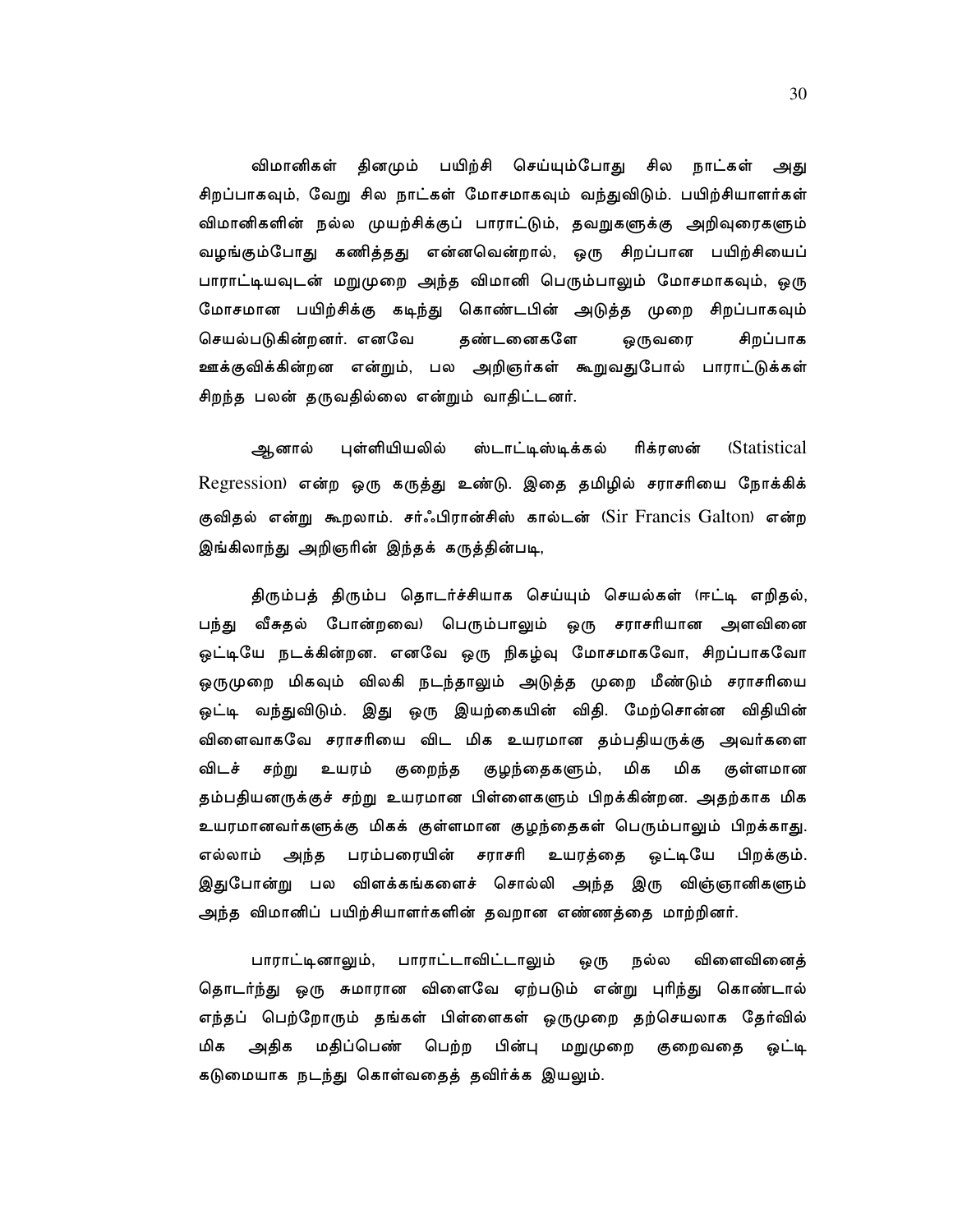விமானிகள் தினமும் பயிற்சி செய்யும்போது சில நாட்கள் அது சிறப்பாகவும், வேறு சில நாட்கள் மோசமாகவும் வந்துவிடும். பயிற்சியாளர்கள் விமானிகளின் நல்ல முயற்சிக்குப் பாராட்டும், தவறுகளுக்கு அறிவுரைகளும் வழங்கும்போது கணித்தது என்னவென்றால், ஒரு சிறப்பான பயிற்சியைப் பாராட்டியவுடன் மறுமுறை அந்த விமானி பெரும்பாலும் மோசமாகவும், ஒரு மோசமான பயிற்சிக்கு கடிந்து கொண்டபின் அடுத்த முறை சிறப்பாகவும் செயல்படுகின்றனர். எனவே தண்டனைகளே ஒருவரை சிறப்பாக ஊக்குவிக்கின்றன என்றும், பல அறிஞர்கள் கூறுவதுபோல் பாராட்டுக்கள் சிறந்த பலன் தருவதில்லை என்றும் வாதிட்டனர்.

ஆனால் புள்ளியியலில் ஸ்டாட்டிஸ்டிக்கல் ரிக்ரஸன் (Statistical Regression) என்ற ஒரு கருத்து உண்டு. இதை தமிழில் சராசரியை நோக்கிக் குவிதல் என்று கூறலாம். சர்ஃபிரான்சிஸ் கால்டன் (Sir Francis Galton) என்ற இங்கிலாந்து அறிஞரின் இந்தக் கருத்தின்படி,

திரும்பத் திரும்ப தொடர்ச்சியாக செய்யும் செயல்கள் (ஈட்டி எறிதல், பந்து வீசுதல் போன்றவை) பெரும்பாலும் ஒரு சராசரியான அளவினை ஒட்டியே நடக்கின்றன. எனவே ஒரு நிகழ்வு மோசமாகவோ, சிறப்பாகவோ ஒருமுறை மிகவும் விலகி நடந்தாலும் அடுத்த முறை மீண்டும் சராசரியை ஒட்டி வந்துவிடும். இது ஒரு இயற்கையின் விதி. மேற்சொன்ன விதியின் விளைவாகவே சராசரியை விட மிக உயரமான தம்பதியருக்கு அவர்களை விடச் சற்று உயரம் குறைந்த குழந்தைகளும், மிக மிக குள்ளமான தம்பதியனருக்குச் சற்று உயரமான பிள்ளைகளும் பிறக்கின்றன. அதற்காக மிக உயரமானவர்களுக்கு மிகக் குள்ளமான குழந்தைகள் பெரும்பாலும் பிறக்காது. எல்லாம் அந்த பரம்பரையின் சராசரி உயரத்தை ஒட்டியே பிறக்கும். இதுபோன்று பல விளக்கங்களைச் சொல்லி அந்த இரு விஞ்ஞானிகளும் அந்த விமானிப் பயிற்சியாளர்களின் தவறான எண்ணத்தை மாற்றினர்.

பாராட்டினாலும், பாராட்டாவிட்டாலும் ஒரு நல்ல விளைவினைத் தொடர்ந்து ஒரு சுமாரான விளைவே ஏற்படும் என்று புரிந்து கொண்டால் எந்தப் பெற்றோரும் தங்கள் பிள்ளைகள் ஒருமுறை தற்செயலாக தேர்வில் மிக அதிக மதிப்பெண் பெற்ற பின்பு மறுமுறை குறைவதை ஒட்டி கடுமையாக நடந்து கொள்வதைத் தவிர்க்க இயலும்.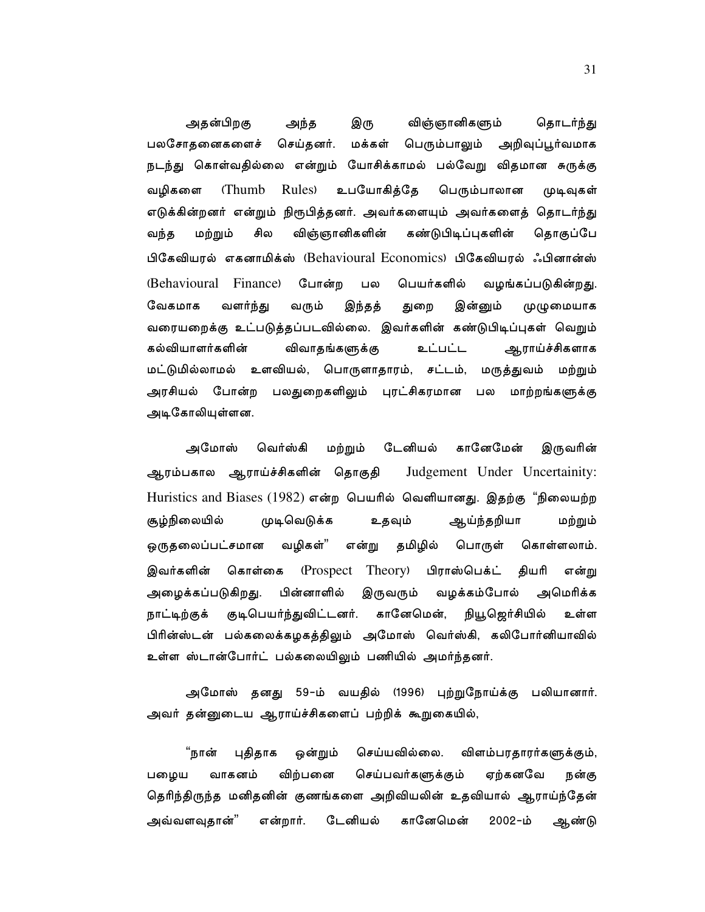அதன்பிறகு அந்த இரு விஞ்ஞானிகளும் தொடர்ந்து பலசோதனைகளைச் செய்தனர். மக்கள் பெரும்பாலும் அறிவுப்பூர்வமாக நடந்து கொள்வதில்லை என்றும் யோசிக்காமல் பல்வேறு விதமான சுருக்கு வழிகளை (Thumb Rules) உபயோகித்தே பெரும்பாலான முடிவுகள் எடுக்கின்றனர் என்றும் நிரூபித்தனர். அவர்களையும் அவர்களைத் தொடர்ந்து வந்த மற்றும் சில விஞ்ஞானிகளின் கண்டுபிடிப்புகளின் தொகுப்பே பிகேவியரல் எகனாமிக்ஸ் (Behavioural Economics) பிகேவியரல் ஃபினான்ஸ் (Behavioural Finance) போன்ற பல பெயர்களில் வழங்கப்படுகின்றது. வேகமாக வளர்ந்து வரும் இந்தத் துறை இன்னும் முழுமையாக வரையறைக்கு உட்படுத்தப்படவில்லை. இவர்களின் கண்டுபிடிப்புகள் வெறும் கல்வியாளர்களின் விவாதங்களுக்கு உட்பட்ட ஆராய்ச்சிகளாக மட்டுமில்லாமல் உளவியல், பொருளாதாரம், சட்டம், மருத்துவம் மற்றும் அரசியல் போன்ற பலதுறைகளிலும் புரட்சிகரமான பல மாற்றங்களுக்கு அடிகோலியுள்ளன.

அமோஸ் வெர்ஸ்கி மற்றும் டேனியல் கானேமேன் இருவரின் ஆரம்பகால ஆராய்ச்சிகளின் தொகுதி Judgement Under Uncertainity: Huristics and Biases (1982) என்ற பெயரில் வெளியானது. இதற்கு "நிலையற்ற சூழ்நிலையில் முடிவெடுக்க உதவும் ஆய்ந்தறியா மற்றும் ஒருதலைப்பட்சமான வழிகள்" என்று தமிழில் பொருள் கொள்ளலாம். இவர்களின் கொள்கை (Prospect Theory) பிராஸ்பெக்ட் தியரி என்று அழைக்கப்படுகிறது. பின்னாளில் இருவரும் வழக்கம்போல் அமெரிக்க நாட்டிற்குக் குடிபெயர்ந்துவிட்டனர். கானேமென், நியூஜெர்சியில் உள்ள பிரின்ஸ்டன் பல்கலைக்கழகத்திலும் அமோஸ் வெர்ஸ்கி, கலிபோர்னியாவில் உள்ள ஸ்டான்போர்ட் பல்கலையிலும் பணியில் அமர்ந்தனர்.

அமோஸ் தனது 59-ம் வயதில் (1996) புற்றுநோய்க்கு பலியானார். அவர் தன்னுடைய ஆராய்ச்சிகளைப் பற்றிக் கூறுகையில்,

"நான் புதிதாக ஒன்றும் செய்யவில்லை. விளம்பரதாரர்களுக்கும், பழைய வாகனம் விற்பனை செய்பவர்களுக்கும் ஏற்கனவே நன்கு தெரிந்திருந்த மனிதனின் குணங்களை அறிவியலின் உதவியால் ஆராய்ந்தேன் அவ்வளவுதான்" என்றார். டேனியல் கானேமென் 2002-ம் ஆண்டு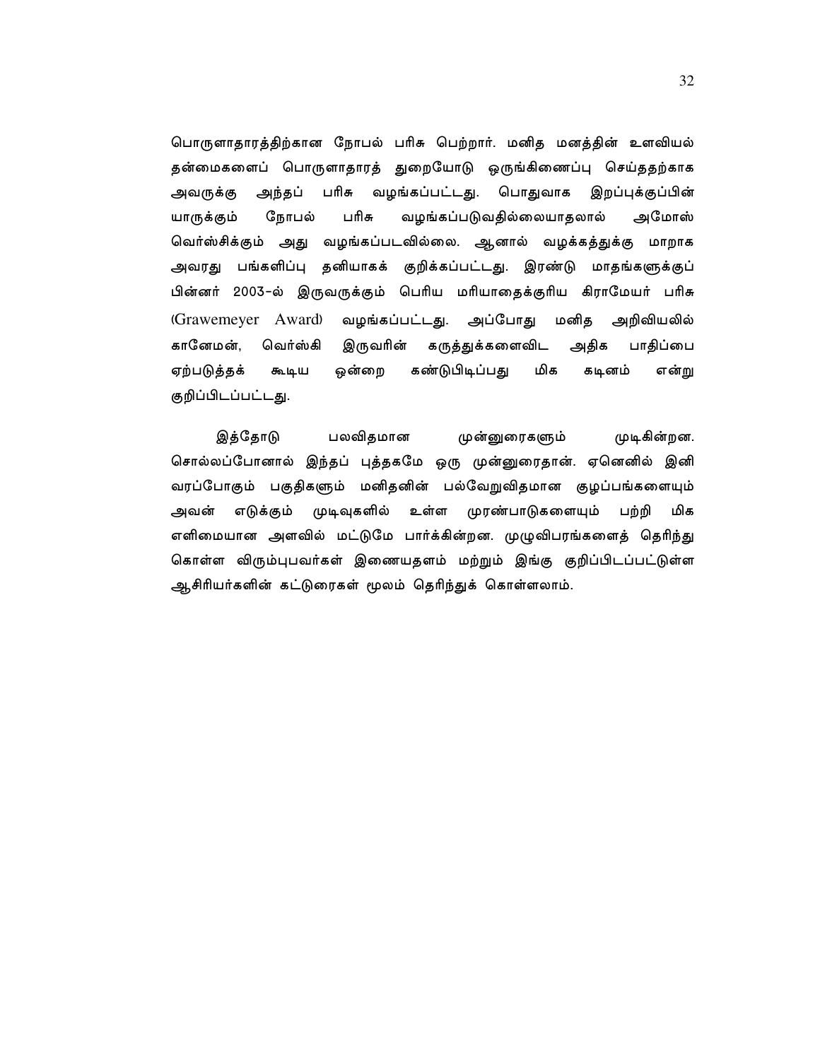பொருளாதாரத்திற்கான நோபல் பரிசு பெற்றார். மனித மனத்தின் உளவியல் தன்மைகளைப் பொருளாதாரத் துறையோடு ஒருங்கிணைப்பு செய்ததற்காக அவருக்கு அந்தப் பரிசு வழங்கப்பட்டது. பொதுவாக இறப்புக்குப்பின் யாருக்கும் நோபல் பரிசு வழங்கப்படுவதில்லையாதலால் அமோஸ் வெர்ஸ்சிக்கும் அது வழங்கப்படவில்லை. ஆனால் வழக்கத்துக்கு மாறாக அவரது பங்களிப்பு தனியாகக் குறிக்கப்பட்டது. இரண்டு மாதங்களுக்குப் பின்னர் 2003-ல் இருவருக்கும் பெரிய மரியாதைக்குரிய கிராமேயர் பரிசு (Grawemeyer Award) வழங்கப்பட்டது. அப்போது மனித அறிவியலில் கானேமன், வெர்ஸ்கி இருவரின் கருத்துக்களைவிட அதிக பாதிப்பை ஏற்படுத்தக் கூடிய ஒன்றை கண்டுபிடிப்பது மிக கடினம் என்று குறிப்பிடப்பட்டது.

இத்தோடு பலவிதமான முன்னுரைகளும் முடிகின்றன. சொல்லப்போனால் இந்தப் புத்தகமே ஒரு முன்னுரைதான். ஏனெனில் இனி வரப்போகும் பகுதிகளும் மனிதனின் பல்வேறுவிதமான குழப்பங்களையும் அவன் எடுக்கும் முடிவுகளில் உள்ள முரண்பாடுகளையும் பற்றி மிக எளிமையான அளவில் மட்டுமே பார்க்கின்றன. முழுவிபரங்களைத் தெரிந்து கொள்ள விரும்புபவர்கள் இணையதளம் மற்றும் இங்கு குறிப்பிடப்பட்டுள்ள ஆசிரியர்களின் கட்டுரைகள் மூலம் தெரிந்துக் கொள்ளலாம்.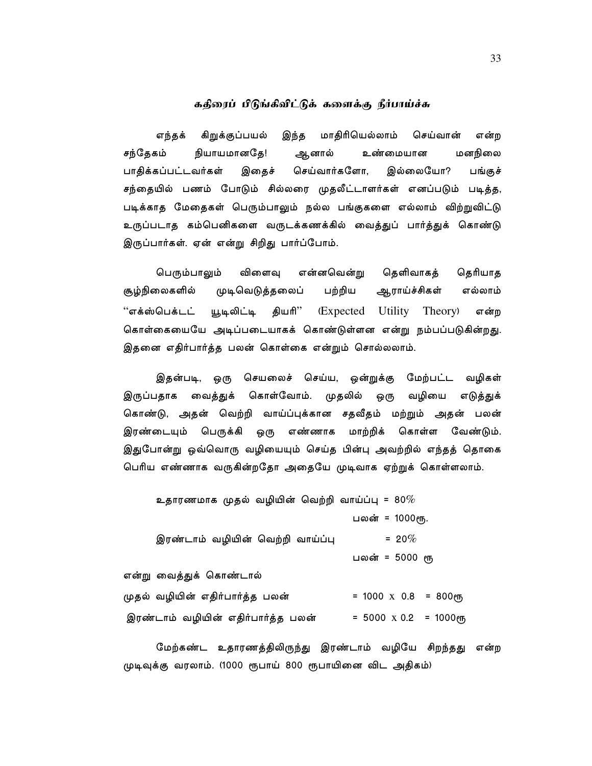## கதிரைப் பிடுங்கிவிட்டுக் களைக்கு நீர்பாய்ச்சு

எந்தக் கிறுக்குப்பயல் இந்த மாதிரியெல்லாம் செய்வான் என்ற சந்தேகம் நியாயமானதே! ஆனால் உண்மையான மனநிலை பாதிக்கப்பட்டவர்கள் இதைச் செய்வார்களோ, இல்லையோ? பங்குச் சந்தையில் பணம் போடும் சில்லரை முதலீட்டாளர்கள் எனப்படும் படித்த, படிக்காத மேதைகள் பெரும்பாலும் நல்ல பங்குகளை எல்லாம் விற்றுவிட்டு உருப்படாத கம்பெனிகளை வருடக்கணக்கில் வைத்துப் பார்த்துக் கொண்டு இருப்பார்கள். ஏன் என்று சிறிது பார்ப்போம்.

பெரும்பாலும் விளைவு என்னவென்று தெளிவாகத் தெரியாத சூழ்நிலைகளில் முடிவெடுத்தலைப் பற்றிய ஆராய்ச்சிகள் எல்லாம் ''எக்ஸ்பெக்டட் யூடிலிட்டி தியரி'' (Expected Utility Theory) என்ற கொள்கையையே அடிப்படையாகக் கொண்டுள்ளன என்று நம்பப்படுகின்றது. இதனை எதிர்பார்த்த பலன் கொள்கை என்றும் சொல்லலாம்.

இதன்படி, ஒரு செயலைச் செய்ய, ஒன்றுக்கு மேற்பட்ட வழிகள் இருப்பதாக வைத்துக் கொள்வோம். முதலில் ஒரு வழியை எடுத்துக் கொண்டு, அதன் வெற்றி வாய்ப்புக்கான சதவீதம் மற்றும் அதன் பலன் இரண்டையும் பெருக்கி ஒரு எண்ணாக மாற்றிக் கொள்ள வேண்டும். இதுபோன்று ஒவ்வொரு வழியையும் செய்த பின்பு அவற்றில் எந்தத் தொகை பெரிய எண்ணாக வருகின்றதோ அதையே முடிவாக ஏற்றுக் கொள்ளலாம்.

உதாரணமாக முதல் வழியின் வெற்றி வாய்ப்பு = 80%
பலன் = 1000ரூ.

இரண்டாம் வழியின் வெற்றி வாய்ப்பு = 20%
பலன் = 5000 ரூ

என்று வைத்துக் கொண்டால்

முதல் வழியின் எதிர்பார்த்த பலன் = 1000 x 0.8 = 800ரூ

இரண்டாம் வழியின் எதிர்பார்த்த பலன் = 5000 x 0.2 = 1000ரூ

மேற்கண்ட உதாரணத்திலிருந்து இரண்டாம் வழியே சிறந்தது என்ற முடிவுக்கு வரலாம். (1000 ரூபாய் 800 ரூபாயினை விட அதிகம்)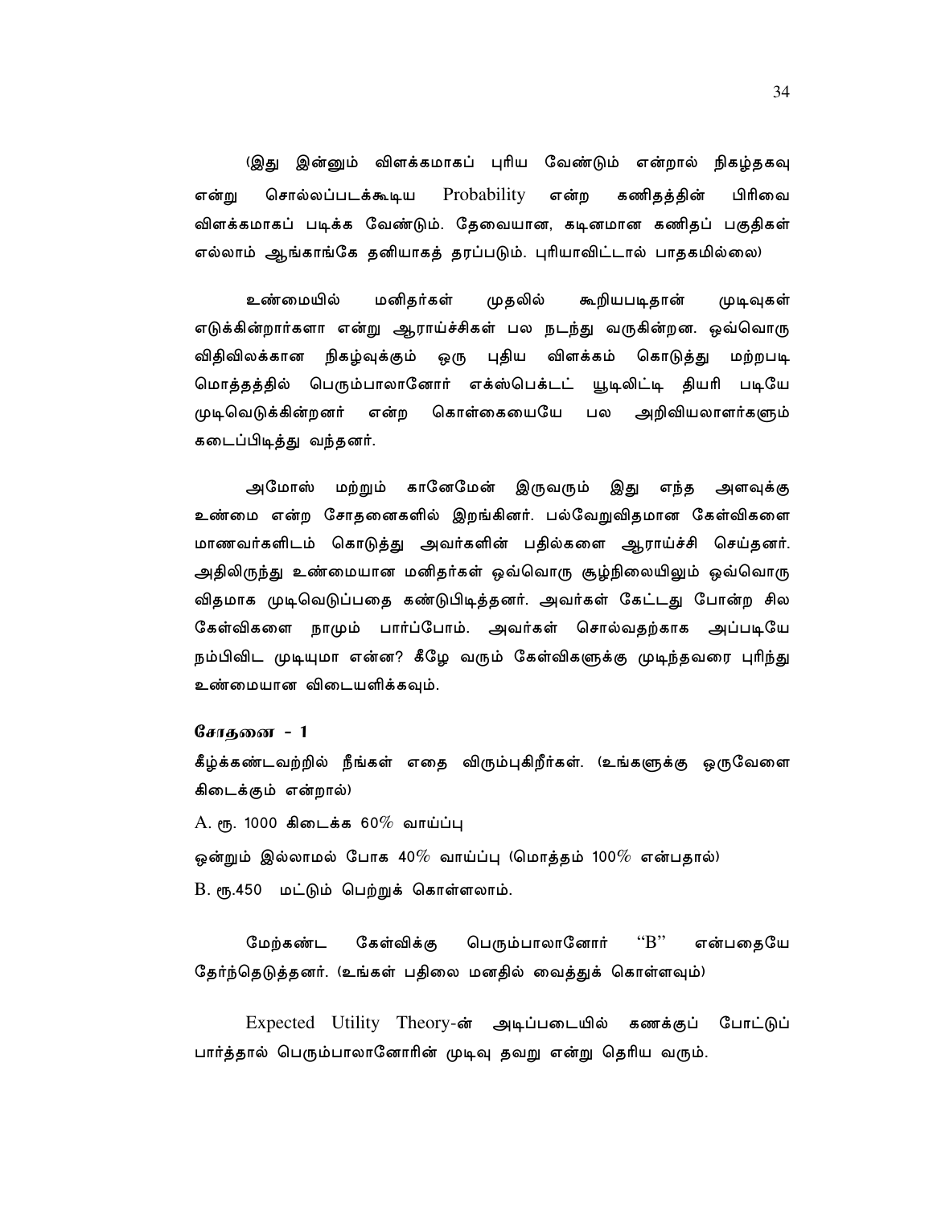(இது இன்னும் விளக்கமாகப் புரிய வேண்டும் என்றால் நிகழ்தகவு என்று சொல்லப்படக்கூடிய Probability என்ற கணிதத்தின் பிரிவை விளக்கமாகப் படிக்க வேண்டும். தேவையான, கடினமான கணிதப் பகுதிகள் எல்லாம் ஆங்காங்கே தனியாகத் தரப்படும். புரியாவிட்டால் பாதகமில்லை)

உண்மையில் மனிதர்கள் முதலில் கூறியபடிதான் முடிவுகள் எடுக்கின்றார்களா என்று ஆராய்ச்சிகள் பல நடந்து வருகின்றன. ஒவ்வொரு விதிவிலக்கான நிகழ்வுக்கும் ஒரு புதிய விளக்கம் கொடுத்து மற்றபடி மொத்தத்தில் பெரும்பாலானோர் எக்ஸ்பெக்டட் யூடிலிட்டி தியரி படியே முடிவெடுக்கின்றனர் என்ற கொள்கையையே பல அறிவியலாளர்களும் கடைப்பிடித்து வந்தனர்.

அமோஸ் மற்றும் கானேமேன் இருவரும் இது எந்த அளவுக்கு உண்மை என்ற சோதனைகளில் இறங்கினர். பல்வேறுவிதமான கேள்விகளை மாணவர்களிடம் கொடுத்து அவர்களின் பதில்களை ஆராய்ச்சி செய்தனர். அதிலிருந்து உண்மையான மனிதர்கள் ஒவ்வொரு சூழ்நிலையிலும் ஒவ்வொரு விதமாக முடிவெடுப்பதை கண்டுபிடித்தனர். அவர்கள் கேட்டது போன்ற சில கேள்விகளை நாமும் பார்ப்போம். அவர்கள் சொல்வதற்காக அப்படியே நம்பிவிட முடியுமா என்ன? கீழே வரும் கேள்விகளுக்கு முடிந்தவரை புரிந்து உண்மையான விடையளிக்கவும்.

**சோதனை - 1**

கீழ்க்கண்டவற்றில் நீங்கள் எதை விரும்புகிறீர்கள். (உங்களுக்கு ஒருவேளை கிடைக்கும் என்றால்)

A. ரூ. 1000 கிடைக்க 60% வாய்ப்பு

ஒன்றும் இல்லாமல் போக 40% வாய்ப்பு (மொத்தம் 100% என்பதால்)

B. ரூ.450 மட்டும் பெற்றுக் கொள்ளலாம்.

மேற்கண்ட கேள்விக்கு பெரும்பாலானோர் "B" என்பதையே தேர்ந்தெடுத்தனர். (உங்கள் பதிலை மனதில் வைத்துக் கொள்ளவும்)

Expected Utility Theory-ன் அடிப்படையில் கணக்குப் போட்டுப் பார்த்தால் பெரும்பாலானோரின் முடிவு தவறு என்று தெரிய வரும்.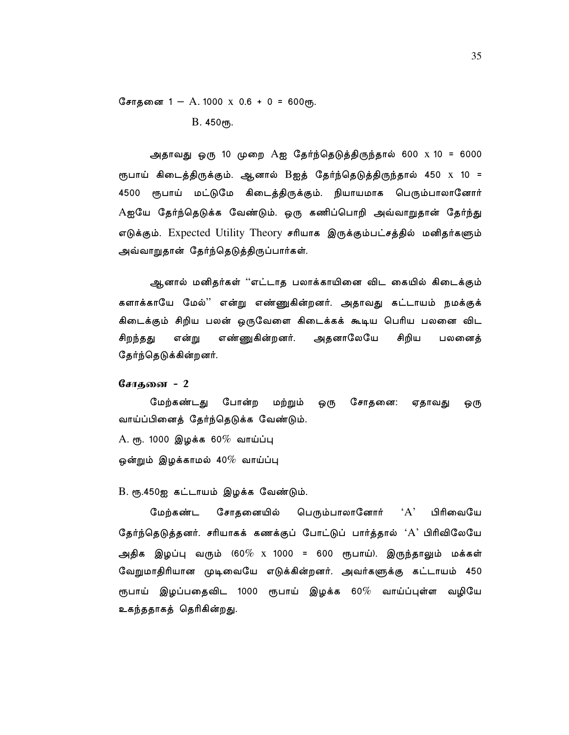சோதனை 1 – A. 1000 x 0.6 + 0 = 600ரூ.

B. 450ரூ.

அதாவது ஒரு 10 முறை Aஐ தேர்ந்தெடுத்திருந்தால் 600 x 10 = 6000 ரூபாய் கிடைத்திருக்கும். ஆனால் Bஐத் தேர்ந்தெடுத்திருந்தால் 450 x 10 = 4500 ரூபாய் மட்டுமே கிடைத்திருக்கும். நியாயமாக பெரும்பாலானோர் Aஐயே தேர்ந்தெடுக்க வேண்டும். ஒரு கணிப்பொறி அவ்வாறுதான் தேர்ந்து எடுக்கும். Expected Utility Theory சரியாக இருக்கும்பட்சத்தில் மனிதர்களும் அவ்வாறுதான் தேர்ந்தெடுத்திருப்பார்கள்.

ஆனால் மனிதர்கள் ''எட்டாத பலாக்காயினை விட கையில் கிடைக்கும் களாக்காயே மேல்'' என்று எண்ணுகின்றனர். அதாவது கட்டாயம் நமக்குக் கிடைக்கும் சிறிய பலன் ஒருவேளை கிடைக்கக் கூடிய பெரிய பலனை விட சிறந்தது என்று எண்ணுகின்றனர். அதனாலேயே சிறிய பலனைத் தேர்ந்தெடுக்கின்றனர்.

**சோதனை - 2**

மேற்கண்டது போன்ற மற்றும் ஒரு சோதனை: ஏதாவது ஒரு வாய்ப்பினைத் தேர்ந்தெடுக்க வேண்டும்.

A. ரூ. 1000 இழக்க 60% வாய்ப்பு

ஒன்றும் இழக்காமல் 40% வாய்ப்பு

B. ரூ.450ஐ கட்டாயம் இழக்க வேண்டும்.

மேற்கண்ட சோதனையில் பெரும்பாலானோர் 'A' பிரிவையே தேர்ந்தெடுத்தனர். சரியாகக் கணக்குப் போட்டுப் பார்த்தால் 'A' பிரிவிலேயே அதிக இழப்பு வரும் (60% x 1000 = 600 ரூபாய்). இருந்தாலும் மக்கள் வேறுமாதிரியான முடிவையே எடுக்கின்றனர். அவர்களுக்கு கட்டாயம் 450 ரூபாய் இழப்பதைவிட 1000 ரூபாய் இழக்க 60% வாய்ப்புள்ள வழியே உகந்ததாகத் தெரிகின்றது.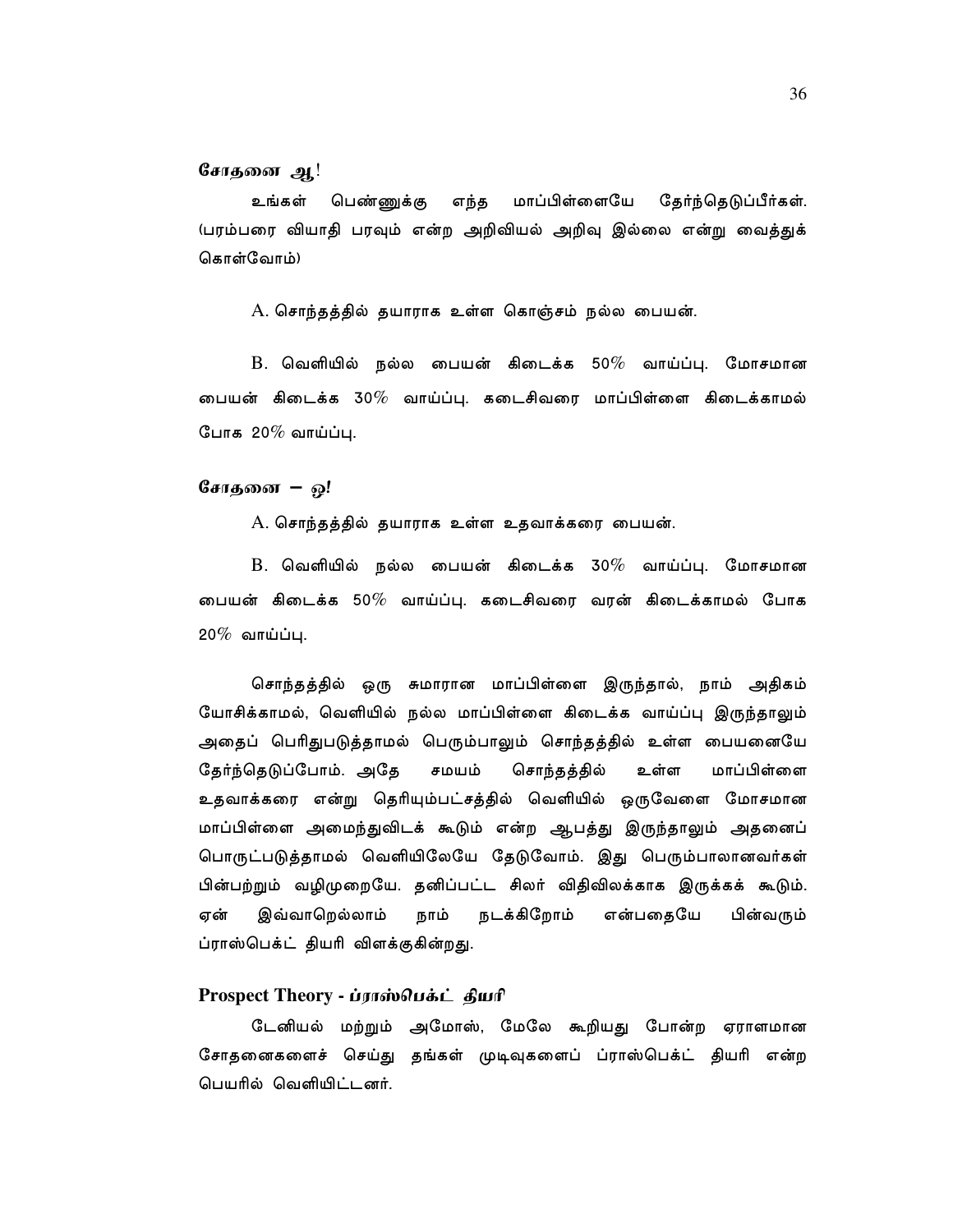**சோதனை ஆ!**

உங்கள் பெண்ணுக்கு எந்த மாப்பிள்ளையே தேர்ந்தெடுப்பீர்கள். (பரம்பரை வியாதி பரவும் என்ற அறிவியல் அறிவு இல்லை என்று வைத்துக் கொள்வோம்)

A. சொந்தத்தில் தயாராக உள்ள கொஞ்சம் நல்ல பையன்.

B. வெளியில் நல்ல பையன் கிடைக்க 50% வாய்ப்பு. மோசமான பையன் கிடைக்க 30% வாய்ப்பு. கடைசிவரை மாப்பிள்ளை கிடைக்காமல் போக 20% வாய்ப்பு.

**சோதனை – ஒ!**

A. சொந்தத்தில் தயாராக உள்ள உதவாக்கரை பையன்.

B. வெளியில் நல்ல பையன் கிடைக்க 30% வாய்ப்பு. மோசமான பையன் கிடைக்க 50% வாய்ப்பு. கடைசிவரை வரன் கிடைக்காமல் போக 20% வாய்ப்பு.

சொந்தத்தில் ஒரு சுமாரான மாப்பிள்ளை இருந்தால், நாம் அதிகம் யோசிக்காமல், வெளியில் நல்ல மாப்பிள்ளை கிடைக்க வாய்ப்பு இருந்தாலும் அதைப் பெரிதுபடுத்தாமல் பெரும்பாலும் சொந்தத்தில் உள்ள பையனையே தேர்ந்தெடுப்போம். அதே சமயம் சொந்தத்தில் உள்ள மாப்பிள்ளை உதவாக்கரை என்று தெரியும்பட்சத்தில் வெளியில் ஒருவேளை மோசமான மாப்பிள்ளை அமைந்துவிடக் கூடும் என்ற ஆபத்து இருந்தாலும் அதனைப் பொருட்படுத்தாமல் வெளியிலேயே தேடுவோம். இது பெரும்பாலானவர்கள் பின்பற்றும் வழிமுறையே. தனிப்பட்ட சிலர் விதிவிலக்காக இருக்கக் கூடும். ஏன் இவ்வாறெல்லாம் நாம் நடக்கிறோம் என்பதையே பின்வரும் ப்ராஸ்பெக்ட் தியரி விளக்குகின்றது.

## Prospect Theory - *ப்ராஸ்பெக்ட் தியரி*

டேனியல் மற்றும் அமோஸ், மேலே கூறியது போன்ற ஏராளமான சோதனைகளைச் செய்து தங்கள் முடிவுகளைப் ப்ராஸ்பெக்ட் தியரி என்ற பெயரில் வெளியிட்டனர்.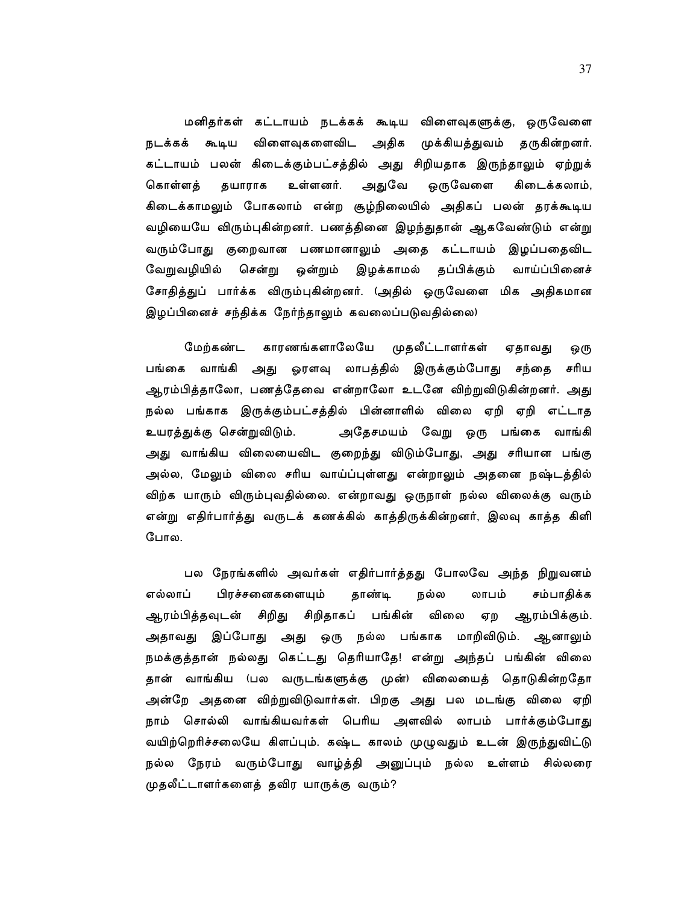மனிதர்கள் கட்டாயம் நடக்கக் கூடிய விளைவுகளுக்கு, ஒருவேளை நடக்கக் கூடிய விளைவுகளைவிட அதிக முக்கியத்துவம் தருகின்றனர். கட்டாயம் பலன் கிடைக்கும்பட்சத்தில் அது சிறியதாக இருந்தாலும் ஏற்றுக் கொள்ளத் தயாராக உள்ளனர். அதுவே ஒருவேளை கிடைக்கலாம், கிடைக்காமலும் போகலாம் என்ற சூழ்நிலையில் அதிகப் பலன் தரக்கூடிய வழியையே விரும்புகின்றனர். பணத்தினை இழந்துதான் ஆகவேண்டும் என்று வரும்போது குறைவான பணமானாலும் அதை கட்டாயம் இழப்பதைவிட வேறுவழியில் சென்று ஒன்றும் இழக்காமல் தப்பிக்கும் வாய்ப்பினைச் சோதித்துப் பார்க்க விரும்புகின்றனர். (அதில் ஒருவேளை மிக அதிகமான இழப்பினைச் சந்திக்க நேர்ந்தாலும் கவலைப்படுவதில்லை)

மேற்கண்ட காரணங்களாலேயே முதலீட்டாளர்கள் ஏதாவது ஒரு பங்கை வாங்கி அது ஓரளவு லாபத்தில் இருக்கும்போது சந்தை சரிய ஆரம்பித்தாலோ, பணத்தேவை என்றாலோ உடனே விற்றுவிடுகின்றனர். அது நல்ல பங்காக இருக்கும்பட்சத்தில் பின்னாளில் விலை ஏறி ஏறி எட்டாத உயரத்துக்கு சென்றுவிடும். அதேசமயம் வேறு ஒரு பங்கை வாங்கி அது வாங்கிய விலையைவிட குறைந்து விடும்போது, அது சரியான பங்கு அல்ல, மேலும் விலை சரிய வாய்ப்புள்ளது என்றாலும் அதனை நஷ்டத்தில் விற்க யாரும் விரும்புவதில்லை. என்றாவது ஒருநாள் நல்ல விலைக்கு வரும் என்று எதிர்பார்த்து வருடக் கணக்கில் காத்திருக்கின்றனர், இலவு காத்த கிளி போல.

பல நேரங்களில் அவர்கள் எதிர்பார்த்தது போலவே அந்த நிறுவனம் எல்லாப் பிரச்சனைகளையும் தாண்டி நல்ல லாபம் சம்பாதிக்க ஆரம்பித்தவுடன் சிறிது சிறிதாகப் பங்கின் விலை ஏற ஆரம்பிக்கும். அதாவது இப்போது அது ஒரு நல்ல பங்காக மாறிவிடும். ஆனாலும் நமக்குத்தான் நல்லது கெட்டது தெரியாதே! என்று அந்தப் பங்கின் விலை தான் வாங்கிய (பல வருடங்களுக்கு முன்) விலையைத் தொடுகின்றதோ அன்றே அதனை விற்றுவிடுவார்கள். பிறகு அது பல மடங்கு விலை ஏறி நாம் சொல்லி வாங்கியவர்கள் பெரிய அளவில் லாபம் பார்க்கும்போது வயிற்றெரிச்சலையே கிளப்பும். கஷ்ட காலம் முழுவதும் உடன் இருந்துவிட்டு நல்ல நேரம் வரும்போது வாழ்த்தி அனுப்பும் நல்ல உள்ளம் சில்லரை முதலீட்டாளர்களைத் தவிர யாருக்கு வரும்?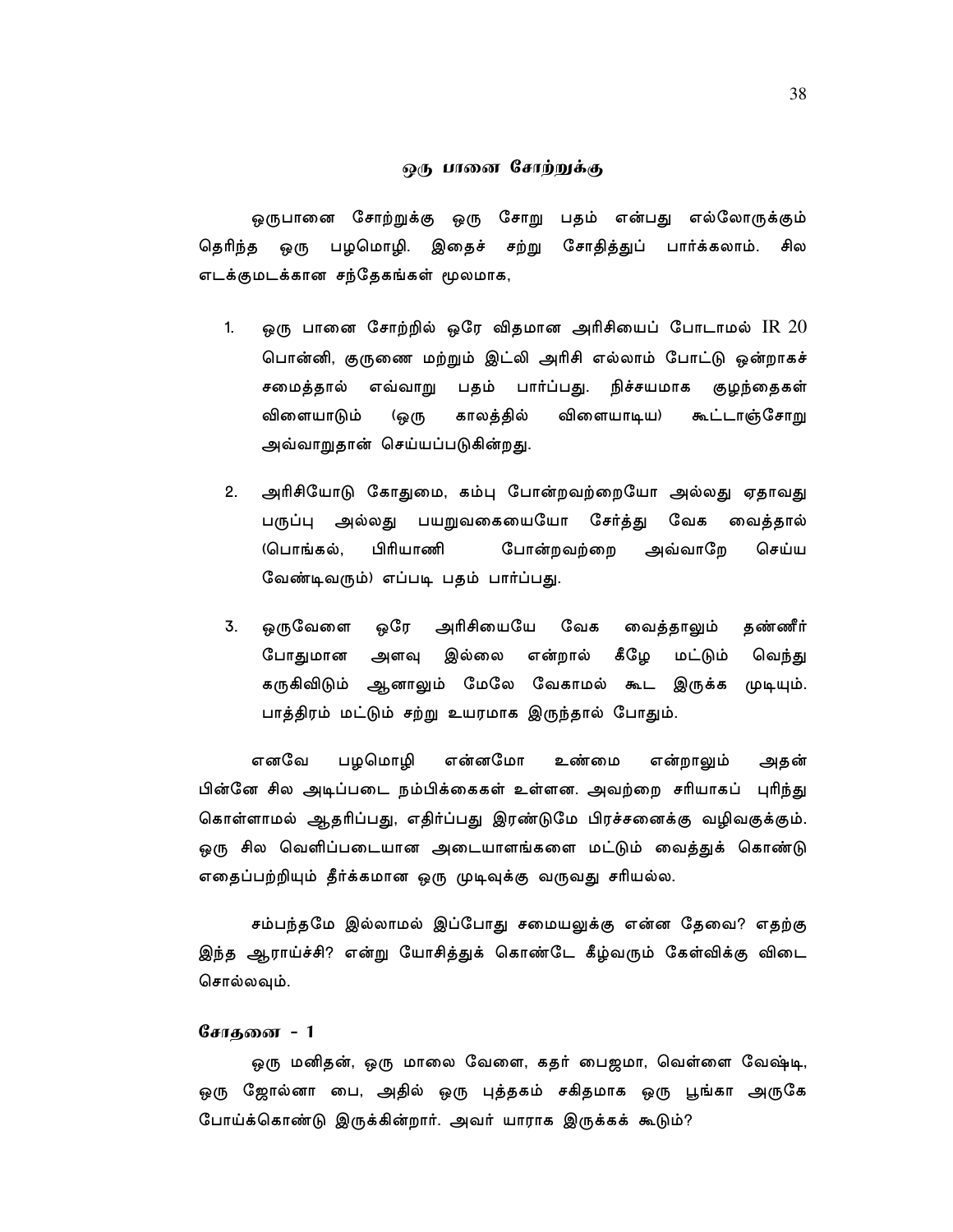## ஒரு பானை சோற்றுக்கு

ஒருபானை சோற்றுக்கு ஒரு சோறு பதம் என்பது எல்லோருக்கும் தெரிந்த ஒரு பழமொழி. இதைச் சற்று சோதித்துப் பார்க்கலாம். சில எடக்குமடக்கான சந்தேகங்கள் மூலமாக,

1. ஒரு பானை சோற்றில் ஒரே விதமான அரிசியைப் போடாமல் IR 20 பொன்னி, குருணை மற்றும் இட்லி அரிசி எல்லாம் போட்டு ஒன்றாகச் சமைத்தால் எவ்வாறு பதம் பார்ப்பது. நிச்சயமாக குழந்தைகள் விளையாடும் (ஒரு காலத்தில் விளையாடிய) கூட்டாஞ்சோறு அவ்வாறுதான் செய்யப்படுகின்றது.

2. அரிசியோடு கோதுமை, கம்பு போன்றவற்றையோ அல்லது ஏதாவது பருப்பு அல்லது பயறுவகையையோ சேர்த்து வேக வைத்தால் (பொங்கல், பிரியாணி போன்றவற்றை அவ்வாறே செய்ய வேண்டிவரும்) எப்படி பதம் பார்ப்பது.

3. ஒருவேளை ஒரே அரிசியையே வேக வைத்தாலும் தண்ணீர் போதுமான அளவு இல்லை என்றால் கீழே மட்டும் வெந்து கருகிவிடும் ஆனாலும் மேலே வேகாமல் கூட இருக்க முடியும். பாத்திரம் மட்டும் சற்று உயரமாக இருந்தால் போதும்.

எனவே பழமொழி என்னமோ உண்மை என்றாலும் அதன் பின்னே சில அடிப்படை நம்பிக்கைகள் உள்ளன. அவற்றை சரியாகப் புரிந்து கொள்ளாமல் ஆதரிப்பது, எதிர்ப்பது இரண்டுமே பிரச்சனைக்கு வழிவகுக்கும். ஒரு சில வெளிப்படையான அடையாளங்களை மட்டும் வைத்துக் கொண்டு எதைப்பற்றியும் தீர்க்கமான ஒரு முடிவுக்கு வருவது சரியல்ல.

சம்பந்தமே இல்லாமல் இப்போது சமையலுக்கு என்ன தேவை? எதற்கு இந்த ஆராய்ச்சி? என்று யோசித்துக் கொண்டே கீழ்வரும் கேள்விக்கு விடை சொல்லவும்.

### சோதனை - 1

ஒரு மனிதன், ஒரு மாலை வேளை, கதர் பைஜமா, வெள்ளை வேஷ்டி, ஒரு ஜோல்னா பை, அதில் ஒரு புத்தகம் சகிதமாக ஒரு பூங்கா அருகே போய்க்கொண்டு இருக்கின்றார். அவர் யாராக இருக்கக் கூடும்?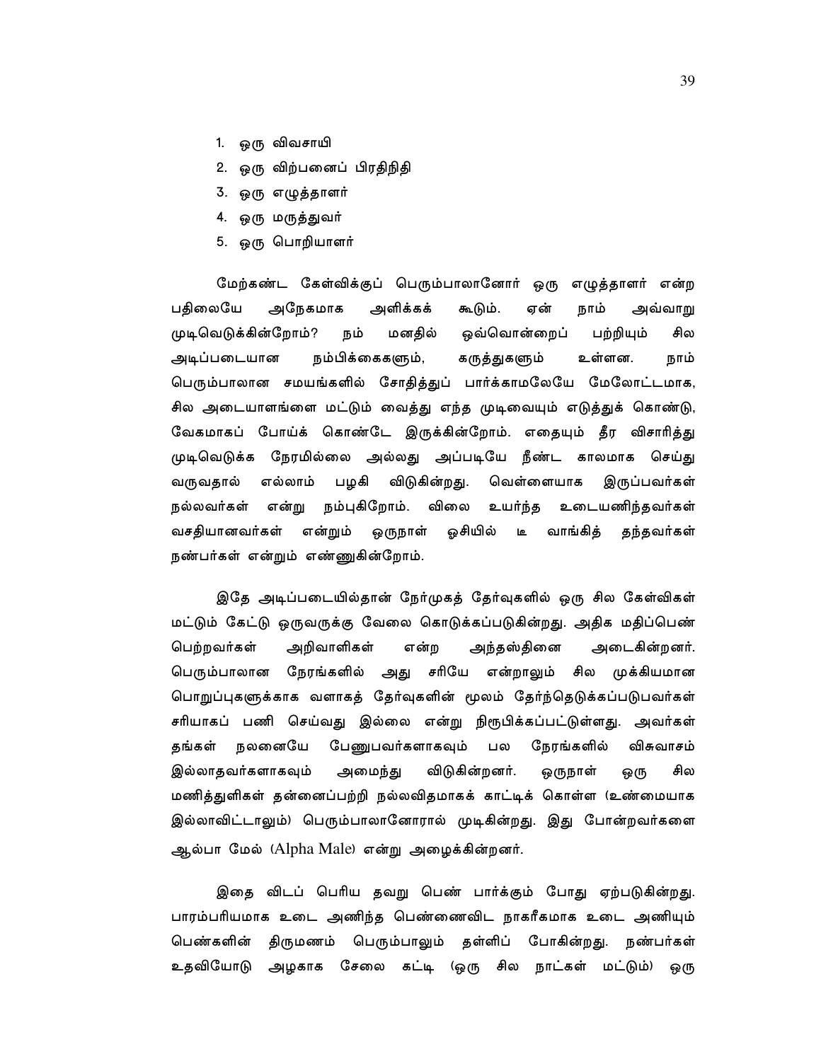1. ஒரு விவசாயி
2. ஒரு விற்பனைப் பிரதிநிதி
3. ஒரு எழுத்தாளர்
4. ஒரு மருத்துவர்
5. ஒரு பொறியாளர்

மேற்கண்ட கேள்விக்குப் பெரும்பாலானோர் ஒரு எழுத்தாளர் என்ற பதிலையே அநேகமாக அளிக்கக் கூடும். ஏன் நாம் அவ்வாறு முடிவெடுக்கின்றோம்? நம் மனதில் ஒவ்வொன்றைப் பற்றியும் சில அடிப்படையான நம்பிக்கைகளும், கருத்துகளும் உள்ளன. நாம் பெரும்பாலான சமயங்களில் சோதித்துப் பார்க்காமலேயே மேலோட்டமாக, சில அடையாளங்களை மட்டும் வைத்து எந்த முடிவையும் எடுத்துக் கொண்டு, வேகமாகப் போய்க் கொண்டே இருக்கின்றோம். எதையும் தீர விசாரித்து முடிவெடுக்க நேரமில்லை அல்லது அப்படியே நீண்ட காலமாக செய்து வருவதால் எல்லாம் பழகி விடுகின்றது. வெள்ளையாக இருப்பவர்கள் நல்லவர்கள் என்று நம்புகிறோம். விலை உயர்ந்த உடையணிந்தவர்கள் வசதியானவர்கள் என்றும் ஒருநாள் ஓசியில் டீ வாங்கித் தந்தவர்கள் நண்பர்கள் என்றும் எண்ணுகின்றோம்.

இதே அடிப்படையில்தான் நேர்முகத் தேர்வுகளில் ஒரு சில கேள்விகள் மட்டும் கேட்டு ஒருவருக்கு வேலை கொடுக்கப்படுகின்றது. அதிக மதிப்பெண் பெற்றவர்கள் அறிவாளிகள் என்ற அந்தஸ்தினை அடைகின்றனர். பெரும்பாலான நேரங்களில் அது சரியே என்றாலும் சில முக்கியமான பொறுப்புகளுக்காக வளாகத் தேர்வுகளின் மூலம் தேர்ந்தெடுக்கப்படுபவர்கள் சரியாகப் பணி செய்வது இல்லை என்று நிரூபிக்கப்பட்டுள்ளது. அவர்கள் தங்கள் நலனையே பேணுபவர்களாகவும் பல நேரங்களில் விசுவாசம் இல்லாதவர்களாகவும் அமைந்து விடுகின்றனர். ஒருநாள் ஒரு சில மணித்துளிகள் தன்னைப்பற்றி நல்லவிதமாகக் காட்டிக் கொள்ள (உண்மையாக இல்லாவிட்டாலும்) பெரும்பாலானோரால் முடிகின்றது. இது போன்றவர்களை ஆல்பா மேல் (Alpha Male) என்று அழைக்கின்றனர்.

இதை விடப் பெரிய தவறு பெண் பார்க்கும் போது ஏற்படுகின்றது. பாரம்பரியமாக உடை அணிந்த பெண்ணைவிட நாகரீகமாக உடை அணியும் பெண்களின் திருமணம் பெரும்பாலும் தள்ளிப் போகின்றது. நண்பர்கள் உதவியோடு அழகாக சேலை கட்டி (ஒரு சில நாட்கள் மட்டும்) ஒரு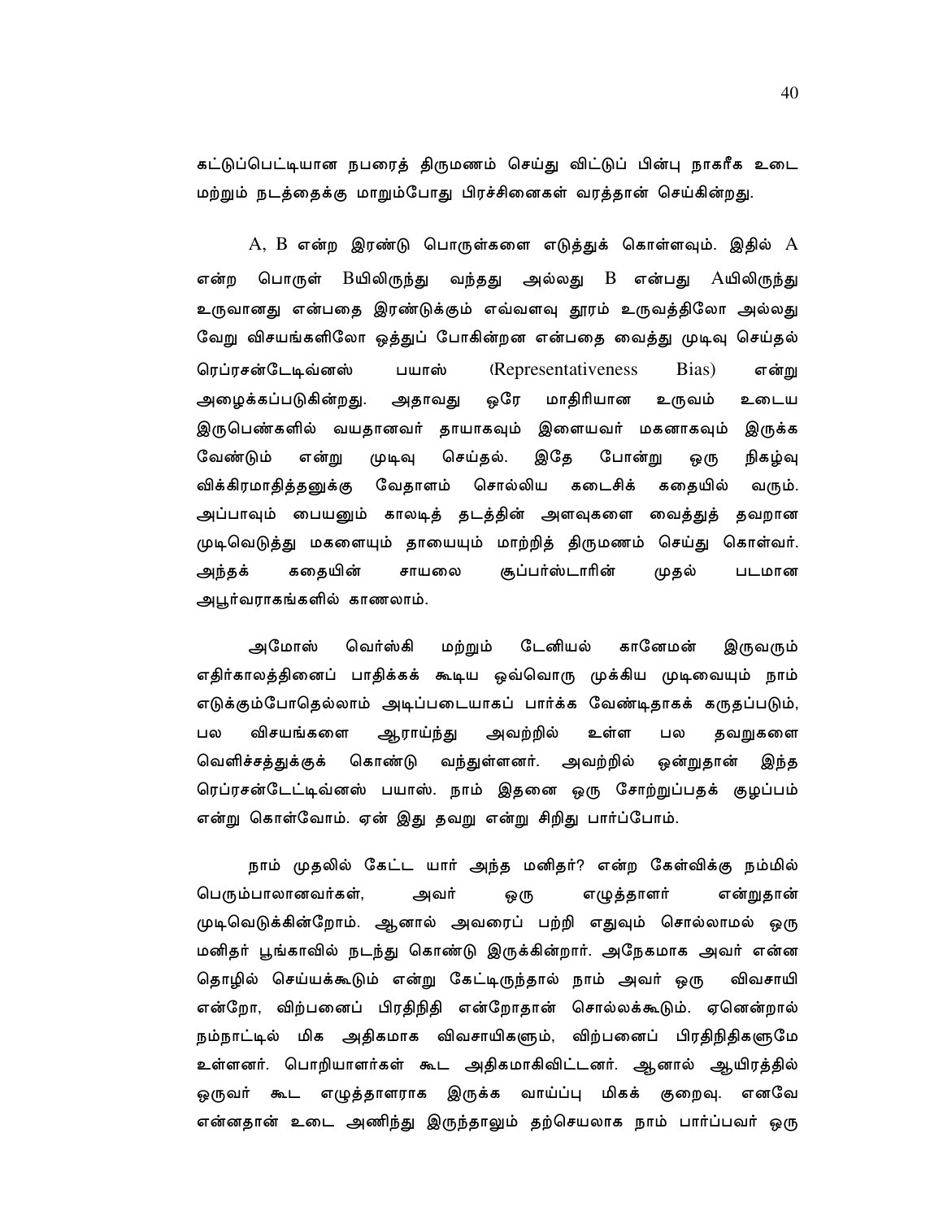கட்டுப்பெட்டியான நபரைத் திருமணம் செய்து விட்டுப் பின்பு நாகரீக உடை மற்றும் நடத்தைக்கு மாறும்போது பிரச்சினைகள் வரத்தான் செய்கின்றது.

A, B என்ற இரண்டு பொருள்களை எடுத்துக் கொள்ளவும். இதில் A என்ற பொருள் Bயிலிருந்து வந்தது அல்லது B என்பது Aயிலிருந்து உருவானது என்பதை இரண்டுக்கும் எவ்வளவு தூரம் உருவத்திலோ அல்லது வேறு விசயங்களிலோ ஒத்துப் போகின்றன என்பதை வைத்து முடிவு செய்தல் ரெப்ரசன்டேடிவ்னஸ் பயாஸ் (Representativeness Bias) என்று அழைக்கப்படுகின்றது. அதாவது ஒரே மாதிரியான உருவம் உடைய இருபெண்களில் வயதானவர் தாயாகவும் இளையவர் மகனாகவும் இருக்க வேண்டும் என்று முடிவு செய்தல். இதே போன்று ஒரு நிகழ்வு விக்கிரமாதித்தனுக்கு வேதாளம் சொல்லிய கடைசிக் கதையில் வரும். அப்பாவும் பையனும் காலடித் தடத்தின் அளவுகளை வைத்துத் தவறான முடிவெடுத்து மகளையும் தாயையும் மாற்றித் திருமணம் செய்து கொள்வர். அந்தக் கதையின் சாயலை சூப்பர்ஸ்டாரின் முதல் படமான அபூர்வராகங்களில் காணலாம்.

அமோஸ் வெர்ஸ்கி மற்றும் டேனியல் கானேமன் இருவரும் எதிர்காலத்தினைப் பாதிக்கக் கூடிய ஒவ்வொரு முக்கிய முடிவையும் நாம் எடுக்கும்போதெல்லாம் அடிப்படையாகப் பார்க்க வேண்டிதாகக் கருதப்படும், பல விசயங்களை ஆராய்ந்து அவற்றில் உள்ள பல தவறுகளை வெளிச்சத்துக்குக் கொண்டு வந்துள்ளனர். அவற்றில் ஒன்றுதான் இந்த ரெப்ரசன்டேட்டிவ்னஸ் பயாஸ். நாம் இதனை ஒரு சோற்றுப்பதக் குழப்பம் என்று கொள்வோம். ஏன் இது தவறு என்று சிறிது பார்ப்போம்.

நாம் முதலில் கேட்ட யார் அந்த மனிதர்? என்ற கேள்விக்கு நம்மில் பெரும்பாலானவர்கள், அவர் ஒரு எழுத்தாளர் என்றுதான் முடிவெடுக்கின்றோம். ஆனால் அவரைப் பற்றி எதுவும் சொல்லாமல் ஒரு மனிதர் பூங்காவில் நடந்து கொண்டு இருக்கின்றார். அநேகமாக அவர் என்ன தொழில் செய்யக்கூடும் என்று கேட்டிருந்தால் நாம் அவர் ஒரு விவசாயி என்றோ, விற்பனைப் பிரதிநிதி என்றோதான் சொல்லக்கூடும். ஏனென்றால் நம்நாட்டில் மிக அதிகமாக விவசாயிகளும், விற்பனைப் பிரதிநிதிகளுமே உள்ளனர். பொறியாளர்கள் கூட அதிகமாகிவிட்டனர். ஆனால் ஆயிரத்தில் ஒருவர் கூட எழுத்தாளராக இருக்க வாய்ப்பு மிகக் குறைவு. எனவே என்னதான் உடை அணிந்து இருந்தாலும் தற்செயலாக நாம் பார்ப்பவர் ஒரு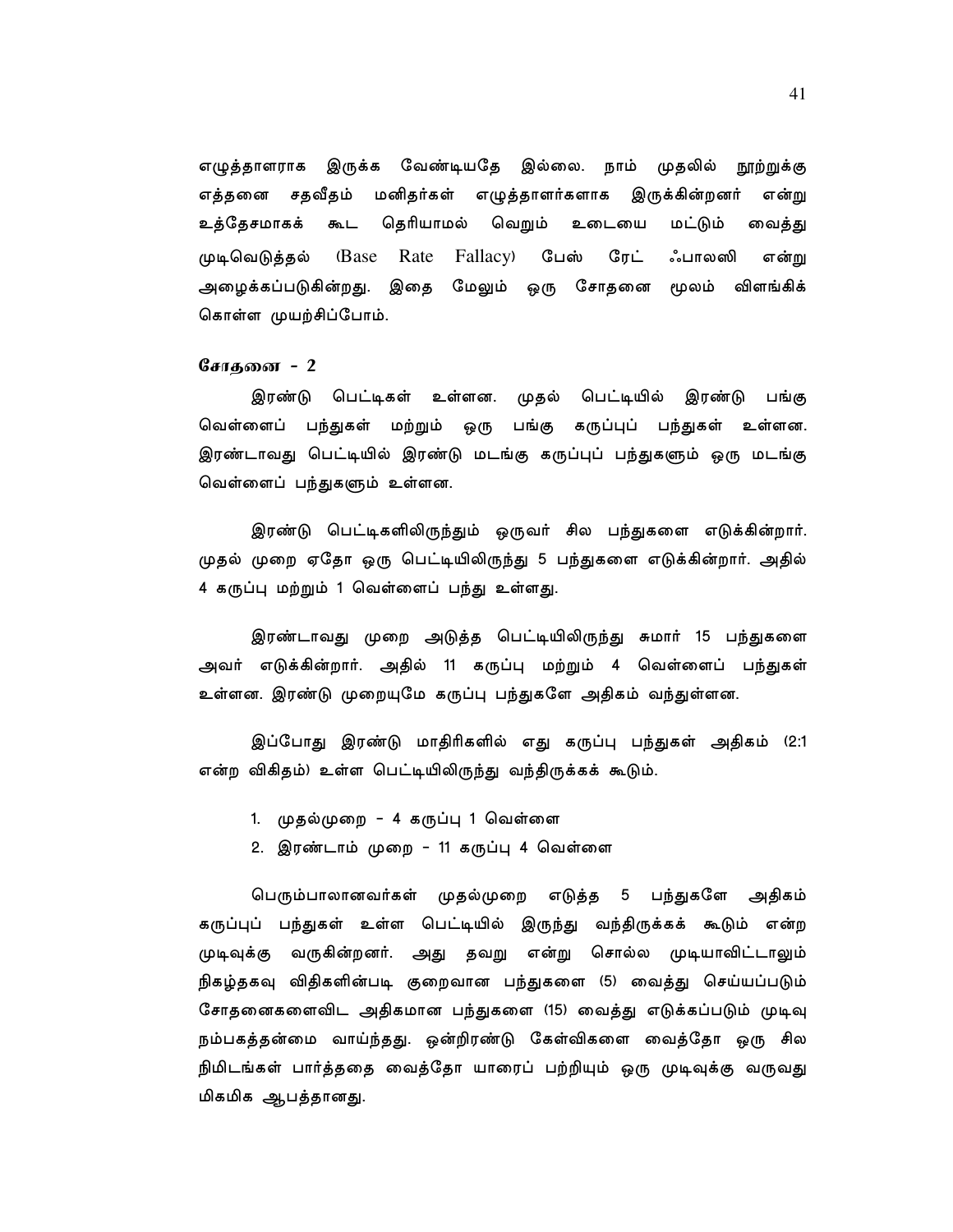எழுத்தாளராக இருக்க வேண்டியதே இல்லை. நாம் முதலில் நூற்றுக்கு எத்தனை சதவீதம் மனிதர்கள் எழுத்தாளர்களாக இருக்கின்றனர் என்று உத்தேசமாகக் கூட தெரியாமல் வெறும் உடையை மட்டும் வைத்து முடிவெடுத்தல் (Base Rate Fallacy) பேஸ் ரேட் ஃபாலஸி என்று அழைக்கப்படுகின்றது. இதை மேலும் ஒரு சோதனை மூலம் விளங்கிக் கொள்ள முயற்சிப்போம்.

### சோதனை - 2

இரண்டு பெட்டிகள் உள்ளன. முதல் பெட்டியில் இரண்டு பங்கு வெள்ளைப் பந்துகள் மற்றும் ஒரு பங்கு கருப்புப் பந்துகள் உள்ளன. இரண்டாவது பெட்டியில் இரண்டு மடங்கு கருப்புப் பந்துகளும் ஒரு மடங்கு வெள்ளைப் பந்துகளும் உள்ளன.

இரண்டு பெட்டிகளிலிருந்தும் ஒருவர் சில பந்துகளை எடுக்கின்றார். முதல் முறை ஏதோ ஒரு பெட்டியிலிருந்து 5 பந்துகளை எடுக்கின்றார். அதில் 4 கருப்பு மற்றும் 1 வெள்ளைப் பந்து உள்ளது.

இரண்டாவது முறை அடுத்த பெட்டியிலிருந்து சுமார் 15 பந்துகளை அவர் எடுக்கின்றார். அதில் 11 கருப்பு மற்றும் 4 வெள்ளைப் பந்துகள் உள்ளன. இரண்டு முறையுமே கருப்பு பந்துகளே அதிகம் வந்துள்ளன.

இப்போது இரண்டு மாதிரிகளில் எது கருப்பு பந்துகள் அதிகம் (2:1 என்ற விகிதம்) உள்ள பெட்டியிலிருந்து வந்திருக்கக் கூடும்.

1. முதல்முறை - 4 கருப்பு 1 வெள்ளை
2. இரண்டாம் முறை - 11 கருப்பு 4 வெள்ளை

பெரும்பாலானவர்கள் முதல்முறை எடுத்த 5 பந்துகளே அதிகம் கருப்புப் பந்துகள் உள்ள பெட்டியில் இருந்து வந்திருக்கக் கூடும் என்ற முடிவுக்கு வருகின்றனர். அது தவறு என்று சொல்ல முடியாவிட்டாலும் நிகழ்தகவு விதிகளின்படி குறைவான பந்துகளை (5) வைத்து செய்யப்படும் சோதனைகளைவிட அதிகமான பந்துகளை (15) வைத்து எடுக்கப்படும் முடிவு நம்பகத்தன்மை வாய்ந்தது. ஒன்றிரண்டு கேள்விகளை வைத்தோ ஒரு சில நிமிடங்கள் பார்த்ததை வைத்தோ யாரைப் பற்றியும் ஒரு முடிவுக்கு வருவது மிகமிக ஆபத்தானது.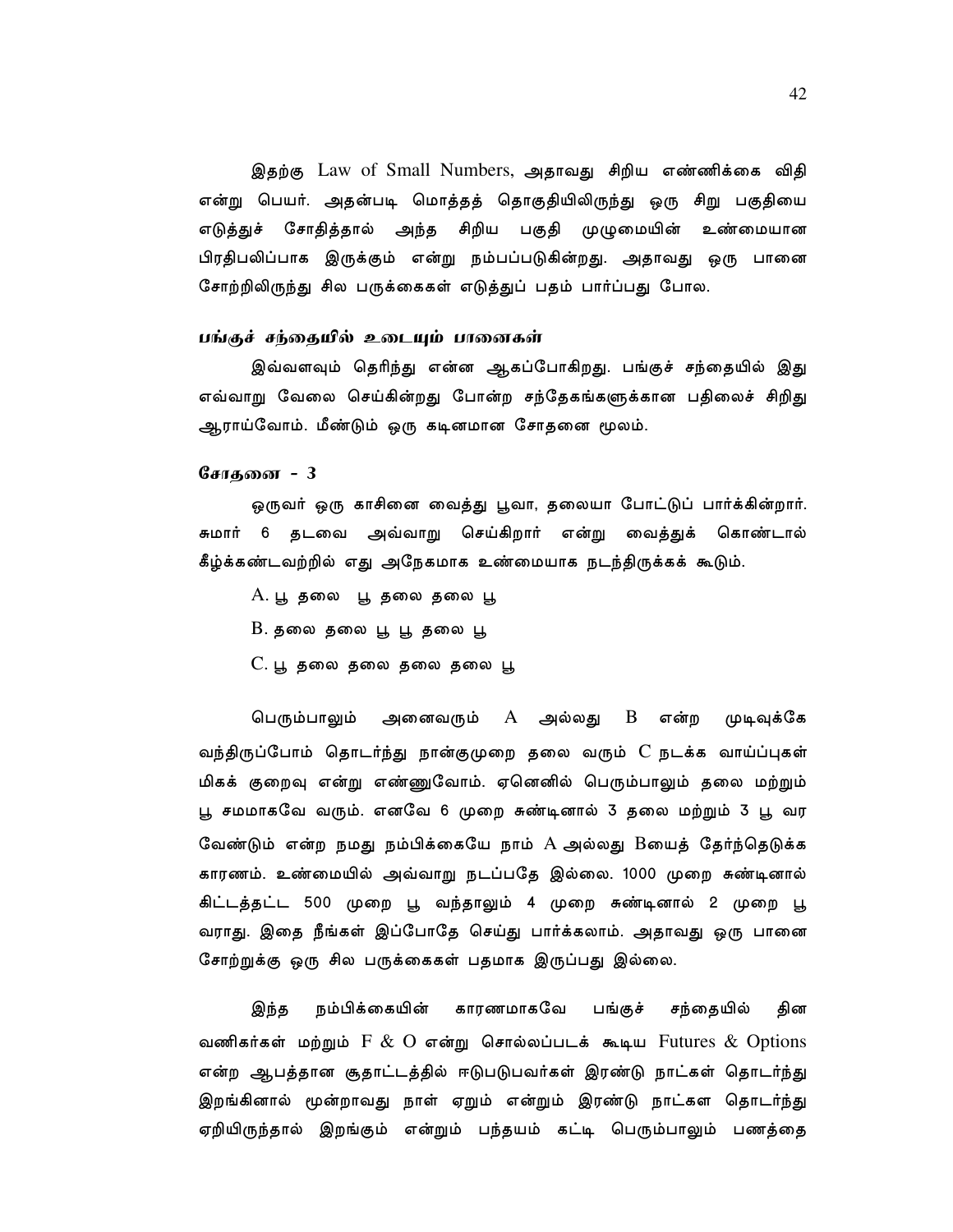இதற்கு Law of Small Numbers, அதாவது சிறிய எண்ணிக்கை விதி என்று பெயர். அதன்படி மொத்தத் தொகுதியிலிருந்து ஒரு சிறு பகுதியை எடுத்துச் சோதித்தால் அந்த சிறிய பகுதி முழுமையின் உண்மையான பிரதிபலிப்பாக இருக்கும் என்று நம்பப்படுகின்றது. அதாவது ஒரு பானை சோற்றிலிருந்து சில பருக்கைகள் எடுத்துப் பதம் பார்ப்பது போல.

### பங்குச் சந்தையில் உடையும் பானைகள்

இவ்வளவும் தெரிந்து என்ன ஆகப்போகிறது. பங்குச் சந்தையில் இது எவ்வாறு வேலை செய்கின்றது போன்ற சந்தேகங்களுக்கான பதிலைச் சிறிது ஆராய்வோம். மீண்டும் ஒரு கடினமான சோதனை மூலம்.

### சோதனை - 3

ஒருவர் ஒரு காசினை வைத்து பூவா, தலையா போட்டுப் பார்க்கின்றார். சுமார் 6 தடவை அவ்வாறு செய்கிறார் என்று வைத்துக் கொண்டால் கீழ்க்கண்டவற்றில் எது அநேகமாக உண்மையாக நடந்திருக்கக் கூடும்.

A. பூ தலை பூ தலை தலை பூ

B. தலை தலை பூ பூ தலை பூ

C. பூ தலை தலை தலை தலை பூ

பெரும்பாலும் அனைவரும் A அல்லது B என்ற முடிவுக்கே வந்திருப்போம் தொடர்ந்து நான்குமுறை தலை வரும் C நடக்க வாய்ப்புகள் மிகக் குறைவு என்று எண்ணுவோம். ஏனெனில் பெரும்பாலும் தலை மற்றும் பூ சமமாகவே வரும். எனவே 6 முறை சுண்டினால் 3 தலை மற்றும் 3 பூ வர வேண்டும் என்ற நமது நம்பிக்கையே நாம் A அல்லது Bயைத் தேர்ந்தெடுக்க காரணம். உண்மையில் அவ்வாறு நடப்பதே இல்லை. 1000 முறை சுண்டினால் கிட்டத்தட்ட 500 முறை பூ வந்தாலும் 4 முறை சுண்டினால் 2 முறை பூ வராது. இதை நீங்கள் இப்போதே செய்து பார்க்கலாம். அதாவது ஒரு பானை சோற்றுக்கு ஒரு சில பருக்கைகள் பதமாக இருப்பது இல்லை.

இந்த நம்பிக்கையின் காரணமாகவே பங்குச் சந்தையில் தின வணிகர்கள் மற்றும் F & O என்று சொல்லப்படக் கூடிய Futures & Options என்ற ஆபத்தான சூதாட்டத்தில் ஈடுபடுபவர்கள் இரண்டு நாட்கள் தொடர்ந்து இறங்கினால் மூன்றாவது நாள் ஏறும் என்றும் இரண்டு நாட்கள தொடர்ந்து ஏறியிருந்தால் இறங்கும் என்றும் பந்தயம் கட்டி பெரும்பாலும் பணத்தை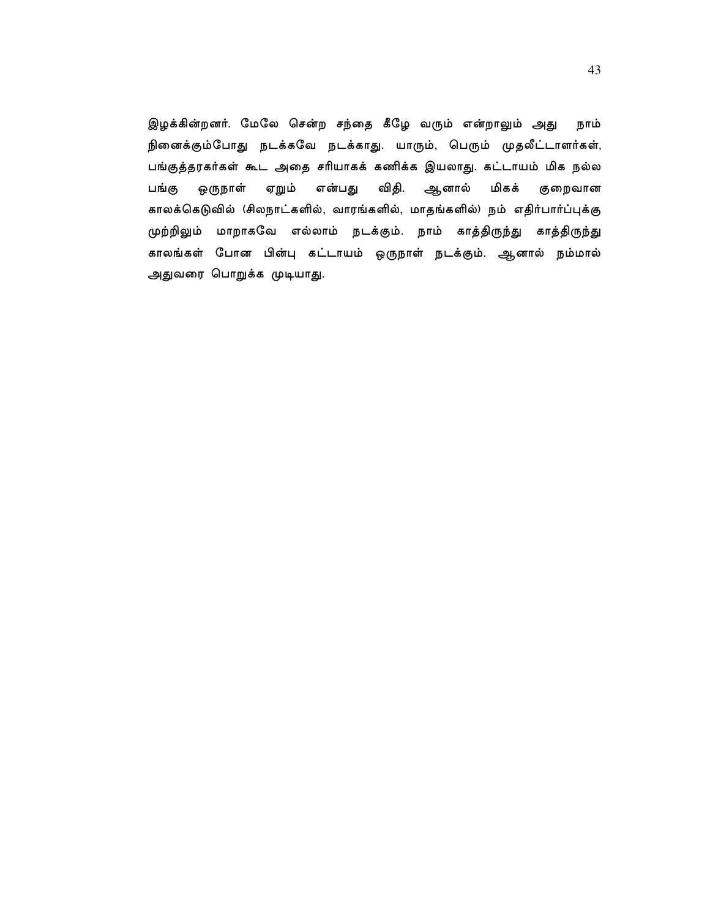இழக்கின்றனர். மேலே சென்ற சந்தை கீழே வரும் என்றாலும் அது நாம் நினைக்கும்போது நடக்கவே நடக்காது. யாரும், பெரும் முதலீட்டாளர்கள், பங்குத்தரகர்கள் கூட அதை சரியாகக் கணிக்க இயலாது. கட்டாயம் மிக நல்ல பங்கு ஒருநாள் ஏறும் என்பது விதி. ஆனால் மிகக் குறைவான காலக்கெடுவில் (சிலநாட்களில், வாரங்களில், மாதங்களில்) நம் எதிர்பார்ப்புக்கு முற்றிலும் மாறாகவே எல்லாம் நடக்கும். நாம் காத்திருந்து காத்திருந்து காலங்கள் போன பின்பு கட்டாயம் ஒருநாள் நடக்கும். ஆனால் நம்மால் அதுவரை பொறுக்க முடியாது.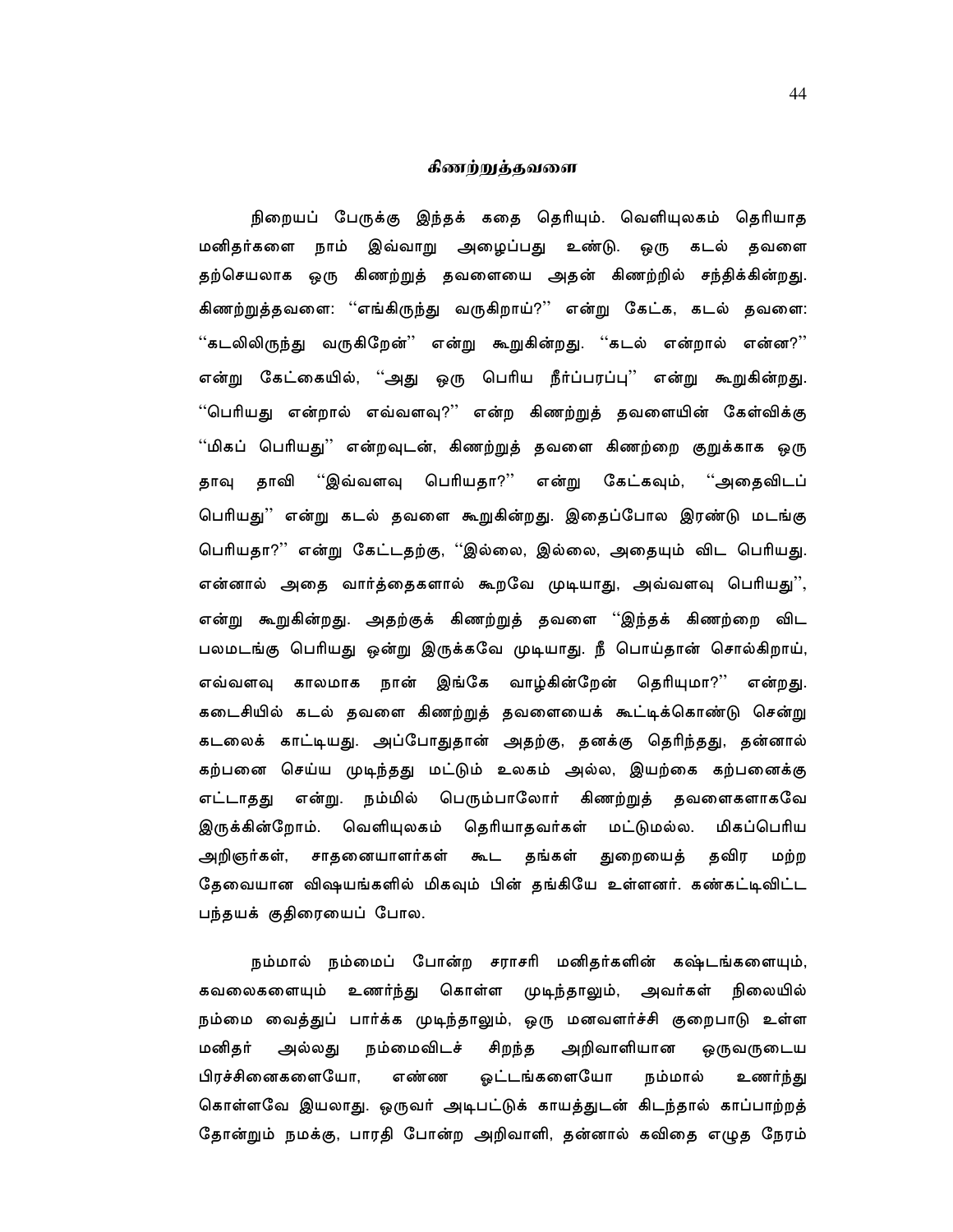### கிணற்றுத்தவளை

நிறையப் பேருக்கு இந்தக் கதை தெரியும். வெளியுலகம் தெரியாத மனிதர்களை நாம் இவ்வாறு அழைப்பது உண்டு. ஒரு கடல் தவளை தற்செயலாக ஒரு கிணற்றுத் தவளையை அதன் கிணற்றில் சந்திக்கின்றது. கிணற்றுத்தவளை: ''எங்கிருந்து வருகிறாய்?'' என்று கேட்க, கடல் தவளை: ''கடலிலிருந்து வருகிறேன்'' என்று கூறுகின்றது. ''கடல் என்றால் என்ன?'' என்று கேட்கையில், ''அது ஒரு பெரிய நீர்ப்பரப்பு'' என்று கூறுகின்றது. ''பெரியது என்றால் எவ்வளவு?'' என்ற கிணற்றுத் தவளையின் கேள்விக்கு ''மிகப் பெரியது'' என்றவுடன், கிணற்றுத் தவளை கிணற்றை குறுக்காக ஒரு தாவு தாவி ''இவ்வளவு பெரியதா?'' என்று கேட்கவும், ''அதைவிடப் பெரியது'' என்று கடல் தவளை கூறுகின்றது. இதைப்போல இரண்டு மடங்கு பெரியதா?'' என்று கேட்டதற்கு, ''இல்லை, இல்லை, அதையும் விட பெரியது. என்னால் அதை வார்த்தைகளால் கூறவே முடியாது, அவ்வளவு பெரியது'', என்று கூறுகின்றது. அதற்குக் கிணற்றுத் தவளை ''இந்தக் கிணற்றை விட பலமடங்கு பெரியது ஒன்று இருக்கவே முடியாது. நீ பொய்தான் சொல்கிறாய், எவ்வளவு காலமாக நான் இங்கே வாழ்கின்றேன் தெரியுமா?'' என்றது. கடைசியில் கடல் தவளை கிணற்றுத் தவளையைக் கூட்டிக்கொண்டு சென்று கடலைக் காட்டியது. அப்போதுதான் அதற்கு, தனக்கு தெரிந்தது, தன்னால் கற்பனை செய்ய முடிந்தது மட்டும் உலகம் அல்ல, இயற்கை கற்பனைக்கு எட்டாதது என்று. நம்மில் பெரும்பாலோர் கிணற்றுத் தவளைகளாகவே இருக்கின்றோம். வெளியுலகம் தெரியாதவர்கள் மட்டுமல்ல. மிகப்பெரிய அறிஞர்கள், சாதனையாளர்கள் கூட தங்கள் துறையைத் தவிர மற்ற தேவையான விஷயங்களில் மிகவும் பின் தங்கியே உள்ளனர். கண்கட்டிவிட்ட பந்தயக் குதிரையைப் போல.

நம்மால் நம்மைப் போன்ற சராசரி மனிதர்களின் கஷ்டங்களையும், கவலைகளையும் உணர்ந்து கொள்ள முடிந்தாலும், அவர்கள் நிலையில் நம்மை வைத்துப் பார்க்க முடிந்தாலும், ஒரு மனவளர்ச்சி குறைபாடு உள்ள மனிதர் அல்லது நம்மைவிடச் சிறந்த அறிவாளியான ஒருவருடைய பிரச்சினைகளையோ, எண்ண ஓட்டங்களையோ நம்மால் உணர்ந்து கொள்ளவே இயலாது. ஒருவர் அடிபட்டுக் காயத்துடன் கிடந்தால் காப்பாற்றத் தோன்றும் நமக்கு, பாரதி போன்ற அறிவாளி, தன்னால் கவிதை எழுத நேரம்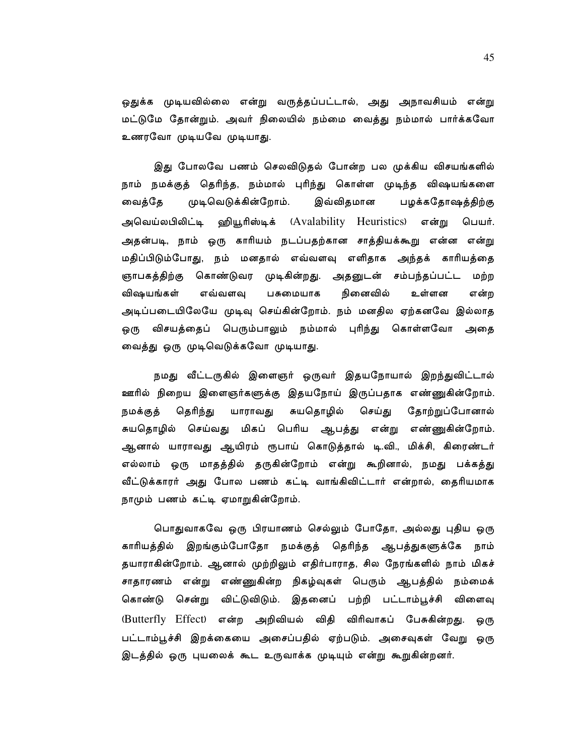ஒதுக்க முடியவில்லை என்று வருத்தப்பட்டால், அது அநாவசியம் என்று மட்டுமே தோன்றும். அவர் நிலையில் நம்மை வைத்து நம்மால் பார்க்கவோ உணரவோ முடியவே முடியாது.

இது போலவே பணம் செலவிடுதல் போன்ற பல முக்கிய விசயங்களில் நாம் நமக்குத் தெரிந்த, நம்மால் புரிந்து கொள்ள முடிந்த விஷயங்களை வைத்தே முடிவெடுக்கின்றோம். இவ்விதமான பழக்கதோஷத்திற்கு அவெய்லபிலிட்டி ஹியூரிஸ்டிக் (Avalability Heuristics) என்று பெயர். அதன்படி, நாம் ஒரு காரியம் நடப்பதற்கான சாத்தியக்கூறு என்ன என்று மதிப்பிடும்போது, நம் மனதால் எவ்வளவு எளிதாக அந்தக் காரியத்தை ஞாபகத்திற்கு கொண்டுவர முடிகின்றது. அதனுடன் சம்பந்தப்பட்ட மற்ற விஷயங்கள் எவ்வளவு பசுமையாக நினைவில் உள்ளன என்ற அடிப்படையிலேயே முடிவு செய்கின்றோம். நம் மனதில ஏற்கனவே இல்லாத ஒரு விசயத்தைப் பெரும்பாலும் நம்மால் புரிந்து கொள்ளவோ அதை வைத்து ஒரு முடிவெடுக்கவோ முடியாது.

நமது வீட்டருகில் இளைஞர் ஒருவர் இதயநோயால் இறந்துவிட்டால் ஊரில் நிறைய இளைஞர்களுக்கு இதயநோய் இருப்பதாக எண்ணுகின்றோம். நமக்குத் தெரிந்து யாராவது சுயதொழில் செய்து தோற்றுப்போனால் சுயதொழில் செய்வது மிகப் பெரிய ஆபத்து என்று எண்ணுகின்றோம். ஆனால் யாராவது ஆயிரம் ரூபாய் கொடுத்தால் டி.வி., மிக்சி, கிரைண்டர் எல்லாம் ஒரு மாதத்தில் தருகின்றோம் என்று கூறினால், நமது பக்கத்து வீட்டுக்காரர் அது போல பணம் கட்டி வாங்கிவிட்டார் என்றால், தைரியமாக நாமும் பணம் கட்டி ஏமாறுகின்றோம்.

பொதுவாகவே ஒரு பிரயாணம் செல்லும் போதோ, அல்லது புதிய ஒரு காரியத்தில் இறங்கும்போதோ நமக்குத் தெரிந்த ஆபத்துகளுக்கே நாம் தயாராகின்றோம். ஆனால் முற்றிலும் எதிர்பாராத, சில நேரங்களில் நாம் மிகச் சாதாரணம் என்று எண்ணுகின்ற நிகழ்வுகள் பெரும் ஆபத்தில் நம்மைக் கொண்டு சென்று விட்டுவிடும். இதனைப் பற்றி பட்டாம்பூச்சி விளைவு (Butterfly Effect) என்ற அறிவியல் விதி விரிவாகப் பேசுகின்றது. ஒரு பட்டாம்பூச்சி இறக்கையை அசைப்பதில் ஏற்படும். அசைவுகள் வேறு ஒரு இடத்தில் ஒரு புயலைக் கூட உருவாக்க முடியும் என்று கூறுகின்றனர்.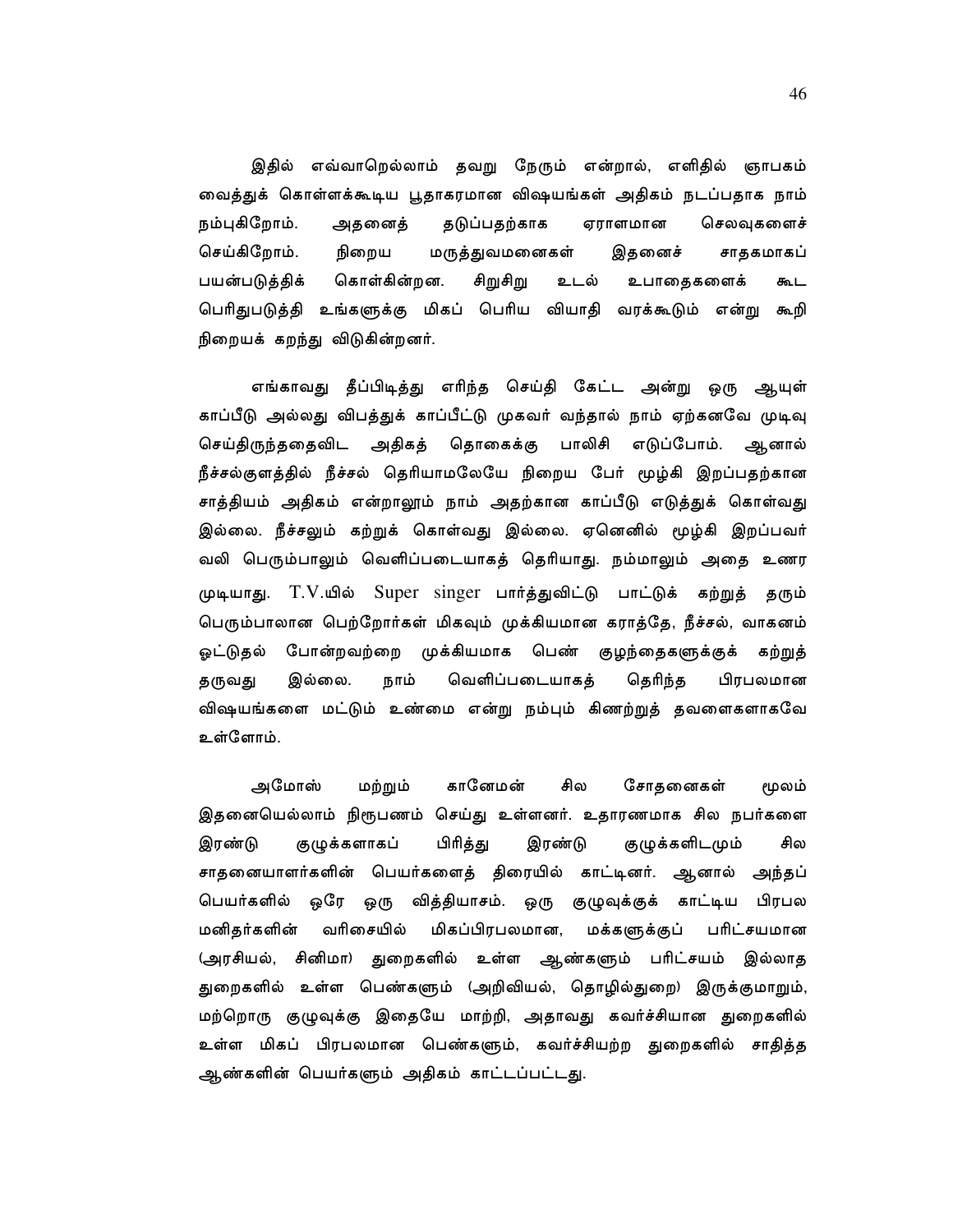இதில் எவ்வாறெல்லாம் தவறு நேரும் என்றால், எளிதில் ஞாபகம் வைத்துக் கொள்ளக்கூடிய பூதாகரமான விஷயங்கள் அதிகம் நடப்பதாக நாம் நம்புகிறோம். அதனைத் தடுப்பதற்காக ஏராளமான செலவுகளைச் செய்கிறோம். நிறைய மருத்துவமனைகள் இதனைச் சாதகமாகப் பயன்படுத்திக் கொள்கின்றன. சிறுசிறு உடல் உபாதைகளைக் கூட பெரிதுபடுத்தி உங்களுக்கு மிகப் பெரிய வியாதி வரக்கூடும் என்று கூறி நிறையக் கறந்து விடுகின்றனர்.

எங்காவது தீப்பிடித்து எரிந்த செய்தி கேட்ட அன்று ஒரு ஆயுள் காப்பீடு அல்லது விபத்துக் காப்பீட்டு முகவர் வந்தால் நாம் ஏற்கனவே முடிவு செய்திருந்ததைவிட அதிகத் தொகைக்கு பாலிசி எடுப்போம். ஆனால் நீச்சல்குளத்தில் நீச்சல் தெரியாமலேயே நிறைய பேர் மூழ்கி இறப்பதற்கான சாத்தியம் அதிகம் என்றாலும் நாம் அதற்கான காப்பீடு எடுத்துக் கொள்வது இல்லை. நீச்சலும் கற்றுக் கொள்வது இல்லை. ஏனெனில் மூழ்கி இறப்பவர் வலி பெரும்பாலும் வெளிப்படையாகத் தெரியாது. நம்மாலும் அதை உணர முடியாது. T.V.யில் Super singer பார்த்துவிட்டு பாட்டுக் கற்றுத் தரும் பெரும்பாலான பெற்றோர்கள் மிகவும் முக்கியமான கராத்தே, நீச்சல், வாகனம் ஓட்டுதல் போன்றவற்றை முக்கியமாக பெண் குழந்தைகளுக்குக் கற்றுத் தருவது இல்லை. நாம் வெளிப்படையாகத் தெரிந்த பிரபலமான விஷயங்களை மட்டும் உண்மை என்று நம்பும் கிணற்றுத் தவளைகளாகவே உள்ளோம்.

அமோஸ் மற்றும் கானேமன் சில சோதனைகள் மூலம் இதனையெல்லாம் நிரூபணம் செய்து உள்ளனர். உதாரணமாக சில நபர்களை இரண்டு குழுக்களாகப் பிரித்து இரண்டு குழுக்களிடமும் சில சாதனையாளர்களின் பெயர்களைத் திரையில் காட்டினர். ஆனால் அந்தப் பெயர்களில் ஒரே ஒரு வித்தியாசம். ஒரு குழுவுக்குக் காட்டிய பிரபல மனிதர்களின் வரிசையில் மிகப்பிரபலமான, மக்களுக்குப் பரிட்சயமான (அரசியல், சினிமா) துறைகளில் உள்ள ஆண்களும் பரிட்சயம் இல்லாத துறைகளில் உள்ள பெண்களும் (அறிவியல், தொழில்துறை) இருக்குமாறும், மற்றொரு குழுவுக்கு இதையே மாற்றி, அதாவது கவர்ச்சியான துறைகளில் உள்ள மிகப் பிரபலமான பெண்களும், கவர்ச்சியற்ற துறைகளில் சாதித்த ஆண்களின் பெயர்களும் அதிகம் காட்டப்பட்டது.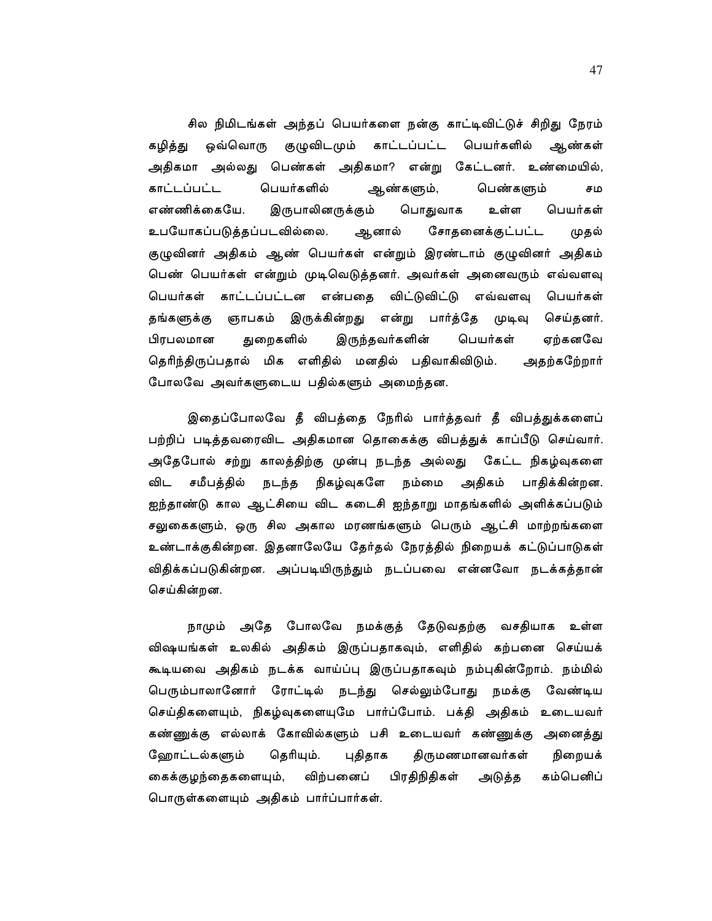சில நிமிடங்கள் அந்தப் பெயர்களை நன்கு காட்டிவிட்டுச் சிறிது நேரம் கழித்து ஒவ்வொரு குழுவிடமும் காட்டப்பட்ட பெயர்களில் ஆண்கள் அதிகமா அல்லது பெண்கள் அதிகமா? என்று கேட்டனர். உண்மையில், காட்டப்பட்ட பெயர்களில் ஆண்களும், பெண்களும் சம எண்ணிக்கையே. இருபாலினருக்கும் பொதுவாக உள்ள பெயர்கள் உபயோகப்படுத்தப்படவில்லை. ஆனால் சோதனைக்குட்பட்ட முதல் குழுவினர் அதிகம் ஆண் பெயர்கள் என்றும் இரண்டாம் குழுவினர் அதிகம் பெண் பெயர்கள் என்றும் முடிவெடுத்தனர். அவர்கள் அனைவரும் எவ்வளவு பெயர்கள் காட்டப்பட்டன என்பதை விட்டுவிட்டு எவ்வளவு பெயர்கள் தங்களுக்கு ஞாபகம் இருக்கின்றது என்று பார்த்தே முடிவு செய்தனர். பிரபலமான துறைகளில் இருந்தவர்களின் பெயர்கள் ஏற்கனவே தெரிந்திருப்பதால் மிக எளிதில் மனதில் பதிவாகிவிடும். அதற்கேற்றார் போலவே அவர்களுடைய பதில்களும் அமைந்தன.

இதைப்போலவே தீ விபத்தை நேரில் பார்த்தவர் தீ விபத்துக்களைப் பற்றிப் படித்தவரைவிட அதிகமான தொகைக்கு விபத்துக் காப்பீடு செய்வார். அதேபோல் சற்று காலத்திற்கு முன்பு நடந்த அல்லது கேட்ட நிகழ்வுகளை விட சமீபத்தில் நடந்த நிகழ்வுகளே நம்மை அதிகம் பாதிக்கின்றன. ஐந்தாண்டு கால ஆட்சியை விட கடைசி ஐந்தாறு மாதங்களில் அளிக்கப்படும் சலுகைகளும், ஒரு சில அகால மரணங்களும் பெரும் ஆட்சி மாற்றங்களை உண்டாக்குகின்றன. இதனாலேயே தேர்தல் நேரத்தில் நிறையக் கட்டுப்பாடுகள் விதிக்கப்படுகின்றன. அப்படியிருந்தும் நடப்பவை என்னவோ நடக்கத்தான் செய்கின்றன.

நாமும் அதே போலவே நமக்குத் தேடுவதற்கு வசதியாக உள்ள விஷயங்கள் உலகில் அதிகம் இருப்பதாகவும், எளிதில் கற்பனை செய்யக் கூடியவை அதிகம் நடக்க வாய்ப்பு இருப்பதாகவும் நம்புகின்றோம். நம்மில் பெரும்பாலானோர் ரோட்டில் நடந்து செல்லும்போது நமக்கு வேண்டிய செய்திகளையும், நிகழ்வுகளையுமே பார்ப்போம். பக்தி அதிகம் உடையவர் கண்ணுக்கு எல்லாக் கோவில்களும் பசி உடையவர் கண்ணுக்கு அனைத்து ஹோட்டல்களும் தெரியும். புதிதாக திருமணமானவர்கள் நிறையக் கைக்குழந்தைகளையும், விற்பனைப் பிரதிநிதிகள் அடுத்த கம்பெனிப் பொருள்களையும் அதிகம் பார்ப்பார்கள்.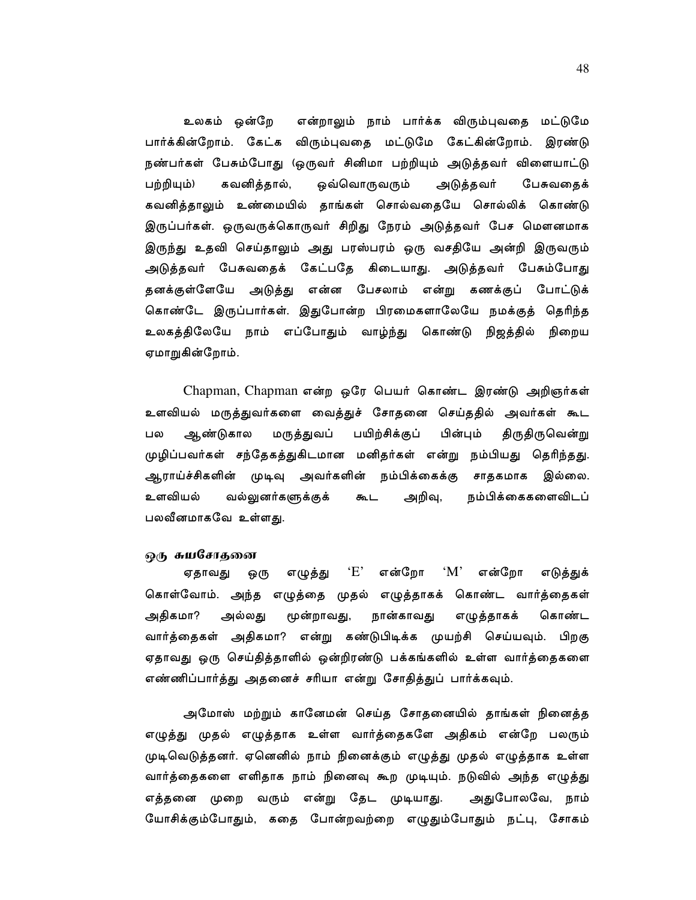உலகம் ஒன்றே என்றாலும் நாம் பார்க்க விரும்புவதை மட்டுமே பார்க்கின்றோம். கேட்க விரும்புவதை மட்டுமே கேட்கின்றோம். இரண்டு நண்பர்கள் பேசும்போது (ஒருவர் சினிமா பற்றியும் அடுத்தவர் விளையாட்டு பற்றியும்) கவனித்தால், ஒவ்வொருவரும் அடுத்தவர் பேசுவதைக் கவனித்தாலும் உண்மையில் தாங்கள் சொல்வதையே சொல்லிக் கொண்டு இருப்பர்கள். ஒருவருக்கொருவர் சிறிது நேரம் அடுத்தவர் பேச மௌனமாக இருந்து உதவி செய்தாலும் அது பரஸ்பரம் ஒரு வசதியே அன்றி இருவரும் அடுத்தவர் பேசுவதைக் கேட்பதே கிடையாது. அடுத்தவர் பேசும்போது தனக்குள்ளேயே அடுத்து என்ன பேசலாம் என்று கணக்குப் போட்டுக் கொண்டே இருப்பார்கள். இதுபோன்ற பிரமைகளாலேயே நமக்குத் தெரிந்த உலகத்திலேயே நாம் எப்போதும் வாழ்ந்து கொண்டு நிஜத்தில் நிறைய ஏமாறுகின்றோம்.

Chapman, Chapman என்ற ஒரே பெயர் கொண்ட இரண்டு அறிஞர்கள் உளவியல் மருத்துவர்களை வைத்துச் சோதனை செய்ததில் அவர்கள் கூட பல ஆண்டுகால மருத்துவப் பயிற்சிக்குப் பின்பும் திருதிருவென்று முழிப்பவர்கள் சந்தேகத்துகிடமான மனிதர்கள் என்று நம்பியது தெரிந்தது. ஆராய்ச்சிகளின் முடிவு அவர்களின் நம்பிக்கைக்கு சாதகமாக இல்லை. உளவியல் வல்லுனர்களுக்குக் கூட அறிவு, நம்பிக்கைகளைவிடப் பலவீனமாகவே உள்ளது.

### ஒரு சுயசோதனை

ஏதாவது ஒரு எழுத்து ‘E’ என்றோ ‘M’ என்றோ எடுத்துக் கொள்வோம். அந்த எழுத்தை முதல் எழுத்தாகக் கொண்ட வார்த்தைகள் அதிகமா? அல்லது மூன்றாவது, நான்காவது எழுத்தாகக் கொண்ட வார்த்தைகள் அதிகமா? என்று கண்டுபிடிக்க முயற்சி செய்யவும். பிறகு ஏதாவது ஒரு செய்தித்தாளில் ஒன்றிரண்டு பக்கங்களில் உள்ள வார்த்தைகளை எண்ணிப்பார்த்து அதனைச் சரியா என்று சோதித்துப் பார்க்கவும்.

அமோஸ் மற்றும் கானேமன் செய்த சோதனையில் தாங்கள் நினைத்த எழுத்து முதல் எழுத்தாக உள்ள வார்த்தைகளே அதிகம் என்றே பலரும் முடிவெடுத்தனர். ஏனெனில் நாம் நினைக்கும் எழுத்து முதல் எழுத்தாக உள்ள வார்த்தைகளை எளிதாக நாம் நினைவு கூற முடியும். நடுவில் அந்த எழுத்து எத்தனை முறை வரும் என்று தேட முடியாது. அதுபோலவே, நாம் யோசிக்கும்போதும், கதை போன்றவற்றை எழுதும்போதும் நட்பு, சோகம்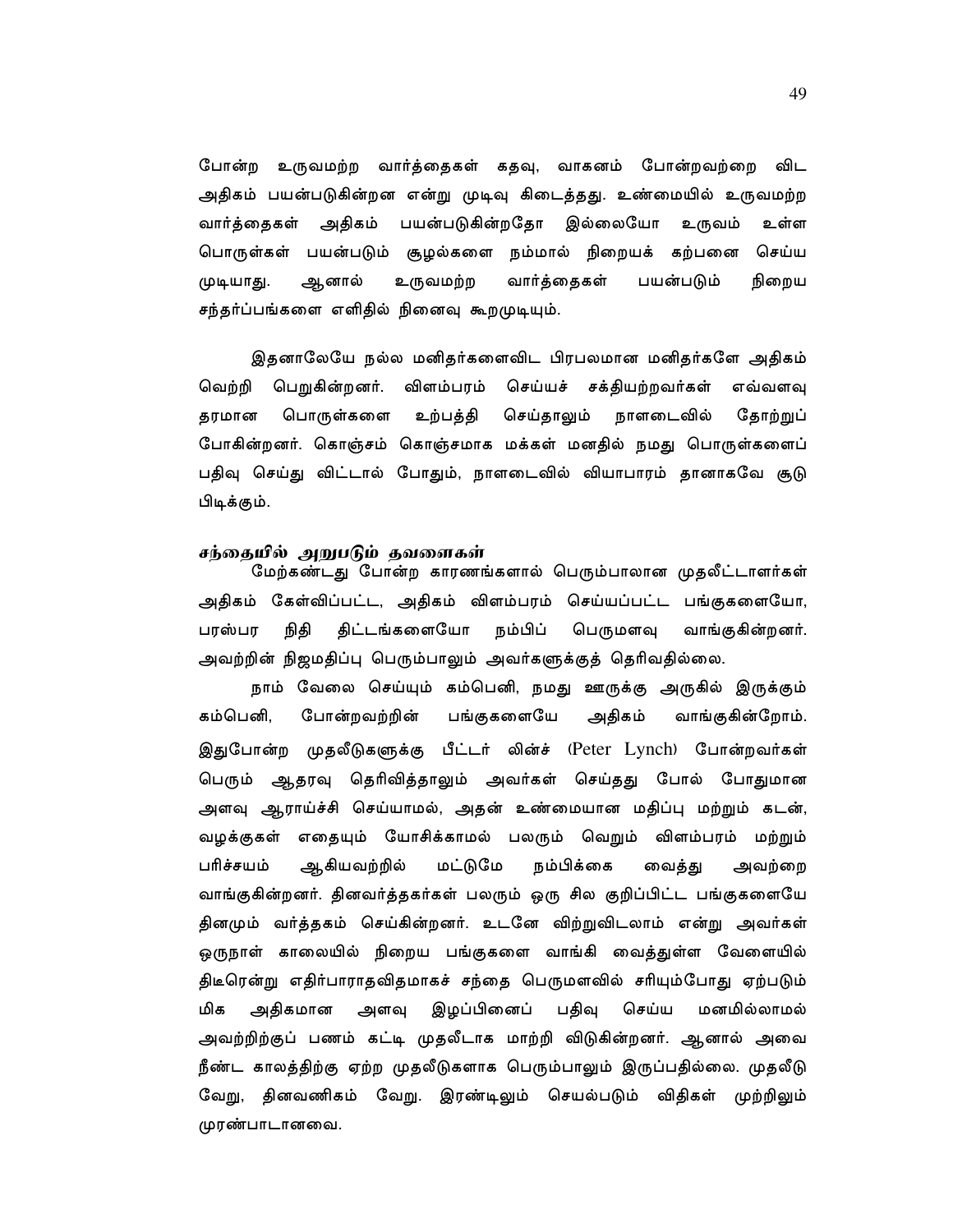போன்ற உருவமற்ற வார்த்தைகள் கதவு, வாகனம் போன்றவற்றை விட அதிகம் பயன்படுகின்றன என்று முடிவு கிடைத்தது. உண்மையில் உருவமற்ற வார்த்தைகள் அதிகம் பயன்படுகின்றதோ இல்லையோ உருவம் உள்ள பொருள்கள் பயன்படும் சூழல்களை நம்மால் நிறையக் கற்பனை செய்ய முடியாது. ஆனால் உருவமற்ற வார்த்தைகள் பயன்படும் நிறைய சந்தர்ப்பங்களை எளிதில் நினைவு கூறமுடியும்.

இதனாலேயே நல்ல மனிதர்களைவிட பிரபலமான மனிதர்களே அதிகம் வெற்றி பெறுகின்றனர். விளம்பரம் செய்யச் சக்தியற்றவர்கள் எவ்வளவு தரமான பொருள்களை உற்பத்தி செய்தாலும் நாளடைவில் தோற்றுப் போகின்றனர். கொஞ்சம் கொஞ்சமாக மக்கள் மனதில் நமது பொருள்களைப் பதிவு செய்து விட்டால் போதும், நாளடைவில் வியாபாரம் தானாகவே சூடு பிடிக்கும்.

### சந்தையில் அறுபடும் தவளைகள்

மேற்கண்டது போன்ற காரணங்களால் பெரும்பாலான முதலீட்டாளர்கள் அதிகம் கேள்விப்பட்ட, அதிகம் விளம்பரம் செய்யப்பட்ட பங்குகளையோ, பரஸ்பர நிதி திட்டங்களையோ நம்பிப் பெருமளவு வாங்குகின்றனர். அவற்றின் நிஜமதிப்பு பெரும்பாலும் அவர்களுக்குத் தெரிவதில்லை.

நாம் வேலை செய்யும் கம்பெனி, நமது ஊருக்கு அருகில் இருக்கும் கம்பெனி, போன்றவற்றின் பங்குகளையே அதிகம் வாங்குகின்றோம். இதுபோன்ற முதலீடுகளுக்கு பீட்டர் லின்ச் (Peter Lynch) போன்றவர்கள் பெரும் ஆதரவு தெரிவித்தாலும் அவர்கள் செய்தது போல் போதுமான அளவு ஆராய்ச்சி செய்யாமல், அதன் உண்மையான மதிப்பு மற்றும் கடன், வழக்குகள் எதையும் யோசிக்காமல் பலரும் வெறும் விளம்பரம் மற்றும் பரிச்சயம் ஆகியவற்றில் மட்டுமே நம்பிக்கை வைத்து அவற்றை வாங்குகின்றனர். தினவர்த்தகர்கள் பலரும் ஒரு சில குறிப்பிட்ட பங்குகளையே தினமும் வர்த்தகம் செய்கின்றனர். உடனே விற்றுவிடலாம் என்று அவர்கள் ஒருநாள் காலையில் நிறைய பங்குகளை வாங்கி வைத்துள்ள வேளையில் திடீரென்று எதிர்பாராதவிதமாகச் சந்தை பெருமளவில் சரியும்போது ஏற்படும் மிக அதிகமான அளவு இழப்பினைப் பதிவு செய்ய மனமில்லாமல் அவற்றிற்குப் பணம் கட்டி முதலீடாக மாற்றி விடுகின்றனர். ஆனால் அவை நீண்ட காலத்திற்கு ஏற்ற முதலீடுகளாக பெரும்பாலும் இருப்பதில்லை. முதலீடு வேறு, தினவணிகம் வேறு. இரண்டிலும் செயல்படும் விதிகள் முற்றிலும் முரண்பாடானவை.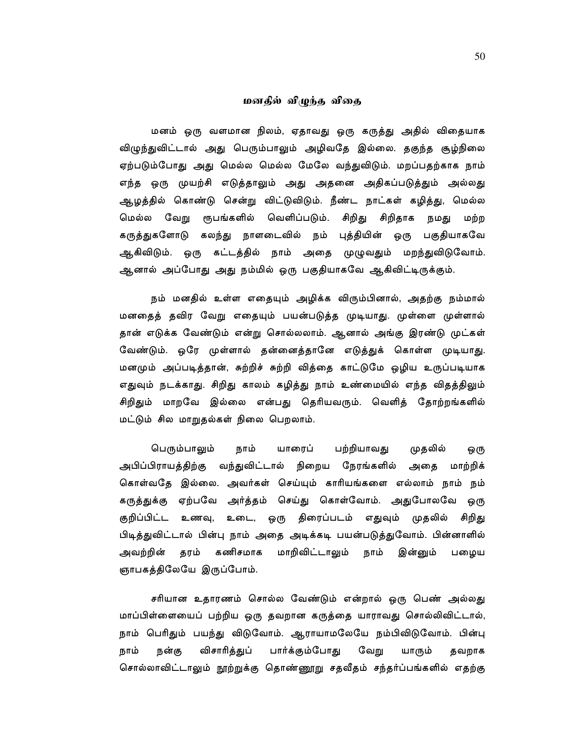### *மனதில் விழுந்த விதை*

மனம் ஒரு வளமான நிலம், ஏதாவது ஒரு கருத்து அதில் விதையாக விழுந்துவிட்டால் அது பெரும்பாலும் அழிவதே இல்லை. தகுந்த சூழ்நிலை ஏற்படும்போது அது மெல்ல மெல்ல மேலே வந்துவிடும். மறப்பதற்காக நாம் எந்த ஒரு முயற்சி எடுத்தாலும் அது அதனை அதிகப்படுத்தும் அல்லது ஆழத்தில் கொண்டு சென்று விட்டுவிடும். நீண்ட நாட்கள் கழித்து, மெல்ல மெல்ல வேறு ரூபங்களில் வெளிப்படும். சிறிது சிறிதாக நமது மற்ற கருத்துகளோடு கலந்து நாளடைவில் நம் புத்தியின் ஒரு பகுதியாகவே ஆகிவிடும். ஒரு கட்டத்தில் நாம் அதை முழுவதும் மறந்துவிடுவோம். ஆனால் அப்போது அது நம்மில் ஒரு பகுதியாகவே ஆகிவிட்டிருக்கும்.

நம் மனதில் உள்ள எதையும் அழிக்க விரும்பினால், அதற்கு நம்மால் மனதைத் தவிர வேறு எதையும் பயன்படுத்த முடியாது. முள்ளை முள்ளால் தான் எடுக்க வேண்டும் என்று சொல்லலாம். ஆனால் அங்கு இரண்டு முட்கள் வேண்டும். ஒரே முள்ளால் தன்னைத்தானே எடுத்துக் கொள்ள முடியாது. மனமும் அப்படித்தான், சுற்றிச் சுற்றி வித்தை காட்டுமே ஒழிய உருப்படியாக எதுவும் நடக்காது. சிறிது காலம் கழித்து நாம் உண்மையில் எந்த விதத்திலும் சிறிதும் மாறவே இல்லை என்பது தெரியவரும். வெளித் தோற்றங்களில் மட்டும் சில மாறுதல்கள் நிலை பெறலாம்.

பெரும்பாலும் நாம் யாரைப் பற்றியாவது முதலில் ஒரு அபிப்பிராயத்திற்கு வந்துவிட்டால் நிறைய நேரங்களில் அதை மாற்றிக் கொள்வதே இல்லை. அவர்கள் செய்யும் காரியங்களை எல்லாம் நாம் நம் கருத்துக்கு ஏற்பவே அர்த்தம் செய்து கொள்வோம். அதுபோலவே ஒரு குறிப்பிட்ட உணவு, உடை, ஒரு திரைப்படம் எதுவும் முதலில் சிறிது பிடித்துவிட்டால் பின்பு நாம் அதை அடிக்கடி பயன்படுத்துவோம். பின்னாளில் அவற்றின் தரம் கணிசமாக மாறிவிட்டாலும் நாம் இன்னும் பழைய ஞாபகத்திலேயே இருப்போம்.

சரியான உதாரணம் சொல்ல வேண்டும் என்றால் ஒரு பெண் அல்லது மாப்பிள்ளையைப் பற்றிய ஒரு தவறான கருத்தை யாராவது சொல்லிவிட்டால், நாம் பெரிதும் பயந்து விடுவோம். ஆராயாமலேயே நம்பிவிடுவோம். பின்பு நாம் நன்கு விசாரித்துப் பார்க்கும்போது வேறு யாரும் தவறாக சொல்லாவிட்டாலும் நூற்றுக்கு தொண்ணூறு சதவீதம் சந்தர்ப்பங்களில் எதற்கு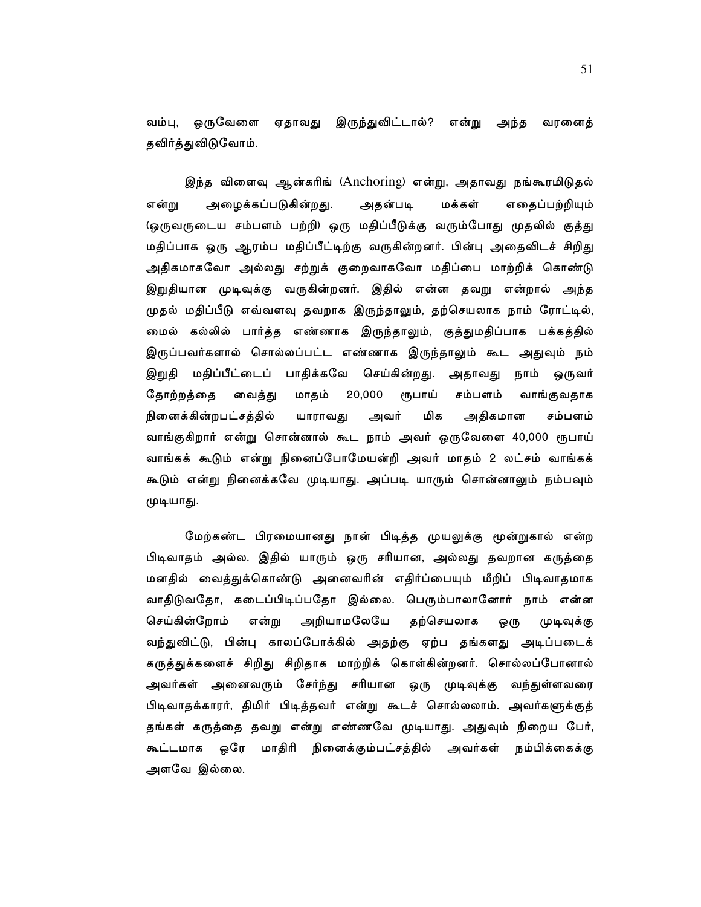வம்பு, ஒருவேளை ஏதாவது இருந்துவிட்டால்? என்று அந்த வரனைத் தவிர்த்துவிடுவோம்.

இந்த விளைவு ஆன்கரிங் (Anchoring) என்று, அதாவது நங்கூரமிடுதல் என்று அழைக்கப்படுகின்றது. அதன்படி மக்கள் எதைப்பற்றியும் (ஒருவருடைய சம்பளம் பற்றி) ஒரு மதிப்பீடுக்கு வரும்போது முதலில் குத்து மதிப்பாக ஒரு ஆரம்ப மதிப்பீட்டிற்கு வருகின்றனர். பின்பு அதைவிடச் சிறிது அதிகமாகவோ அல்லது சற்றுக் குறைவாகவோ மதிப்பை மாற்றிக் கொண்டு இறுதியான முடிவுக்கு வருகின்றனர். இதில் என்ன தவறு என்றால் அந்த முதல் மதிப்பீடு எவ்வளவு தவறாக இருந்தாலும், தற்செயலாக நாம் ரோட்டில், மைல் கல்லில் பார்த்த எண்ணாக இருந்தாலும், குத்துமதிப்பாக பக்கத்தில் இருப்பவர்களால் சொல்லப்பட்ட எண்ணாக இருந்தாலும் கூட அதுவும் நம் இறுதி மதிப்பீட்டைப் பாதிக்கவே செய்கின்றது. அதாவது நாம் ஒருவர் தோற்றத்தை வைத்து மாதம் 20,000 ரூபாய் சம்பளம் வாங்குவதாக நினைக்கின்றபட்சத்தில் யாராவது அவர் மிக அதிகமான சம்பளம் வாங்குகிறார் என்று சொன்னால் கூட நாம் அவர் ஒருவேளை 40,000 ரூபாய் வாங்கக் கூடும் என்று நினைப்போமேயன்றி அவர் மாதம் 2 லட்சம் வாங்கக் கூடும் என்று நினைக்கவே முடியாது. அப்படி யாரும் சொன்னாலும் நம்பவும் முடியாது.

மேற்கண்ட பிரமையானது நான் பிடித்த முயலுக்கு மூன்றுகால் என்ற பிடிவாதம் அல்ல. இதில் யாரும் ஒரு சரியான, அல்லது தவறான கருத்தை மனதில் வைத்துக்கொண்டு அனைவரின் எதிர்ப்பையும் மீறிப் பிடிவாதமாக வாதிடுவதோ, கடைப்பிடிப்பதோ இல்லை. பெரும்பாலானோர் நாம் என்ன செய்கின்றோம் என்று அறியாமலேயே தற்செயலாக ஒரு முடிவுக்கு வந்துவிட்டு, பின்பு காலப்போக்கில் அதற்கு ஏற்ப தங்களது அடிப்படைக் கருத்துக்களைச் சிறிது சிறிதாக மாற்றிக் கொள்கின்றனர். சொல்லப்போனால் அவர்கள் அனைவரும் சேர்ந்து சரியான ஒரு முடிவுக்கு வந்துள்ளவரை பிடிவாதக்காரர், திமிர் பிடித்தவர் என்று கூடச் சொல்லலாம். அவர்களுக்குத் தங்கள் கருத்தை தவறு என்று எண்ணவே முடியாது. அதுவும் நிறைய பேர், கூட்டமாக ஒரே மாதிரி நினைக்கும்பட்சத்தில் அவர்கள் நம்பிக்கைக்கு அளவே இல்லை.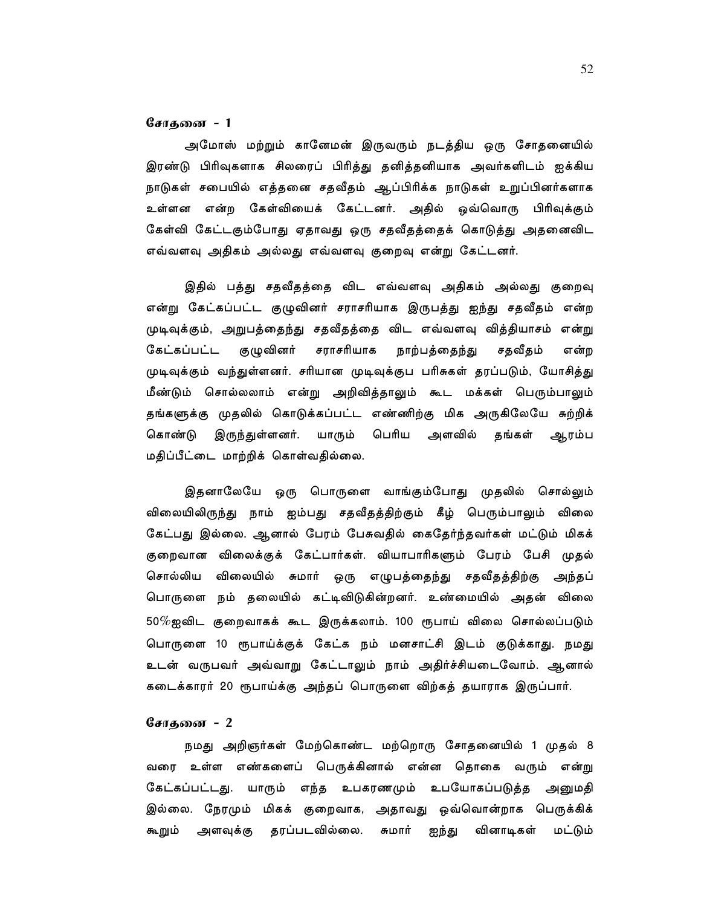### சோதனை - 1

அமோஸ் மற்றும் கானேமன் இருவரும் நடத்திய ஒரு சோதனையில் இரண்டு பிரிவுகளாக சிலரைப் பிரித்து தனித்தனியாக அவர்களிடம் ஐக்கிய நாடுகள் சபையில் எத்தனை சதவீதம் ஆப்பிரிக்க நாடுகள் உறுப்பினர்களாக உள்ளன என்ற கேள்வியைக் கேட்டனர். அதில் ஒவ்வொரு பிரிவுக்கும் கேள்வி கேட்டகும்போது ஏதாவது ஒரு சதவீதத்தைக் கொடுத்து அதனைவிட எவ்வளவு அதிகம் அல்லது எவ்வளவு குறைவு என்று கேட்டனர்.

இதில் பத்து சதவீதத்தை விட எவ்வளவு அதிகம் அல்லது குறைவு என்று கேட்கப்பட்ட குழுவினர் சராசரியாக இருபத்து ஐந்து சதவீதம் என்ற முடிவுக்கும், அறுபத்தைந்து சதவீதத்தை விட எவ்வளவு வித்தியாசம் என்று கேட்கப்பட்ட குழுவினர் சராசரியாக நாற்பத்தைந்து சதவீதம் என்ற முடிவுக்கும் வந்துள்ளனர். சரியான முடிவுக்குப் பரிசுகள் தரப்படும், யோசித்து மீண்டும் சொல்லலாம் என்று அறிவித்தாலும் கூட மக்கள் பெரும்பாலும் தங்களுக்கு முதலில் கொடுக்கப்பட்ட எண்ணிற்கு மிக அருகிலேயே சுற்றிக் கொண்டு இருந்துள்ளனர். யாரும் பெரிய அளவில் தங்கள் ஆரம்ப மதிப்பீட்டை மாற்றிக் கொள்வதில்லை.

இதனாலேயே ஒரு பொருளை வாங்கும்போது முதலில் சொல்லும் விலையிலிருந்து நாம் ஐம்பது சதவீதத்திற்கும் கீழ் பெரும்பாலும் விலை கேட்பது இல்லை. ஆனால் பேரம் பேசுவதில் கைதேர்ந்தவர்கள் மட்டும் மிகக் குறைவான விலைக்குக் கேட்பார்கள். வியாபாரிகளும் பேரம் பேசி முதல் சொல்லிய விலையில் சுமார் ஒரு எழுபத்தைந்து சதவீதத்திற்கு அந்தப் பொருளை நம் தலையில் கட்டிவிடுகின்றனர். உண்மையில் அதன் விலை 50%ஐவிட குறைவாகக் கூட இருக்கலாம். 100 ரூபாய் விலை சொல்லப்படும் பொருளை 10 ரூபாய்க்குக் கேட்க நம் மனசாட்சி இடம் குடுக்காது. நமது உடன் வருபவர் அவ்வாறு கேட்டாலும் நாம் அதிர்ச்சியடைவோம். ஆனால் கடைக்காரர் 20 ரூபாய்க்கு அந்தப் பொருளை விற்கத் தயாராக இருப்பார்.

### சோதனை - 2

நமது அறிஞர்கள் மேற்கொண்ட மற்றொரு சோதனையில் 1 முதல் 8 வரை உள்ள எண்களைப் பெருக்கினால் என்ன தொகை வரும் என்று கேட்கப்பட்டது. யாரும் எந்த உபகரணமும் உபயோகப்படுத்த அனுமதி இல்லை. நேரமும் மிகக் குறைவாக, அதாவது ஒவ்வொன்றாக பெருக்கிக் கூறும் அளவுக்கு தரப்படவில்லை. சுமார் ஐந்து வினாடிகள் மட்டும்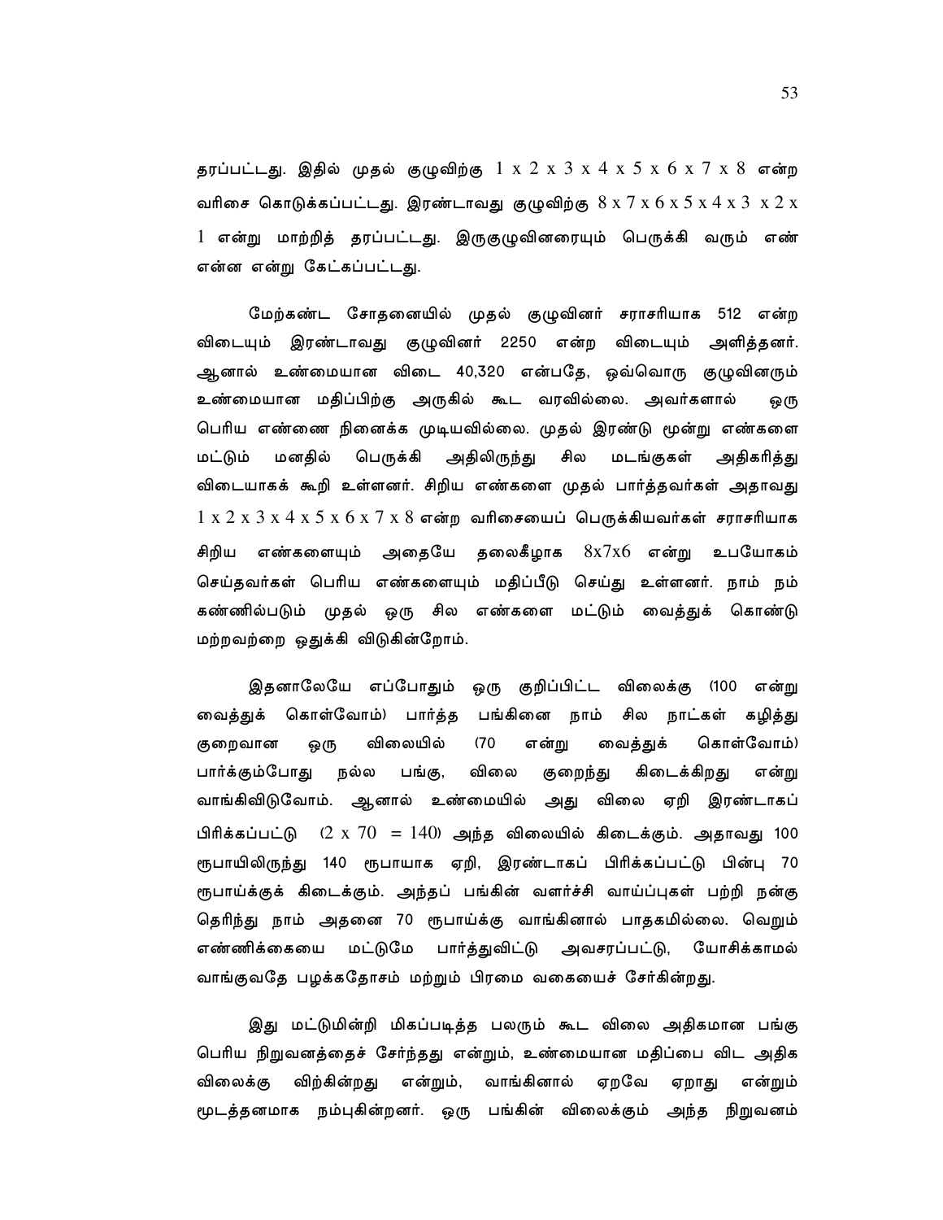தரப்பட்டது. இதில் முதல் குழுவிற்கு 1 x 2 x 3 x 4 x 5 x 6 x 7 x 8 என்ற வரிசை கொடுக்கப்பட்டது. இரண்டாவது குழுவிற்கு 8 x 7 x 6 x 5 x 4 x 3 x 2 x 1 என்று மாற்றித் தரப்பட்டது. இருகுழுவினரையும் பெருக்கி வரும் எண் என்ன என்று கேட்கப்பட்டது.

மேற்கண்ட சோதனையில் முதல் குழுவினர் சராசரியாக 512 என்ற விடையும் இரண்டாவது குழுவினர் 2250 என்ற விடையும் அளித்தனர். ஆனால் உண்மையான விடை 40,320 என்பதே, ஒவ்வொரு குழுவினரும் உண்மையான மதிப்பிற்கு அருகில் கூட வரவில்லை. அவர்களால் ஒரு பெரிய எண்ணை நினைக்க முடியவில்லை. முதல் இரண்டு மூன்று எண்களை மட்டும் மனதில் பெருக்கி அதிலிருந்து சில மடங்குகள் அதிகரித்து விடையாகக் கூறி உள்ளனர். சிறிய எண்களை முதல் பார்த்தவர்கள் அதாவது 1 x 2 x 3 x 4 x 5 x 6 x 7 x 8 என்ற வரிசையைப் பெருக்கியவர்கள் சராசரியாக சிறிய எண்களையும் அதையே தலைகீழாக 8x7x6 என்று உபயோகம் செய்தவர்கள் பெரிய எண்களையும் மதிப்பீடு செய்து உள்ளனர். நாம் நம் கண்ணில்படும் முதல் ஒரு சில எண்களை மட்டும் வைத்துக் கொண்டு மற்றவற்றை ஒதுக்கி விடுகின்றோம்.

இதனாலேயே எப்போதும் ஒரு குறிப்பிட்ட விலைக்கு (100 என்று வைத்துக் கொள்வோம்) பார்த்த பங்கினை நாம் சில நாட்கள் கழித்து குறைவான ஒரு விலையில் (70 என்று வைத்துக் கொள்வோம்) பார்க்கும்போது நல்ல பங்கு, விலை குறைந்து கிடைக்கிறது என்று வாங்கிவிடுவோம். ஆனால் உண்மையில் அது விலை ஏறி இரண்டாகப் பிரிக்கப்பட்டு (2 x 70 = 140) அந்த விலையில் கிடைக்கும். அதாவது 100 ரூபாயிலிருந்து 140 ரூபாயாக ஏறி, இரண்டாகப் பிரிக்கப்பட்டு பின்பு 70 ரூபாய்க்குக் கிடைக்கும். அந்தப் பங்கின் வளர்ச்சி வாய்ப்புகள் பற்றி நன்கு தெரிந்து நாம் அதனை 70 ரூபாய்க்கு வாங்கினால் பாதகமில்லை. வெறும் எண்ணிக்கையை மட்டுமே பார்த்துவிட்டு அவசரப்பட்டு, யோசிக்காமல் வாங்குவதே பழக்கதோசம் மற்றும் பிரமை வகையைச் சேர்கின்றது.

இது மட்டுமின்றி மிகப்படித்த பலரும் கூட விலை அதிகமான பங்கு பெரிய நிறுவனத்தைச் சேர்ந்தது என்றும், உண்மையான மதிப்பை விட அதிக விலைக்கு விற்கின்றது என்றும், வாங்கினால் ஏறவே ஏறாது என்றும் மூடத்தனமாக நம்புகின்றனர். ஒரு பங்கின் விலைக்கும் அந்த நிறுவனம்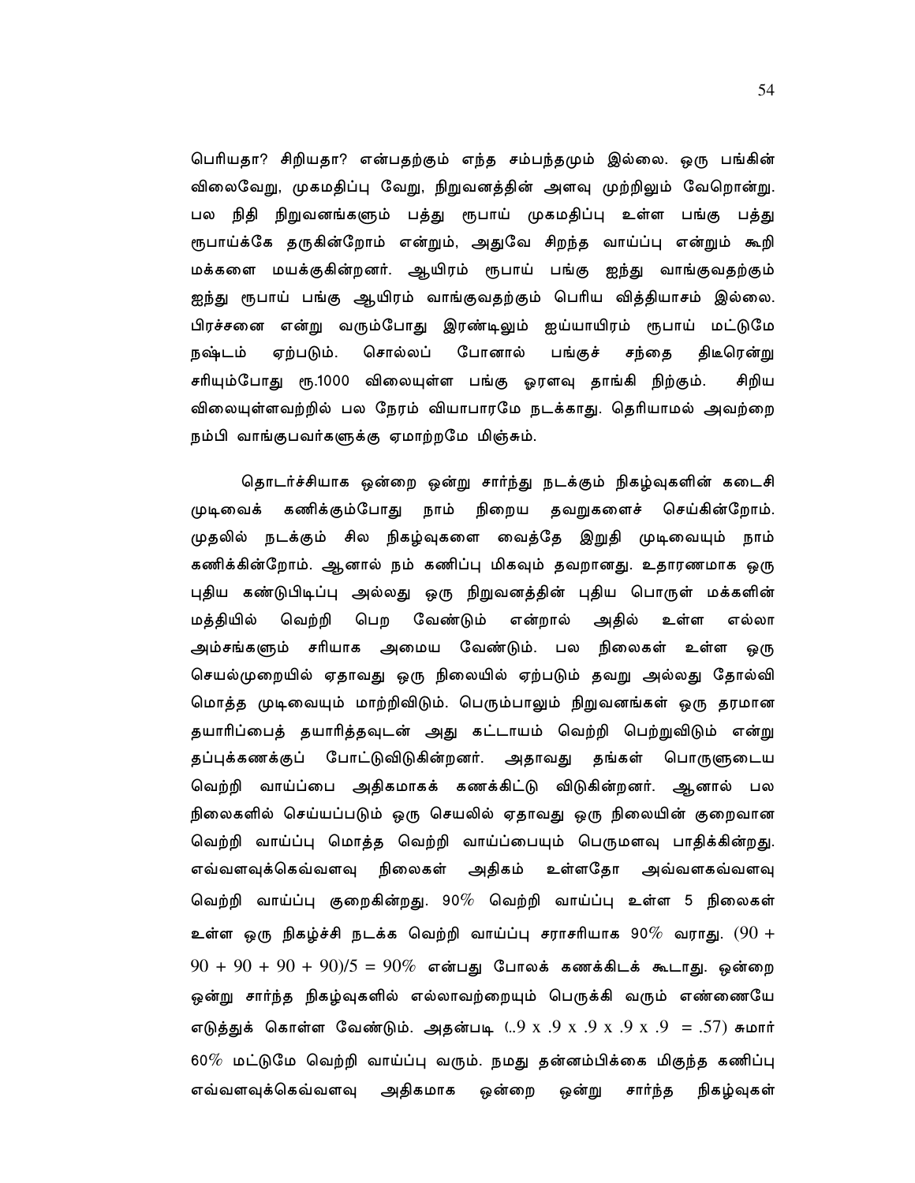பெரியதா? சிறியதா? என்பதற்கும் எந்த சம்பந்தமும் இல்லை. ஒரு பங்கின் விலைவேறு, முகமதிப்பு வேறு, நிறுவனத்தின் அளவு முற்றிலும் வேறொன்று. பல நிதி நிறுவனங்களும் பத்து ரூபாய் முகமதிப்பு உள்ள பங்கு பத்து ரூபாய்க்கே தருகின்றோம் என்றும், அதுவே சிறந்த வாய்ப்பு என்றும் கூறி மக்களை மயக்குகின்றனர். ஆயிரம் ரூபாய் பங்கு ஐந்து வாங்குவதற்கும் ஐந்து ரூபாய் பங்கு ஆயிரம் வாங்குவதற்கும் பெரிய வித்தியாசம் இல்லை. பிரச்சனை என்று வரும்போது இரண்டிலும் ஐய்யாயிரம் ரூபாய் மட்டுமே நஷ்டம் ஏற்படும். சொல்லப் போனால் பங்குச் சந்தை திடீரென்று சரியும்போது ரூ.1000 விலையுள்ள பங்கு ஓரளவு தாங்கி நிற்கும். சிறிய விலையுள்ளவற்றில் பல நேரம் வியாபாரமே நடக்காது. தெரியாமல் அவற்றை நம்பி வாங்குபவர்களுக்கு ஏமாற்றமே மிஞ்சும்.

தொடர்ச்சியாக ஒன்றை ஒன்று சார்ந்து நடக்கும் நிகழ்வுகளின் கடைசி முடிவைக் கணிக்கும்போது நாம் நிறைய தவறுகளைச் செய்கின்றோம். முதலில் நடக்கும் சில நிகழ்வுகளை வைத்தே இறுதி முடிவையும் நாம் கணிக்கின்றோம். ஆனால் நம் கணிப்பு மிகவும் தவறானது. உதாரணமாக ஒரு புதிய கண்டுபிடிப்பு அல்லது ஒரு நிறுவனத்தின் புதிய பொருள் மக்களின் மத்தியில் வெற்றி பெற வேண்டும் என்றால் அதில் உள்ள எல்லா அம்சங்களும் சரியாக அமைய வேண்டும். பல நிலைகள் உள்ள ஒரு செயல்முறையில் ஏதாவது ஒரு நிலையில் ஏற்படும் தவறு அல்லது தோல்வி மொத்த முடிவையும் மாற்றிவிடும். பெரும்பாலும் நிறுவனங்கள் ஒரு தரமான தயாரிப்பைத் தயாரித்தவுடன் அது கட்டாயம் வெற்றி பெற்றுவிடும் என்று தப்புக்கணக்குப் போட்டுவிடுகின்றனர். அதாவது தங்கள் பொருளுடைய வெற்றி வாய்ப்பை அதிகமாகக் கணக்கிட்டு விடுகின்றனர். ஆனால் பல நிலைகளில் செய்யப்படும் ஒரு செயலில் ஏதாவது ஒரு நிலையின் குறைவான வெற்றி வாய்ப்பு மொத்த வெற்றி வாய்ப்பையும் பெருமளவு பாதிக்கின்றது. எவ்வளவுக்கெவ்வளவு நிலைகள் அதிகம் உள்ளதோ அவ்வளகவ்வளவு வெற்றி வாய்ப்பு குறைகின்றது. 90% வெற்றி வாய்ப்பு உள்ள 5 நிலைகள் உள்ள ஒரு நிகழ்ச்சி நடக்க வெற்றி வாய்ப்பு சராசரியாக 90% வராது. $(90 + 90 + 90 + 90 + 90)/5 = 90\%$ என்பது போலக் கணக்கிடக் கூடாது. ஒன்றை ஒன்று சார்ந்த நிகழ்வுகளில் எல்லாவற்றையும் பெருக்கி வரும் எண்ணையே எடுத்துக் கொள்ள வேண்டும். அதன்படி $(..9 \times .9 \times .9 \times .9 \times .9 = .57)$ சுமார் 60% மட்டுமே வெற்றி வாய்ப்பு வரும். நமது தன்னம்பிக்கை மிகுந்த கணிப்பு எவ்வளவுக்கெவ்வளவு அதிகமாக ஒன்றை ஒன்று சார்ந்த நிகழ்வுகள்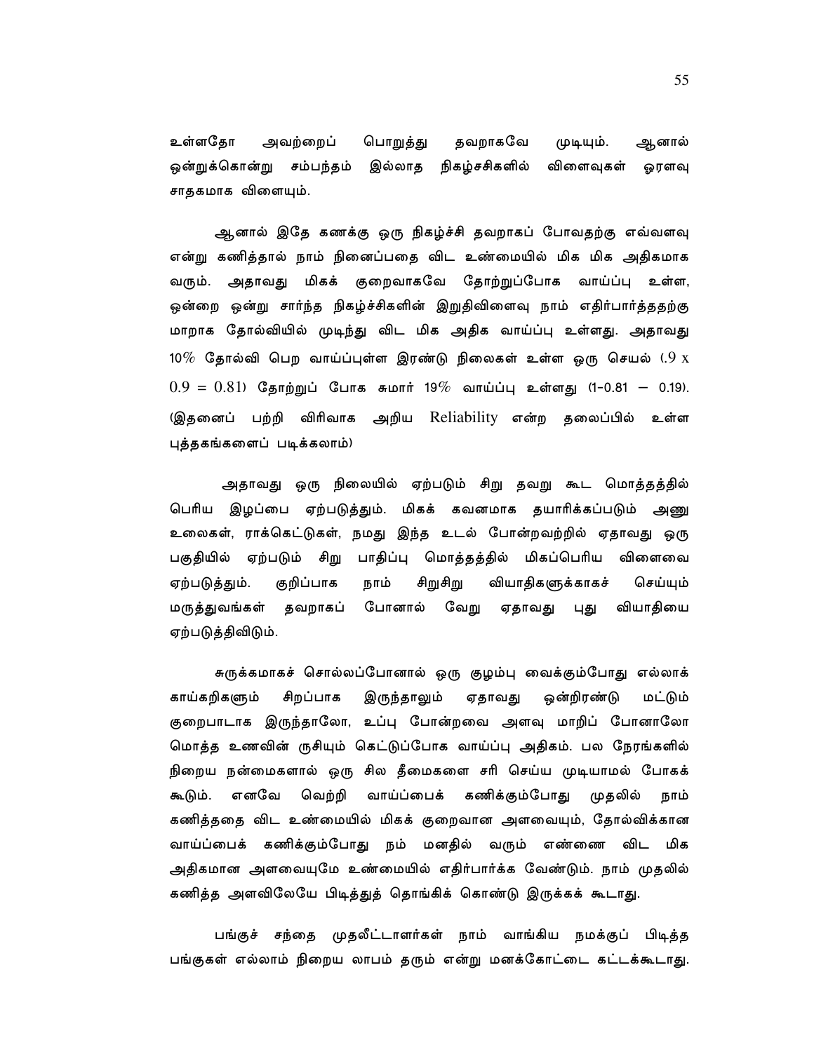உள்ளதோ அவற்றைப் பொறுத்து தவறாகவே முடியும். ஆனால் ஒன்றுக்கொன்று சம்பந்தம் இல்லாத நிகழ்சசிகளில் விளைவுகள் ஓரளவு சாதகமாக விளையும்.

ஆனால் இதே கணக்கு ஒரு நிகழ்ச்சி தவறாகப் போவதற்கு எவ்வளவு என்று கணித்தால் நாம் நினைப்பதை விட உண்மையில் மிக மிக அதிகமாக வரும். அதாவது மிகக் குறைவாகவே தோற்றுப்போக வாய்ப்பு உள்ள, ஒன்றை ஒன்று சார்ந்த நிகழ்ச்சிகளின் இறுதிவிளைவு நாம் எதிர்பார்த்ததற்கு மாறாக தோல்வியில் முடிந்து விட மிக அதிக வாய்ப்பு உள்ளது. அதாவது 10% தோல்வி பெற வாய்ப்புள்ள இரண்டு நிலைகள் உள்ள ஒரு செயல் (.9 x 0.9 = 0.81) தோற்றுப் போக சுமார் 19% வாய்ப்பு உள்ளது (1-0.81 – 0.19). (இதனைப் பற்றி விரிவாக அறிய Reliability என்ற தலைப்பில் உள்ள புத்தகங்களைப் படிக்கலாம்)

அதாவது ஒரு நிலையில் ஏற்படும் சிறு தவறு கூட மொத்தத்தில் பெரிய இழப்பை ஏற்படுத்தும். மிகக் கவனமாக தயாரிக்கப்படும் அணு உலைகள், ராக்கெட்டுகள், நமது இந்த உடல் போன்றவற்றில் ஏதாவது ஒரு பகுதியில் ஏற்படும் சிறு பாதிப்பு மொத்தத்தில் மிகப்பெரிய விளைவை ஏற்படுத்தும். குறிப்பாக நாம் சிறுசிறு வியாதிகளுக்காகச் செய்யும் மருத்துவங்கள் தவறாகப் போனால் வேறு ஏதாவது புது வியாதியை ஏற்படுத்திவிடும்.

சுருக்கமாகச் சொல்லப்போனால் ஒரு குழம்பு வைக்கும்போது எல்லாக் காய்கறிகளும் சிறப்பாக இருந்தாலும் ஏதாவது ஒன்றிரண்டு மட்டும் குறைபாடாக இருந்தாலோ, உப்பு போன்றவை அளவு மாறிப் போனாலோ மொத்த உணவின் ருசியும் கெட்டுப்போக வாய்ப்பு அதிகம். பல நேரங்களில் நிறைய நன்மைகளால் ஒரு சில தீமைகளை சரி செய்ய முடியாமல் போகக் கூடும். எனவே வெற்றி வாய்ப்பைக் கணிக்கும்போது முதலில் நாம் கணித்ததை விட உண்மையில் மிகக் குறைவான அளவையும், தோல்விக்கான வாய்ப்பைக் கணிக்கும்போது நம் மனதில் வரும் எண்ணை விட மிக அதிகமான அளவையுமே உண்மையில் எதிர்பார்க்க வேண்டும். நாம் முதலில் கணித்த அளவிலேயே பிடித்துத் தொங்கிக் கொண்டு இருக்கக் கூடாது.

பங்குச் சந்தை முதலீட்டாளர்கள் நாம் வாங்கிய நமக்குப் பிடித்த பங்குகள் எல்லாம் நிறைய லாபம் தரும் என்று மனக்கோட்டை கட்டக்கூடாது.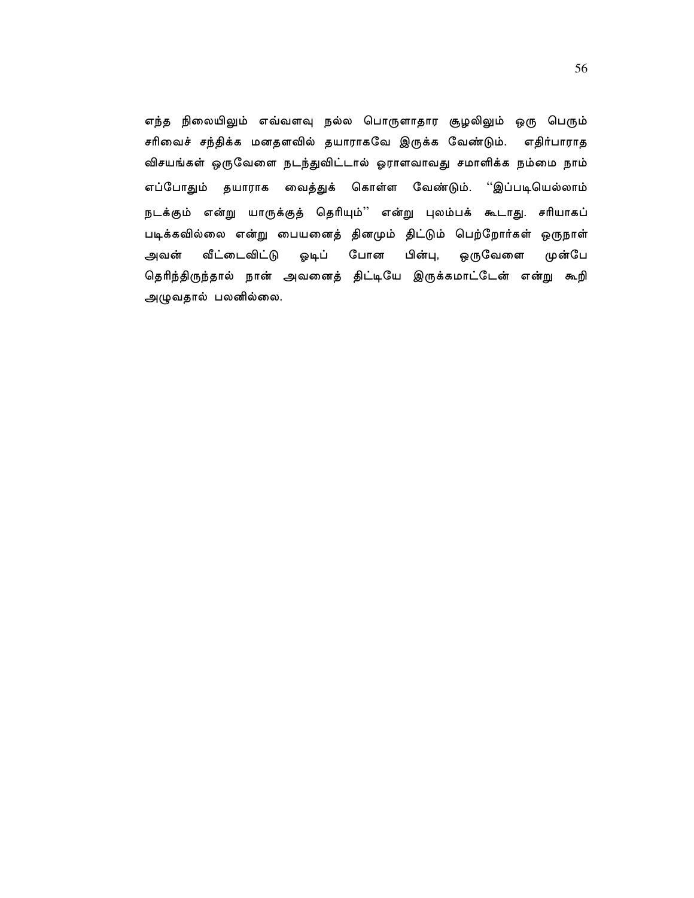எந்த நிலையிலும் எவ்வளவு நல்ல பொருளாதார சூழலிலும் ஒரு பெரும் சரிவைச் சந்திக்க மனதளவில் தயாராகவே இருக்க வேண்டும். எதிர்பாராத விசயங்கள் ஒருவேளை நடந்துவிட்டால் ஓராளவாவது சமாளிக்க நம்மை நாம் எப்போதும் தயாராக வைத்துக் கொள்ள வேண்டும். ''இப்படியெல்லாம் நடக்கும் என்று யாருக்குத் தெரியும்'' என்று புலம்பக் கூடாது. சரியாகப் படிக்கவில்லை என்று பையனைத் தினமும் திட்டும் பெற்றோர்கள் ஒருநாள் அவன் வீட்டைவிட்டு ஓடிப் போன பின்பு, ஒருவேளை முன்பே தெரிந்திருந்தால் நான் அவனைத் திட்டியே இருக்கமாட்டேன் என்று கூறி அழுவதால் பலனில்லை.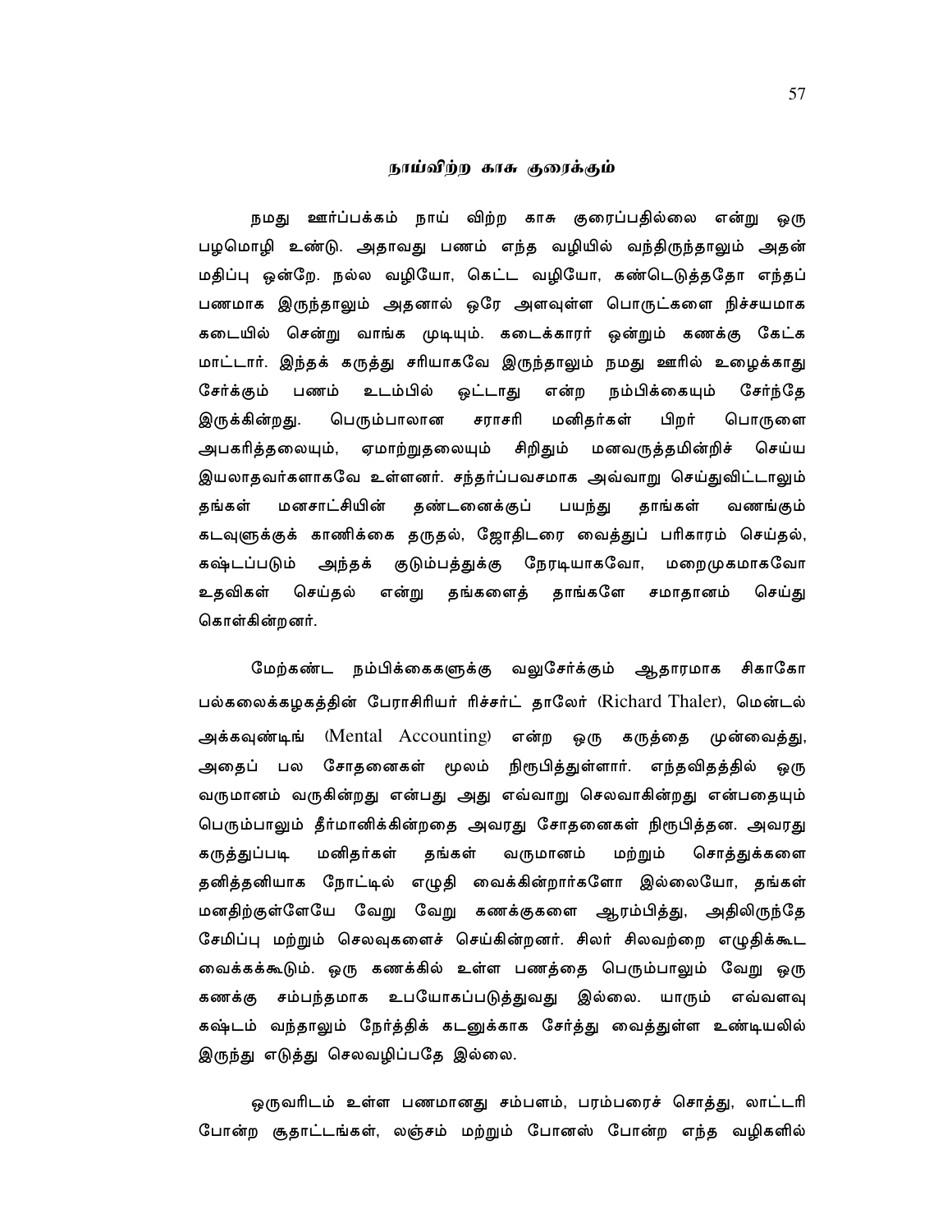## நாய்விற்ற காசு குரைக்கும்

நமது ஊர்ப்பக்கம் நாய் விற்ற காசு குரைப்பதில்லை என்று ஒரு பழமொழி உண்டு. அதாவது பணம் எந்த வழியில் வந்திருந்தாலும் அதன் மதிப்பு ஒன்றே. நல்ல வழியோ, கெட்ட வழியோ, கண்டெடுத்ததோ எந்தப் பணமாக இருந்தாலும் அதனால் ஒரே அளவுள்ள பொருட்களை நிச்சயமாக கடையில் சென்று வாங்க முடியும். கடைக்காரர் ஒன்றும் கணக்கு கேட்க மாட்டார். இந்தக் கருத்து சரியாகவே இருந்தாலும் நமது ஊரில் உழைக்காது சேர்க்கும் பணம் உடம்பில் ஒட்டாது என்ற நம்பிக்கையும் சேர்ந்தே இருக்கின்றது. பெரும்பாலான சராசரி மனிதர்கள் பிறர் பொருளை அபகரித்தலையும், ஏமாற்றுதலையும் சிறிதும் மனவருத்தமின்றிச் செய்ய இயலாதவர்களாகவே உள்ளனர். சந்தர்ப்பவசமாக அவ்வாறு செய்துவிட்டாலும் தங்கள் மனசாட்சியின் தண்டனைக்குப் பயந்து தாங்கள் வணங்கும் கடவுளுக்குக் காணிக்கை தருதல், ஜோதிடரை வைத்துப் பரிகாரம் செய்தல், கஷ்டப்படும் அந்தக் குடும்பத்துக்கு நேரடியாகவோ, மறைமுகமாகவோ உதவிகள் செய்தல் என்று தங்களைத் தாங்களே சமாதானம் செய்து கொள்கின்றனர்.

மேற்கண்ட நம்பிக்கைகளுக்கு வலுசேர்க்கும் ஆதாரமாக சிகாகோ பல்கலைக்கழகத்தின் பேராசிரியர் ரிச்சர்ட் தாலோர் (Richard Thaler), மென்டல் அக்கவுண்டிங் (Mental Accounting) என்ற ஒரு கருத்தை முன்வைத்து, அதைப் பல சோதனைகள் மூலம் நிரூபித்துள்ளார். எந்தவிதத்தில் ஒரு வருமானம் வருகின்றது என்பது அது எவ்வாறு செலவாகின்றது என்பதையும் பெரும்பாலும் தீர்மானிக்கின்றதை அவரது சோதனைகள் நிரூபித்தன. அவரது கருத்துப்படி மனிதர்கள் தங்கள் வருமானம் மற்றும் சொத்துக்களை தனித்தனியாக நோட்டில் எழுதி வைக்கின்றார்களோ இல்லையோ, தங்கள் மனதிற்குள்ளேயே வேறு வேறு கணக்குகளை ஆரம்பித்து, அதிலிருந்தே சேமிப்பு மற்றும் செலவுகளைச் செய்கின்றனர். சிலர் சிலவற்றை எழுதிக்கூட வைக்கக்கூடும். ஒரு கணக்கில் உள்ள பணத்தை பெரும்பாலும் வேறு ஒரு கணக்கு சம்பந்தமாக உபயோகப்படுத்துவது இல்லை. யாரும் எவ்வளவு கஷ்டம் வந்தாலும் நேர்த்திக் கடனுக்காக சேர்த்து வைத்துள்ள உண்டியலில் இருந்து எடுத்து செலவழிப்பதே இல்லை.

ஒருவரிடம் உள்ள பணமானது சம்பளம், பரம்பரைச் சொத்து, லாட்டரி போன்ற சூதாட்டங்கள், லஞ்சம் மற்றும் போனஸ் போன்ற எந்த வழிகளில்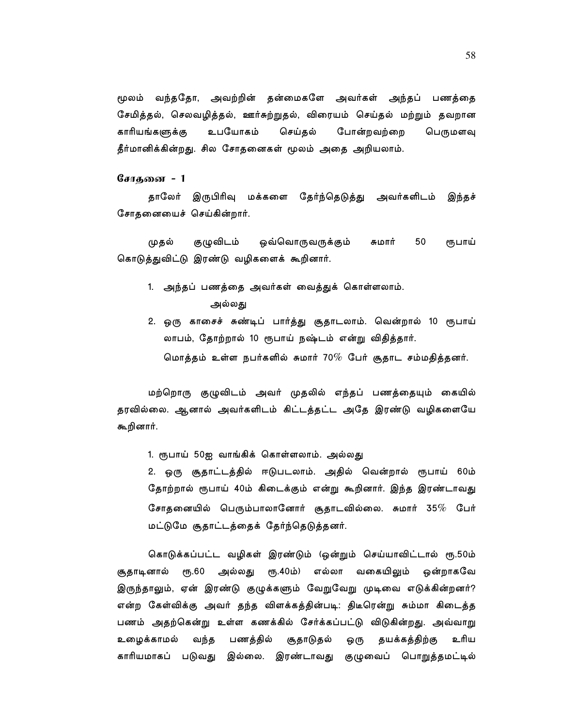மூலம் வந்ததோ, அவற்றின் தன்மைகளே அவர்கள் அந்தப் பணத்தை சேமித்தல், செலவழித்தல், ஊர்சுற்றுதல், விரையம் செய்தல் மற்றும் தவறான காரியங்களுக்கு உபயோகம் செய்தல் போன்றவற்றை பெருமளவு தீர்மானிக்கின்றது. சில சோதனைகள் மூலம் அதை அறியலாம்.

**சோதனை - 1**

தாலேர் இருபிரிவு மக்களை தேர்ந்தெடுத்து அவர்களிடம் இந்தச் சோதனையைச் செய்கின்றார்.

முதல் குழுவிடம் ஒவ்வொருவருக்கும் சுமார் 50 ரூபாய் கொடுத்துவிட்டு இரண்டு வழிகளைக் கூறினார்.

1. அந்தப் பணத்தை அவர்கள் வைத்துக் கொள்ளலாம்.
   அல்லது
2. ஒரு காசைச் சுண்டிப் பார்த்து சூதாடலாம். வென்றால் 10 ரூபாய் லாபம், தோற்றால் 10 ரூபாய் நஷ்டம் என்று விதித்தார்.
   மொத்தம் உள்ள நபர்களில் சுமார் 70% பேர் சூதாட சம்மதித்தனர்.

மற்றொரு குழுவிடம் அவர் முதலில் எந்தப் பணத்தையும் கையில் தரவில்லை. ஆனால் அவர்களிடம் கிட்டத்தட்ட அதே இரண்டு வழிகளையே கூறினார்.

1. ரூபாய் 50ஐ வாங்கிக் கொள்ளலாம். அல்லது
2. ஒரு சூதாட்டத்தில் ஈடுபடலாம். அதில் வென்றால் ரூபாய் 60ம் தோற்றால் ரூபாய் 40ம் கிடைக்கும் என்று கூறினார். இந்த இரண்டாவது சோதனையில் பெரும்பாலானோர் சூதாடவில்லை. சுமார் 35% பேர் மட்டுமே சூதாட்டத்தைத் தேர்ந்தெடுத்தனர்.

கொடுக்கப்பட்ட வழிகள் இரண்டும் (ஒன்றும் செய்யாவிட்டால் ரூ.50ம் சூதாடினால் ரூ.60 அல்லது ரூ.40ம்) எல்லா வகையிலும் ஒன்றாகவே இருந்தாலும், ஏன் இரண்டு குழுக்களும் வேறுவேறு முடிவை எடுக்கின்றனர்? என்ற கேள்விக்கு அவர் தந்த விளக்கத்தின்படி: திடீரென்று சும்மா கிடைத்த பணம் அதற்கென்று உள்ள கணக்கில் சேர்க்கப்பட்டு விடுகின்றது. அவ்வாறு உழைக்காமல் வந்த பணத்தில் சூதாடுதல் ஒரு தயக்கத்திற்கு உரிய காரியமாகப் படுவது இல்லை. இரண்டாவது குழுவைப் பொறுத்தமட்டில்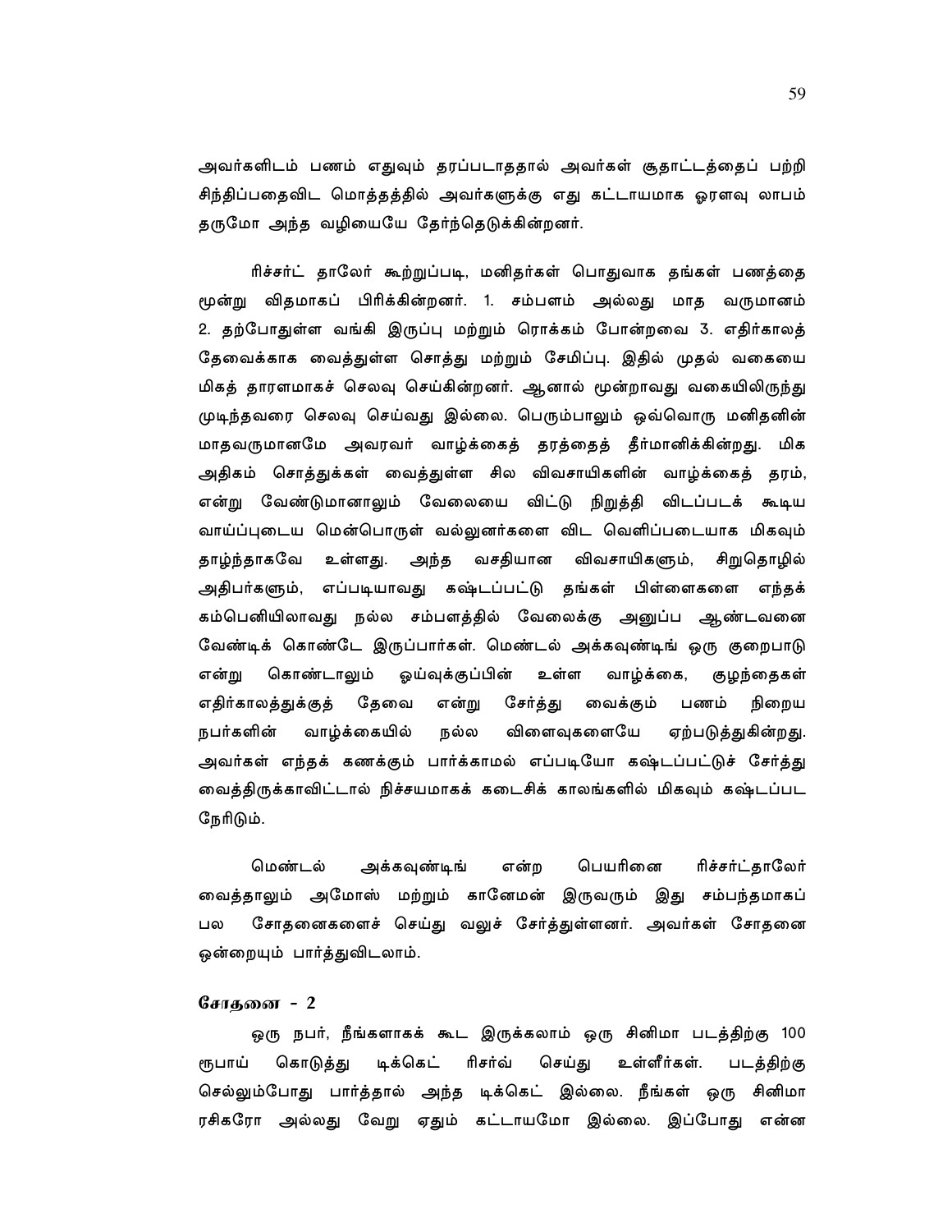அவர்களிடம் பணம் எதுவும் தரப்படாததால் அவர்கள் சூதாட்டத்தைப் பற்றி சிந்திப்பதைவிட மொத்தத்தில் அவர்களுக்கு எது கட்டாயமாக ஓரளவு லாபம் தருமோ அந்த வழியையே தேர்ந்தெடுக்கின்றனர்.

ரிச்சர்ட் தாலேர் கூற்றுப்படி, மனிதர்கள் பொதுவாக தங்கள் பணத்தை மூன்று விதமாகப் பிரிக்கின்றனர். 1. சம்பளம் அல்லது மாத வருமானம் 2. தற்போதுள்ள வங்கி இருப்பு மற்றும் ரொக்கம் போன்றவை 3. எதிர்காலத் தேவைக்காக வைத்துள்ள சொத்து மற்றும் சேமிப்பு. இதில் முதல் வகையை மிகத் தாராளமாகச் செலவு செய்கின்றனர். ஆனால் மூன்றாவது வகையிலிருந்து முடிந்தவரை செலவு செய்வது இல்லை. பெரும்பாலும் ஒவ்வொரு மனிதனின் மாதவருமானமே அவரவர் வாழ்க்கைத் தரத்தைத் தீர்மானிக்கின்றது. மிக அதிகம் சொத்துக்கள் வைத்துள்ள சில விவசாயிகளின் வாழ்க்கைத் தரம், என்று வேண்டுமானாலும் வேலையை விட்டு நிறுத்தி விடப்படக் கூடிய வாய்ப்புடைய மென்பொருள் வல்லுனர்களை விட வெளிப்படையாக மிகவும் தாழ்ந்தாகவே உள்ளது. அந்த வசதியான விவசாயிகளும், சிறுதொழில் அதிபர்களும், எப்படியாவது கஷ்டப்பட்டு தங்கள் பிள்ளைகளை எந்தக் கம்பெனியிலாவது நல்ல சம்பளத்தில் வேலைக்கு அனுப்ப ஆண்டவனை வேண்டிக் கொண்டே இருப்பார்கள். மெண்டல் அக்கவுண்டிங் ஒரு குறைபாடு என்று கொண்டாலும் ஓய்வுக்குப்பின் உள்ள வாழ்க்கை, குழந்தைகள் எதிர்காலத்துக்குத் தேவை என்று சேர்த்து வைக்கும் பணம் நிறைய நபர்களின் வாழ்க்கையில் நல்ல விளைவுகளையே ஏற்படுத்துகின்றது. அவர்கள் எந்தக் கணக்கும் பார்க்காமல் எப்படியோ கஷ்டப்பட்டுச் சேர்த்து வைத்திருக்காவிட்டால் நிச்சயமாகக் கடைசிக் காலங்களில் மிகவும் கஷ்டப்பட நேரிடும்.

மெண்டல் அக்கவுண்டிங் என்ற பெயரினை ரிச்சர்ட்தாலேர் வைத்தாலும் அமோஸ் மற்றும் கானேமன் இருவரும் இது சம்பந்தமாகப் பல சோதனைகளைச் செய்து வலுச் சேர்த்துள்ளனர். அவர்கள் சோதனை ஒன்றையும் பார்த்துவிடலாம்.

### சோதனை - 2

ஒரு நபர், நீங்களாகக் கூட இருக்கலாம் ஒரு சினிமா படத்திற்கு 100 ரூபாய் கொடுத்து டிக்கெட் ரிசர்வ் செய்து உள்ளீர்கள். படத்திற்கு செல்லும்போது பார்த்தால் அந்த டிக்கெட் இல்லை. நீங்கள் ஒரு சினிமா ரசிகரோ அல்லது வேறு ஏதும் கட்டாயமோ இல்லை. இப்போது என்ன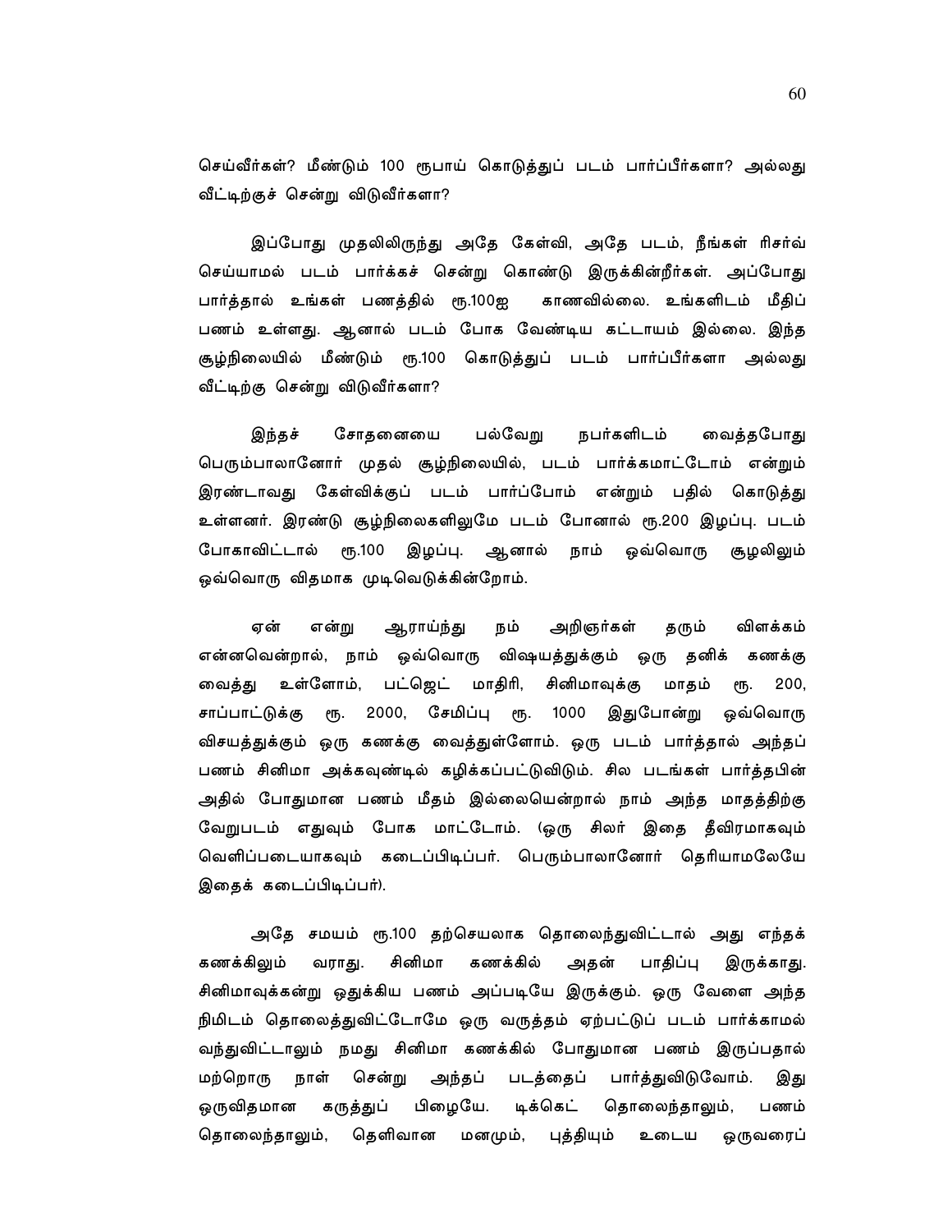செய்வீர்கள்? மீண்டும் 100 ரூபாய் கொடுத்துப் படம் பார்ப்பீர்களா? அல்லது வீட்டிற்குச் சென்று விடுவீர்களா?

இப்போது முதலிலிருந்து அதே கேள்வி, அதே படம், நீங்கள் ரிசர்வ் செய்யாமல் படம் பார்க்கச் சென்று கொண்டு இருக்கின்றீர்கள். அப்போது பார்த்தால் உங்கள் பணத்தில் ரூ.100ஐ காணவில்லை. உங்களிடம் மீதிப் பணம் உள்ளது. ஆனால் படம் போக வேண்டிய கட்டாயம் இல்லை. இந்த சூழ்நிலையில் மீண்டும் ரூ.100 கொடுத்துப் படம் பார்ப்பீர்களா அல்லது வீட்டிற்கு சென்று விடுவீர்களா?

இந்தச் சோதனையை பல்வேறு நபர்களிடம் வைத்தபோது பெரும்பாலானோர் முதல் சூழ்நிலையில், படம் பார்க்கமாட்டோம் என்றும் இரண்டாவது கேள்விக்குப் படம் பார்ப்போம் என்றும் பதில் கொடுத்து உள்ளனர். இரண்டு சூழ்நிலைகளிலுமே படம் போனால் ரூ.200 இழப்பு. படம் போகாவிட்டால் ரூ.100 இழப்பு. ஆனால் நாம் ஒவ்வொரு சூழலிலும் ஒவ்வொரு விதமாக முடிவெடுக்கின்றோம்.

ஏன் என்று ஆராய்ந்து நம் அறிஞர்கள் தரும் விளக்கம் என்னவென்றால், நாம் ஒவ்வொரு விஷயத்துக்கும் ஒரு தனிக் கணக்கு வைத்து உள்ளோம், பட்ஜெட் மாதிரி, சினிமாவுக்கு மாதம் ரூ. 200, சாப்பாட்டுக்கு ரூ. 2000, சேமிப்பு ரூ. 1000 இதுபோன்று ஒவ்வொரு விசயத்துக்கும் ஒரு கணக்கு வைத்துள்ளோம். ஒரு படம் பார்த்தால் அந்தப் பணம் சினிமா அக்கவுண்டில் கழிக்கப்பட்டுவிடும். சில படங்கள் பார்த்தபின் அதில் போதுமான பணம் மீதம் இல்லையென்றால் நாம் அந்த மாதத்திற்கு வேறுபடம் எதுவும் போக மாட்டோம். (ஒரு சிலர் இதை தீவிரமாகவும் வெளிப்படையாகவும் கடைப்பிடிப்பர். பெரும்பாலானோர் தெரியாமலேயே இதைக் கடைப்பிடிப்பர்).

அதே சமயம் ரூ.100 தற்செயலாக தொலைந்துவிட்டால் அது எந்தக் கணக்கிலும் வராது. சினிமா கணக்கில் அதன் பாதிப்பு இருக்காது. சினிமாவுக்கன்று ஒதுக்கிய பணம் அப்படியே இருக்கும். ஒரு வேளை அந்த நிமிடம் தொலைத்துவிட்டோமே ஒரு வருத்தம் ஏற்பட்டுப் படம் பார்க்காமல் வந்துவிட்டாலும் நமது சினிமா கணக்கில் போதுமான பணம் இருப்பதால் மற்றொரு நாள் சென்று அந்தப் படத்தைப் பார்த்துவிடுவோம். இது ஒருவிதமான கருத்துப் பிழையே. டிக்கெட் தொலைந்தாலும், பணம் தொலைந்தாலும், தெளிவான மனமும், புத்தியும் உடைய ஒருவரைப்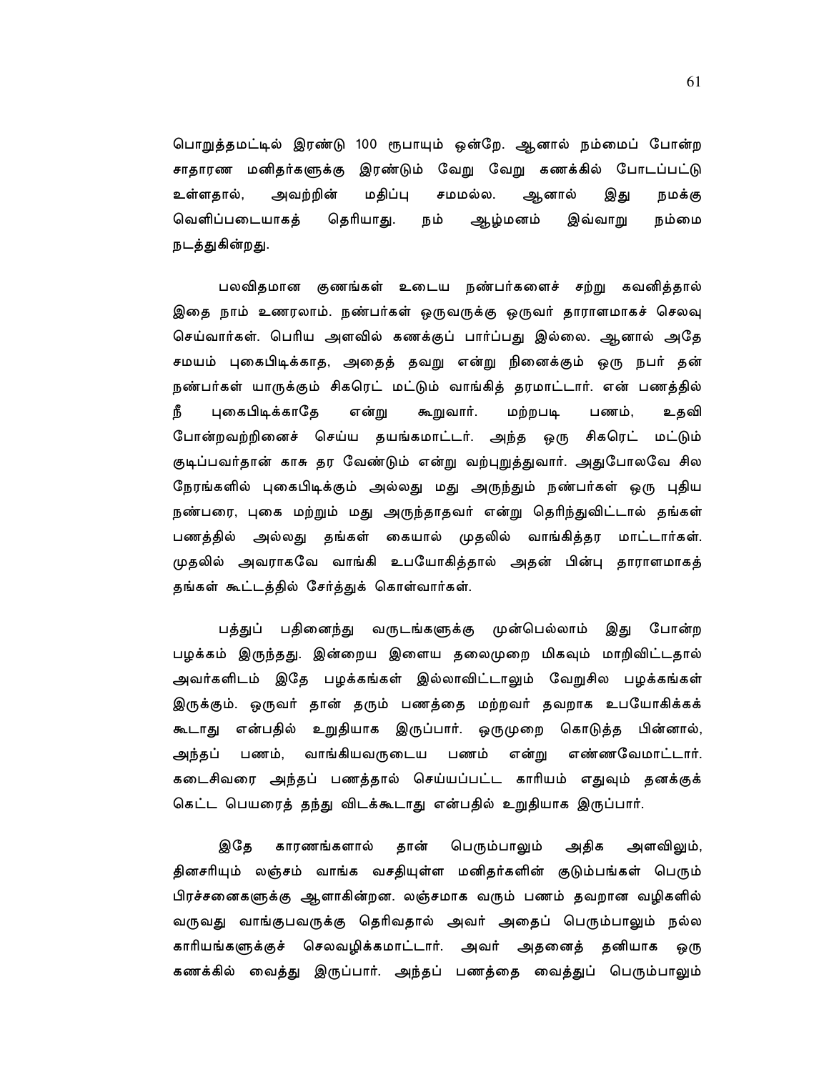பொறுத்தமட்டில் இரண்டு 100 ரூபாயும் ஒன்றே. ஆனால் நம்மைப் போன்ற சாதாரண மனிதர்களுக்கு இரண்டும் வேறு வேறு கணக்கில் போடப்பட்டு உள்ளதால், அவற்றின் மதிப்பு சமமல்ல. ஆனால் இது நமக்கு வெளிப்படையாகத் தெரியாது. நம் ஆழ்மனம் இவ்வாறு நம்மை நடத்துகின்றது.

பலவிதமான குணங்கள் உடைய நண்பர்களைச் சற்று கவனித்தால் இதை நாம் உணரலாம். நண்பர்கள் ஒருவருக்கு ஒருவர் தாராளமாகச் செலவு செய்வார்கள். பெரிய அளவில் கணக்குப் பார்ப்பது இல்லை. ஆனால் அதே சமயம் புகைபிடிக்காத, அதைத் தவறு என்று நினைக்கும் ஒரு நபர் தன் நண்பர்கள் யாருக்கும் சிகரெட் மட்டும் வாங்கித் தரமாட்டார். என் பணத்தில் நீ புகைபிடிக்காதே என்று கூறுவார். மற்றபடி பணம், உதவி போன்றவற்றினைச் செய்ய தயங்கமாட்டர். அந்த ஒரு சிகரெட் மட்டும் குடிப்பவர்தான் காசு தர வேண்டும் என்று வற்புறுத்துவார். அதுபோலவே சில நேரங்களில் புகைபிடிக்கும் அல்லது மது அருந்தும் நண்பர்கள் ஒரு புதிய நண்பரை, புகை மற்றும் மது அருந்தாதவர் என்று தெரிந்துவிட்டால் தங்கள் பணத்தில் அல்லது தங்கள் கையால் முதலில் வாங்கித்தர மாட்டார்கள். முதலில் அவராகவே வாங்கி உபயோகித்தால் அதன் பின்பு தாராளமாகத் தங்கள் கூட்டத்தில் சேர்த்துக் கொள்வார்கள்.

பத்துப் பதினைந்து வருடங்களுக்கு முன்பெல்லாம் இது போன்ற பழக்கம் இருந்தது. இன்றைய இளைய தலைமுறை மிகவும் மாறிவிட்டதால் அவர்களிடம் இதே பழக்கங்கள் இல்லாவிட்டாலும் வேறுசில பழக்கங்கள் இருக்கும். ஒருவர் தான் தரும் பணத்தை மற்றவர் தவறாக உபயோகிக்கக் கூடாது என்பதில் உறுதியாக இருப்பார். ஒருமுறை கொடுத்த பின்னால், அந்தப் பணம், வாங்கியவருடைய பணம் என்று எண்ணவேமாட்டார். கடைசிவரை அந்தப் பணத்தால் செய்யப்பட்ட காரியம் எதுவும் தனக்குக் கெட்ட பெயரைத் தந்து விடக்கூடாது என்பதில் உறுதியாக இருப்பார்.

இதே காரணங்களால் தான் பெரும்பாலும் அதிக அளவிலும், தினசரியும் லஞ்சம் வாங்க வசதியுள்ள மனிதர்களின் குடும்பங்கள் பெரும் பிரச்சனைகளுக்கு ஆளாகின்றன. லஞ்சமாக வரும் பணம் தவறான வழிகளில் வருவது வாங்குபவருக்கு தெரிவதால் அவர் அதைப் பெரும்பாலும் நல்ல காரியங்களுக்குச் செலவழிக்கமாட்டார். அவர் அதனைத் தனியாக ஒரு கணக்கில் வைத்து இருப்பார். அந்தப் பணத்தை வைத்துப் பெரும்பாலும்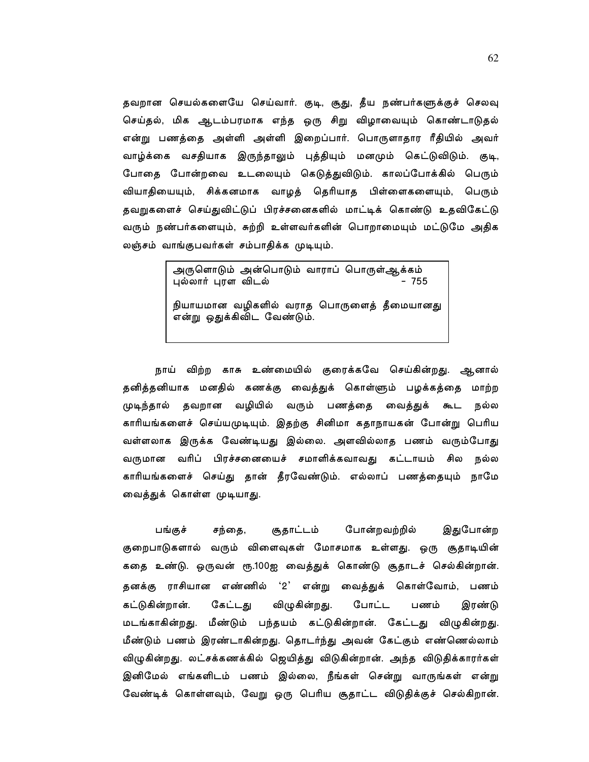தவறான செயல்களையே செய்வார். குடி, சூது, தீய நண்பர்களுக்குச் செலவு செய்தல், மிக ஆடம்பரமாக எந்த ஒரு சிறு விழாவையும் கொண்டாடுதல் என்று பணத்தை அள்ளி அள்ளி இறைப்பார். பொருளாதார ரீதியில் அவர் வாழ்க்கை வசதியாக இருந்தாலும் புத்தியும் மனமும் கெட்டுவிடும். குடி, போதை போன்றவை உடலையும் கெடுத்துவிடும். காலப்போக்கில் பெரும் வியாதியையும், சிக்கனமாக வாழத் தெரியாத பிள்ளைகளையும், பெரும் தவறுகளைச் செய்துவிட்டுப் பிரச்சனைகளில் மாட்டிக் கொண்டு உதவிகேட்டு வரும் நண்பர்களையும், சுற்றி உள்ளவர்களின் பொறாமையும் மட்டுமே அதிக லஞ்சம் வாங்குபவர்கள் சம்பாதிக்க முடியும்.

> அருளொடும் அன்பொடும் வாராப் பொருள்ஆக்கம்
> புல்லார் புரள விடல் - 755
>
> நியாயமான வழிகளில் வராத பொருளைத் தீமையானது என்று ஒதுக்கிவிட வேண்டும்.

நாய் விற்ற காசு உண்மையில் குரைக்கவே செய்கின்றது. ஆனால் தனித்தனியாக மனதில் கணக்கு வைத்துக் கொள்ளும் பழக்கத்தை மாற்ற முடிந்தால் தவறான வழியில் வரும் பணத்தை வைத்துக் கூட நல்ல காரியங்களைச் செய்யமுடியும். இதற்கு சினிமா கதாநாயகன் போன்று பெரிய வள்ளலாக இருக்க வேண்டியது இல்லை. அளவில்லாத பணம் வரும்போது வருமான வரிப் பிரச்சனையைச் சமாளிக்கவாவது கட்டாயம் சில நல்ல காரியங்களைச் செய்து தான் தீரவேண்டும். எல்லாப் பணத்தையும் நாமே வைத்துக் கொள்ள முடியாது.

பங்குச் சந்தை, சூதாட்டம் போன்றவற்றில் இதுபோன்ற குறைபாடுகளால் வரும் விளைவுகள் மோசமாக உள்ளது. ஒரு சூதாடியின் கதை உண்டு. ஒருவன் ரூ.100ஐ வைத்துக் கொண்டு சூதாடச் செல்கின்றான். தனக்கு ராசியான எண்ணில் '2' என்று வைத்துக் கொள்வோம், பணம் கட்டுகின்றான். கேட்டது விழுகின்றது. போட்ட பணம் இரண்டு மடங்காகின்றது. மீண்டும் பந்தயம் கட்டுகின்றான். கேட்டது விழுகின்றது. மீண்டும் பணம் இரண்டாகின்றது. தொடர்ந்து அவன் கேட்கும் எண்ணெல்லாம் விழுகின்றது. லட்சக்கணக்கில் ஜெயித்து விடுகின்றான். அந்த விடுதிக்காரர்கள் இனிமேல் எங்களிடம் பணம் இல்லை, நீங்கள் சென்று வாருங்கள் என்று வேண்டிக் கொள்ளவும், வேறு ஒரு பெரிய சூதாட்ட விடுதிக்குச் செல்கிறான்.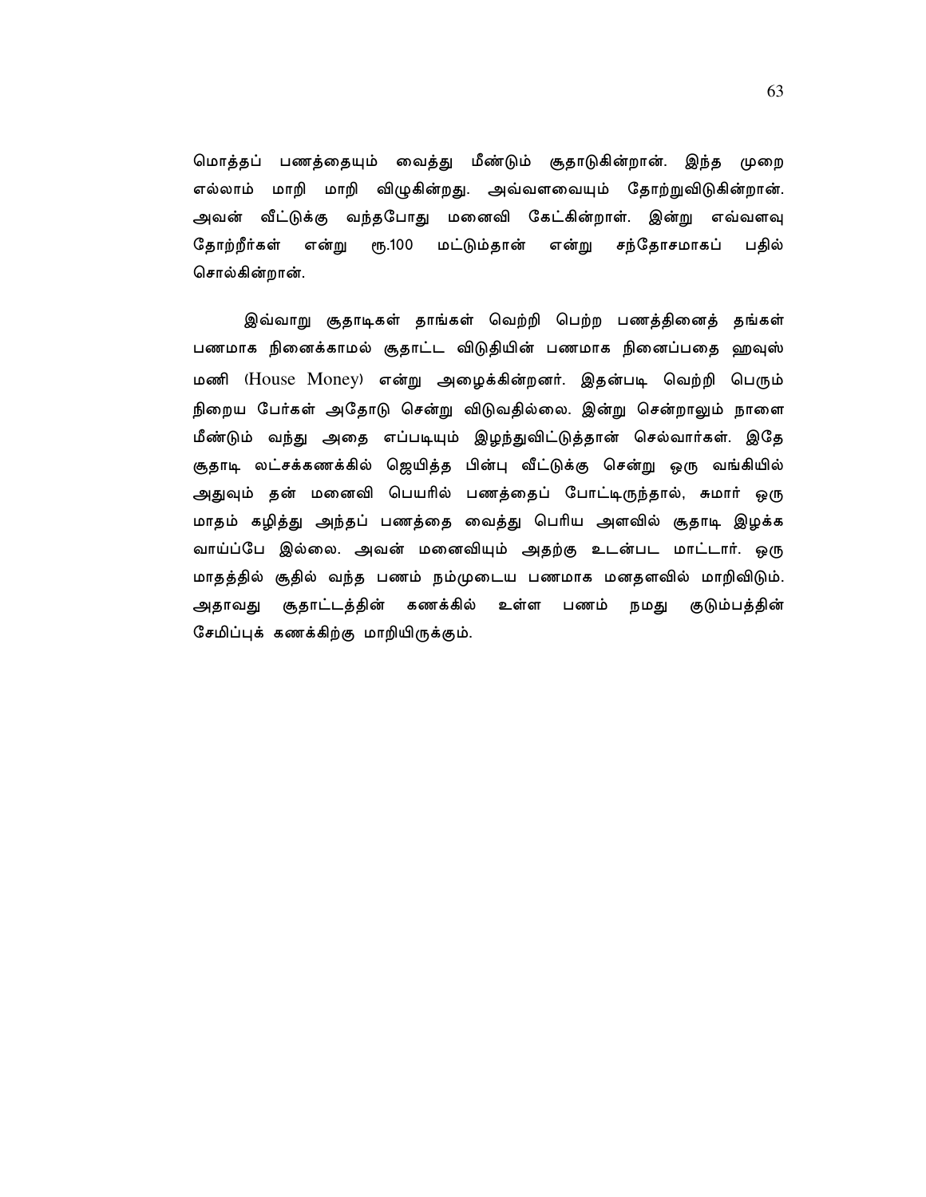மொத்தப் பணத்தையும் வைத்து மீண்டும் சூதாடுகின்றான். இந்த முறை எல்லாம் மாறி மாறி விழுகின்றது. அவ்வளவையும் தோற்றுவிடுகின்றான். அவன் வீட்டுக்கு வந்தபோது மனைவி கேட்கின்றாள். இன்று எவ்வளவு தோற்றீர்கள் என்று ரூ.100 மட்டும்தான் என்று சந்தோசமாகப் பதில் சொல்கின்றான்.

இவ்வாறு சூதாடிகள் தாங்கள் வெற்றி பெற்ற பணத்தினைத் தங்கள் பணமாக நினைக்காமல் சூதாட்ட விடுதியின் பணமாக நினைப்பதை ஹவுஸ் மணி (House Money) என்று அழைக்கின்றனர். இதன்படி வெற்றி பெரும் நிறைய பேர்கள் அதோடு சென்று விடுவதில்லை. இன்று சென்றாலும் நாளை மீண்டும் வந்து அதை எப்படியும் இழந்துவிட்டுத்தான் செல்வார்கள். இதே சூதாடி லட்சக்கணக்கில் ஜெயித்த பின்பு வீட்டுக்கு சென்று ஒரு வங்கியில் அதுவும் தன் மனைவி பெயரில் பணத்தைப் போட்டிருந்தால், சுமார் ஒரு மாதம் கழித்து அந்தப் பணத்தை வைத்து பெரிய அளவில் சூதாடி இழக்க வாய்ப்பே இல்லை. அவன் மனைவியும் அதற்கு உடன்பட மாட்டார். ஒரு மாதத்தில் சூதில் வந்த பணம் நம்முடைய பணமாக மனதளவில் மாறிவிடும். அதாவது சூதாட்டத்தின் கணக்கில் உள்ள பணம் நமது குடும்பத்தின் சேமிப்புக் கணக்கிற்கு மாறியிருக்கும்.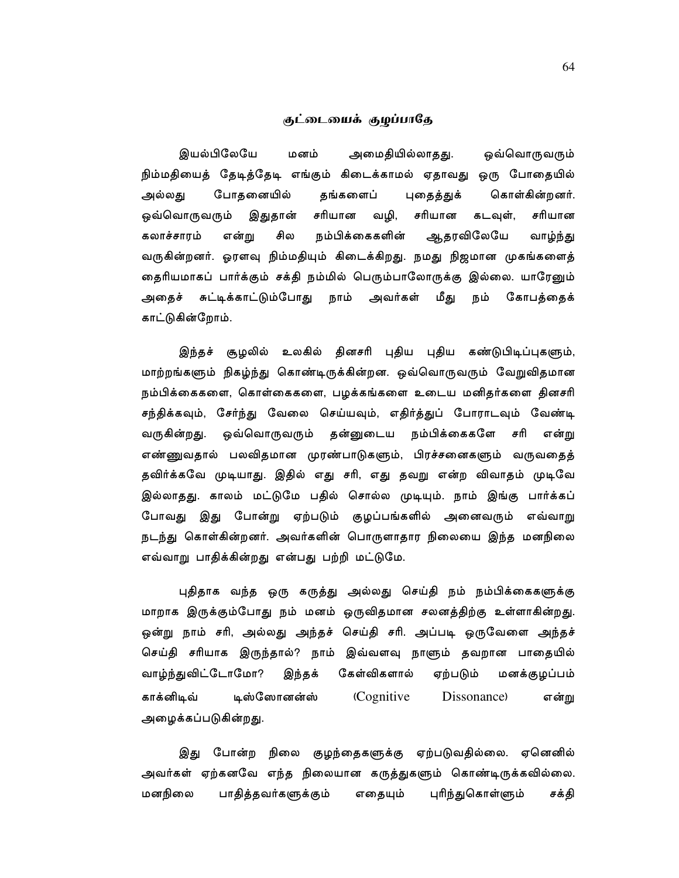## குட்டையைக் குழப்பாதே

இயல்பிலேயே மனம் அமைதியில்லாதது. ஒவ்வொருவரும் நிம்மதியைத் தேடித்தேடி எங்கும் கிடைக்காமல் ஏதாவது ஒரு போதையில் அல்லது போதனையில் தங்களைப் புதைத்துக் கொள்கின்றனர். ஒவ்வொருவரும் இதுதான் சரியான வழி, சரியான கடவுள், சரியான கலாச்சாரம் என்று சில நம்பிக்கைகளின் ஆதரவிலேயே வாழ்ந்து வருகின்றனர். ஓரளவு நிம்மதியும் கிடைக்கிறது. நமது நிஜமான முகங்களைத் தைரியமாகப் பார்க்கும் சக்தி நம்மில் பெரும்பாலோருக்கு இல்லை. யாரேனும் அதைச் சுட்டிக்காட்டும்போது நாம் அவர்கள் மீது நம் கோபத்தைக் காட்டுகின்றோம்.

இந்தச் சூழலில் உலகில் தினசரி புதிய புதிய கண்டுபிடிப்புகளும், மாற்றங்களும் நிகழ்ந்து கொண்டிருக்கின்றன. ஒவ்வொருவரும் வேறுவிதமான நம்பிக்கைகளை, கொள்கைகளை, பழக்கங்களை உடைய மனிதர்களை தினசரி சந்திக்கவும், சேர்ந்து வேலை செய்யவும், எதிர்த்துப் போராடவும் வேண்டி வருகின்றது. ஒவ்வொருவரும் தன்னுடைய நம்பிக்கைகளே சரி என்று எண்ணுவதால் பலவிதமான முரண்பாடுகளும், பிரச்சனைகளும் வருவதைத் தவிர்க்கவே முடியாது. இதில் எது சரி, எது தவறு என்ற விவாதம் முடிவே இல்லாதது. காலம் மட்டுமே பதில் சொல்ல முடியும். நாம் இங்கு பார்க்கப் போவது இது போன்று ஏற்படும் குழப்பங்களில் அனைவரும் எவ்வாறு நடந்து கொள்கின்றனர். அவர்களின் பொருளாதார நிலையை இந்த மனநிலை எவ்வாறு பாதிக்கின்றது என்பது பற்றி மட்டுமே.

புதிதாக வந்த ஒரு கருத்து அல்லது செய்தி நம் நம்பிக்கைகளுக்கு மாறாக இருக்கும்போது நம் மனம் ஒருவிதமான சலனத்திற்கு உள்ளாகின்றது. ஒன்று நாம் சரி, அல்லது அந்தச் செய்தி சரி. அப்படி ஒருவேளை அந்தச் செய்தி சரியாக இருந்தால்? நாம் இவ்வளவு நாளும் தவறான பாதையில் வாழ்ந்துவிட்டோமோ? இந்தக் கேள்விகளால் ஏற்படும் மனக்குழப்பம் காக்னிடிவ் டிஸ்ஸோனன்ஸ் (Cognitive Dissonance) என்று அழைக்கப்படுகின்றது.

இது போன்ற நிலை குழந்தைகளுக்கு ஏற்படுவதில்லை. ஏனெனில் அவர்கள் ஏற்கனவே எந்த நிலையான கருத்துகளும் கொண்டிருக்கவில்லை. மனநிலை பாதித்தவர்களுக்கும் எதையும் புரிந்துகொள்ளும் சக்தி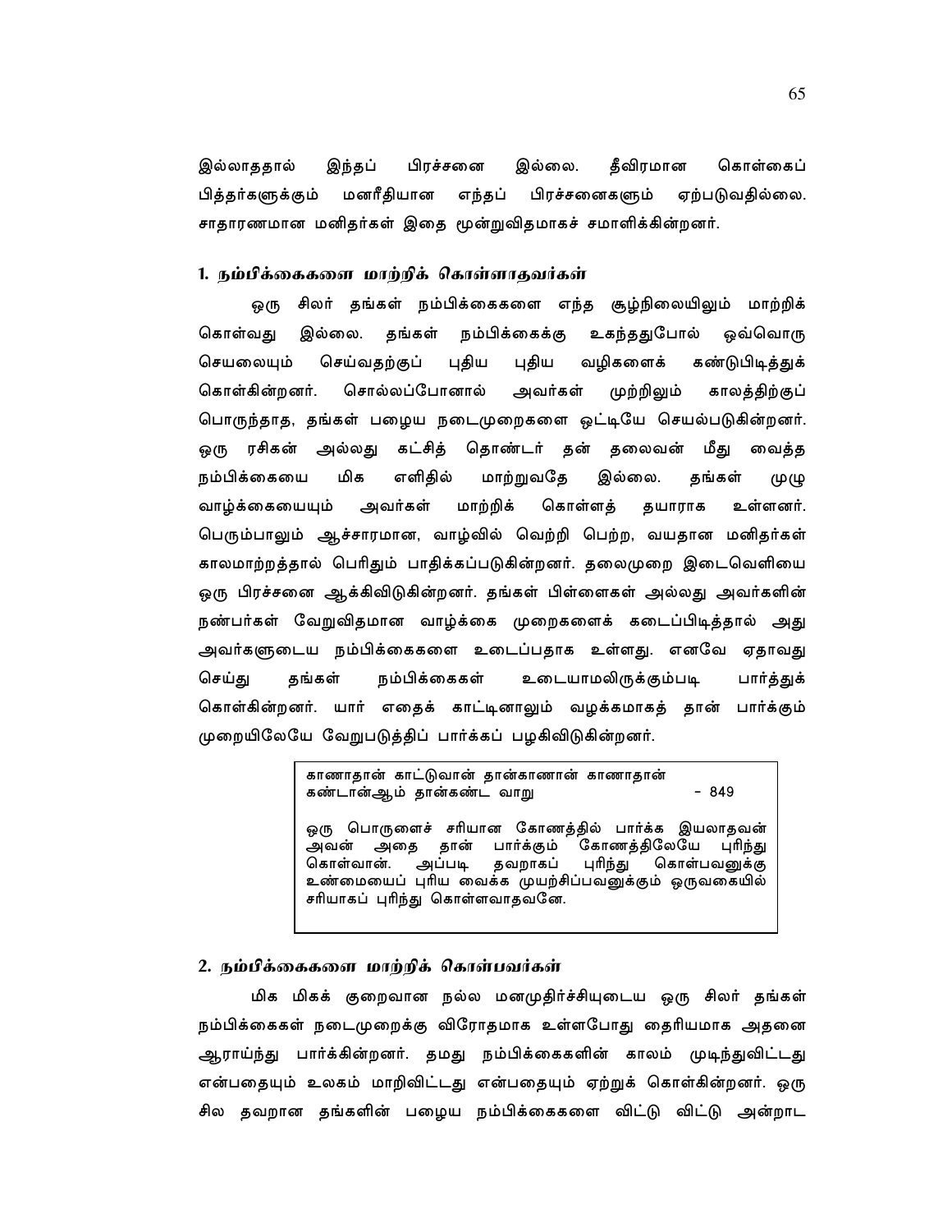இல்லாததால் இந்தப் பிரச்சனை இல்லை. தீவிரமான கொள்கைப் பித்தர்களுக்கும் மனரீதியான எந்தப் பிரச்சனைகளும் ஏற்படுவதில்லை. சாதாரணமான மனிதர்கள் இதை மூன்றுவிதமாகச் சமாளிக்கின்றனர்.

### 1. நம்பிக்கைகளை மாற்றிக் கொள்ளாதவர்கள்

ஒரு சிலர் தங்கள் நம்பிக்கைகளை எந்த சூழ்நிலையிலும் மாற்றிக் கொள்வது இல்லை. தங்கள் நம்பிக்கைக்கு உகந்ததுபோல் ஒவ்வொரு செயலையும் செய்வதற்குப் புதிய புதிய வழிகளைக் கண்டுபிடித்துக் கொள்கின்றனர். சொல்லப்போனால் அவர்கள் முற்றிலும் காலத்திற்குப் பொருந்தாத, தங்கள் பழைய நடைமுறைகளை ஒட்டியே செயல்படுகின்றனர். ஒரு ரசிகன் அல்லது கட்சித் தொண்டர் தன் தலைவன் மீது வைத்த நம்பிக்கையை மிக எளிதில் மாற்றுவதே இல்லை. தங்கள் முழு வாழ்க்கையையும் அவர்கள் மாற்றிக் கொள்ளத் தயாராக உள்ளனர். பெரும்பாலும் ஆச்சாரமான, வாழ்வில் வெற்றி பெற்ற, வயதான மனிதர்கள் காலமாற்றத்தால் பெரிதும் பாதிக்கப்படுகின்றனர். தலைமுறை இடைவெளியை ஒரு பிரச்சனை ஆக்கிவிடுகின்றனர். தங்கள் பிள்ளைகள் அல்லது அவர்களின் நண்பர்கள் வேறுவிதமான வாழ்க்கை முறைகளைக் கடைப்பிடித்தால் அது அவர்களுடைய நம்பிக்கைகளை உடைப்பதாக உள்ளது. எனவே ஏதாவது செய்து தங்கள் நம்பிக்கைகள் உடையாமலிருக்கும்படி பார்த்துக் கொள்கின்றனர். யார் எதைக் காட்டினாலும் வழக்கமாகத் தான் பார்க்கும் முறையிலேயே வேறுபடுத்திப் பார்க்கப் பழகிவிடுகின்றனர்.

> காணாதான் காட்டுவான் தான்காணான் காணாதான்
> கண்டான்ஆம் தான்கண்ட வாறு - 849
>
> ஒரு பொருளைச் சரியான கோணத்தில் பார்க்க இயலாதவன் அவன் அதை தான் பார்க்கும் கோணத்திலேயே புரிந்து கொள்வான். அப்படி தவறாகப் புரிந்து கொள்பவனுக்கு உண்மையைப் புரிய வைக்க முயற்சிப்பவனுக்கும் ஒருவகையில் சரியாகப் புரிந்து கொள்ளவாதவனே.

### 2. நம்பிக்கைகளை மாற்றிக் கொள்பவர்கள்

மிக மிகக் குறைவான நல்ல மனமுதிர்ச்சியுடைய ஒரு சிலர் தங்கள் நம்பிக்கைகள் நடைமுறைக்கு விரோதமாக உள்ளபோது தைரியமாக அதனை ஆராய்ந்து பார்க்கின்றனர். தமது நம்பிக்கைகளின் காலம் முடிந்துவிட்டது என்பதையும் உலகம் மாறிவிட்டது என்பதையும் ஏற்றுக் கொள்கின்றனர். ஒரு சில தவறான தங்களின் பழைய நம்பிக்கைகளை விட்டு விட்டு அன்றாட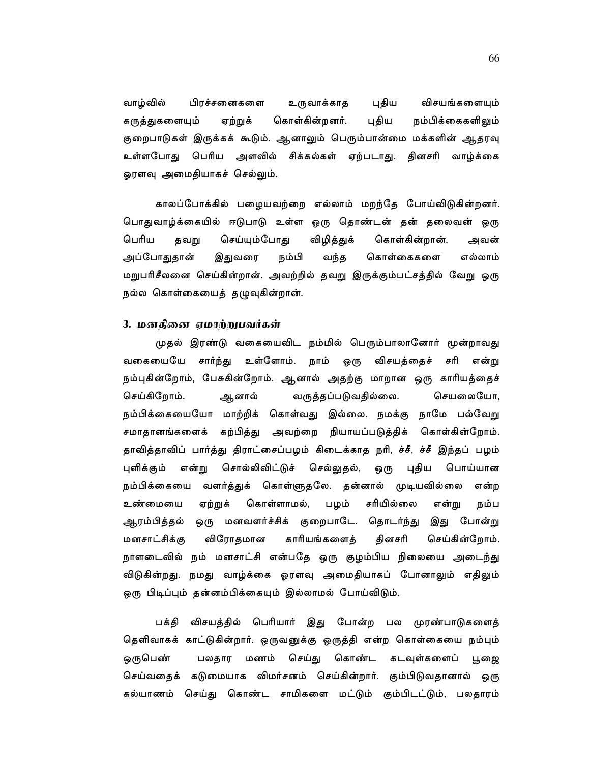வாழ்வில் பிரச்சனைகளை உருவாக்காத புதிய விசயங்களையும் கருத்துகளையும் ஏற்றுக் கொள்கின்றனர். புதிய நம்பிக்கைகளிலும் குறைபாடுகள் இருக்கக் கூடும். ஆனாலும் பெரும்பான்மை மக்களின் ஆதரவு உள்ளபோது பெரிய அளவில் சிக்கல்கள் ஏற்படாது. தினசரி வாழ்க்கை ஓரளவு அமைதியாகச் செல்லும்.

காலப்போக்கில் பழையவற்றை எல்லாம் மறந்தே போய்விடுகின்றனர். பொதுவாழ்க்கையில் ஈடுபாடு உள்ள ஒரு தொண்டன் தன் தலைவன் ஒரு பெரிய தவறு செய்யும்போது விழித்துக் கொள்கின்றான். அவன் அப்போதுதான் இதுவரை நம்பி வந்த கொள்கைகளை எல்லாம் மறுபரிசீலனை செய்கின்றான். அவற்றில் தவறு இருக்கும்பட்சத்தில் வேறு ஒரு நல்ல கொள்கையைத் தழுவுகின்றான்.

### 3. *மனதினை ஏமாற்றுபவர்கள்*

முதல் இரண்டு வகையைவிட நம்மில் பெரும்பாலானோர் மூன்றாவது வகையையே சார்ந்து உள்ளோம். நாம் ஒரு விசயத்தைச் சரி என்று நம்புகின்றோம், பேசுகின்றோம். ஆனால் அதற்கு மாறான ஒரு காரியத்தைச் செய்கிறோம். ஆனால் வருத்தப்படுவதில்லை. செயலையோ, நம்பிக்கையையோ மாற்றிக் கொள்வது இல்லை. நமக்கு நாமே பல்வேறு சமாதானங்களைக் கற்பித்து அவற்றை நியாயப்படுத்திக் கொள்கின்றோம். தாவித்தாவிப் பார்த்து திராட்சைப்பழம் கிடைக்காத நரி, ச்சீ, ச்சீ இந்தப் பழம் புளிக்கும் என்று சொல்லிவிட்டுச் செல்லுதல், ஒரு புதிய பொய்யான நம்பிக்கையை வளர்த்துக் கொள்ளுதலே. தன்னால் முடியவில்லை என்ற உண்மையை ஏற்றுக் கொள்ளாமல், பழம் சரியில்லை என்று நம்ப ஆரம்பித்தல் ஒரு மனவளர்ச்சிக் குறைபாடே. தொடர்ந்து இது போன்று மனசாட்சிக்கு விரோதமான காரியங்களைத் தினசரி செய்கின்றோம். நாளடைவில் நம் மனசாட்சி என்பதே ஒரு குழம்பிய நிலையை அடைந்து விடுகின்றது. நமது வாழ்க்கை ஓரளவு அமைதியாகப் போனாலும் எதிலும் ஒரு பிடிப்பும் தன்னம்பிக்கையும் இல்லாமல் போய்விடும்.

பக்தி விசயத்தில் பெரியார் இது போன்ற பல முரண்பாடுகளைத் தெளிவாகக் காட்டுகின்றார். ஒருவனுக்கு ஒருத்தி என்ற கொள்கையை நம்பும் ஒருபெண் பலதார மணம் செய்து கொண்ட கடவுள்களைப் பூஜை செய்வதைக் கடுமையாக விமர்சனம் செய்கின்றார். கும்பிடுவதானால் ஒரு கல்யாணம் செய்து கொண்ட சாமிகளை மட்டும் கும்பிடட்டும், பலதாரம்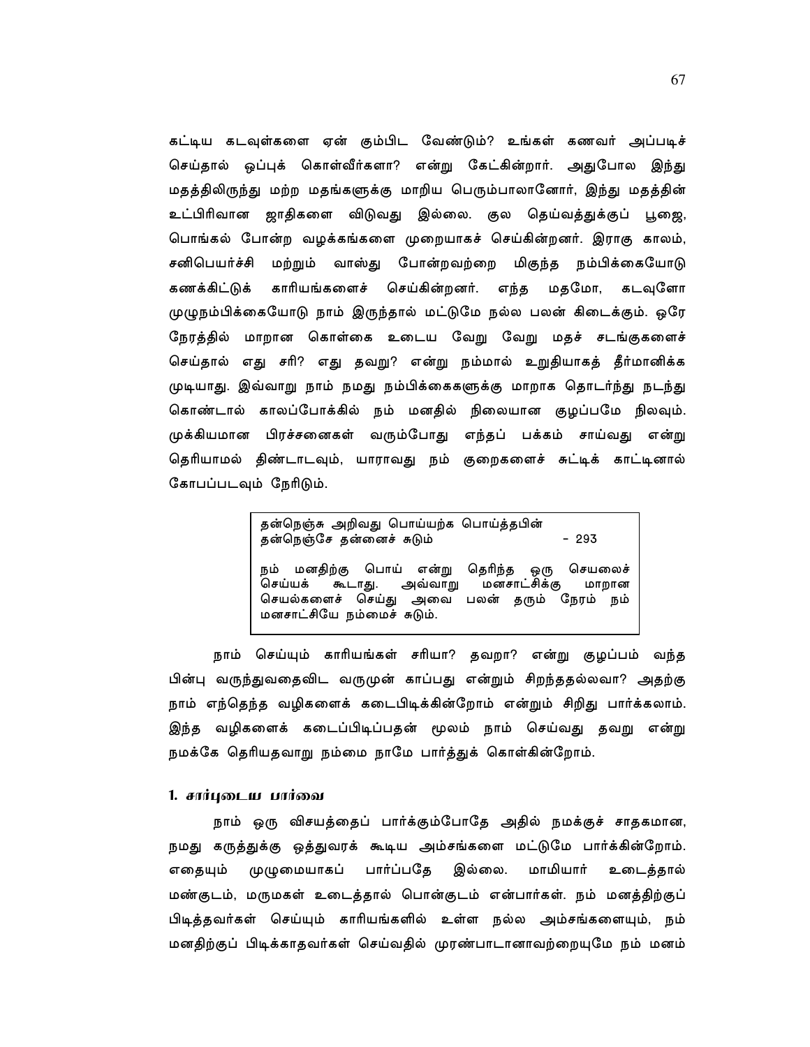கட்டிய கடவுள்களை ஏன் கும்பிட வேண்டும்? உங்கள் கணவர் அப்படிச் செய்தால் ஒப்புக் கொள்வீர்களா? என்று கேட்கின்றார். அதுபோல இந்து மதத்திலிருந்து மற்ற மதங்களுக்கு மாறிய பெரும்பாலானோர், இந்து மதத்தின் உட்பிரிவான ஜாதிகளை விடுவது இல்லை. குல தெய்வத்துக்குப் பூஜை, பொங்கல் போன்ற வழக்கங்களை முறையாகச் செய்கின்றனர். இராகு காலம், சனிபெயர்ச்சி மற்றும் வாஸ்து போன்றவற்றை மிகுந்த நம்பிக்கையோடு கணக்கிட்டுக் காரியங்களைச் செய்கின்றனர். எந்த மதமோ, கடவுளோ முழுநம்பிக்கையோடு நாம் இருந்தால் மட்டுமே நல்ல பலன் கிடைக்கும். ஒரே நேரத்தில் மாறான கொள்கை உடைய வேறு வேறு மதச் சடங்குகளைச் செய்தால் எது சரி? எது தவறு? என்று நம்மால் உறுதியாகத் தீர்மானிக்க முடியாது. இவ்வாறு நாம் நமது நம்பிக்கைகளுக்கு மாறாக தொடர்ந்து நடந்து கொண்டால் காலப்போக்கில் நம் மனதில் நிலையான குழப்பமே நிலவும். முக்கியமான பிரச்சனைகள் வரும்போது எந்தப் பக்கம் சாய்வது என்று தெரியாமல் திண்டாடவும், யாராவது நம் குறைகளைச் சுட்டிக் காட்டினால் கோபப்படவும் நேரிடும்.

> தன்நெஞ்சு அறிவது பொய்யற்க பொய்த்தபின்
> தன்நெஞ்சே தன்னைச் சுடும் - 293
>
> நம் மனதிற்கு பொய் என்று தெரிந்த ஒரு செயலைச் செய்யக் கூடாது. அவ்வாறு மனசாட்சிக்கு மாறான செயல்களைச் செய்து அவை பலன் தரும் நேரம் நம் மனசாட்சியே நம்மைச் சுடும்.

நாம் செய்யும் காரியங்கள் சரியா? தவறா? என்று குழப்பம் வந்த பின்பு வருந்துவதைவிட வருமுன் காப்பது என்றும் சிறந்ததல்லவா? அதற்கு நாம் எந்தெந்த வழிகளைக் கடைபிடிக்கின்றோம் என்றும் சிறிது பார்க்கலாம். இந்த வழிகளைக் கடைப்பிடிப்பதன் மூலம் நாம் செய்வது தவறு என்று நமக்கே தெரியதவாறு நம்மை நாமே பார்த்துக் கொள்கின்றோம்.

### 1. *சார்புடைய பார்வை*

நாம் ஒரு விசயத்தைப் பார்க்கும்போதே அதில் நமக்குச் சாதகமான, நமது கருத்துக்கு ஒத்துவரக் கூடிய அம்சங்களை மட்டுமே பார்க்கின்றோம். எதையும் முழுமையாகப் பார்ப்பதே இல்லை. மாமியார் உடைத்தால் மண்குடம், மருமகள் உடைத்தால் பொன்குடம் என்பார்கள். நம் மனத்திற்குப் பிடித்தவர்கள் செய்யும் காரியங்களில் உள்ள நல்ல அம்சங்களையும், நம் மனதிற்குப் பிடிக்காதவர்கள் செய்வதில் முரண்பாடானவற்றையுமே நம் மனம்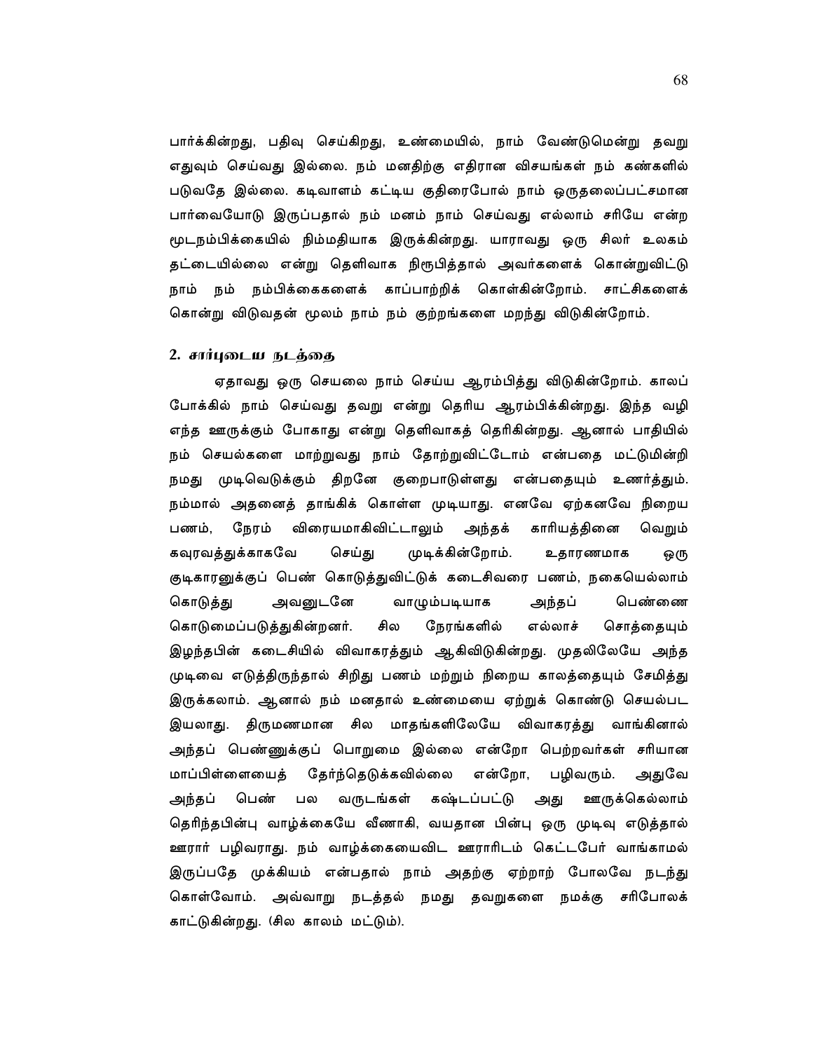பார்க்கின்றது, பதிவு செய்கிறது, உண்மையில், நாம் வேண்டுமென்று தவறு எதுவும் செய்வது இல்லை. நம் மனதிற்கு எதிரான விசயங்கள் நம் கண்களில் படுவதே இல்லை. கடிவாளம் கட்டிய குதிரைபோல் நாம் ஒருதலைப்பட்சமான பார்வையோடு இருப்பதால் நம் மனம் நாம் செய்வது எல்லாம் சரியே என்ற மூடநம்பிக்கையில் நிம்மதியாக இருக்கின்றது. யாராவது ஒரு சிலர் உலகம் தட்டையில்லை என்று தெளிவாக நிரூபித்தால் அவர்களைக் கொன்றுவிட்டு நாம் நம் நம்பிக்கைகளைக் காப்பாற்றிக் கொள்கின்றோம். சாட்சிகளைக் கொன்று விடுவதன் மூலம் நாம் நம் குற்றங்களை மறந்து விடுகின்றோம்.

## 2. *சார்புடைய நடத்தை*

ஏதாவது ஒரு செயலை நாம் செய்ய ஆரம்பித்து விடுகின்றோம். காலப் போக்கில் நாம் செய்வது தவறு என்று தெரிய ஆரம்பிக்கின்றது. இந்த வழி எந்த ஊருக்கும் போகாது என்று தெளிவாகத் தெரிகின்றது. ஆனால் பாதியில் நம் செயல்களை மாற்றுவது நாம் தோற்றுவிட்டோம் என்பதை மட்டுமின்றி நமது முடிவெடுக்கும் திறனே குறைபாடுள்ளது என்பதையும் உணர்த்தும். நம்மால் அதனைத் தாங்கிக் கொள்ள முடியாது. எனவே ஏற்கனவே நிறைய பணம், நேரம் விரையமாகிவிட்டாலும் அந்தக் காரியத்தினை வெறும் கவுரவத்துக்காகவே செய்து முடிக்கின்றோம். உதாரணமாக ஒரு குடிகாரனுக்குப் பெண் கொடுத்துவிட்டுக் கடைசிவரை பணம், நகையெல்லாம் கொடுத்து அவனுடனே வாழும்படியாக அந்தப் பெண்ணை கொடுமைப்படுத்துகின்றனர். சில நேரங்களில் எல்லாச் சொத்தையும் இழந்தபின் கடைசியில் விவாகரத்தும் ஆகிவிடுகின்றது. முதலிலேயே அந்த முடிவை எடுத்திருந்தால் சிறிது பணம் மற்றும் நிறைய காலத்தையும் சேமித்து இருக்கலாம். ஆனால் நம் மனதால் உண்மையை ஏற்றுக் கொண்டு செயல்பட இயலாது. திருமணமான சில மாதங்களிலேயே விவாகரத்து வாங்கினால் அந்தப் பெண்ணுக்குப் பொறுமை இல்லை என்றோ பெற்றவர்கள் சரியான மாப்பிள்ளையைத் தேர்ந்தெடுக்கவில்லை என்றோ, பழிவரும். அதுவே அந்தப் பெண் பல வருடங்கள் கஷ்டப்பட்டு அது ஊருக்கெல்லாம் தெரிந்தபின்பு வாழ்க்கையே வீணாகி, வயதான பின்பு ஒரு முடிவு எடுத்தால் ஊரார் பழிவராது. நம் வாழ்க்கையைவிட ஊராரிடம் கெட்டபேர் வாங்காமல் இருப்பதே முக்கியம் என்பதால் நாம் அதற்கு ஏற்றாற் போலவே நடந்து கொள்வோம். அவ்வாறு நடத்தல் நமது தவறுகளை நமக்கு சரிபோலக் காட்டுகின்றது. (சில காலம் மட்டும்).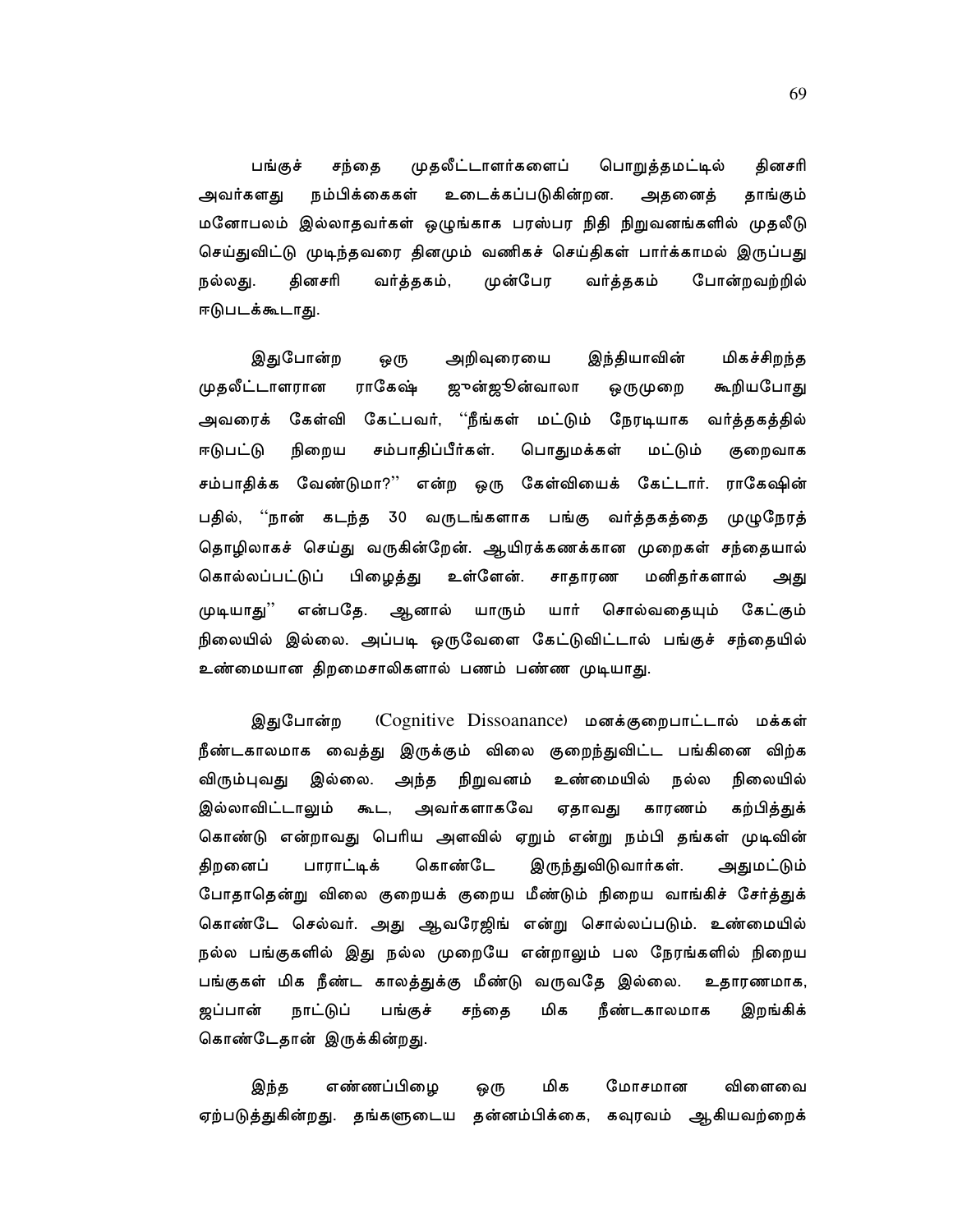பங்குச் சந்தை முதலீட்டாளர்களைப் பொறுத்தமட்டில் தினசரி அவர்களது நம்பிக்கைகள் உடைக்கப்படுகின்றன. அதனைத் தாங்கும் மனோபலம் இல்லாதவர்கள் ஒழுங்காக பரஸ்பர நிதி நிறுவனங்களில் முதலீடு செய்துவிட்டு முடிந்தவரை தினமும் வணிகச் செய்திகள் பார்க்காமல் இருப்பது நல்லது. தினசரி வர்த்தகம், முன்பேர வர்த்தகம் போன்றவற்றில் ஈடுபடக்கூடாது.

இதுபோன்ற ஒரு அறிவுரையை இந்தியாவின் மிகச்சிறந்த முதலீட்டாளரான ராகேஷ் ஜுன்ஜுன்வாலா ஒருமுறை கூறியபோது அவரைக் கேள்வி கேட்பவர், "நீங்கள் மட்டும் நேரடியாக வர்த்தகத்தில் ஈடுபட்டு நிறைய சம்பாதிப்பீர்கள். பொதுமக்கள் மட்டும் குறைவாக சம்பாதிக்க வேண்டுமா?" என்ற ஒரு கேள்வியைக் கேட்டார். ராகேஷின் பதில், "நான் கடந்த 30 வருடங்களாக பங்கு வர்த்தகத்தை முழுநேரத் தொழிலாகச் செய்து வருகின்றேன். ஆயிரக்கணக்கான முறைகள் சந்தையால் கொல்லப்பட்டுப் பிழைத்து உள்ளேன். சாதாரண மனிதர்களால் அது முடியாது" என்பதே. ஆனால் யாரும் யார் சொல்வதையும் கேட்கும் நிலையில் இல்லை. அப்படி ஒருவேளை கேட்டுவிட்டால் பங்குச் சந்தையில் உண்மையான திறமைசாலிகளால் பணம் பண்ண முடியாது.

இதுபோன்ற (Cognitive Dissoanance) மனக்குறைபாட்டால் மக்கள் நீண்டகாலமாக வைத்து இருக்கும் விலை குறைந்துவிட்ட பங்கினை விற்க விரும்புவது இல்லை. அந்த நிறுவனம் உண்மையில் நல்ல நிலையில் இல்லாவிட்டாலும் கூட, அவர்களாகவே ஏதாவது காரணம் கற்பித்துக் கொண்டு என்றாவது பெரிய அளவில் ஏறும் என்று நம்பி தங்கள் முடிவின் திறனைப் பாராட்டிக் கொண்டே இருந்துவிடுவார்கள். அதுமட்டும் போதாதென்று விலை குறையக் குறைய மீண்டும் நிறைய வாங்கிச் சேர்த்துக் கொண்டே செல்வர். அது ஆவரேஜிங் என்று சொல்லப்படும். உண்மையில் நல்ல பங்குகளில் இது நல்ல முறையே என்றாலும் பல நேரங்களில் நிறைய பங்குகள் மிக நீண்ட காலத்துக்கு மீண்டு வருவதே இல்லை. உதாரணமாக, ஜப்பான் நாட்டுப் பங்குச் சந்தை மிக நீண்டகாலமாக இறங்கிக் கொண்டேதான் இருக்கின்றது.

இந்த எண்ணப்பிழை ஒரு மிக மோசமான விளைவை ஏற்படுத்துகின்றது. தங்களுடைய தன்னம்பிக்கை, கவுரவம் ஆகியவற்றைக்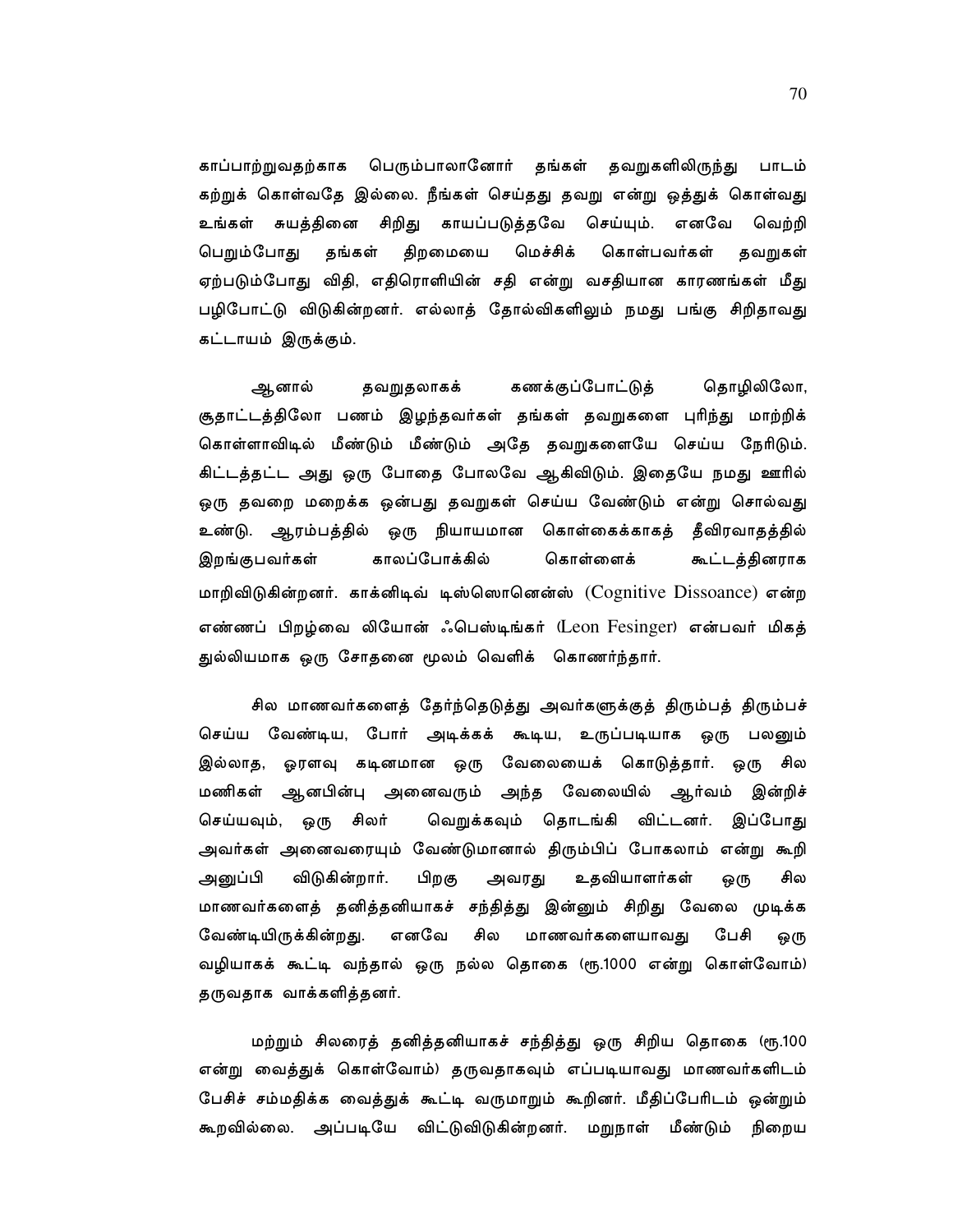காப்பாற்றுவதற்காக பெரும்பாலானோர் தங்கள் தவறுகளிலிருந்து பாடம் கற்றுக் கொள்வதே இல்லை. நீங்கள் செய்தது தவறு என்று ஒத்துக் கொள்வது உங்கள் சுயத்தினை சிறிது காயப்படுத்தவே செய்யும். எனவே வெற்றி பெறும்போது தங்கள் திறமையை மெச்சிக் கொள்பவர்கள் தவறுகள் ஏற்படும்போது விதி, எதிரொளியின் சதி என்று வசதியான காரணங்கள் மீது பழிபோட்டு விடுகின்றனர். எல்லாத் தோல்விகளிலும் நமது பங்கு சிறிதாவது கட்டாயம் இருக்கும்.

ஆனால் தவறுதலாகக் கணக்குப்போட்டுத் தொழிலிலோ, சூதாட்டத்திலோ பணம் இழந்தவர்கள் தங்கள் தவறுகளை புரிந்து மாற்றிக் கொள்ளாவிடில் மீண்டும் மீண்டும் அதே தவறுகளையே செய்ய நேரிடும். கிட்டத்தட்ட அது ஒரு போதை போலவே ஆகிவிடும். இதையே நமது ஊரில் ஒரு தவறை மறைக்க ஒன்பது தவறுகள் செய்ய வேண்டும் என்று சொல்வது உண்டு. ஆரம்பத்தில் ஒரு நியாயமான கொள்கைக்காகத் தீவிரவாதத்தில் இறங்குபவர்கள் காலப்போக்கில் கொள்ளைக் கூட்டத்தினராக மாறிவிடுகின்றனர். காக்னிடிவ் டிஸ்ஸொனென்ஸ் (Cognitive Dissoance) என்ற எண்ணப் பிறழ்வை லியோன் ஃபெஸ்டிங்கர் (Leon Fesinger) என்பவர் மிகத் துல்லியமாக ஒரு சோதனை மூலம் வெளிக் கொணர்ந்தார்.

சில மாணவர்களைத் தேர்ந்தெடுத்து அவர்களுக்குத் திரும்பத் திரும்பச் செய்ய வேண்டிய, போர் அடிக்கக் கூடிய, உருப்படியாக ஒரு பலனும் இல்லாத, ஓரளவு கடினமான ஒரு வேலையைக் கொடுத்தார். ஒரு சில மணிகள் ஆனபின்பு அனைவரும் அந்த வேலையில் ஆர்வம் இன்றிச் செய்யவும், ஒரு சிலர் வெறுக்கவும் தொடங்கி விட்டனர். இப்போது அவர்கள் அனைவரையும் வேண்டுமானால் திரும்பிப் போகலாம் என்று கூறி அனுப்பி விடுகின்றார். பிறகு அவரது உதவியாளர்கள் ஒரு சில மாணவர்களைத் தனித்தனியாகச் சந்தித்து இன்னும் சிறிது வேலை முடிக்க வேண்டியிருக்கின்றது. எனவே சில மாணவர்களையாவது பேசி ஒரு வழியாகக் கூட்டி வந்தால் ஒரு நல்ல தொகை (ரூ.1000 என்று கொள்வோம்) தருவதாக வாக்களித்தனர்.

மற்றும் சிலரைத் தனித்தனியாகச் சந்தித்து ஒரு சிறிய தொகை (ரூ.100 என்று வைத்துக் கொள்வோம்) தருவதாகவும் எப்படியாவது மாணவர்களிடம் பேசிச் சம்மதிக்க வைத்துக் கூட்டி வருமாறும் கூறினர். மீதிப்பேரிடம் ஒன்றும் கூறவில்லை. அப்படியே விட்டுவிடுகின்றனர். மறுநாள் மீண்டும் நிறைய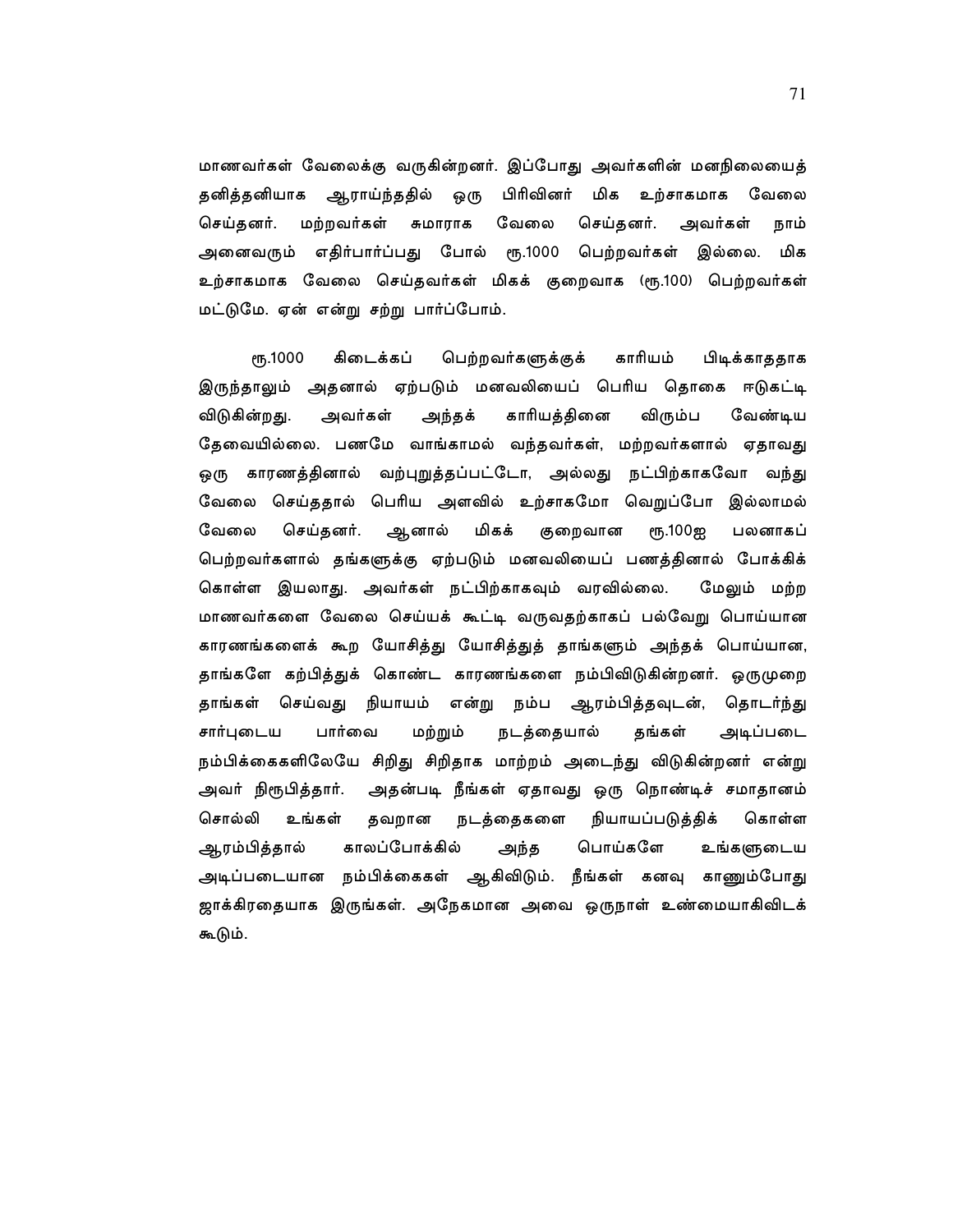மாணவர்கள் வேலைக்கு வருகின்றனர். இப்போது அவர்களின் மனநிலையைத் தனித்தனியாக ஆராய்ந்ததில் ஒரு பிரிவினர் மிக உற்சாகமாக வேலை செய்தனர். மற்றவர்கள் சுமாராக வேலை செய்தனர். அவர்கள் நாம் அனைவரும் எதிர்பார்ப்பது போல் ரூ.1000 பெற்றவர்கள் இல்லை. மிக உற்சாகமாக வேலை செய்தவர்கள் மிகக் குறைவாக (ரூ.100) பெற்றவர்கள் மட்டுமே. ஏன் என்று சற்று பார்ப்போம்.

ரூ.1000 கிடைக்கப் பெற்றவர்களுக்குக் காரியம் பிடிக்காததாக இருந்தாலும் அதனால் ஏற்படும் மனவலியைப் பெரிய தொகை ஈடுகட்டி விடுகின்றது. அவர்கள் அந்தக் காரியத்தினை விரும்ப வேண்டிய தேவையில்லை. பணமே வாங்காமல் வந்தவர்கள், மற்றவர்களால் ஏதாவது ஒரு காரணத்தினால் வற்புறுத்தப்பட்டோ, அல்லது நட்பிற்காகவோ வந்து வேலை செய்ததால் பெரிய அளவில் உற்சாகமோ வெறுப்போ இல்லாமல் வேலை செய்தனர். ஆனால் மிகக் குறைவான ரூ.100ஐ பலனாகப் பெற்றவர்களால் தங்களுக்கு ஏற்படும் மனவலியைப் பணத்தினால் போக்கிக் கொள்ள இயலாது. அவர்கள் நட்பிற்காகவும் வரவில்லை. மேலும் மற்ற மாணவர்களை வேலை செய்யக் கூட்டி வருவதற்காகப் பல்வேறு பொய்யான காரணங்களைக் கூற யோசித்து யோசித்துத் தாங்களும் அந்தப் பொய்யான, தாங்களே கற்பித்துக் கொண்ட காரணங்களை நம்பிவிடுகின்றனர். ஒருமுறை தாங்கள் செய்வது நியாயம் என்று நம்ப ஆரம்பித்தவுடன், தொடர்ந்து சார்புடைய பார்வை மற்றும் நடத்தையால் தங்கள் அடிப்படை நம்பிக்கைகளிலேயே சிறிது சிறிதாக மாற்றம் அடைந்து விடுகின்றனர் என்று அவர் நிரூபித்தார். அதன்படி நீங்கள் ஏதாவது ஒரு நொண்டிச் சமாதானம் சொல்லி உங்கள் தவறான நடத்தைகளை நியாயப்படுத்திக் கொள்ள ஆரம்பித்தால் காலப்போக்கில் அந்த பொய்களே உங்களுடைய அடிப்படையான நம்பிக்கைகள் ஆகிவிடும். நீங்கள் கனவு காணும்போது ஜாக்கிரதையாக இருங்கள். அநேகமான அவை ஒருநாள் உண்மையாகிவிடக் கூடும்.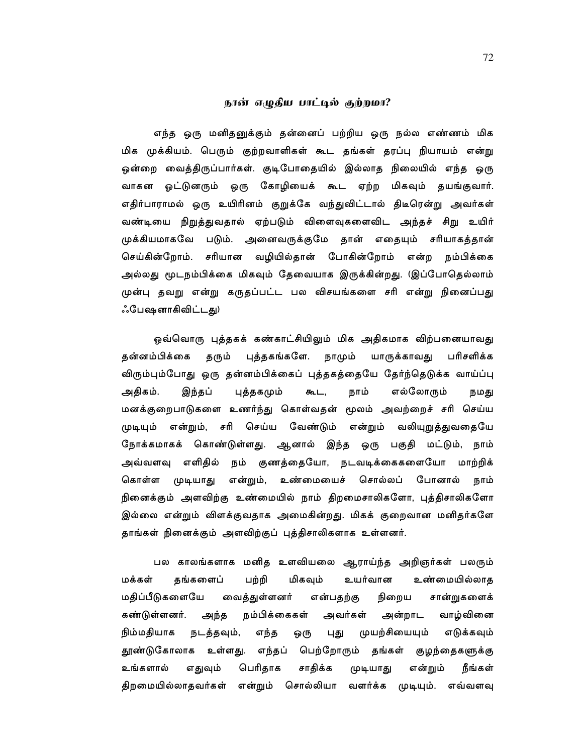### நான் எழுதிய பாட்டில் குற்றமா?

எந்த ஒரு மனிதனுக்கும் தன்னைப் பற்றிய ஒரு நல்ல எண்ணம் மிக மிக முக்கியம். பெரும் குற்றவாளிகள் கூட தங்கள் தரப்பு நியாயம் என்று ஒன்றை வைத்திருப்பார்கள். குடிபோதையில் இல்லாத நிலையில் எந்த ஒரு வாகன ஓட்டுனரும் ஒரு கோழியைக் கூட ஏற்ற மிகவும் தயங்குவார். எதிர்பாராமல் ஒரு உயிரினம் குறுக்கே வந்துவிட்டால் திடீரென்று அவர்கள் வண்டியை நிறுத்துவதால் ஏற்படும் விளைவுகளைவிட அந்தச் சிறு உயிர் முக்கியமாகவே படும். அனைவருக்குமே தான் எதையும் சரியாகத்தான் செய்கின்றோம். சரியான வழியில்தான் போகின்றோம் என்ற நம்பிக்கை அல்லது மூடநம்பிக்கை மிகவும் தேவையாக இருக்கின்றது. (இப்போதெல்லாம் முன்பு தவறு என்று கருதப்பட்ட பல விசயங்களை சரி என்று நினைப்பது ஃபேஷனாகிவிட்டது)

ஒவ்வொரு புத்தகக் கண்காட்சியிலும் மிக அதிகமாக விற்பனையாவது தன்னம்பிக்கை தரும் புத்தகங்களே. நாமும் யாருக்காவது பரிசளிக்க விரும்பும்போது ஒரு தன்னம்பிக்கைப் புத்தகத்தையே தேர்ந்தெடுக்க வாய்ப்பு அதிகம். இந்தப் புத்தகமும் கூட, நாம் எல்லோரும் நமது மனக்குறைபாடுகளை உணர்ந்து கொள்வதன் மூலம் அவற்றைச் சரி செய்ய முடியும் என்றும், சரி செய்ய வேண்டும் என்றும் வலியுறுத்துவதையே நோக்கமாகக் கொண்டுள்ளது. ஆனால் இந்த ஒரு பகுதி மட்டும், நாம் அவ்வளவு எளிதில் நம் குணத்தையோ, நடவடிக்கைகளையோ மாற்றிக் கொள்ள முடியாது என்றும், உண்மையைச் சொல்லப் போனால் நாம் நினைக்கும் அளவிற்கு உண்மையில் நாம் திறமைசாலிகளோ, புத்திசாலிகளோ இல்லை என்றும் விளக்குவதாக அமைகின்றது. மிகக் குறைவான மனிதர்களே தாங்கள் நினைக்கும் அளவிற்குப் புத்திசாலிகளாக உள்ளனர்.

பல காலங்களாக மனித உளவியலை ஆராய்ந்த அறிஞர்கள் பலரும் மக்கள் தங்களைப் பற்றி மிகவும் உயர்வான உண்மையில்லாத மதிப்பீடுகளையே வைத்துள்ளனர் என்பதற்கு நிறைய சான்றுகளைக் கண்டுள்ளனர். அந்த நம்பிக்கைகள் அவர்கள் அன்றாட வாழ்வினை நிம்மதியாக நடத்தவும், எந்த ஒரு புது முயற்சியையும் எடுக்கவும் தூண்டுகோலாக உள்ளது. எந்தப் பெற்றோரும் தங்கள் குழந்தைகளுக்கு உங்களால் எதுவும் பெரிதாக சாதிக்க முடியாது என்றும் நீங்கள் திறமையில்லாதவர்கள் என்றும் சொல்லியா வளர்க்க முடியும். எவ்வளவு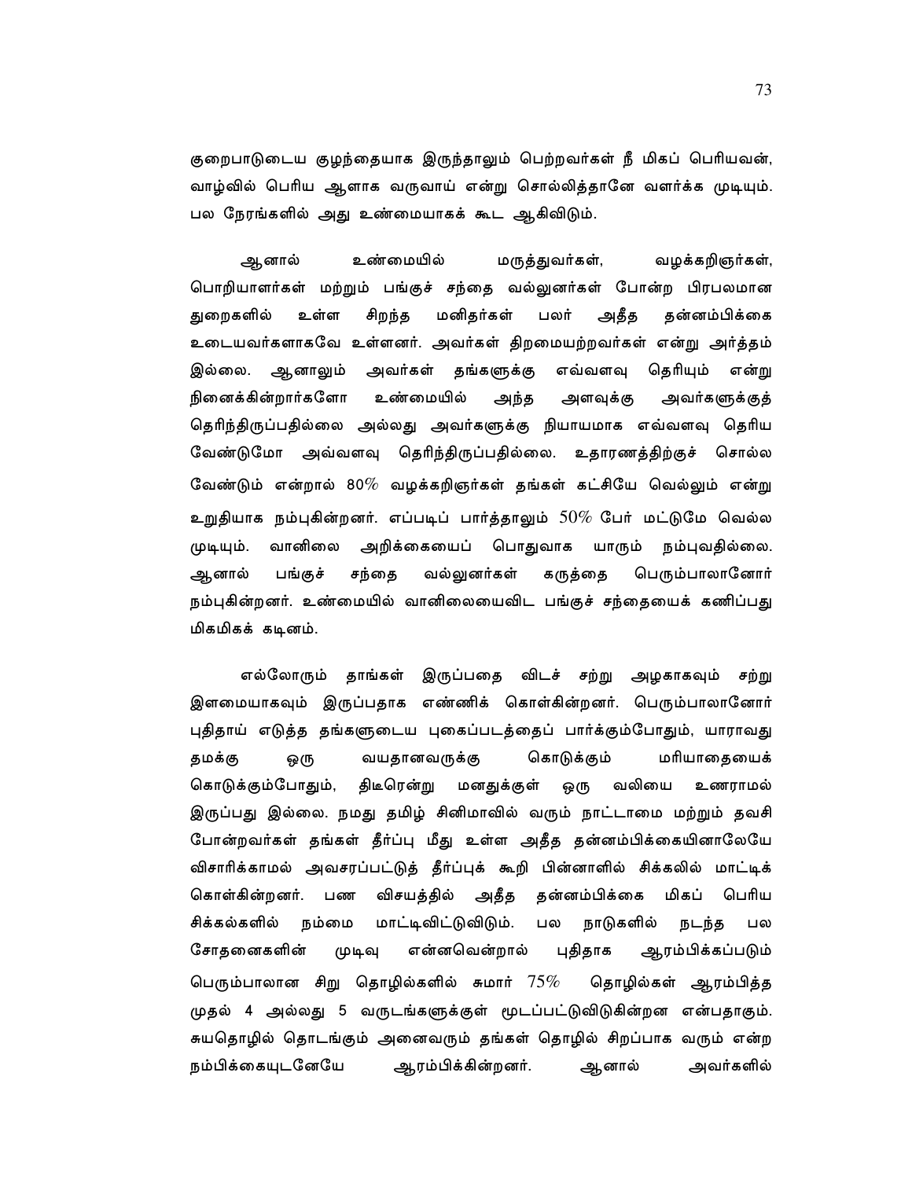குறைபாடுடைய குழந்தையாக இருந்தாலும் பெற்றவர்கள் நீ மிகப் பெரியவன், வாழ்வில் பெரிய ஆளாக வருவாய் என்று சொல்லித்தானே வளர்க்க முடியும். பல நேரங்களில் அது உண்மையாகக் கூட ஆகிவிடும்.

ஆனால் உண்மையில் மருத்துவர்கள், வழக்கறிஞர்கள், பொறியாளர்கள் மற்றும் பங்குச் சந்தை வல்லுனர்கள் போன்ற பிரபலமான துறைகளில் உள்ள சிறந்த மனிதர்கள் பலர் அதீத தன்னம்பிக்கை உடையவர்களாகவே உள்ளனர். அவர்கள் திறமையற்றவர்கள் என்று அர்த்தம் இல்லை. ஆனாலும் அவர்கள் தங்களுக்கு எவ்வளவு தெரியும் என்று நினைக்கின்றார்களோ உண்மையில் அந்த அளவுக்கு அவர்களுக்குத் தெரிந்திருப்பதில்லை அல்லது அவர்களுக்கு நியாயமாக எவ்வளவு தெரிய வேண்டுமோ அவ்வளவு தெரிந்திருப்பதில்லை. உதாரணத்திற்குச் சொல்ல வேண்டும் என்றால் 80% வழக்கறிஞர்கள் தங்கள் கட்சியே வெல்லும் என்று உறுதியாக நம்புகின்றனர். எப்படிப் பார்த்தாலும் 50% பேர் மட்டுமே வெல்ல முடியும். வானிலை அறிக்கையைப் பொதுவாக யாரும் நம்புவதில்லை. ஆனால் பங்குச் சந்தை வல்லுனர்கள் கருத்தை பெரும்பாலானோர் நம்புகின்றனர். உண்மையில் வானிலையைவிட பங்குச் சந்தையைக் கணிப்பது மிகமிகக் கடினம்.

எல்லோரும் தாங்கள் இருப்பதை விடச் சற்று அழகாகவும் சற்று இளமையாகவும் இருப்பதாக எண்ணிக் கொள்கின்றனர். பெரும்பாலானோர் புதிதாய் எடுத்த தங்களுடைய புகைப்படத்தைப் பார்க்கும்போதும், யாராவது தமக்கு ஒரு வயதானவருக்கு கொடுக்கும் மரியாதையைக் கொடுக்கும்போதும், திடீரென்று மனதுக்குள் ஒரு வலியை உணராமல் இருப்பது இல்லை. நமது தமிழ் சினிமாவில் வரும் நாட்டாமை மற்றும் தவசி போன்றவர்கள் தங்கள் தீர்ப்பு மீது உள்ள அதீத தன்னம்பிக்கையினாலேயே விசாரிக்காமல் அவசரப்பட்டுத் தீர்ப்புக் கூறி பின்னாளில் சிக்கலில் மாட்டிக் கொள்கின்றனர். பண விசயத்தில் அதீத தன்னம்பிக்கை மிகப் பெரிய சிக்கல்களில் நம்மை மாட்டிவிட்டுவிடும். பல நாடுகளில் நடந்த பல சோதனைகளின் முடிவு என்னவென்றால் புதிதாக ஆரம்பிக்கப்படும் பெரும்பாலான சிறு தொழில்களில் சுமார் 75% தொழில்கள் ஆரம்பித்த முதல் 4 அல்லது 5 வருடங்களுக்குள் மூடப்பட்டுவிடுகின்றன என்பதாகும். சுயதொழில் தொடங்கும் அனைவரும் தங்கள் தொழில் சிறப்பாக வரும் என்ற நம்பிக்கையுடனேயே ஆரம்பிக்கின்றனர். ஆனால் அவர்களில்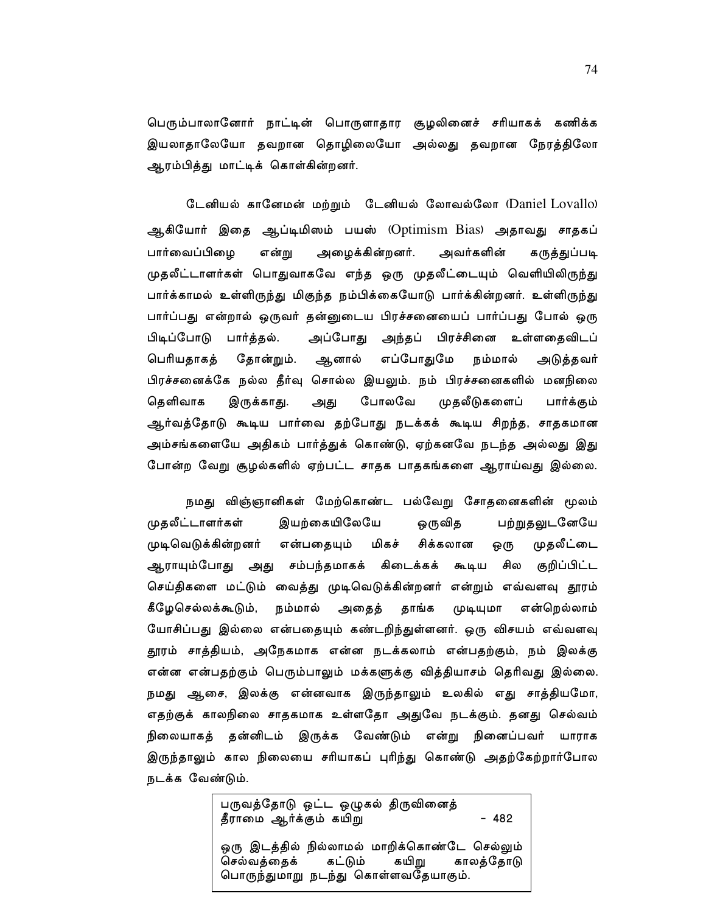பெரும்பாலானோர் நாட்டின் பொருளாதார சூழலினைச் சரியாகக் கணிக்க இயலாதாலேயோ தவறான தொழிலையோ அல்லது தவறான நேரத்திலோ ஆரம்பித்து மாட்டிக் கொள்கின்றனர்.

டேனியல் கானேமன் மற்றும் டேனியல் லோவல்லோ (Daniel Lovallo) ஆகியோர் இதை ஆப்டிமிஸம் பயஸ் (Optimism Bias) அதாவது சாதகப் பார்வைப்பிழை என்று அழைக்கின்றனர். அவர்களின் கருத்துப்படி முதலீட்டாளர்கள் பொதுவாகவே எந்த ஒரு முதலீட்டையும் வெளியிலிருந்து பார்க்காமல் உள்ளிருந்து மிகுந்த நம்பிக்கையோடு பார்க்கின்றனர். உள்ளிருந்து பார்ப்பது என்றால் ஒருவர் தன்னுடைய பிரச்சனையைப் பார்ப்பது போல் ஒரு பிடிப்போடு பார்த்தல். அப்போது அந்தப் பிரச்சினை உள்ளதைவிடப் பெரியதாகத் தோன்றும். ஆனால் எப்போதுமே நம்மால் அடுத்தவர் பிரச்சனைக்கே நல்ல தீர்வு சொல்ல இயலும். நம் பிரச்சனைகளில் மனநிலை தெளிவாக இருக்காது. அது போலவே முதலீடுகளைப் பார்க்கும் ஆர்வத்தோடு கூடிய பார்வை தற்போது நடக்கக் கூடிய சிறந்த, சாதகமான அம்சங்களையே அதிகம் பார்த்துக் கொண்டு, ஏற்கனவே நடந்த அல்லது இது போன்ற வேறு சூழல்களில் ஏற்பட்ட சாதக பாதகங்களை ஆராய்வது இல்லை.

நமது விஞ்ஞானிகள் மேற்கொண்ட பல்வேறு சோதனைகளின் மூலம் முதலீட்டாளர்கள் இயற்கையிலேயே ஒருவித பற்றுதலுடனேயே முடிவெடுக்கின்றனர் என்பதையும் மிகச் சிக்கலான ஒரு முதலீட்டை ஆராயும்போது அது சம்பந்தமாகக் கிடைக்கக் கூடிய சில குறிப்பிட்ட செய்திகளை மட்டும் வைத்து முடிவெடுக்கின்றனர் என்றும் எவ்வளவு தூரம் கீழேசெல்லக்கூடும், நம்மால் அதைத் தாங்க முடியுமா என்றெல்லாம் யோசிப்பது இல்லை என்பதையும் கண்டறிந்துள்ளனர். ஒரு விசயம் எவ்வளவு தூரம் சாத்தியம், அநேகமாக என்ன நடக்கலாம் என்பதற்கும், நம் இலக்கு என்ன என்பதற்கும் பெரும்பாலும் மக்களுக்கு வித்தியாசம் தெரிவது இல்லை. நமது ஆசை, இலக்கு என்னவாக இருந்தாலும் உலகில் எது சாத்தியமோ, எதற்குக் காலநிலை சாதகமாக உள்ளதோ அதுவே நடக்கும். தனது செல்வம் நிலையாகத் தன்னிடம் இருக்க வேண்டும் என்று நினைப்பவர் யாராக இருந்தாலும் கால நிலையை சரியாகப் புரிந்து கொண்டு அதற்கேற்றார்போல நடக்க வேண்டும்.

> பருவத்தோடு ஒட்ட ஒழுகல் திருவினைத்
> தீராமை ஆர்க்கும் கயிறு - 482
>
> ஒரு இடத்தில் நில்லாமல் மாறிக்கொண்டே செல்லும் செல்வத்தைக் கட்டும் கயிறு காலத்தோடு பொருந்துமாறு நடந்து கொள்ளவதேயாகும்.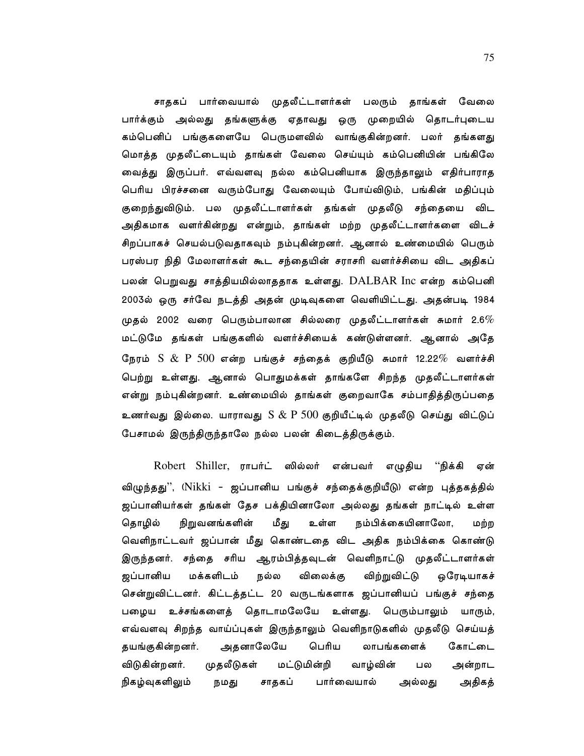சாதகப் பார்வையால் முதலீட்டாளர்கள் பலரும் தாங்கள் வேலை பார்க்கும் அல்லது தங்களுக்கு ஏதாவது ஒரு முறையில் தொடர்புடைய கம்பெனிப் பங்குகளையே பெருமளவில் வாங்குகின்றனர். பலர் தங்களது மொத்த முதலீட்டையும் தாங்கள் வேலை செய்யும் கம்பெனியின் பங்கிலே வைத்து இருப்பர். எவ்வளவு நல்ல கம்பெனியாக இருந்தாலும் எதிர்பாராத பெரிய பிரச்சனை வரும்போது வேலையும் போய்விடும், பங்கின் மதிப்பும் குறைந்துவிடும். பல முதலீட்டாளர்கள் தங்கள் முதலீடு சந்தையை விட அதிகமாக வளர்கின்றது என்றும், தாங்கள் மற்ற முதலீட்டாளர்களை விடச் சிறப்பாகச் செயல்படுவதாகவும் நம்புகின்றனர். ஆனால் உண்மையில் பெரும் பரஸ்பர நிதி மேலாளர்கள் கூட சந்தையின் சராசரி வளர்ச்சியை விட அதிகப் பலன் பெறுவது சாத்தியமில்லாததாக உள்ளது. DALBAR Inc என்ற கம்பெனி 2003ல் ஒரு சர்வே நடத்தி அதன் முடிவுகளை வெளியிட்டது. அதன்படி 1984 முதல் 2002 வரை பெரும்பாலான சில்லரை முதலீட்டாளர்கள் சுமார் 2.6% மட்டுமே தங்கள் பங்குகளில் வளர்ச்சியைக் கண்டுள்ளனர். ஆனால் அதே நேரம் S & P 500 என்ற பங்குச் சந்தைக் குறியீடு சுமார் 12.22% வளர்ச்சி பெற்று உள்ளது. ஆனால் பொதுமக்கள் தாங்களே சிறந்த முதலீட்டாளர்கள் என்று நம்புகின்றனர். உண்மையில் தாங்கள் குறைவாகே சம்பாதித்திருப்பதை உணர்வது இல்லை. யாராவது S & P 500 குறியீட்டில் முதலீடு செய்து விட்டுப் பேசாமல் இருந்திருந்தாலே நல்ல பலன் கிடைத்திருக்கும்.

Robert Shiller, ராபர்ட் ஷில்லர் என்பவர் எழுதிய "நிக்கி ஏன் விழுந்தது", (Nikki - ஜப்பானிய பங்குச் சந்தைக்குறியீடு) என்ற புத்தகத்தில் ஜப்பானியர்கள் தங்கள் தேச பக்தியினாலோ அல்லது தங்கள் நாட்டில் உள்ள தொழில் நிறுவனங்களின் மீது உள்ள நம்பிக்கையினாலோ, மற்ற வெளிநாட்டவர் ஜப்பான் மீது கொண்டதை விட அதிக நம்பிக்கை கொண்டு இருந்தனர். சந்தை சரிய ஆரம்பித்தவுடன் வெளிநாட்டு முதலீட்டாளர்கள் ஜப்பானிய மக்களிடம் நல்ல விலைக்கு விற்றுவிட்டு ஒரேடியாகச் சென்றுவிட்டனர். கிட்டத்தட்ட 20 வருடங்களாக ஜப்பானியப் பங்குச் சந்தை பழைய உச்சங்களைத் தொடாமலேயே உள்ளது. பெரும்பாலும் யாரும், எவ்வளவு சிறந்த வாய்ப்புகள் இருந்தாலும் வெளிநாடுகளில் முதலீடு செய்யத் தயங்குகின்றனர். அதனாலேயே பெரிய லாபங்களைக் கோட்டை விடுகின்றனர். முதலீடுகள் மட்டுமின்றி வாழ்வின் பல அன்றாட நிகழ்வுகளிலும் நமது சாதகப் பார்வையால் அல்லது அதிகத்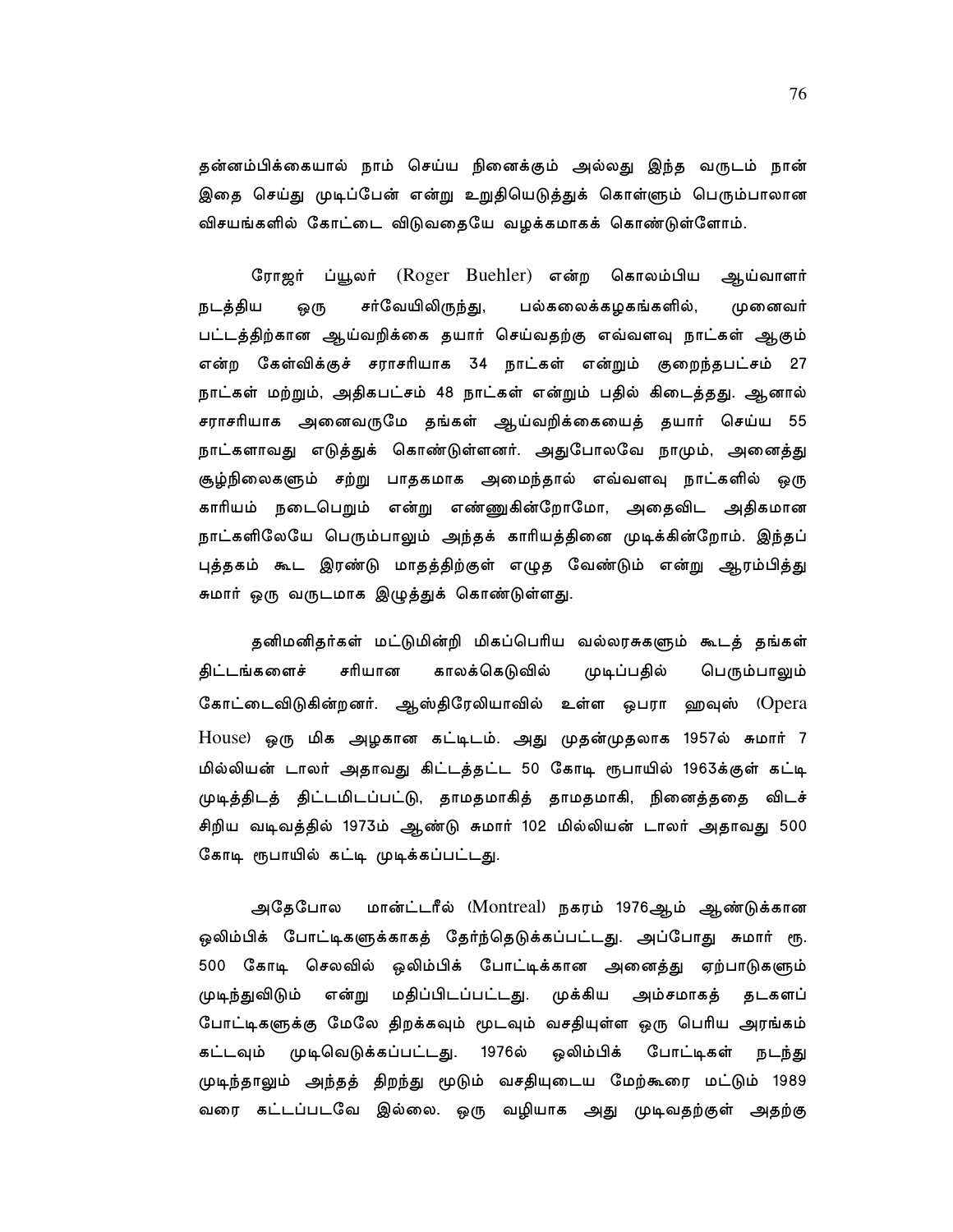தன்னம்பிக்கையால் நாம் செய்ய நினைக்கும் அல்லது இந்த வருடம் நான் இதை செய்து முடிப்பேன் என்று உறுதியெடுத்துக் கொள்ளும் பெரும்பாலான விசயங்களில் கோட்டை விடுவதையே வழக்கமாகக் கொண்டுள்ளோம்.

ரோஜர் ப்யூலர் (Roger Buehler) என்ற கொலம்பிய ஆய்வாளர் நடத்திய ஒரு சர்வேயிலிருந்து, பல்கலைக்கழகங்களில், முனைவர் பட்டத்திற்கான ஆய்வறிக்கை தயார் செய்வதற்கு எவ்வளவு நாட்கள் ஆகும் என்ற கேள்விக்குச் சராசரியாக 34 நாட்கள் என்றும் குறைந்தபட்சம் 27 நாட்கள் மற்றும், அதிகபட்சம் 48 நாட்கள் என்றும் பதில் கிடைத்தது. ஆனால் சராசரியாக அனைவருமே தங்கள் ஆய்வறிக்கையைத் தயார் செய்ய 55 நாட்களாவது எடுத்துக் கொண்டுள்ளனர். அதுபோலவே நாமும், அனைத்து சூழ்நிலைகளும் சற்று பாதகமாக அமைந்தால் எவ்வளவு நாட்களில் ஒரு காரியம் நடைபெறும் என்று எண்ணுகின்றோமோ, அதைவிட அதிகமான நாட்களிலேயே பெரும்பாலும் அந்தக் காரியத்தினை முடிக்கின்றோம். இந்தப் புத்தகம் கூட இரண்டு மாதத்திற்குள் எழுத வேண்டும் என்று ஆரம்பித்து சுமார் ஒரு வருடமாக இழுத்துக் கொண்டுள்ளது.

தனிமனிதர்கள் மட்டுமின்றி மிகப்பெரிய வல்லரசுகளும் கூடத் தங்கள் திட்டங்களைச் சரியான காலக்கெடுவில் முடிப்பதில் பெரும்பாலும் கோட்டைவிடுகின்றனர். ஆஸ்திரேலியாவில் உள்ள ஒபரா ஹவுஸ் (Opera House) ஒரு மிக அழகான கட்டிடம். அது முதன்முதலாக 1957ல் சுமார் 7 மில்லியன் டாலர் அதாவது கிட்டத்தட்ட 50 கோடி ரூபாயில் 1963க்குள் கட்டி முடித்திடத் திட்டமிடப்பட்டு, தாமதமாகித் தாமதமாகி, நினைத்ததை விடச் சிறிய வடிவத்தில் 1973ம் ஆண்டு சுமார் 102 மில்லியன் டாலர் அதாவது 500 கோடி ரூபாயில் கட்டி முடிக்கப்பட்டது.

அதேபோல மான்ட்டரீல் (Montreal) நகரம் 1976ஆம் ஆண்டுக்கான ஒலிம்பிக் போட்டிகளுக்காகத் தேர்ந்தெடுக்கப்பட்டது. அப்போது சுமார் ரூ. 500 கோடி செலவில் ஒலிம்பிக் போட்டிக்கான அனைத்து ஏற்பாடுகளும் முடிந்துவிடும் என்று மதிப்பிடப்பட்டது. முக்கிய அம்சமாகத் தடகளப் போட்டிகளுக்கு மேலே திறக்கவும் மூடவும் வசதியுள்ள ஒரு பெரிய அரங்கம் கட்டவும் முடிவெடுக்கப்பட்டது. 1976ல் ஒலிம்பிக் போட்டிகள் நடந்து முடிந்தாலும் அந்தத் திறந்து மூடும் வசதியுடைய மேற்கூரை மட்டும் 1989 வரை கட்டப்படவே இல்லை. ஒரு வழியாக அது முடிவதற்குள் அதற்கு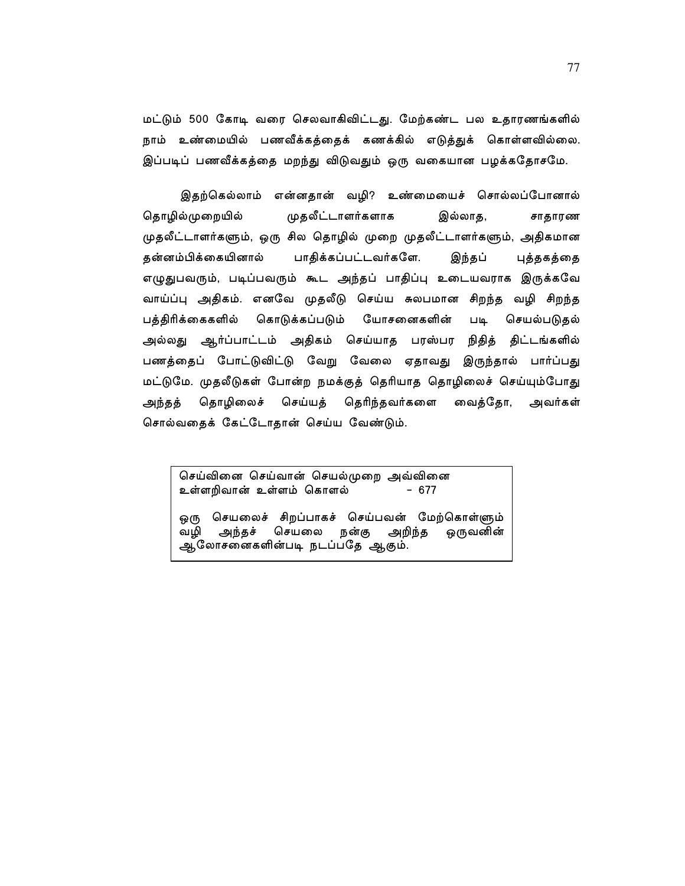மட்டும் 500 கோடி வரை செலவாகிவிட்டது. மேற்கண்ட பல உதாரணங்களில் நாம் உண்மையில் பணவீக்கத்தைக் கணக்கில் எடுத்துக் கொள்ளவில்லை. இப்படிப் பணவீக்கத்தை மறந்து விடுவதும் ஒரு வகையான பழக்கதோசமே.

இதற்கெல்லாம் என்னதான் வழி? உண்மையைச் சொல்லப்போனால் தொழில்முறையில் முதலீட்டாளர்களாக இல்லாத, சாதாரண முதலீட்டாளர்களும், ஒரு சில தொழில் முறை முதலீட்டாளர்களும், அதிகமான தன்னம்பிக்கையினால் பாதிக்கப்பட்டவர்களே. இந்தப் புத்தகத்தை எழுதுபவரும், படிப்பவரும் கூட அந்தப் பாதிப்பு உடையவராக இருக்கவே வாய்ப்பு அதிகம். எனவே முதலீடு செய்ய சுலபமான சிறந்த வழி சிறந்த பத்திரிக்கைகளில் கொடுக்கப்படும் யோசனைகளின் படி செயல்படுதல் அல்லது ஆர்ப்பாட்டம் அதிகம் செய்யாத பரஸ்பர நிதித் திட்டங்களில் பணத்தைப் போட்டுவிட்டு வேறு வேலை ஏதாவது இருந்தால் பார்ப்பது மட்டுமே. முதலீடுகள் போன்ற நமக்குத் தெரியாத தொழிலைச் செய்யும்போது அந்தத் தொழிலைச் செய்யத் தெரிந்தவர்களை வைத்தோ, அவர்கள் சொல்வதைக் கேட்டோதான் செய்ய வேண்டும்.

> செய்வினை செய்வான் செயல்முறை அவ்வினை
> உள்ளறிவான் உள்ளம் கொளல் - 677
>
> ஒரு செயலைச் சிறப்பாகச் செய்பவன் மேற்கொள்ளும் வழி அந்தச் செயலை நன்கு அறிந்த ஒருவனின் ஆலோசனைகளின்படி நடப்பதே ஆகும்.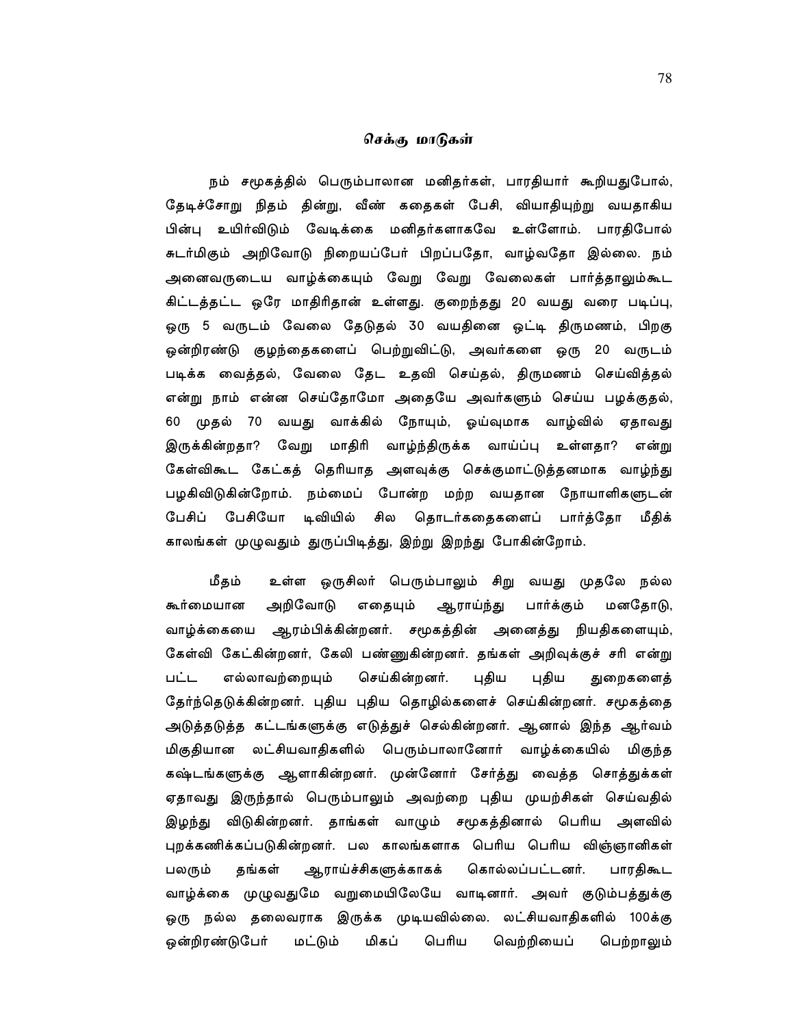## செக்கு மாடுகள்

நம் சமூகத்தில் பெரும்பாலான மனிதர்கள், பாரதியார் கூறியதுபோல், தேடிச்சோறு நிதம் தின்று, வீண் கதைகள் பேசி, வியாதியுற்று வயதாகிய பின்பு உயிர்விடும் வேடிக்கை மனிதர்களாகவே உள்ளோம். பாரதிபோல் சுடர்மிகும் அறிவோடு நிறையப்பேர் பிறப்பதோ, வாழ்வதோ இல்லை. நம் அனைவருடைய வாழ்க்கையும் வேறு வேறு வேலைகள் பார்த்தாலும்கூட கிட்டத்தட்ட ஒரே மாதிரிதான் உள்ளது. குறைந்தது 20 வயது வரை படிப்பு, ஒரு 5 வருடம் வேலை தேடுதல் 30 வயதினை ஒட்டி திருமணம், பிறகு ஒன்றிரண்டு குழந்தைகளைப் பெற்றுவிட்டு, அவர்களை ஒரு 20 வருடம் படிக்க வைத்தல், வேலை தேட உதவி செய்தல், திருமணம் செய்வித்தல் என்று நாம் என்ன செய்தோமோ அதையே அவர்களும் செய்ய பழக்குதல், 60 முதல் 70 வயது வாக்கில் நோயும், ஓய்வுமாக வாழ்வில் ஏதாவது இருக்கின்றதா? வேறு மாதிரி வாழ்ந்திருக்க வாய்ப்பு உள்ளதா? என்று கேள்விகூட கேட்கத் தெரியாத அளவுக்கு செக்குமாட்டுத்தனமாக வாழ்ந்து பழகிவிடுகின்றோம். நம்மைப் போன்ற மற்ற வயதான நோயாளிகளுடன் பேசிப் பேசியோ டிவியில் சில தொடர்கதைகளைப் பார்த்தோ மீதிக் காலங்கள் முழுவதும் துருப்பிடித்து, இற்று இறந்து போகின்றோம்.

மீதம் உள்ள ஒருசிலர் பெரும்பாலும் சிறு வயது முதலே நல்ல கூர்மையான அறிவோடு எதையும் ஆராய்ந்து பார்க்கும் மனதோடு, வாழ்க்கையை ஆரம்பிக்கின்றனர். சமூகத்தின் அனைத்து நியதிகளையும், கேள்வி கேட்கின்றனர், கேலி பண்ணுகின்றனர். தங்கள் அறிவுக்குச் சரி என்று பட்ட எல்லாவற்றையும் செய்கின்றனர். புதிய புதிய துறைகளைத் தேர்ந்தெடுக்கின்றனர். புதிய புதிய தொழில்களைச் செய்கின்றனர். சமூகத்தை அடுத்தடுத்த கட்டங்களுக்கு எடுத்துச் செல்கின்றனர். ஆனால் இந்த ஆர்வம் மிகுதியான லட்சியவாதிகளில் பெரும்பாலானோர் வாழ்க்கையில் மிகுந்த கஷ்டங்களுக்கு ஆளாகின்றனர். முன்னோர் சேர்த்து வைத்த சொத்துக்கள் ஏதாவது இருந்தால் பெரும்பாலும் அவற்றை புதிய முயற்சிகள் செய்வதில் இழந்து விடுகின்றனர். தாங்கள் வாழும் சமூகத்தினால் பெரிய அளவில் புறக்கணிக்கப்படுகின்றனர். பல காலங்களாக பெரிய பெரிய விஞ்ஞானிகள் பலரும் தங்கள் ஆராய்ச்சிகளுக்காகக் கொல்லப்பட்டனர். பாரதிகூட வாழ்க்கை முழுவதுமே வறுமையிலேயே வாடினார். அவர் குடும்பத்துக்கு ஒரு நல்ல தலைவராக இருக்க முடியவில்லை. லட்சியவாதிகளில் 100க்கு ஒன்றிரண்டுபேர் மட்டும் மிகப் பெரிய வெற்றியைப் பெற்றாலும்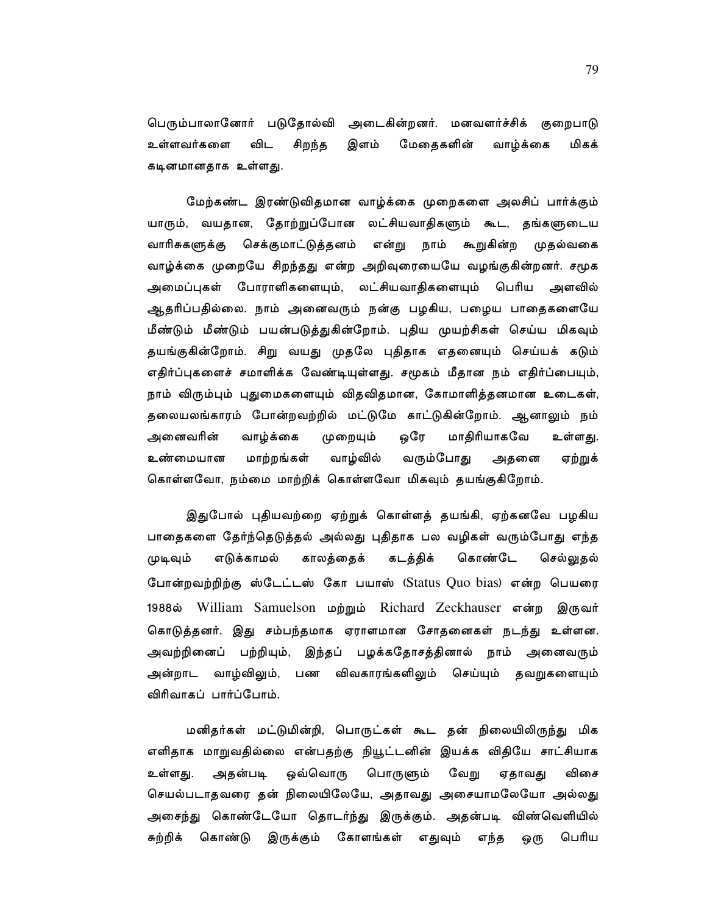பெரும்பாலானோர் படுதோல்வி அடைகின்றனர். மனவளர்ச்சிக் குறைபாடு உள்ளவர்களை விட சிறந்த இளம் மேதைகளின் வாழ்க்கை மிகக் கடினமானதாக உள்ளது.

மேற்கண்ட இரண்டுவிதமான வாழ்க்கை முறைகளை அலசிப் பார்க்கும் யாரும், வயதான, தோற்றுப்போன லட்சியவாதிகளும் கூட, தங்களுடைய வாரிசுகளுக்கு செக்குமாட்டுத்தனம் என்று நாம் கூறுகின்ற முதல்வகை வாழ்க்கை முறையே சிறந்தது என்ற அறிவுரையையே வழங்குகின்றனர். சமூக அமைப்புகள் போராளிகளையும், லட்சியவாதிகளையும் பெரிய அளவில் ஆதரிப்பதில்லை. நாம் அனைவரும் நன்கு பழகிய, பழைய பாதைகளையே மீண்டும் மீண்டும் பயன்படுத்துகின்றோம். புதிய முயற்சிகள் செய்ய மிகவும் தயங்குகின்றோம். சிறு வயது முதலே புதிதாக எதனையும் செய்யக் கடும் எதிர்ப்புகளைச் சமாளிக்க வேண்டியுள்ளது. சமூகம் மீதான நம் எதிர்ப்பையும், நாம் விரும்பும் புதுமைகளையும் விதவிதமான, கோமாளித்தனமான உடைகள், தலையலங்காரம் போன்றவற்றில் மட்டுமே காட்டுகின்றோம். ஆனாலும் நம் அனைவரின் வாழ்க்கை முறையும் ஒரே மாதிரியாகவே உள்ளது. உண்மையான மாற்றங்கள் வாழ்வில் வரும்போது அதனை ஏற்றுக் கொள்ளவோ, நம்மை மாற்றிக் கொள்ளவோ மிகவும் தயங்குகிறோம்.

இதுபோல் புதியவற்றை ஏற்றுக் கொள்ளத் தயங்கி, ஏற்கனவே பழகிய பாதைகளை தேர்ந்தெடுத்தல் அல்லது புதிதாக பல வழிகள் வரும்போது எந்த முடிவும் எடுக்காமல் காலத்தைக் கடத்திக் கொண்டே செல்லுதல் போன்றவற்றிற்கு ஸ்டேட்டஸ் கோ பயாஸ் (Status Quo bias) என்ற பெயரை 1988ல் William Samuelson மற்றும் Richard Zeckhauser என்ற இருவர் கொடுத்தனர். இது சம்பந்தமாக ஏராளமான சோதனைகள் நடந்து உள்ளன. அவற்றினைப் பற்றியும், இந்தப் பழக்கதோசத்தினால் நாம் அனைவரும் அன்றாட வாழ்விலும், பண விவகாரங்களிலும் செய்யும் தவறுகளையும் விரிவாகப் பார்ப்போம்.

மனிதர்கள் மட்டுமின்றி, பொருட்கள் கூட தன் நிலையிலிருந்து மிக எளிதாக மாறுவதில்லை என்பதற்கு நியூட்டனின் இயக்க விதியே சாட்சியாக உள்ளது. அதன்படி ஒவ்வொரு பொருளும் வேறு ஏதாவது விசை செயல்படாதவரை தன் நிலையிலேயே, அதாவது அசையாமலேயோ அல்லது அசைந்து கொண்டேயோ தொடர்ந்து இருக்கும். அதன்படி விண்வெளியில் சுற்றிக் கொண்டு இருக்கும் கோளங்கள் எதுவும் எந்த ஒரு பெரிய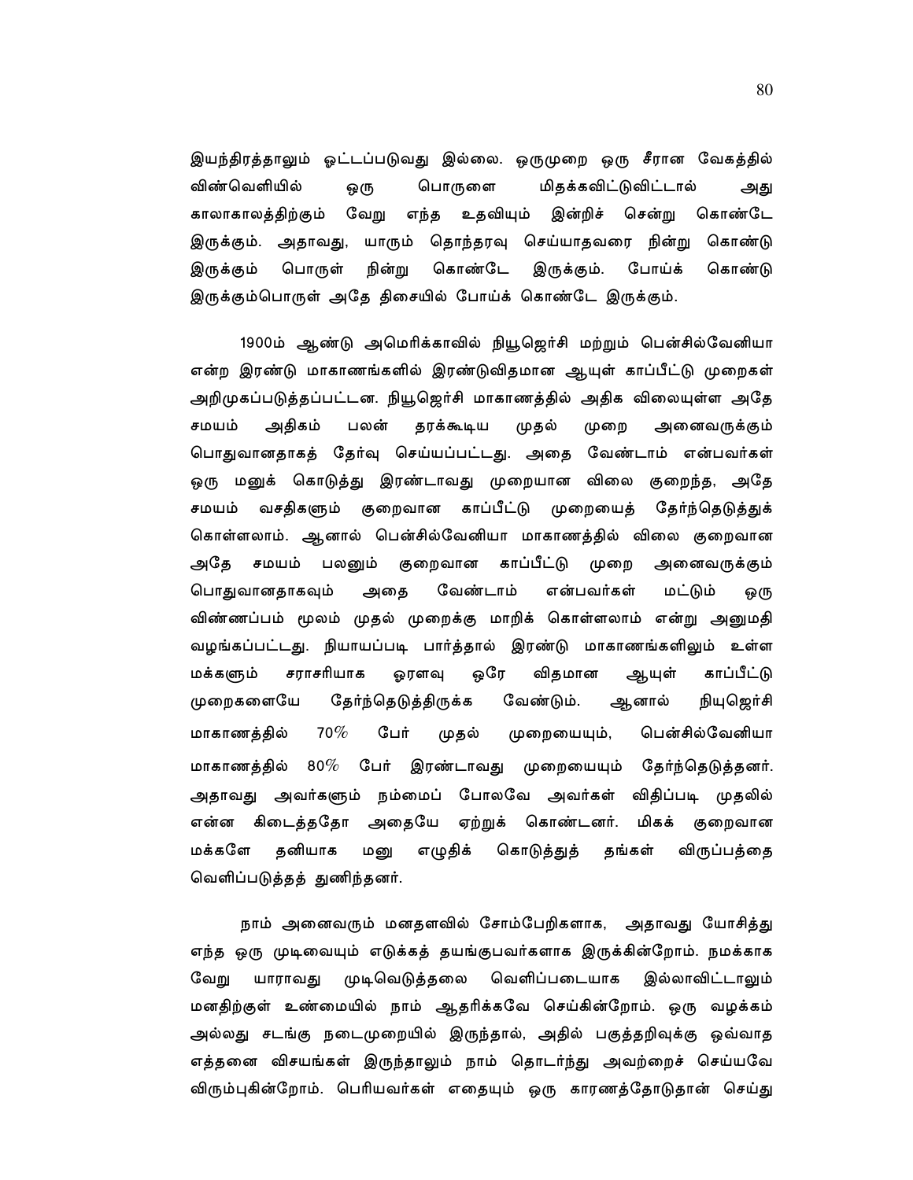இயந்திரத்தாலும் ஓட்டப்படுவது இல்லை. ஒருமுறை ஒரு சீரான வேகத்தில் விண்வெளியில் ஒரு பொருளை மிதக்கவிட்டுவிட்டால் அது காலாகாலத்திற்கும் வேறு எந்த உதவியும் இன்றிச் சென்று கொண்டே இருக்கும். அதாவது, யாரும் தொந்தரவு செய்யாதவரை நின்று கொண்டு இருக்கும் பொருள் நின்று கொண்டே இருக்கும். போய்க் கொண்டு இருக்கும்பொருள் அதே திசையில் போய்க் கொண்டே இருக்கும்.

1900ம் ஆண்டு அமெரிக்காவில் நியூஜெர்சி மற்றும் பென்சில்வேனியா என்ற இரண்டு மாகாணங்களில் இரண்டுவிதமான ஆயுள் காப்பீட்டு முறைகள் அறிமுகப்படுத்தப்பட்டன. நியூஜெர்சி மாகாணத்தில் அதிக விலையுள்ள அதே சமயம் அதிகம் பலன் தரக்கூடிய முதல் முறை அனைவருக்கும் பொதுவானதாகத் தேர்வு செய்யப்பட்டது. அதை வேண்டாம் என்பவர்கள் ஒரு மனுக் கொடுத்து இரண்டாவது முறையான விலை குறைந்த, அதே சமயம் வசதிகளும் குறைவான காப்பீட்டு முறையைத் தேர்ந்தெடுத்துக் கொள்ளலாம். ஆனால் பென்சில்வேனியா மாகாணத்தில் விலை குறைவான அதே சமயம் பலனும் குறைவான காப்பீட்டு முறை அனைவருக்கும் பொதுவானதாகவும் அதை வேண்டாம் என்பவர்கள் மட்டும் ஒரு விண்ணப்பம் மூலம் முதல் முறைக்கு மாறிக் கொள்ளலாம் என்று அனுமதி வழங்கப்பட்டது. நியாயப்படி பார்த்தால் இரண்டு மாகாணங்களிலும் உள்ள மக்களும் சராசரியாக ஓரளவு ஒரே விதமான ஆயுள் காப்பீட்டு முறைகளையே தேர்ந்தெடுத்திருக்க வேண்டும். ஆனால் நியுஜெர்சி மாகாணத்தில் 70% பேர் முதல் முறையையும், பென்சில்வேனியா மாகாணத்தில் 80% பேர் இரண்டாவது முறையையும் தேர்ந்தெடுத்தனர். அதாவது அவர்களும் நம்மைப் போலவே அவர்கள் விதிப்படி முதலில் என்ன கிடைத்ததோ அதையே ஏற்றுக் கொண்டனர். மிகக் குறைவான மக்களே தனியாக மனு எழுதிக் கொடுத்துத் தங்கள் விருப்பத்தை வெளிப்படுத்தத் துணிந்தனர்.

நாம் அனைவரும் மனதளவில் சோம்பேறிகளாக, அதாவது யோசித்து எந்த ஒரு முடிவையும் எடுக்கத் தயங்குபவர்களாக இருக்கின்றோம். நமக்காக வேறு யாராவது முடிவெடுத்தலை வெளிப்படையாக இல்லாவிட்டாலும் மனதிற்குள் உண்மையில் நாம் ஆதரிக்கவே செய்கின்றோம். ஒரு வழக்கம் அல்லது சடங்கு நடைமுறையில் இருந்தால், அதில் பகுத்தறிவுக்கு ஒவ்வாத எத்தனை விசயங்கள் இருந்தாலும் நாம் தொடர்ந்து அவற்றைச் செய்யவே விரும்புகின்றோம். பெரியவர்கள் எதையும் ஒரு காரணத்தோடுதான் செய்து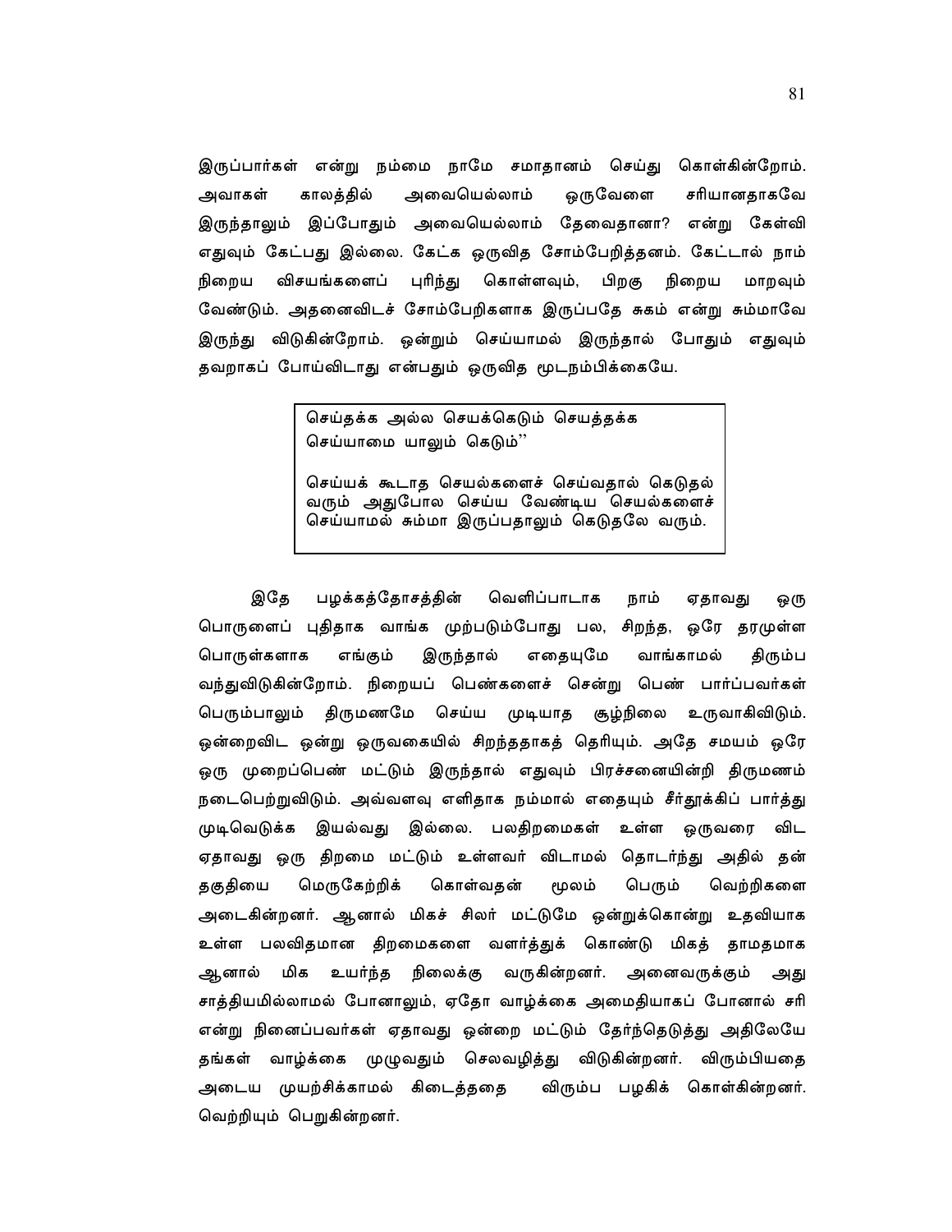இருப்பார்கள் என்று நம்மை நாமே சமாதானம் செய்து கொள்கின்றோம். அவாகள் காலத்தில் அவையெல்லாம் ஒருவேளை சரியானதாகவே இருந்தாலும் இப்போதும் அவையெல்லாம் தேவைதானா? என்று கேள்வி எதுவும் கேட்பது இல்லை. கேட்க ஒருவித சோம்பேறித்தனம். கேட்டால் நாம் நிறைய விசயங்களைப் புரிந்து கொள்ளவும், பிறகு நிறைய மாறவும் வேண்டும். அதனைவிடச் சோம்பேறிகளாக இருப்பதே சுகம் என்று சும்மாவே இருந்து விடுகின்றோம். ஒன்றும் செய்யாமல் இருந்தால் போதும் எதுவும் தவறாகப் போய்விடாது என்பதும் ஒருவித மூடநம்பிக்கையே.

> செய்தக்க அல்ல செயக்கெடும் செயத்தக்க
> செய்யாமை யாலும் கெடும்''
>
> செய்யக் கூடாத செயல்களைச் செய்வதால் கெடுதல் வரும் அதுபோல செய்ய வேண்டிய செயல்களைச் செய்யாமல் சும்மா இருப்பதாலும் கெடுதலே வரும்.

இதே பழக்கத்தோசத்தின் வெளிப்பாடாக நாம் ஏதாவது ஒரு பொருளைப் புதிதாக வாங்க முற்படும்போது பல, சிறந்த, ஒரே தரமுள்ள பொருள்களாக எங்கும் இருந்தால் எதையுமே வாங்காமல் திரும்ப வந்துவிடுகின்றோம். நிறையப் பெண்களைச் சென்று பெண் பார்ப்பவர்கள் பெரும்பாலும் திருமணமே செய்ய முடியாத சூழ்நிலை உருவாகிவிடும். ஒன்றைவிட ஒன்று ஒருவகையில் சிறந்ததாகத் தெரியும். அதே சமயம் ஒரே ஒரு முறைப்பெண் மட்டும் இருந்தால் எதுவும் பிரச்சனையின்றி திருமணம் நடைபெற்றுவிடும். அவ்வளவு எளிதாக நம்மால் எதையும் சீர்தூக்கிப் பார்த்து முடிவெடுக்க இயல்வது இல்லை. பலதிறமைகள் உள்ள ஒருவரை விட ஏதாவது ஒரு திறமை மட்டும் உள்ளவர் விடாமல் தொடர்ந்து அதில் தன் தகுதியை மெருகேற்றிக் கொள்வதன் மூலம் பெரும் வெற்றிகளை அடைகின்றனர். ஆனால் மிகச் சிலர் மட்டுமே ஒன்றுக்கொன்று உதவியாக உள்ள பலவிதமான திறமைகளை வளர்த்துக் கொண்டு மிகத் தாமதமாக ஆனால் மிக உயர்ந்த நிலைக்கு வருகின்றனர். அனைவருக்கும் அது சாத்தியமில்லாமல் போனாலும், ஏதோ வாழ்க்கை அமைதியாகப் போனால் சரி என்று நினைப்பவர்கள் ஏதாவது ஒன்றை மட்டும் தேர்ந்தெடுத்து அதிலேயே தங்கள் வாழ்க்கை முழுவதும் செலவழித்து விடுகின்றனர். விரும்பியதை அடைய முயற்சிக்காமல் கிடைத்ததை விரும்ப பழகிக் கொள்கின்றனர். வெற்றியும் பெறுகின்றனர்.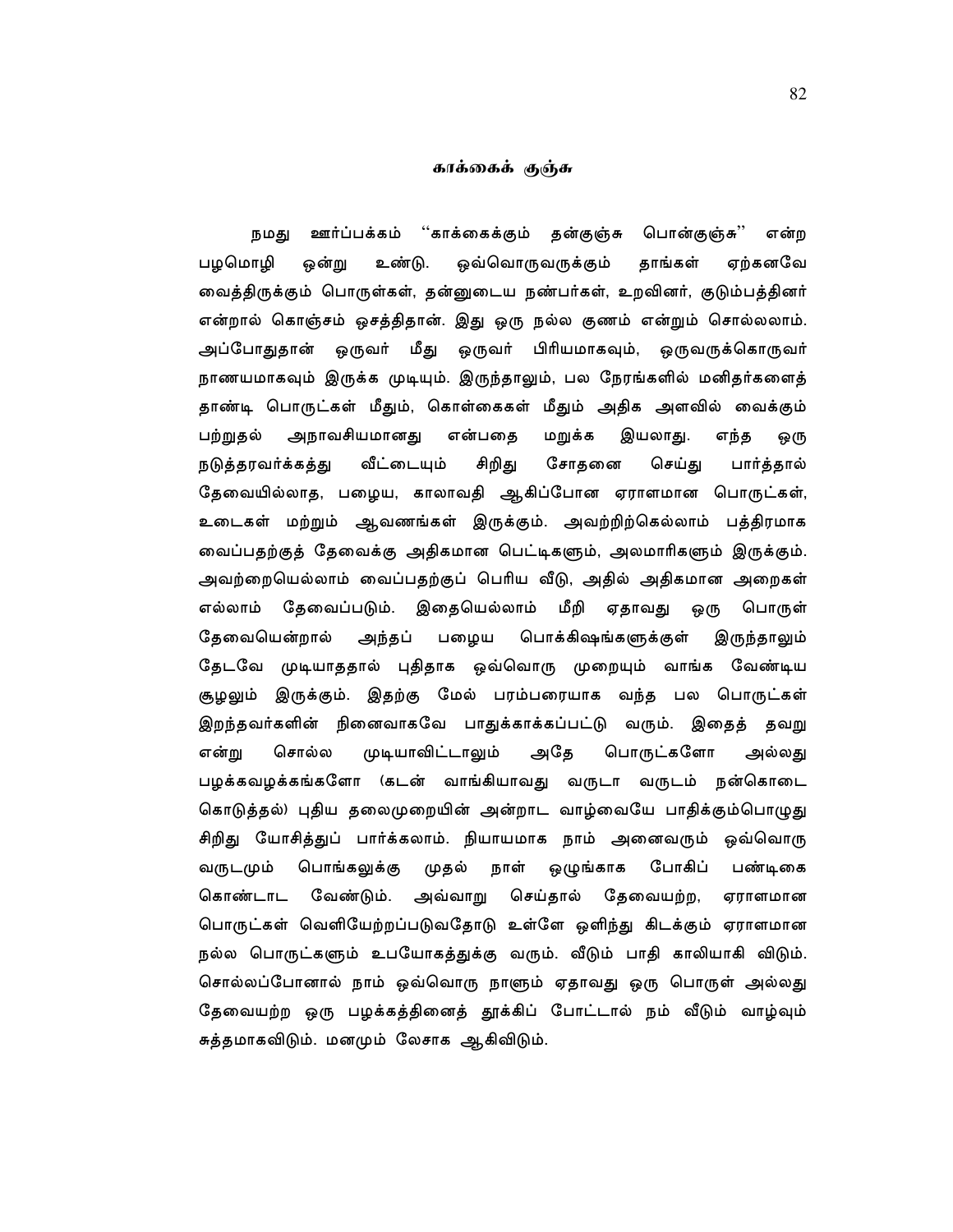## காக்கைக் குஞ்சு

நமது ஊர்ப்பக்கம் ''காக்கைக்கும் தன்குஞ்சு பொன்குஞ்சு'' என்ற பழமொழி ஒன்று உண்டு. ஒவ்வொருவருக்கும் தாங்கள் ஏற்கனவே வைத்திருக்கும் பொருள்கள், தன்னுடைய நண்பர்கள், உறவினர், குடும்பத்தினர் என்றால் கொஞ்சம் ஒசத்திதான். இது ஒரு நல்ல குணம் என்றும் சொல்லலாம். அப்போதுதான் ஒருவர் மீது ஒருவர் பிரியமாகவும், ஒருவருக்கொருவர் நாணயமாகவும் இருக்க முடியும். இருந்தாலும், பல நேரங்களில் மனிதர்களைத் தாண்டி பொருட்கள் மீதும், கொள்கைகள் மீதும் அதிக அளவில் வைக்கும் பற்றுதல் அநாவசியமானது என்பதை மறுக்க இயலாது. எந்த ஒரு நடுத்தரவர்க்கத்து வீட்டையும் சிறிது சோதனை செய்து பார்த்தால் தேவையில்லாத, பழைய, காலாவதி ஆகிப்போன ஏராளமான பொருட்கள், உடைகள் மற்றும் ஆவணங்கள் இருக்கும். அவற்றிற்கெல்லாம் பத்திரமாக வைப்பதற்குத் தேவைக்கு அதிகமான பெட்டிகளும், அலமாரிகளும் இருக்கும். அவற்றையெல்லாம் வைப்பதற்குப் பெரிய வீடு, அதில் அதிகமான அறைகள் எல்லாம் தேவைப்படும். இதையெல்லாம் மீறி ஏதாவது ஒரு பொருள் தேவையென்றால் அந்தப் பழைய பொக்கிஷங்களுக்குள் இருந்தாலும் தேடவே முடியாததால் புதிதாக ஒவ்வொரு முறையும் வாங்க வேண்டிய சூழலும் இருக்கும். இதற்கு மேல் பரம்பரையாக வந்த பல பொருட்கள் இறந்தவர்களின் நினைவாகவே பாதுக்காக்கப்பட்டு வரும். இதைத் தவறு என்று சொல்ல முடியாவிட்டாலும் அதே பொருட்களோ அல்லது பழக்கவழக்கங்களோ (கடன் வாங்கியாவது வருடா வருடம் நன்கொடை கொடுத்தல்) புதிய தலைமுறையின் அன்றாட வாழ்வையே பாதிக்கும்பொழுது சிறிது யோசித்துப் பார்க்கலாம். நியாயமாக நாம் அனைவரும் ஒவ்வொரு வருடமும் பொங்கலுக்கு முதல் நாள் ஒழுங்காக போகிப் பண்டிகை கொண்டாட வேண்டும். அவ்வாறு செய்தால் தேவையற்ற, ஏராளமான பொருட்கள் வெளியேற்றப்படுவதோடு உள்ளே ஒளிந்து கிடக்கும் ஏராளமான நல்ல பொருட்களும் உபயோகத்துக்கு வரும். வீடும் பாதி காலியாகி விடும். சொல்லப்போனால் நாம் ஒவ்வொரு நாளும் ஏதாவது ஒரு பொருள் அல்லது தேவையற்ற ஒரு பழக்கத்தினைத் தூக்கிப் போட்டால் நம் வீடும் வாழ்வும் சுத்தமாகவிடும். மனமும் லேசாக ஆகிவிடும்.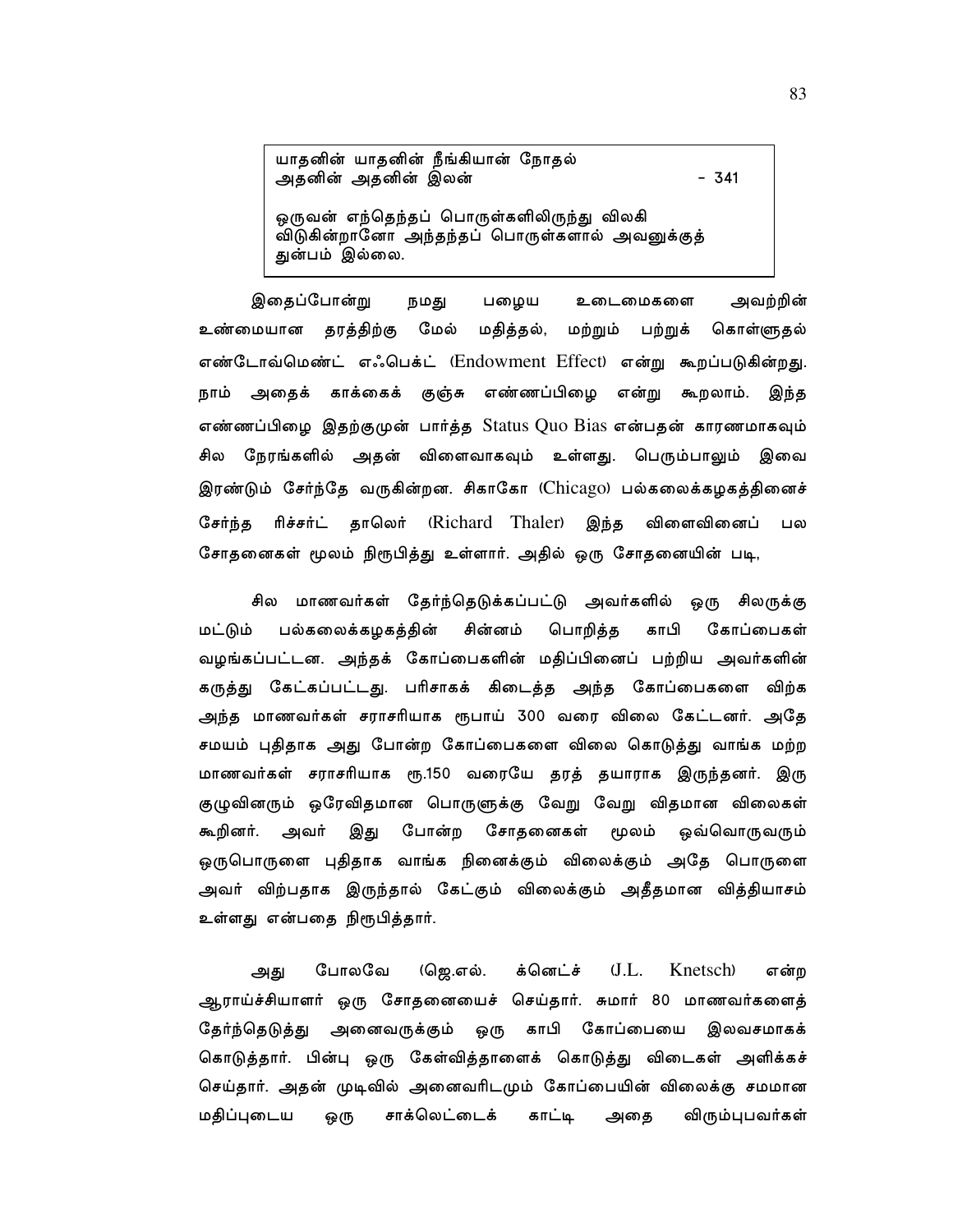> யாதனின் யாதனின் நீங்கியான் நோதல்
> அதனின் அதனின் இலன் - 341
>
> ஒருவன் எந்தெந்தப் பொருள்களிலிருந்து விலகி விடுகின்றானோ அந்தந்தப் பொருள்களால் அவனுக்குத் துன்பம் இல்லை.

இதைப்போன்று நமது பழைய உடைமைகளை அவற்றின் உண்மையான தரத்திற்கு மேல் மதித்தல், மற்றும் பற்றுக் கொள்ளுதல் எண்டோவ்மெண்ட் எஃபெக்ட் (Endowment Effect) என்று கூறப்படுகின்றது. நாம் அதைக் காக்கைக் குஞ்சு எண்ணப்பிழை என்று கூறலாம். இந்த எண்ணப்பிழை இதற்குமுன் பார்த்த Status Quo Bias என்பதன் காரணமாகவும் சில நேரங்களில் அதன் விளைவாகவும் உள்ளது. பெரும்பாலும் இவை இரண்டும் சேர்ந்தே வருகின்றன. சிகாகோ (Chicago) பல்கலைக்கழகத்தினைச் சேர்ந்த ரிச்சர்ட் தாலெர் (Richard Thaler) இந்த விளைவினைப் பல சோதனைகள் மூலம் நிரூபித்து உள்ளார். அதில் ஒரு சோதனையின் படி,

சில மாணவர்கள் தேர்ந்தெடுக்கப்பட்டு அவர்களில் ஒரு சிலருக்கு மட்டும் பல்கலைக்கழகத்தின் சின்னம் பொறித்த காபி கோப்பைகள் வழங்கப்பட்டன. அந்தக் கோப்பைகளின் மதிப்பினைப் பற்றிய அவர்களின் கருத்து கேட்கப்பட்டது. பரிசாகக் கிடைத்த அந்த கோப்பைகளை விற்க அந்த மாணவர்கள் சராசரியாக ரூபாய் 300 வரை விலை கேட்டனர். அதே சமயம் புதிதாக அது போன்ற கோப்பைகளை விலை கொடுத்து வாங்க மற்ற மாணவர்கள் சராசரியாக ரூ.150 வரையே தரத் தயாராக இருந்தனர். இரு குழுவினரும் ஒரேவிதமான பொருளுக்கு வேறு வேறு விதமான விலைகள் கூறினர். அவர் இது போன்ற சோதனைகள் மூலம் ஒவ்வொருவரும் ஒருபொருளை புதிதாக வாங்க நினைக்கும் விலைக்கும் அதே பொருளை அவர் விற்பதாக இருந்தால் கேட்கும் விலைக்கும் அதீதமான வித்தியாசம் உள்ளது என்பதை நிரூபித்தார்.

அது போலவே (ஜெ.எல். க்னெட்ச் (J.L. Knetsch) என்ற ஆராய்ச்சியாளர் ஒரு சோதனையைச் செய்தார். சுமார் 80 மாணவர்களைத் தேர்ந்தெடுத்து அனைவருக்கும் ஒரு காபி கோப்பையை இலவசமாகக் கொடுத்தார். பின்பு ஒரு கேள்வித்தாளைக் கொடுத்து விடைகள் அளிக்கச் செய்தார். அதன் முடிவில் அனைவரிடமும் கோப்பையின் விலைக்கு சமமான மதிப்புடைய ஒரு சாக்லெட்டைக் காட்டி அதை விரும்புபவர்கள்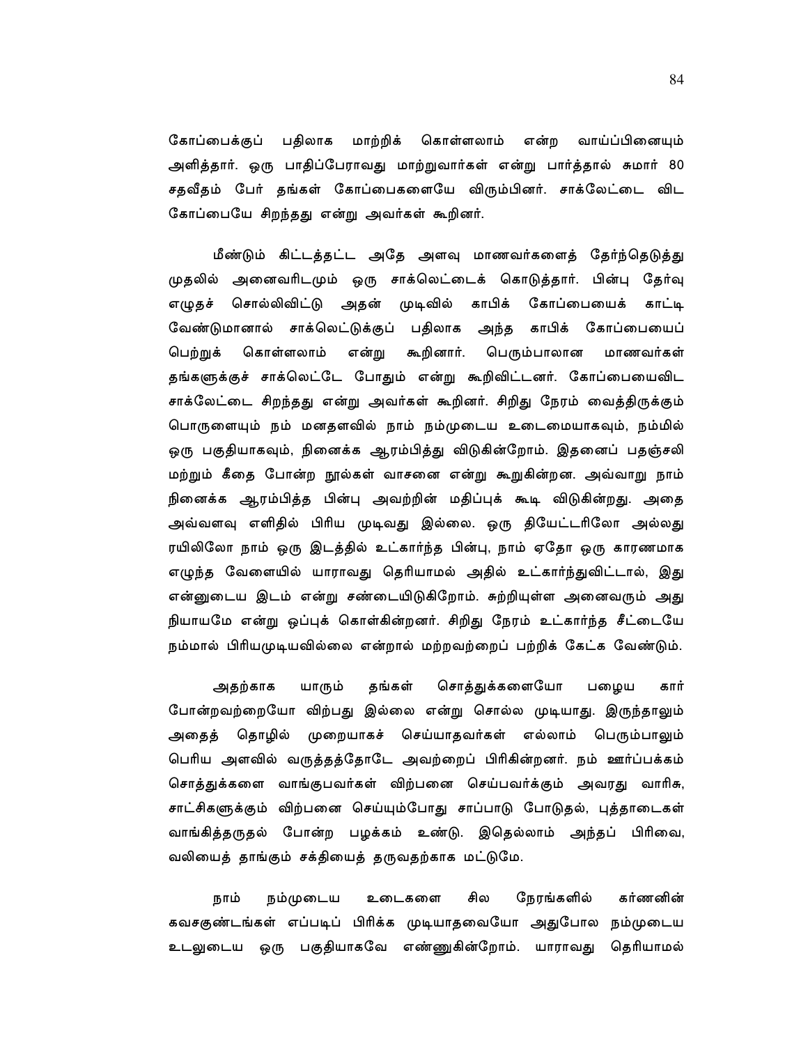கோப்பைக்குப் பதிலாக மாற்றிக் கொள்ளலாம் என்ற வாய்ப்பினையும் அளித்தார். ஒரு பாதிப்பேராவது மாற்றுவார்கள் என்று பார்த்தால் சுமார் 80 சதவீதம் பேர் தங்கள் கோப்பைகளையே விரும்பினர். சாக்லேட்டை விட கோப்பையே சிறந்தது என்று அவர்கள் கூறினர்.

மீண்டும் கிட்டத்தட்ட அதே அளவு மாணவர்களைத் தேர்ந்தெடுத்து முதலில் அனைவரிடமும் ஒரு சாக்லெட்டைக் கொடுத்தார். பின்பு தேர்வு எழுதச் சொல்லிவிட்டு அதன் முடிவில் காபிக் கோப்பையைக் காட்டி வேண்டுமானால் சாக்லெட்டுக்குப் பதிலாக அந்த காபிக் கோப்பையைப் பெற்றுக் கொள்ளலாம் என்று கூறினார். பெரும்பாலான மாணவர்கள் தங்களுக்குச் சாக்லெட்டே போதும் என்று கூறிவிட்டனர். கோப்பையைவிட சாக்லேட்டை சிறந்தது என்று அவர்கள் கூறினர். சிறிது நேரம் வைத்திருக்கும் பொருளையும் நம் மனதளவில் நாம் நம்முடைய உடைமையாகவும், நம்மில் ஒரு பகுதியாகவும், நினைக்க ஆரம்பித்து விடுகின்றோம். இதனைப் பதஞ்சலி மற்றும் கீதை போன்ற நூல்கள் வாசனை என்று கூறுகின்றன. அவ்வாறு நாம் நினைக்க ஆரம்பித்த பின்பு அவற்றின் மதிப்புக் கூடி விடுகின்றது. அதை அவ்வளவு எளிதில் பிரிய முடிவது இல்லை. ஒரு தியேட்டரிலோ அல்லது ரயிலிலோ நாம் ஒரு இடத்தில் உட்கார்ந்த பின்பு, நாம் ஏதோ ஒரு காரணமாக எழுந்த வேளையில் யாராவது தெரியாமல் அதில் உட்கார்ந்துவிட்டால், இது என்னுடைய இடம் என்று சண்டையிடுகிறோம். சுற்றியுள்ள அனைவரும் அது நியாயமே என்று ஒப்புக் கொள்கின்றனர். சிறிது நேரம் உட்கார்ந்த சீட்டையே நம்மால் பிரியமுடியவில்லை என்றால் மற்றவற்றைப் பற்றிக் கேட்க வேண்டும்.

அதற்காக யாரும் தங்கள் சொத்துக்களையோ பழைய கார் போன்றவற்றையோ விற்பது இல்லை என்று சொல்ல முடியாது. இருந்தாலும் அதைத் தொழில் முறையாகச் செய்யாதவர்கள் எல்லாம் பெரும்பாலும் பெரிய அளவில் வருத்தத்தோடே அவற்றைப் பிரிகின்றனர். நம் ஊர்ப்பக்கம் சொத்துக்களை வாங்குபவர்கள் விற்பனை செய்பவர்க்கும் அவரது வாரிசு, சாட்சிகளுக்கும் விற்பனை செய்யும்போது சாப்பாடு போடுதல், புத்தாடைகள் வாங்கித்தருதல் போன்ற பழக்கம் உண்டு. இதெல்லாம் அந்தப் பிரிவை, வலியைத் தாங்கும் சக்தியைத் தருவதற்காக மட்டுமே.

நாம் நம்முடைய உடைகளை சில நேரங்களில் கர்ணனின் கவசகுண்டலங்கள் எப்படிப் பிரிக்க முடியாதவையோ அதுபோல நம்முடைய உடலுடைய ஒரு பகுதியாகவே எண்ணுகின்றோம். யாராவது தெரியாமல்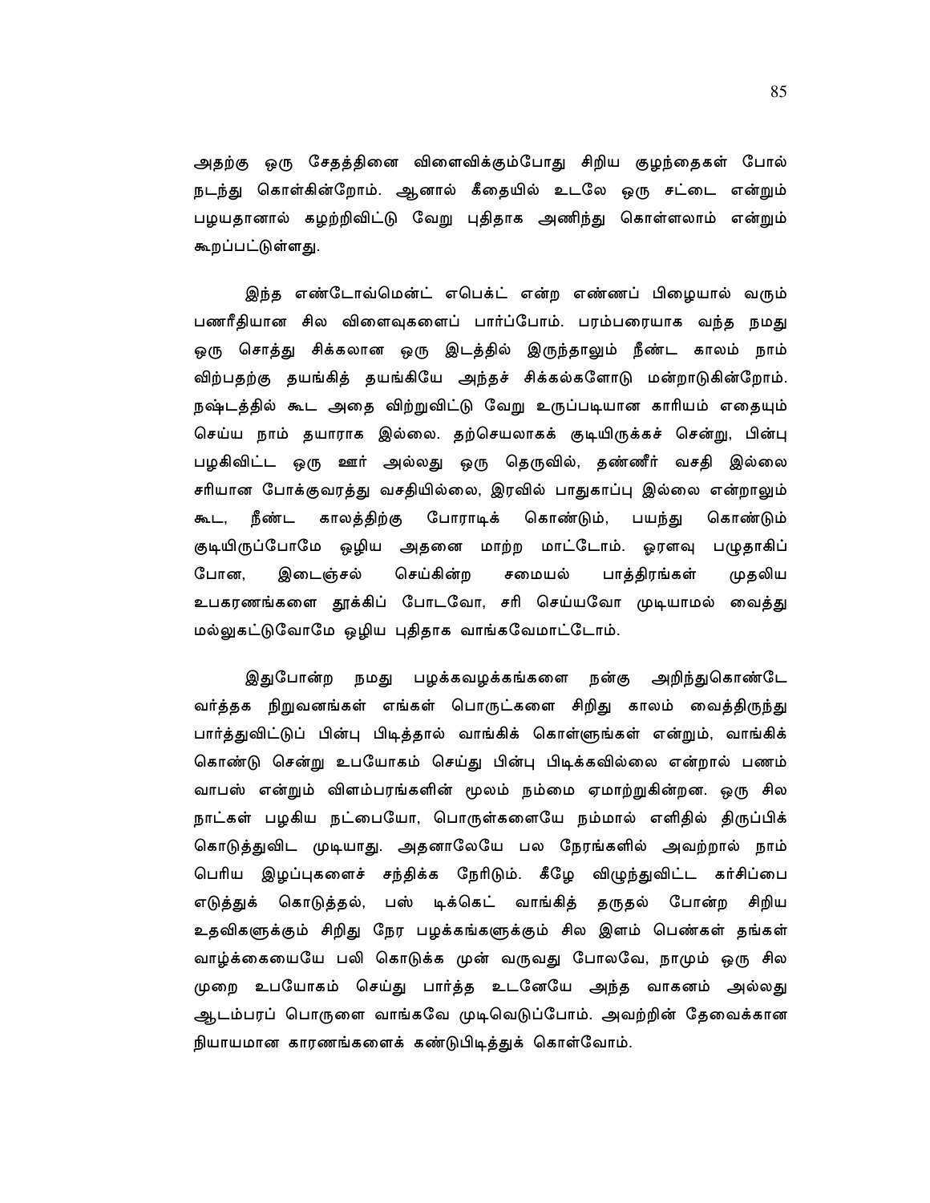அதற்கு ஒரு சேதத்தினை விளைவிக்கும்போது சிறிய குழந்தைகள் போல் நடந்து கொள்கின்றோம். ஆனால் கீதையில் உடலே ஒரு சட்டை என்றும் பழயதானால் கழற்றிவிட்டு வேறு புதிதாக அணிந்து கொள்ளலாம் என்றும் கூறப்பட்டுள்ளது.

இந்த எண்டோவ்மென்ட் எபெக்ட் என்ற எண்ணப் பிழையால் வரும் பணரீதியான சில விளைவுகளைப் பார்ப்போம். பரம்பரையாக வந்த நமது ஒரு சொத்து சிக்கலான ஒரு இடத்தில் இருந்தாலும் நீண்ட காலம் நாம் விற்பதற்கு தயங்கித் தயங்கியே அந்தச் சிக்கல்களோடு மன்றாடுகின்றோம். நஷ்டத்தில் கூட அதை விற்றுவிட்டு வேறு உருப்படியான காரியம் எதையும் செய்ய நாம் தயாராக இல்லை. தற்செயலாகக் குடியிருக்கச் சென்று, பின்பு பழகிவிட்ட ஒரு ஊர் அல்லது ஒரு தெருவில், தண்ணீர் வசதி இல்லை சரியான போக்குவரத்து வசதியில்லை, இரவில் பாதுகாப்பு இல்லை என்றாலும் கூட, நீண்ட காலத்திற்கு போராடிக் கொண்டும், பயந்து கொண்டும் குடியிருப்போமே ஒழிய அதனை மாற்ற மாட்டோம். ஓரளவு பழுதாகிப் போன, இடைஞ்சல் செய்கின்ற சமையல் பாத்திரங்கள் முதலிய உபகரணங்களை தூக்கிப் போடவோ, சரி செய்யவோ முடியாமல் வைத்து மல்லுகட்டுவோமே ஒழிய புதிதாக வாங்கவேமாட்டோம்.

இதுபோன்ற நமது பழக்கவழக்கங்களை நன்கு அறிந்துகொண்டே வர்த்தக நிறுவனங்கள் எங்கள் பொருட்களை சிறிது காலம் வைத்திருந்து பார்த்துவிட்டுப் பின்பு பிடித்தால் வாங்கிக் கொள்ளுங்கள் என்றும், வாங்கிக் கொண்டு சென்று உபயோகம் செய்து பின்பு பிடிக்கவில்லை என்றால் பணம் வாபஸ் என்றும் விளம்பரங்களின் மூலம் நம்மை ஏமாற்றுகின்றன. ஒரு சில நாட்கள் பழகிய நட்பையோ, பொருள்களையே நம்மால் எளிதில் திருப்பிக் கொடுத்துவிட முடியாது. அதனாலேயே பல நேரங்களில் அவற்றால் நாம் பெரிய இழப்புகளைச் சந்திக்க நேரிடும். கீழே விழுந்துவிட்ட கர்சிப்பை எடுத்துக் கொடுத்தல், பஸ் டிக்கெட் வாங்கித் தருதல் போன்ற சிறிய உதவிகளுக்கும் சிறிது நேர பழக்கங்களுக்கும் சில இளம் பெண்கள் தங்கள் வாழ்க்கையையே பலி கொடுக்க முன் வருவது போலவே, நாமும் ஒரு சில முறை உபயோகம் செய்து பார்த்த உடனேயே அந்த வாகனம் அல்லது ஆடம்பரப் பொருளை வாங்கவே முடிவெடுப்போம். அவற்றின் தேவைக்கான நியாயமான காரணங்களைக் கண்டுபிடித்துக் கொள்வோம்.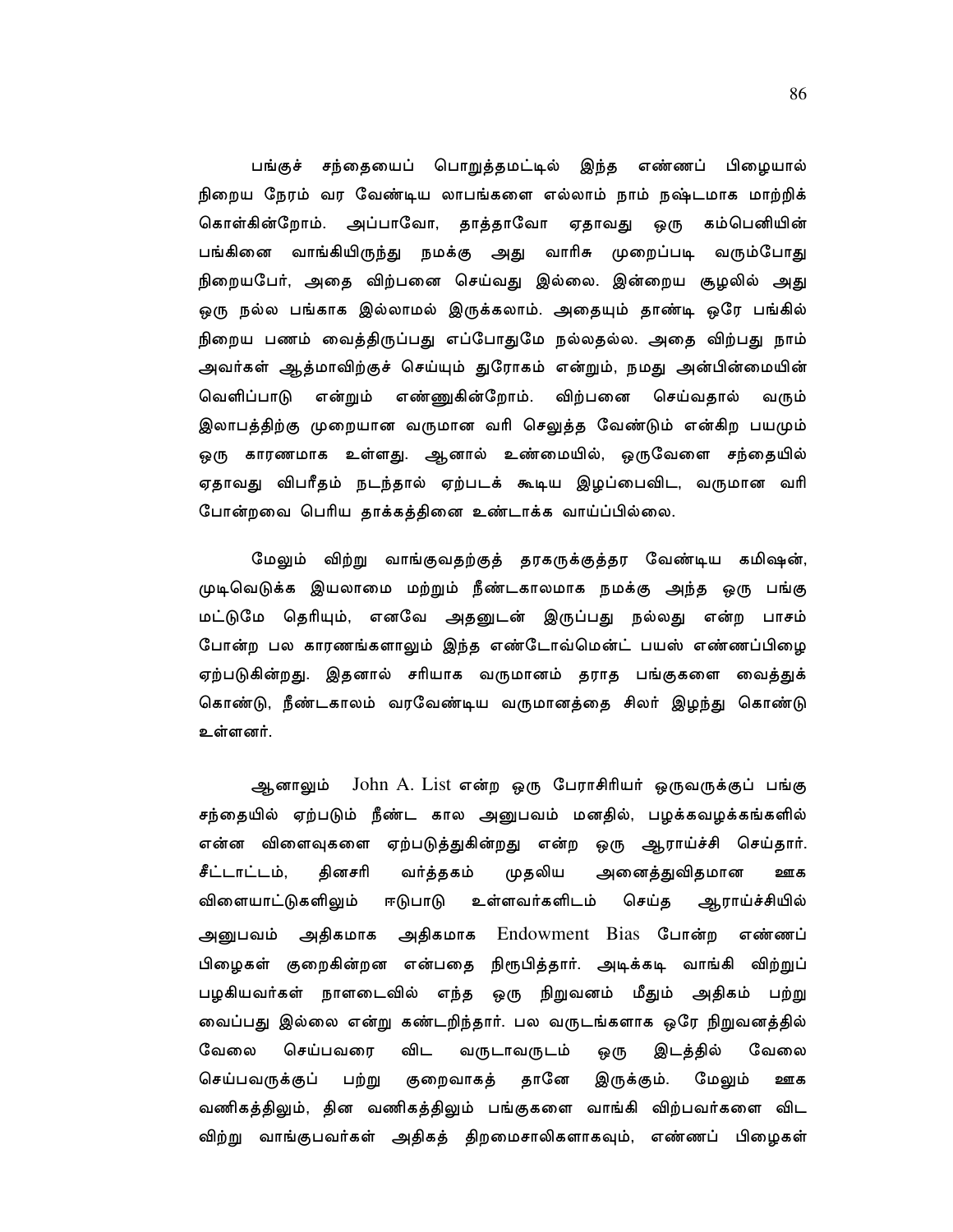பங்குச் சந்தையைப் பொறுத்தமட்டில் இந்த எண்ணப் பிழையால் நிறைய நேரம் வர வேண்டிய லாபங்களை எல்லாம் நாம் நஷ்டமாக மாற்றிக் கொள்கின்றோம். அப்பாவோ, தாத்தாவோ ஏதாவது ஒரு கம்பெனியின் பங்கினை வாங்கியிருந்து நமக்கு அது வாரிசு முறைப்படி வரும்போது நிறையபேர், அதை விற்பனை செய்வது இல்லை. இன்றைய சூழலில் அது ஒரு நல்ல பங்காக இல்லாமல் இருக்கலாம். அதையும் தாண்டி ஒரே பங்கில் நிறைய பணம் வைத்திருப்பது எப்போதுமே நல்லதல்ல. அதை விற்பது நாம் அவர்கள் ஆத்மாவிற்குச் செய்யும் துரோகம் என்றும், நமது அன்பின்மையின் வெளிப்பாடு என்றும் எண்ணுகின்றோம். விற்பனை செய்வதால் வரும் இலாபத்திற்கு முறையான வருமான வரி செலுத்த வேண்டும் என்கிற பயமும் ஒரு காரணமாக உள்ளது. ஆனால் உண்மையில், ஒருவேளை சந்தையில் ஏதாவது விபரீதம் நடந்தால் ஏற்படக் கூடிய இழப்பைவிட, வருமான வரி போன்றவை பெரிய தாக்கத்தினை உண்டாக்க வாய்ப்பில்லை.

மேலும் விற்று வாங்குவதற்குத் தரகருக்குத்தர வேண்டிய கமிஷன், முடிவெடுக்க இயலாமை மற்றும் நீண்டகாலமாக நமக்கு அந்த ஒரு பங்கு மட்டுமே தெரியும், எனவே அதனுடன் இருப்பது நல்லது என்ற பாசம் போன்ற பல காரணங்களாலும் இந்த எண்டோவ்மென்ட் பயஸ் எண்ணப்பிழை ஏற்படுகின்றது. இதனால் சரியாக வருமானம் தராத பங்குகளை வைத்துக் கொண்டு, நீண்டகாலம் வரவேண்டிய வருமானத்தை சிலர் இழந்து கொண்டு உள்ளனர்.

ஆனாலும் John A. List என்ற ஒரு பேராசிரியர் ஒருவருக்குப் பங்கு சந்தையில் ஏற்படும் நீண்ட கால அனுபவம் மனதில், பழக்கவழக்கங்களில் என்ன விளைவுகளை ஏற்படுத்துகின்றது என்ற ஒரு ஆராய்ச்சி செய்தார். சீட்டாட்டம், தினசரி வர்த்தகம் முதலிய அனைத்துவிதமான ஊக விளையாட்டுகளிலும் ஈடுபாடு உள்ளவர்களிடம் செய்த ஆராய்ச்சியில் அனுபவம் அதிகமாக அதிகமாக Endowment Bias போன்ற எண்ணப் பிழைகள் குறைகின்றன என்பதை நிரூபித்தார். அடிக்கடி வாங்கி விற்றுப் பழகியவர்கள் நாளடைவில் எந்த ஒரு நிறுவனம் மீதும் அதிகம் பற்று வைப்பது இல்லை என்று கண்டறிந்தார். பல வருடங்களாக ஒரே நிறுவனத்தில் வேலை செய்பவரை விட வருடாவருடம் ஒரு இடத்தில் வேலை செய்பவருக்குப் பற்று குறைவாகத் தானே இருக்கும். மேலும் ஊக வணிகத்திலும், தின வணிகத்திலும் பங்குகளை வாங்கி விற்பவர்களை விட விற்று வாங்குபவர்கள் அதிகத் திறமைசாலிகளாகவும், எண்ணப் பிழைகள்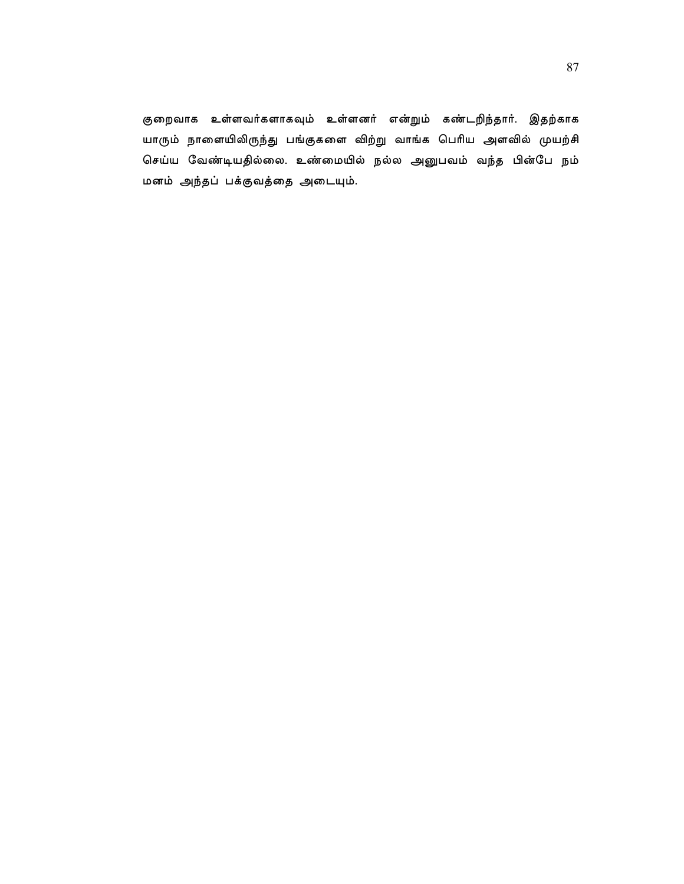குறைவாக உள்ளவர்களாகவும் உள்ளனர் என்றும் கண்டறிந்தார். இதற்காக யாரும் நாளையிலிருந்து பங்குகளை விற்று வாங்க பெரிய அளவில் முயற்சி செய்ய வேண்டியதில்லை. உண்மையில் நல்ல அனுபவம் வந்த பின்பே நம் மனம் அந்தப் பக்குவத்தை அடையும்.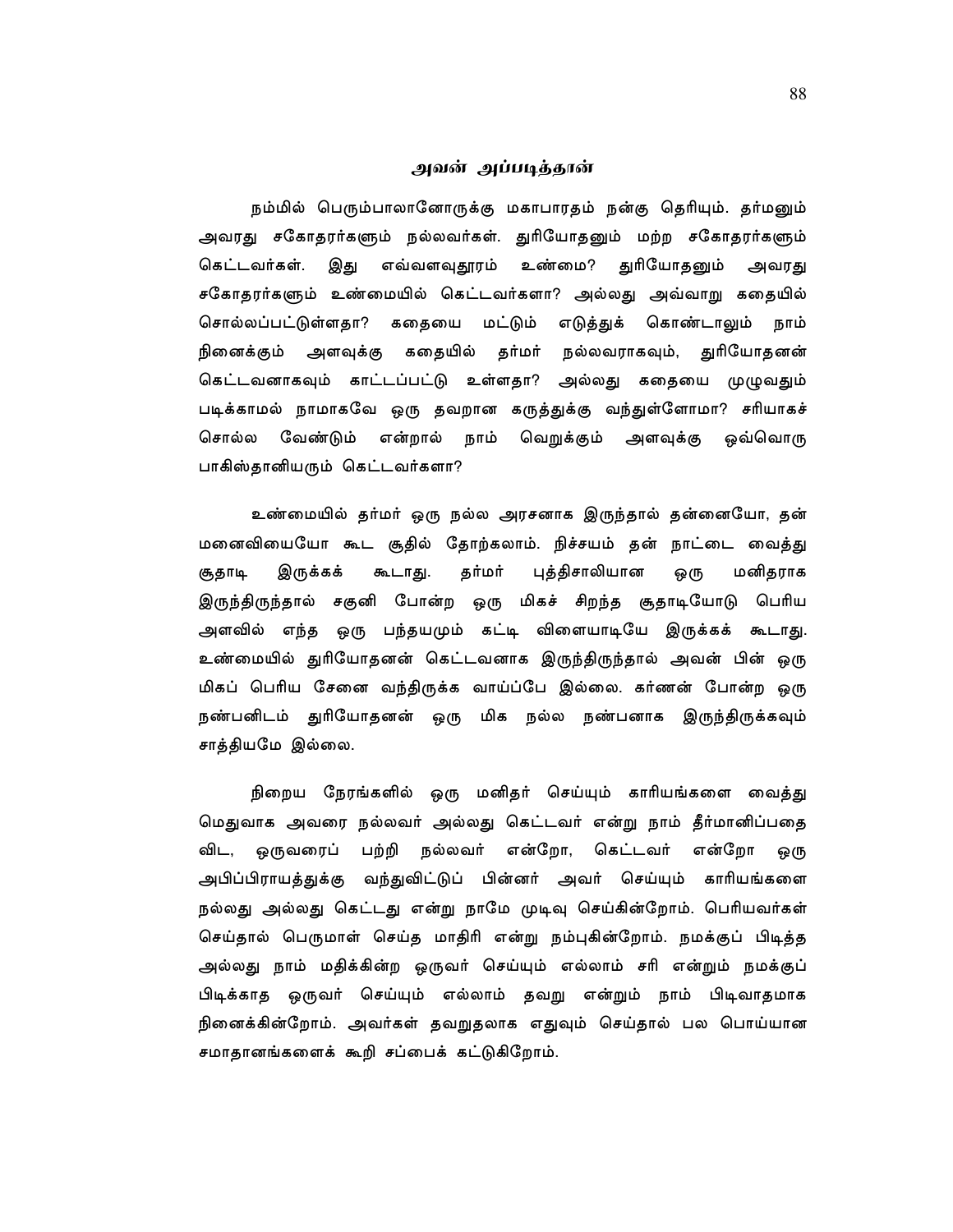### *அவன் அப்படித்தான்*

நம்மில் பெரும்பாலானோருக்கு மகாபாரதம் நன்கு தெரியும். தர்மனும் அவரது சகோதரர்களும் நல்லவர்கள். துரியோதனும் மற்ற சகோதரர்களும் கெட்டவர்கள். இது எவ்வளவுதூரம் உண்மை? துரியோதனும் அவரது சகோதரர்களும் உண்மையில் கெட்டவர்களா? அல்லது அவ்வாறு கதையில் சொல்லப்பட்டுள்ளதா? கதையை மட்டும் எடுத்துக் கொண்டாலும் நாம் நினைக்கும் அளவுக்கு கதையில் தர்மர் நல்லவராகவும், துரியோதனன் கெட்டவனாகவும் காட்டப்பட்டு உள்ளதா? அல்லது கதையை முழுவதும் படிக்காமல் நாமாகவே ஒரு தவறான கருத்துக்கு வந்துள்ளோமா? சரியாகச் சொல்ல வேண்டும் என்றால் நாம் வெறுக்கும் அளவுக்கு ஒவ்வொரு பாகிஸ்தானியரும் கெட்டவர்களா?

உண்மையில் தர்மர் ஒரு நல்ல அரசனாக இருந்தால் தன்னையோ, தன் மனைவியையோ கூட சூதில் தோற்கலாம். நிச்சயம் தன் நாட்டை வைத்து சூதாடி இருக்கக் கூடாது. தர்மர் புத்திசாலியான ஒரு மனிதராக இருந்திருந்தால் சகுனி போன்ற ஒரு மிகச் சிறந்த சூதாடியோடு பெரிய அளவில் எந்த ஒரு பந்தயமும் கட்டி விளையாடியே இருக்கக் கூடாது. உண்மையில் துரியோதனன் கெட்டவனாக இருந்திருந்தால் அவன் பின் ஒரு மிகப் பெரிய சேனை வந்திருக்க வாய்ப்பே இல்லை. கர்ணன் போன்ற ஒரு நண்பனிடம் துரியோதனன் ஒரு மிக நல்ல நண்பனாக இருந்திருக்கவும் சாத்தியமே இல்லை.

நிறைய நேரங்களில் ஒரு மனிதர் செய்யும் காரியங்களை வைத்து மெதுவாக அவரை நல்லவர் அல்லது கெட்டவர் என்று நாம் தீர்மானிப்பதை விட, ஒருவரைப் பற்றி நல்லவர் என்றோ, கெட்டவர் என்றோ ஒரு அபிப்பிராயத்துக்கு வந்துவிட்டுப் பின்னர் அவர் செய்யும் காரியங்களை நல்லது அல்லது கெட்டது என்று நாமே முடிவு செய்கின்றோம். பெரியவர்கள் செய்தால் பெருமாள் செய்த மாதிரி என்று நம்புகின்றோம். நமக்குப் பிடித்த அல்லது நாம் மதிக்கின்ற ஒருவர் செய்யும் எல்லாம் சரி என்றும் நமக்குப் பிடிக்காத ஒருவர் செய்யும் எல்லாம் தவறு என்றும் நாம் பிடிவாதமாக நினைக்கின்றோம். அவர்கள் தவறுதலாக எதுவும் செய்தால் பல பொய்யான சமாதானங்களைக் கூறி சப்பைக் கட்டுகிறோம்.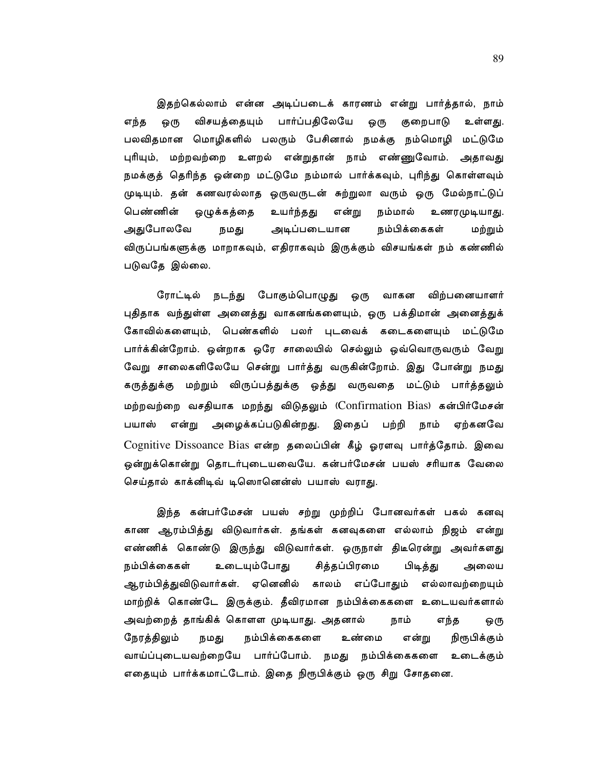இதற்கெல்லாம் என்ன அடிப்படைக் காரணம் என்று பார்த்தால், நாம் எந்த ஒரு விசயத்தையும் பார்ப்பதிலேயே ஒரு குறைபாடு உள்ளது. பலவிதமான மொழிகளில் பலரும் பேசினால் நமக்கு நம்மொழி மட்டுமே புரியும், மற்றவற்றை உளறல் என்றுதான் நாம் எண்ணுவோம். அதாவது நமக்குத் தெரிந்த ஒன்றை மட்டுமே நம்மால் பார்க்கவும், புரிந்து கொள்ளவும் முடியும். தன் கணவரல்லாத ஒருவருடன் சுற்றுலா வரும் ஒரு மேல்நாட்டுப் பெண்ணின் ஒழுக்கத்தை உயர்ந்தது என்று நம்மால் உணரமுடியாது. அதுபோலவே நமது அடிப்படையான நம்பிக்கைகள் மற்றும் விருப்பங்களுக்கு மாறாகவும், எதிராகவும் இருக்கும் விசயங்கள் நம் கண்ணில் படுவதே இல்லை.

ரோட்டில் நடந்து போகும்பொழுது ஒரு வாகன விற்பனையாளர் புதிதாக வந்துள்ள அனைத்து வாகனங்களையும், ஒரு பக்திமான் அனைத்துக் கோவில்களையும், பெண்களில் பலர் புடவைக் கடைகளையும் மட்டுமே பார்க்கின்றோம். ஒன்றாக ஒரே சாலையில் செல்லும் ஒவ்வொருவரும் வேறு வேறு சாலைகளிலேயே சென்று பார்த்து வருகின்றோம். இது போன்று நமது கருத்துக்கு மற்றும் விருப்பத்துக்கு ஒத்து வருவதை மட்டும் பார்த்தலும் மற்றவற்றை வசதியாக மறந்து விடுதலும் (Confirmation Bias) கன்பிர்மேசன் பயாஸ் என்று அழைக்கப்படுகின்றது. இதைப் பற்றி நாம் ஏற்கனவே Cognitive Dissoance Bias என்ற தலைப்பின் கீழ் ஓரளவு பார்த்தோம். இவை ஒன்றுக்கொன்று தொடர்புடையவையே. கன்பர்மேசன் பயஸ் சரியாக வேலை செய்தால் காக்னிடிவ் டிஸொனென்ஸ் பயாஸ் வராது.

இந்த கன்பர்மேசன் பயஸ் சற்று முற்றிப் போனவர்கள் பகல் கனவு காண ஆரம்பித்து விடுவார்கள். தங்கள் கனவுகளை எல்லாம் நிஜம் என்று எண்ணிக் கொண்டு இருந்து விடுவார்கள். ஒருநாள் திடீரென்று அவர்களது நம்பிக்கைகள் உடையும்போது சித்தப்பிரமை பிடித்து அலைய ஆரம்பித்துவிடுவார்கள். ஏனெனில் காலம் எப்போதும் எல்லாவற்றையும் மாற்றிக் கொண்டே இருக்கும். தீவிரமான நம்பிக்கைகளை உடையவர்களால் அவற்றைத் தாங்கிக் கொளள முடியாது. அதனால் நாம் எந்த ஒரு நேரத்திலும் நமது நம்பிக்கைகளை உண்மை என்று நிரூபிக்கும் வாய்ப்புடையவற்றையே பார்ப்போம். நமது நம்பிக்கைகளை உடைக்கும் எதையும் பார்க்கமாட்டோம். இதை நிரூபிக்கும் ஒரு சிறு சோதனை.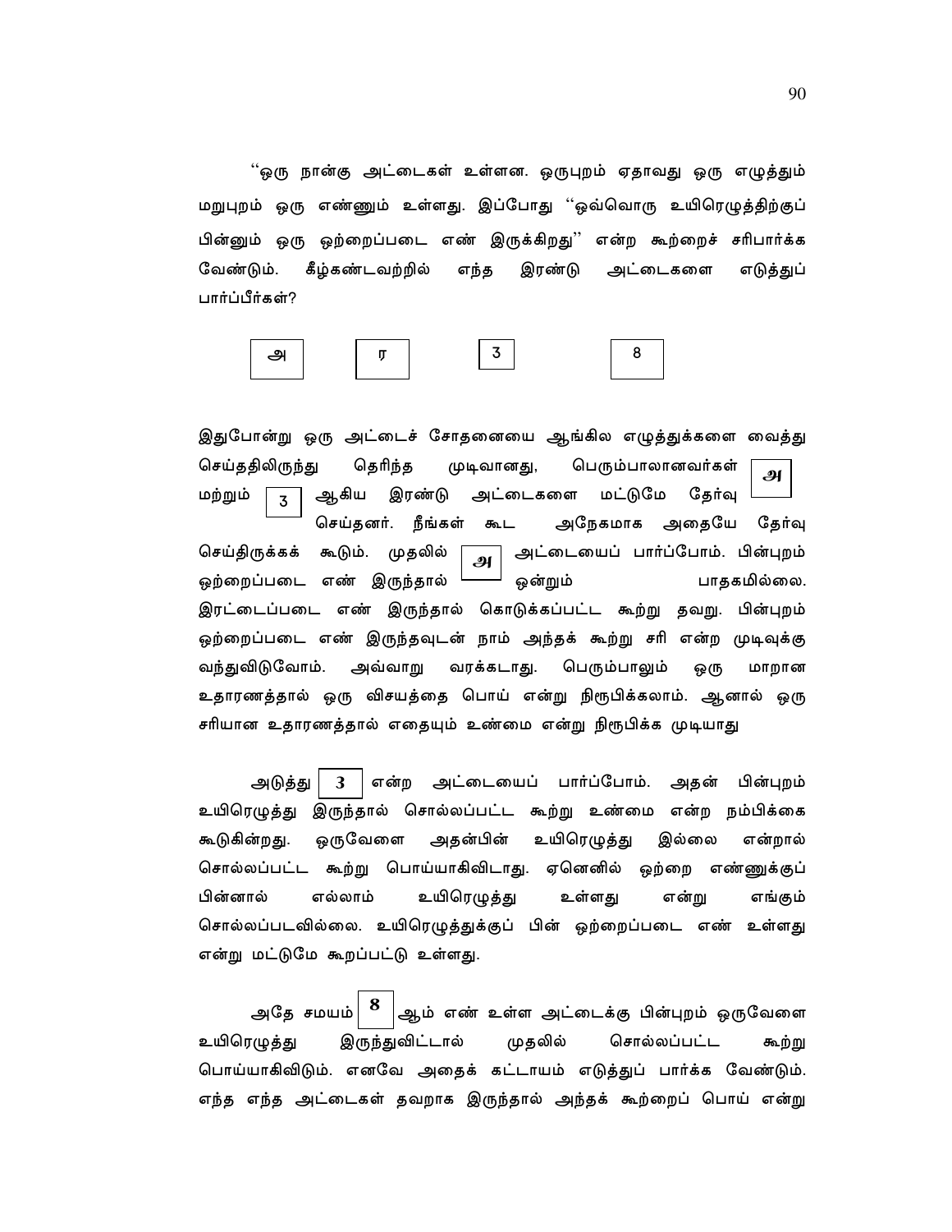“ஒரு நான்கு அட்டைகள் உள்ளன. ஒருபுறம் ஏதாவது ஒரு எழுத்தும் மறுபுறம் ஒரு எண்ணும் உள்ளது. இப்போது “ஒவ்வொரு உயிரெழுத்திற்குப் பின்னும் ஒரு ஒற்றைப்படை எண் இருக்கிறது” என்ற கூற்றைச் சரிபார்க்க வேண்டும். கீழ்கண்டவற்றில் எந்த இரண்டு அட்டைகளை எடுத்துப் பார்ப்பீர்கள்?

| அ | ர | 3 | 8 |
|---|---|---|---|

இதுபோன்று ஒரு அட்டைச் சோதனையை ஆங்கில எழுத்துக்களை வைத்து செய்ததிலிருந்து தெரிந்த முடிவானது, பெரும்பாலானவர்கள் **அ** மற்றும் **3** ஆகிய இரண்டு அட்டைகளை மட்டுமே தேர்வு செய்தனர். நீங்கள் கூட அநேகமாக அதையே தேர்வு செய்திருக்கக் கூடும். முதலில் **அ** அட்டையைப் பார்ப்போம். பின்புறம் ஒற்றைப்படை எண் இருந்தால் ஒன்றும் பாதகமில்லை. இரட்டைப்படை எண் இருந்தால் கொடுக்கப்பட்ட கூற்று தவறு. பின்புறம் ஒற்றைப்படை எண் இருந்தவுடன் நாம் அந்தக் கூற்று சரி என்ற முடிவுக்கு வந்துவிடுவோம். அவ்வாறு வரக்கடாது. பெரும்பாலும் ஒரு மாறான உதாரணத்தால் ஒரு விசயத்தை பொய் என்று நிரூபிக்கலாம். ஆனால் ஒரு சரியான உதாரணத்தால் எதையும் உண்மை என்று நிரூபிக்க முடியாது

அடுத்து **3** என்ற அட்டையைப் பார்ப்போம். அதன் பின்புறம் உயிரெழுத்து இருந்தால் சொல்லப்பட்ட கூற்று உண்மை என்ற நம்பிக்கை கூடுகின்றது. ஒருவேளை அதன்பின் உயிரெழுத்து இல்லை என்றால் சொல்லப்பட்ட கூற்று பொய்யாகிவிடாது. ஏனெனில் ஒற்றை எண்ணுக்குப் பின்னால் எல்லாம் உயிரெழுத்து உள்ளது என்று எங்கும் சொல்லப்படவில்லை. உயிரெழுத்துக்குப் பின் ஒற்றைப்படை எண் உள்ளது என்று மட்டுமே கூறப்பட்டு உள்ளது.

அதே சமயம் **8** ஆம் எண் உள்ள அட்டைக்கு பின்புறம் ஒருவேளை உயிரெழுத்து இருந்துவிட்டால் முதலில் சொல்லப்பட்ட கூற்று பொய்யாகிவிடும். எனவே அதைக் கட்டாயம் எடுத்துப் பார்க்க வேண்டும். எந்த எந்த அட்டைகள் தவறாக இருந்தால் அந்தக் கூற்றைப் பொய் என்று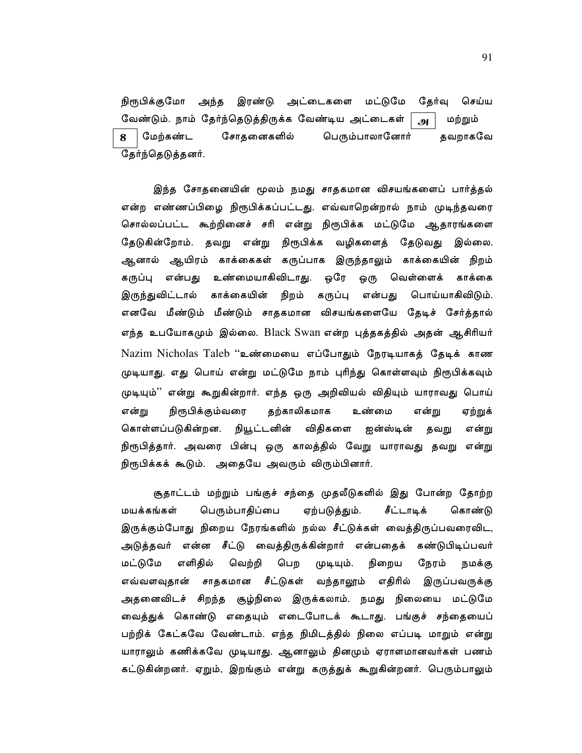நிரூபிக்குமோ அந்த இரண்டு அட்டைகளை மட்டுமே தேர்வு செய்ய வேண்டும். நாம் தேர்ந்தெடுத்திருக்க வேண்டிய அட்டைகள் | அ | மற்றும் | 8 | மேற்கண்ட சோதனைகளில் பெரும்பாலானோர் தவறாகவே தேர்ந்தெடுத்தனர்.

இந்த சோதனையின் மூலம் நமது சாதகமான விசயங்களைப் பார்த்தல் என்ற எண்ணப்பிழை நிரூபிக்கப்பட்டது. எவ்வாறென்றால் நாம் முடிந்தவரை சொல்லப்பட்ட கூற்றினைச் சரி என்று நிரூபிக்க மட்டுமே ஆதாரங்களை தேடுகின்றோம். தவறு என்று நிரூபிக்க வழிகளைத் தேடுவது இல்லை. ஆனால் ஆயிரம் காக்கைகள் கருப்பாக இருந்தாலும் காக்கையின் நிறம் கருப்பு என்பது உண்மையாகிவிடாது. ஒரே ஒரு வெள்ளைக் காக்கை இருந்துவிட்டால் காக்கையின் நிறம் கருப்பு என்பது பொய்யாகிவிடும். எனவே மீண்டும் மீண்டும் சாதகமான விசயங்களையே தேடிச் சேர்த்தால் எந்த உபயோகமும் இல்லை. Black Swan என்ற புத்தகத்தில் அதன் ஆசிரியர் Nazim Nicholas Taleb "உண்மையை எப்போதும் நேரடியாகத் தேடிக் காண முடியாது. எது பொய் என்று மட்டுமே நாம் புரிந்து கொள்ளவும் நிரூபிக்கவும் முடியும்" என்று கூறுகின்றார். எந்த ஒரு அறிவியல் விதியும் யாராவது பொய் என்று நிரூபிக்கும்வரை தற்காலிகமாக உண்மை என்று ஏற்றுக் கொள்ளப்படுகின்றன. நியூட்டனின் விதிகளை ஐன்ஸ்டின் தவறு என்று நிரூபித்தார். அவரை பின்பு ஒரு காலத்தில் வேறு யாராவது தவறு என்று நிரூபிக்கக் கூடும். அதையே அவரும் விரும்பினார்.

சூதாட்டம் மற்றும் பங்குச் சந்தை முதலீடுகளில் இது போன்ற தோற்ற மயக்கங்கள் பெரும்பாதிப்பை ஏற்படுத்தும். சீட்டாடிக் கொண்டு இருக்கும்போது நிறைய நேரங்களில் நல்ல சீட்டுக்கள் வைத்திருப்பவரைவிட, அடுத்தவர் என்ன சீட்டு வைத்திருக்கின்றார் என்பதைக் கண்டுபிடிப்பவர் மட்டுமே எளிதில் வெற்றி பெற முடியும். நிறைய நேரம் நமக்கு எவ்வளவுதான் சாதகமான சீட்டுகள் வந்தாலும் எதிரில் இருப்பவருக்கு அதனைவிடச் சிறந்த சூழ்நிலை இருக்கலாம். நமது நிலையை மட்டுமே வைத்துக் கொண்டு எதையும் எடைபோடக் கூடாது. பங்குச் சந்தையைப் பற்றிக் கேட்கவே வேண்டாம். எந்த நிமிடத்தில் நிலை எப்படி மாறும் என்று யாராலும் கணிக்கவே முடியாது. ஆனாலும் தினமும் ஏராளமானவர்கள் பணம் கட்டுகின்றனர். ஏறும், இறங்கும் என்று கருத்துக் கூறுகின்றனர். பெரும்பாலும்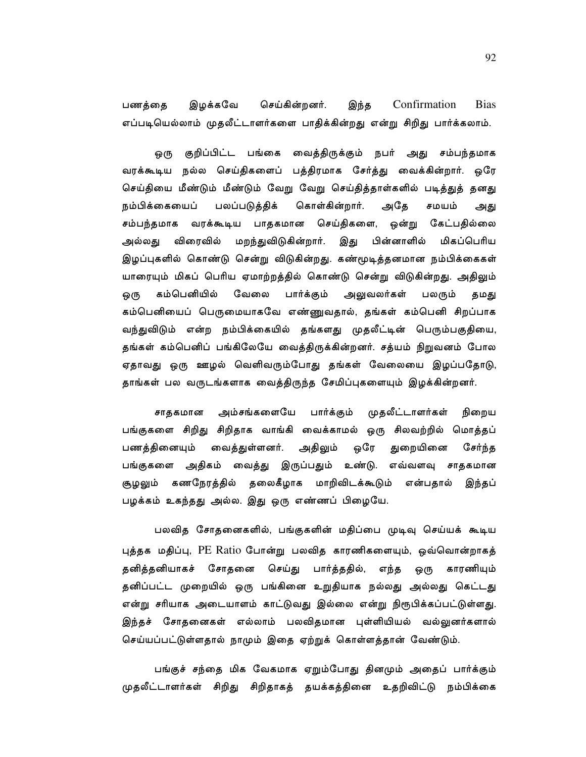பணத்தை இழக்கவே செய்கின்றனர். இந்த Confirmation Bias எப்படியெல்லாம் முதலீட்டாளர்களை பாதிக்கின்றது என்று சிறிது பார்க்கலாம்.

ஒரு குறிப்பிட்ட பங்கை வைத்திருக்கும் நபர் அது சம்பந்தமாக வரக்கூடிய நல்ல செய்திகளைப் பத்திரமாக சேர்த்து வைக்கின்றார். ஒரே செய்தியை மீண்டும் மீண்டும் வேறு வேறு செய்தித்தாள்களில் படித்துத் தனது நம்பிக்கையைப் பலப்படுத்திக் கொள்கின்றார். அதே சமயம் அது சம்பந்தமாக வரக்கூடிய பாதகமான செய்திகளை, ஒன்று கேட்பதில்லை அல்லது விரைவில் மறந்துவிடுகின்றார். இது பின்னாளில் மிகப்பெரிய இழப்புகளில் கொண்டு சென்று விடுகின்றது. கண்மூடித்தனமான நம்பிக்கைகள் யாரையும் மிகப் பெரிய ஏமாற்றத்தில் கொண்டு சென்று விடுகின்றது. அதிலும் ஒரு கம்பெனியில் வேலை பார்க்கும் அலுவலர்கள் பலரும் தமது கம்பெனியைப் பெருமையாகவே எண்ணுவதால், தங்கள் கம்பெனி சிறப்பாக வந்துவிடும் என்ற நம்பிக்கையில் தங்களது முதலீட்டின் பெரும்பகுதியை, தங்கள் கம்பெனிப் பங்கிலேயே வைத்திருக்கின்றனர். சத்யம் நிறுவனம் போல ஏதாவது ஒரு ஊழல் வெளிவரும்போது தங்கள் வேலையை இழப்பதோடு, தாங்கள் பல வருடங்களாக வைத்திருந்த சேமிப்புகளையும் இழக்கின்றனர்.

சாதகமான அம்சங்களையே பார்க்கும் முதலீட்டாளர்கள் நிறைய பங்குகளை சிறிது சிறிதாக வாங்கி வைக்காமல் ஒரு சிலவற்றில் மொத்தப் பணத்தினையும் வைத்துள்ளனர். அதிலும் ஒரே துறையினை சேர்ந்த பங்குகளை அதிகம் வைத்து இருப்பதும் உண்டு. எவ்வளவு சாதகமான சூழலும் கணநேரத்தில் தலைகீழாக மாறிவிடக்கூடும் என்பதால் இந்தப் பழக்கம் உகந்தது அல்ல. இது ஒரு எண்ணப் பிழையே.

பலவித சோதனைகளில், பங்குகளின் மதிப்பை முடிவு செய்யக் கூடிய புத்தக மதிப்பு, PE Ratio போன்று பலவித காரணிகளையும், ஒவ்வொன்றாகத் தனித்தனியாகச் சோதனை செய்து பார்த்ததில், எந்த ஒரு காரணியும் தனிப்பட்ட முறையில் ஒரு பங்கினை உறுதியாக நல்லது அல்லது கெட்டது என்று சரியாக அடையாளம் காட்டுவது இல்லை என்று நிரூபிக்கப்பட்டுள்ளது. இந்தச் சோதனைகள் எல்லாம் பலவிதமான புள்ளியியல் வல்லுனர்களால் செய்யப்பட்டுள்ளதால் நாமும் இதை ஏற்றுக் கொள்ளத்தான் வேண்டும்.

பங்குச் சந்தை மிக வேகமாக ஏறும்போது தினமும் அதைப் பார்க்கும் முதலீட்டாளர்கள் சிறிது சிறிதாகத் தயக்கத்தினை உதறிவிட்டு நம்பிக்கை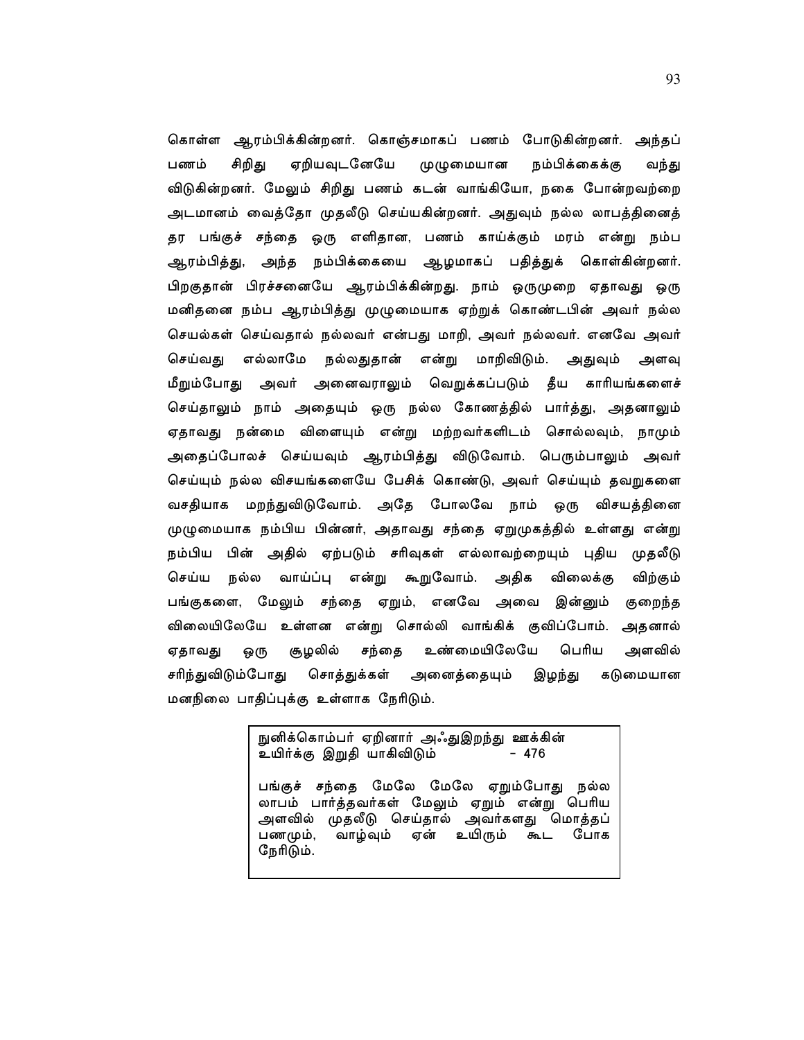கொள்ள ஆரம்பிக்கின்றனர். கொஞ்சமாகப் பணம் போடுகின்றனர். அந்தப் பணம் சிறிது ஏறியவுடனேயே முழுமையான நம்பிக்கைக்கு வந்து விடுகின்றனர். மேலும் சிறிது பணம் கடன் வாங்கியோ, நகை போன்றவற்றை அடமானம் வைத்தோ முதலீடு செய்யகின்றனர். அதுவும் நல்ல லாபத்தினைத் தர பங்குச் சந்தை ஒரு எளிதான, பணம் காய்க்கும் மரம் என்று நம்ப ஆரம்பித்து, அந்த நம்பிக்கையை ஆழமாகப் பதித்துக் கொள்கின்றனர். பிறகுதான் பிரச்சனையே ஆரம்பிக்கின்றது. நாம் ஒருமுறை ஏதாவது ஒரு மனிதனை நம்ப ஆரம்பித்து முழுமையாக ஏற்றுக் கொண்டபின் அவர் நல்ல செயல்கள் செய்வதால் நல்லவர் என்பது மாறி, அவர் நல்லவர். எனவே அவர் செய்வது எல்லாமே நல்லதுதான் என்று மாறிவிடும். அதுவும் அளவு மீறும்போது அவர் அனைவராலும் வெறுக்கப்படும் தீய காரியங்களைச் செய்தாலும் நாம் அதையும் ஒரு நல்ல கோணத்தில் பார்த்து, அதனாலும் ஏதாவது நன்மை விளையும் என்று மற்றவர்களிடம் சொல்லவும், நாமும் அதைப்போலச் செய்யவும் ஆரம்பித்து விடுவோம். பெரும்பாலும் அவர் செய்யும் நல்ல விசயங்களையே பேசிக் கொண்டு, அவர் செய்யும் தவறுகளை வசதியாக மறந்துவிடுவோம். அதே போலவே நாம் ஒரு விசயத்தினை முழுமையாக நம்பிய பின்னர், அதாவது சந்தை ஏறுமுகத்தில் உள்ளது என்று நம்பிய பின் அதில் ஏற்படும் சரிவுகள் எல்லாவற்றையும் புதிய முதலீடு செய்ய நல்ல வாய்ப்பு என்று கூறுவோம். அதிக விலைக்கு விற்கும் பங்குகளை, மேலும் சந்தை ஏறும், எனவே அவை இன்னும் குறைந்த விலையிலேயே உள்ளன என்று சொல்லி வாங்கிக் குவிப்போம். அதனால் ஏதாவது ஒரு சூழலில் சந்தை உண்மையிலேயே பெரிய அளவில் சரிந்துவிடும்போது சொத்துக்கள் அனைத்தையும் இழந்து கடுமையான மனநிலை பாதிப்புக்கு உள்ளாக நேரிடும்.

> நுனிக்கொம்பர் ஏறினார் அஃதுஇறந்து ஊக்கின்
> உயிர்க்கு இறுதி யாகிவிடும் - 476
>
> பங்குச் சந்தை மேலே மேலே ஏறும்போது நல்ல லாபம் பார்த்தவர்கள் மேலும் ஏறும் என்று பெரிய அளவில் முதலீடு செய்தால் அவர்களது மொத்தப் பணமும், வாழ்வும் ஏன் உயிரும் கூட போக நேரிடும்.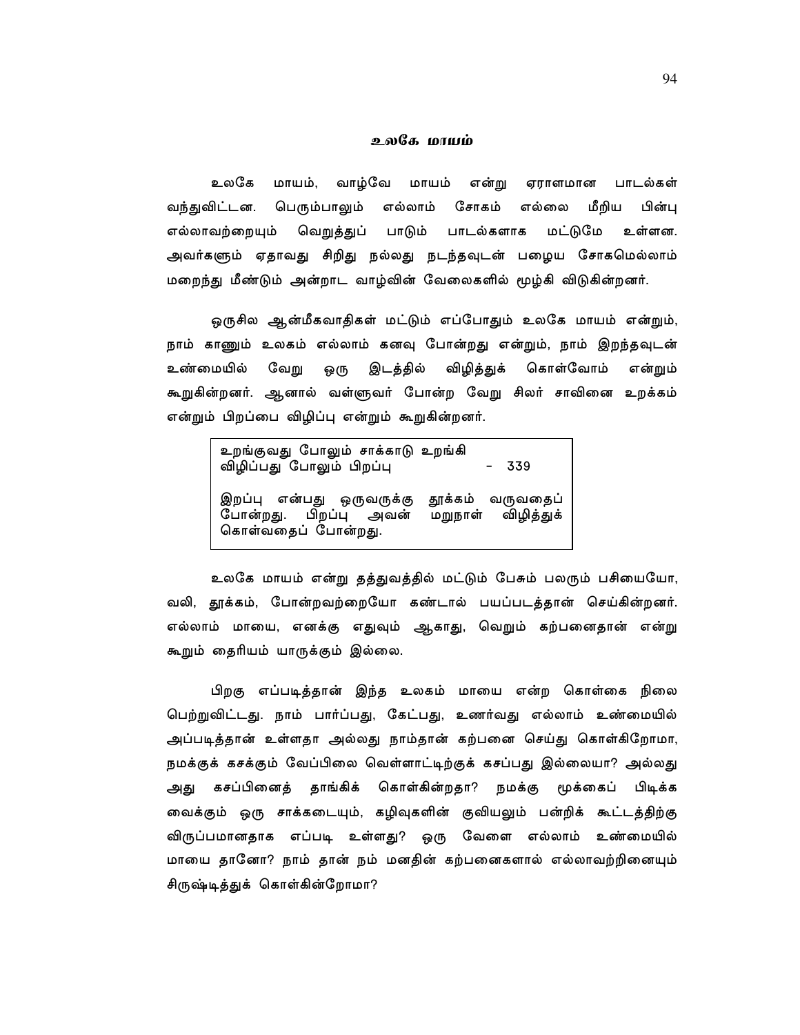## உலகே மாயம்

உலகே மாயம், வாழ்வே மாயம் என்று ஏராளமான பாடல்கள் வந்துவிட்டன. பெரும்பாலும் எல்லாம் சோகம் எல்லை மீறிய பின்பு எல்லாவற்றையும் வெறுத்துப் பாடும் பாடல்களாக மட்டுமே உள்ளன. அவர்களும் ஏதாவது சிறிது நல்லது நடந்தவுடன் பழைய சோகமெல்லாம் மறைந்து மீண்டும் அன்றாட வாழ்வின் வேலைகளில் மூழ்கி விடுகின்றனர்.

ஒருசில ஆன்மீகவாதிகள் மட்டும் எப்போதும் உலகே மாயம் என்றும், நாம் காணும் உலகம் எல்லாம் கனவு போன்றது என்றும், நாம் இறந்தவுடன் உண்மையில் வேறு ஒரு இடத்தில் விழித்துக் கொள்வோம் என்றும் கூறுகின்றனர். ஆனால் வள்ளுவர் போன்ற வேறு சிலர் சாவினை உறக்கம் என்றும் பிறப்பை விழிப்பு என்றும் கூறுகின்றனர்.

> உறங்குவது போலும் சாக்காடு உறங்கி
> விழிப்பது போலும் பிறப்பு - 339
>
> இறப்பு என்பது ஒருவருக்கு தூக்கம் வருவதைப் போன்றது. பிறப்பு அவன் மறுநாள் விழித்துக் கொள்வதைப் போன்றது.

உலகே மாயம் என்று தத்துவத்தில் மட்டும் பேசும் பலரும் பசியையோ, வலி, தூக்கம், போன்றவற்றையோ கண்டால் பயப்படத்தான் செய்கின்றனர். எல்லாம் மாயை, எனக்கு எதுவும் ஆகாது, வெறும் கற்பனைதான் என்று கூறும் தைரியம் யாருக்கும் இல்லை.

பிறகு எப்படித்தான் இந்த உலகம் மாயை என்ற கொள்கை நிலை பெற்றுவிட்டது. நாம் பார்ப்பது, கேட்பது, உணர்வது எல்லாம் உண்மையில் அப்படித்தான் உள்ளதா அல்லது நாம்தான் கற்பனை செய்து கொள்கிறோமா, நமக்குக் கசக்கும் வேப்பிலை வெள்ளாட்டிற்குக் கசப்பது இல்லையா? அல்லது அது கசப்பினைத் தாங்கிக் கொள்கின்றதா? நமக்கு மூக்கைப் பிடிக்க வைக்கும் ஒரு சாக்கடையும், கழிவுகளின் குவியலும் பன்றிக் கூட்டத்திற்கு விருப்பமானதாக எப்படி உள்ளது? ஒரு வேளை எல்லாம் உண்மையில் மாயை தானோ? நாம் தான் நம் மனதின் கற்பனைகளால் எல்லாவற்றினையும் சிருஷ்டித்துக் கொள்கின்றோமா?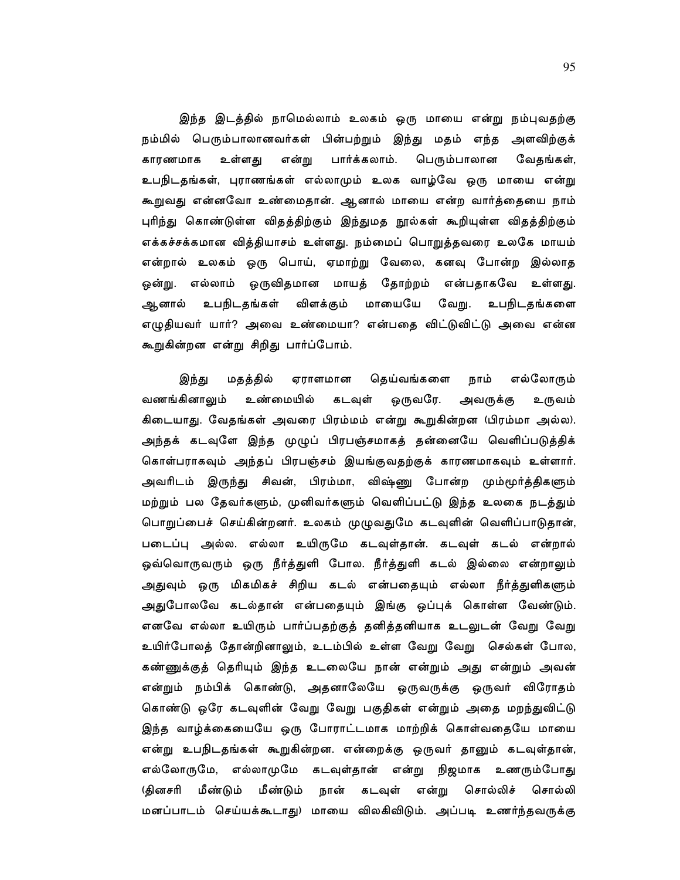இந்த இடத்தில் நாமெல்லாம் உலகம் ஒரு மாயை என்று நம்புவதற்கு நம்மில் பெரும்பாலானவர்கள் பின்பற்றும் இந்து மதம் எந்த அளவிற்குக் காரணமாக உள்ளது என்று பார்க்கலாம். பெரும்பாலான வேதங்கள், உபநிடதங்கள், புராணங்கள் எல்லாமும் உலக வாழ்வே ஒரு மாயை என்று கூறுவது என்னவோ உண்மைதான். ஆனால் மாயை என்ற வார்த்தையை நாம் புரிந்து கொண்டுள்ள விதத்திற்கும் இந்துமத நூல்கள் கூறியுள்ள விதத்திற்கும் எக்கச்சக்கமான வித்தியாசம் உள்ளது. நம்மைப் பொறுத்தவரை உலகே மாயம் என்றால் உலகம் ஒரு பொய், ஏமாற்று வேலை, கனவு போன்ற இல்லாத ஒன்று. எல்லாம் ஒருவிதமான மாயத் தோற்றம் என்பதாகவே உள்ளது. ஆனால் உபநிடதங்கள் விளக்கும் மாயையே வேறு. உபநிடதங்களை எழுதியவர் யார்? அவை உண்மையா? என்பதை விட்டுவிட்டு அவை என்ன கூறுகின்றன என்று சிறிது பார்ப்போம்.

இந்து மதத்தில் ஏராளமான தெய்வங்களை நாம் எல்லோரும் வணங்கினாலும் உண்மையில் கடவுள் ஒருவரே. அவருக்கு உருவம் கிடையாது. வேதங்கள் அவரை பிரம்மம் என்று கூறுகின்றன (பிரம்மா அல்ல). அந்தக் கடவுளே இந்த முழுப் பிரபஞ்சமாகத் தன்னையே வெளிப்படுத்திக் கொள்பராகவும் அந்தப் பிரபஞ்சம் இயங்குவதற்குக் காரணமாகவும் உள்ளார். அவரிடம் இருந்து சிவன், பிரம்மா, விஷ்ணு போன்ற மும்மூர்த்திகளும் மற்றும் பல தேவர்களும், முனிவர்களும் வெளிப்பட்டு இந்த உலகை நடத்தும் பொறுப்பைச் செய்கின்றனர். உலகம் முழுவதுமே கடவுளின் வெளிப்பாடுதான், படைப்பு அல்ல. எல்லா உயிருமே கடவுள்தான். கடவுள் கடல் என்றால் ஒவ்வொருவரும் ஒரு நீர்த்துளி போல. நீர்த்துளி கடல் இல்லை என்றாலும் அதுவும் ஒரு மிகமிகச் சிறிய கடல் என்பதையும் எல்லா நீர்த்துளிகளும் அதுபோலவே கடல்தான் என்பதையும் இங்கு ஒப்புக் கொள்ள வேண்டும். எனவே எல்லா உயிரும் பார்ப்பதற்குத் தனித்தனியாக உடலுடன் வேறு வேறு உயிர்போலத் தோன்றினாலும், உடம்பில் உள்ள வேறு வேறு செல்கள் போல, கண்ணுக்குத் தெரியும் இந்த உடலையே நான் என்றும் அது என்றும் அவன் என்றும் நம்பிக் கொண்டு, அதனாலேயே ஒருவருக்கு ஒருவர் விரோதம் கொண்டு ஒரே கடவுளின் வேறு வேறு பகுதிகள் என்றும் அதை மறந்துவிட்டு இந்த வாழ்க்கையையே ஒரு போராட்டமாக மாற்றிக் கொள்வதையே மாயை என்று உபநிடதங்கள் கூறுகின்றன. என்றைக்கு ஒருவர் தானும் கடவுள்தான், எல்லோருமே, எல்லாமுமே கடவுள்தான் என்று நிஜமாக உணரும்போது (தினசரி மீண்டும் மீண்டும் நான் கடவுள் என்று சொல்லிச் சொல்லி மனப்பாடம் செய்யக்கூடாது) மாயை விலகிவிடும். அப்படி உணர்ந்தவருக்கு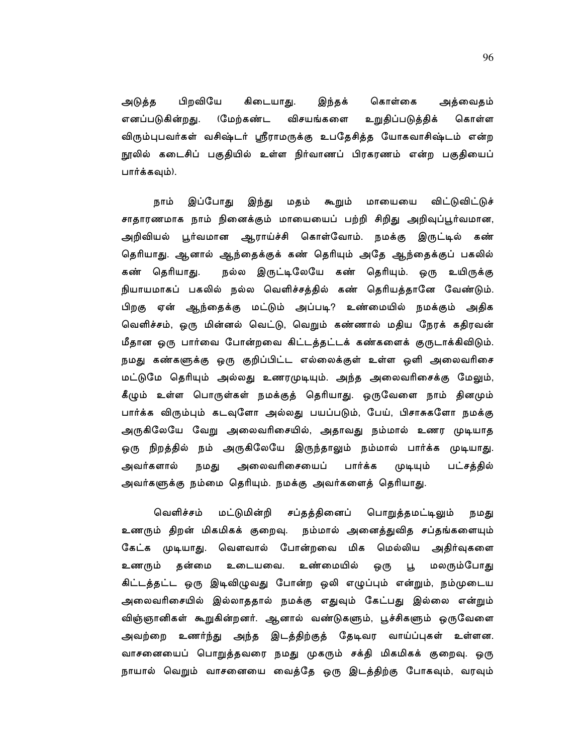அடுத்த பிறவியே கிடையாது. இந்தக் கொள்கை அத்வைதம் எனப்படுகின்றது. (மேற்கண்ட விசயங்களை உறுதிப்படுத்திக் கொள்ள விரும்புபவர்கள் வசிஷ்டர் ஸ்ரீராமருக்கு உபதேசித்த யோகவாசிஷ்டம் என்ற நூலில் கடைசிப் பகுதியில் உள்ள நிர்வாணப் பிரகரணம் என்ற பகுதியைப் பார்க்கவும்).

நாம் இப்போது இந்து மதம் கூறும் மாயையை விட்டுவிட்டுச் சாதாரணமாக நாம் நினைக்கும் மாயையைப் பற்றி சிறிது அறிவுப்பூர்வமான, அறிவியல் பூர்வமான ஆராய்ச்சி கொள்வோம். நமக்கு இருட்டில் கண் தெரியாது. ஆனால் ஆந்தைக்குக் கண் தெரியும் அதே ஆந்தைக்குப் பகலில் கண் தெரியாது. நல்ல இருட்டிலேயே கண் தெரியும். ஒரு உயிருக்கு நியாயமாகப் பகலில் நல்ல வெளிச்சத்தில் கண் தெரியத்தானே வேண்டும். பிறகு ஏன் ஆந்தைக்கு மட்டும் அப்படி? உண்மையில் நமக்கும் அதிக வெளிச்சம், ஒரு மின்னல் வெட்டு, வெறும் கண்ணால் மதிய நேரக் கதிரவன் மீதான ஒரு பார்வை போன்றவை கிட்டத்தட்டக் கண்களைக் குருடாக்கிவிடும். நமது கண்களுக்கு ஒரு குறிப்பிட்ட எல்லைக்குள் உள்ள ஒளி அலைவரிசை மட்டுமே தெரியும் அல்லது உணரமுடியும். அந்த அலைவரிசைக்கு மேலும், கீழும் உள்ள பொருள்கள் நமக்குத் தெரியாது. ஒருவேளை நாம் தினமும் பார்க்க விரும்பும் கடவுளோ அல்லது பயப்படும், பேய், பிசாசுகளோ நமக்கு அருகிலேயே வேறு அலைவரிசையில், அதாவது நம்மால் உணர முடியாத ஒரு நிறத்தில் நம் அருகிலேயே இருந்தாலும் நம்மால் பார்க்க முடியாது. அவர்களால் நமது அலைவரிசையைப் பார்க்க முடியும் பட்சத்தில் அவர்களுக்கு நம்மை தெரியும். நமக்கு அவர்களைத் தெரியாது.

வெளிச்சம் மட்டுமின்றி சப்தத்தினைப் பொறுத்தமட்டிலும் நமது உணரும் திறன் மிகமிகக் குறைவு. நம்மால் அனைத்துவித சப்தங்களையும் கேட்க முடியாது. வௌவால் போன்றவை மிக மெல்லிய அதிர்வுகளை உணரும் தன்மை உடையவை. உண்மையில் ஒரு பூ மலரும்போது கிட்டத்தட்ட ஒரு இடிவிழுவது போன்ற ஒலி எழுப்பும் என்றும், நம்முடைய அலைவரிசையில் இல்லாததால் நமக்கு எதுவும் கேட்பது இல்லை என்றும் விஞ்ஞானிகள் கூறுகின்றனர். ஆனால் வண்டுகளும், பூச்சிகளும் ஒருவேளை அவற்றை உணர்ந்து அந்த இடத்திற்குத் தேடிவர வாய்ப்புகள் உள்ளன. வாசனையைப் பொறுத்தவரை நமது முகரும் சக்தி மிகமிகக் குறைவு. ஒரு நாயால் வெறும் வாசனையை வைத்தே ஒரு இடத்திற்கு போகவும், வரவும்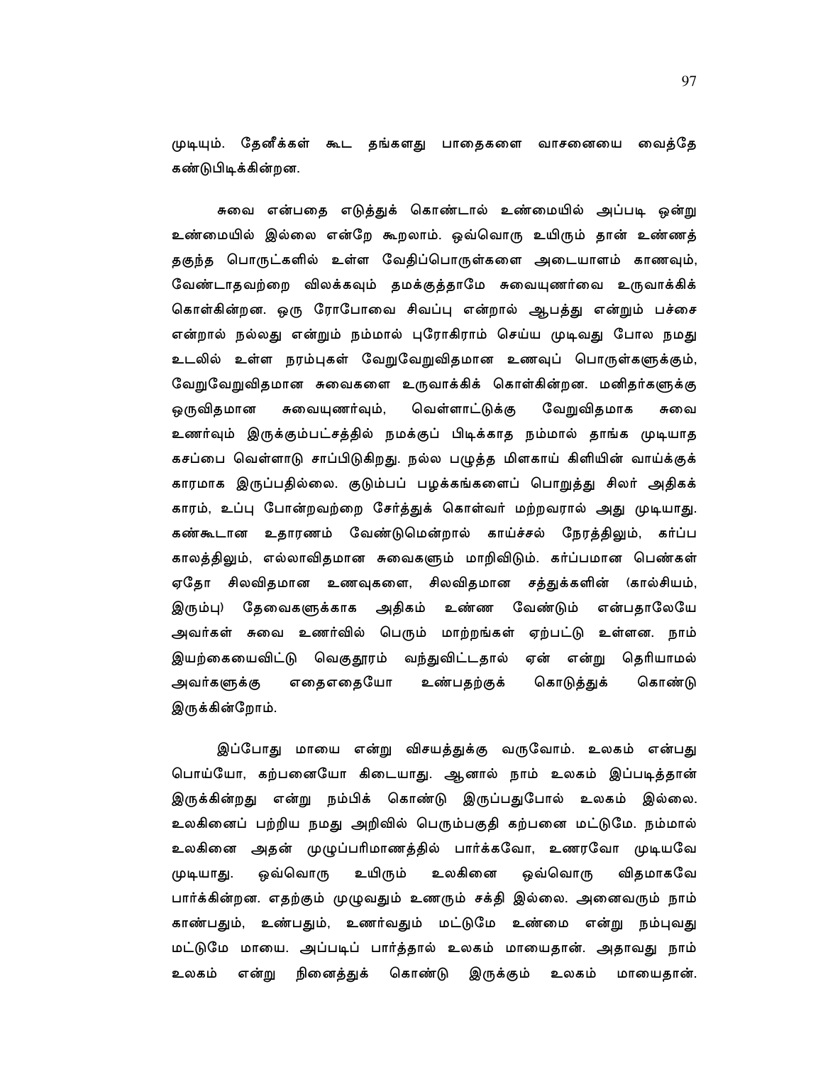முடியும். தேனீக்கள் கூட தங்களது பாதைகளை வாசனையை வைத்தே கண்டுபிடிக்கின்றன.

சுவை என்பதை எடுத்துக் கொண்டால் உண்மையில் அப்படி ஒன்று உண்மையில் இல்லை என்றே கூறலாம். ஒவ்வொரு உயிரும் தான் உண்ணத் தகுந்த பொருட்களில் உள்ள வேதிப்பொருள்களை அடையாளம் காணவும், வேண்டாதவற்றை விலக்கவும் தமக்குத்தாமே சுவையுணர்வை உருவாக்கிக் கொள்கின்றன. ஒரு ரோபோவை சிவப்பு என்றால் ஆபத்து என்றும் பச்சை என்றால் நல்லது என்றும் நம்மால் புரோகிராம் செய்ய முடிவது போல நமது உடலில் உள்ள நரம்புகள் வேறுவேறுவிதமான உணவுப் பொருள்களுக்கும், வேறுவேறுவிதமான சுவைகளை உருவாக்கிக் கொள்கின்றன. மனிதர்களுக்கு ஒருவிதமான சுவையுணர்வும், வெள்ளாட்டுக்கு வேறுவிதமாக சுவை உணர்வும் இருக்கும்பட்சத்தில் நமக்குப் பிடிக்காத நம்மால் தாங்க முடியாத கசப்பை வெள்ளாடு சாப்பிடுகிறது. நல்ல பழுத்த மிளகாய் கிளியின் வாய்க்குக் காரமாக இருப்பதில்லை. குடும்பப் பழக்கங்களைப் பொறுத்து சிலர் அதிகக் காரம், உப்பு போன்றவற்றை சேர்த்துக் கொள்வர் மற்றவரால் அது முடியாது. கண்கூடான உதாரணம் வேண்டுமென்றால் காய்ச்சல் நேரத்திலும், கர்ப்ப காலத்திலும், எல்லாவிதமான சுவைகளும் மாறிவிடும். கர்ப்பமான பெண்கள் ஏதோ சிலவிதமான உணவுகளை, சிலவிதமான சத்துக்களின் (கால்சியம், இரும்பு) தேவைகளுக்காக அதிகம் உண்ண வேண்டும் என்பதாலேயே அவர்கள் சுவை உணர்வில் பெரும் மாற்றங்கள் ஏற்பட்டு உள்ளன. நாம் இயற்கையைவிட்டு வெகுதூரம் வந்துவிட்டதால் ஏன் என்று தெரியாமல் அவர்களுக்கு எதைஎதையோ உண்பதற்குக் கொடுத்துக் கொண்டு இருக்கின்றோம்.

இப்போது மாயை என்று விசயத்துக்கு வருவோம். உலகம் என்பது பொய்யோ, கற்பனையோ கிடையாது. ஆனால் நாம் உலகம் இப்படித்தான் இருக்கின்றது என்று நம்பிக் கொண்டு இருப்பதுபோல் உலகம் இல்லை. உலகினைப் பற்றிய நமது அறிவில் பெரும்பகுதி கற்பனை மட்டுமே. நம்மால் உலகினை அதன் முழுப்பரிமாணத்தில் பார்க்கவோ, உணரவோ முடியவே முடியாது. ஒவ்வொரு உயிரும் உலகினை ஒவ்வொரு விதமாகவே பார்க்கின்றன. எதற்கும் முழுவதும் உணரும் சக்தி இல்லை. அனைவரும் நாம் காண்பதும், உண்பதும், உணர்வதும் மட்டுமே உண்மை என்று நம்புவது மட்டுமே மாயை. அப்படிப் பார்த்தால் உலகம் மாயைதான். அதாவது நாம் உலகம் என்று நினைத்துக் கொண்டு இருக்கும் உலகம் மாயைதான்.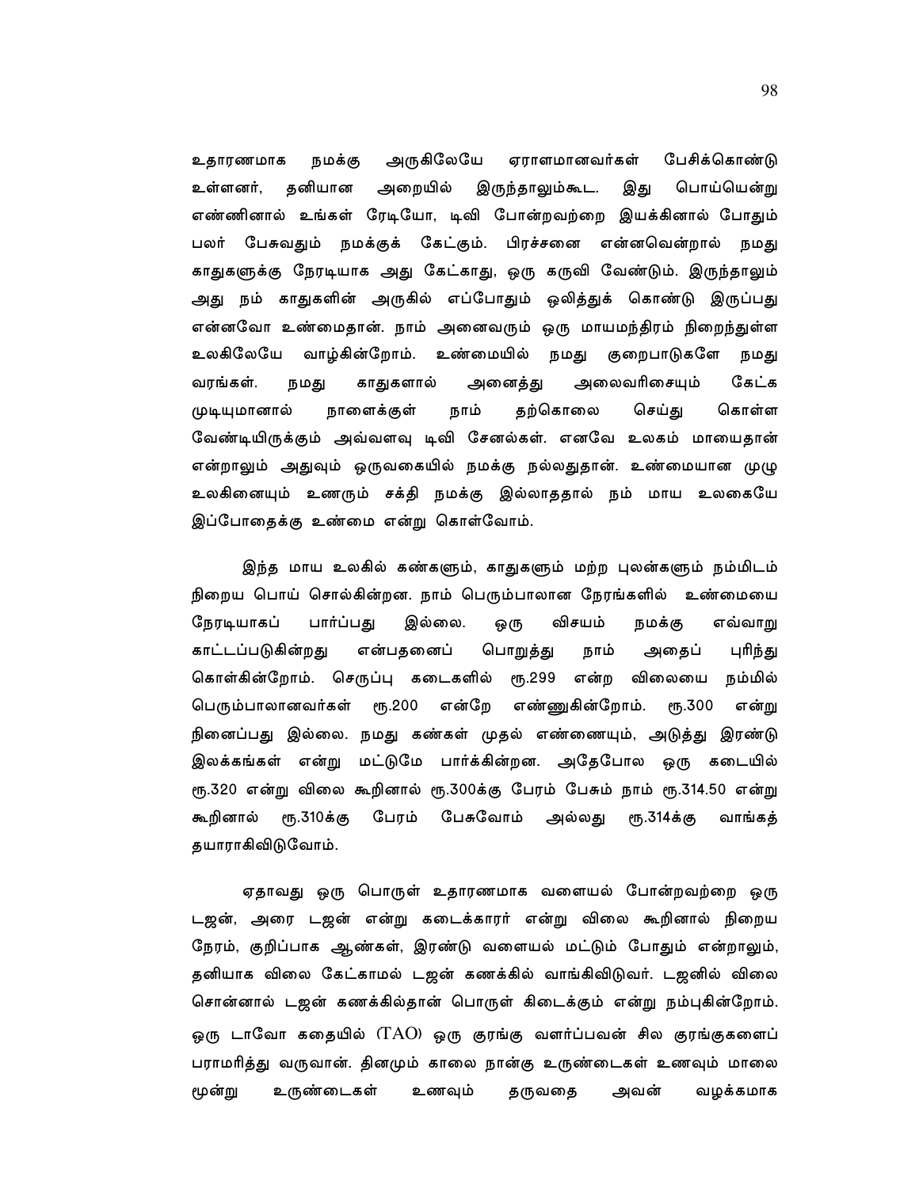உதாரணமாக நமக்கு அருகிலேயே ஏராளமானவர்கள் பேசிக்கொண்டு உள்ளனர், தனியான அறையில் இருந்தாலும்கூட. இது பொய்யென்று எண்ணினால் உங்கள் ரேடியோ, டிவி போன்றவற்றை இயக்கினால் போதும் பலர் பேசுவதும் நமக்குக் கேட்கும். பிரச்சனை என்னவென்றால் நமது காதுகளுக்கு நேரடியாக அது கேட்காது, ஒரு கருவி வேண்டும். இருந்தாலும் அது நம் காதுகளின் அருகில் எப்போதும் ஒலித்துக் கொண்டு இருப்பது என்னவோ உண்மைதான். நாம் அனைவரும் ஒரு மாயமந்திரம் நிறைந்துள்ள உலகிலேயே வாழ்கின்றோம். உண்மையில் நமது குறைபாடுகளே நமது வரங்கள். நமது காதுகளால் அனைத்து அலைவரிசையும் கேட்க முடியுமானால் நாளைக்குள் நாம் தற்கொலை செய்து கொள்ள வேண்டியிருக்கும் அவ்வளவு டிவி சேனல்கள். எனவே உலகம் மாயைதான் என்றாலும் அதுவும் ஒருவகையில் நமக்கு நல்லதுதான். உண்மையான முழு உலகினையும் உணரும் சக்தி நமக்கு இல்லாததால் நம் மாய உலகையே இப்போதைக்கு உண்மை என்று கொள்வோம்.

இந்த மாய உலகில் கண்களும், காதுகளும் மற்ற புலன்களும் நம்மிடம் நிறைய பொய் சொல்கின்றன. நாம் பெரும்பாலான நேரங்களில் உண்மையை நேரடியாகப் பார்ப்பது இல்லை. ஒரு விசயம் நமக்கு எவ்வாறு காட்டப்படுகின்றது என்பதனைப் பொறுத்து நாம் அதைப் புரிந்து கொள்கின்றோம். செருப்பு கடைகளில் ரூ.299 என்ற விலையை நம்மில் பெரும்பாலானவர்கள் ரூ.200 என்றே எண்ணுகின்றோம். ரூ.300 என்று நினைப்பது இல்லை. நமது கண்கள் முதல் எண்ணையும், அடுத்து இரண்டு இலக்கங்கள் என்று மட்டுமே பார்க்கின்றன. அதேபோல ஒரு கடையில் ரூ.320 என்று விலை கூறினால் ரூ.300க்கு பேரம் பேசும் நாம் ரூ.314.50 என்று கூறினால் ரூ.310க்கு பேரம் பேசுவோம் அல்லது ரூ.314க்கு வாங்கத் தயாராகிவிடுவோம்.

ஏதாவது ஒரு பொருள் உதாரணமாக வளையல் போன்றவற்றை ஒரு டஜன், அரை டஜன் என்று கடைக்காரர் என்று விலை கூறினால் நிறைய நேரம், குறிப்பாக ஆண்கள், இரண்டு வளையல் மட்டும் போதும் என்றாலும், தனியாக விலை கேட்காமல் டஜன் கணக்கில் வாங்கிவிடுவர். டஜனில் விலை சொன்னால் டஜன் கணக்கில்தான் பொருள் கிடைக்கும் என்று நம்புகின்றோம். ஒரு டாவோ கதையில் (TAO) ஒரு குரங்கு வளர்ப்பவன் சில குரங்குகளைப் பராமரித்து வருவான். தினமும் காலை நான்கு உருண்டைகள் உணவும் மாலை மூன்று உருண்டைகள் உணவும் தருவதை அவன் வழக்கமாக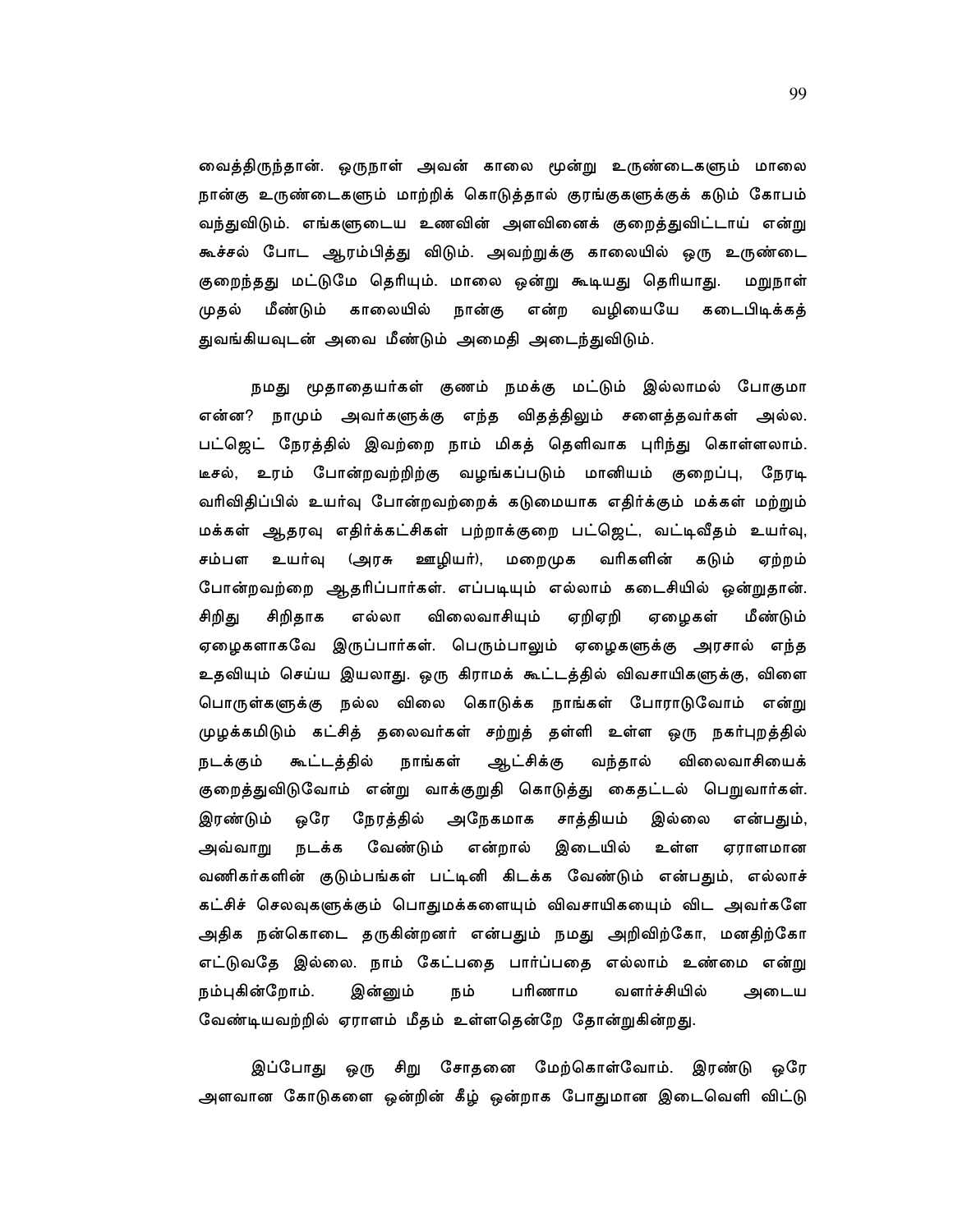வைத்திருந்தான். ஒருநாள் அவன் காலை மூன்று உருண்டைகளும் மாலை நான்கு உருண்டைகளும் மாற்றிக் கொடுத்தால் குரங்குகளுக்குக் கடும் கோபம் வந்துவிடும். எங்களுடைய உணவின் அளவினைக் குறைத்துவிட்டாய் என்று கூச்சல் போட ஆரம்பித்து விடும். அவற்றுக்கு காலையில் ஒரு உருண்டை குறைந்தது மட்டுமே தெரியும். மாலை ஒன்று கூடியது தெரியாது. மறுநாள் முதல் மீண்டும் காலையில் நான்கு என்ற வழியையே கடைபிடிக்கத் துவங்கியவுடன் அவை மீண்டும் அமைதி அடைந்துவிடும்.

நமது மூதாதையர்கள் குணம் நமக்கு மட்டும் இல்லாமல் போகுமா என்ன? நாமும் அவர்களுக்கு எந்த விதத்திலும் சளைத்தவர்கள் அல்ல. பட்ஜெட் நேரத்தில் இவற்றை நாம் மிகத் தெளிவாக புரிந்து கொள்ளலாம். டீசல், உரம் போன்றவற்றிற்கு வழங்கப்படும் மானியம் குறைப்பு, நேரடி வரிவிதிப்பில் உயர்வு போன்றவற்றைக் கடுமையாக எதிர்க்கும் மக்கள் மற்றும் மக்கள் ஆதரவு எதிர்க்கட்சிகள் பற்றாக்குறை பட்ஜெட், வட்டிவீதம் உயர்வு, சம்பள உயர்வு (அரசு ஊழியர்), மறைமுக வரிகளின் கடும் ஏற்றம் போன்றவற்றை ஆதரிப்பார்கள். எப்படியும் எல்லாம் கடைசியில் ஒன்றுதான். சிறிது சிறிதாக எல்லா விலைவாசியும் ஏறிஏறி ஏழைகள் மீண்டும் ஏழைகளாகவே இருப்பார்கள். பெரும்பாலும் ஏழைகளுக்கு அரசால் எந்த உதவியும் செய்ய இயலாது. ஒரு கிராமக் கூட்டத்தில் விவசாயிகளுக்கு, விளை பொருள்களுக்கு நல்ல விலை கொடுக்க நாங்கள் போராடுவோம் என்று முழக்கமிடும் கட்சித் தலைவர்கள் சற்றுத் தள்ளி உள்ள ஒரு நகர்புறத்தில் நடக்கும் கூட்டத்தில் நாங்கள் ஆட்சிக்கு வந்தால் விலைவாசியைக் குறைத்துவிடுவோம் என்று வாக்குறுதி கொடுத்து கைதட்டல் பெறுவார்கள். இரண்டும் ஒரே நேரத்தில் அநேகமாக சாத்தியம் இல்லை என்பதும், அவ்வாறு நடக்க வேண்டும் என்றால் இடையில் உள்ள ஏராளமான வணிகர்களின் குடும்பங்கள் பட்டினி கிடக்க வேண்டும் என்பதும், எல்லாச் கட்சிச் செலவுகளுக்கும் பொதுமக்களையும் விவசாயிகளையும் விட அவர்களே அதிக நன்கொடை தருகின்றனர் என்பதும் நமது அறிவிற்கோ, மனதிற்கோ எட்டுவதே இல்லை. நாம் கேட்பதை பார்ப்பதை எல்லாம் உண்மை என்று நம்புகின்றோம். இன்னும் நம் பரிணாம வளர்ச்சியில் அடைய வேண்டியவற்றில் ஏராளம் மீதம் உள்ளதென்றே தோன்றுகின்றது.

இப்போது ஒரு சிறு சோதனை மேற்கொள்வோம். இரண்டு ஒரே அளவான கோடுகளை ஒன்றின் கீழ் ஒன்றாக போதுமான இடைவெளி விட்டு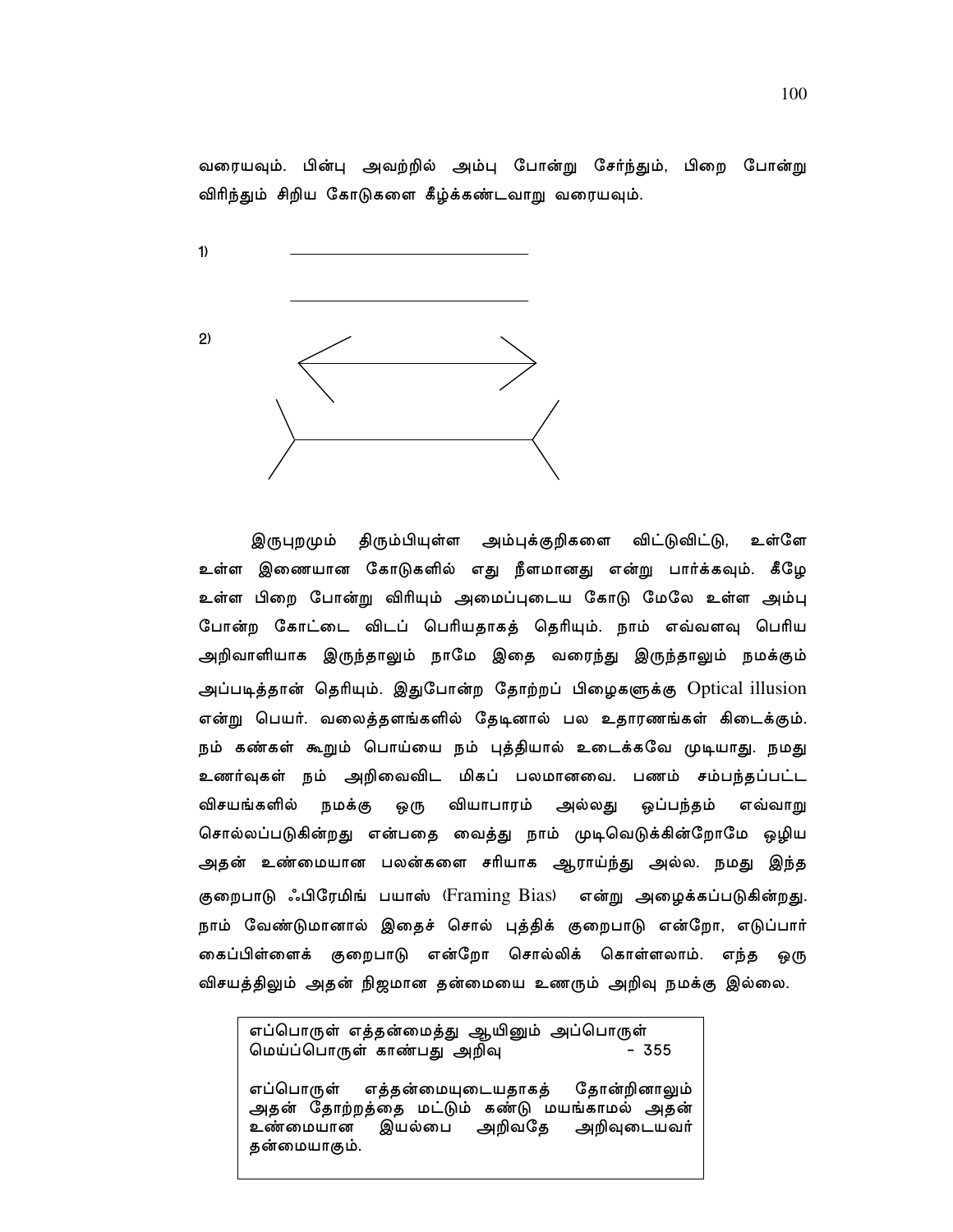வரையவும். பின்பு அவற்றில் அம்பு போன்று சேர்ந்தும், பிறை போன்று விரிந்தும் சிறிய கோடுகளை கீழ்க்கண்டவாறு வரையவும்.

1)

2)

இருபுறமும் திரும்பியுள்ள அம்புக்குறிகளை விட்டுவிட்டு, உள்ளே உள்ள இணையான கோடுகளில் எது நீளமானது என்று பார்க்கவும். கீழே உள்ள பிறை போன்று விரியும் அமைப்புடைய கோடு மேலே உள்ள அம்பு போன்ற கோட்டை விடப் பெரியதாகத் தெரியும். நாம் எவ்வளவு பெரிய அறிவாளியாக இருந்தாலும் நாமே இதை வரைந்து இருந்தாலும் நமக்கும் அப்படித்தான் தெரியும். இதுபோன்ற தோற்றப் பிழைகளுக்கு Optical illusion என்று பெயர். வலைத்தளங்களில் தேடினால் பல உதாரணங்கள் கிடைக்கும். நம் கண்கள் கூறும் பொய்யை நம் புத்தியால் உடைக்கவே முடியாது. நமது உணர்வுகள் நம் அறிவைவிட மிகப் பலமானவை. பணம் சம்பந்தப்பட்ட விசயங்களில் நமக்கு ஒரு வியாபாரம் அல்லது ஒப்பந்தம் எவ்வாறு சொல்லப்படுகின்றது என்பதை வைத்து நாம் முடிவெடுக்கின்றோமே ஒழிய அதன் உண்மையான பலன்களை சரியாக ஆராய்ந்து அல்ல. நமது இந்த குறைபாடு ஃபிரேமிங் பயாஸ் (Framing Bias) என்று அழைக்கப்படுகின்றது. நாம் வேண்டுமானால் இதைச் சொல் புத்திக் குறைபாடு என்றோ, எடுப்பார் கைப்பிள்ளைக் குறைபாடு என்றோ சொல்லிக் கொள்ளலாம். எந்த ஒரு விசயத்திலும் அதன் நிஜமான தன்மையை உணரும் அறிவு நமக்கு இல்லை.

> எப்பொருள் எத்தன்மைத்து ஆயினும் அப்பொருள்
> மெய்ப்பொருள் காண்பது அறிவு - 355
>
> எப்பொருள் எத்தன்மையுடையதாகத் தோன்றினாலும் அதன் தோற்றத்தை மட்டும் கண்டு மயங்காமல் அதன் உண்மையான இயல்பை அறிவதே அறிவுடையவர் தன்மையாகும்.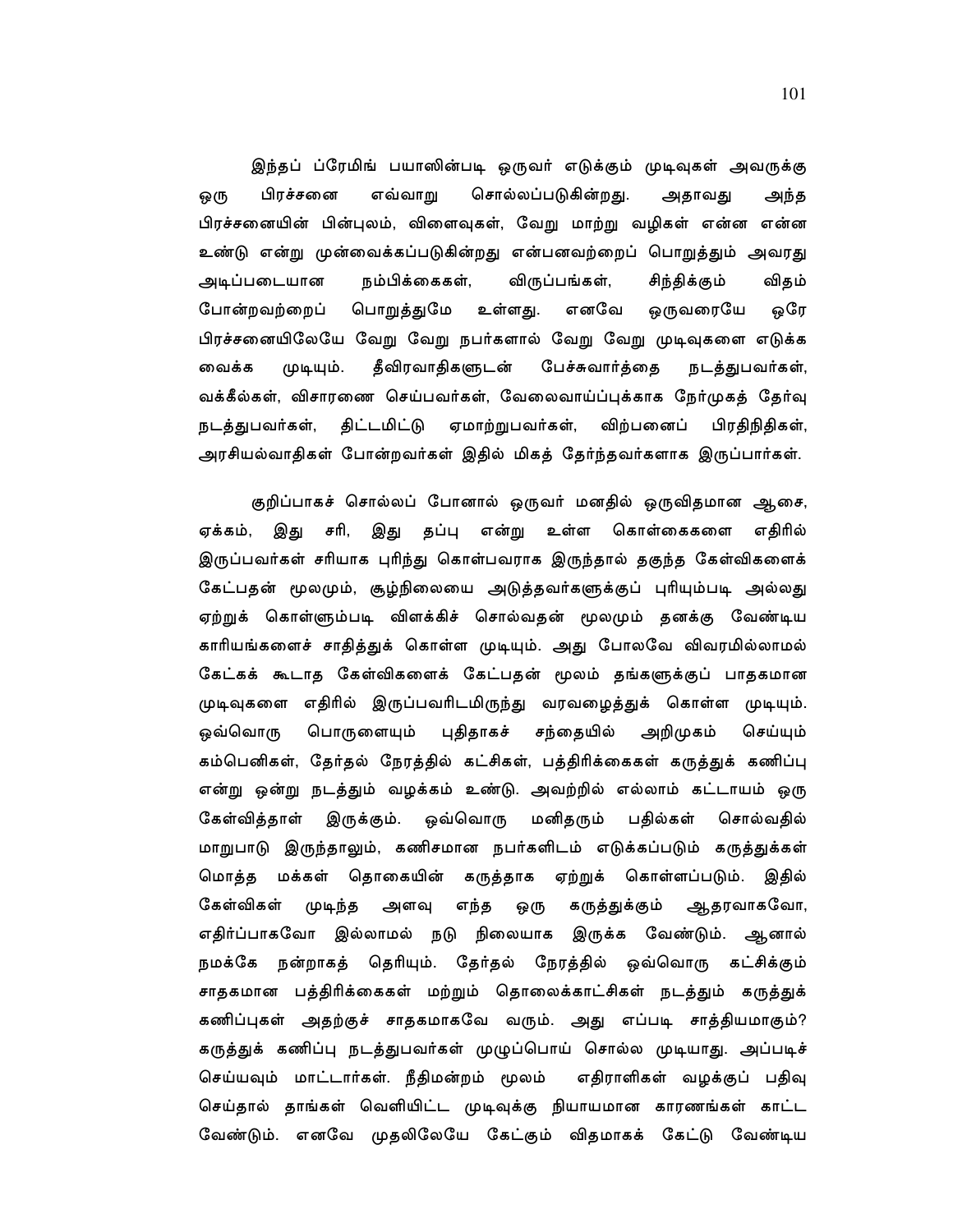இந்தப் ப்ரேமிங் பயாஸின்படி ஒருவர் எடுக்கும் முடிவுகள் அவருக்கு ஒரு பிரச்சனை எவ்வாறு சொல்லப்படுகின்றது. அதாவது அந்த பிரச்சனையின் பின்புலம், விளைவுகள், வேறு மாற்று வழிகள் என்ன என்ன உண்டு என்று முன்வைக்கப்படுகின்றது என்பனவற்றைப் பொறுத்தும் அவரது அடிப்படையான நம்பிக்கைகள், விருப்பங்கள், சிந்திக்கும் விதம் போன்றவற்றைப் பொறுத்துமே உள்ளது. எனவே ஒருவரையே ஒரே பிரச்சனையிலேயே வேறு வேறு நபர்களால் வேறு வேறு முடிவுகளை எடுக்க வைக்க முடியும். தீவிரவாதிகளுடன் பேச்சுவார்த்தை நடத்துபவர்கள், வக்கீல்கள், விசாரணை செய்பவர்கள், வேலைவாய்ப்புக்காக நேர்முகத் தேர்வு நடத்துபவர்கள், திட்டமிட்டு ஏமாற்றுபவர்கள், விற்பனைப் பிரதிநிதிகள், அரசியல்வாதிகள் போன்றவர்கள் இதில் மிகத் தேர்ந்தவர்களாக இருப்பார்கள்.

குறிப்பாகச் சொல்லப் போனால் ஒருவர் மனதில் ஒருவிதமான ஆசை, ஏக்கம், இது சரி, இது தப்பு என்று உள்ள கொள்கைகளை எதிரில் இருப்பவர்கள் சரியாக புரிந்து கொள்பவராக இருந்தால் தகுந்த கேள்விகளைக் கேட்பதன் மூலமும், சூழ்நிலையை அடுத்தவர்களுக்குப் புரியும்படி அல்லது ஏற்றுக் கொள்ளும்படி விளக்கிச் சொல்வதன் மூலமும் தனக்கு வேண்டிய காரியங்களைச் சாதித்துக் கொள்ள முடியும். அது போலவே விவரமில்லாமல் கேட்கக் கூடாத கேள்விகளைக் கேட்பதன் மூலம் தங்களுக்குப் பாதகமான முடிவுகளை எதிரில் இருப்பவரிடமிருந்து வரவழைத்துக் கொள்ள முடியும். ஒவ்வொரு பொருளையும் புதிதாகச் சந்தையில் அறிமுகம் செய்யும் கம்பெனிகள், தேர்தல் நேரத்தில் கட்சிகள், பத்திரிக்கைகள் கருத்துக் கணிப்பு என்று ஒன்று நடத்தும் வழக்கம் உண்டு. அவற்றில் எல்லாம் கட்டாயம் ஒரு கேள்வித்தாள் இருக்கும். ஒவ்வொரு மனிதரும் பதில்கள் சொல்வதில் மாறுபாடு இருந்தாலும், கணிசமான நபர்களிடம் எடுக்கப்படும் கருத்துக்கள் மொத்த மக்கள் தொகையின் கருத்தாக ஏற்றுக் கொள்ளப்படும். இதில் கேள்விகள் முடிந்த அளவு எந்த ஒரு கருத்துக்கும் ஆதரவாகவோ, எதிர்ப்பாகவோ இல்லாமல் நடு நிலையாக இருக்க வேண்டும். ஆனால் நமக்கே நன்றாகத் தெரியும். தேர்தல் நேரத்தில் ஒவ்வொரு கட்சிக்கும் சாதகமான பத்திரிக்கைகள் மற்றும் தொலைக்காட்சிகள் நடத்தும் கருத்துக் கணிப்புகள் அதற்குச் சாதகமாகவே வரும். அது எப்படி சாத்தியமாகும்? கருத்துக் கணிப்பு நடத்துபவர்கள் முழுப்பொய் சொல்ல முடியாது. அப்படிச் செய்யவும் மாட்டார்கள். நீதிமன்றம் மூலம் எதிராளிகள் வழக்குப் பதிவு செய்தால் தாங்கள் வெளியிட்ட முடிவுக்கு நியாயமான காரணங்கள் காட்ட வேண்டும். எனவே முதலிலேயே கேட்கும் விதமாகக் கேட்டு வேண்டிய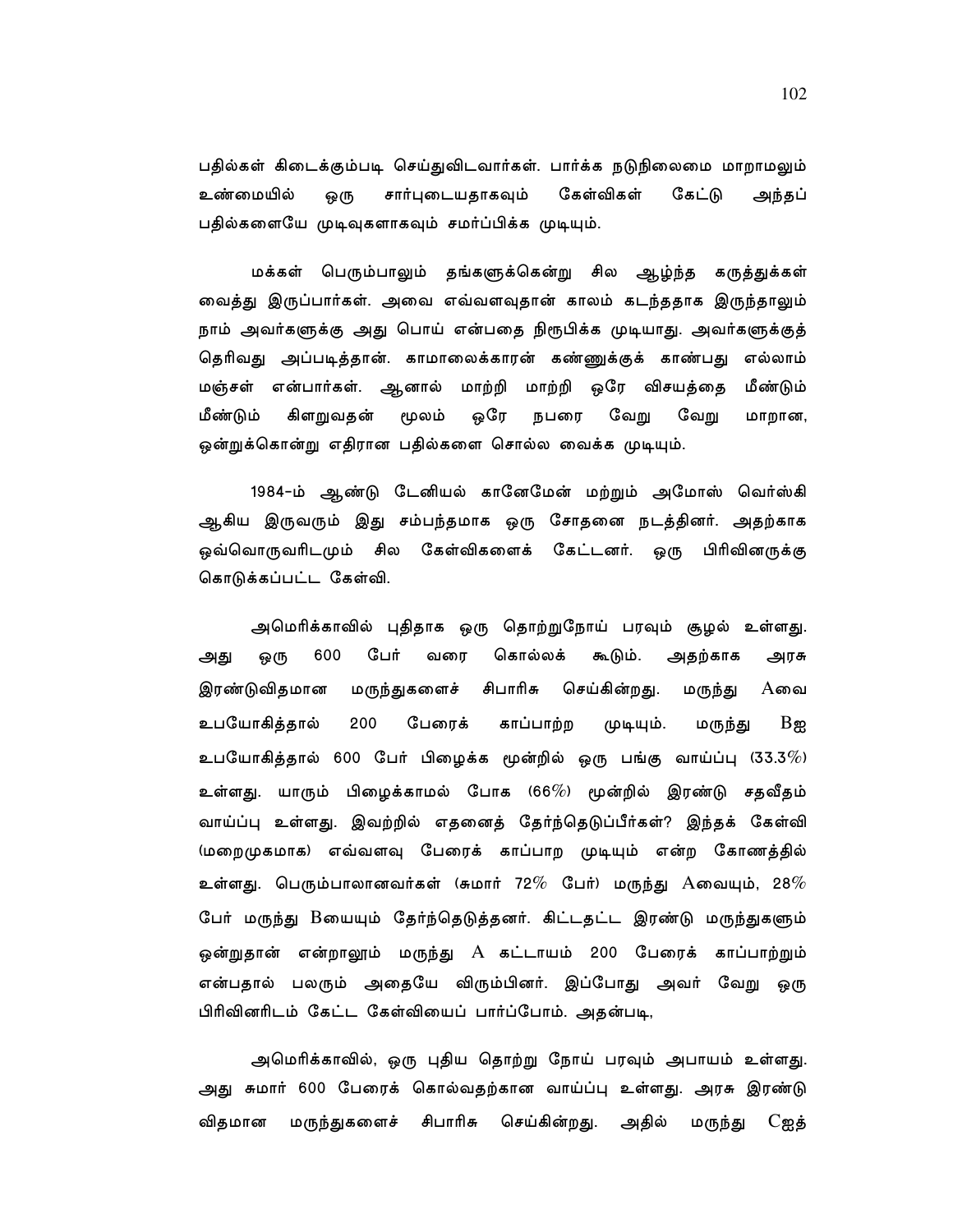பதில்கள் கிடைக்கும்படி செய்துவிடவார்கள். பார்க்க நடுநிலைமை மாறாமலும் உண்மையில் ஒரு சார்புடையதாகவும் கேள்விகள் கேட்டு அந்தப் பதில்களையே முடிவுகளாகவும் சமர்ப்பிக்க முடியும்.

மக்கள் பெரும்பாலும் தங்களுக்கென்று சில ஆழ்ந்த கருத்துக்கள் வைத்து இருப்பார்கள். அவை எவ்வளவுதான் காலம் கடந்ததாக இருந்தாலும் நாம் அவர்களுக்கு அது பொய் என்பதை நிரூபிக்க முடியாது. அவர்களுக்குத் தெரிவது அப்படித்தான். காமாலைக்காரன் கண்ணுக்குக் காண்பது எல்லாம் மஞ்சள் என்பார்கள். ஆனால் மாற்றி மாற்றி ஒரே விசயத்தை மீண்டும் மீண்டும் கிளறுவதன் மூலம் ஒரே நபரை வேறு வேறு மாறான, ஒன்றுக்கொன்று எதிரான பதில்களை சொல்ல வைக்க முடியும்.

1984-ம் ஆண்டு டேனியல் கானேமேன் மற்றும் அமோஸ் வெர்ஸ்கி ஆகிய இருவரும் இது சம்பந்தமாக ஒரு சோதனை நடத்தினர். அதற்காக ஒவ்வொருவரிடமும் சில கேள்விகளைக் கேட்டனர். ஒரு பிரிவினருக்கு கொடுக்கப்பட்ட கேள்வி.

அமெரிக்காவில் புதிதாக ஒரு தொற்றுநோய் பரவும் சூழல் உள்ளது. அது ஒரு 600 பேர் வரை கொல்லக் கூடும். அதற்காக அரசு இரண்டுவிதமான மருந்துகளைச் சிபாரிசு செய்கின்றது. மருந்து Aவை உபயோகித்தால் 200 பேரைக் காப்பாற்ற முடியும். மருந்து Bஐ உபயோகித்தால் 600 பேர் பிழைக்க மூன்றில் ஒரு பங்கு வாய்ப்பு (33.3%) உள்ளது. யாரும் பிழைக்காமல் போக (66%) மூன்றில் இரண்டு சதவீதம் வாய்ப்பு உள்ளது. இவற்றில் எதனைத் தேர்ந்தெடுப்பீர்கள்? இந்தக் கேள்வி (மறைமுகமாக) எவ்வளவு பேரைக் காப்பாற முடியும் என்ற கோணத்தில் உள்ளது. பெரும்பாலானவர்கள் (சுமார் 72% பேர்) மருந்து Aவையும், 28% பேர் மருந்து Bயையும் தேர்ந்தெடுத்தனர். கிட்டதட்ட இரண்டு மருந்துகளும் ஒன்றுதான் என்றாலும் மருந்து A கட்டாயம் 200 பேரைக் காப்பாற்றும் என்பதால் பலரும் அதையே விரும்பினர். இப்போது அவர் வேறு ஒரு பிரிவினரிடம் கேட்ட கேள்வியைப் பார்ப்போம். அதன்படி,

அமெரிக்காவில், ஒரு புதிய தொற்று நோய் பரவும் அபாயம் உள்ளது. அது சுமார் 600 பேரைக் கொல்வதற்கான வாய்ப்பு உள்ளது. அரசு இரண்டு விதமான மருந்துகளைச் சிபாரிசு செய்கின்றது. அதில் மருந்து Cஐத்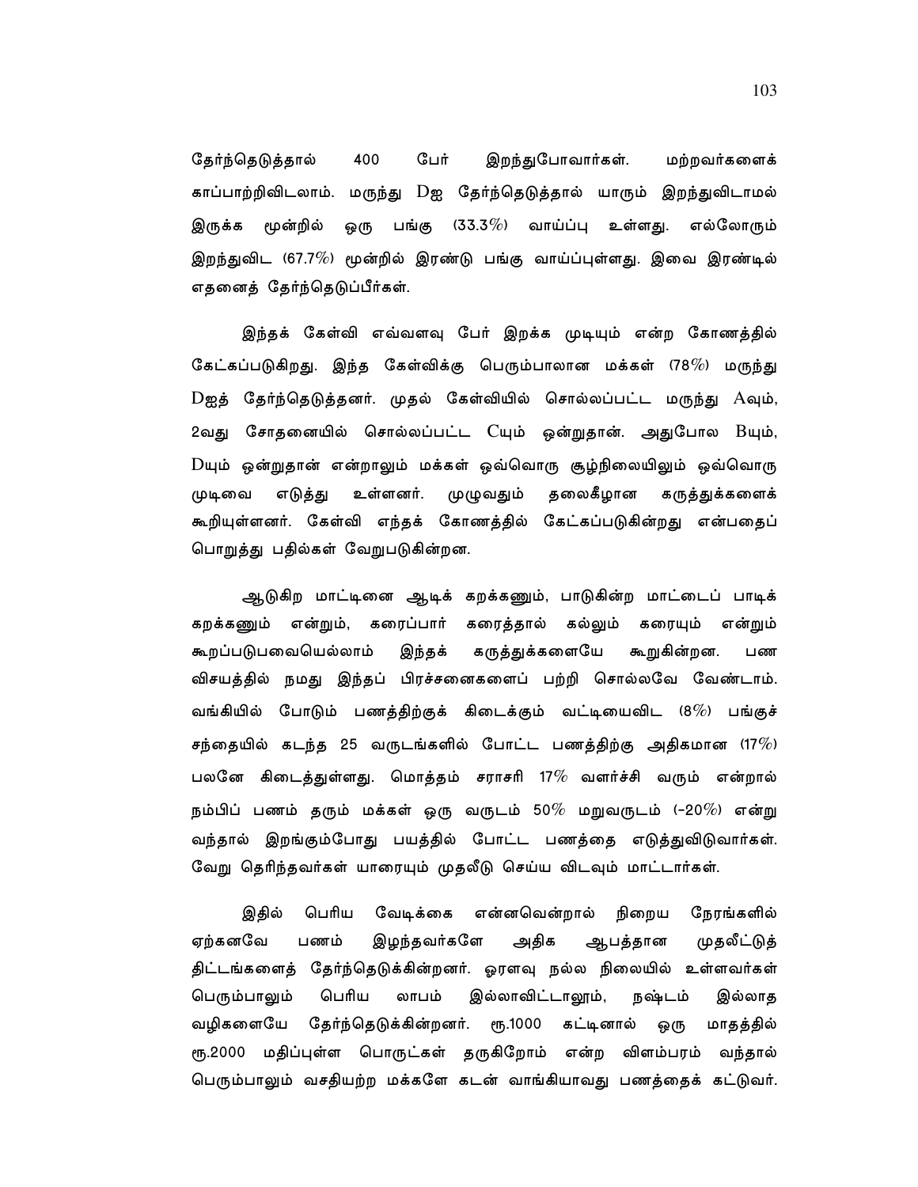தேர்ந்தெடுத்தால் 400 பேர் இறந்துபோவார்கள். மற்றவர்களைக் காப்பாற்றிவிடலாம். மருந்து Dஐ தேர்ந்தெடுத்தால் யாரும் இறந்துவிடாமல் இருக்க மூன்றில் ஒரு பங்கு (33.3%) வாய்ப்பு உள்ளது. எல்லோரும் இறந்துவிட (67.7%) மூன்றில் இரண்டு பங்கு வாய்ப்புள்ளது. இவை இரண்டில் எதனைத் தேர்ந்தெடுப்பீர்கள்.

இந்தக் கேள்வி எவ்வளவு பேர் இறக்க முடியும் என்ற கோணத்தில் கேட்கப்படுகிறது. இந்த கேள்விக்கு பெரும்பாலான மக்கள் (78%) மருந்து Dஐத் தேர்ந்தெடுத்தனர். முதல் கேள்வியில் சொல்லப்பட்ட மருந்து Aவும், 2வது சோதனையில் சொல்லப்பட்ட Cயும் ஒன்றுதான். அதுபோல Bயும், Dயும் ஒன்றுதான் என்றாலும் மக்கள் ஒவ்வொரு சூழ்நிலையிலும் ஒவ்வொரு முடிவை எடுத்து உள்ளனர். முழுவதும் தலைகீழான கருத்துக்களைக் கூறியுள்ளனர். கேள்வி எந்தக் கோணத்தில் கேட்கப்படுகின்றது என்பதைப் பொறுத்து பதில்கள் வேறுபடுகின்றன.

ஆடுகிற மாட்டினை ஆடிக் கறக்கணும், பாடுகின்ற மாட்டைப் பாடிக் கறக்கணும் என்றும், கரைப்பார் கரைத்தால் கல்லும் கரையும் என்றும் கூறப்படுபவையெல்லாம் இந்தக் கருத்துக்களையே கூறுகின்றன. பண விசயத்தில் நமது இந்தப் பிரச்சனைகளைப் பற்றி சொல்லவே வேண்டாம். வங்கியில் போடும் பணத்திற்குக் கிடைக்கும் வட்டியைவிட (8%) பங்குச் சந்தையில் கடந்த 25 வருடங்களில் போட்ட பணத்திற்கு அதிகமான (17%) பலனே கிடைத்துள்ளது. மொத்தம் சராசரி 17% வளர்ச்சி வரும் என்றால் நம்பிப் பணம் தரும் மக்கள் ஒரு வருடம் 50% மறுவருடம் (-20%) என்று வந்தால் இறங்கும்போது பயத்தில் போட்ட பணத்தை எடுத்துவிடுவார்கள். வேறு தெரிந்தவர்கள் யாரையும் முதலீடு செய்ய விடவும் மாட்டார்கள்.

இதில் பெரிய வேடிக்கை என்னவென்றால் நிறைய நேரங்களில் ஏற்கனவே பணம் இழந்தவர்களே அதிக ஆபத்தான முதலீட்டுத் திட்டங்களைத் தேர்ந்தெடுக்கின்றனர். ஓரளவு நல்ல நிலையில் உள்ளவர்கள் பெரும்பாலும் பெரிய லாபம் இல்லாவிட்டாலும், நஷ்டம் இல்லாத வழிகளையே தேர்ந்தெடுக்கின்றனர். ரூ.1000 கட்டினால் ஒரு மாதத்தில் ரூ.2000 மதிப்புள்ள பொருட்கள் தருகிறோம் என்ற விளம்பரம் வந்தால் பெரும்பாலும் வசதியற்ற மக்களே கடன் வாங்கியாவது பணத்தைக் கட்டுவர்.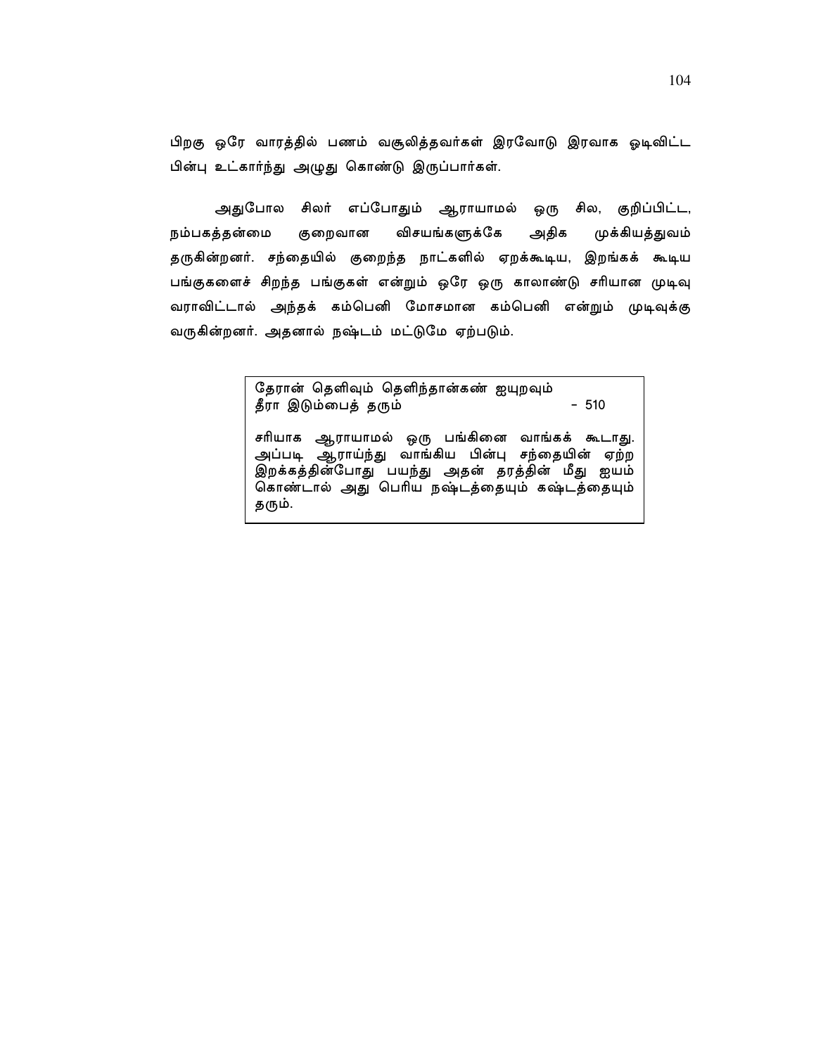பிறகு ஒரே வாரத்தில் பணம் வசூலித்தவர்கள் இரவோடு இரவாக ஓடிவிட்ட பின்பு உட்கார்ந்து அழுது கொண்டு இருப்பார்கள்.

அதுபோல சிலர் எப்போதும் ஆராயாமல் ஒரு சில, குறிப்பிட்ட, நம்பகத்தன்மை குறைவான விசயங்களுக்கே அதிக முக்கியத்துவம் தருகின்றனர். சந்தையில் குறைந்த நாட்களில் ஏறக்கூடிய, இறங்கக் கூடிய பங்குகளைச் சிறந்த பங்குகள் என்றும் ஒரே ஒரு காலாண்டு சரியான முடிவு வராவிட்டால் அந்தக் கம்பெனி மோசமான கம்பெனி என்றும் முடிவுக்கு வருகின்றனர். அதனால் நஷ்டம் மட்டுமே ஏற்படும்.

> தேரான் தெளிவும் தெளிந்தான்கண் ஐயுறவும்
> தீரா இடும்பைத் தரும் - 510
>
> சரியாக ஆராயாமல் ஒரு பங்கினை வாங்கக் கூடாது. அப்படி ஆராய்ந்து வாங்கிய பின்பு சந்தையின் ஏற்ற இறக்கத்தின்போது பயந்து அதன் தரத்தின் மீது ஐயம் கொண்டால் அது பெரிய நஷ்டத்தையும் கஷ்டத்தையும் தரும்.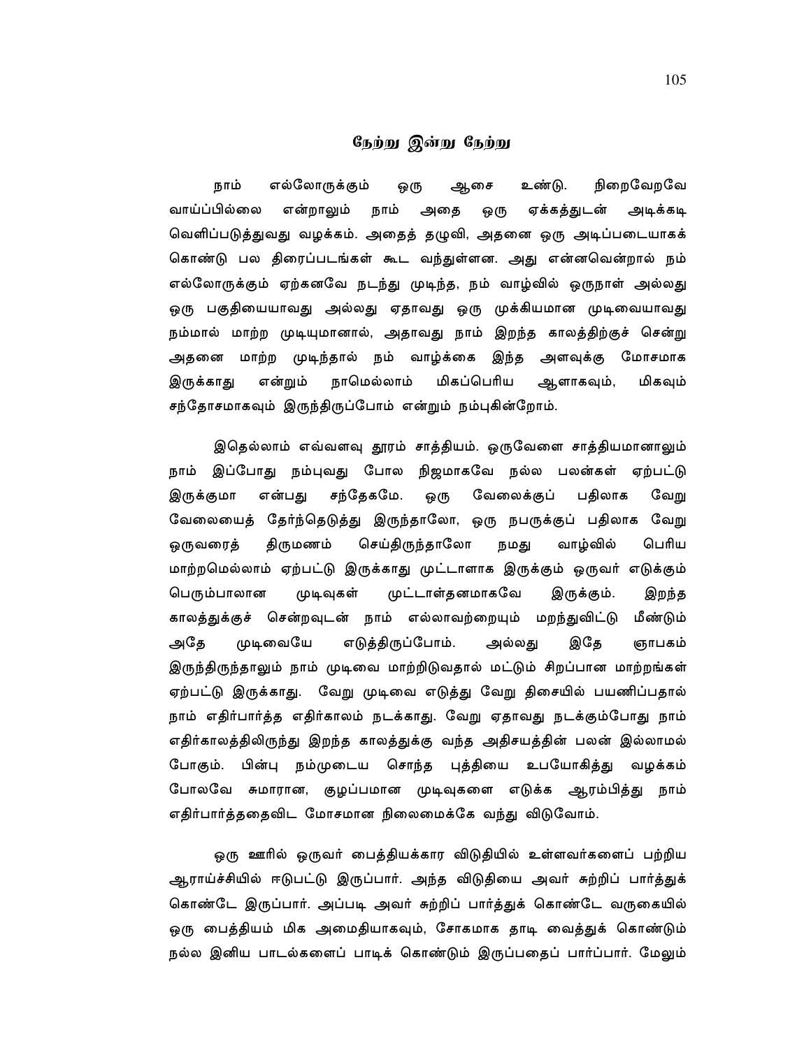## நேற்று இன்று நேற்று

நாம் எல்லோருக்கும் ஒரு ஆசை உண்டு. நிறைவேறவே வாய்ப்பில்லை என்றாலும் நாம் அதை ஒரு ஏக்கத்துடன் அடிக்கடி வெளிப்படுத்துவது வழக்கம். அதைத் தழுவி, அதனை ஒரு அடிப்படையாகக் கொண்டு பல திரைப்படங்கள் கூட வந்துள்ளன. அது என்னவென்றால் நம் எல்லோருக்கும் ஏற்கனவே நடந்து முடிந்த, நம் வாழ்வில் ஒருநாள் அல்லது ஒரு பகுதியையாவது அல்லது ஏதாவது ஒரு முக்கியமான முடிவையாவது நம்மால் மாற்ற முடியுமானால், அதாவது நாம் இறந்த காலத்திற்குச் சென்று அதனை மாற்ற முடிந்தால் நம் வாழ்க்கை இந்த அளவுக்கு மோசமாக இருக்காது என்றும் நாமெல்லாம் மிகப்பெரிய ஆளாகவும், மிகவும் சந்தோசமாகவும் இருந்திருப்போம் என்றும் நம்புகின்றோம்.

இதெல்லாம் எவ்வளவு தூரம் சாத்தியம். ஒருவேளை சாத்தியமானாலும் நாம் இப்போது நம்புவது போல நிஜமாகவே நல்ல பலன்கள் ஏற்பட்டு இருக்குமா என்பது சந்தேகமே. ஒரு வேலைக்குப் பதிலாக வேறு வேலையைத் தேர்ந்தெடுத்து இருந்தாலோ, ஒரு நபருக்குப் பதிலாக வேறு ஒருவரைத் திருமணம் செய்திருந்தாலோ நமது வாழ்வில் பெரிய மாற்றமெல்லாம் ஏற்பட்டு இருக்காது முட்டாளாக இருக்கும் ஒருவர் எடுக்கும் பெரும்பாலான முடிவுகள் முட்டாள்தனமாகவே இருக்கும். இறந்த காலத்துக்குச் சென்றவுடன் நாம் எல்லாவற்றையும் மறந்துவிட்டு மீண்டும் அதே முடிவையே எடுத்திருப்போம். அல்லது இதே ஞாபகம் இருந்திருந்தாலும் நாம் முடிவை மாற்றிடுவதால் மட்டும் சிறப்பான மாற்றங்கள் ஏற்பட்டு இருக்காது. வேறு முடிவை எடுத்து வேறு திசையில் பயணிப்பதால் நாம் எதிர்பார்த்த எதிர்காலம் நடக்காது. வேறு ஏதாவது நடக்கும்போது நாம் எதிர்காலத்திலிருந்து இறந்த காலத்துக்கு வந்த அதிசயத்தின் பலன் இல்லாமல் போகும். பின்பு நம்முடைய சொந்த புத்தியை உபயோகித்து வழக்கம் போலவே சுமாரான, குழப்பமான முடிவுகளை எடுக்க ஆரம்பித்து நாம் எதிர்பார்த்ததைவிட மோசமான நிலைமைக்கே வந்து விடுவோம்.

ஒரு ஊரில் ஒருவர் பைத்தியக்கார விடுதியில் உள்ளவர்களைப் பற்றிய ஆராய்ச்சியில் ஈடுபட்டு இருப்பார். அந்த விடுதியை அவர் சுற்றிப் பார்த்துக் கொண்டே இருப்பார். அப்படி அவர் சுற்றிப் பார்த்துக் கொண்டே வருகையில் ஒரு பைத்தியம் மிக அமைதியாகவும், சோகமாக தாடி வைத்துக் கொண்டும் நல்ல இனிய பாடல்களைப் பாடிக் கொண்டும் இருப்பதைப் பார்ப்பார். மேலும்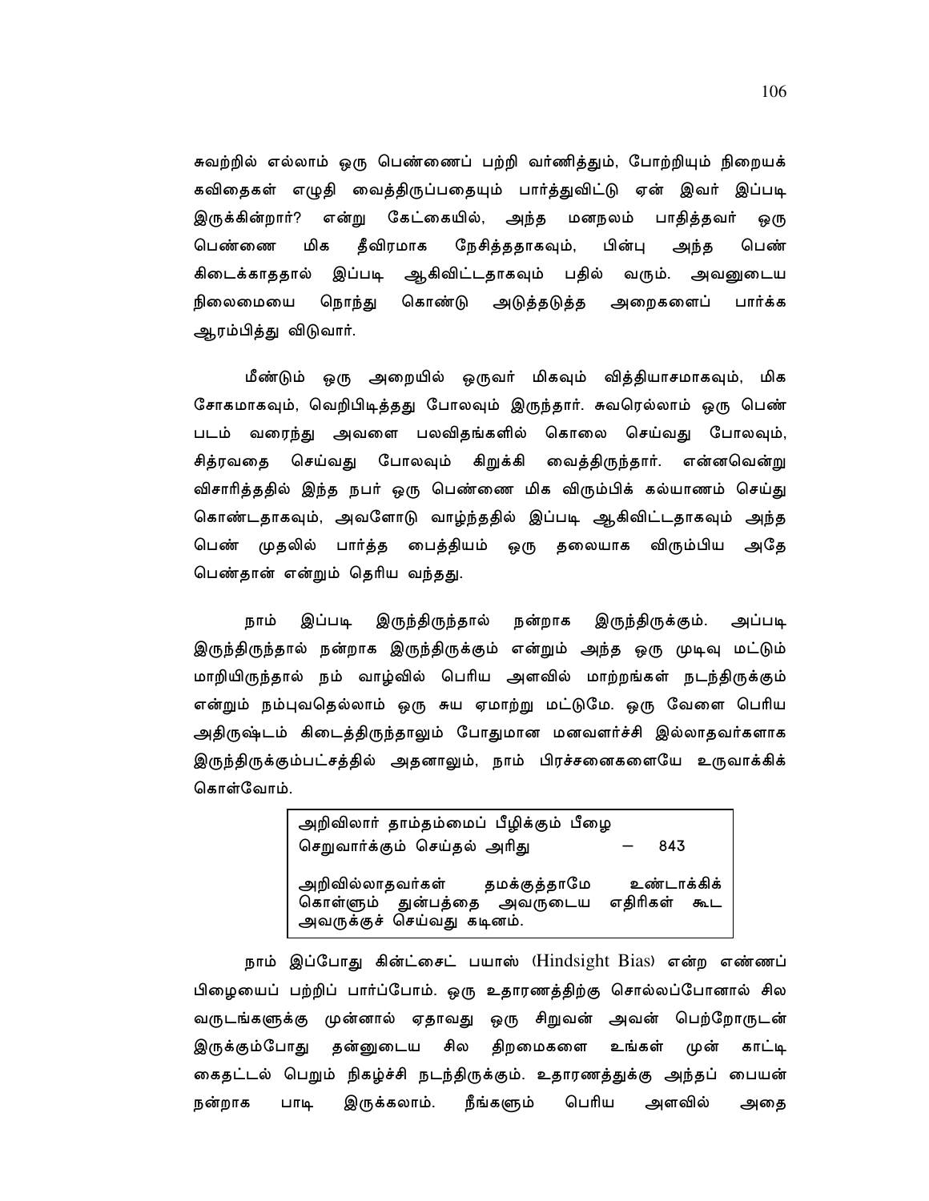சுவற்றில் எல்லாம் ஒரு பெண்ணைப் பற்றி வர்ணித்தும், போற்றியும் நிறையக் கவிதைகள் எழுதி வைத்திருப்பதையும் பார்த்துவிட்டு ஏன் இவர் இப்படி இருக்கின்றார்? என்று கேட்கையில், அந்த மனநலம் பாதித்தவர் ஒரு பெண்ணை மிக தீவிரமாக நேசித்ததாகவும், பின்பு அந்த பெண் கிடைக்காததால் இப்படி ஆகிவிட்டதாகவும் பதில் வரும். அவனுடைய நிலைமையை நொந்து கொண்டு அடுத்தடுத்த அறைகளைப் பார்க்க ஆரம்பித்து விடுவார்.

மீண்டும் ஒரு அறையில் ஒருவர் மிகவும் வித்தியாசமாகவும், மிக சோகமாகவும், வெறிபிடித்தது போலவும் இருந்தார். சுவரெல்லாம் ஒரு பெண் படம் வரைந்து அவளை பலவிதங்களில் கொலை செய்வது போலவும், சித்ரவதை செய்வது போலவும் கிறுக்கி வைத்திருந்தார். என்னவென்று விசாரித்ததில் இந்த நபர் ஒரு பெண்ணை மிக விரும்பிக் கல்யாணம் செய்து கொண்டதாகவும், அவளோடு வாழ்ந்ததில் இப்படி ஆகிவிட்டதாகவும் அந்த பெண் முதலில் பார்த்த பைத்தியம் ஒரு தலையாக விரும்பிய அதே பெண்தான் என்றும் தெரிய வந்தது.

நாம் இப்படி இருந்திருந்தால் நன்றாக இருந்திருக்கும். அப்படி இருந்திருந்தால் நன்றாக இருந்திருக்கும் என்றும் அந்த ஒரு முடிவு மட்டும் மாறியிருந்தால் நம் வாழ்வில் பெரிய அளவில் மாற்றங்கள் நடந்திருக்கும் என்றும் நம்புவதெல்லாம் ஒரு சுய ஏமாற்று மட்டுமே. ஒரு வேளை பெரிய அதிருஷ்டம் கிடைத்திருந்தாலும் போதுமான மனவளர்ச்சி இல்லாதவர்களாக இருந்திருக்கும்பட்சத்தில் அதனாலும், நாம் பிரச்சனைகளையே உருவாக்கிக் கொள்வோம்.

> அறிவிலார் தாம்தம்மைப் பீழிக்கும் பீழை
> செறுவார்க்கும் செய்தல் அரிது — 843
>
> அறிவில்லாதவர்கள் தமக்குத்தாமே உண்டாக்கிக் கொள்ளும் துன்பத்தை அவருடைய எதிரிகள் கூட அவருக்குச் செய்வது கடினம்.

நாம் இப்போது கின்ட்சைட் பயாஸ் (Hindsight Bias) என்ற எண்ணப் பிழையைப் பற்றிப் பார்ப்போம். ஒரு உதாரணத்திற்கு சொல்லப்போனால் சில வருடங்களுக்கு முன்னால் ஏதாவது ஒரு சிறுவன் அவன் பெற்றோருடன் இருக்கும்போது தன்னுடைய சில திறமைகளை உங்கள் முன் காட்டி கைதட்டல் பெறும் நிகழ்ச்சி நடந்திருக்கும். உதாரணத்துக்கு அந்தப் பையன் நன்றாக பாடி இருக்கலாம். நீங்களும் பெரிய அளவில் அதை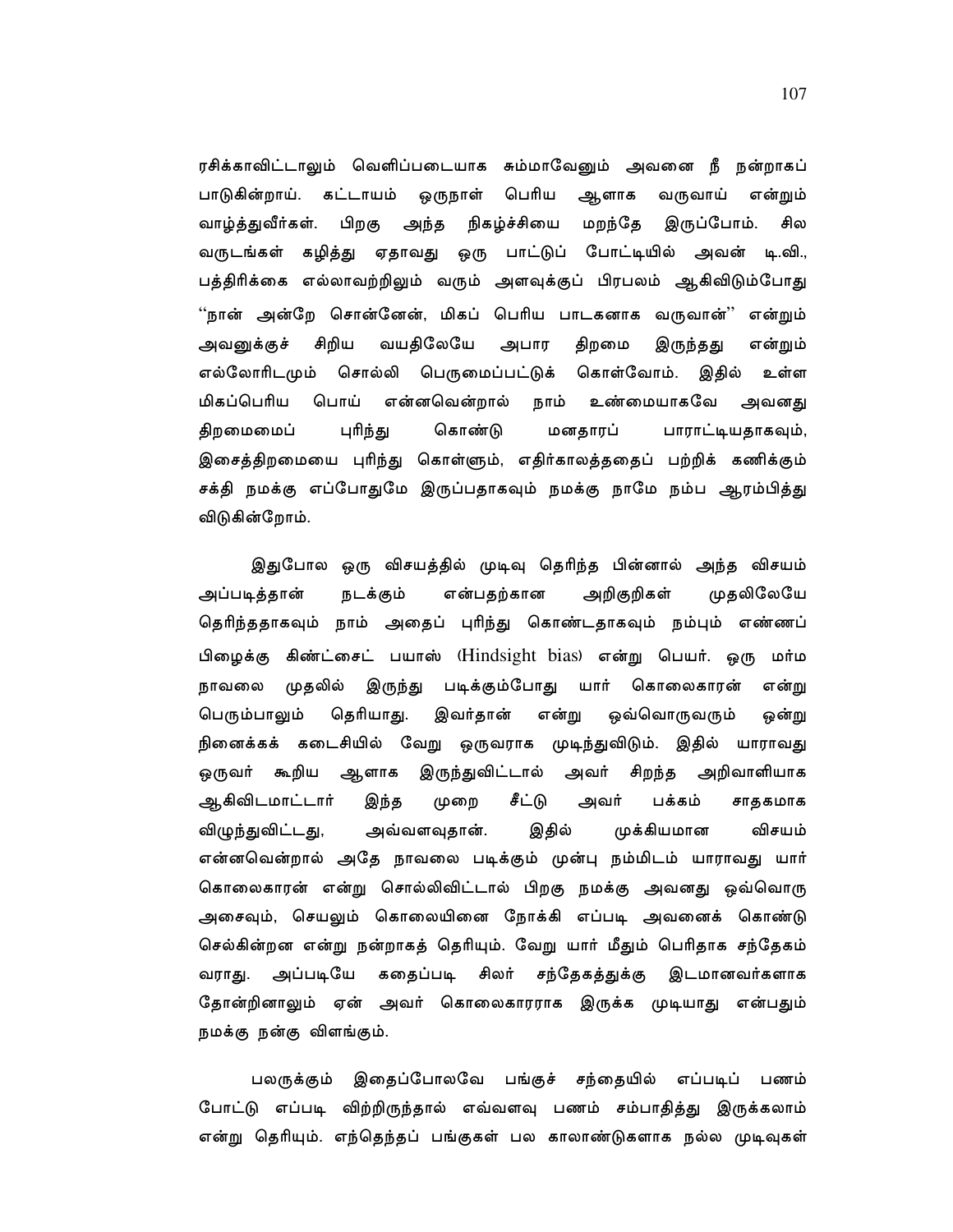ரசிக்காவிட்டாலும் வெளிப்படையாக சும்மாவேனும் அவனை நீ நன்றாகப் பாடுகின்றாய். கட்டாயம் ஒருநாள் பெரிய ஆளாக வருவாய் என்றும் வாழ்த்துவீர்கள். பிறகு அந்த நிகழ்ச்சியை மறந்தே இருப்போம். சில வருடங்கள் கழித்து ஏதாவது ஒரு பாட்டுப் போட்டியில் அவன் டி.வி., பத்திரிக்கை எல்லாவற்றிலும் வரும் அளவுக்குப் பிரபலம் ஆகிவிடும்போது ''நான் அன்றே சொன்னேன், மிகப் பெரிய பாடகனாக வருவான்'' என்றும் அவனுக்குச் சிறிய வயதிலேயே அபார திறமை இருந்தது என்றும் எல்லோரிடமும் சொல்லி பெருமைப்பட்டுக் கொள்வோம். இதில் உள்ள மிகப்பெரிய பொய் என்னவென்றால் நாம் உண்மையாகவே அவனது திறமைமைப் புரிந்து கொண்டு மனதாரப் பாராட்டியதாகவும், இசைத்திறமையை புரிந்து கொள்ளும், எதிர்காலத்ததைப் பற்றிக் கணிக்கும் சக்தி நமக்கு எப்போதுமே இருப்பதாகவும் நமக்கு நாமே நம்ப ஆரம்பித்து விடுகின்றோம்.

இதுபோல ஒரு விசயத்தில் முடிவு தெரிந்த பின்னால் அந்த விசயம் அப்படித்தான் நடக்கும் என்பதற்கான அறிகுறிகள் முதலிலேயே தெரிந்ததாகவும் நாம் அதைப் புரிந்து கொண்டதாகவும் நம்பும் எண்ணப் பிழைக்கு கிண்ட்சைட் பயாஸ் (Hindsight bias) என்று பெயர். ஒரு மர்ம நாவலை முதலில் இருந்து படிக்கும்போது யார் கொலைகாரன் என்று பெரும்பாலும் தெரியாது. இவர்தான் என்று ஒவ்வொருவரும் ஒன்று நினைக்கக் கடைசியில் வேறு ஒருவராக முடிந்துவிடும். இதில் யாராவது ஒருவர் கூறிய ஆளாக இருந்துவிட்டால் அவர் சிறந்த அறிவாளியாக ஆகிவிடமாட்டார் இந்த முறை சீட்டு அவர் பக்கம் சாதகமாக விழுந்துவிட்டது, அவ்வளவுதான். இதில் முக்கியமான விசயம் என்னவென்றால் அதே நாவலை படிக்கும் முன்பு நம்மிடம் யாராவது யார் கொலைகாரன் என்று சொல்லிவிட்டால் பிறகு நமக்கு அவனது ஒவ்வொரு அசைவும், செயலும் கொலையினை நோக்கி எப்படி அவனைக் கொண்டு செல்கின்றன என்று நன்றாகத் தெரியும். வேறு யார் மீதும் பெரிதாக சந்தேகம் வராது. அப்படியே கதைப்படி சிலர் சந்தேகத்துக்கு இடமானவர்களாக தோன்றினாலும் ஏன் அவர் கொலைகாரராக இருக்க முடியாது என்பதும் நமக்கு நன்கு விளங்கும்.

பலருக்கும் இதைப்போலவே பங்குச் சந்தையில் எப்படிப் பணம் போட்டு எப்படி விற்றிருந்தால் எவ்வளவு பணம் சம்பாதித்து இருக்கலாம் என்று தெரியும். எந்தெந்தப் பங்குகள் பல காலாண்டுகளாக நல்ல முடிவுகள்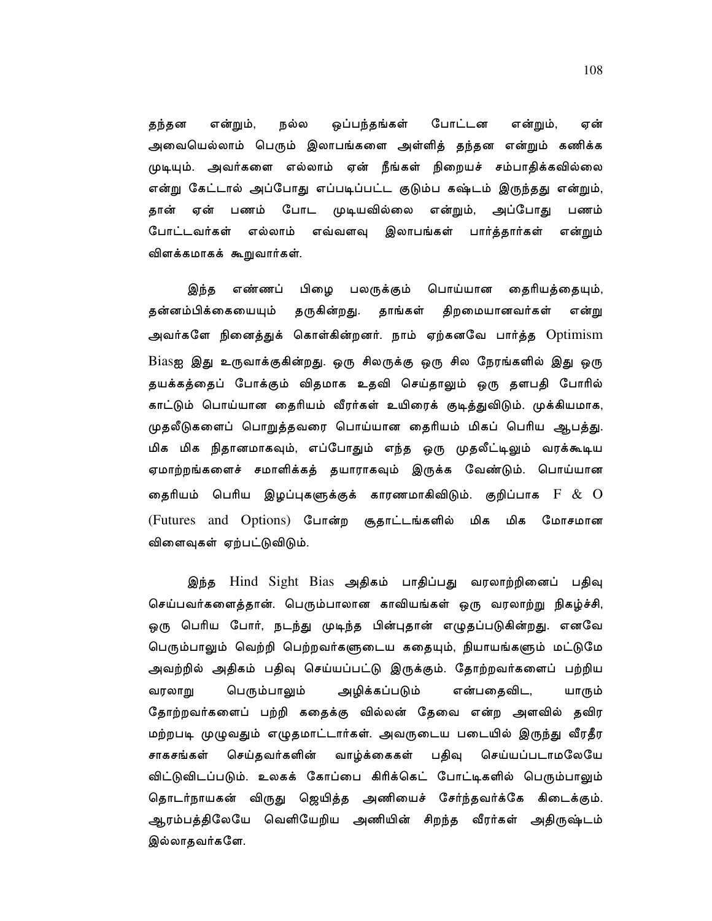தந்தன என்றும், நல்ல ஒப்பந்தங்கள் போட்டன என்றும், ஏன் அவையெல்லாம் பெரும் இலாபங்களை அள்ளித் தந்தன என்றும் கணிக்க முடியும். அவர்களை எல்லாம் ஏன் நீங்கள் நிறையச் சம்பாதிக்கவில்லை என்று கேட்டால் அப்போது எப்படிப்பட்ட குடும்ப கஷ்டம் இருந்தது என்றும், தான் ஏன் பணம் போட முடியவில்லை என்றும், அப்போது பணம் போட்டவர்கள் எல்லாம் எவ்வளவு இலாபங்கள் பார்த்தார்கள் என்றும் விளக்கமாகக் கூறுவார்கள்.

இந்த எண்ணப் பிழை பலருக்கும் பொய்யான தைரியத்தையும், தன்னம்பிக்கையையும் தருகின்றது. தாங்கள் திறமையானவர்கள் என்று அவர்களே நினைத்துக் கொள்கின்றனர். நாம் ஏற்கனவே பார்த்த Optimism Biasஐ இது உருவாக்குகின்றது. ஒரு சிலருக்கு ஒரு சில நேரங்களில் இது ஒரு தயக்கத்தைப் போக்கும் விதமாக உதவி செய்தாலும் ஒரு தளபதி போரில் காட்டும் பொய்யான தைரியம் வீரர்கள் உயிரைக் குடித்துவிடும். முக்கியமாக, முதலீடுகளைப் பொறுத்தவரை பொய்யான தைரியம் மிகப் பெரிய ஆபத்து. மிக மிக நிதானமாகவும், எப்போதும் எந்த ஒரு முதலீட்டிலும் வரக்கூடிய ஏமாற்றங்களைச் சமாளிக்கத் தயாராகவும் இருக்க வேண்டும். பொய்யான தைரியம் பெரிய இழப்புகளுக்குக் காரணமாகிவிடும். குறிப்பாக F & O (Futures and Options) போன்ற சூதாட்டங்களில் மிக மிக மோசமான விளைவுகள் ஏற்பட்டுவிடும்.

இந்த Hind Sight Bias அதிகம் பாதிப்பது வரலாற்றினைப் பதிவு செய்பவர்களைத்தான். பெரும்பாலான காவியங்கள் ஒரு வரலாற்று நிகழ்ச்சி, ஒரு பெரிய போர், நடந்து முடிந்த பின்புதான் எழுதப்படுகின்றது. எனவே பெரும்பாலும் வெற்றி பெற்றவர்களுடைய கதையும், நியாயங்களும் மட்டுமே அவற்றில் அதிகம் பதிவு செய்யப்பட்டு இருக்கும். தோற்றவர்களைப் பற்றிய வரலாறு பெரும்பாலும் அழிக்கப்படும் என்பதைவிட, யாரும் தோற்றவர்களைப் பற்றி கதைக்கு வில்லன் தேவை என்ற அளவில் தவிர மற்றபடி முழுவதும் எழுதமாட்டார்கள். அவருடைய படையில் இருந்து வீரதீர சாகசங்கள் செய்தவர்களின் வாழ்க்கைகள் பதிவு செய்யப்படாமலேயே விட்டுவிடப்படும். உலகக் கோப்பை கிரிக்கெட் போட்டிகளில் பெரும்பாலும் தொடர்நாயகன் விருது ஜெயித்த அணியைச் சேர்ந்தவர்க்கே கிடைக்கும். ஆரம்பத்திலேயே வெளியேறிய அணியின் சிறந்த வீரர்கள் அதிருஷ்டம் இல்லாதவர்களே.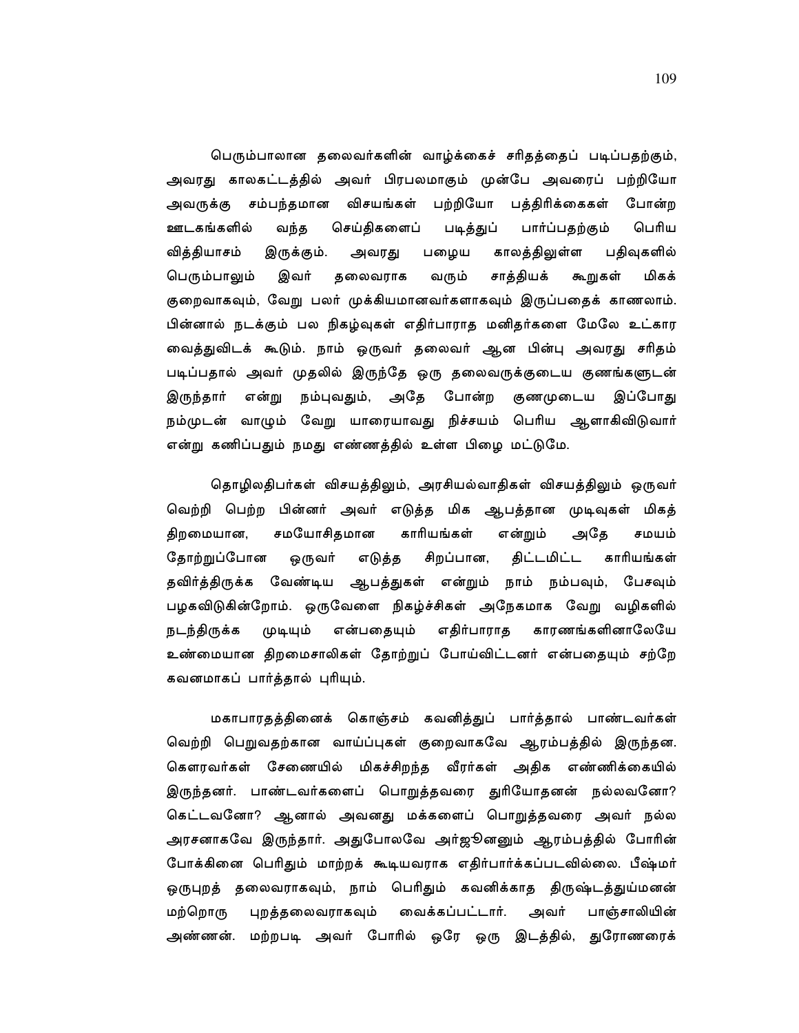பெரும்பாலான தலைவர்களின் வாழ்க்கைச் சரிதத்தைப் படிப்பதற்கும், அவரது காலகட்டத்தில் அவர் பிரபலமாகும் முன்பே அவரைப் பற்றியோ அவருக்கு சம்பந்தமான விசயங்கள் பற்றியோ பத்திரிக்கைகள் போன்ற ஊடகங்களில் வந்த செய்திகளைப் படித்துப் பார்ப்பதற்கும் பெரிய வித்தியாசம் இருக்கும். அவரது பழைய காலத்திலுள்ள பதிவுகளில் பெரும்பாலும் இவர் தலைவராக வரும் சாத்தியக் கூறுகள் மிகக் குறைவாகவும், வேறு பலர் முக்கியமானவர்களாகவும் இருப்பதைக் காணலாம். பின்னால் நடக்கும் பல நிகழ்வுகள் எதிர்பாராத மனிதர்களை மேலே உட்கார வைத்துவிடக் கூடும். நாம் ஒருவர் தலைவர் ஆன பின்பு அவரது சரிதம் படிப்பதால் அவர் முதலில் இருந்தே ஒரு தலைவருக்குடைய குணங்களுடன் இருந்தார் என்று நம்புவதும், அதே போன்ற குணமுடைய இப்போது நம்முடன் வாழும் வேறு யாரையாவது நிச்சயம் பெரிய ஆளாகிவிடுவார் என்று கணிப்பதும் நமது எண்ணத்தில் உள்ள பிழை மட்டுமே.

தொழிலதிபர்கள் விசயத்திலும், அரசியல்வாதிகள் விசயத்திலும் ஒருவர் வெற்றி பெற்ற பின்னர் அவர் எடுத்த மிக ஆபத்தான முடிவுகள் மிகத் திறமையான, சமயோசிதமான காரியங்கள் என்றும் அதே சமயம் தோற்றுப்போன ஒருவர் எடுத்த சிறப்பான, திட்டமிட்ட காரியங்கள் தவிர்த்திருக்க வேண்டிய ஆபத்துகள் என்றும் நாம் நம்பவும், பேசவும் பழகவிடுகின்றோம். ஒருவேளை நிகழ்ச்சிகள் அநேகமாக வேறு வழிகளில் நடந்திருக்க முடியும் என்பதையும் எதிர்பாராத காரணங்களினாலேயே உண்மையான திறமைசாலிகள் தோற்றுப் போய்விட்டனர் என்பதையும் சற்றே கவனமாகப் பார்த்தால் புரியும்.

மகாபாரதத்தினைக் கொஞ்சம் கவனித்துப் பார்த்தால் பாண்டவர்கள் வெற்றி பெறுவதற்கான வாய்ப்புகள் குறைவாகவே ஆரம்பத்தில் இருந்தன. கௌரவர்கள் சேனையில் மிகச்சிறந்த வீரர்கள் அதிக எண்ணிக்கையில் இருந்தனர். பாண்டவர்களைப் பொறுத்தவரை துரியோதனன் நல்லவனோ? கெட்டவனோ? ஆனால் அவனது மக்களைப் பொறுத்தவரை அவர் நல்ல அரசனாகவே இருந்தார். அதுபோலவே அர்ஜூனனும் ஆரம்பத்தில் போரின் போக்கினை பெரிதும் மாற்றக் கூடியவராக எதிர்பார்க்கப்படவில்லை. பீஷ்மர் ஒருபுறத் தலைவராகவும், நாம் பெரிதும் கவனிக்காத திருஷ்டத்துய்மனன் மற்றொரு புறத்தலைவராகவும் வைக்கப்பட்டார். அவர் பாஞ்சாலியின் அண்ணன். மற்றபடி அவர் போரில் ஒரே ஒரு இடத்தில், துரோணரைக்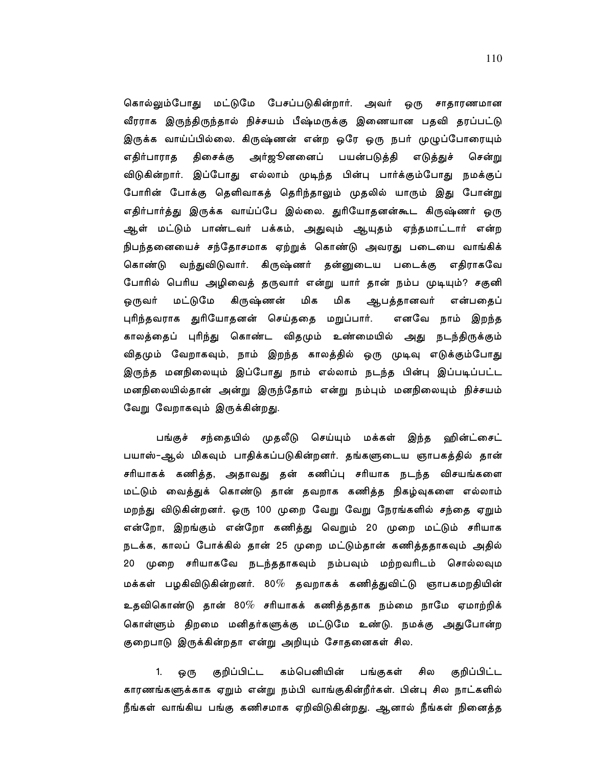கொல்லும்போது மட்டுமே பேசப்படுகின்றார். அவர் ஒரு சாதாரணமான வீரராக இருந்திருந்தால் நிச்சயம் பீஷ்மருக்கு இணையான பதவி தரப்பட்டு இருக்க வாய்ப்பில்லை. கிருஷ்ணன் என்ற ஒரே ஒரு நபர் முழுப்போரையும் எதிர்பாராத திசைக்கு அர்ஜுனனைப் பயன்படுத்தி எடுத்துச் சென்று விடுகின்றார். இப்போது எல்லாம் முடிந்த பின்பு பார்க்கும்போது நமக்குப் போரின் போக்கு தெளிவாகத் தெரிந்தாலும் முதலில் யாரும் இது போன்று எதிர்பார்த்து இருக்க வாய்ப்பே இல்லை. துரியோதனன்கூட கிருஷ்ணர் ஒரு ஆள் மட்டும் பாண்டவர் பக்கம், அதுவும் ஆயுதம் ஏந்தமாட்டார் என்ற நிபந்தனையைச் சந்தோசமாக ஏற்றுக் கொண்டு அவரது படையை வாங்கிக் கொண்டு வந்துவிடுவார். கிருஷ்ணர் தன்னுடைய படைக்கு எதிராகவே போரில் பெரிய அழிவைத் தருவார் என்று யார் தான் நம்ப முடியும்? சகுனி ஒருவர் மட்டுமே கிருஷ்ணன் மிக மிக ஆபத்தானவர் என்பதைப் புரிந்தவராக துரியோதனன் செய்ததை மறுப்பார். எனவே நாம் இறந்த காலத்தைப் புரிந்து கொண்ட விதமும் உண்மையில் அது நடந்திருக்கும் விதமும் வேறாகவும், நாம் இறந்த காலத்தில் ஒரு முடிவு எடுக்கும்போது இருந்த மனநிலையும் இப்போது நாம் எல்லாம் நடந்த பின்பு இப்படிப்பட்ட மனநிலையில்தான் அன்று இருந்தோம் என்று நம்பும் மனநிலையும் நிச்சயம் வேறு வேறாகவும் இருக்கின்றது.

பங்குச் சந்தையில் முதலீடு செய்யும் மக்கள் இந்த ஹின்ட்சைட் பயாஸ்-ஆல் மிகவும் பாதிக்கப்படுகின்றனர். தங்களுடைய ஞாபகத்தில் தான் சரியாகக் கணித்த, அதாவது தன் கணிப்பு சரியாக நடந்த விசயங்களை மட்டும் வைத்துக் கொண்டு தான் தவறாக கணித்த நிகழ்வுகளை எல்லாம் மறந்து விடுகின்றனர். ஒரு 100 முறை வேறு வேறு நேரங்களில் சந்தை ஏறும் என்றோ, இறங்கும் என்றோ கணித்து வெறும் 20 முறை மட்டும் சரியாக நடக்க, காலப் போக்கில் தான் 25 முறை மட்டும்தான் கணித்ததாகவும் அதில் 20 முறை சரியாகவே நடந்ததாகவும் நம்பவும் மற்றவரிடம் சொல்லவும மக்கள் பழகிவிடுகின்றனர். 80% தவறாகக் கணித்துவிட்டு ஞாபகமறதியின் உதவிகொண்டு தான் 80% சரியாகக் கணித்ததாக நம்மை நாமே ஏமாற்றிக் கொள்ளும் திறமை மனிதர்களுக்கு மட்டுமே உண்டு. நமக்கு அதுபோன்ற குறைபாடு இருக்கின்றதா என்று அறியும் சோதனைகள் சில.

1. ஒரு குறிப்பிட்ட கம்பெனியின் பங்குகள் சில குறிப்பிட்ட காரணங்களுக்காக ஏறும் என்று நம்பி வாங்குகின்றீர்கள். பின்பு சில நாட்களில் நீங்கள் வாங்கிய பங்கு கணிசமாக ஏறிவிடுகின்றது. ஆனால் நீங்கள் நினைத்த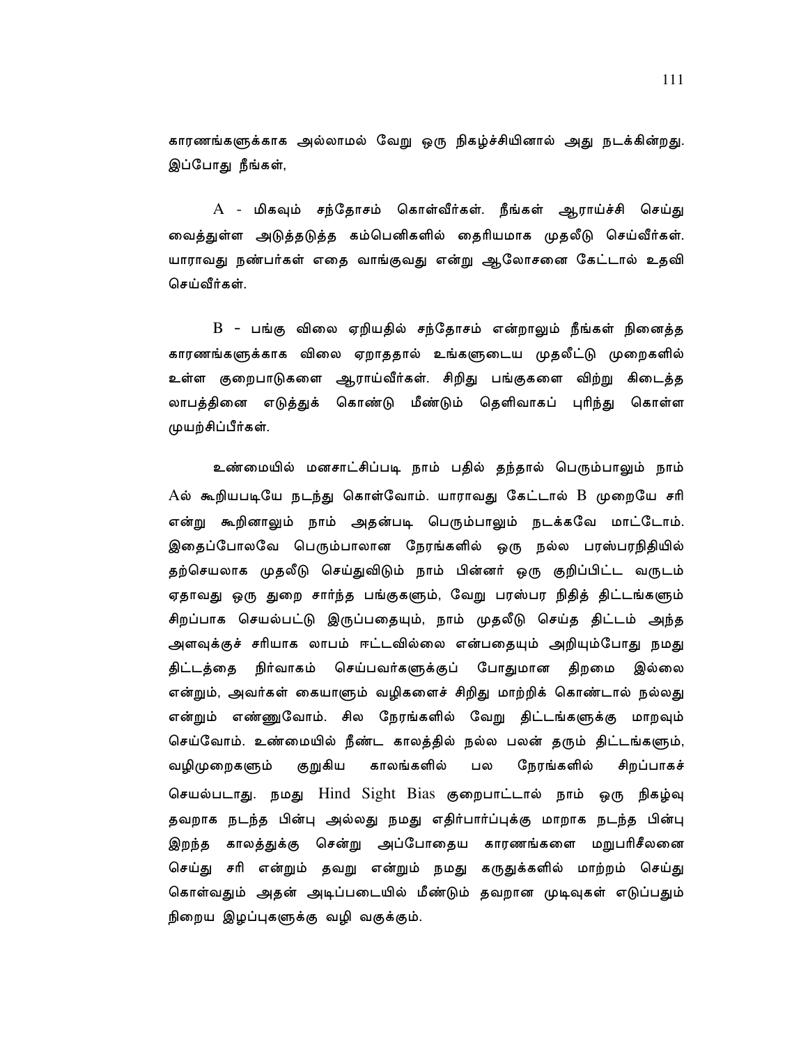காரணங்களுக்காக அல்லாமல் வேறு ஒரு நிகழ்ச்சியினால் அது நடக்கின்றது. இப்போது நீங்கள்,

A - மிகவும் சந்தோசம் கொள்வீர்கள். நீங்கள் ஆராய்ச்சி செய்து வைத்துள்ள அடுத்தடுத்த கம்பெனிகளில் தைரியமாக முதலீடு செய்வீர்கள். யாராவது நண்பர்கள் எதை வாங்குவது என்று ஆலோசனை கேட்டால் உதவி செய்வீர்கள்.

B – பங்கு விலை ஏறியதில் சந்தோசம் என்றாலும் நீங்கள் நினைத்த காரணங்களுக்காக விலை ஏறாததால் உங்களுடைய முதலீட்டு முறைகளில் உள்ள குறைபாடுகளை ஆராய்வீர்கள். சிறிது பங்குகளை விற்று கிடைத்த லாபத்தினை எடுத்துக் கொண்டு மீண்டும் தெளிவாகப் புரிந்து கொள்ள முயற்சிப்பீர்கள்.

உண்மையில் மனசாட்சிப்படி நாம் பதில் தந்தால் பெரும்பாலும் நாம் Aல் கூறியபடியே நடந்து கொள்வோம். யாராவது கேட்டால் B முறையே சரி என்று கூறினாலும் நாம் அதன்படி பெரும்பாலும் நடக்கவே மாட்டோம். இதைப்போலவே பெரும்பாலான நேரங்களில் ஒரு நல்ல பரஸ்பரநிதியில் தற்செயலாக முதலீடு செய்துவிடும் நாம் பின்னர் ஒரு குறிப்பிட்ட வருடம் ஏதாவது ஒரு துறை சார்ந்த பங்குகளும், வேறு பரஸ்பர நிதித் திட்டங்களும் சிறப்பாக செயல்பட்டு இருப்பதையும், நாம் முதலீடு செய்த திட்டம் அந்த அளவுக்குச் சரியாக லாபம் ஈட்டவில்லை என்பதையும் அறியும்போது நமது திட்டத்தை நிர்வாகம் செய்பவர்களுக்குப் போதுமான திறமை இல்லை என்றும், அவர்கள் கையாளும் வழிகளைச் சிறிது மாற்றிக் கொண்டால் நல்லது என்றும் எண்ணுவோம். சில நேரங்களில் வேறு திட்டங்களுக்கு மாறவும் செய்வோம். உண்மையில் நீண்ட காலத்தில் நல்ல பலன் தரும் திட்டங்களும், வழிமுறைகளும் குறுகிய காலங்களில் பல நேரங்களில் சிறப்பாகச் செயல்படாது. நமது Hind Sight Bias குறைபாட்டால் நாம் ஒரு நிகழ்வு தவறாக நடந்த பின்பு அல்லது நமது எதிர்பார்ப்புக்கு மாறாக நடந்த பின்பு இறந்த காலத்துக்கு சென்று அப்போதைய காரணங்களை மறுபரிசீலனை செய்து சரி என்றும் தவறு என்றும் நமது கருதுக்களில் மாற்றம் செய்து கொள்வதும் அதன் அடிப்படையில் மீண்டும் தவறான முடிவுகள் எடுப்பதும் நிறைய இழப்புகளுக்கு வழி வகுக்கும்.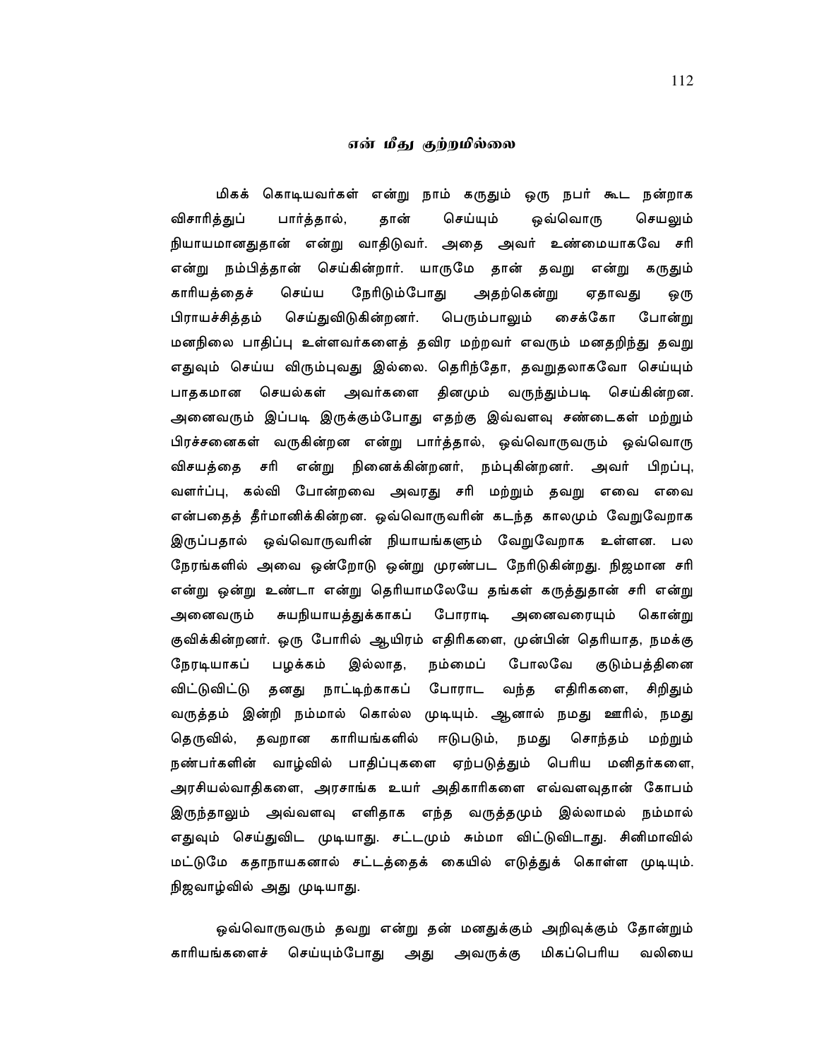## என் மீது குற்றமில்லை

மிகக் கொடியவர்கள் என்று நாம் கருதும் ஒரு நபர் கூட நன்றாக விசாரித்துப் பார்த்தால், தான் செய்யும் ஒவ்வொரு செயலும் நியாயமானதுதான் என்று வாதிடுவர். அதை அவர் உண்மையாகவே சரி என்று நம்பித்தான் செய்கின்றார். யாருமே தான் தவறு என்று கருதும் காரியத்தைச் செய்ய நேரிடும்போது அதற்கென்று ஏதாவது ஒரு பிராயச்சித்தம் செய்துவிடுகின்றனர். பெரும்பாலும் சைக்கோ போன்று மனநிலை பாதிப்பு உள்ளவர்களைத் தவிர மற்றவர் எவரும் மனதறிந்து தவறு எதுவும் செய்ய விரும்புவது இல்லை. தெரிந்தோ, தவறுதலாகவோ செய்யும் பாதகமான செயல்கள் அவர்களை தினமும் வருந்தும்படி செய்கின்றன. அனைவரும் இப்படி இருக்கும்போது எதற்கு இவ்வளவு சண்டைகள் மற்றும் பிரச்சனைகள் வருகின்றன என்று பார்த்தால், ஒவ்வொருவரும் ஒவ்வொரு விசயத்தை சரி என்று நினைக்கின்றனர், நம்புகின்றனர். அவர் பிறப்பு, வளர்ப்பு, கல்வி போன்றவை அவரது சரி மற்றும் தவறு எவை எவை என்பதைத் தீர்மானிக்கின்றன. ஒவ்வொருவரின் கடந்த காலமும் வேறுவேறாக இருப்பதால் ஒவ்வொருவரின் நியாயங்களும் வேறுவேறாக உள்ளன. பல நேரங்களில் அவை ஒன்றோடு ஒன்று முரண்பட நேரிடுகின்றது. நிஜமான சரி என்று ஒன்று உண்டா என்று தெரியாமலேயே தங்கள் கருத்துதான் சரி என்று அனைவரும் சுயநியாயத்துக்காகப் போராடி அனைவரையும் கொன்று குவிக்கின்றனர். ஒரு போரில் ஆயிரம் எதிரிகளை, முன்பின் தெரியாத, நமக்கு நேரடியாகப் பழக்கம் இல்லாத, நம்மைப் போலவே குடும்பத்தினை விட்டுவிட்டு தனது நாட்டிற்காகப் போராட வந்த எதிரிகளை, சிறிதும் வருத்தம் இன்றி நம்மால் கொல்ல முடியும். ஆனால் நமது ஊரில், நமது தெருவில், தவறான காரியங்களில் ஈடுபடும், நமது சொந்தம் மற்றும் நண்பர்களின் வாழ்வில் பாதிப்புகளை ஏற்படுத்தும் பெரிய மனிதர்களை, அரசியல்வாதிகளை, அரசாங்க உயர் அதிகாரிகளை எவ்வளவுதான் கோபம் இருந்தாலும் அவ்வளவு எளிதாக எந்த வருத்தமும் இல்லாமல் நம்மால் எதுவும் செய்துவிட முடியாது. சட்டமும் சும்மா விட்டுவிடாது. சினிமாவில் மட்டுமே கதாநாயகனால் சட்டத்தைக் கையில் எடுத்துக் கொள்ள முடியும். நிஜவாழ்வில் அது முடியாது.

ஒவ்வொருவரும் தவறு என்று தன் மனதுக்கும் அறிவுக்கும் தோன்றும் காரியங்களைச் செய்யும்போது அது அவருக்கு மிகப்பெரிய வலியை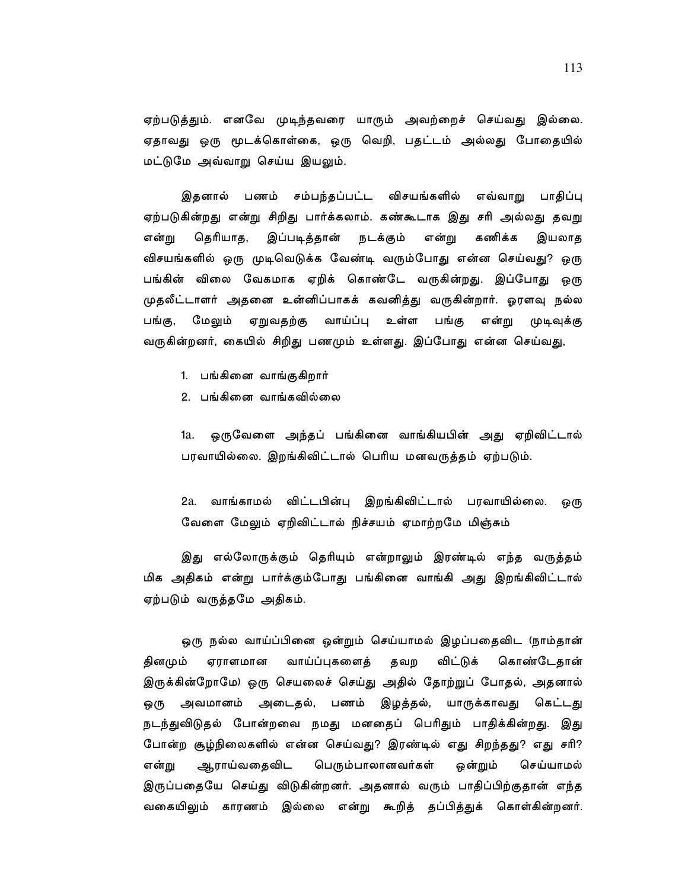ஏற்படுத்தும். எனவே முடிந்தவரை யாரும் அவற்றைச் செய்வது இல்லை. ஏதாவது ஒரு மூடக்கொள்கை, ஒரு வெறி, பதட்டம் அல்லது போதையில் மட்டுமே அவ்வாறு செய்ய இயலும்.

இதனால் பணம் சம்பந்தப்பட்ட விசயங்களில் எவ்வாறு பாதிப்பு ஏற்படுகின்றது என்று சிறிது பார்க்கலாம். கண்கூடாக இது சரி அல்லது தவறு என்று தெரியாத, இப்படித்தான் நடக்கும் என்று கணிக்க இயலாத விசயங்களில் ஒரு முடிவெடுக்க வேண்டி வரும்போது என்ன செய்வது? ஒரு பங்கின் விலை வேகமாக ஏறிக் கொண்டே வருகின்றது. இப்போது ஒரு முதலீட்டாளர் அதனை உன்னிப்பாகக் கவனித்து வருகின்றார். ஓரளவு நல்ல பங்கு, மேலும் ஏறுவதற்கு வாய்ப்பு உள்ள பங்கு என்று முடிவுக்கு வருகின்றனர், கையில் சிறிது பணமும் உள்ளது. இப்போது என்ன செய்வது,

1. பங்கினை வாங்குகிறார்
2. பங்கினை வாங்கவில்லை

1a. ஒருவேளை அந்தப் பங்கினை வாங்கியபின் அது ஏறிவிட்டால் பரவாயில்லை. இறங்கிவிட்டால் பெரிய மனவருத்தம் ஏற்படும்.

2a. வாங்காமல் விட்டபின்பு இறங்கிவிட்டால் பரவாயில்லை. ஒரு வேளை மேலும் ஏறிவிட்டால் நிச்சயம் ஏமாற்றமே மிஞ்சும்

இது எல்லோருக்கும் தெரியும் என்றாலும் இரண்டில் எந்த வருத்தம் மிக அதிகம் என்று பார்க்கும்போது பங்கினை வாங்கி அது இறங்கிவிட்டால் ஏற்படும் வருத்தமே அதிகம்.

ஒரு நல்ல வாய்ப்பினை ஒன்றும் செய்யாமல் இழப்பதைவிட (நாம்தான் தினமும் ஏராளமான வாய்ப்புகளைத் தவற விட்டுக் கொண்டேதான் இருக்கின்றோமே) ஒரு செயலைச் செய்து அதில் தோற்றுப் போதல், அதனால் ஒரு அவமானம் அடைதல், பணம் இழத்தல், யாருக்காவது கெட்டது நடந்துவிடுதல் போன்றவை நமது மனதைப் பெரிதும் பாதிக்கின்றது. இது போன்ற சூழ்நிலைகளில் என்ன செய்வது? இரண்டில் எது சிறந்தது? எது சரி? என்று ஆராய்வதைவிட பெரும்பாலானவர்கள் ஒன்றும் செய்யாமல் இருப்பதையே செய்து விடுகின்றனர். அதனால் வரும் பாதிப்பிற்குதான் எந்த வகையிலும் காரணம் இல்லை என்று கூறித் தப்பித்துக் கொள்கின்றனர்.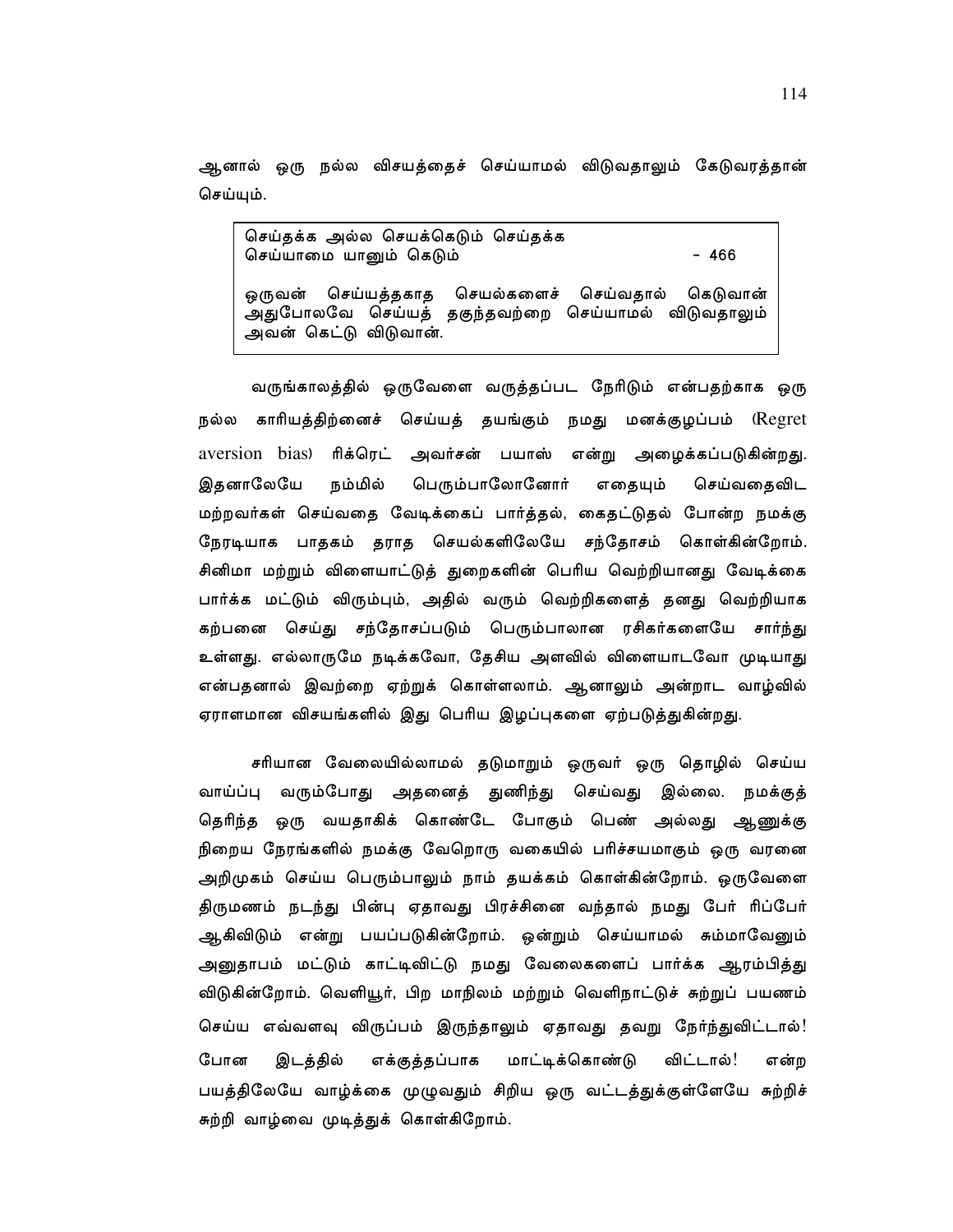ஆனால் ஒரு நல்ல விசயத்தைச் செய்யாமல் விடுவதாலும் கேடுவரத்தான் செய்யும்.

> செய்தக்க அல்ல செயக்கெடும் செய்தக்க
> செய்யாமை யானும் கெடும் - 466
>
> ஒருவன் செய்யத்தகாத செயல்களைச் செய்வதால் கெடுவான் அதுபோலவே செய்யத் தகுந்தவற்றை செய்யாமல் விடுவதாலும் அவன் கெட்டு விடுவான்.

வருங்காலத்தில் ஒருவேளை வருத்தப்பட நேரிடும் என்பதற்காக ஒரு நல்ல காரியத்திற்னைச் செய்யத் தயங்கும் நமது மனக்குழப்பம் (Regret aversion bias) ரிக்ரெட் அவர்சன் பயாஸ் என்று அழைக்கப்படுகின்றது. இதனாலேயே நம்மில் பெரும்பாலோனோர் எதையும் செய்வதைவிட மற்றவர்கள் செய்வதை வேடிக்கைப் பார்த்தல், கைதட்டுதல் போன்ற நமக்கு நேரடியாக பாதகம் தராத செயல்களிலேயே சந்தோசம் கொள்கின்றோம். சினிமா மற்றும் விளையாட்டுத் துறைகளின் பெரிய வெற்றியானது வேடிக்கை பார்க்க மட்டும் விரும்பும், அதில் வரும் வெற்றிகளைத் தனது வெற்றியாக கற்பனை செய்து சந்தோசப்படும் பெரும்பாலான ரசிகர்களையே சார்ந்து உள்ளது. எல்லாருமே நடிக்கவோ, தேசிய அளவில் விளையாடவோ முடியாது என்பதனால் இவற்றை ஏற்றுக் கொள்ளலாம். ஆனாலும் அன்றாட வாழ்வில் ஏராளமான விசயங்களில் இது பெரிய இழப்புகளை ஏற்படுத்துகின்றது.

சரியான வேலையில்லாமல் தடுமாறும் ஒருவர் ஒரு தொழில் செய்ய வாய்ப்பு வரும்போது அதனைத் துணிந்து செய்வது இல்லை. நமக்குத் தெரிந்த ஒரு வயதாகிக் கொண்டே போகும் பெண் அல்லது ஆணுக்கு நிறைய நேரங்களில் நமக்கு வேறொரு வகையில் பரிச்சயமாகும் ஒரு வரனை அறிமுகம் செய்ய பெரும்பாலும் நாம் தயக்கம் கொள்கின்றோம். ஒருவேளை திருமணம் நடந்து பின்பு ஏதாவது பிரச்சினை வந்தால் நமது பேர் ரிப்பேர் ஆகிவிடும் என்று பயப்படுகின்றோம். ஒன்றும் செய்யாமல் சும்மாவேனும் அனுதாபம் மட்டும் காட்டிவிட்டு நமது வேலைகளைப் பார்க்க ஆரம்பித்து விடுகின்றோம். வெளியூர், பிற மாநிலம் மற்றும் வெளிநாட்டுச் சுற்றுப் பயணம் செய்ய எவ்வளவு விருப்பம் இருந்தாலும் ஏதாவது தவறு நேர்ந்துவிட்டால்! போன இடத்தில் எக்குத்தப்பாக மாட்டிக்கொண்டு விட்டால்! என்ற பயத்திலேயே வாழ்க்கை முழுவதும் சிறிய ஒரு வட்டத்துக்குள்ளேயே சுற்றிச் சுற்றி வாழ்வை முடித்துக் கொள்கிறோம்.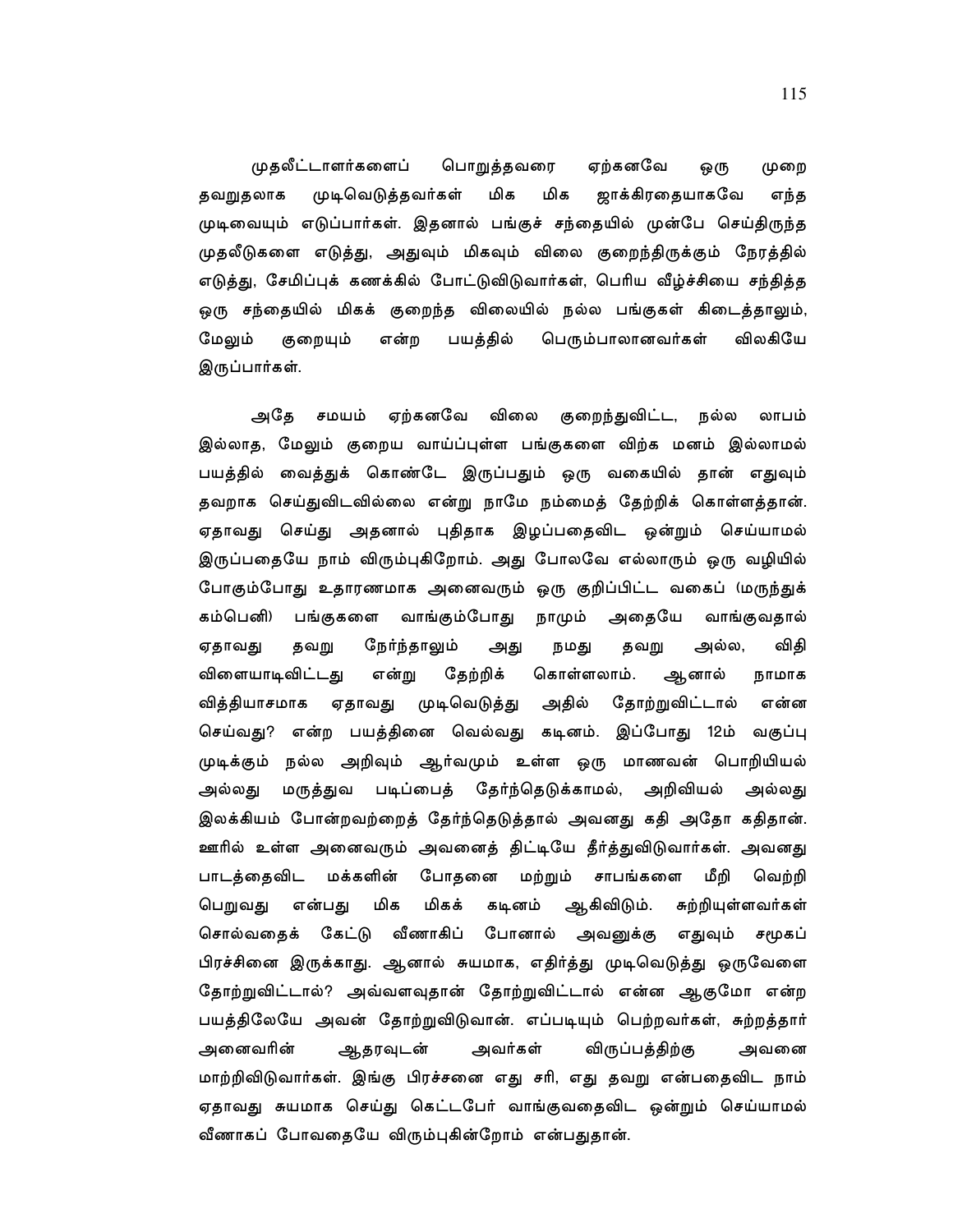முதலீட்டாளர்களைப் பொறுத்தவரை ஏற்கனவே ஒரு முறை தவறுதலாக முடிவெடுத்தவர்கள் மிக மிக ஜாக்கிரதையாகவே எந்த முடிவையும் எடுப்பார்கள். இதனால் பங்குச் சந்தையில் முன்பே செய்திருந்த முதலீடுகளை எடுத்து, அதுவும் மிகவும் விலை குறைந்திருக்கும் நேரத்தில் எடுத்து, சேமிப்புக் கணக்கில் போட்டுவிடுவார்கள், பெரிய வீழ்ச்சியை சந்தித்த ஒரு சந்தையில் மிகக் குறைந்த விலையில் நல்ல பங்குகள் கிடைத்தாலும், மேலும் குறையும் என்ற பயத்தில் பெரும்பாலானவர்கள் விலகியே இருப்பார்கள்.

அதே சமயம் ஏற்கனவே விலை குறைந்துவிட்ட, நல்ல லாபம் இல்லாத, மேலும் குறைய வாய்ப்புள்ள பங்குகளை விற்க மனம் இல்லாமல் பயத்தில் வைத்துக் கொண்டே இருப்பதும் ஒரு வகையில் தான் எதுவும் தவறாக செய்துவிடவில்லை என்று நாமே நம்மைத் தேற்றிக் கொள்ளத்தான். ஏதாவது செய்து அதனால் புதிதாக இழப்பதைவிட ஒன்றும் செய்யாமல் இருப்பதையே நாம் விரும்புகிறோம். அது போலவே எல்லாரும் ஒரு வழியில் போகும்போது உதாரணமாக அனைவரும் ஒரு குறிப்பிட்ட வகைப் (மருந்துக் கம்பெனி) பங்குகளை வாங்கும்போது நாமும் அதையே வாங்குவதால் ஏதாவது தவறு நேர்ந்தாலும் அது நமது தவறு அல்ல, விதி விளையாடிவிட்டது என்று தேற்றிக் கொள்ளலாம். ஆனால் நாமாக வித்தியாசமாக ஏதாவது முடிவெடுத்து அதில் தோற்றுவிட்டால் என்ன செய்வது? என்ற பயத்தினை வெல்வது கடினம். இப்போது 12ம் வகுப்பு முடிக்கும் நல்ல அறிவும் ஆர்வமும் உள்ள ஒரு மாணவன் பொறியியல் அல்லது மருத்துவ படிப்பைத் தேர்ந்தெடுக்காமல், அறிவியல் அல்லது இலக்கியம் போன்றவற்றைத் தேர்ந்தெடுத்தால் அவனது கதி அதோ கதிதான். ஊரில் உள்ள அனைவரும் அவனைத் திட்டியே தீர்த்துவிடுவார்கள். அவனது பாடத்தைவிட மக்களின் போதனை மற்றும் சாபங்களை மீறி வெற்றி பெறுவது என்பது மிக மிகக் கடினம் ஆகிவிடும். சுற்றியுள்ளவர்கள் சொல்வதைக் கேட்டு வீணாகிப் போனால் அவனுக்கு எதுவும் சமூகப் பிரச்சினை இருக்காது. ஆனால் சுயமாக, எதிர்த்து முடிவெடுத்து ஒருவேளை தோற்றுவிட்டால்? அவ்வளவுதான் தோற்றுவிட்டால் என்ன ஆகுமோ என்ற பயத்திலேயே அவன் தோற்றுவிடுவான். எப்படியும் பெற்றவர்கள், சுற்றத்தார் அனைவரின் ஆதரவுடன் அவர்கள் விருப்பத்திற்கு அவனை மாற்றிவிடுவார்கள். இங்கு பிரச்சனை எது சரி, எது தவறு என்பதைவிட நாம் ஏதாவது சுயமாக செய்து கெட்டபேர் வாங்குவதைவிட ஒன்றும் செய்யாமல் வீணாகப் போவதையே விரும்புகின்றோம் என்பதுதான்.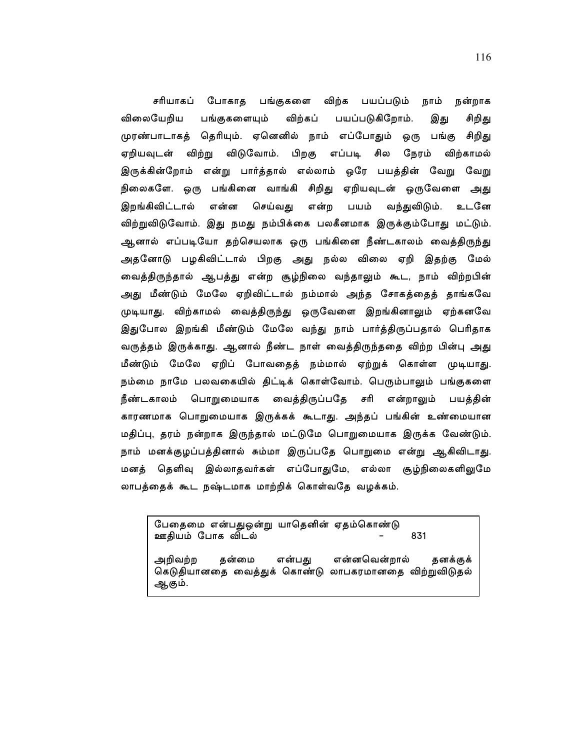சரியாகப் போகாத பங்குகளை விற்க பயப்படும் நாம் நன்றாக விலையேறிய பங்குகளையும் விற்கப் பயப்படுகிறோம். இது சிறிது முரண்பாடாகத் தெரியும். ஏனெனில் நாம் எப்போதும் ஒரு பங்கு சிறிது ஏறியவுடன் விற்று விடுவோம். பிறகு எப்படி சில நேரம் விற்காமல் இருக்கின்றோம் என்று பார்த்தால் எல்லாம் ஒரே பயத்தின் வேறு வேறு நிலைகளே. ஒரு பங்கினை வாங்கி சிறிது ஏறியவுடன் ஒருவேளை அது இறங்கிவிட்டால் என்ன செய்வது என்ற பயம் வந்துவிடும். உடனே விற்றுவிடுவோம். இது நமது நம்பிக்கை பலகீனமாக இருக்கும்போது மட்டும். ஆனால் எப்படியோ தற்செயலாக ஒரு பங்கினை நீண்டகாலம் வைத்திருந்து அதனோடு பழகிவிட்டால் பிறகு அது நல்ல விலை ஏறி இதற்கு மேல் வைத்திருந்தால் ஆபத்து என்ற சூழ்நிலை வந்தாலும் கூட, நாம் விற்றபின் அது மீண்டும் மேலே ஏறிவிட்டால் நம்மால் அந்த சோகத்தைத் தாங்கவே முடியாது. விற்காமல் வைத்திருந்து ஒருவேளை இறங்கினாலும் ஏற்கனவே இதுபோல இறங்கி மீண்டும் மேலே வந்து நாம் பார்த்திருப்பதால் பெரிதாக வருத்தம் இருக்காது. ஆனால் நீண்ட நாள் வைத்திருந்ததை விற்ற பின்பு அது மீண்டும் மேலே ஏறிப் போவதைத் நம்மால் ஏற்றுக் கொள்ள முடியாது. நம்மை நாமே பலவகையில் திட்டிக் கொள்வோம். பெரும்பாலும் பங்குகளை நீண்டகாலம் பொறுமையாக வைத்திருப்பதே சரி என்றாலும் பயத்தின் காரணமாக பொறுமையாக இருக்கக் கூடாது. அந்தப் பங்கின் உண்மையான மதிப்பு, தரம் நன்றாக இருந்தால் மட்டுமே பொறுமையாக இருக்க வேண்டும். நாம் மனக்குழப்பத்தினால் சும்மா இருப்பதே பொறுமை என்று ஆகிவிடாது. மனத் தெளிவு இல்லாதவர்கள் எப்போதுமே, எல்லா சூழ்நிலைகளிலுமே லாபத்தைக் கூட நஷ்டமாக மாற்றிக் கொள்வதே வழக்கம்.

> பேதைமை என்பதுஒன்று யாதெனின் ஏதம்கொண்டு
> ஊதியம் போக விடல் - 831
>
> அறிவற்ற தன்மை என்பது என்னவென்றால் தனக்குக் கெடுதியானதை வைத்துக் கொண்டு லாபகரமானதை விற்றுவிடுதல் ஆகும்.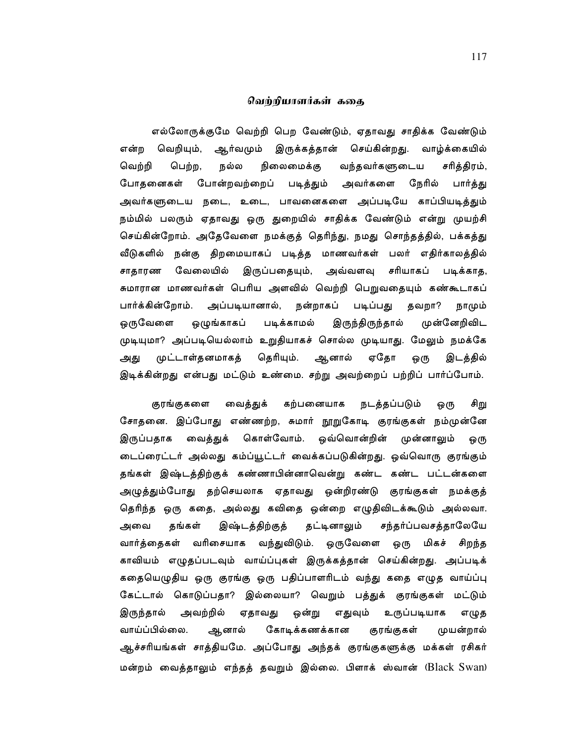### வெற்றியாளர்கள் கதை

எல்லோருக்குமே வெற்றி பெற வேண்டும், ஏதாவது சாதிக்க வேண்டும் என்ற வெறியும், ஆர்வமும் இருக்கத்தான் செய்கின்றது. வாழ்க்கையில் வெற்றி பெற்ற, நல்ல நிலைமைக்கு வந்தவர்களுடைய சரித்திரம், போதனைகள் போன்றவற்றைப் படித்தும் அவர்களை நேரில் பார்த்து அவர்களுடைய நடை, உடை, பாவனைகளை அப்படியே காப்பியடித்தும் நம்மில் பலரும் ஏதாவது ஒரு துறையில் சாதிக்க வேண்டும் என்று முயற்சி செய்கின்றோம். அதேவேளை நமக்குத் தெரிந்து, நமது சொந்தத்தில், பக்கத்து வீடுகளில் நன்கு திறமையாகப் படித்த மாணவர்கள் பலர் எதிர்காலத்தில் சாதாரண வேலையில் இருப்பதையும், அவ்வளவு சரியாகப் படிக்காத, சுமாரான மாணவர்கள் பெரிய அளவில் வெற்றி பெறுவதையும் கண்கூடாகப் பார்க்கின்றோம். அப்படியானால், நன்றாகப் படிப்பது தவறா? நாமும் ஒருவேளை ஒழுங்காகப் படிக்காமல் இருந்திருந்தால் முன்னேறிவிட முடியுமா? அப்படியெல்லாம் உறுதியாகச் சொல்ல முடியாது. மேலும் நமக்கே அது முட்டாள்தனமாகத் தெரியும். ஆனால் ஏதோ ஒரு இடத்தில் இடிக்கின்றது என்பது மட்டும் உண்மை. சற்று அவற்றைப் பற்றிப் பார்ப்போம்.

குரங்குகளை வைத்துக் கற்பனையாக நடத்தப்படும் ஒரு சிறு சோதனை. இப்போது எண்ணற்ற, சுமார் நூறுகோடி குரங்குகள் நம்முன்னே இருப்பதாக வைத்துக் கொள்வோம். ஒவ்வொன்றின் முன்னாலும் ஒரு டைப்ரைட்டர் அல்லது கம்ப்யூட்டர் வைக்கப்படுகின்றது. ஒவ்வொரு குரங்கும் தங்கள் இஷ்டத்திற்குக் கண்ணாபின்னாவென்று கண்ட கண்ட பட்டன்களை அழுத்தும்போது தற்செயலாக ஏதாவது ஒன்றிரண்டு குரங்குகள் நமக்குத் தெரிந்த ஒரு கதை, அல்லது கவிதை ஒன்றை எழுதிவிடக்கூடும் அல்லவா. அவை தங்கள் இஷ்டத்திற்குத் தட்டினாலும் சந்தர்ப்பவசத்தாலேயே வார்த்தைகள் வரிசையாக வந்துவிடும். ஒருவேளை ஒரு மிகச் சிறந்த காவியம் எழுதப்படவும் வாய்ப்புகள் இருக்கத்தான் செய்கின்றது. அப்படிக் கதையெழுதிய ஒரு குரங்கு ஒரு பதிப்பாளரிடம் வந்து கதை எழுத வாய்ப்பு கேட்டால் கொடுப்பதா? இல்லையா? வெறும் பத்துக் குரங்குகள் மட்டும் இருந்தால் அவற்றில் ஏதாவது ஒன்று எதுவும் உருப்படியாக எழுத வாய்ப்பில்லை. ஆனால் கோடிக்கணக்கான குரங்குகள் முயன்றால் ஆச்சரியங்கள் சாத்தியமே. அப்போது அந்தக் குரங்குகளுக்கு மக்கள் ரசிகர் மன்றம் வைத்தாலும் எந்தத் தவறும் இல்லை. பிளாக் ஸ்வான் (Black Swan)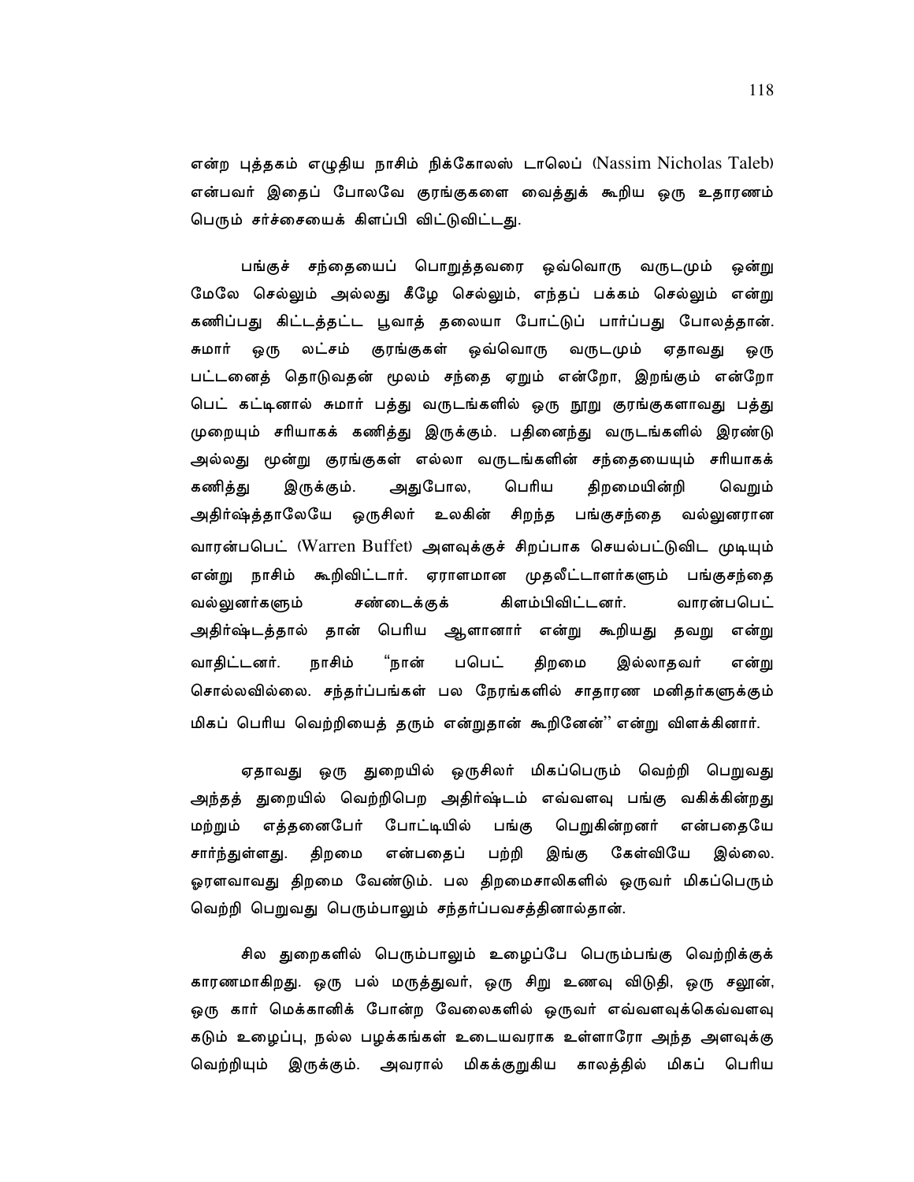என்ற புத்தகம் எழுதிய நாசிம் நிக்கோலஸ் டாலெப் (Nassim Nicholas Taleb) என்பவர் இதைப் போலவே குரங்குகளை வைத்துக் கூறிய ஒரு உதாரணம் பெரும் சர்ச்சையைக் கிளப்பி விட்டுவிட்டது.

பங்குச் சந்தையைப் பொறுத்தவரை ஒவ்வொரு வருடமும் ஒன்று மேலே செல்லும் அல்லது கீழே செல்லும், எந்தப் பக்கம் செல்லும் என்று கணிப்பது கிட்டத்தட்ட பூவாத் தலையா போட்டுப் பார்ப்பது போலத்தான். சுமார் ஒரு லட்சம் குரங்குகள் ஒவ்வொரு வருடமும் ஏதாவது ஒரு பட்டனைத் தொடுவதன் மூலம் சந்தை ஏறும் என்றோ, இறங்கும் என்றோ பெட் கட்டினால் சுமார் பத்து வருடங்களில் ஒரு நூறு குரங்குகளாவது பத்து முறையும் சரியாகக் கணித்து இருக்கும். பதினைந்து வருடங்களில் இரண்டு அல்லது மூன்று குரங்குகள் எல்லா வருடங்களின் சந்தையையும் சரியாகக் கணித்து இருக்கும். அதுபோல, பெரிய திறமையின்றி வெறும் அதிர்ஷ்த்தாலேயே ஒருசிலர் உலகின் சிறந்த பங்குசந்தை வல்லுனரான வாரன்பபெட் (Warren Buffet) அளவுக்குச் சிறப்பாக செயல்பட்டுவிட முடியும் என்று நாசிம் கூறிவிட்டார். ஏராளமான முதலீட்டாளர்களும் பங்குசந்தை வல்லுனர்களும் சண்டைக்குக் கிளம்பிவிட்டனர். வாரன்பபெட் அதிர்ஷ்டத்தால் தான் பெரிய ஆளானார் என்று கூறியது தவறு என்று வாதிட்டனர். நாசிம் “நான் பபெட் திறமை இல்லாதவர் என்று சொல்லவில்லை. சந்தர்ப்பங்கள் பல நேரங்களில் சாதாரண மனிதர்களுக்கும் மிகப் பெரிய வெற்றியைத் தரும் என்றுதான் கூறினேன்” என்று விளக்கினார்.

ஏதாவது ஒரு துறையில் ஒருசிலர் மிகப்பெரும் வெற்றி பெறுவது அந்தத் துறையில் வெற்றிபெற அதிர்ஷ்டம் எவ்வளவு பங்கு வகிக்கின்றது மற்றும் எத்தனைபேர் போட்டியில் பங்கு பெறுகின்றனர் என்பதையே சார்ந்துள்ளது. திறமை என்பதைப் பற்றி இங்கு கேள்வியே இல்லை. ஓரளவாவது திறமை வேண்டும். பல திறமைசாலிகளில் ஒருவர் மிகப்பெரும் வெற்றி பெறுவது பெரும்பாலும் சந்தர்ப்பவசத்தினால்தான்.

சில துறைகளில் பெரும்பாலும் உழைப்பே பெரும்பங்கு வெற்றிக்குக் காரணமாகிறது. ஒரு பல் மருத்துவர், ஒரு சிறு உணவு விடுதி, ஒரு சலூன், ஒரு கார் மெக்கானிக் போன்ற வேலைகளில் ஒருவர் எவ்வளவுக்கெவ்வளவு கடும் உழைப்பு, நல்ல பழக்கங்கள் உடையவராக உள்ளாரோ அந்த அளவுக்கு வெற்றியும் இருக்கும். அவரால் மிகக்குறுகிய காலத்தில் மிகப் பெரிய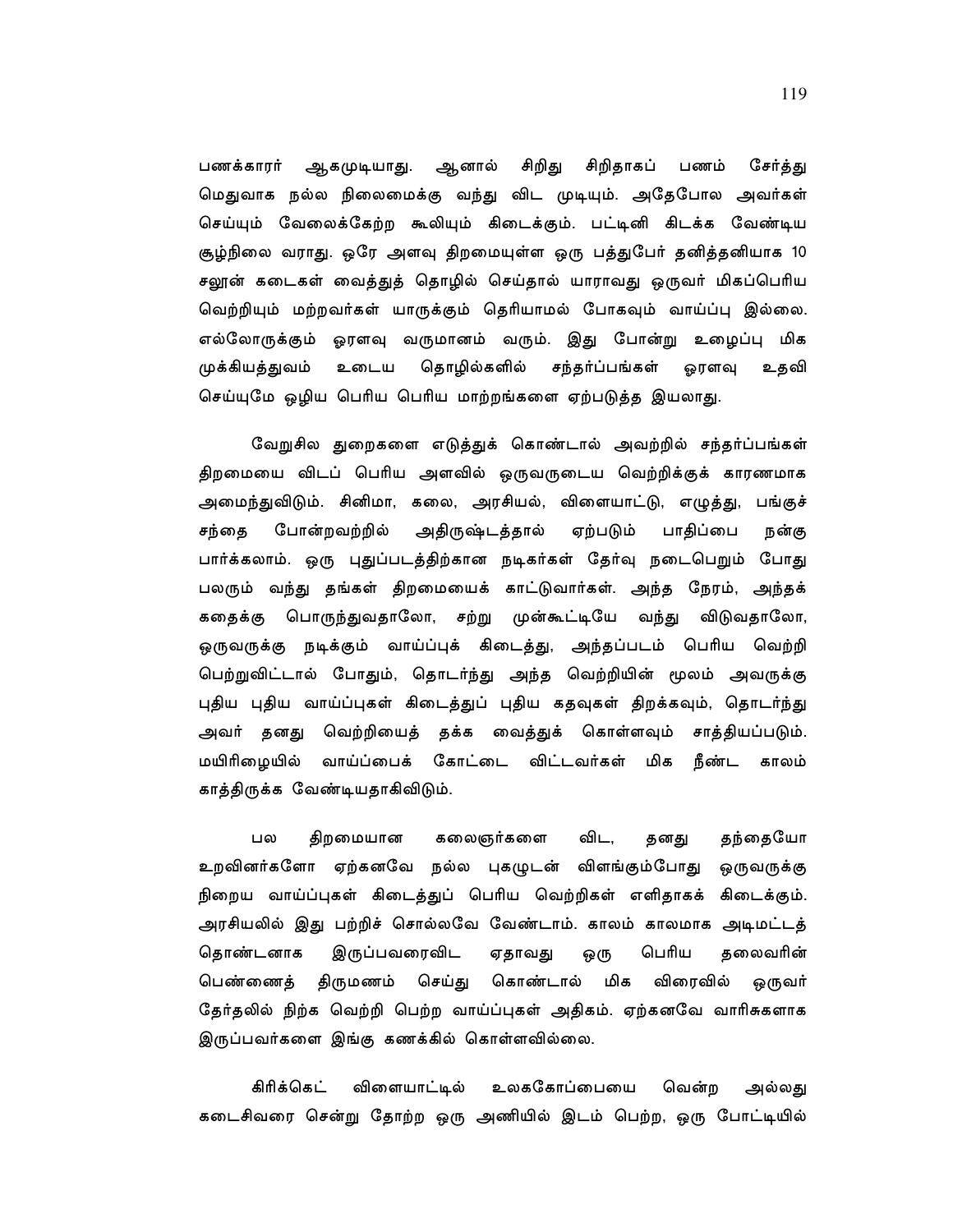பணக்காரர் ஆகமுடியாது. ஆனால் சிறிது சிறிதாகப் பணம் சேர்த்து மெதுவாக நல்ல நிலைமைக்கு வந்து விட முடியும். அதேபோல அவர்கள் செய்யும் வேலைக்கேற்ற கூலியும் கிடைக்கும். பட்டினி கிடக்க வேண்டிய சூழ்நிலை வராது. ஒரே அளவு திறமையுள்ள ஒரு பத்துபேர் தனித்தனியாக 10 சலூன் கடைகள் வைத்துத் தொழில் செய்தால் யாராவது ஒருவர் மிகப்பெரிய வெற்றியும் மற்றவர்கள் யாருக்கும் தெரியாமல் போகவும் வாய்ப்பு இல்லை. எல்லோருக்கும் ஓரளவு வருமானம் வரும். இது போன்று உழைப்பு மிக முக்கியத்துவம் உடைய தொழில்களில் சந்தர்ப்பங்கள் ஓரளவு உதவி செய்யுமே ஒழிய பெரிய பெரிய மாற்றங்களை ஏற்படுத்த இயலாது.

வேறுசில துறைகளை எடுத்துக் கொண்டால் அவற்றில் சந்தர்ப்பங்கள் திறமையை விடப் பெரிய அளவில் ஒருவருடைய வெற்றிக்குக் காரணமாக அமைந்துவிடும். சினிமா, கலை, அரசியல், விளையாட்டு, எழுத்து, பங்குச் சந்தை போன்றவற்றில் அதிருஷ்டத்தால் ஏற்படும் பாதிப்பை நன்கு பார்க்கலாம். ஒரு புதுப்படத்திற்கான நடிகர்கள் தேர்வு நடைபெறும் போது பலரும் வந்து தங்கள் திறமையைக் காட்டுவார்கள். அந்த நேரம், அந்தக் கதைக்கு பொருந்துவதாலோ, சற்று முன்கூட்டியே வந்து விடுவதாலோ, ஒருவருக்கு நடிக்கும் வாய்ப்புக் கிடைத்து, அந்தப்படம் பெரிய வெற்றி பெற்றுவிட்டால் போதும், தொடர்ந்து அந்த வெற்றியின் மூலம் அவருக்கு புதிய புதிய வாய்ப்புகள் கிடைத்துப் புதிய கதவுகள் திறக்கவும், தொடர்ந்து அவர் தனது வெற்றியைத் தக்க வைத்துக் கொள்ளவும் சாத்தியப்படும். மயிரிழையில் வாய்ப்பைக் கோட்டை விட்டவர்கள் மிக நீண்ட காலம் காத்திருக்க வேண்டியதாகிவிடும்.

பல திறமையான கலைஞர்களை விட, தனது தந்தையோ உறவினர்களோ ஏற்கனவே நல்ல புகழுடன் விளங்கும்போது ஒருவருக்கு நிறைய வாய்ப்புகள் கிடைத்துப் பெரிய வெற்றிகள் எளிதாகக் கிடைக்கும். அரசியலில் இது பற்றிச் சொல்லவே வேண்டாம். காலம் காலமாக அடிமட்டத் தொண்டனாக இருப்பவரைவிட ஏதாவது ஒரு பெரிய தலைவரின் பெண்ணைத் திருமணம் செய்து கொண்டால் மிக விரைவில் ஒருவர் தேர்தலில் நிற்க வெற்றி பெற்ற வாய்ப்புகள் அதிகம். ஏற்கனவே வாரிசுகளாக இருப்பவர்களை இங்கு கணக்கில் கொள்ளவில்லை.

கிரிக்கெட் விளையாட்டில் உலககோப்பையை வென்ற அல்லது கடைசிவரை சென்று தோற்ற ஒரு அணியில் இடம் பெற்ற, ஒரு போட்டியில்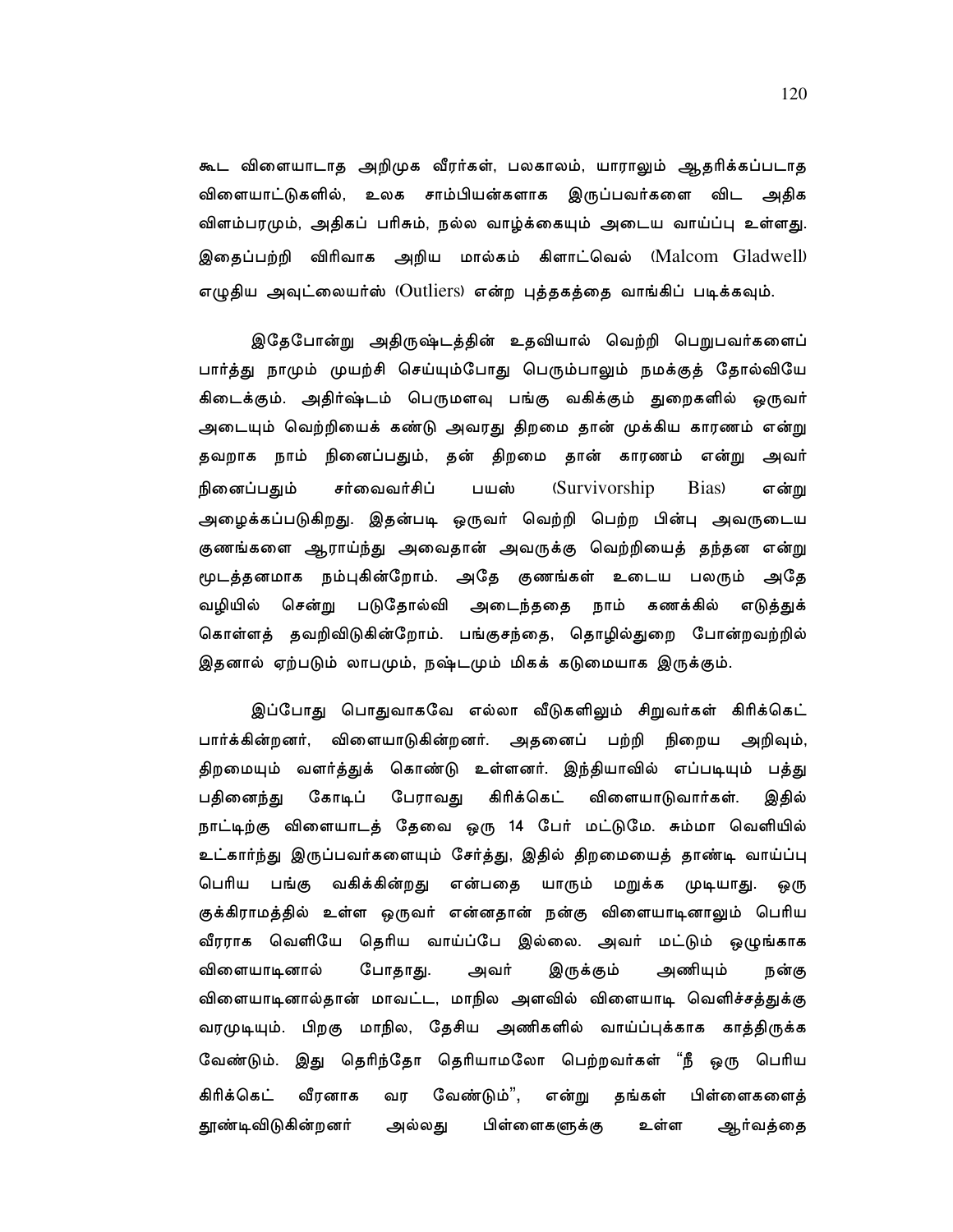கூட விளையாடாத அறிமுக வீரர்கள், பலகாலம், யாராலும் ஆதரிக்கப்படாத விளையாட்டுகளில், உலக சாம்பியன்களாக இருப்பவர்களை விட அதிக விளம்பரமும், அதிகப் பரிசும், நல்ல வாழ்க்கையும் அடைய வாய்ப்பு உள்ளது. இதைப்பற்றி விரிவாக அறிய மால்கம் கிளாட்வெல் (Malcom Gladwell) எழுதிய அவுட்லையர்ஸ் (Outliers) என்ற புத்தகத்தை வாங்கிப் படிக்கவும்.

இதேபோன்று அதிருஷ்டத்தின் உதவியால் வெற்றி பெறுபவர்களைப் பார்த்து நாமும் முயற்சி செய்யும்போது பெரும்பாலும் நமக்குத் தோல்வியே கிடைக்கும். அதிர்ஷ்டம் பெருமளவு பங்கு வகிக்கும் துறைகளில் ஒருவர் அடையும் வெற்றியைக் கண்டு அவரது திறமை தான் முக்கிய காரணம் என்று தவறாக நாம் நினைப்பதும், தன் திறமை தான் காரணம் என்று அவர் நினைப்பதும் சர்வைவர்சிப் பயஸ் (Survivorship Bias) என்று அழைக்கப்படுகிறது. இதன்படி ஒருவர் வெற்றி பெற்ற பின்பு அவருடைய குணங்களை ஆராய்ந்து அவைதான் அவருக்கு வெற்றியைத் தந்தன என்று மூடத்தனமாக நம்புகின்றோம். அதே குணங்கள் உடைய பலரும் அதே வழியில் சென்று படுதோல்வி அடைந்ததை நாம் கணக்கில் எடுத்துக் கொள்ளத் தவறிவிடுகின்றோம். பங்குசந்தை, தொழில்துறை போன்றவற்றில் இதனால் ஏற்படும் லாபமும், நஷ்டமும் மிகக் கடுமையாக இருக்கும்.

இப்போது பொதுவாகவே எல்லா வீடுகளிலும் சிறுவர்கள் கிரிக்கெட் பார்க்கின்றனர், விளையாடுகின்றனர். அதனைப் பற்றி நிறைய அறிவும், திறமையும் வளர்த்துக் கொண்டு உள்ளனர். இந்தியாவில் எப்படியும் பத்து பதினைந்து கோடிப் பேராவது கிரிக்கெட் விளையாடுவார்கள். இதில் நாட்டிற்கு விளையாடத் தேவை ஒரு 14 பேர் மட்டுமே. சும்மா வெளியில் உட்கார்ந்து இருப்பவர்களையும் சேர்த்து, இதில் திறமையைத் தாண்டி வாய்ப்பு பெரிய பங்கு வகிக்கின்றது என்பதை யாரும் மறுக்க முடியாது. ஒரு குக்கிராமத்தில் உள்ள ஒருவர் என்னதான் நன்கு விளையாடினாலும் பெரிய வீரராக வெளியே தெரிய வாய்ப்பே இல்லை. அவர் மட்டும் ஒழுங்காக விளையாடினால் போதாது. அவர் இருக்கும் அணியும் நன்கு விளையாடினால்தான் மாவட்ட, மாநில அளவில் விளையாடி வெளிச்சத்துக்கு வரமுடியும். பிறகு மாநில, தேசிய அணிகளில் வாய்ப்புக்காக காத்திருக்க வேண்டும். இது தெரிந்தோ தெரியாமலோ பெற்றவர்கள் "நீ ஒரு பெரிய கிரிக்கெட் வீரனாக வர வேண்டும்", என்று தங்கள் பிள்ளைகளைத் தூண்டிவிடுகின்றனர் அல்லது பிள்ளைகளுக்கு உள்ள ஆர்வத்தை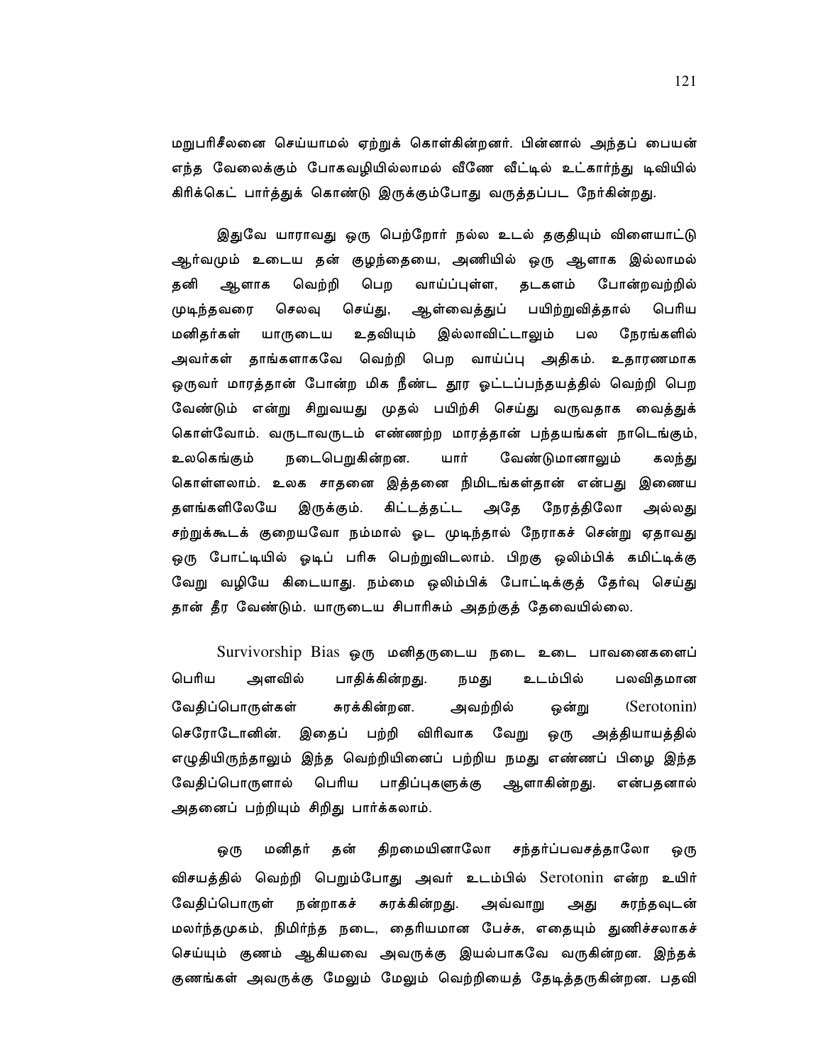மறுபரிசீலனை செய்யாமல் ஏற்றுக் கொள்கின்றனர். பின்னால் அந்தப் பையன் எந்த வேலைக்கும் போகவழியில்லாமல் வீணே வீட்டில் உட்கார்ந்து டிவியில் கிரிக்கெட் பார்த்துக் கொண்டு இருக்கும்போது வருத்தப்பட நேர்கின்றது.

இதுவே யாராவது ஒரு பெற்றோர் நல்ல உடல் தகுதியும் விளையாட்டு ஆர்வமும் உடைய தன் குழந்தையை, அணியில் ஒரு ஆளாக இல்லாமல் தனி ஆளாக வெற்றி பெற வாய்ப்புள்ள, தடகளம் போன்றவற்றில் முடிந்தவரை செலவு செய்து, ஆள்வைத்துப் பயிற்றுவித்தால் பெரிய மனிதர்கள் யாருடைய உதவியும் இல்லாவிட்டாலும் பல நேரங்களில் அவர்கள் தாங்களாகவே வெற்றி பெற வாய்ப்பு அதிகம். உதாரணமாக ஒருவர் மாரத்தான் போன்ற மிக நீண்ட தூர ஓட்டப்பந்தயத்தில் வெற்றி பெற வேண்டும் என்று சிறுவயது முதல் பயிற்சி செய்து வருவதாக வைத்துக் கொள்வோம். வருடாவருடம் எண்ணற்ற மாரத்தான் பந்தயங்கள் நாடெங்கும், உலகெங்கும் நடைபெறுகின்றன. யார் வேண்டுமானாலும் கலந்து கொள்ளலாம். உலக சாதனை இத்தனை நிமிடங்கள்தான் என்பது இணைய தளங்களிலேயே இருக்கும். கிட்டத்தட்ட அதே நேரத்திலோ அல்லது சற்றுக்கூடக் குறையவோ நம்மால் ஓட முடிந்தால் நேராகச் சென்று ஏதாவது ஒரு போட்டியில் ஓடிப் பரிசு பெற்றுவிடலாம். பிறகு ஒலிம்பிக் கமிட்டிக்கு வேறு வழியே கிடையாது. நம்மை ஒலிம்பிக் போட்டிக்குத் தேர்வு செய்து தான் தீர வேண்டும். யாருடைய சிபாரிசும் அதற்குத் தேவையில்லை.

Survivorship Bias ஒரு மனிதருடைய நடை உடை பாவனைகளைப் பெரிய அளவில் பாதிக்கின்றது. நமது உடம்பில் பலவிதமான வேதிப்பொருள்கள் சுரக்கின்றன. அவற்றில் ஒன்று (Serotonin) செரோடோனின். இதைப் பற்றி விரிவாக வேறு ஒரு அத்தியாயத்தில் எழுதியிருந்தாலும் இந்த வெற்றியினைப் பற்றிய நமது எண்ணப் பிழை இந்த வேதிப்பொருளால் பெரிய பாதிப்புகளுக்கு ஆளாகின்றது. என்பதனால் அதனைப் பற்றியும் சிறிது பார்க்கலாம்.

ஒரு மனிதர் தன் திறமையினாலோ சந்தர்ப்பவசத்தாலோ ஒரு விசயத்தில் வெற்றி பெறும்போது அவர் உடம்பில் Serotonin என்ற உயிர் வேதிப்பொருள் நன்றாகச் சுரக்கின்றது. அவ்வாறு அது சுரந்தவுடன் மலர்ந்தமுகம், நிமிர்ந்த நடை, தைரியமான பேச்சு, எதையும் துணிச்சலாகச் செய்யும் குணம் ஆகியவை அவருக்கு இயல்பாகவே வருகின்றன. இந்தக் குணங்கள் அவருக்கு மேலும் மேலும் வெற்றியைத் தேடித்தருகின்றன. பதவி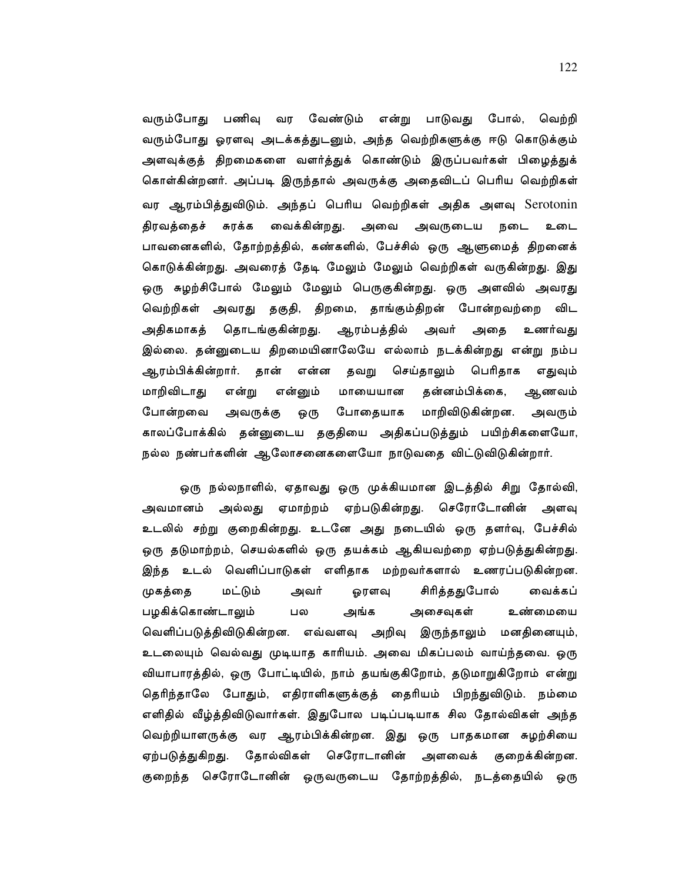வரும்போது பணிவு வர வேண்டும் என்று பாடுவது போல், வெற்றி வரும்போது ஓரளவு அடக்கத்துடனும், அந்த வெற்றிகளுக்கு ஈடு கொடுக்கும் அளவுக்குத் திறமைகளை வளர்த்துக் கொண்டும் இருப்பவர்கள் பிழைத்துக் கொள்கின்றனர். அப்படி இருந்தால் அவருக்கு அதைவிடப் பெரிய வெற்றிகள் வர ஆரம்பித்துவிடும். அந்தப் பெரிய வெற்றிகள் அதிக அளவு Serotonin திரவத்தைச் சுரக்க வைக்கின்றது. அவை அவருடைய நடை உடை பாவனைகளில், தோற்றத்தில், கண்களில், பேச்சில் ஒரு ஆளுமைத் திறனைக் கொடுக்கின்றது. அவரைத் தேடி மேலும் மேலும் வெற்றிகள் வருகின்றது. இது ஒரு சுழற்சிபோல் மேலும் மேலும் பெருகுகின்றது. ஒரு அளவில் அவரது வெற்றிகள் அவரது தகுதி, திறமை, தாங்கும்திறன் போன்றவற்றை விட அதிகமாகத் தொடங்குகின்றது. ஆரம்பத்தில் அவர் அதை உணர்வது இல்லை. தன்னுடைய திறமையினாலேயே எல்லாம் நடக்கின்றது என்று நம்ப ஆரம்பிக்கின்றார். தான் என்ன தவறு செய்தாலும் பெரிதாக எதுவும் மாறிவிடாது என்று என்னும் மாயையான தன்னம்பிக்கை, ஆணவம் போன்றவை அவருக்கு ஒரு போதையாக மாறிவிடுகின்றன. அவரும் காலப்போக்கில் தன்னுடைய தகுதியை அதிகப்படுத்தும் பயிற்சிகளையோ, நல்ல நண்பர்களின் ஆலோசனைகளையோ நாடுவதை விட்டுவிடுகின்றார்.

ஒரு நல்லநாளில், ஏதாவது ஒரு முக்கியமான இடத்தில் சிறு தோல்வி, அவமானம் அல்லது ஏமாற்றம் ஏற்படுகின்றது. செரோடோனின் அளவு உடலில் சற்று குறைகின்றது. உடனே அது நடையில் ஒரு தளர்வு, பேச்சில் ஒரு தடுமாற்றம், செயல்களில் ஒரு தயக்கம் ஆகியவற்றை ஏற்படுத்துகின்றது. இந்த உடல் வெளிப்பாடுகள் எளிதாக மற்றவர்களால் உணரப்படுகின்றன. முகத்தை மட்டும் அவர் ஓரளவு சிரித்ததுபோல் வைக்கப் பழகிக்கொண்டாலும் பல அங்க அசைவுகள் உண்மையை வெளிப்படுத்திவிடுகின்றன. எவ்வளவு அறிவு இருந்தாலும் மனதினையும், உடலையும் வெல்வது முடியாத காரியம். அவை மிகப்பலம் வாய்ந்தவை. ஒரு வியாபாரத்தில், ஒரு போட்டியில், நாம் தயங்குகிறோம், தடுமாறுகிறோம் என்று தெரிந்தாலே போதும், எதிராளிகளுக்குத் தைரியம் பிறந்துவிடும். நம்மை எளிதில் வீழ்த்திவிடுவார்கள். இதுபோல படிப்படியாக சில தோல்விகள் அந்த வெற்றியாளருக்கு வர ஆரம்பிக்கின்றன. இது ஒரு பாதகமான சுழற்சியை ஏற்படுத்துகிறது. தோல்விகள் செரோடானின் அளவைக் குறைக்கின்றன. குறைந்த செரோடோனின் ஒருவருடைய தோற்றத்தில், நடத்தையில் ஒரு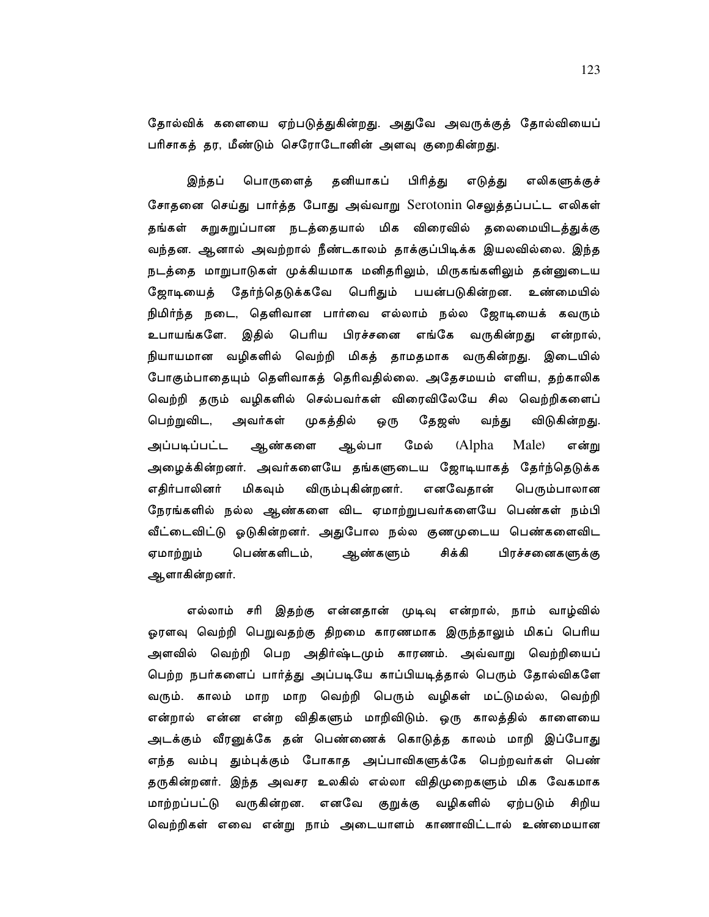தோல்விக் களையை ஏற்படுத்துகின்றது. அதுவே அவருக்குத் தோல்வியைப் பரிசாகத் தர, மீண்டும் செரோடோனின் அளவு குறைகின்றது.

இந்தப் பொருளைத் தனியாகப் பிரித்து எடுத்து எலிகளுக்குச் சோதனை செய்து பார்த்த போது அவ்வாறு Serotonin செலுத்தப்பட்ட எலிகள் தங்கள் சுறுசுறுப்பான நடத்தையால் மிக விரைவில் தலைமையிடத்துக்கு வந்தன. ஆனால் அவற்றால் நீண்டகாலம் தாக்குப்பிடிக்க இயலவில்லை. இந்த நடத்தை மாறுபாடுகள் முக்கியமாக மனிதரிலும், மிருகங்களிலும் தன்னுடைய ஜோடியைத் தேர்ந்தெடுக்கவே பெரிதும் பயன்படுகின்றன. உண்மையில் நிமிர்ந்த நடை, தெளிவான பார்வை எல்லாம் நல்ல ஜோடியைக் கவரும் உபாயங்களே. இதில் பெரிய பிரச்சனை எங்கே வருகின்றது என்றால், நியாயமான வழிகளில் வெற்றி மிகத் தாமதமாக வருகின்றது. இடையில் போகும்பாதையும் தெளிவாகத் தெரிவதில்லை. அதேசமயம் எளிய, தற்காலிக வெற்றி தரும் வழிகளில் செல்பவர்கள் விரைவிலேயே சில வெற்றிகளைப் பெற்றுவிட, அவர்கள் முகத்தில் ஒரு தேஜஸ் வந்து விடுகின்றது. அப்படிப்பட்ட ஆண்களை ஆல்பா மேல் (Alpha Male) என்று அழைக்கின்றனர். அவர்களையே தங்களுடைய ஜோடியாகத் தேர்ந்தெடுக்க எதிர்பாலினர் மிகவும் விரும்புகின்றனர். எனவேதான் பெரும்பாலான நேரங்களில் நல்ல ஆண்களை விட ஏமாற்றுபவர்களையே பெண்கள் நம்பி வீட்டைவிட்டு ஓடுகின்றனர். அதுபோல நல்ல குணமுடைய பெண்களைவிட ஏமாற்றும் பெண்களிடம், ஆண்களும் சிக்கி பிரச்சனைகளுக்கு ஆளாகின்றனர்.

எல்லாம் சரி இதற்கு என்னதான் முடிவு என்றால், நாம் வாழ்வில் ஓரளவு வெற்றி பெறுவதற்கு திறமை காரணமாக இருந்தாலும் மிகப் பெரிய அளவில் வெற்றி பெற அதிர்ஷ்டமும் காரணம். அவ்வாறு வெற்றியைப் பெற்ற நபர்களைப் பார்த்து அப்படியே காப்பியடித்தால் பெரும் தோல்விகளே வரும். காலம் மாற மாற வெற்றி பெறும் வழிகள் மட்டுமல்ல, வெற்றி என்றால் என்ன என்ற விதிகளும் மாறிவிடும். ஒரு காலத்தில் காளையை அடக்கும் வீரனுக்கே தன் பெண்ணைக் கொடுத்த காலம் மாறி இப்போது எந்த வம்பு தும்புக்கும் போகாத அப்பாவிகளுக்கே பெற்றவர்கள் பெண் தருகின்றனர். இந்த அவசர உலகில் எல்லா விதிமுறைகளும் மிக வேகமாக மாற்றப்பட்டு வருகின்றன. எனவே குறுக்கு வழிகளில் ஏற்படும் சிறிய வெற்றிகள் எவை என்று நாம் அடையாளம் காணாவிட்டால் உண்மையான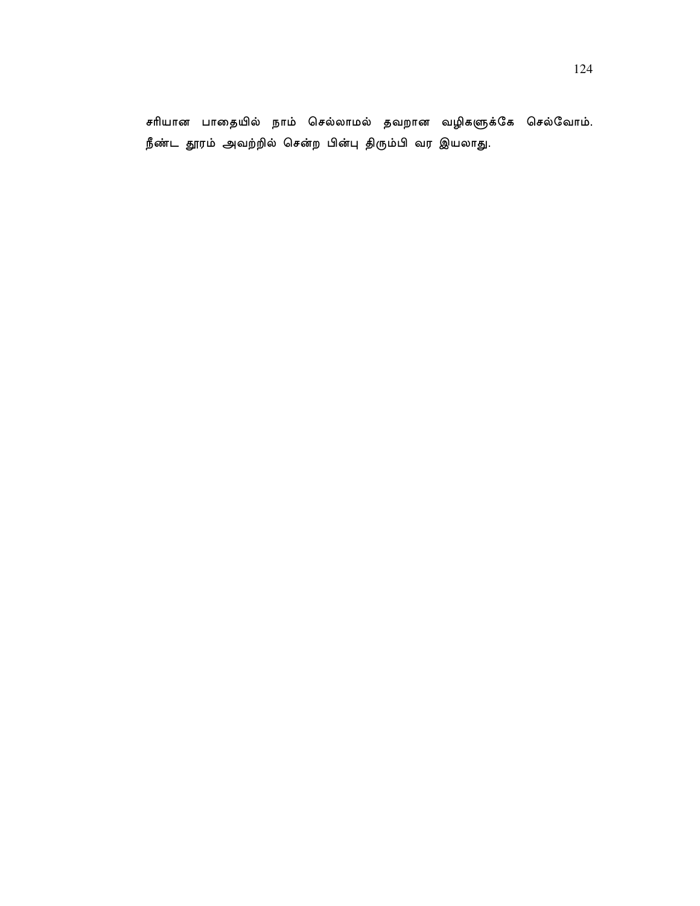சரியான பாதையில் நாம் செல்லாமல் தவறான வழிகளுக்கே செல்வோம். நீண்ட தூரம் அவற்றில் சென்ற பின்பு திரும்பி வர இயலாது.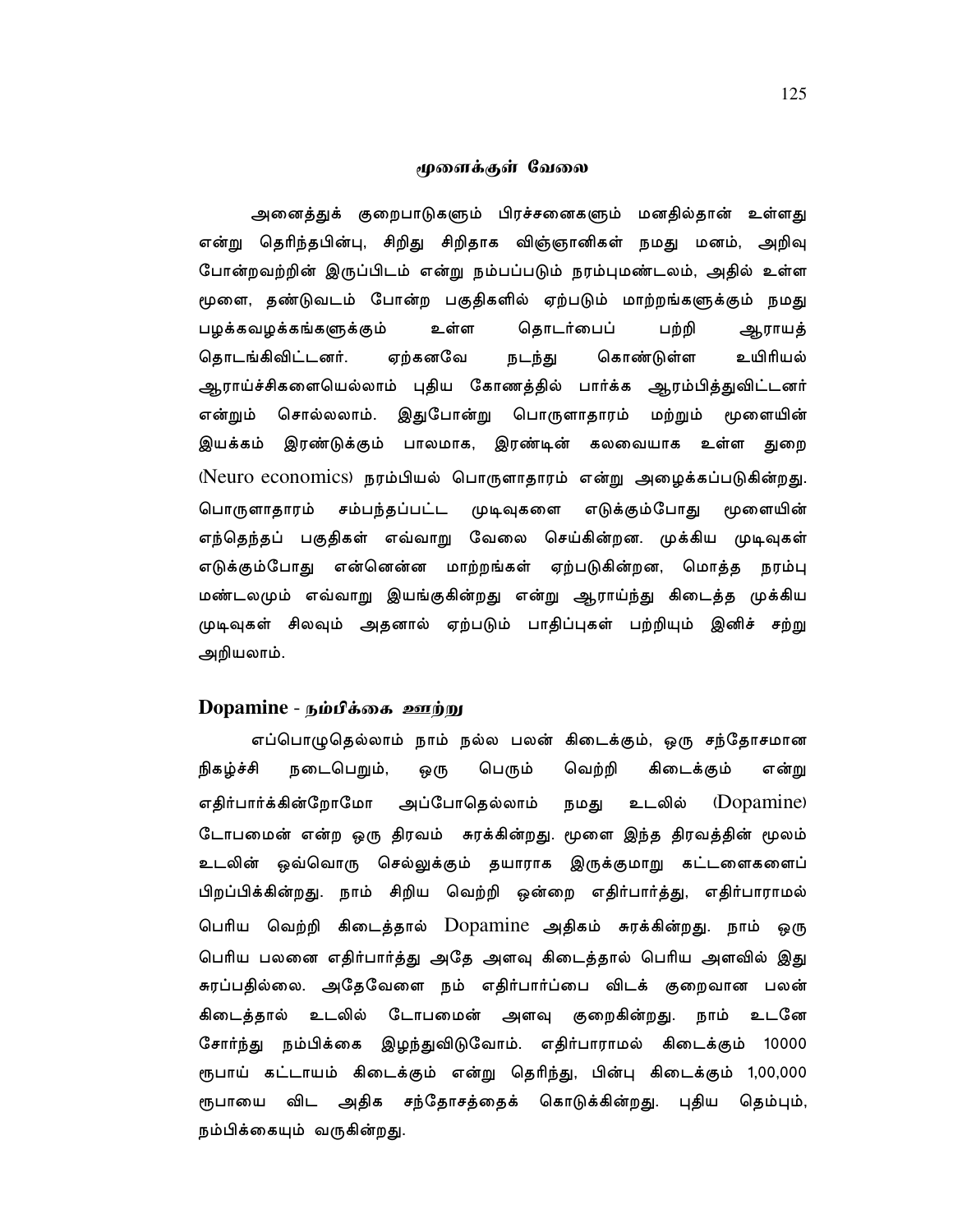### மூளைக்குள் வேலை

அனைத்துக் குறைபாடுகளும் பிரச்சனைகளும் மனதில்தான் உள்ளது என்று தெரிந்தபின்பு, சிறிது சிறிதாக விஞ்ஞானிகள் நமது மனம், அறிவு போன்றவற்றின் இருப்பிடம் என்று நம்பப்படும் நரம்புமண்டலம், அதில் உள்ள மூளை, தண்டுவடம் போன்ற பகுதிகளில் ஏற்படும் மாற்றங்களுக்கும் நமது பழக்கவழக்கங்களுக்கும் உள்ள தொடர்பைப் பற்றி ஆராயத் தொடங்கிவிட்டனர். ஏற்கனவே நடந்து கொண்டுள்ள உயிரியல் ஆராய்ச்சிகளையெல்லாம் புதிய கோணத்தில் பார்க்க ஆரம்பித்துவிட்டனர் என்றும் சொல்லலாம். இதுபோன்று பொருளாதாரம் மற்றும் மூளையின் இயக்கம் இரண்டுக்கும் பாலமாக, இரண்டின் கலவையாக உள்ள துறை (Neuro economics) நரம்பியல் பொருளாதாரம் என்று அழைக்கப்படுகின்றது. பொருளாதாரம் சம்பந்தப்பட்ட முடிவுகளை எடுக்கும்போது மூளையின் எந்தெந்தப் பகுதிகள் எவ்வாறு வேலை செய்கின்றன. முக்கிய முடிவுகள் எடுக்கும்போது என்னென்ன மாற்றங்கள் ஏற்படுகின்றன, மொத்த நரம்பு மண்டலமும் எவ்வாறு இயங்குகின்றது என்று ஆராய்ந்து கிடைத்த முக்கிய முடிவுகள் சிலவும் அதனால் ஏற்படும் பாதிப்புகள் பற்றியும் இனிச் சற்று அறியலாம்.

### Dopamine - நம்பிக்கை ஊற்று

எப்பொழுதெல்லாம் நாம் நல்ல பலன் கிடைக்கும், ஒரு சந்தோசமான நிகழ்ச்சி நடைபெறும், ஒரு பெரும் வெற்றி கிடைக்கும் என்று எதிர்பார்க்கின்றோமோ அப்போதெல்லாம் நமது உடலில் (Dopamine) டோபமைன் என்ற ஒரு திரவம் சுரக்கின்றது. மூளை இந்த திரவத்தின் மூலம் உடலின் ஒவ்வொரு செல்லுக்கும் தயாராக இருக்குமாறு கட்டளைகளைப் பிறப்பிக்கின்றது. நாம் சிறிய வெற்றி ஒன்றை எதிர்பார்த்து, எதிர்பாராமல் பெரிய வெற்றி கிடைத்தால் Dopamine அதிகம் சுரக்கின்றது. நாம் ஒரு பெரிய பலனை எதிர்பார்த்து அதே அளவு கிடைத்தால் பெரிய அளவில் இது சுரப்பதில்லை. அதேவேளை நம் எதிர்பார்ப்பை விடக் குறைவான பலன் கிடைத்தால் உடலில் டோபமைன் அளவு குறைகின்றது. நாம் உடனே சோர்ந்து நம்பிக்கை இழந்துவிடுவோம். எதிர்பாராமல் கிடைக்கும் 10000 ரூபாய் கட்டாயம் கிடைக்கும் என்று தெரிந்து, பின்பு கிடைக்கும் 1,00,000 ரூபாயை விட அதிக சந்தோசத்தைக் கொடுக்கின்றது. புதிய தெம்பும், நம்பிக்கையும் வருகின்றது.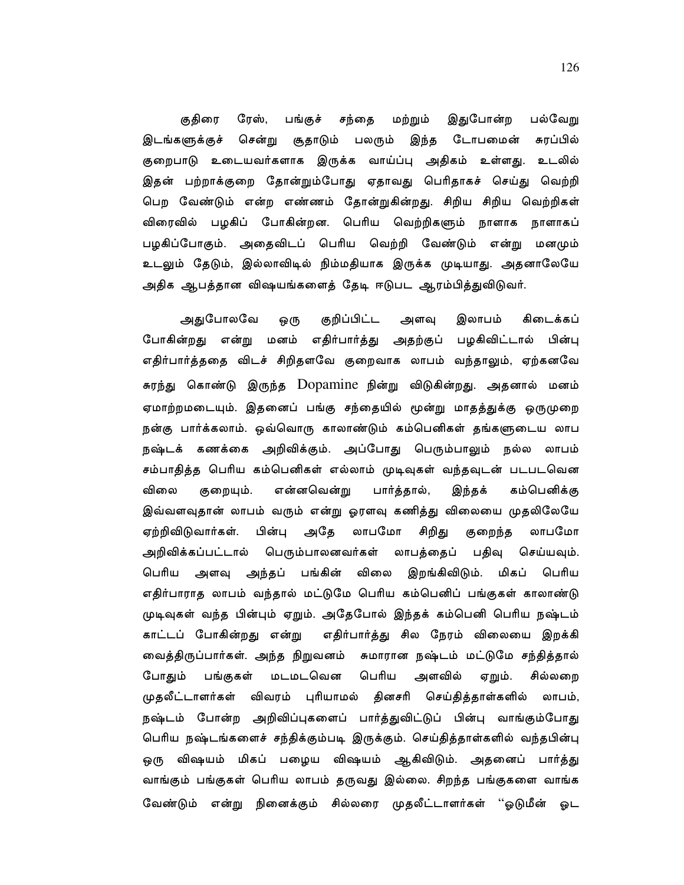குதிரை ரேஸ், பங்குச் சந்தை மற்றும் இதுபோன்ற பல்வேறு இடங்களுக்குச் சென்று சூதாடும் பலரும் இந்த டோபமைன் சுரப்பில் குறைபாடு உடையவர்களாக இருக்க வாய்ப்பு அதிகம் உள்ளது. உடலில் இதன் பற்றாக்குறை தோன்றும்போது ஏதாவது பெரிதாகச் செய்து வெற்றி பெற வேண்டும் என்ற எண்ணம் தோன்றுகின்றது. சிறிய சிறிய வெற்றிகள் விரைவில் பழகிப் போகின்றன. பெரிய வெற்றிகளும் நாளாக நாளாகப் பழகிப்போகும். அதைவிடப் பெரிய வெற்றி வேண்டும் என்று மனமும் உடலும் தேடும், இல்லாவிடில் நிம்மதியாக இருக்க முடியாது. அதனாலேயே அதிக ஆபத்தான விஷயங்களைத் தேடி ஈடுபட ஆரம்பித்துவிடுவர்.

அதுபோலவே ஒரு குறிப்பிட்ட அளவு இலாபம் கிடைக்கப் போகின்றது என்று மனம் எதிர்பார்த்து அதற்குப் பழகிவிட்டால் பின்பு எதிர்பார்த்ததை விடச் சிறிதளவே குறைவாக லாபம் வந்தாலும், ஏற்கனவே சுரந்து கொண்டு இருந்த Dopamine நின்று விடுகின்றது. அதனால் மனம் ஏமாற்றமடையும். இதனைப் பங்கு சந்தையில் மூன்று மாதத்துக்கு ஒருமுறை நன்கு பார்க்கலாம். ஒவ்வொரு காலாண்டும் கம்பெனிகள் தங்களுடைய லாப நஷ்டக் கணக்கை அறிவிக்கும். அப்போது பெரும்பாலும் நல்ல லாபம் சம்பாதித்த பெரிய கம்பெனிகள் எல்லாம் முடிவுகள் வந்தவுடன் படபடவென விலை குறையும். என்னவென்று பார்த்தால், இந்தக் கம்பெனிக்கு இவ்வளவுதான் லாபம் வரும் என்று ஓரளவு கணித்து விலையை முதலிலேயே ஏற்றிவிடுவார்கள். பின்பு அதே லாபமோ சிறிது குறைந்த லாபமோ அறிவிக்கப்பட்டால் பெரும்பாலனவர்கள் லாபத்தைப் பதிவு செய்யவும். பெரிய அளவு அந்தப் பங்கின் விலை இறங்கிவிடும். மிகப் பெரிய எதிர்பாராத லாபம் வந்தால் மட்டுமே பெரிய கம்பெனிப் பங்குகள் காலாண்டு முடிவுகள் வந்த பின்பும் ஏறும். அதேபோல் இந்தக் கம்பெனி பெரிய நஷ்டம் காட்டப் போகின்றது என்று எதிர்பார்த்து சில நேரம் விலையை இறக்கி வைத்திருப்பார்கள். அந்த நிறுவனம் சுமாரான நஷ்டம் மட்டுமே சந்தித்தால் போதும் பங்குகள் மடமடவென பெரிய அளவில் ஏறும். சில்லறை முதலீட்டாளர்கள் விவரம் புரியாமல் தினசரி செய்தித்தாள்களில் லாபம், நஷ்டம் போன்ற அறிவிப்புகளைப் பார்த்துவிட்டுப் பின்பு வாங்கும்போது பெரிய நஷ்டங்களைச் சந்திக்கும்படி இருக்கும். செய்தித்தாள்களில் வந்தபின்பு ஒரு விஷயம் மிகப் பழைய விஷயம் ஆகிவிடும். அதனைப் பார்த்து வாங்கும் பங்குகள் பெரிய லாபம் தருவது இல்லை. சிறந்த பங்குகளை வாங்க வேண்டும் என்று நினைக்கும் சில்லரை முதலீட்டாளர்கள் "ஓடுமீன் ஓட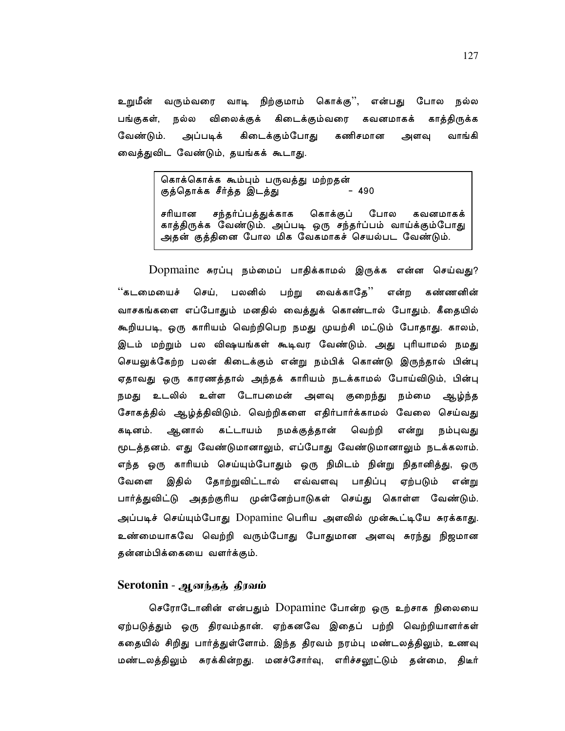உறுமீன் வரும்வரை வாடி நிற்குமாம் கொக்கு'', என்பது போல நல்ல பங்குகள், நல்ல விலைக்குக் கிடைக்கும்வரை கவனமாகக் காத்திருக்க வேண்டும். அப்படிக் கிடைக்கும்போது கணிசமான அளவு வாங்கி வைத்துவிட வேண்டும், தயங்கக் கூடாது.

> கொக்கொக்க கூம்பும் பருவத்து மற்றதன்
> குத்தொக்க சீர்த்த இடத்து - 490
>
> சரியான சந்தர்ப்பத்துக்காக கொக்குப் போல கவனமாகக் காத்திருக்க வேண்டும். அப்படி ஒரு சந்தர்ப்பம் வாய்க்கும்போது அதன் குத்தினை போல மிக வேகமாகச் செயல்பட வேண்டும்.

Dopmaine சுரப்பு நம்மைப் பாதிக்காமல் இருக்க என்ன செய்வது? ''கடமையைச் செய், பலனில் பற்று வைக்காதே'' என்ற கண்ணனின் வாசகங்களை எப்போதும் மனதில் வைத்துக் கொண்டால் போதும். கீதையில் கூறியபடி, ஒரு காரியம் வெற்றிபெற நமது முயற்சி மட்டும் போதாது. காலம், இடம் மற்றும் பல விஷயங்கள் கூடிவர வேண்டும். அது புரியாமல் நமது செயலுக்கேற்ற பலன் கிடைக்கும் என்று நம்பிக் கொண்டு இருந்தால் பின்பு ஏதாவது ஒரு காரணத்தால் அந்தக் காரியம் நடக்காமல் போய்விடும், பின்பு நமது உடலில் உள்ள டோபமைன் அளவு குறைந்து நம்மை ஆழ்ந்த சோகத்தில் ஆழ்த்திவிடும். வெற்றிகளை எதிர்பார்க்காமல் வேலை செய்வது கடினம். ஆனால் கட்டாயம் நமக்குத்தான் வெற்றி என்று நம்புவது மூடத்தனம். எது வேண்டுமானாலும், எப்போது வேண்டுமானாலும் நடக்கலாம். எந்த ஒரு காரியம் செய்யும்போதும் ஒரு நிமிடம் நின்று நிதானித்து, ஒரு வேளை இதில் தோற்றுவிட்டால் எவ்வளவு பாதிப்பு ஏற்படும் என்று பார்த்துவிட்டு அதற்குரிய முன்னேற்பாடுகள் செய்து கொள்ள வேண்டும். அப்படிச் செய்யும்போது Dopamine பெரிய அளவில் முன்கூட்டியே சுரக்காது. உண்மையாகவே வெற்றி வரும்போது போதுமான அளவு சுரந்து நிஜமான தன்னம்பிக்கையை வளர்க்கும்.

## Serotonin - ஆனந்தத் திரவம்

செரோடோனின் என்பதும் Dopamine போன்ற ஒரு உற்சாக நிலையை ஏற்படுத்தும் ஒரு திரவம்தான். ஏற்கனவே இதைப் பற்றி வெற்றியாளர்கள் கதையில் சிறிது பார்த்துள்ளோம். இந்த திரவம் நரம்பு மண்டலத்திலும், உணவு மண்டலத்திலும் சுரக்கின்றது. மனச்சோர்வு, எரிச்சலூட்டும் தன்மை, திடீர்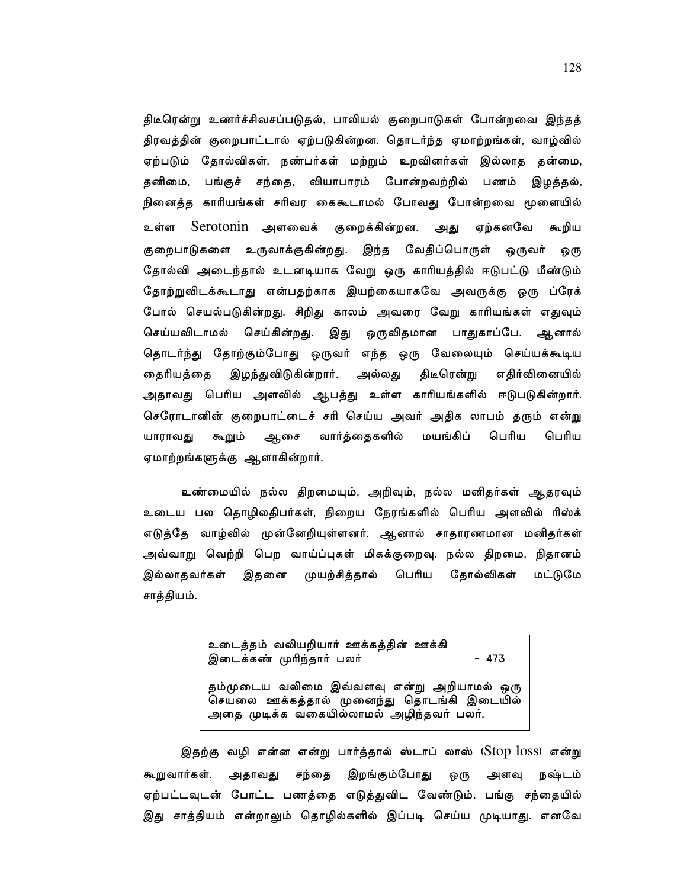திடீரென்று உணர்ச்சிவசப்படுதல், பாலியல் குறைபாடுகள் போன்றவை இந்தத் திரவத்தின் குறைபாட்டால் ஏற்படுகின்றன. தொடர்ந்த ஏமாற்றங்கள், வாழ்வில் ஏற்படும் தோல்விகள், நண்பர்கள் மற்றும் உறவினர்கள் இல்லாத தன்மை, தனிமை, பங்குச் சந்தை, வியாபாரம் போன்றவற்றில் பணம் இழத்தல், நினைத்த காரியங்கள் சரிவர கைகூடாமல் போவது போன்றவை மூளையில் உள்ள Serotonin அளவைக் குறைக்கின்றன. அது ஏற்கனவே கூறிய குறைபாடுகளை உருவாக்குகின்றது. இந்த வேதிப்பொருள் ஒருவர் ஒரு தோல்வி அடைந்தால் உடனடியாக வேறு ஒரு காரியத்தில் ஈடுபட்டு மீண்டும் தோற்றுவிடக்கூடாது என்பதற்காக இயற்கையாகவே அவருக்கு ஒரு ப்ரேக் போல் செயல்படுகின்றது. சிறிது காலம் அவரை வேறு காரியங்கள் எதுவும் செய்யவிடாமல் செய்கின்றது. இது ஒருவிதமான பாதுகாப்பே. ஆனால் தொடர்ந்து தோற்கும்போது ஒருவர் எந்த ஒரு வேலையும் செய்யக்கூடிய தைரியத்தை இழந்துவிடுகின்றார். அல்லது திடீரென்று எதிர்வினையில் அதாவது பெரிய அளவில் ஆபத்து உள்ள காரியங்களில் ஈடுபடுகின்றார். செரோடானின் குறைபாட்டைச் சரி செய்ய அவர் அதிக லாபம் தரும் என்று யாராவது கூறும் ஆசை வார்த்தைகளில் மயங்கிப் பெரிய பெரிய ஏமாற்றங்களுக்கு ஆளாகின்றார்.

உண்மையில் நல்ல திறமையும், அறிவும், நல்ல மனிதர்கள் ஆதரவும் உடைய பல தொழிலதிபர்கள், நிறைய நேரங்களில் பெரிய அளவில் ரிஸ்க் எடுத்தே வாழ்வில் முன்னேறியுள்ளனர். ஆனால் சாதாரணமான மனிதர்கள் அவ்வாறு வெற்றி பெற வாய்ப்புகள் மிகக்குறைவு. நல்ல திறமை, நிதானம் இல்லாதவர்கள் இதனை முயற்சித்தால் பெரிய தோல்விகள் மட்டுமே சாத்தியம்.

> உடைத்தம் வலியறியார் ஊக்கத்தின் ஊக்கி
> இடைக்கண் முரிந்தார் பலர் - 473
>
> தம்முடைய வலிமை இவ்வளவு என்று அறியாமல் ஒரு செயலை ஊக்கத்தால் முனைந்து தொடங்கி இடையில் அதை முடிக்க வகையில்லாமல் அழிந்தவர் பலர்.

இதற்கு வழி என்ன என்று பார்த்தால் ஸ்டாப் லாஸ் (Stop loss) என்று கூறுவார்கள். அதாவது சந்தை இறங்கும்போது ஒரு அளவு நஷ்டம் ஏற்பட்டவுடன் போட்ட பணத்தை எடுத்துவிட வேண்டும். பங்கு சந்தையில் இது சாத்தியம் என்றாலும் தொழில்களில் இப்படி செய்ய முடியாது. எனவே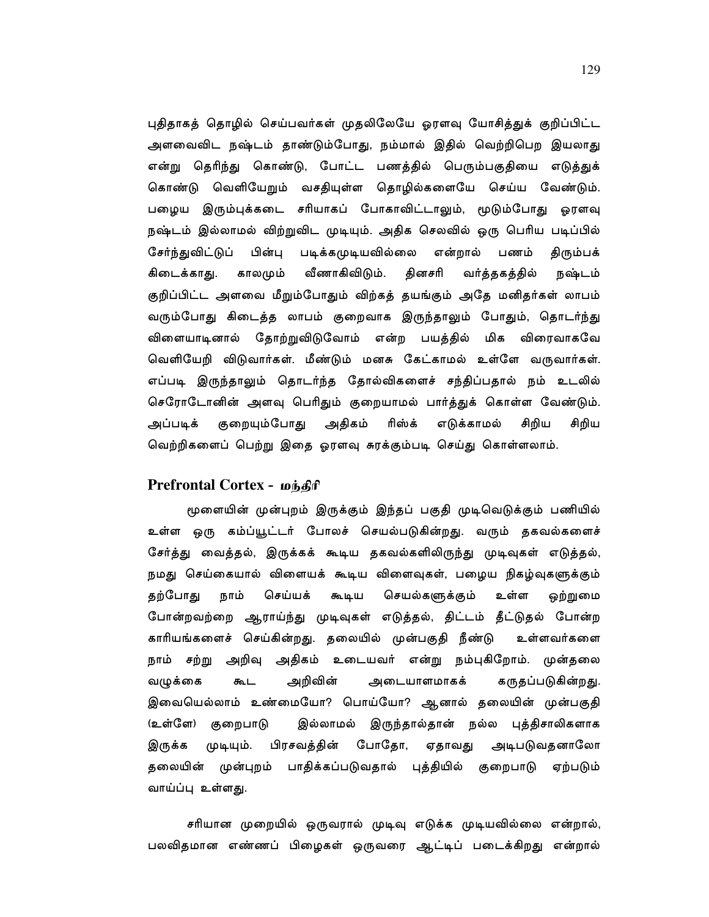புதிதாகத் தொழில் செய்பவர்கள் முதலிலேயே ஓரளவு யோசித்துக் குறிப்பிட்ட அளவைவிட நஷ்டம் தாண்டும்போது, நம்மால் இதில் வெற்றிபெற இயலாது என்று தெரிந்து கொண்டு, போட்ட பணத்தில் பெரும்பகுதியை எடுத்துக் கொண்டு வெளியேறும் வசதியுள்ள தொழில்களையே செய்ய வேண்டும். பழைய இரும்புக்கடை சரியாகப் போகாவிட்டாலும், மூடும்போது ஓரளவு நஷ்டம் இல்லாமல் விற்றுவிட முடியும். அதிக செலவில் ஒரு பெரிய படிப்பில் சேர்ந்துவிட்டுப் பின்பு படிக்கமுடியவில்லை என்றால் பணம் திரும்பக் கிடைக்காது. காலமும் வீணாகிவிடும். தினசரி வர்த்தகத்தில் நஷ்டம் குறிப்பிட்ட அளவை மீறும்போதும் விற்கத் தயங்கும் அதே மனிதர்கள் லாபம் வரும்போது கிடைத்த லாபம் குறைவாக இருந்தாலும் போதும், தொடர்ந்து விளையாடினால் தோற்றுவிடுவோம் என்ற பயத்தில் மிக விரைவாகவே வெளியேறி விடுவார்கள். மீண்டும் மனசு கேட்காமல் உள்ளே வருவார்கள். எப்படி இருந்தாலும் தொடர்ந்த தோல்விகளைச் சந்திப்பதால் நம் உடலில் செரோடோனின் அளவு பெரிதும் குறையாமல் பார்த்துக் கொள்ள வேண்டும். அப்படிக் குறையும்போது அதிகம் ரிஸ்க் எடுக்காமல் சிறிய சிறிய வெற்றிகளைப் பெற்று இதை ஓரளவு சுரக்கும்படி செய்து கொள்ளலாம்.

## Prefrontal Cortex - *மந்திரி*

மூளையின் முன்புறம் இருக்கும் இந்தப் பகுதி முடிவெடுக்கும் பணியில் உள்ள ஒரு கம்ப்யூட்டர் போலச் செயல்படுகின்றது. வரும் தகவல்களைச் சேர்த்து வைத்தல், இருக்கக் கூடிய தகவல்களிலிருந்து முடிவுகள் எடுத்தல், நமது செய்கையால் விளையக் கூடிய விளைவுகள், பழைய நிகழ்வுகளுக்கும் தற்போது நாம் செய்யக் கூடிய செயல்களுக்கும் உள்ள ஒற்றுமை போன்றவற்றை ஆராய்ந்து முடிவுகள் எடுத்தல், திட்டம் தீட்டுதல் போன்ற காரியங்களைச் செய்கின்றது. தலையில் முன்பகுதி நீண்டு உள்ளவர்களை நாம் சற்று அறிவு அதிகம் உடையவர் என்று நம்புகிறோம். முன்தலை வழுக்கை கூட அறிவின் அடையாளமாகக் கருதப்படுகின்றது. இவையெல்லாம் உண்மையோ? பொய்யோ? ஆனால் தலையின் முன்பகுதி (உள்ளே) குறைபாடு இல்லாமல் இருந்தால்தான் நல்ல புத்திசாலிகளாக இருக்க முடியும். பிரசவத்தின் போதோ, ஏதாவது அடிபடுவதனாலோ தலையின் முன்புறம் பாதிக்கப்படுவதால் புத்தியில் குறைபாடு ஏற்படும் வாய்ப்பு உள்ளது.

சரியான முறையில் ஒருவரால் முடிவு எடுக்க முடியவில்லை என்றால், பலவிதமான எண்ணப் பிழைகள் ஒருவரை ஆட்டிப் படைக்கிறது என்றால்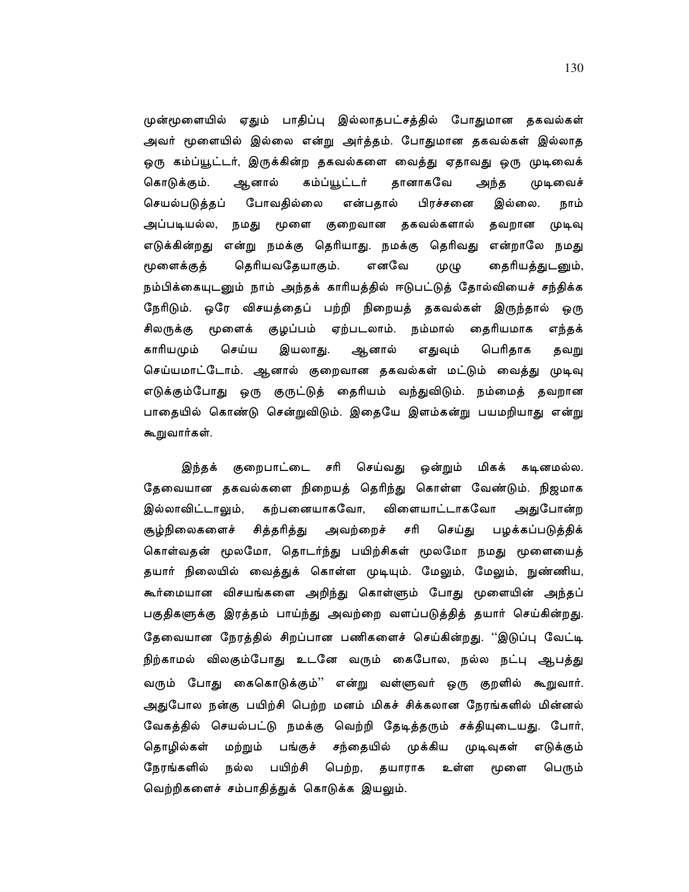முன்மூளையில் ஏதும் பாதிப்பு இல்லாதபட்சத்தில் போதுமான தகவல்கள் அவர் மூளையில் இல்லை என்று அர்த்தம். போதுமான தகவல்கள் இல்லாத ஒரு கம்ப்யூட்டர், இருக்கின்ற தகவல்களை வைத்து ஏதாவது ஒரு முடிவைக் கொடுக்கும். ஆனால் கம்ப்யூட்டர் தானாகவே அந்த முடிவைச் செயல்படுத்தப் போவதில்லை என்பதால் பிரச்சனை இல்லை. நாம் அப்படியல்ல, நமது மூளை குறைவான தகவல்களால் தவறான முடிவு எடுக்கின்றது என்று நமக்கு தெரியாது. நமக்கு தெரிவது என்றாலே நமது மூளைக்குத் தெரியவதேயாகும். எனவே முழு தைரியத்துடனும், நம்பிக்கையுடனும் நாம் அந்தக் காரியத்தில் ஈடுபட்டுத் தோல்வியைச் சந்திக்க நேரிடும். ஒரே விசயத்தைப் பற்றி நிறையத் தகவல்கள் இருந்தால் ஒரு சிலருக்கு மூளைக் குழப்பம் ஏற்படலாம். நம்மால் தைரியமாக எந்தக் காரியமும் செய்ய இயலாது. ஆனால் எதுவும் பெரிதாக தவறு செய்யமாட்டோம். ஆனால் குறைவான தகவல்கள் மட்டும் வைத்து முடிவு எடுக்கும்போது ஒரு குருட்டுத் தைரியம் வந்துவிடும். நம்மைத் தவறான பாதையில் கொண்டு சென்றுவிடும். இதையே இளம்கன்று பயமறியாது என்று கூறுவார்கள்.

இந்தக் குறைபாட்டை சரி செய்வது ஒன்றும் மிகக் கடினமல்ல. தேவையான தகவல்களை நிறையத் தெரிந்து கொள்ள வேண்டும். நிஜமாக இல்லாவிட்டாலும், கற்பனையாகவோ, விளையாட்டாகவோ அதுபோன்ற சூழ்நிலைகளைச் சித்தரித்து அவற்றைச் சரி செய்து பழக்கப்படுத்திக் கொள்வதன் மூலமோ, தொடர்ந்து பயிற்சிகள் மூலமோ நமது மூளையைத் தயார் நிலையில் வைத்துக் கொள்ள முடியும். மேலும், மேலும், நுண்ணிய, கூர்மையான விசயங்களை அறிந்து கொள்ளும் போது மூளையின் அந்தப் பகுதிகளுக்கு இரத்தம் பாய்ந்து அவற்றை வளப்படுத்தித் தயார் செய்கின்றது. தேவையான நேரத்தில் சிறப்பான பணிகளைச் செய்கின்றது. ‘‘இடுப்பு வேட்டி நிற்காமல் விலகும்போது உடனே வரும் கைபோல, நல்ல நட்பு ஆபத்து வரும் போது கைகொடுக்கும்’’ என்று வள்ளுவர் ஒரு குறளில் கூறுவார். அதுபோல நன்கு பயிற்சி பெற்ற மனம் மிகச் சிக்கலான நேரங்களில் மின்னல் வேகத்தில் செயல்பட்டு நமக்கு வெற்றி தேடித்தரும் சக்தியுடையது. போர், தொழில்கள் மற்றும் பங்குச் சந்தையில் முக்கிய முடிவுகள் எடுக்கும் நேரங்களில் நல்ல பயிற்சி பெற்ற, தயாராக உள்ள மூளை பெரும் வெற்றிகளைச் சம்பாதித்துக் கொடுக்க இயலும்.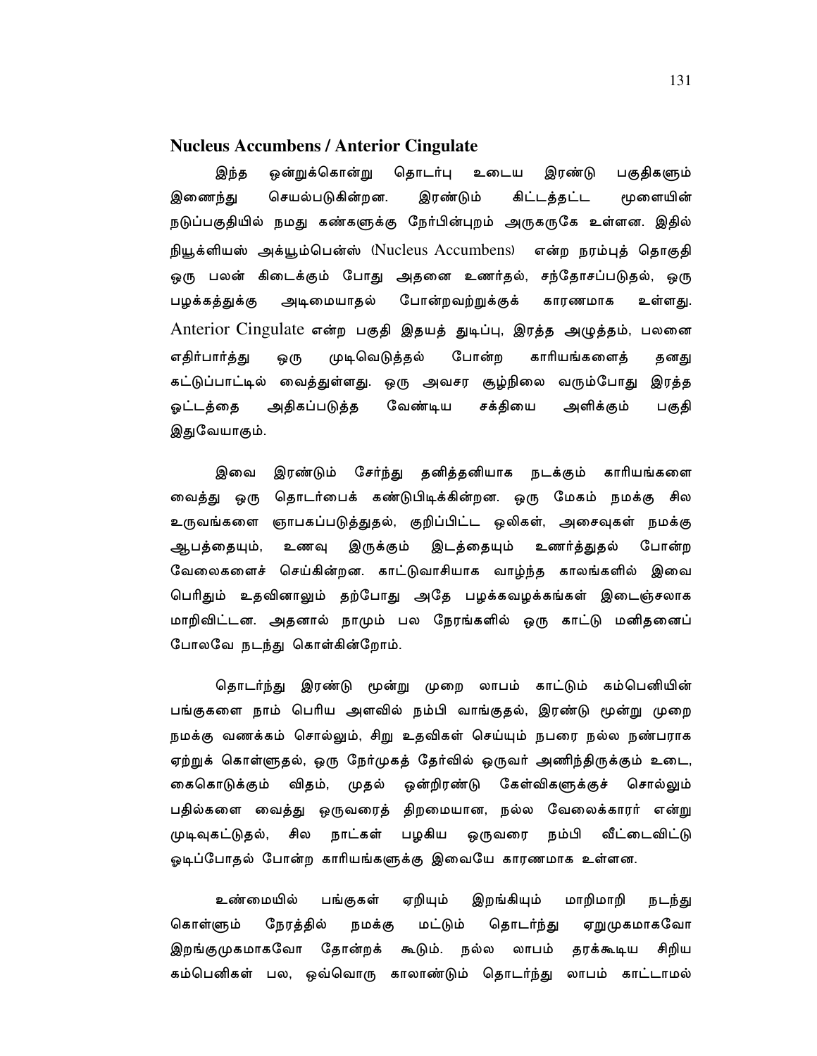## Nucleus Accumbens / Anterior Cingulate

இந்த ஒன்றுக்கொன்று தொடர்பு உடைய இரண்டு பகுதிகளும் இணைந்து செயல்படுகின்றன. இரண்டும் கிட்டத்தட்ட மூளையின் நடுப்பகுதியில் நமது கண்களுக்கு நேர்பின்புறம் அருகருகே உள்ளன. இதில் நியூக்ளியஸ் அக்யூம்பென்ஸ் (Nucleus Accumbens) என்ற நரம்புத் தொகுதி ஒரு பலன் கிடைக்கும் போது அதனை உணர்தல், சந்தோசப்படுதல், ஒரு பழக்கத்துக்கு அடிமையாதல் போன்றவற்றுக்குக் காரணமாக உள்ளது. Anterior Cingulate என்ற பகுதி இதயத் துடிப்பு, இரத்த அழுத்தம், பலனை எதிர்பார்த்து ஒரு முடிவெடுத்தல் போன்ற காரியங்களைத் தனது கட்டுப்பாட்டில் வைத்துள்ளது. ஒரு அவசர சூழ்நிலை வரும்போது இரத்த ஓட்டத்தை அதிகப்படுத்த வேண்டிய சக்தியை அளிக்கும் பகுதி இதுவேயாகும்.

இவை இரண்டும் சேர்ந்து தனித்தனியாக நடக்கும் காரியங்களை வைத்து ஒரு தொடர்பைக் கண்டுபிடிக்கின்றன. ஒரு மேகம் நமக்கு சில உருவங்களை ஞாபகப்படுத்துதல், குறிப்பிட்ட ஒலிகள், அசைவுகள் நமக்கு ஆபத்தையும், உணவு இருக்கும் இடத்தையும் உணர்த்துதல் போன்ற வேலைகளைச் செய்கின்றன. காட்டுவாசியாக வாழ்ந்த காலங்களில் இவை பெரிதும் உதவினாலும் தற்போது அதே பழக்கவழக்கங்கள் இடைஞ்சலாக மாறிவிட்டன. அதனால் நாமும் பல நேரங்களில் ஒரு காட்டு மனிதனைப் போலவே நடந்து கொள்கின்றோம்.

தொடர்ந்து இரண்டு மூன்று முறை லாபம் காட்டும் கம்பெனியின் பங்குகளை நாம் பெரிய அளவில் நம்பி வாங்குதல், இரண்டு மூன்று முறை நமக்கு வணக்கம் சொல்லும், சிறு உதவிகள் செய்யும் நபரை நல்ல நண்பராக ஏற்றுக் கொள்ளுதல், ஒரு நேர்முகத் தேர்வில் ஒருவர் அணிந்திருக்கும் உடை, கைகொடுக்கும் விதம், முதல் ஒன்றிரண்டு கேள்விகளுக்குச் சொல்லும் பதில்களை வைத்து ஒருவரைத் திறமையான, நல்ல வேலைக்காரர் என்று முடிவுகட்டுதல், சில நாட்கள் பழகிய ஒருவரை நம்பி வீட்டைவிட்டு ஓடிப்போதல் போன்ற காரியங்களுக்கு இவையே காரணமாக உள்ளன.

உண்மையில் பங்குகள் ஏறியும் இறங்கியும் மாறிமாறி நடந்து கொள்ளும் நேரத்தில் நமக்கு மட்டும் தொடர்ந்து ஏறுமுகமாகவோ இறங்குமுகமாகவோ தோன்றக் கூடும். நல்ல லாபம் தரக்கூடிய சிறிய கம்பெனிகள் பல, ஒவ்வொரு காலாண்டும் தொடர்ந்து லாபம் காட்டாமல்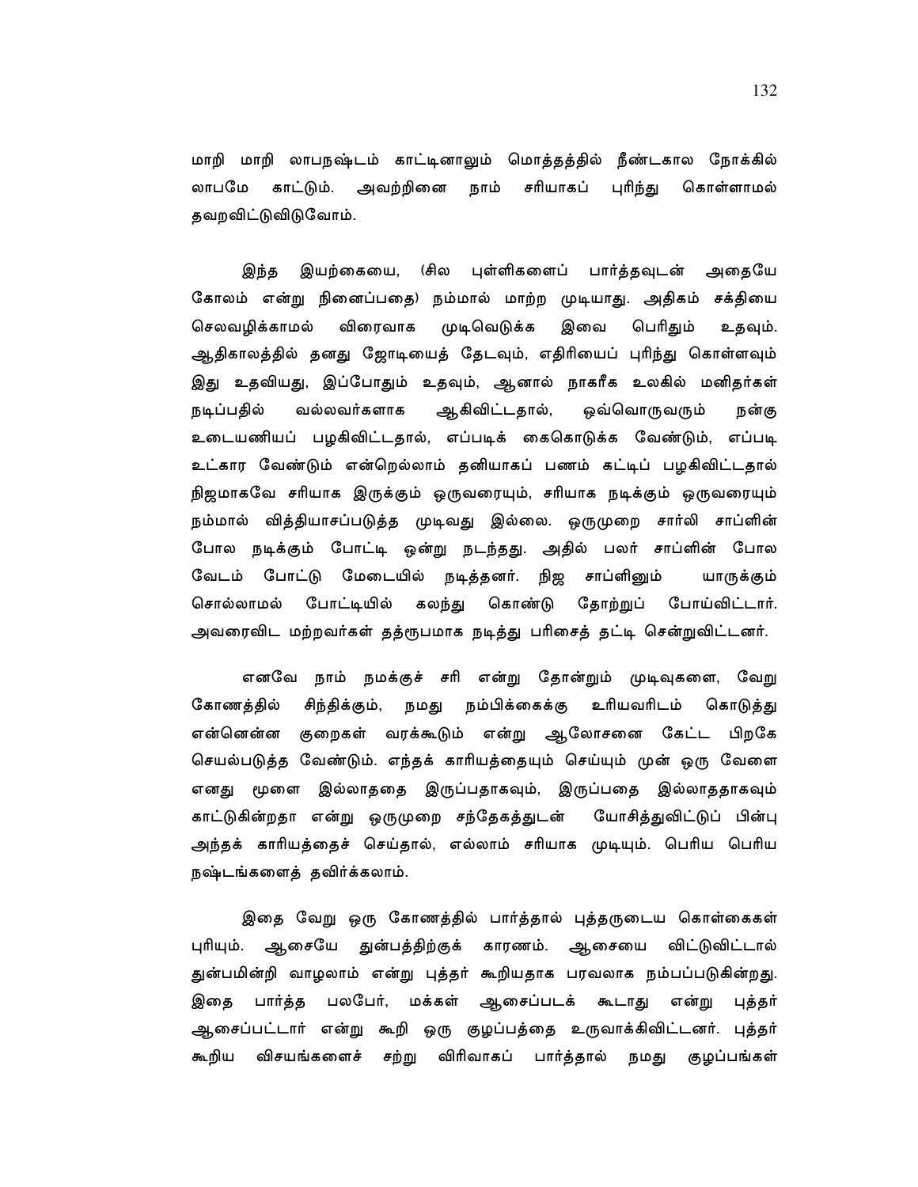மாறி மாறி லாபநஷ்டம் காட்டினாலும் மொத்தத்தில் நீண்டகால நோக்கில் லாபமே காட்டும். அவற்றினை நாம் சரியாகப் புரிந்து கொள்ளாமல் தவறவிட்டுவிடுவோம்.

இந்த இயற்கையை, (சில புள்ளிகளைப் பார்த்தவுடன் அதையே கோலம் என்று நினைப்பதை) நம்மால் மாற்ற முடியாது. அதிகம் சக்தியை செலவழிக்காமல் விரைவாக முடிவெடுக்க இவை பெரிதும் உதவும். ஆதிகாலத்தில் தனது ஜோடியைத் தேடவும், எதிரியைப் புரிந்து கொள்ளவும் இது உதவியது, இப்போதும் உதவும், ஆனால் நாகரீக உலகில் மனிதர்கள் நடிப்பதில் வல்லவர்களாக ஆகிவிட்டதால், ஒவ்வொருவரும் நன்கு உடையணியப் பழகிவிட்டதால், எப்படிக் கைகொடுக்க வேண்டும், எப்படி உட்கார வேண்டும் என்றெல்லாம் தனியாகப் பணம் கட்டிப் பழகிவிட்டதால் நிஜமாகவே சரியாக இருக்கும் ஒருவரையும், சரியாக நடிக்கும் ஒருவரையும் நம்மால் வித்தியாசப்படுத்த முடிவது இல்லை. ஒருமுறை சார்லி சாப்ளின் போல நடிக்கும் போட்டி ஒன்று நடந்தது. அதில் பலர் சாப்ளின் போல வேடம் போட்டு மேடையில் நடித்தனர். நிஜ சாப்ளினும் யாருக்கும் சொல்லாமல் போட்டியில் கலந்து கொண்டு தோற்றுப் போய்விட்டார். அவரைவிட மற்றவர்கள் தத்ரூபமாக நடித்து பரிசைத் தட்டி சென்றுவிட்டனர்.

எனவே நாம் நமக்குச் சரி என்று தோன்றும் முடிவுகளை, வேறு கோணத்தில் சிந்திக்கும், நமது நம்பிக்கைக்கு உரியவரிடம் கொடுத்து என்னென்ன குறைகள் வரக்கூடும் என்று ஆலோசனை கேட்ட பிறகே செயல்படுத்த வேண்டும். எந்தக் காரியத்தையும் செய்யும் முன் ஒரு வேளை எனது மூளை இல்லாததை இருப்பதாகவும், இருப்பதை இல்லாததாகவும் காட்டுகின்றதா என்று ஒருமுறை சந்தேகத்துடன் யோசித்துவிட்டுப் பின்பு அந்தக் காரியத்தைச் செய்தால், எல்லாம் சரியாக முடியும். பெரிய பெரிய நஷ்டங்களைத் தவிர்க்கலாம்.

இதை வேறு ஒரு கோணத்தில் பார்த்தால் புத்தருடைய கொள்கைகள் புரியும். ஆசையே துன்பத்திற்குக் காரணம். ஆசையை விட்டுவிட்டால் துன்பமின்றி வாழலாம் என்று புத்தர் கூறியதாக பரவலாக நம்பப்படுகின்றது. இதை பார்த்த பலபேர், மக்கள் ஆசைப்படக் கூடாது என்று புத்தர் ஆசைப்பட்டார் என்று கூறி ஒரு குழப்பத்தை உருவாக்கிவிட்டனர். புத்தர் கூறிய விசயங்களைச் சற்று விரிவாகப் பார்த்தால் நமது குழப்பங்கள்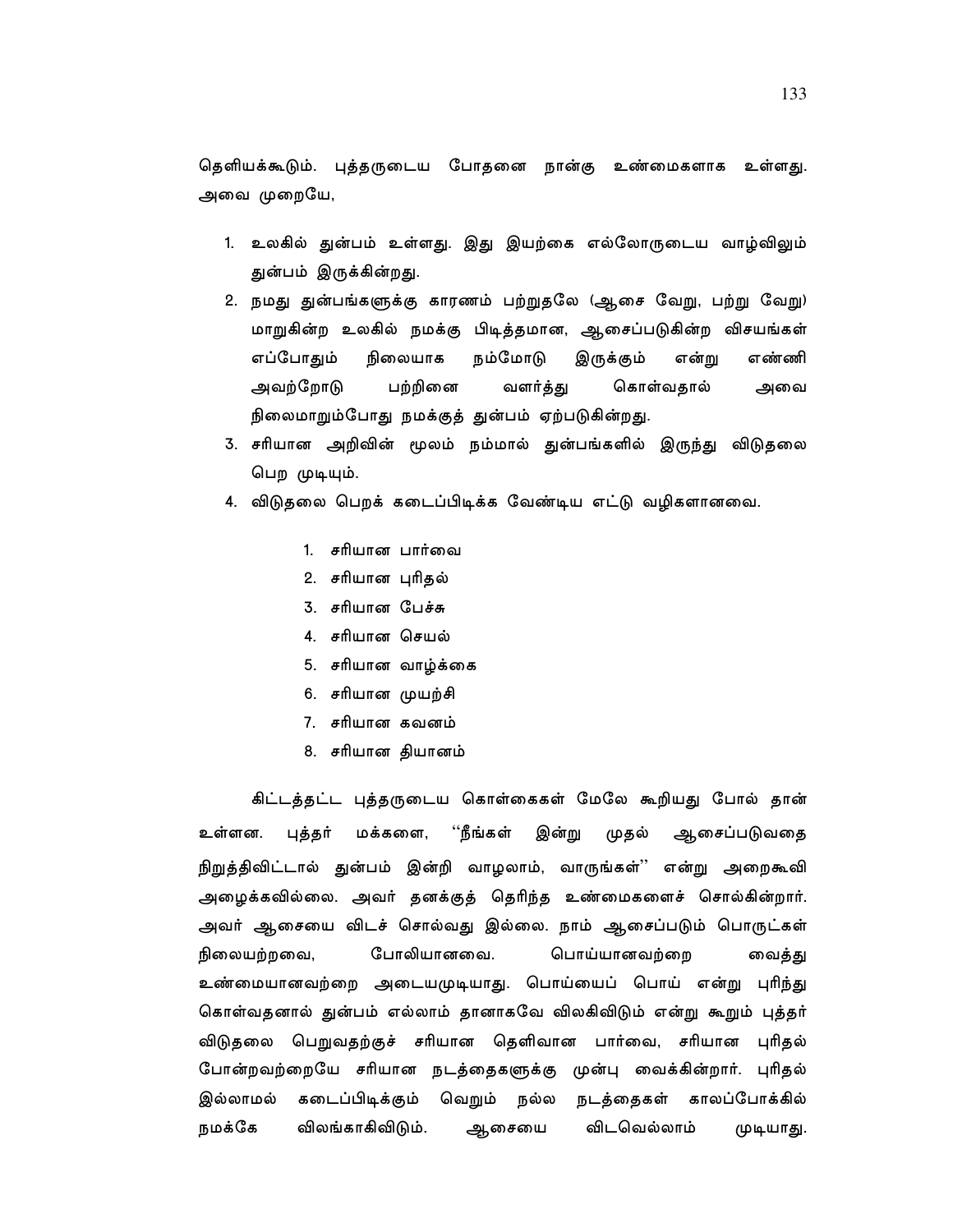தெளியக்கூடும். புத்தருடைய போதனை நான்கு உண்மைகளாக உள்ளது. அவை முறையே,

1. உலகில் துன்பம் உள்ளது. இது இயற்கை எல்லோருடைய வாழ்விலும் துன்பம் இருக்கின்றது.
2. நமது துன்பங்களுக்கு காரணம் பற்றுதலே (ஆசை வேறு, பற்று வேறு) மாறுகின்ற உலகில் நமக்கு பிடித்தமான, ஆசைப்படுகின்ற விசயங்கள் எப்போதும் நிலையாக நம்மோடு இருக்கும் என்று எண்ணி அவற்றோடு பற்றினை வளர்த்து கொள்வதால் அவை நிலைமாறும்போது நமக்குத் துன்பம் ஏற்படுகின்றது.
3. சரியான அறிவின் மூலம் நம்மால் துன்பங்களில் இருந்து விடுதலை பெற முடியும்.
4. விடுதலை பெறக் கடைப்பிடிக்க வேண்டிய எட்டு வழிகளானவை.

    1. சரியான பார்வை
    2. சரியான புரிதல்
    3. சரியான பேச்சு
    4. சரியான செயல்
    5. சரியான வாழ்க்கை
    6. சரியான முயற்சி
    7. சரியான கவனம்
    8. சரியான தியானம்

கிட்டத்தட்ட புத்தருடைய கொள்கைகள் மேலே கூறியது போல் தான் உள்ளன. புத்தர் மக்களை, ''நீங்கள் இன்று முதல் ஆசைப்படுவதை நிறுத்திவிட்டால் துன்பம் இன்றி வாழலாம், வாருங்கள்'' என்று அறைகூவி அழைக்கவில்லை. அவர் தனக்குத் தெரிந்த உண்மைகளைச் சொல்கின்றார். அவர் ஆசையை விடச் சொல்வது இல்லை. நாம் ஆசைப்படும் பொருட்கள் நிலையற்றவை, போலியானவை. பொய்யானவற்றை வைத்து உண்மையானவற்றை அடையமுடியாது. பொய்யைப் பொய் என்று புரிந்து கொள்வதனால் துன்பம் எல்லாம் தானாகவே விலகிவிடும் என்று கூறும் புத்தர் விடுதலை பெறுவதற்குச் சரியான தெளிவான பார்வை, சரியான புரிதல் போன்றவற்றையே சரியான நடத்தைகளுக்கு முன்பு வைக்கின்றார். புரிதல் இல்லாமல் கடைப்பிடிக்கும் வெறும் நல்ல நடத்தைகள் காலப்போக்கில் நமக்கே விலங்காகிவிடும். ஆசையை விடவெல்லாம் முடியாது.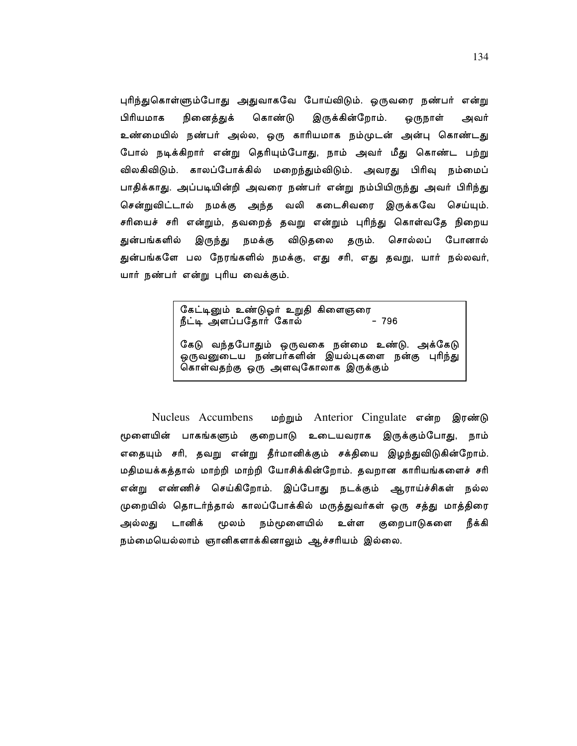புரிந்துகொள்ளும்போது அதுவாகவே போய்விடும். ஒருவரை நண்பர் என்று பிரியமாக நினைத்துக் கொண்டு இருக்கின்றோம். ஒருநாள் அவர் உண்மையில் நண்பர் அல்ல, ஒரு காரியமாக நம்முடன் அன்பு கொண்டது போல் நடிக்கிறார் என்று தெரியும்போது, நாம் அவர் மீது கொண்ட பற்று விலகிவிடும். காலப்போக்கில் மறைந்தும்விடும். அவரது பிரிவு நம்மைப் பாதிக்காது. அப்படியின்றி அவரை நண்பர் என்று நம்பியிருந்து அவர் பிரிந்து சென்றுவிட்டால் நமக்கு அந்த வலி கடைசிவரை இருக்கவே செய்யும். சரியைச் சரி என்றும், தவறைத் தவறு என்றும் புரிந்து கொள்வதே நிறைய துன்பங்களில் இருந்து நமக்கு விடுதலை தரும். சொல்லப் போனால் துன்பங்களே பல நேரங்களில் நமக்கு, எது சரி, எது தவறு, யார் நல்லவர், யார் நண்பர் என்று புரிய வைக்கும்.

> கேட்டினும் உண்டுஓர் உறுதி கிளைஞரை
> நீட்டி அளப்பதோர் கோல் - 796
>
> கேடு வந்தபோதும் ஒருவகை நன்மை உண்டு. அக்கேடு ஒருவனுடைய நண்பர்களின் இயல்புகளை நன்கு புரிந்து கொள்வதற்கு ஒரு அளவுகோலாக இருக்கும்

Nucleus Accumbens மற்றும் Anterior Cingulate என்ற இரண்டு மூளையின் பாகங்களும் குறைபாடு உடையவராக இருக்கும்போது, நாம் எதையும் சரி, தவறு என்று தீர்மானிக்கும் சக்தியை இழந்துவிடுகின்றோம். மதிமயக்கத்தால் மாற்றி மாற்றி யோசிக்கின்றோம். தவறான காரியங்களைச் சரி என்று எண்ணிச் செய்கிறோம். இப்போது நடக்கும் ஆராய்ச்சிகள் நல்ல முறையில் தொடர்ந்தால் காலப்போக்கில் மருத்துவர்கள் ஒரு சத்து மாத்திரை அல்லது டானிக் மூலம் நம்மூளையில் உள்ள குறைபாடுகளை நீக்கி நம்மையெல்லாம் ஞானிகளாக்கினாலும் ஆச்சரியம் இல்லை.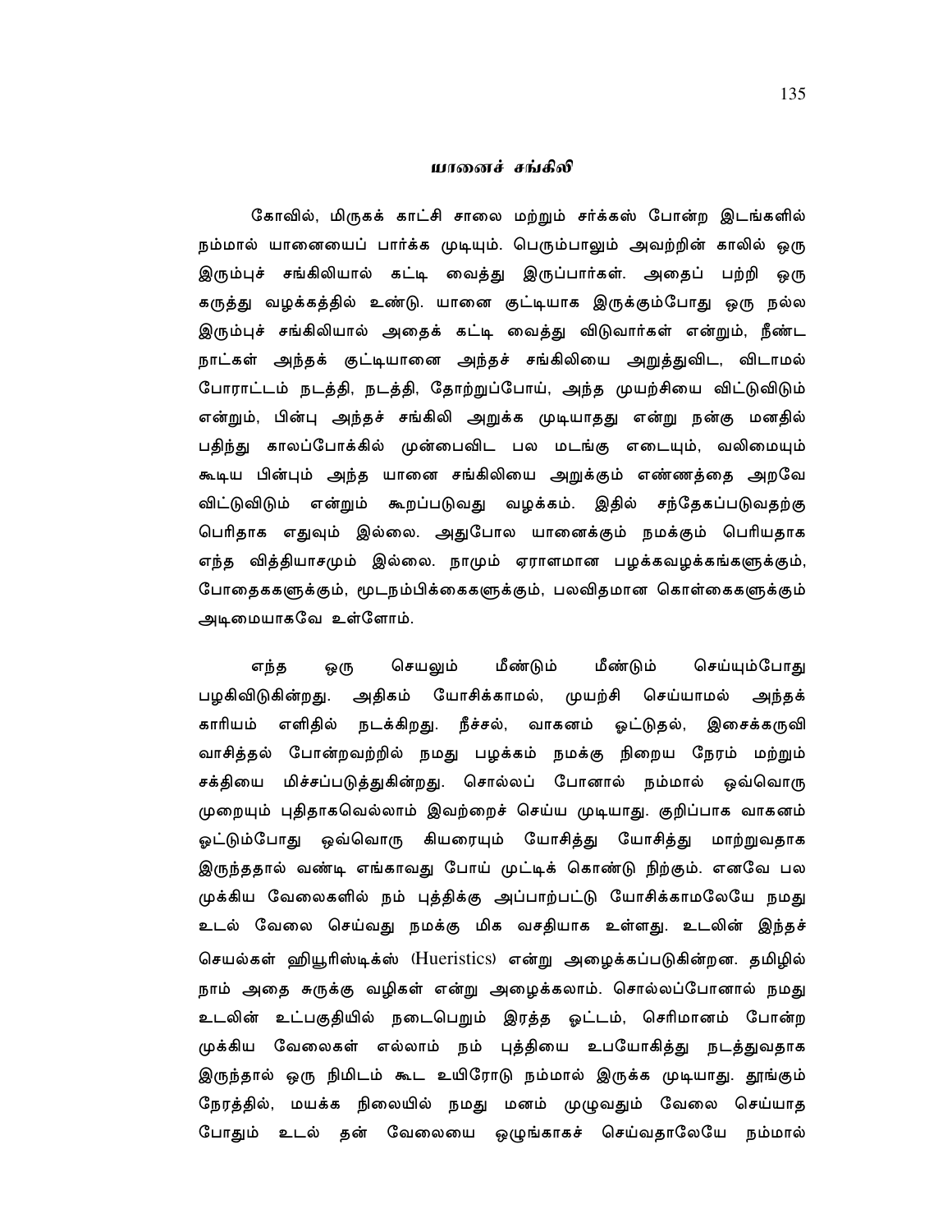### யானைச் சங்கிலி

கோவில், மிருகக் காட்சி சாலை மற்றும் சர்க்கஸ் போன்ற இடங்களில் நம்மால் யானையைப் பார்க்க முடியும். பெரும்பாலும் அவற்றின் காலில் ஒரு இரும்புச் சங்கிலியால் கட்டி வைத்து இருப்பார்கள். அதைப் பற்றி ஒரு கருத்து வழக்கத்தில் உண்டு. யானை குட்டியாக இருக்கும்போது ஒரு நல்ல இரும்புச் சங்கிலியால் அதைக் கட்டி வைத்து விடுவார்கள் என்றும், நீண்ட நாட்கள் அந்தக் குட்டியானை அந்தச் சங்கிலியை அறுத்துவிட, விடாமல் போராட்டம் நடத்தி, நடத்தி, தோற்றுப்போய், அந்த முயற்சியை விட்டுவிடும் என்றும், பின்பு அந்தச் சங்கிலி அறுக்க முடியாதது என்று நன்கு மனதில் பதிந்து காலப்போக்கில் முன்பைவிட பல மடங்கு எடையும், வலிமையும் கூடிய பின்பும் அந்த யானை சங்கிலியை அறுக்கும் எண்ணத்தை அறவே விட்டுவிடும் என்றும் கூறப்படுவது வழக்கம். இதில் சந்தேகப்படுவதற்கு பெரிதாக எதுவும் இல்லை. அதுபோல யானைக்கும் நமக்கும் பெரியதாக எந்த வித்தியாசமும் இல்லை. நாமும் ஏராளமான பழக்கவழக்கங்களுக்கும், போதைகளுக்கும், மூடநம்பிக்கைகளுக்கும், பலவிதமான கொள்கைகளுக்கும் அடிமையாகவே உள்ளோம்.

எந்த ஒரு செயலும் மீண்டும் மீண்டும் செய்யும்போது பழகிவிடுகின்றது. அதிகம் யோசிக்காமல், முயற்சி செய்யாமல் அந்தக் காரியம் எளிதில் நடக்கிறது. நீச்சல், வாகனம் ஓட்டுதல், இசைக்கருவி வாசித்தல் போன்றவற்றில் நமது பழக்கம் நமக்கு நிறைய நேரம் மற்றும் சக்தியை மிச்சப்படுத்துகின்றது. சொல்லப் போனால் நம்மால் ஒவ்வொரு முறையும் புதிதாகவெல்லாம் இவற்றைச் செய்ய முடியாது. குறிப்பாக வாகனம் ஓட்டும்போது ஒவ்வொரு கியரையும் யோசித்து யோசித்து மாற்றுவதாக இருந்ததால் வண்டி எங்காவது போய் முட்டிக் கொண்டு நிற்கும். எனவே பல முக்கிய வேலைகளில் நம் புத்திக்கு அப்பாற்பட்டு யோசிக்காமலேயே நமது உடல் வேலை செய்வது நமக்கு மிக வசதியாக உள்ளது. உடலின் இந்தச் செயல்கள் ஹியூரிஸ்டிக்ஸ் (Hueristics) என்று அழைக்கப்படுகின்றன. தமிழில் நாம் அதை சுருக்கு வழிகள் என்று அழைக்கலாம். சொல்லப்போனால் நமது உடலின் உட்பகுதியில் நடைபெறும் இரத்த ஓட்டம், செரிமானம் போன்ற முக்கிய வேலைகள் எல்லாம் நம் புத்தியை உபயோகித்து நடத்துவதாக இருந்தால் ஒரு நிமிடம் கூட உயிரோடு நம்மால் இருக்க முடியாது. தூங்கும் நேரத்தில், மயக்க நிலையில் நமது மனம் முழுவதும் வேலை செய்யாத போதும் உடல் தன் வேலையை ஒழுங்காகச் செய்வதாலேயே நம்மால்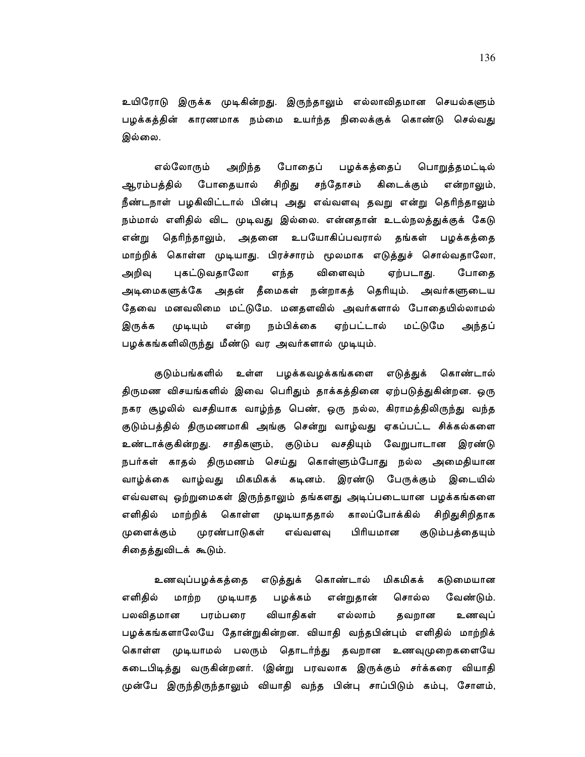உயிரோடு இருக்க முடிகின்றது. இருந்தாலும் எல்லாவிதமான செயல்களும் பழக்கத்தின் காரணமாக நம்மை உயர்ந்த நிலைக்குக் கொண்டு செல்வது இல்லை.

எல்லோரும் அறிந்த போதைப் பழக்கத்தைப் பொறுத்தமட்டில் ஆரம்பத்தில் போதையால் சிறிது சந்தோசம் கிடைக்கும் என்றாலும், நீண்டநாள் பழகிவிட்டால் பின்பு அது எவ்வளவு தவறு என்று தெரிந்தாலும் நம்மால் எளிதில் விட முடிவது இல்லை. என்னதான் உடல்நலத்துக்குக் கேடு என்று தெரிந்தாலும், அதனை உபயோகிப்பவரால் தங்கள் பழக்கத்தை மாற்றிக் கொள்ள முடியாது. பிரச்சாரம் மூலமாக எடுத்துச் சொல்வதாலோ, அறிவு புகட்டுவதாலோ எந்த விளைவும் ஏற்படாது. போதை அடிமைகளுக்கே அதன் தீமைகள் நன்றாகத் தெரியும். அவர்களுடைய தேவை மனவலிமை மட்டுமே. மனதளவில் அவர்களால் போதையில்லாமல் இருக்க முடியும் என்ற நம்பிக்கை ஏற்பட்டால் மட்டுமே அந்தப் பழக்கங்களிலிருந்து மீண்டு வர அவர்களால் முடியும்.

குடும்பங்களில் உள்ள பழக்கவழக்கங்களை எடுத்துக் கொண்டால் திருமண விசயங்களில் இவை பெரிதும் தாக்கத்தினை ஏற்படுத்துகின்றன. ஒரு நகர சூழலில் வசதியாக வாழ்ந்த பெண், ஒரு நல்ல, கிராமத்திலிருந்து வந்த குடும்பத்தில் திருமணமாகி அங்கு சென்று வாழ்வது ஏகப்பட்ட சிக்கல்களை உண்டாக்குகின்றது. சாதிகளும், குடும்ப வசதியும் வேறுபாடான இரண்டு நபர்கள் காதல் திருமணம் செய்து கொள்ளும்போது நல்ல அமைதியான வாழ்க்கை வாழ்வது மிகமிகக் கடினம். இரண்டு பேருக்கும் இடையில் எவ்வளவு ஒற்றுமைகள் இருந்தாலும் தங்களது அடிப்படையான பழக்கங்களை எளிதில் மாற்றிக் கொள்ள முடியாததால் காலப்போக்கில் சிறிதுசிறிதாக முளைக்கும் முரண்பாடுகள் எவ்வளவு பிரியமான குடும்பத்தையும் சிதைத்துவிடக் கூடும்.

உணவுப்பழக்கத்தை எடுத்துக் கொண்டால் மிகமிகக் கடுமையான எளிதில் மாற்ற முடியாத பழக்கம் என்றுதான் சொல்ல வேண்டும். பலவிதமான பரம்பரை வியாதிகள் எல்லாம் தவறான உணவுப் பழக்கங்களாலேயே தோன்றுகின்றன. வியாதி வந்தபின்பும் எளிதில் மாற்றிக் கொள்ள முடியாமல் பலரும் தொடர்ந்து தவறான உணவுமுறைகளையே கடைபிடித்து வருகின்றனர். (இன்று பரவலாக இருக்கும் சர்க்கரை வியாதி முன்பே இருந்திருந்தாலும் வியாதி வந்த பின்பு சாப்பிடும் கம்பு, சோளம்,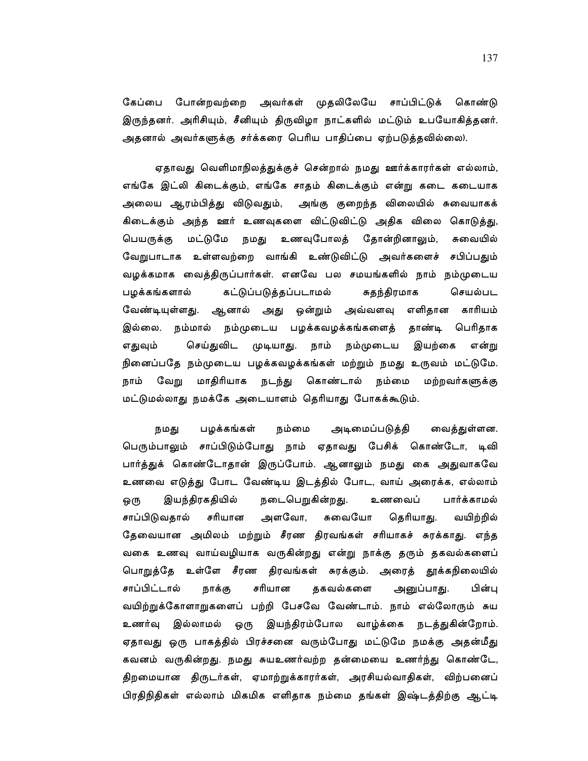கேப்பை போன்றவற்றை அவர்கள் முதலிலேயே சாப்பிட்டுக் கொண்டு இருந்தனர். அரிசியும், சீனியும் திருவிழா நாட்களில் மட்டும் உபயோகித்தனர். அதனால் அவர்களுக்கு சர்க்கரை பெரிய பாதிப்பை ஏற்படுத்தவில்லை).

ஏதாவது வெளிமாநிலத்துக்குச் சென்றால் நமது ஊர்க்காரர்கள் எல்லாம், எங்கே இட்லி கிடைக்கும், எங்கே சாதம் கிடைக்கும் என்று கடை கடையாக அலைய ஆரம்பித்து விடுவதும், அங்கு குறைந்த விலையில் சுவையாகக் கிடைக்கும் அந்த ஊர் உணவுகளை விட்டுவிட்டு அதிக விலை கொடுத்து, பெயருக்கு மட்டுமே நமது உணவுபோலத் தோன்றினாலும், சுவையில் வேறுபாடாக உள்ளவற்றை வாங்கி உண்டுவிட்டு அவர்களைச் சபிப்பதும் வழக்கமாக வைத்திருப்பார்கள். எனவே பல சமயங்களில் நாம் நம்முடைய பழக்கங்களால் கட்டுப்படுத்தப்படாமல் சுதந்திரமாக செயல்பட வேண்டியுள்ளது. ஆனால் அது ஒன்றும் அவ்வளவு எளிதான காரியம் இல்லை. நம்மால் நம்முடைய பழக்கவழக்கங்களைத் தாண்டி பெரிதாக எதுவும் செய்துவிட முடியாது. நாம் நம்முடைய இயற்கை என்று நினைப்பதே நம்முடைய பழக்கவழக்கங்கள் மற்றும் நமது உருவம் மட்டுமே. நாம் வேறு மாதிரியாக நடந்து கொண்டால் நம்மை மற்றவர்களுக்கு மட்டுமல்லாது நமக்கே அடையாளம் தெரியாது போகக்கூடும்.

நமது பழக்கங்கள் நம்மை அடிமைப்படுத்தி வைத்துள்ளன. பெரும்பாலும் சாப்பிடும்போது நாம் ஏதாவது பேசிக் கொண்டோ, டிவி பார்த்துக் கொண்டோதான் இருப்போம். ஆனாலும் நமது கை அதுவாகவே உணவை எடுத்து போட வேண்டிய இடத்தில் போட, வாய் அரைக்க, எல்லாம் ஒரு இயந்திரகதியில் நடைபெறுகின்றது. உணவைப் பார்க்காமல் சாப்பிடுவதால் சரியான அளவோ, சுவையோ தெரியாது. வயிற்றில் தேவையான அமிலம் மற்றும் சீரண திரவங்கள் சரியாகச் சுரக்காது. எந்த வகை உணவு வாய்வழியாக வருகின்றது என்று நாக்கு தரும் தகவல்களைப் பொறுத்தே உள்ளே சீரண திரவங்கள் சுரக்கும். அரைத் தூக்கநிலையில் சாப்பிட்டால் நாக்கு சரியான தகவல்களை அனுப்பாது. பின்பு வயிற்றுக்கோளாறுகளைப் பற்றி பேசவே வேண்டாம். நாம் எல்லோரும் சுய உணர்வு இல்லாமல் ஒரு இயந்திரம்போல வாழ்க்கை நடத்துகின்றோம். ஏதாவது ஒரு பாகத்தில் பிரச்சனை வரும்போது மட்டுமே நமக்கு அதன்மீது கவனம் வருகின்றது. நமது சுயஉணர்வற்ற தன்மையை உணர்ந்து கொண்டே, திறமையான திருடர்கள், ஏமாற்றுக்காரர்கள், அரசியல்வாதிகள், விற்பனைப் பிரதிநிதிகள் எல்லாம் மிகமிக எளிதாக நம்மை தங்கள் இஷ்டத்திற்கு ஆட்டி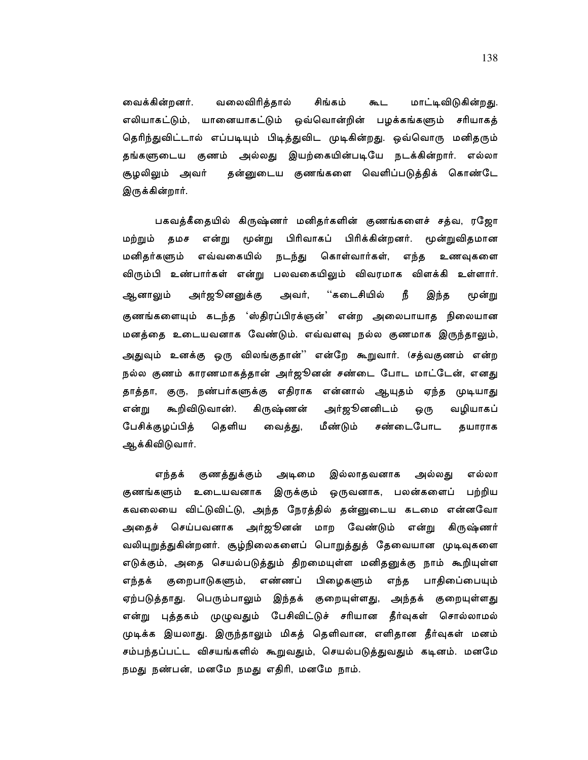வைக்கின்றனர். வலைவிரித்தால் சிங்கம் கூட மாட்டிவிடுகின்றது. எலியாகட்டும், யானையாகட்டும் ஒவ்வொன்றின் பழக்கங்களும் சரியாகத் தெரிந்துவிட்டால் எப்படியும் பிடித்துவிட முடிகின்றது. ஒவ்வொரு மனிதரும் தங்களுடைய குணம் அல்லது இயற்கையின்படியே நடக்கின்றார். எல்லா சூழலிலும் அவர் தன்னுடைய குணங்களை வெளிப்படுத்திக் கொண்டே இருக்கின்றார்.

பகவத்கீதையில் கிருஷ்ணர் மனிதர்களின் குணங்களைச் சத்வ, ரஜோ மற்றும் தமச என்று மூன்று பிரிவாகப் பிரிக்கின்றனர். மூன்றுவிதமான மனிதர்களும் எவ்வகையில் நடந்து கொள்வார்கள், எந்த உணவுகளை விரும்பி உண்பார்கள் என்று பலவகையிலும் விவரமாக விளக்கி உள்ளார். ஆனாலும் அர்ஜுனனுக்கு அவர், ''கடைசியில் நீ இந்த மூன்று குணங்களையும் கடந்த 'ஸ்திரப்பிரக்ஞன்' என்ற அலைபாயாத நிலையான மனத்தை உடையவனாக வேண்டும். எவ்வளவு நல்ல குணமாக இருந்தாலும், அதுவும் உனக்கு ஒரு விலங்குதான்'' என்றே கூறுவார். (சத்வகுணம் என்ற நல்ல குணம் காரணமாகத்தான் அர்ஜுனன் சண்டை போட மாட்டேன், எனது தாத்தா, குரு, நண்பர்களுக்கு எதிராக என்னால் ஆயுதம் ஏந்த முடியாது என்று கூறிவிடுவான்). கிருஷ்ணன் அர்ஜுனனிடம் ஒரு வழியாகப் பேசிக்குழப்பித் தெளிய வைத்து, மீண்டும் சண்டைபோட தயாராக ஆக்கிவிடுவார்.

எந்தக் குணத்துக்கும் அடிமை இல்லாதவனாக அல்லது எல்லா குணங்களும் உடையவனாக இருக்கும் ஒருவனாக, பலன்களைப் பற்றிய கவலையை விட்டுவிட்டு, அந்த நேரத்தில் தன்னுடைய கடமை என்னவோ அதைச் செய்பவனாக அர்ஜுனன் மாற வேண்டும் என்று கிருஷ்ணர் வலியுறுத்துகின்றனர். சூழ்நிலைகளைப் பொறுத்துத் தேவையான முடிவுகளை எடுக்கும், அதை செயல்படுத்தும் திறமையுள்ள மனிதனுக்கு நாம் கூறியுள்ள எந்தக் குறைபாடுகளும், எண்ணப் பிழைகளும் எந்த பாதிப்பையும் ஏற்படுத்தாது. பெரும்பாலும் இந்தக் குறையுள்ளது, அந்தக் குறையுள்ளது என்று புத்தகம் முழுவதும் பேசிவிட்டுச் சரியான தீர்வுகள் சொல்லாமல் முடிக்க இயலாது. இருந்தாலும் மிகத் தெளிவான, எளிதான தீர்வுகள் மனம் சம்பந்தப்பட்ட விசயங்களில் கூறுவதும், செயல்படுத்துவதும் கடினம். மனமே நமது நண்பன், மனமே நமது எதிரி, மனமே நாம்.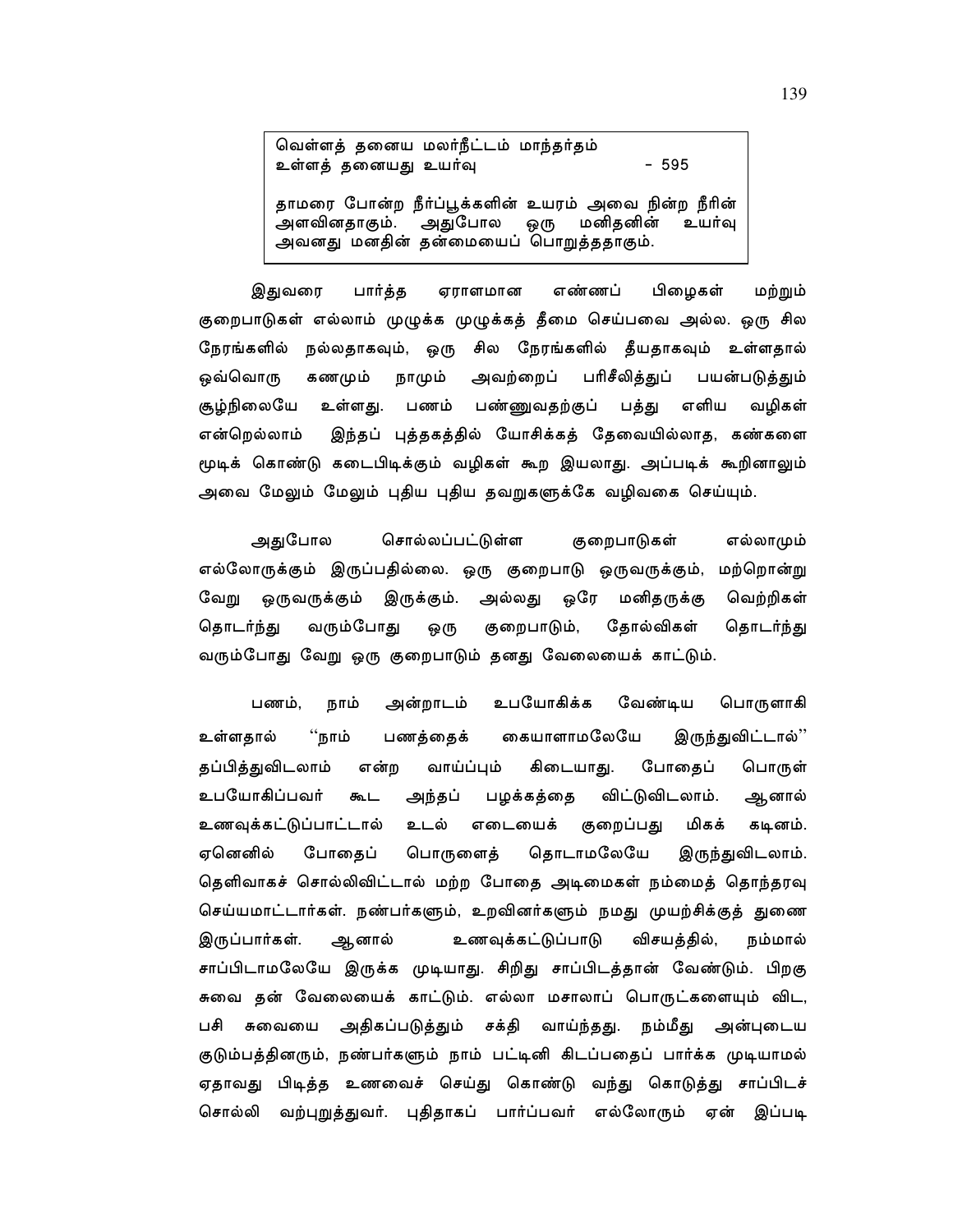வெள்ளத் தனைய மலர்நீட்டம் மாந்தர்தம்
உள்ளத் தனையது உயர்வு - 595

தாமரை போன்ற நீர்ப்பூக்களின் உயரம் அவை நின்ற நீரின் அளவினதாகும். அதுபோல ஒரு மனிதனின் உயர்வு அவனது மனதின் தன்மையைப் பொறுத்ததாகும்.

இதுவரை பார்த்த ஏராளமான எண்ணப் பிழைகள் மற்றும் குறைபாடுகள் எல்லாம் முழுக்க முழுக்கத் தீமை செய்பவை அல்ல. ஒரு சில நேரங்களில் நல்லதாகவும், ஒரு சில நேரங்களில் தீயதாகவும் உள்ளதால் ஒவ்வொரு கணமும் நாமும் அவற்றைப் பரிசீலித்துப் பயன்படுத்தும் சூழ்நிலையே உள்ளது. பணம் பண்ணுவதற்குப் பத்து எளிய வழிகள் என்றெல்லாம் இந்தப் புத்தகத்தில் யோசிக்கத் தேவையில்லாத, கண்களை மூடிக் கொண்டு கடைபிடிக்கும் வழிகள் கூற இயலாது. அப்படிக் கூறினாலும் அவை மேலும் மேலும் புதிய புதிய தவறுகளுக்கே வழிவகை செய்யும்.

அதுபோல சொல்லப்பட்டுள்ள குறைபாடுகள் எல்லாமும் எல்லோருக்கும் இருப்பதில்லை. ஒரு குறைபாடு ஒருவருக்கும், மற்றொன்று வேறு ஒருவருக்கும் இருக்கும். அல்லது ஒரே மனிதருக்கு வெற்றிகள் தொடர்ந்து வரும்போது ஒரு குறைபாடும், தோல்விகள் தொடர்ந்து வரும்போது வேறு ஒரு குறைபாடும் தனது வேலையைக் காட்டும்.

பணம், நாம் அன்றாடம் உபயோகிக்க வேண்டிய பொருளாகி உள்ளதால் ''நாம் பணத்தைக் கையாளாமலேயே இருந்துவிட்டால்'' தப்பித்துவிடலாம் என்ற வாய்ப்பும் கிடையாது. போதைப் பொருள் உபயோகிப்பவர் கூட அந்தப் பழக்கத்தை விட்டுவிடலாம். ஆனால் உணவுக்கட்டுப்பாட்டால் உடல் எடையைக் குறைப்பது மிகக் கடினம். ஏனெனில் போதைப் பொருளைத் தொடாமலேயே இருந்துவிடலாம். தெளிவாகச் சொல்லிவிட்டால் மற்ற போதை அடிமைகள் நம்மைத் தொந்தரவு செய்யமாட்டார்கள். நண்பர்களும், உறவினர்களும் நமது முயற்சிக்குத் துணை இருப்பார்கள். ஆனால் உணவுக்கட்டுப்பாடு விசயத்தில், நம்மால் சாப்பிடாமலேயே இருக்க முடியாது. சிறிது சாப்பிடத்தான் வேண்டும். பிறகு சுவை தன் வேலையைக் காட்டும். எல்லா மசாலாப் பொருட்களையும் விட, பசி சுவையை அதிகப்படுத்தும் சக்தி வாய்ந்தது. நம்மீது அன்புடைய குடும்பத்தினரும், நண்பர்களும் நாம் பட்டினி கிடப்பதைப் பார்க்க முடியாமல் ஏதாவது பிடித்த உணவைச் செய்து கொண்டு வந்து கொடுத்து சாப்பிடச் சொல்லி வற்புறுத்துவர். புதிதாகப் பார்ப்பவர் எல்லோரும் ஏன் இப்படி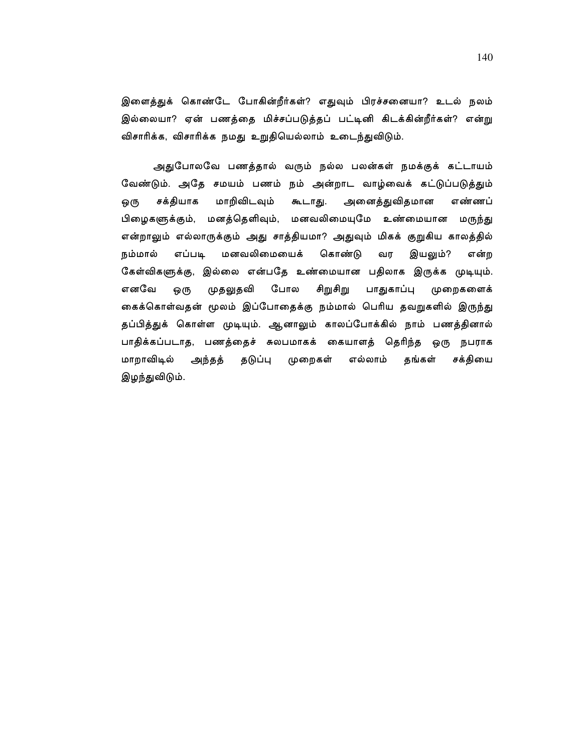இளைத்துக் கொண்டே போகின்றீர்கள்? எதுவும் பிரச்சனையா? உடல் நலம் இல்லையா? ஏன் பணத்தை மிச்சப்படுத்தப் பட்டினி கிடக்கின்றீர்கள்? என்று விசாரிக்க, விசாரிக்க நமது உறுதியெல்லாம் உடைந்துவிடும்.

அதுபோலவே பணத்தால் வரும் நல்ல பலன்கள் நமக்குக் கட்டாயம் வேண்டும். அதே சமயம் பணம் நம் அன்றாட வாழ்வைக் கட்டுப்படுத்தும் ஒரு சக்தியாக மாறிவிடவும் கூடாது. அனைத்துவிதமான எண்ணப் பிழைகளுக்கும், மனத்தெளிவும், மனவலிமையுமே உண்மையான மருந்து என்றாலும் எல்லாருக்கும் அது சாத்தியமா? அதுவும் மிகக் குறுகிய காலத்தில் நம்மால் எப்படி மனவலிமையைக் கொண்டு வர இயலும்? என்ற கேள்விகளுக்கு, இல்லை என்பதே உண்மையான பதிலாக இருக்க முடியும். எனவே ஒரு முதலுதவி போல சிறுசிறு பாதுகாப்பு முறைகளைக் கைக்கொள்வதன் மூலம் இப்போதைக்கு நம்மால் பெரிய தவறுகளில் இருந்து தப்பித்துக் கொள்ள முடியும். ஆனாலும் காலப்போக்கில் நாம் பணத்தினால் பாதிக்கப்படாத, பணத்தைச் சுலபமாகக் கையாளத் தெரிந்த ஒரு நபராக மாறாவிடில் அந்தத் தடுப்பு முறைகள் எல்லாம் தங்கள் சக்தியை இழந்துவிடும்.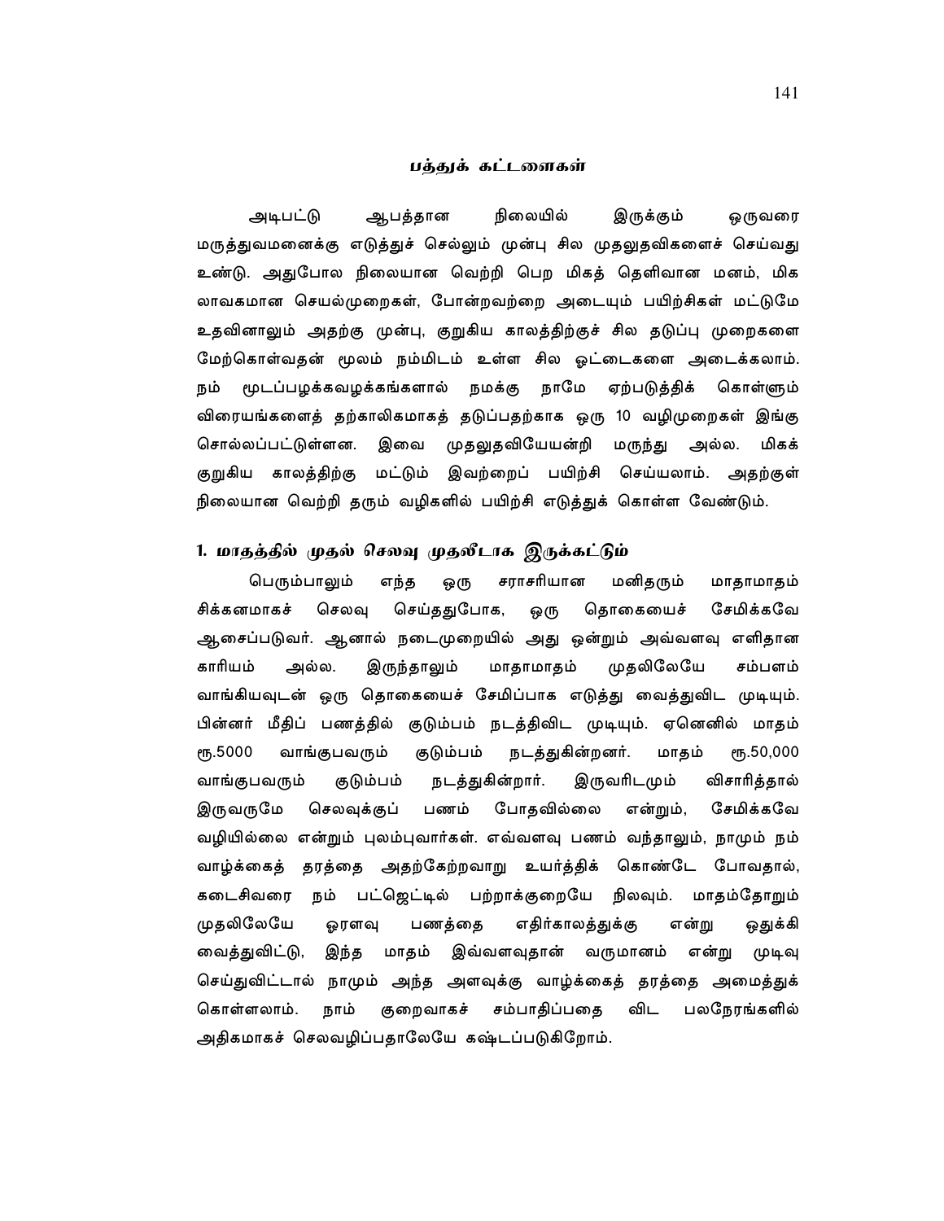## பத்துக் கட்டளைகள்

அடிபட்டு ஆபத்தான நிலையில் இருக்கும் ஒருவரை மருத்துவமனைக்கு எடுத்துச் செல்லும் முன்பு சில முதலுதவிகளைச் செய்வது உண்டு. அதுபோல நிலையான வெற்றி பெற மிகத் தெளிவான மனம், மிக லாவகமான செயல்முறைகள், போன்றவற்றை அடையும் பயிற்சிகள் மட்டுமே உதவினாலும் அதற்கு முன்பு, குறுகிய காலத்திற்குச் சில தடுப்பு முறைகளை மேற்கொள்வதன் மூலம் நம்மிடம் உள்ள சில ஓட்டைகளை அடைக்கலாம். நம் மூடப்பழக்கவழக்கங்களால் நமக்கு நாமே ஏற்படுத்திக் கொள்ளும் விரையங்களைத் தற்காலிகமாகத் தடுப்பதற்காக ஒரு 10 வழிமுறைகள் இங்கு சொல்லப்பட்டுள்ளன. இவை முதலுதவியேயன்றி மருந்து அல்ல. மிகக் குறுகிய காலத்திற்கு மட்டும் இவற்றைப் பயிற்சி செய்யலாம். அதற்குள் நிலையான வெற்றி தரும் வழிகளில் பயிற்சி எடுத்துக் கொள்ள வேண்டும்.

### 1. மாதத்தில் முதல் செலவு முதலீடாக இருக்கட்டும்

பெரும்பாலும் எந்த ஒரு சராசரியான மனிதரும் மாதாமாதம் சிக்கனமாகச் செலவு செய்ததுபோக, ஒரு தொகையைச் சேமிக்கவே ஆசைப்படுவர். ஆனால் நடைமுறையில் அது ஒன்றும் அவ்வளவு எளிதான காரியம் அல்ல. இருந்தாலும் மாதாமாதம் முதலிலேயே சம்பளம் வாங்கியவுடன் ஒரு தொகையைச் சேமிப்பாக எடுத்து வைத்துவிட முடியும். பின்னர் மீதிப் பணத்தில் குடும்பம் நடத்திவிட முடியும். ஏனெனில் மாதம் ரூ.5000 வாங்குபவரும் குடும்பம் நடத்துகின்றனர். மாதம் ரூ.50,000 வாங்குபவரும் குடும்பம் நடத்துகின்றார். இருவரிடமும் விசாரித்தால் இருவருமே செலவுக்குப் பணம் போதவில்லை என்றும், சேமிக்கவே வழியில்லை என்றும் புலம்புவார்கள். எவ்வளவு பணம் வந்தாலும், நாமும் நம் வாழ்க்கைத் தரத்தை அதற்கேற்றவாறு உயர்த்திக் கொண்டே போவதால், கடைசிவரை நம் பட்ஜெட்டில் பற்றாக்குறையே நிலவும். மாதம்தோறும் முதலிலேயே ஓரளவு பணத்தை எதிர்காலத்துக்கு என்று ஒதுக்கி வைத்துவிட்டு, இந்த மாதம் இவ்வளவுதான் வருமானம் என்று முடிவு செய்துவிட்டால் நாமும் அந்த அளவுக்கு வாழ்க்கைத் தரத்தை அமைத்துக் கொள்ளலாம். நாம் குறைவாகச் சம்பாதிப்பதை விட பலநேரங்களில் அதிகமாகச் செலவழிப்பதாலேயே கஷ்டப்படுகிறோம்.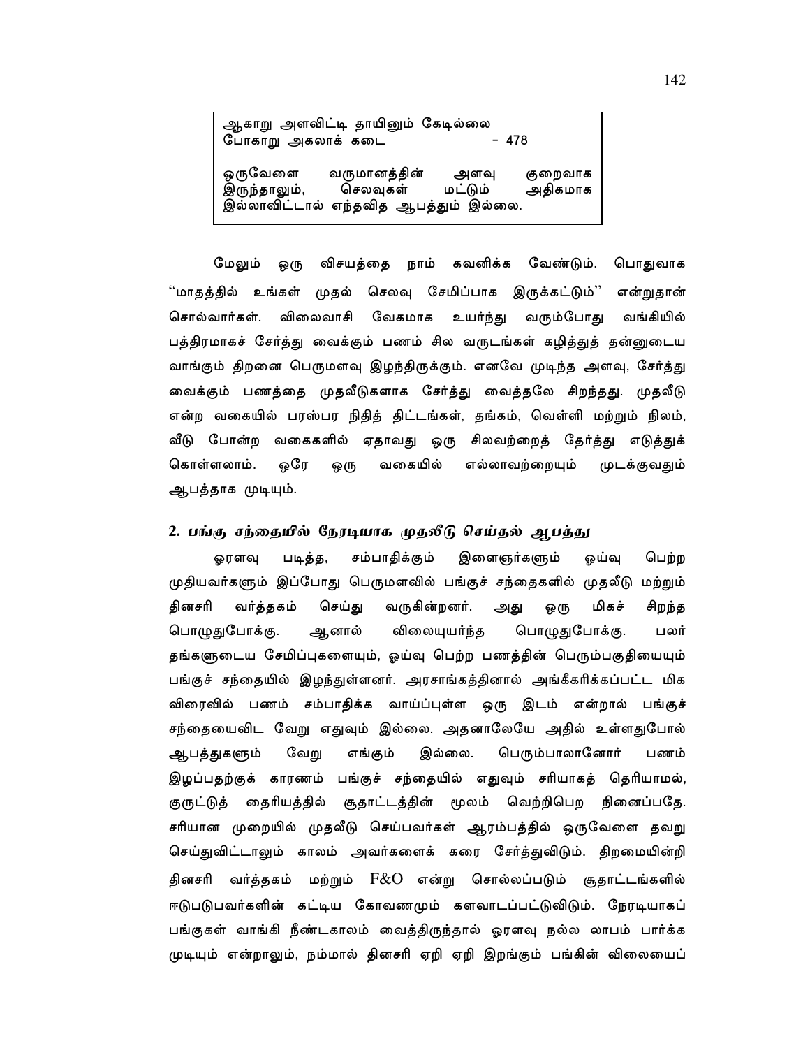> ஆகாறு அளவிட்டி தாயினும் கேடில்லை
> போகாறு அகலாக் கடை - 478
>
> ஒருவேளை வருமானத்தின் அளவு குறைவாக இருந்தாலும், செலவுகள் மட்டும் அதிகமாக இல்லாவிட்டால் எந்தவித ஆபத்தும் இல்லை.

மேலும் ஒரு விசயத்தை நாம் கவனிக்க வேண்டும். பொதுவாக ''மாதத்தில் உங்கள் முதல் செலவு சேமிப்பாக இருக்கட்டும்'' என்றுதான் சொல்வார்கள். விலைவாசி வேகமாக உயர்ந்து வரும்போது வங்கியில் பத்திரமாகச் சேர்த்து வைக்கும் பணம் சில வருடங்கள் கழித்துத் தன்னுடைய வாங்கும் திறனை பெருமளவு இழந்திருக்கும். எனவே முடிந்த அளவு, சேர்த்து வைக்கும் பணத்தை முதலீடுகளாக சேர்த்து வைத்தலே சிறந்தது. முதலீடு என்ற வகையில் பரஸ்பர நிதித் திட்டங்கள், தங்கம், வெள்ளி மற்றும் நிலம், வீடு போன்ற வகைகளில் ஏதாவது ஒரு சிலவற்றைத் தேர்த்து எடுத்துக் கொள்ளலாம். ஒரே ஒரு வகையில் எல்லாவற்றையும் முடக்குவதும் ஆபத்தாக முடியும்.

## 2. பங்கு சந்தையில் நேரடியாக முதலீடு செய்தல் ஆபத்து

ஓரளவு படித்த, சம்பாதிக்கும் இளைஞர்களும் ஓய்வு பெற்ற முதியவர்களும் இப்போது பெருமளவில் பங்குச் சந்தைகளில் முதலீடு மற்றும் தினசரி வர்த்தகம் செய்து வருகின்றனர். அது ஒரு மிகச் சிறந்த பொழுதுபோக்கு. ஆனால் விலையுயர்ந்த பொழுதுபோக்கு. பலர் தங்களுடைய சேமிப்புகளையும், ஓய்வு பெற்ற பணத்தின் பெரும்பகுதியையும் பங்குச் சந்தையில் இழந்துள்ளனர். அரசாங்கத்தினால் அங்கீகரிக்கப்பட்ட மிக விரைவில் பணம் சம்பாதிக்க வாய்ப்புள்ள ஒரு இடம் என்றால் பங்குச் சந்தையைவிட வேறு எதுவும் இல்லை. அதனாலேயே அதில் உள்ளதுபோல் ஆபத்துகளும் வேறு எங்கும் இல்லை. பெரும்பாலானோர் பணம் இழப்பதற்குக் காரணம் பங்குச் சந்தையில் எதுவும் சரியாகத் தெரியாமல், குருட்டுத் தைரியத்தில் சூதாட்டத்தின் மூலம் வெற்றிபெற நினைப்பதே. சரியான முறையில் முதலீடு செய்பவர்கள் ஆரம்பத்தில் ஒருவேளை தவறு செய்துவிட்டாலும் காலம் அவர்களைக் கரை சேர்த்துவிடும். திறமையின்றி தினசரி வர்த்தகம் மற்றும் F&O என்று சொல்லப்படும் சூதாட்டங்களில் ஈடுபடுபவர்களின் கட்டிய கோவணமும் களவாடப்பட்டுவிடும். நேரடியாகப் பங்குகள் வாங்கி நீண்டகாலம் வைத்திருந்தால் ஓரளவு நல்ல லாபம் பார்க்க முடியும் என்றாலும், நம்மால் தினசரி ஏறி ஏறி இறங்கும் பங்கின் விலையைப்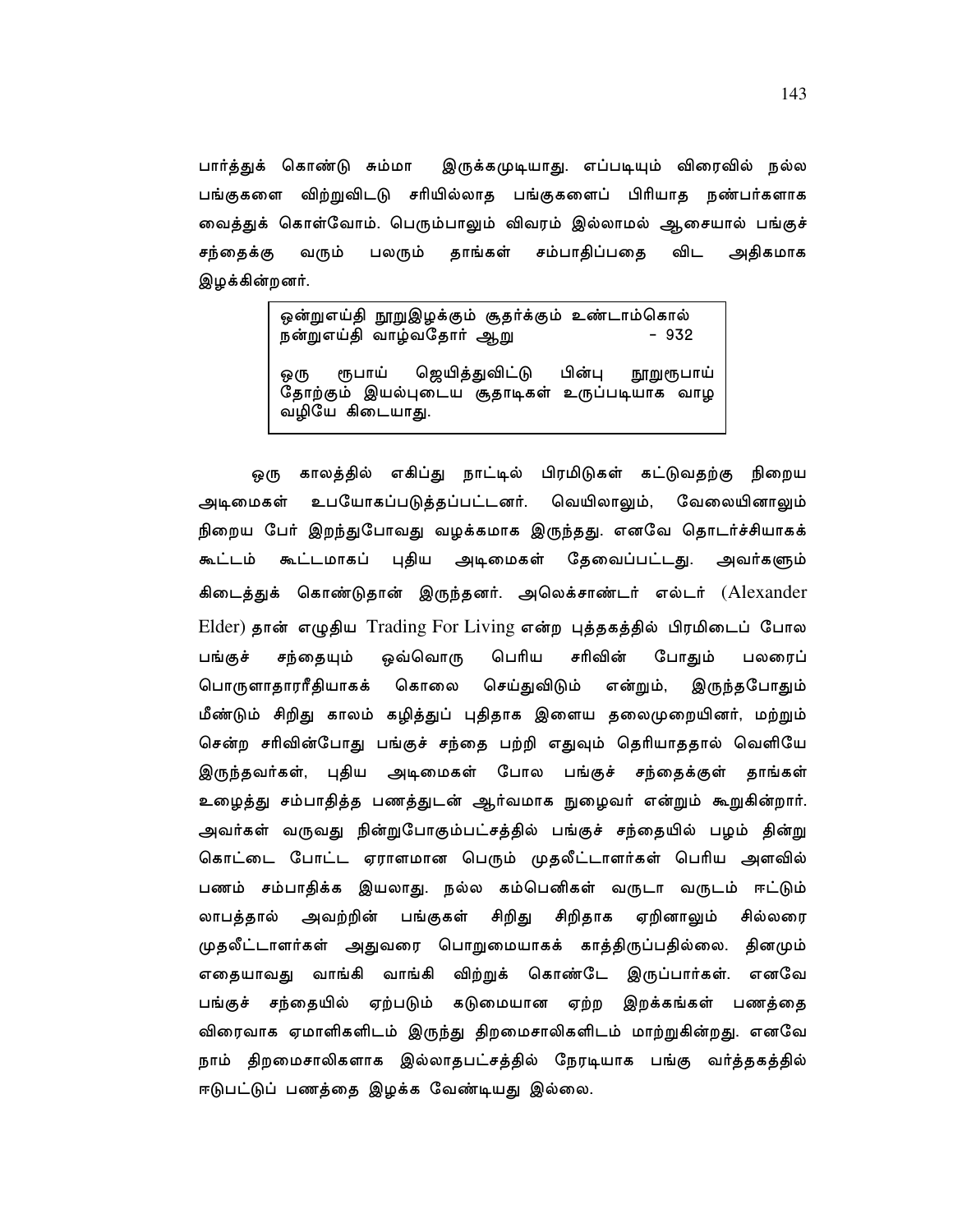பார்த்துக் கொண்டு சும்மா இருக்கமுடியாது. எப்படியும் விரைவில் நல்ல பங்குகளை விற்றுவிடடு சரியில்லாத பங்குகளைப் பிரியாத நண்பர்களாக வைத்துக் கொள்வோம். பெரும்பாலும் விவரம் இல்லாமல் ஆசையால் பங்குச் சந்தைக்கு வரும் பலரும் தாங்கள் சம்பாதிப்பதை விட அதிகமாக இழக்கின்றனர்.

> ஒன்றுஎய்தி நூறுஇழக்கும் சூதர்க்கும் உண்டாம்கொல்
> நன்றுஎய்தி வாழ்வதோர் ஆறு - 932
>
> ஒரு ரூபாய் ஜெயித்துவிட்டு பின்பு நூறுரூபாய் தோற்கும் இயல்புடைய சூதாடிகள் உருப்படியாக வாழ வழியே கிடையாது.

ஒரு காலத்தில் எகிப்து நாட்டில் பிரமிடுகள் கட்டுவதற்கு நிறைய அடிமைகள் உபயோகப்படுத்தப்பட்டனர். வெயிலாலும், வேலையினாலும் நிறைய பேர் இறந்துபோவது வழக்கமாக இருந்தது. எனவே தொடர்ச்சியாகக் கூட்டம் கூட்டமாகப் புதிய அடிமைகள் தேவைப்பட்டது. அவர்களும் கிடைத்துக் கொண்டுதான் இருந்தனர். அலெக்சாண்டர் எல்டர் (Alexander Elder) தான் எழுதிய Trading For Living என்ற புத்தகத்தில் பிரமிடைப் போல பங்குச் சந்தையும் ஒவ்வொரு பெரிய சரிவின் போதும் பலரைப் பொருளாதாரரீதியாகக் கொலை செய்துவிடும் என்றும், இருந்தபோதும் மீண்டும் சிறிது காலம் கழித்துப் புதிதாக இளைய தலைமுறையினர், மற்றும் சென்ற சரிவின்போது பங்குச் சந்தை பற்றி எதுவும் தெரியாததால் வெளியே இருந்தவர்கள், புதிய அடிமைகள் போல பங்குச் சந்தைக்குள் தாங்கள் உழைத்து சம்பாதித்த பணத்துடன் ஆர்வமாக நுழைவர் என்றும் கூறுகின்றார். அவர்கள் வருவது நின்றுபோகும்பட்சத்தில் பங்குச் சந்தையில் பழம் தின்று கொட்டை போட்ட ஏராளமான பெரும் முதலீட்டாளர்கள் பெரிய அளவில் பணம் சம்பாதிக்க இயலாது. நல்ல கம்பெனிகள் வருடா வருடம் ஈட்டும் லாபத்தால் அவற்றின் பங்குகள் சிறிது சிறிதாக ஏறினாலும் சில்லரை முதலீட்டாளர்கள் அதுவரை பொறுமையாகக் காத்திருப்பதில்லை. தினமும் எதையாவது வாங்கி வாங்கி விற்றுக் கொண்டே இருப்பார்கள். எனவே பங்குச் சந்தையில் ஏற்படும் கடுமையான ஏற்ற இறக்கங்கள் பணத்தை விரைவாக ஏமாளிகளிடம் இருந்து திறமைசாலிகளிடம் மாற்றுகின்றது. எனவே நாம் திறமைசாலிகளாக இல்லாதபட்சத்தில் நேரடியாக பங்கு வர்த்தகத்தில் ஈடுபட்டுப் பணத்தை இழக்க வேண்டியது இல்லை.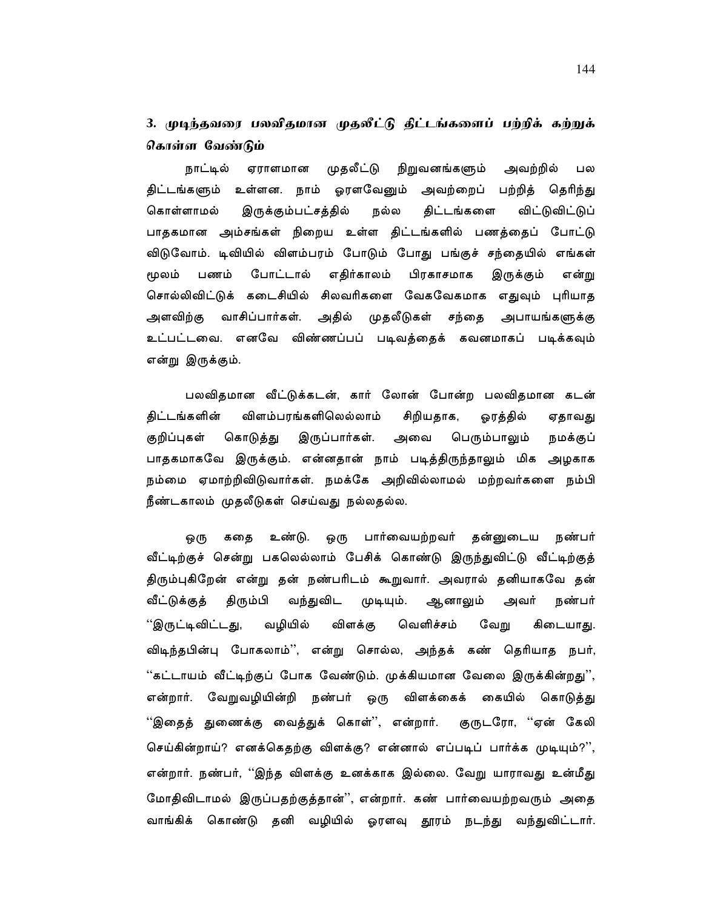### 3. முடிந்தவரை பலவிதமான முதலீட்டு திட்டங்களைப் பற்றிக் கற்றுக் கொள்ள வேண்டும்

நாட்டில் ஏராளமான முதலீட்டு நிறுவனங்களும் அவற்றில் பல திட்டங்களும் உள்ளன. நாம் ஓரளவேனும் அவற்றைப் பற்றித் தெரிந்து கொள்ளாமல் இருக்கும்பட்சத்தில் நல்ல திட்டங்களை விட்டுவிட்டுப் பாதகமான அம்சங்கள் நிறைய உள்ள திட்டங்களில் பணத்தைப் போட்டு விடுவோம். டிவியில் விளம்பரம் போடும் போது பங்குச் சந்தையில் எங்கள் மூலம் பணம் போட்டால் எதிர்காலம் பிரகாசமாக இருக்கும் என்று சொல்லிவிட்டுக் கடைசியில் சிலவரிகளை வேகவேகமாக எதுவும் புரியாத அளவிற்கு வாசிப்பார்கள். அதில் முதலீடுகள் சந்தை அபாயங்களுக்கு உட்பட்டவை. எனவே விண்ணப்பப் படிவத்தைக் கவனமாகப் படிக்கவும் என்று இருக்கும்.

பலவிதமான வீட்டுக்கடன், கார் லோன் போன்ற பலவிதமான கடன் திட்டங்களின் விளம்பரங்களிலெல்லாம் சிறியதாக, ஓரத்தில் ஏதாவது குறிப்புகள் கொடுத்து இருப்பார்கள். அவை பெரும்பாலும் நமக்குப் பாதகமாகவே இருக்கும். என்னதான் நாம் படித்திருந்தாலும் மிக அழகாக நம்மை ஏமாற்றிவிடுவார்கள். நமக்கே அறிவில்லாமல் மற்றவர்களை நம்பி நீண்டகாலம் முதலீடுகள் செய்வது நல்லதல்ல.

ஒரு கதை உண்டு. ஒரு பார்வையற்றவர் தன்னுடைய நண்பர் வீட்டிற்குச் சென்று பகலெல்லாம் பேசிக் கொண்டு இருந்துவிட்டு வீட்டிற்குத் திரும்புகிறேன் என்று தன் நண்பரிடம் கூறுவார். அவரால் தனியாகவே தன் வீட்டுக்குத் திரும்பி வந்துவிட முடியும். ஆனாலும் அவர் நண்பர் ''இருட்டிவிட்டது, வழியில் விளக்கு வெளிச்சம் வேறு கிடையாது. விடிந்தபின்பு போகலாம்'', என்று சொல்ல, அந்தக் கண் தெரியாத நபர், ''கட்டாயம் வீட்டிற்குப் போக வேண்டும். முக்கியமான வேலை இருக்கின்றது'', என்றார். வேறுவழியின்றி நண்பர் ஒரு விளக்கைக் கையில் கொடுத்து ''இதைத் துணைக்கு வைத்துக் கொள்'', என்றார். குருடரோ, ''ஏன் கேலி செய்கின்றாய்? எனக்கெதற்கு விளக்கு? என்னால் எப்படிப் பார்க்க முடியும்?'', என்றார். நண்பர், ''இந்த விளக்கு உனக்காக இல்லை. வேறு யாராவது உன்மீது மோதிவிடாமல் இருப்பதற்குத்தான்'', என்றார். கண் பார்வையற்றவரும் அதை வாங்கிக் கொண்டு தனி வழியில் ஓரளவு தூரம் நடந்து வந்துவிட்டார்.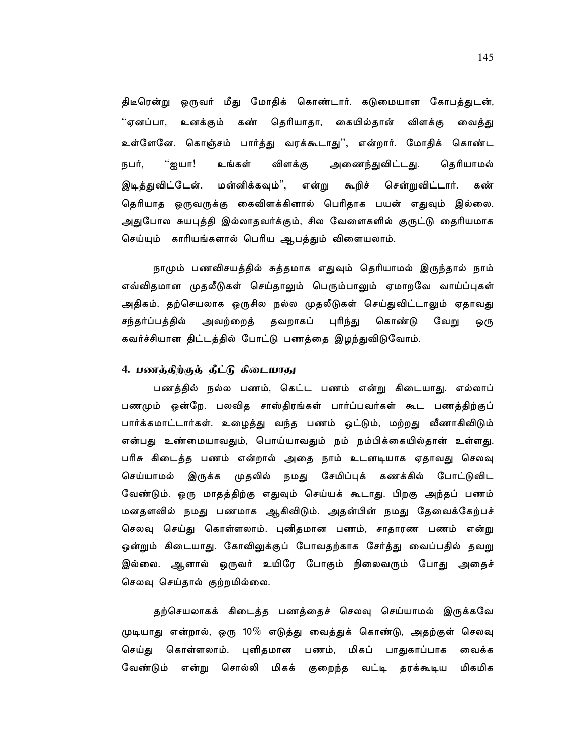திடீரென்று ஒருவர் மீது மோதிக் கொண்டார். கடுமையான கோபத்துடன், ''ஏனப்பா, உனக்கும் கண் தெரியாதா, கையில்தான் விளக்கு வைத்து உள்ளேனே. கொஞ்சம் பார்த்து வரக்கூடாது'', என்றார். மோதிக் கொண்ட நபர், ''ஐயா! உங்கள் விளக்கு அணைந்துவிட்டது. தெரியாமல் இடித்துவிட்டேன். மன்னிக்கவும்'', என்று கூறிச் சென்றுவிட்டார். கண் தெரியாத ஒருவருக்கு கைவிளக்கினால் பெரிதாக பயன் எதுவும் இல்லை. அதுபோல சுயபுத்தி இல்லாதவர்க்கும், சில வேளைகளில் குருட்டு தைரியமாக செய்யும் காரியங்களால் பெரிய ஆபத்தும் விளையலாம்.

நாமும் பணவிசயத்தில் சுத்தமாக எதுவும் தெரியாமல் இருந்தால் நாம் எவ்விதமான முதலீடுகள் செய்தாலும் பெரும்பாலும் ஏமாறவே வாய்ப்புகள் அதிகம். தற்செயலாக ஒருசில நல்ல முதலீடுகள் செய்துவிட்டாலும் ஏதாவது சந்தர்ப்பத்தில் அவற்றைத் தவறாகப் புரிந்து கொண்டு வேறு ஒரு கவர்ச்சியான திட்டத்தில் போட்டு பணத்தை இழந்துவிடுவோம்.

### 4. *பணத்திற்குத் தீட்டு கிடையாது*

பணத்தில் நல்ல பணம், கெட்ட பணம் என்று கிடையாது. எல்லாப் பணமும் ஒன்றே. பலவித சாஸ்திரங்கள் பார்ப்பவர்கள் கூட பணத்திற்குப் பார்க்கமாட்டார்கள். உழைத்து வந்த பணம் ஒட்டும், மற்றது வீணாகிவிடும் என்பது உண்மையாவதும், பொய்யாவதும் நம் நம்பிக்கையில்தான் உள்ளது. பரிசு கிடைத்த பணம் என்றால் அதை நாம் உடனடியாக ஏதாவது செலவு செய்யாமல் இருக்க முதலில் நமது சேமிப்புக் கணக்கில் போட்டுவிட வேண்டும். ஒரு மாதத்திற்கு எதுவும் செய்யக் கூடாது. பிறகு அந்தப் பணம் மனதளவில் நமது பணமாக ஆகிவிடும். அதன்பின் நமது தேவைக்கேற்பச் செலவு செய்து கொள்ளலாம். புனிதமான பணம், சாதாரண பணம் என்று ஒன்றும் கிடையாது. கோவிலுக்குப் போவதற்காக சேர்த்து வைப்பதில் தவறு இல்லை. ஆனால் ஒருவர் உயிரே போகும் நிலைவரும் போது அதைச் செலவு செய்தால் குற்றமில்லை.

தற்செயலாகக் கிடைத்த பணத்தைச் செலவு செய்யாமல் இருக்கவே முடியாது என்றால், ஒரு 10% எடுத்து வைத்துக் கொண்டு, அதற்குள் செலவு செய்து கொள்ளலாம். புனிதமான பணம், மிகப் பாதுகாப்பாக வைக்க வேண்டும் என்று சொல்லி மிகக் குறைந்த வட்டி தரக்கூடிய மிகமிக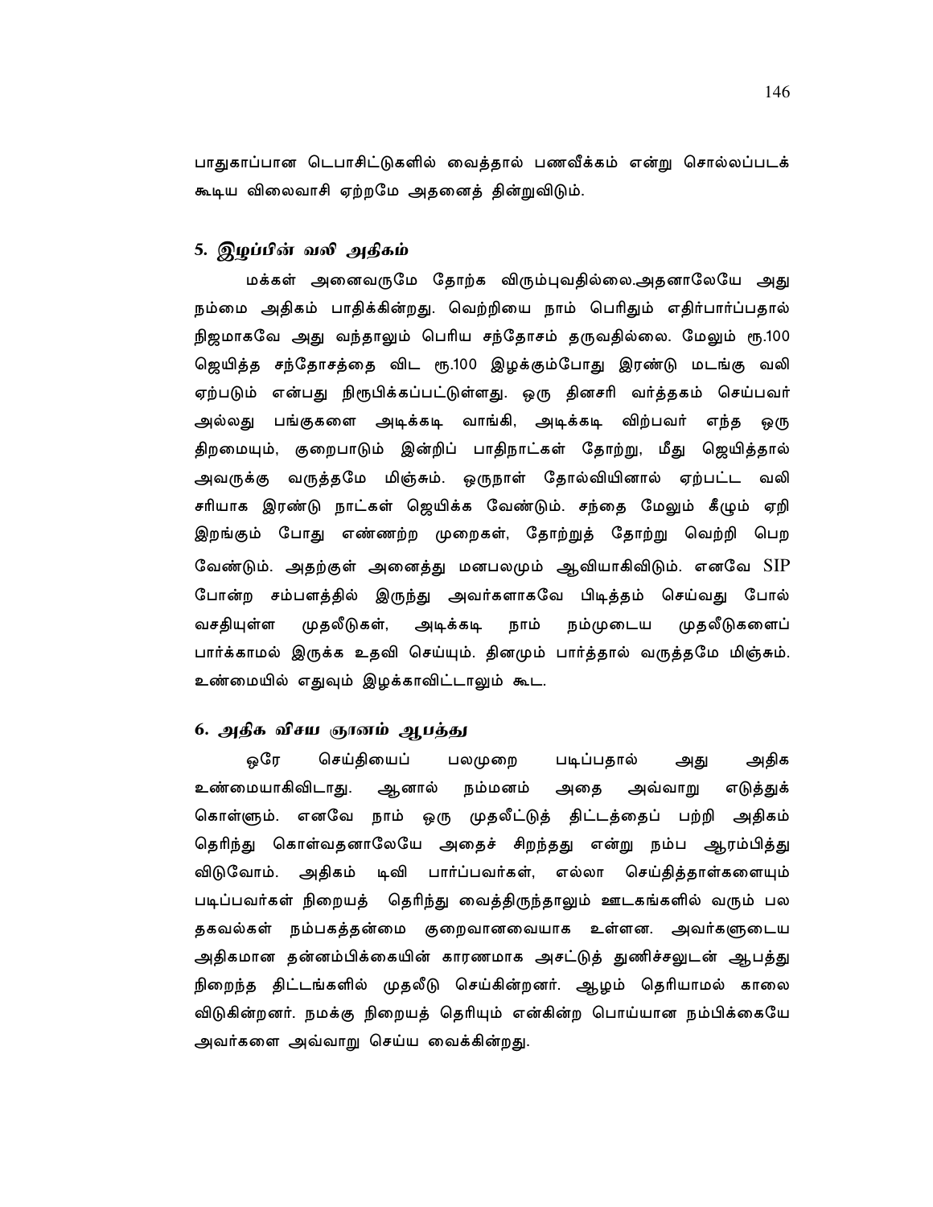பாதுகாப்பான டெபாசிட்டுகளில் வைத்தால் பணவீக்கம் என்று சொல்லப்படக் கூடிய விலைவாசி ஏற்றமே அதனைத் தின்றுவிடும்.

### 5. இழப்பின் வலி அதிகம்

மக்கள் அனைவருமே தோற்க விரும்புவதில்லை.அதனாலேயே அது நம்மை அதிகம் பாதிக்கின்றது. வெற்றியை நாம் பெரிதும் எதிர்பார்ப்பதால் நிஜமாகவே அது வந்தாலும் பெரிய சந்தோசம் தருவதில்லை. மேலும் ரூ.100 ஜெயித்த சந்தோசத்தை விட ரூ.100 இழக்கும்போது இரண்டு மடங்கு வலி ஏற்படும் என்பது நிரூபிக்கப்பட்டுள்ளது. ஒரு தினசரி வர்த்தகம் செய்பவர் அல்லது பங்குகளை அடிக்கடி வாங்கி, அடிக்கடி விற்பவர் எந்த ஒரு திறமையும், குறைபாடும் இன்றிப் பாதிநாட்கள் தோற்று, மீது ஜெயித்தால் அவருக்கு வருத்தமே மிஞ்சும். ஒருநாள் தோல்வியினால் ஏற்பட்ட வலி சரியாக இரண்டு நாட்கள் ஜெயிக்க வேண்டும். சந்தை மேலும் கீழும் ஏறி இறங்கும் போது எண்ணற்ற முறைகள், தோற்றுத் தோற்று வெற்றி பெற வேண்டும். அதற்குள் அனைத்து மனபலமும் ஆவியாகிவிடும். எனவே SIP போன்ற சம்பளத்தில் இருந்து அவர்களாகவே பிடித்தம் செய்வது போல் வசதியுள்ள முதலீடுகள், அடிக்கடி நாம் நம்முடைய முதலீடுகளைப் பார்க்காமல் இருக்க உதவி செய்யும். தினமும் பார்த்தால் வருத்தமே மிஞ்சும். உண்மையில் எதுவும் இழக்காவிட்டாலும் கூட.

### 6. அதிக விசய ஞானம் ஆபத்து

ஒரே செய்தியைப் பலமுறை படிப்பதால் அது அதிக உண்மையாகிவிடாது. ஆனால் நம்மனம் அதை அவ்வாறு எடுத்துக் கொள்ளும். எனவே நாம் ஒரு முதலீட்டுத் திட்டத்தைப் பற்றி அதிகம் தெரிந்து கொள்வதனாலேயே அதைச் சிறந்தது என்று நம்ப ஆரம்பித்து விடுவோம். அதிகம் டிவி பார்ப்பவர்கள், எல்லா செய்தித்தாள்களையும் படிப்பவர்கள் நிறையத் தெரிந்து வைத்திருந்தாலும் ஊடகங்களில் வரும் பல தகவல்கள் நம்பகத்தன்மை குறைவானவையாக உள்ளன. அவர்களுடைய அதிகமான தன்னம்பிக்கையின் காரணமாக அசட்டுத் துணிச்சலுடன் ஆபத்து நிறைந்த திட்டங்களில் முதலீடு செய்கின்றனர். ஆழம் தெரியாமல் காலை விடுகின்றனர். நமக்கு நிறையத் தெரியும் என்கின்ற பொய்யான நம்பிக்கையே அவர்களை அவ்வாறு செய்ய வைக்கின்றது.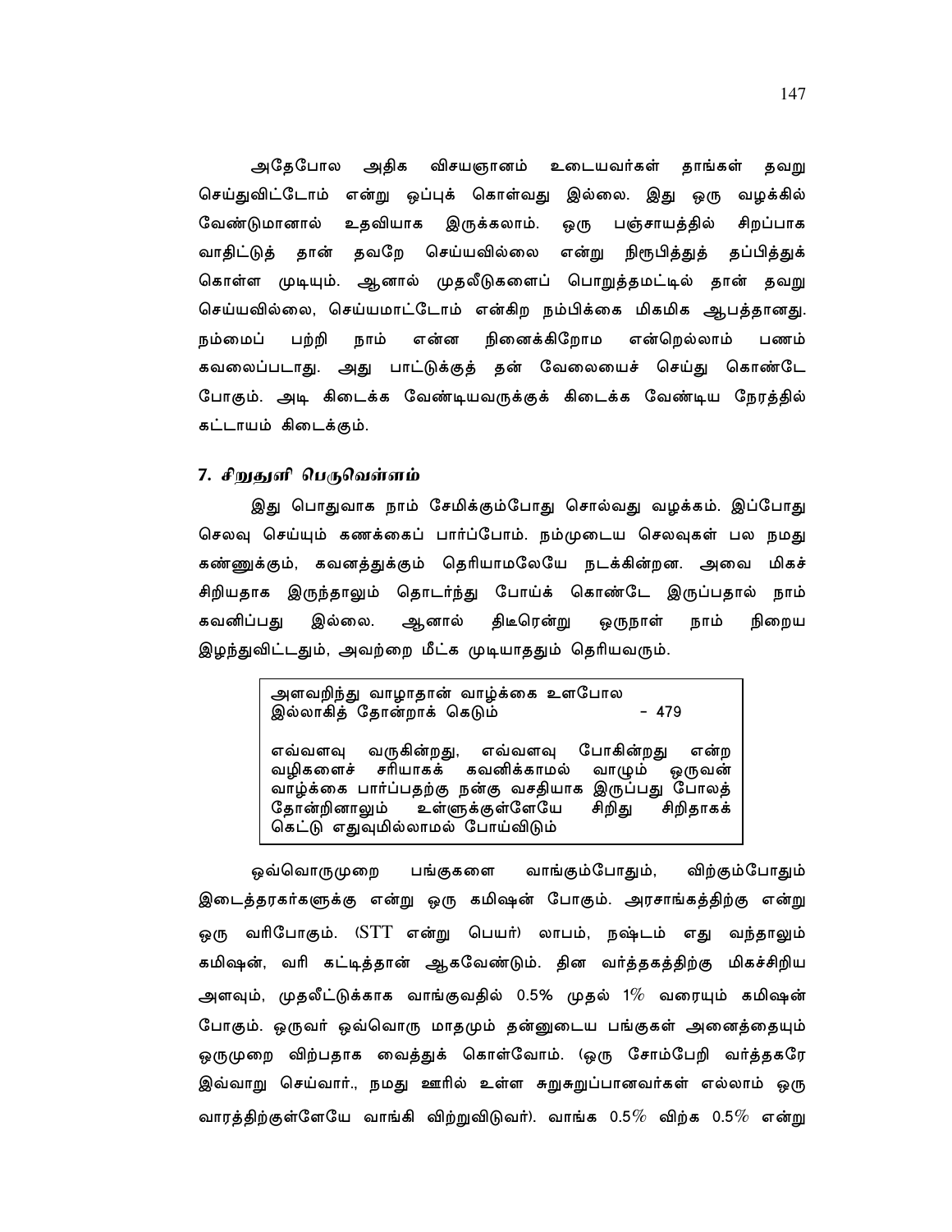அதேபோல அதிக விசயஞானம் உடையவர்கள் தாங்கள் தவறு செய்துவிட்டோம் என்று ஒப்புக் கொள்வது இல்லை. இது ஒரு வழக்கில் வேண்டுமானால் உதவியாக இருக்கலாம். ஒரு பஞ்சாயத்தில் சிறப்பாக வாதிட்டுத் தான் தவறே செய்யவில்லை என்று நிரூபித்துத் தப்பித்துக் கொள்ள முடியும். ஆனால் முதலீடுகளைப் பொறுத்தமட்டில் தான் தவறு செய்யவில்லை, செய்யமாட்டோம் என்கிற நம்பிக்கை மிகமிக ஆபத்தானது. நம்மைப் பற்றி நாம் என்ன நினைக்கிறோம என்றெல்லாம் பணம் கவலைப்படாது. அது பாட்டுக்குத் தன் வேலையைச் செய்து கொண்டே போகும். அடி கிடைக்க வேண்டியவருக்குக் கிடைக்க வேண்டிய நேரத்தில் கட்டாயம் கிடைக்கும்.

### 7. *சிறுதுளி பெருவெள்ளம்*

இது பொதுவாக நாம் சேமிக்கும்போது சொல்வது வழக்கம். இப்போது செலவு செய்யும் கணக்கைப் பார்ப்போம். நம்முடைய செலவுகள் பல நமது கண்ணுக்கும், கவனத்துக்கும் தெரியாமலேயே நடக்கின்றன. அவை மிகச் சிறியதாக இருந்தாலும் தொடர்ந்து போய்க் கொண்டே இருப்பதால் நாம் கவனிப்பது இல்லை. ஆனால் திடீரென்று ஒருநாள் நாம் நிறைய இழந்துவிட்டதும், அவற்றை மீட்க முடியாததும் தெரியவரும்.

> அளவறிந்து வாழாதான் வாழ்க்கை உளபோல
> இல்லாகித் தோன்றாக் கெடும் - 479
>
> எவ்வளவு வருகின்றது, எவ்வளவு போகின்றது என்ற வழிகளைச் சரியாகக் கவனிக்காமல் வாழும் ஒருவன் வாழ்க்கை பார்ப்பதற்கு நன்கு வசதியாக இருப்பது போலத் தோன்றினாலும் உள்ளுக்குள்ளேயே சிறிது சிறிதாகக் கெட்டு எதுவுமில்லாமல் போய்விடும்

ஒவ்வொருமுறை பங்குகளை வாங்கும்போதும், விற்கும்போதும் இடைத்தரகர்களுக்கு என்று ஒரு கமிஷன் போகும். அரசாங்கத்திற்கு என்று ஒரு வரிபோகும். (STT என்று பெயர்) லாபம், நஷ்டம் எது வந்தாலும் கமிஷன், வரி கட்டித்தான் ஆகவேண்டும். தின வர்த்தகத்திற்கு மிகச்சிறிய அளவும், முதலீட்டுக்காக வாங்குவதில் 0.5% முதல் 1% வரையும் கமிஷன் போகும். ஒருவர் ஒவ்வொரு மாதமும் தன்னுடைய பங்குகள் அனைத்தையும் ஒருமுறை விற்பதாக வைத்துக் கொள்வோம். (ஒரு சோம்பேறி வர்த்தகரே இவ்வாறு செய்வார்., நமது ஊரில் உள்ள சுறுசுறுப்பானவர்கள் எல்லாம் ஒரு வாரத்திற்குள்ளேயே வாங்கி விற்றுவிடுவர்). வாங்க 0.5% விற்க 0.5% என்று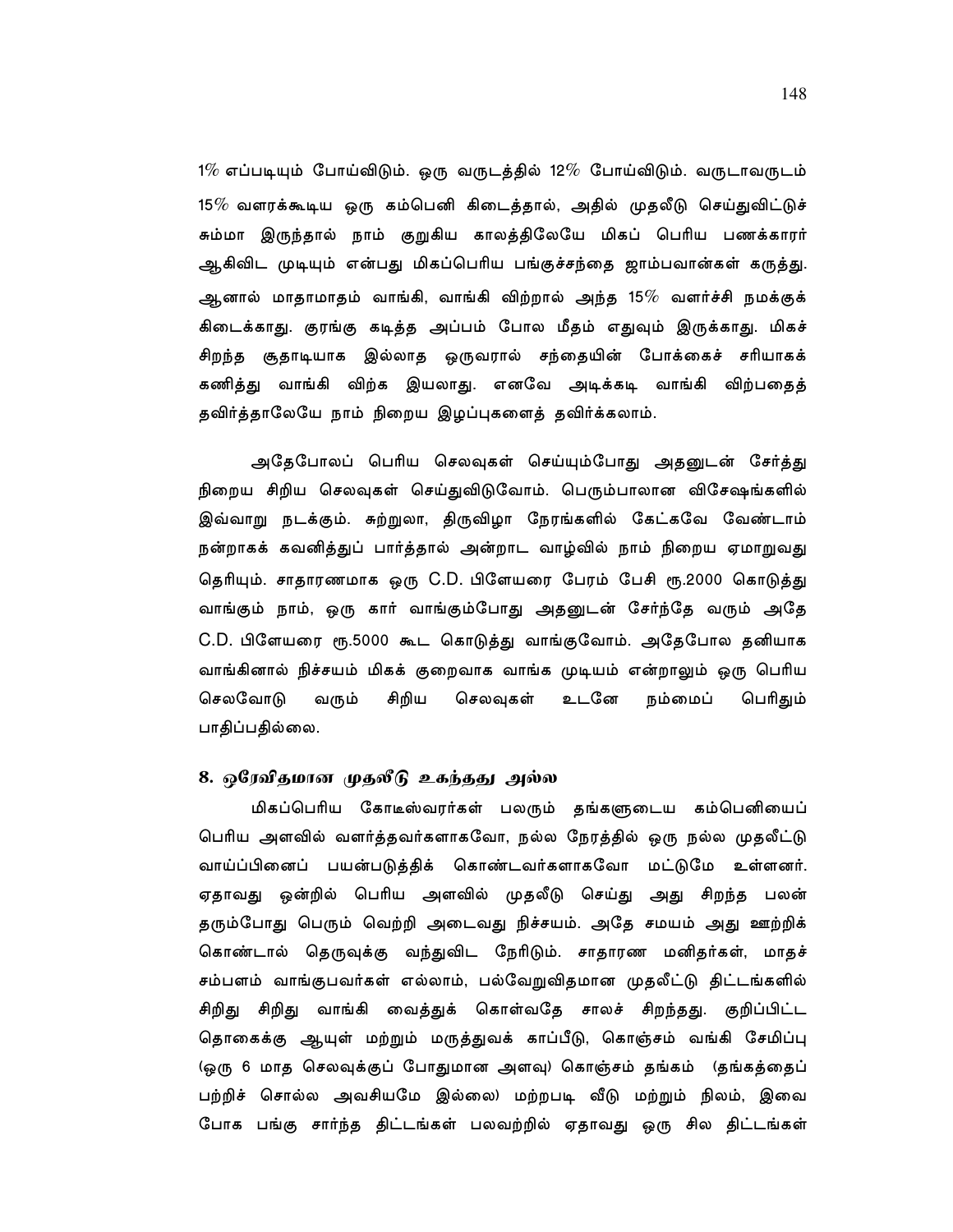1% எப்படியும் போய்விடும். ஒரு வருடத்தில் 12% போய்விடும். வருடாவருடம் 15% வளரக்கூடிய ஒரு கம்பெனி கிடைத்தால், அதில் முதலீடு செய்துவிட்டுச் சும்மா இருந்தால் நாம் குறுகிய காலத்திலேயே மிகப் பெரிய பணக்காரர் ஆகிவிட முடியும் என்பது மிகப்பெரிய பங்குச்சந்தை ஜாம்பவான்கள் கருத்து. ஆனால் மாதாமாதம் வாங்கி, வாங்கி விற்றால் அந்த 15% வளர்ச்சி நமக்குக் கிடைக்காது. குரங்கு கடித்த அப்பம் போல மீதம் எதுவும் இருக்காது. மிகச் சிறந்த சூதாடியாக இல்லாத ஒருவரால் சந்தையின் போக்கைச் சரியாகக் கணித்து வாங்கி விற்க இயலாது. எனவே அடிக்கடி வாங்கி விற்பதைத் தவிர்த்தாலேயே நாம் நிறைய இழப்புகளைத் தவிர்க்கலாம்.

அதேபோலப் பெரிய செலவுகள் செய்யும்போது அதனுடன் சேர்த்து நிறைய சிறிய செலவுகள் செய்துவிடுவோம். பெரும்பாலான விசேஷங்களில் இவ்வாறு நடக்கும். சுற்றுலா, திருவிழா நேரங்களில் கேட்கவே வேண்டாம் நன்றாகக் கவனித்துப் பார்த்தால் அன்றாட வாழ்வில் நாம் நிறைய ஏமாறுவது தெரியும். சாதாரணமாக ஒரு C.D. பிளேயரை பேரம் பேசி ரூ.2000 கொடுத்து வாங்கும் நாம், ஒரு கார் வாங்கும்போது அதனுடன் சேர்ந்தே வரும் அதே C.D. பிளேயரை ரூ.5000 கூட கொடுத்து வாங்குவோம். அதேபோல தனியாக வாங்கினால் நிச்சயம் மிகக் குறைவாக வாங்க முடியம் என்றாலும் ஒரு பெரிய செலவோடு வரும் சிறிய செலவுகள் உடனே நம்மைப் பெரிதும் பாதிப்பதில்லை.

## 8. ஒரேவிதமான முதலீடு உகந்தது அல்ல

மிகப்பெரிய கோடீஸ்வரர்கள் பலரும் தங்களுடைய கம்பெனியைப் பெரிய அளவில் வளர்த்தவர்களாகவோ, நல்ல நேரத்தில் ஒரு நல்ல முதலீட்டு வாய்ப்பினைப் பயன்படுத்திக் கொண்டவர்களாகவோ மட்டுமே உள்ளனர். ஏதாவது ஒன்றில் பெரிய அளவில் முதலீடு செய்து அது சிறந்த பலன் தரும்போது பெரும் வெற்றி அடைவது நிச்சயம். அதே சமயம் அது ஊற்றிக் கொண்டால் தெருவுக்கு வந்துவிட நேரிடும். சாதாரண மனிதர்கள், மாதச் சம்பளம் வாங்குபவர்கள் எல்லாம், பல்வேறுவிதமான முதலீட்டு திட்டங்களில் சிறிது சிறிது வாங்கி வைத்துக் கொள்வதே சாலச் சிறந்தது. குறிப்பிட்ட தொகைக்கு ஆயுள் மற்றும் மருத்துவக் காப்பீடு, கொஞ்சம் வங்கி சேமிப்பு (ஒரு 6 மாத செலவுக்குப் போதுமான அளவு) கொஞ்சம் தங்கம் (தங்கத்தைப் பற்றிச் சொல்ல அவசியமே இல்லை) மற்றபடி வீடு மற்றும் நிலம், இவை போக பங்கு சார்ந்த திட்டங்கள் பலவற்றில் ஏதாவது ஒரு சில திட்டங்கள்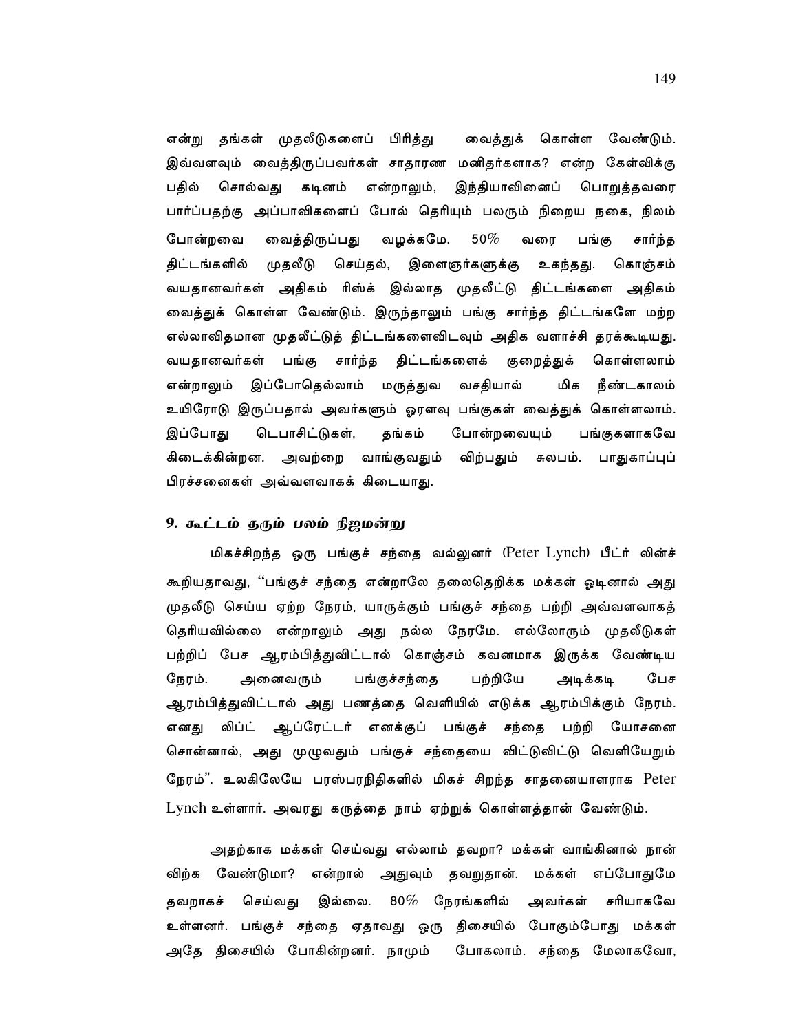என்று தங்கள் முதலீடுகளைப் பிரித்து வைத்துக் கொள்ள வேண்டும். இவ்வளவும் வைத்திருப்பவர்கள் சாதாரண மனிதர்களாக? என்ற கேள்விக்கு பதில் சொல்வது கடினம் என்றாலும், இந்தியாவினைப் பொறுத்தவரை பார்ப்பதற்கு அப்பாவிகளைப் போல் தெரியும் பலரும் நிறைய நகை, நிலம் போன்றவை வைத்திருப்பது வழக்கமே. 50% வரை பங்கு சார்ந்த திட்டங்களில் முதலீடு செய்தல், இளைஞர்களுக்கு உகந்தது. கொஞ்சம் வயதானவர்கள் அதிகம் ரிஸ்க் இல்லாத முதலீட்டு திட்டங்களை அதிகம் வைத்துக் கொள்ள வேண்டும். இருந்தாலும் பங்கு சார்ந்த திட்டங்களே மற்ற எல்லாவிதமான முதலீட்டுத் திட்டங்களைவிடவும் அதிக வளர்ச்சி தரக்கூடியது. வயதானவர்கள் பங்கு சார்ந்த திட்டங்களைக் குறைத்துக் கொள்ளலாம் என்றாலும் இப்போதெல்லாம் மருத்துவ வசதியால் மிக நீண்டகாலம் உயிரோடு இருப்பதால் அவர்களும் ஓரளவு பங்குகள் வைத்துக் கொள்ளலாம். இப்போது டெபாசிட்டுகள், தங்கம் போன்றவையும் பங்குகளாகவே கிடைக்கின்றன. அவற்றை வாங்குவதும் விற்பதும் சுலபம். பாதுகாப்புப் பிரச்சனைகள் அவ்வளவாகக் கிடையாது.

### 9. கூட்டம் தரும் பலம் நிஜமன்று

மிகச்சிறந்த ஒரு பங்குச் சந்தை வல்லுனர் (Peter Lynch) பீட்டர் லின்ச் கூறியதாவது, "பங்குச் சந்தை என்றாலே தலைதெறிக்க மக்கள் ஓடினால் அது முதலீடு செய்ய ஏற்ற நேரம், யாருக்கும் பங்குச் சந்தை பற்றி அவ்வளவாகத் தெரியவில்லை என்றாலும் அது நல்ல நேரமே. எல்லோரும் முதலீடுகள் பற்றிப் பேச ஆரம்பித்துவிட்டால் கொஞ்சம் கவனமாக இருக்க வேண்டிய நேரம். அனைவரும் பங்குச்சந்தை பற்றியே அடிக்கடி பேச ஆரம்பித்துவிட்டால் அது பணத்தை வெளியில் எடுக்க ஆரம்பிக்கும் நேரம். எனது லிப்ட் ஆப்ரேட்டர் எனக்குப் பங்குச் சந்தை பற்றி யோசனை சொன்னால், அது முழுவதும் பங்குச் சந்தையை விட்டுவிட்டு வெளியேறும் நேரம்". உலகிலேயே பரஸ்பரநிதிகளில் மிகச் சிறந்த சாதனையாளராக Peter Lynch உள்ளார். அவரது கருத்தை நாம் ஏற்றுக் கொள்ளத்தான் வேண்டும்.

அதற்காக மக்கள் செய்வது எல்லாம் தவறா? மக்கள் வாங்கினால் நான் விற்க வேண்டுமா? என்றால் அதுவும் தவறுதான். மக்கள் எப்போதுமே தவறாகச் செய்வது இல்லை. 80% நேரங்களில் அவர்கள் சரியாகவே உள்ளனர். பங்குச் சந்தை ஏதாவது ஒரு திசையில் போகும்போது மக்கள் அதே திசையில் போகின்றனர். நாமும் போகலாம். சந்தை மேலாகவோ,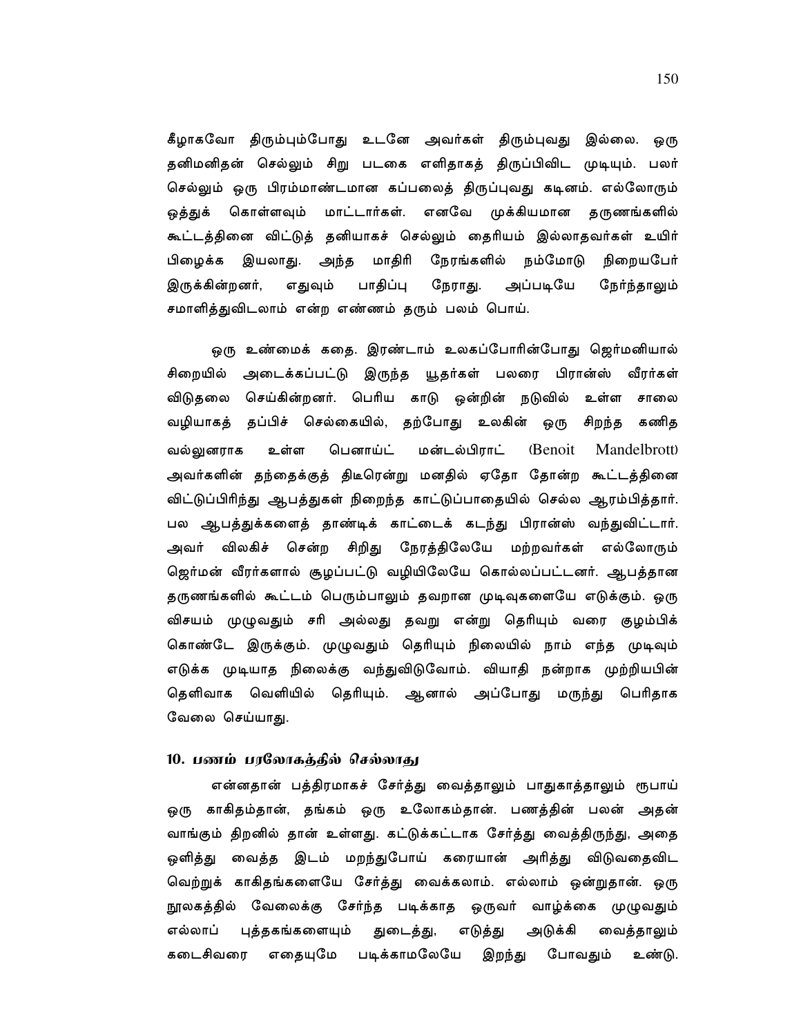கீழாகவோ திரும்பும்போது உடனே அவர்கள் திரும்புவது இல்லை. ஒரு தனிமனிதன் செல்லும் சிறு படகை எளிதாகத் திருப்பிவிட முடியும். பலர் செல்லும் ஒரு பிரம்மாண்டமான கப்பலைத் திருப்புவது கடினம். எல்லோரும் ஒத்துக் கொள்ளவும் மாட்டார்கள். எனவே முக்கியமான தருணங்களில் கூட்டத்தினை விட்டுத் தனியாகச் செல்லும் தைரியம் இல்லாதவர்கள் உயிர் பிழைக்க இயலாது. அந்த மாதிரி நேரங்களில் நம்மோடு நிறையபேர் இருக்கின்றனர், எதுவும் பாதிப்பு நேராது. அப்படியே நேர்ந்தாலும் சமாளித்துவிடலாம் என்ற எண்ணம் தரும் பலம் பொய்.

ஒரு உண்மைக் கதை. இரண்டாம் உலகப்போரின்போது ஜெர்மனியால் சிறையில் அடைக்கப்பட்டு இருந்த யூதர்கள் பலரை பிரான்ஸ் வீரர்கள் விடுதலை செய்கின்றனர். பெரிய காடு ஒன்றின் நடுவில் உள்ள சாலை வழியாகத் தப்பிச் செல்கையில், தற்போது உலகின் ஒரு சிறந்த கணித வல்லுனராக உள்ள பெனாய்ட் மன்டல்பிராட் (Benoit Mandelbrott) அவர்களின் தந்தைக்குத் திடீரென்று மனதில் ஏதோ தோன்ற கூட்டத்தினை விட்டுப்பிரிந்து ஆபத்துகள் நிறைந்த காட்டுப்பாதையில் செல்ல ஆரம்பித்தார். பல ஆபத்துக்களைத் தாண்டிக் காட்டைக் கடந்து பிரான்ஸ் வந்துவிட்டார். அவர் விலகிச் சென்ற சிறிது நேரத்திலேயே மற்றவர்கள் எல்லோரும் ஜெர்மன் வீரர்களால் சூழப்பட்டு வழியிலேயே கொல்லப்பட்டனர். ஆபத்தான தருணங்களில் கூட்டம் பெரும்பாலும் தவறான முடிவுகளையே எடுக்கும். ஒரு விசயம் முழுவதும் சரி அல்லது தவறு என்று தெரியும் வரை குழம்பிக் கொண்டே இருக்கும். முழுவதும் தெரியும் நிலையில் நாம் எந்த முடிவும் எடுக்க முடியாத நிலைக்கு வந்துவிடுவோம். வியாதி நன்றாக முற்றியபின் தெளிவாக வெளியில் தெரியும். ஆனால் அப்போது மருந்து பெரிதாக வேலை செய்யாது.

### 10. பணம் பரலோகத்தில் செல்லாது

என்னதான் பத்திரமாகச் சேர்த்து வைத்தாலும் பாதுகாத்தாலும் ரூபாய் ஒரு காகிதம்தான், தங்கம் ஒரு உலோகம்தான். பணத்தின் பலன் அதன் வாங்கும் திறனில் தான் உள்ளது. கட்டுக்கட்டாக சேர்த்து வைத்திருந்து, அதை ஒளித்து வைத்த இடம் மறந்துபோய் கரையான் அரித்து விடுவதைவிட வெற்றுக் காகிதங்களையே சேர்த்து வைக்கலாம். எல்லாம் ஒன்றுதான். ஒரு நூலகத்தில் வேலைக்கு சேர்ந்த படிக்காத ஒருவர் வாழ்க்கை முழுவதும் எல்லாப் புத்தகங்களையும் துடைத்து, எடுத்து அடுக்கி வைத்தாலும் கடைசிவரை எதையுமே படிக்காமலேயே இறந்து போவதும் உண்டு.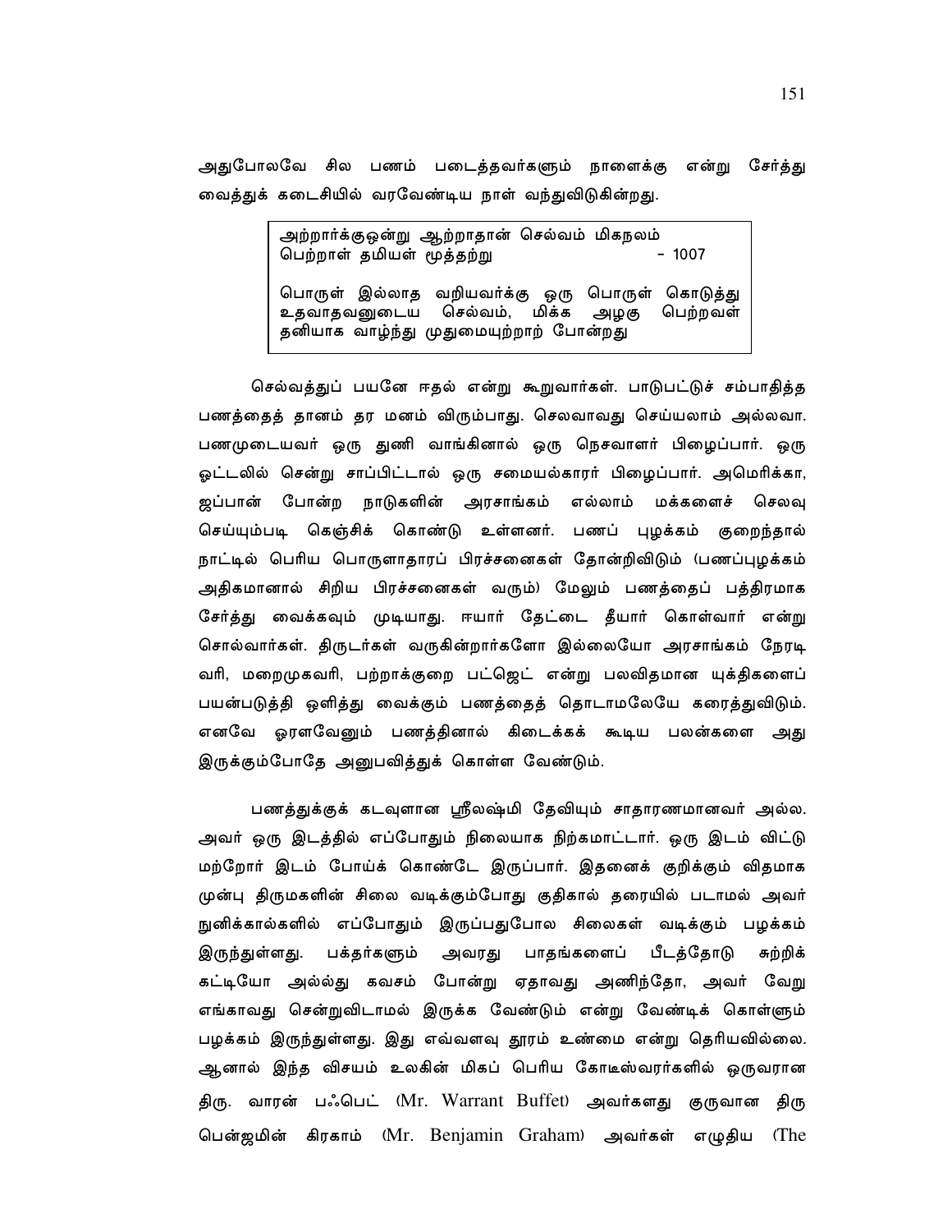அதுபோலவே சில பணம் படைத்தவர்களும் நாளைக்கு என்று சேர்த்து வைத்துக் கடைசியில் வரவேண்டிய நாள் வந்துவிடுகின்றது.

> அற்றார்க்குஒன்று ஆற்றாதான் செல்வம் மிகநலம்
> பெற்றாள் தமியள் மூத்தற்று - 1007
>
> பொருள் இல்லாத வறியவர்க்கு ஒரு பொருள் கொடுத்து உதவாதவனுடைய செல்வம், மிக்க அழகு பெற்றவள் தனியாக வாழ்ந்து முதுமையுற்றாற் போன்றது

செல்வத்துப் பயனே ஈதல் என்று கூறுவார்கள். பாடுபட்டுச் சம்பாதித்த பணத்தைத் தானம் தர மனம் விரும்பாது. செலவாவது செய்யலாம் அல்லவா. பணமுடையவர் ஒரு துணி வாங்கினால் ஒரு நெசவாளர் பிழைப்பார். ஒரு ஓட்டலில் சென்று சாப்பிட்டால் ஒரு சமையல்காரர் பிழைப்பார். அமெரிக்கா, ஜப்பான் போன்ற நாடுகளின் அரசாங்கம் எல்லாம் மக்களைச் செலவு செய்யும்படி கெஞ்சிக் கொண்டு உள்ளனர். பணப் புழக்கம் குறைந்தால் நாட்டில் பெரிய பொருளாதாரப் பிரச்சனைகள் தோன்றிவிடும் (பணப்புழக்கம் அதிகமானால் சிறிய பிரச்சனைகள் வரும்) மேலும் பணத்தைப் பத்திரமாக சேர்த்து வைக்கவும் முடியாது. ஈயார் தேட்டை தீயார் கொள்வார் என்று சொல்வார்கள். திருடர்கள் வருகின்றார்களோ இல்லையோ அரசாங்கம் நேரடி வரி, மறைமுகவரி, பற்றாக்குறை பட்ஜெட் என்று பலவிதமான யுக்திகளைப் பயன்படுத்தி ஒளித்து வைக்கும் பணத்தைத் தொடாமலேயே கரைத்துவிடும். எனவே ஓரளவேனும் பணத்தினால் கிடைக்கக் கூடிய பலன்களை அது இருக்கும்போதே அனுபவித்துக் கொள்ள வேண்டும்.

பணத்துக்குக் கடவுளான ஸ்ரீலஷ்மி தேவியும் சாதாரணமானவர் அல்ல. அவர் ஒரு இடத்தில் எப்போதும் நிலையாக நிற்கமாட்டார். ஒரு இடம் விட்டு மற்றோர் இடம் போய்க் கொண்டே இருப்பார். இதனைக் குறிக்கும் விதமாக முன்பு திருமகளின் சிலை வடிக்கும்போது குதிகால் தரையில் படாமல் அவர் நுனிக்கால்களில் எப்போதும் இருப்பதுபோல சிலைகள் வடிக்கும் பழக்கம் இருந்துள்ளது. பக்தர்களும் அவரது பாதங்களைப் பீடத்தோடு சுற்றிக் கட்டியோ அல்லது கவசம் போன்று ஏதாவது அணிந்தோ, அவர் வேறு எங்காவது சென்றுவிடாமல் இருக்க வேண்டும் என்று வேண்டிக் கொள்ளும் பழக்கம் இருந்துள்ளது. இது எவ்வளவு தூரம் உண்மை என்று தெரியவில்லை. ஆனால் இந்த விசயம் உலகின் மிகப் பெரிய கோடீஸ்வரர்களில் ஒருவரான திரு. வாரன் பஃபெட் (Mr. Warrant Buffet) அவர்களது குருவான திரு பென்ஜமின் கிரகாம் (Mr. Benjamin Graham) அவர்கள் எழுதிய (The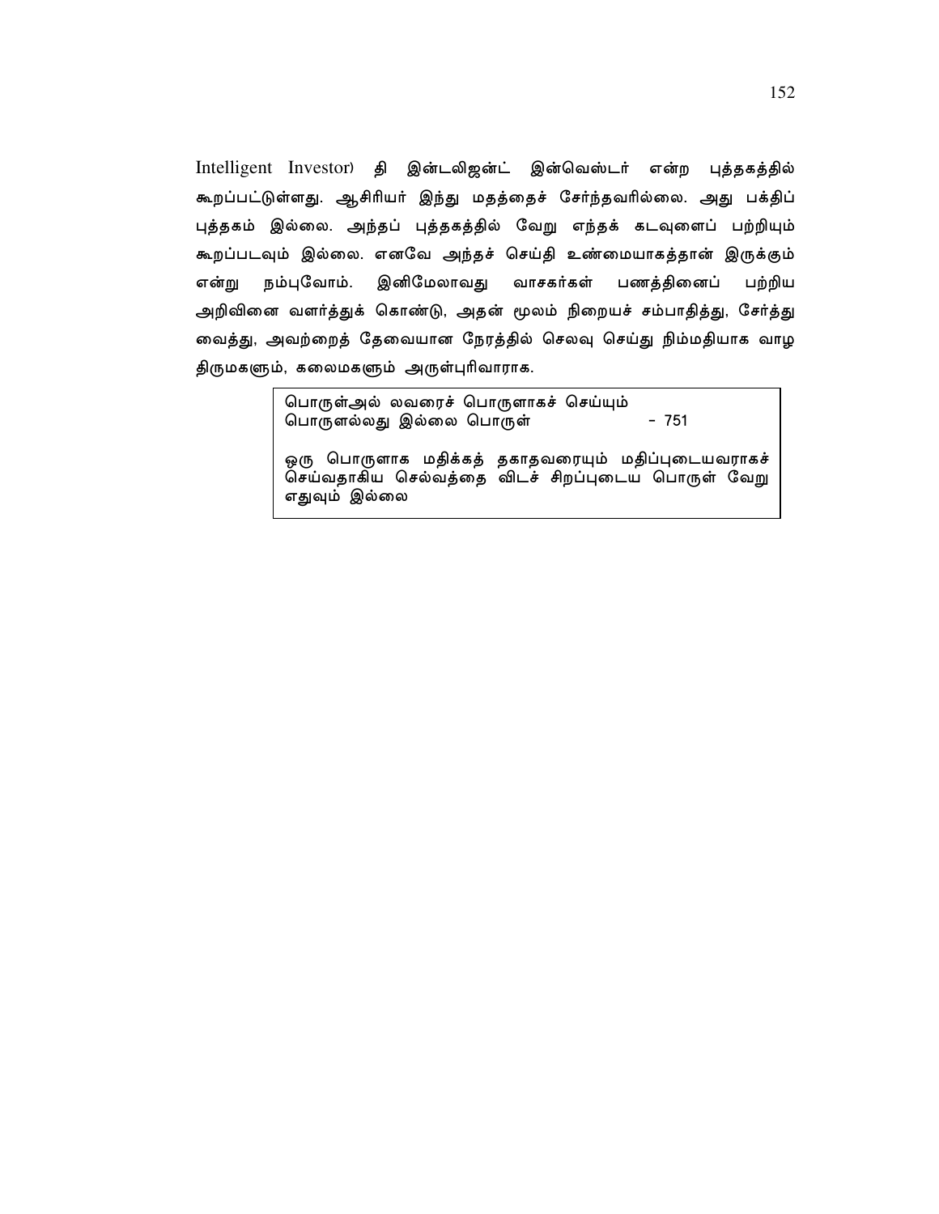Intelligent Investor) தி இன்டலிஜன்ட் இன்வெஸ்டர் என்ற புத்தகத்தில் கூறப்பட்டுள்ளது. ஆசிரியர் இந்து மதத்தைச் சேர்ந்தவரில்லை. அது பக்திப் புத்தகம் இல்லை. அந்தப் புத்தகத்தில் வேறு எந்தக் கடவுளைப் பற்றியும் கூறப்படவும் இல்லை. எனவே அந்தச் செய்தி உண்மையாகத்தான் இருக்கும் என்று நம்புவோம். இனிமேலாவது வாசகர்கள் பணத்தினைப் பற்றிய அறிவினை வளர்த்துக் கொண்டு, அதன் மூலம் நிறையச் சம்பாதித்து, சேர்த்து வைத்து, அவற்றைத் தேவையான நேரத்தில் செலவு செய்து நிம்மதியாக வாழ திருமகளும், கலைமகளும் அருள்புரிவாராக.

> பொருள்அல் லவரைச் பொருளாகச் செய்யும்
> பொருளல்லது இல்லை பொருள் - 751
>
> ஒரு பொருளாக மதிக்கத் தகாதவரையும் மதிப்புடையவராகச் செய்வதாகிய செல்வத்தை விடச் சிறப்புடைய பொருள் வேறு எதுவும் இல்லை